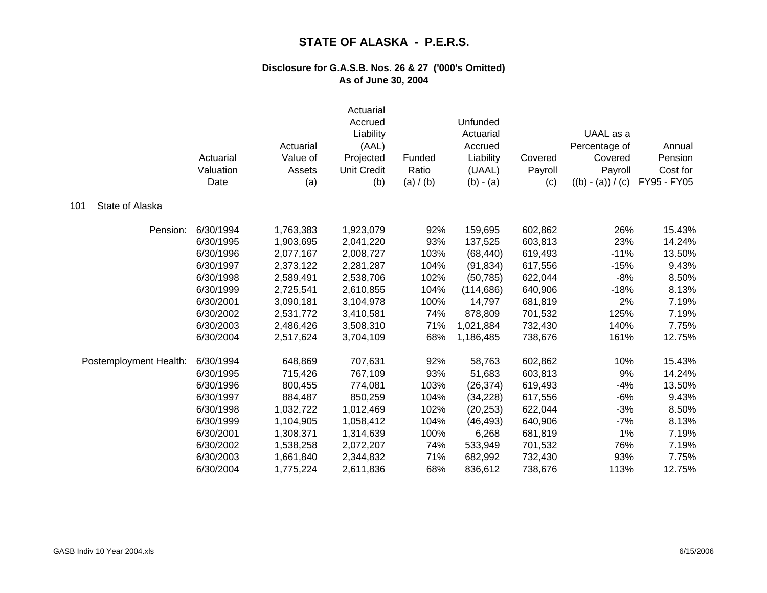# STATE OF ALASKA - P.E.R.S.

## Disclosure for G.A.S.B. Nos. 26 & 27 ('000's Omitted)
## As of June 30, 2004

| | Actuarial Valuation Date | Actuarial Value of Assets (a) | Actuarial Accrued Liability (AAL) Projected Unit Credit (b) | Funded Ratio (a) / (b) | Unfunded Actuarial Accrued Liability (UAAL) (b) - (a) | Covered Payroll (c) | UAAL as a Percentage of Covered Payroll ((b) - (a)) / (c) | Annual Pension Cost for FY95 - FY05 |
|---|---|---|---|---|---|---|---|---|
| **101 State of Alaska** | | | | | | | | |
| Pension: | 6/30/1994 | 1,763,383 | 1,923,079 | 92% | 159,695 | 602,862 | 26% | 15.43% |
| | 6/30/1995 | 1,903,695 | 2,041,220 | 93% | 137,525 | 603,813 | 23% | 14.24% |
| | 6/30/1996 | 2,077,167 | 2,008,727 | 103% | (68,440) | 619,493 | -11% | 13.50% |
| | 6/30/1997 | 2,373,122 | 2,281,287 | 104% | (91,834) | 617,556 | -15% | 9.43% |
| | 6/30/1998 | 2,589,491 | 2,538,706 | 102% | (50,785) | 622,044 | -8% | 8.50% |
| | 6/30/1999 | 2,725,541 | 2,610,855 | 104% | (114,686) | 640,906 | -18% | 8.13% |
| | 6/30/2001 | 3,090,181 | 3,104,978 | 100% | 14,797 | 681,819 | 2% | 7.19% |
| | 6/30/2002 | 2,531,772 | 3,410,581 | 74% | 878,809 | 701,532 | 125% | 7.19% |
| | 6/30/2003 | 2,486,426 | 3,508,310 | 71% | 1,021,884 | 732,430 | 140% | 7.75% |
| | 6/30/2004 | 2,517,624 | 3,704,109 | 68% | 1,186,485 | 738,676 | 161% | 12.75% |
| Postemployment Health: | 6/30/1994 | 648,869 | 707,631 | 92% | 58,763 | 602,862 | 10% | 15.43% |
| | 6/30/1995 | 715,426 | 767,109 | 93% | 51,683 | 603,813 | 9% | 14.24% |
| | 6/30/1996 | 800,455 | 774,081 | 103% | (26,374) | 619,493 | -4% | 13.50% |
| | 6/30/1997 | 884,487 | 850,259 | 104% | (34,228) | 617,556 | -6% | 9.43% |
| | 6/30/1998 | 1,032,722 | 1,012,469 | 102% | (20,253) | 622,044 | -3% | 8.50% |
| | 6/30/1999 | 1,104,905 | 1,058,412 | 104% | (46,493) | 640,906 | -7% | 8.13% |
| | 6/30/2001 | 1,308,371 | 1,314,639 | 100% | 6,268 | 681,819 | 1% | 7.19% |
| | 6/30/2002 | 1,538,258 | 2,072,207 | 74% | 533,949 | 701,532 | 76% | 7.19% |
| | 6/30/2003 | 1,661,840 | 2,344,832 | 71% | 682,992 | 732,430 | 93% | 7.75% |
| | 6/30/2004 | 1,775,224 | 2,611,836 | 68% | 836,612 | 738,676 | 113% | 12.75% |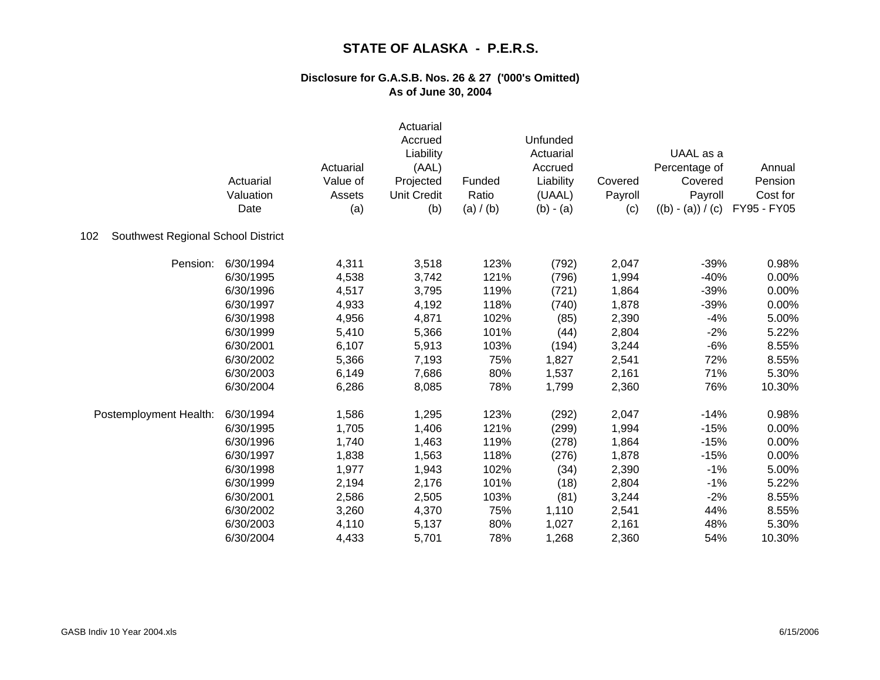# STATE OF ALASKA - P.E.R.S.

### Disclosure for G.A.S.B. Nos. 26 & 27 ('000's Omitted)
### As of June 30, 2004

| | Actuarial Valuation Date | Actuarial Value of Assets (a) | Actuarial Accrued Liability (AAL) Projected Unit Credit (b) | Funded Ratio (a) / (b) | Unfunded Actuarial Accrued Liability (UAAL) (b) - (a) | Covered Payroll (c) | UAAL as a Percentage of Covered Payroll ((b) - (a)) / (c) | Annual Pension Cost for FY95 - FY05 |
|---|---|---|---|---|---|---|---|---|
| **102 Southwest Regional School District** | | | | | | | | |
| Pension: | 6/30/1994 | 4,311 | 3,518 | 123% | (792) | 2,047 | -39% | 0.98% |
| | 6/30/1995 | 4,538 | 3,742 | 121% | (796) | 1,994 | -40% | 0.00% |
| | 6/30/1996 | 4,517 | 3,795 | 119% | (721) | 1,864 | -39% | 0.00% |
| | 6/30/1997 | 4,933 | 4,192 | 118% | (740) | 1,878 | -39% | 0.00% |
| | 6/30/1998 | 4,956 | 4,871 | 102% | (85) | 2,390 | -4% | 5.00% |
| | 6/30/1999 | 5,410 | 5,366 | 101% | (44) | 2,804 | -2% | 5.22% |
| | 6/30/2001 | 6,107 | 5,913 | 103% | (194) | 3,244 | -6% | 8.55% |
| | 6/30/2002 | 5,366 | 7,193 | 75% | 1,827 | 2,541 | 72% | 8.55% |
| | 6/30/2003 | 6,149 | 7,686 | 80% | 1,537 | 2,161 | 71% | 5.30% |
| | 6/30/2004 | 6,286 | 8,085 | 78% | 1,799 | 2,360 | 76% | 10.30% |
| Postemployment Health: | 6/30/1994 | 1,586 | 1,295 | 123% | (292) | 2,047 | -14% | 0.98% |
| | 6/30/1995 | 1,705 | 1,406 | 121% | (299) | 1,994 | -15% | 0.00% |
| | 6/30/1996 | 1,740 | 1,463 | 119% | (278) | 1,864 | -15% | 0.00% |
| | 6/30/1997 | 1,838 | 1,563 | 118% | (276) | 1,878 | -15% | 0.00% |
| | 6/30/1998 | 1,977 | 1,943 | 102% | (34) | 2,390 | -1% | 5.00% |
| | 6/30/1999 | 2,194 | 2,176 | 101% | (18) | 2,804 | -1% | 5.22% |
| | 6/30/2001 | 2,586 | 2,505 | 103% | (81) | 3,244 | -2% | 8.55% |
| | 6/30/2002 | 3,260 | 4,370 | 75% | 1,110 | 2,541 | 44% | 8.55% |
| | 6/30/2003 | 4,110 | 5,137 | 80% | 1,027 | 2,161 | 48% | 5.30% |
| | 6/30/2004 | 4,433 | 5,701 | 78% | 1,268 | 2,360 | 54% | 10.30% |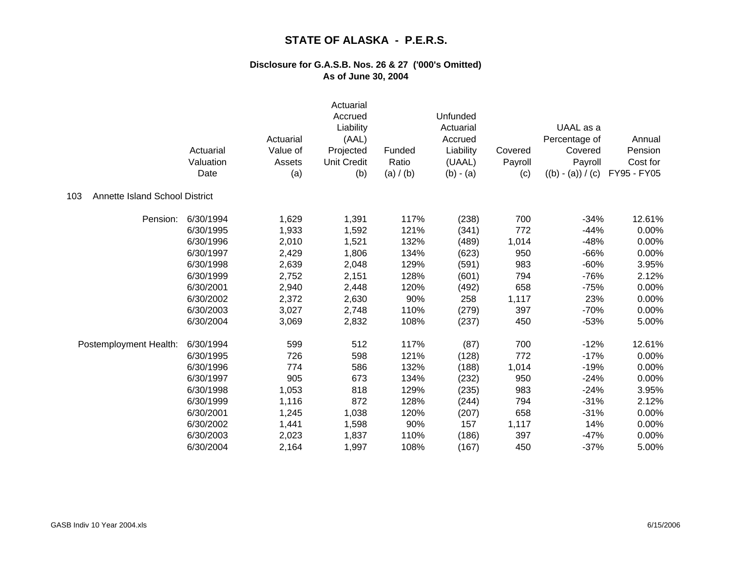# STATE OF ALASKA - P.E.R.S.

## Disclosure for G.A.S.B. Nos. 26 & 27 ('000's Omitted)
## As of June 30, 2004

**103 Annette Island School District**

| | Actuarial Valuation Date | Actuarial Value of Assets (a) | Actuarial Accrued Liability (AAL) Projected Unit Credit (b) | Funded Ratio (a) / (b) | Unfunded Actuarial Accrued Liability (UAAL) (b) - (a) | Covered Payroll (c) | UAAL as a Percentage of Covered Payroll ((b) - (a)) / (c) | Annual Pension Cost for FY95 - FY05 |
|---|---|---|---|---|---|---|---|---|
| Pension: | 6/30/1994 | 1,629 | 1,391 | 117% | (238) | 700 | -34% | 12.61% |
| | 6/30/1995 | 1,933 | 1,592 | 121% | (341) | 772 | -44% | 0.00% |
| | 6/30/1996 | 2,010 | 1,521 | 132% | (489) | 1,014 | -48% | 0.00% |
| | 6/30/1997 | 2,429 | 1,806 | 134% | (623) | 950 | -66% | 0.00% |
| | 6/30/1998 | 2,639 | 2,048 | 129% | (591) | 983 | -60% | 3.95% |
| | 6/30/1999 | 2,752 | 2,151 | 128% | (601) | 794 | -76% | 2.12% |
| | 6/30/2001 | 2,940 | 2,448 | 120% | (492) | 658 | -75% | 0.00% |
| | 6/30/2002 | 2,372 | 2,630 | 90% | 258 | 1,117 | 23% | 0.00% |
| | 6/30/2003 | 3,027 | 2,748 | 110% | (279) | 397 | -70% | 0.00% |
| | 6/30/2004 | 3,069 | 2,832 | 108% | (237) | 450 | -53% | 5.00% |
| Postemployment Health: | 6/30/1994 | 599 | 512 | 117% | (87) | 700 | -12% | 12.61% |
| | 6/30/1995 | 726 | 598 | 121% | (128) | 772 | -17% | 0.00% |
| | 6/30/1996 | 774 | 586 | 132% | (188) | 1,014 | -19% | 0.00% |
| | 6/30/1997 | 905 | 673 | 134% | (232) | 950 | -24% | 0.00% |
| | 6/30/1998 | 1,053 | 818 | 129% | (235) | 983 | -24% | 3.95% |
| | 6/30/1999 | 1,116 | 872 | 128% | (244) | 794 | -31% | 2.12% |
| | 6/30/2001 | 1,245 | 1,038 | 120% | (207) | 658 | -31% | 0.00% |
| | 6/30/2002 | 1,441 | 1,598 | 90% | 157 | 1,117 | 14% | 0.00% |
| | 6/30/2003 | 2,023 | 1,837 | 110% | (186) | 397 | -47% | 0.00% |
| | 6/30/2004 | 2,164 | 1,997 | 108% | (167) | 450 | -37% | 5.00% |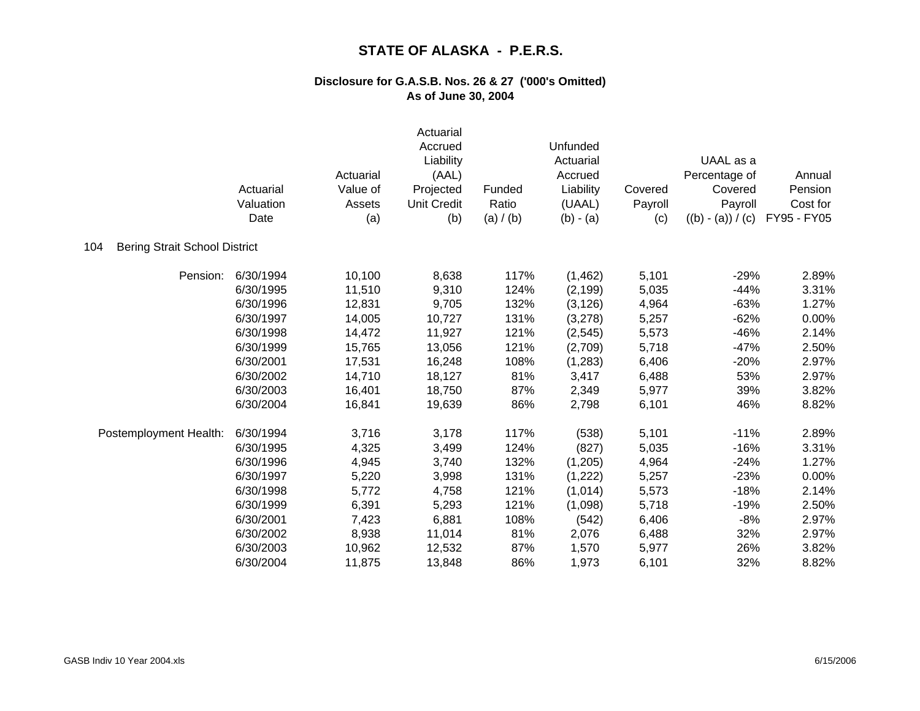# STATE OF ALASKA - P.E.R.S.

## Disclosure for G.A.S.B. Nos. 26 & 27 ('000's Omitted)
## As of June 30, 2004

### 104 Bering Strait School District

| | Actuarial Valuation Date | Actuarial Value of Assets (a) | Actuarial Accrued Liability (AAL) Projected Unit Credit (b) | Funded Ratio (a) / (b) | Unfunded Actuarial Accrued Liability (UAAL) (b) - (a) | Covered Payroll (c) | UAAL as a Percentage of Covered Payroll ((b) - (a)) / (c) | Annual Pension Cost for FY95 - FY05 |
|---|---|---|---|---|---|---|---|---|
| Pension: | 6/30/1994 | 10,100 | 8,638 | 117% | (1,462) | 5,101 | -29% | 2.89% |
| | 6/30/1995 | 11,510 | 9,310 | 124% | (2,199) | 5,035 | -44% | 3.31% |
| | 6/30/1996 | 12,831 | 9,705 | 132% | (3,126) | 4,964 | -63% | 1.27% |
| | 6/30/1997 | 14,005 | 10,727 | 131% | (3,278) | 5,257 | -62% | 0.00% |
| | 6/30/1998 | 14,472 | 11,927 | 121% | (2,545) | 5,573 | -46% | 2.14% |
| | 6/30/1999 | 15,765 | 13,056 | 121% | (2,709) | 5,718 | -47% | 2.50% |
| | 6/30/2001 | 17,531 | 16,248 | 108% | (1,283) | 6,406 | -20% | 2.97% |
| | 6/30/2002 | 14,710 | 18,127 | 81% | 3,417 | 6,488 | 53% | 2.97% |
| | 6/30/2003 | 16,401 | 18,750 | 87% | 2,349 | 5,977 | 39% | 3.82% |
| | 6/30/2004 | 16,841 | 19,639 | 86% | 2,798 | 6,101 | 46% | 8.82% |
| Postemployment Health: | 6/30/1994 | 3,716 | 3,178 | 117% | (538) | 5,101 | -11% | 2.89% |
| | 6/30/1995 | 4,325 | 3,499 | 124% | (827) | 5,035 | -16% | 3.31% |
| | 6/30/1996 | 4,945 | 3,740 | 132% | (1,205) | 4,964 | -24% | 1.27% |
| | 6/30/1997 | 5,220 | 3,998 | 131% | (1,222) | 5,257 | -23% | 0.00% |
| | 6/30/1998 | 5,772 | 4,758 | 121% | (1,014) | 5,573 | -18% | 2.14% |
| | 6/30/1999 | 6,391 | 5,293 | 121% | (1,098) | 5,718 | -19% | 2.50% |
| | 6/30/2001 | 7,423 | 6,881 | 108% | (542) | 6,406 | -8% | 2.97% |
| | 6/30/2002 | 8,938 | 11,014 | 81% | 2,076 | 6,488 | 32% | 2.97% |
| | 6/30/2003 | 10,962 | 12,532 | 87% | 1,570 | 5,977 | 26% | 3.82% |
| | 6/30/2004 | 11,875 | 13,848 | 86% | 1,973 | 6,101 | 32% | 8.82% |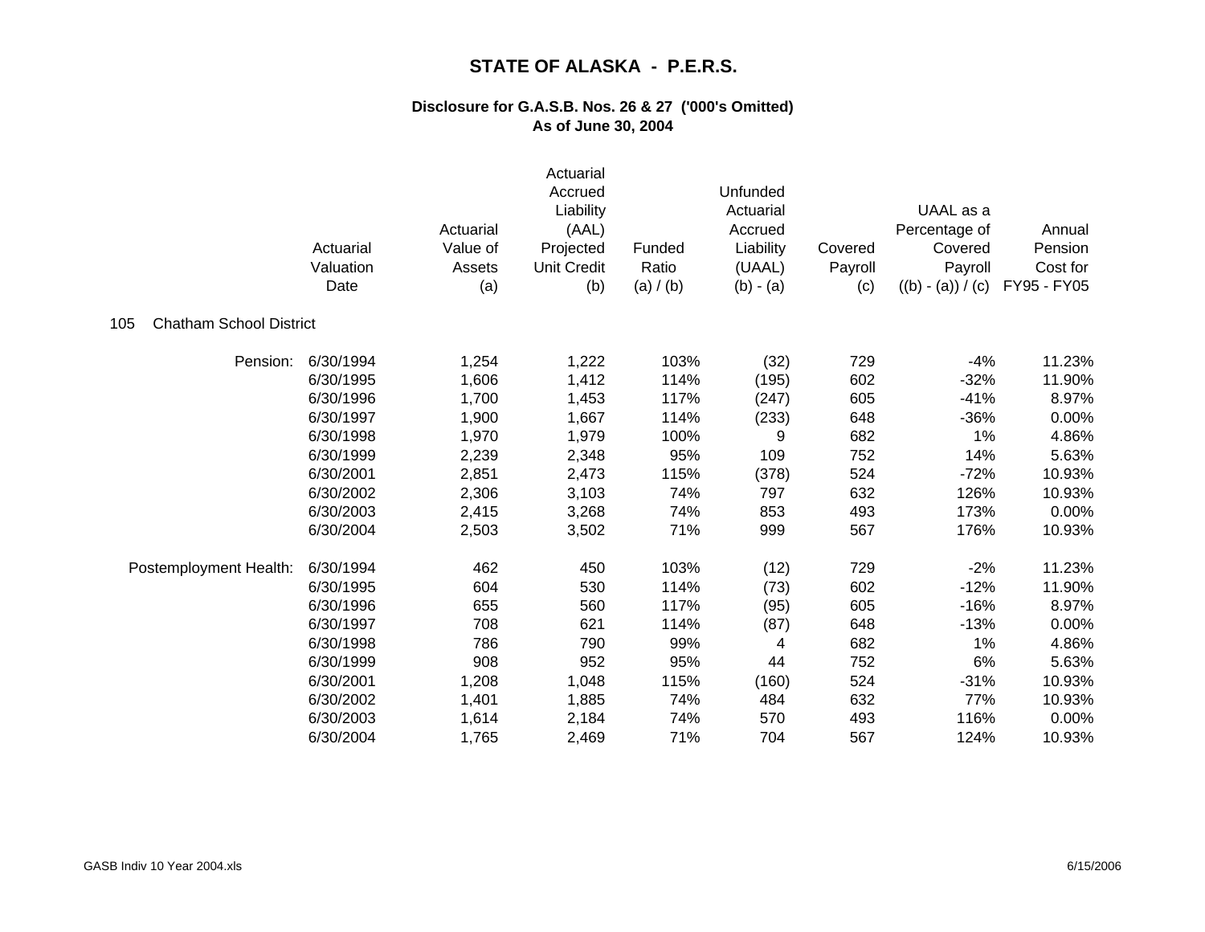# STATE OF ALASKA - P.E.R.S.

## Disclosure for G.A.S.B. Nos. 26 & 27 ('000's Omitted)
## As of June 30, 2004

105 Chatham School District

| | Actuarial Valuation Date | Actuarial Value of Assets (a) | Actuarial Accrued Liability (AAL) Projected Unit Credit (b) | Funded Ratio (a) / (b) | Unfunded Actuarial Accrued Liability (UAAL) (b) - (a) | Covered Payroll (c) | UAAL as a Percentage of Covered Payroll ((b) - (a)) / (c) | Annual Pension Cost for FY95 - FY05 |
|---|---|---|---|---|---|---|---|---|
| Pension: | 6/30/1994 | 1,254 | 1,222 | 103% | (32) | 729 | -4% | 11.23% |
| | 6/30/1995 | 1,606 | 1,412 | 114% | (195) | 602 | -32% | 11.90% |
| | 6/30/1996 | 1,700 | 1,453 | 117% | (247) | 605 | -41% | 8.97% |
| | 6/30/1997 | 1,900 | 1,667 | 114% | (233) | 648 | -36% | 0.00% |
| | 6/30/1998 | 1,970 | 1,979 | 100% | 9 | 682 | 1% | 4.86% |
| | 6/30/1999 | 2,239 | 2,348 | 95% | 109 | 752 | 14% | 5.63% |
| | 6/30/2001 | 2,851 | 2,473 | 115% | (378) | 524 | -72% | 10.93% |
| | 6/30/2002 | 2,306 | 3,103 | 74% | 797 | 632 | 126% | 10.93% |
| | 6/30/2003 | 2,415 | 3,268 | 74% | 853 | 493 | 173% | 0.00% |
| | 6/30/2004 | 2,503 | 3,502 | 71% | 999 | 567 | 176% | 10.93% |
| Postemployment Health: | 6/30/1994 | 462 | 450 | 103% | (12) | 729 | -2% | 11.23% |
| | 6/30/1995 | 604 | 530 | 114% | (73) | 602 | -12% | 11.90% |
| | 6/30/1996 | 655 | 560 | 117% | (95) | 605 | -16% | 8.97% |
| | 6/30/1997 | 708 | 621 | 114% | (87) | 648 | -13% | 0.00% |
| | 6/30/1998 | 786 | 790 | 99% | 4 | 682 | 1% | 4.86% |
| | 6/30/1999 | 908 | 952 | 95% | 44 | 752 | 6% | 5.63% |
| | 6/30/2001 | 1,208 | 1,048 | 115% | (160) | 524 | -31% | 10.93% |
| | 6/30/2002 | 1,401 | 1,885 | 74% | 484 | 632 | 77% | 10.93% |
| | 6/30/2003 | 1,614 | 2,184 | 74% | 570 | 493 | 116% | 0.00% |
| | 6/30/2004 | 1,765 | 2,469 | 71% | 704 | 567 | 124% | 10.93% |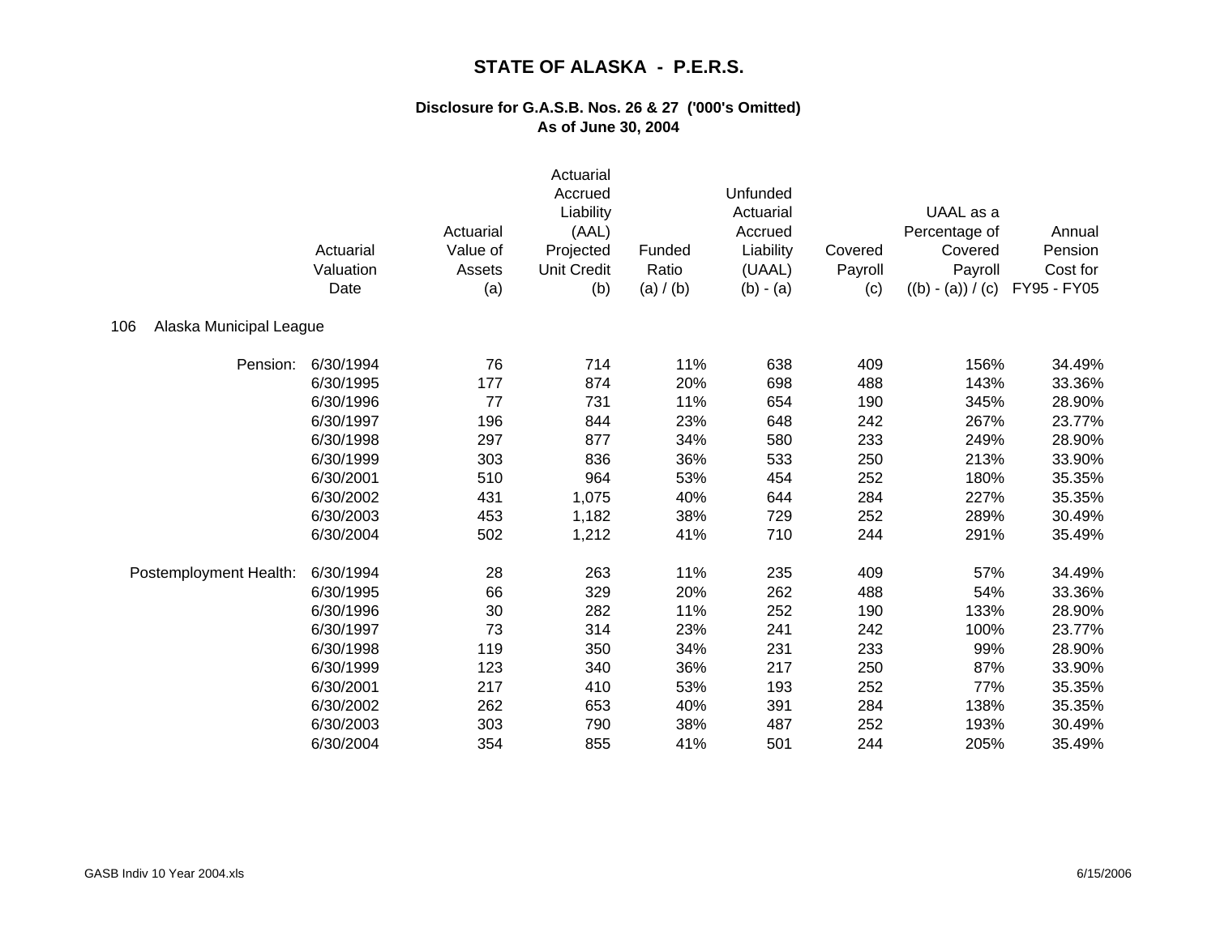# STATE OF ALASKA - P.E.R.S.

## Disclosure for G.A.S.B. Nos. 26 & 27 ('000's Omitted)
## As of June 30, 2004

| | Actuarial Valuation Date | Actuarial Value of Assets (a) | Actuarial Accrued Liability (AAL) Projected Unit Credit (b) | Funded Ratio (a) / (b) | Unfunded Actuarial Accrued Liability (UAAL) (b) - (a) | Covered Payroll (c) | UAAL as a Percentage of Covered Payroll ((b) - (a)) / (c) | Annual Pension Cost for FY95 - FY05 |
|---|---|---|---|---|---|---|---|---|
| **106 Alaska Municipal League** | | | | | | | | |
| Pension: | 6/30/1994 | 76 | 714 | 11% | 638 | 409 | 156% | 34.49% |
| | 6/30/1995 | 177 | 874 | 20% | 698 | 488 | 143% | 33.36% |
| | 6/30/1996 | 77 | 731 | 11% | 654 | 190 | 345% | 28.90% |
| | 6/30/1997 | 196 | 844 | 23% | 648 | 242 | 267% | 23.77% |
| | 6/30/1998 | 297 | 877 | 34% | 580 | 233 | 249% | 28.90% |
| | 6/30/1999 | 303 | 836 | 36% | 533 | 250 | 213% | 33.90% |
| | 6/30/2001 | 510 | 964 | 53% | 454 | 252 | 180% | 35.35% |
| | 6/30/2002 | 431 | 1,075 | 40% | 644 | 284 | 227% | 35.35% |
| | 6/30/2003 | 453 | 1,182 | 38% | 729 | 252 | 289% | 30.49% |
| | 6/30/2004 | 502 | 1,212 | 41% | 710 | 244 | 291% | 35.49% |
| Postemployment Health: | 6/30/1994 | 28 | 263 | 11% | 235 | 409 | 57% | 34.49% |
| | 6/30/1995 | 66 | 329 | 20% | 262 | 488 | 54% | 33.36% |
| | 6/30/1996 | 30 | 282 | 11% | 252 | 190 | 133% | 28.90% |
| | 6/30/1997 | 73 | 314 | 23% | 241 | 242 | 100% | 23.77% |
| | 6/30/1998 | 119 | 350 | 34% | 231 | 233 | 99% | 28.90% |
| | 6/30/1999 | 123 | 340 | 36% | 217 | 250 | 87% | 33.90% |
| | 6/30/2001 | 217 | 410 | 53% | 193 | 252 | 77% | 35.35% |
| | 6/30/2002 | 262 | 653 | 40% | 391 | 284 | 138% | 35.35% |
| | 6/30/2003 | 303 | 790 | 38% | 487 | 252 | 193% | 30.49% |
| | 6/30/2004 | 354 | 855 | 41% | 501 | 244 | 205% | 35.49% |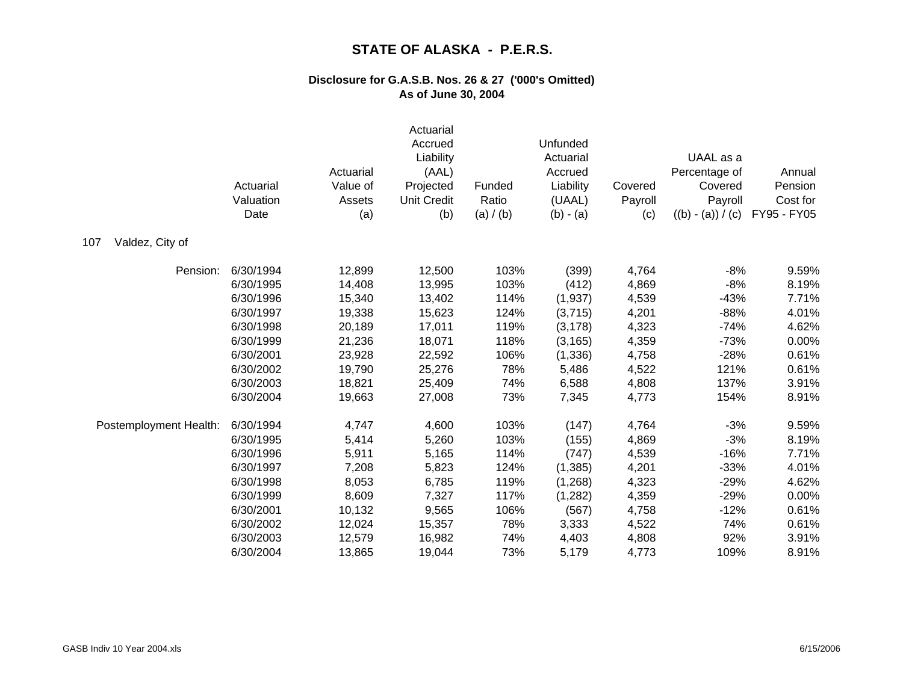# STATE OF ALASKA - P.E.R.S.

## Disclosure for G.A.S.B. Nos. 26 & 27 ('000's Omitted)
## As of June 30, 2004

107 Valdez, City of

| | Actuarial Valuation Date | Actuarial Value of Assets (a) | Actuarial Accrued Liability (AAL) Projected Unit Credit (b) | Funded Ratio (a) / (b) | Unfunded Actuarial Accrued Liability (UAAL) (b) - (a) | Covered Payroll (c) | UAAL as a Percentage of Covered Payroll ((b) - (a)) / (c) | Annual Pension Cost for FY95 - FY05 |
|---|---|---|---|---|---|---|---|---|
| Pension: | 6/30/1994 | 12,899 | 12,500 | 103% | (399) | 4,764 | -8% | 9.59% |
| | 6/30/1995 | 14,408 | 13,995 | 103% | (412) | 4,869 | -8% | 8.19% |
| | 6/30/1996 | 15,340 | 13,402 | 114% | (1,937) | 4,539 | -43% | 7.71% |
| | 6/30/1997 | 19,338 | 15,623 | 124% | (3,715) | 4,201 | -88% | 4.01% |
| | 6/30/1998 | 20,189 | 17,011 | 119% | (3,178) | 4,323 | -74% | 4.62% |
| | 6/30/1999 | 21,236 | 18,071 | 118% | (3,165) | 4,359 | -73% | 0.00% |
| | 6/30/2001 | 23,928 | 22,592 | 106% | (1,336) | 4,758 | -28% | 0.61% |
| | 6/30/2002 | 19,790 | 25,276 | 78% | 5,486 | 4,522 | 121% | 0.61% |
| | 6/30/2003 | 18,821 | 25,409 | 74% | 6,588 | 4,808 | 137% | 3.91% |
| | 6/30/2004 | 19,663 | 27,008 | 73% | 7,345 | 4,773 | 154% | 8.91% |
| Postemployment Health: | 6/30/1994 | 4,747 | 4,600 | 103% | (147) | 4,764 | -3% | 9.59% |
| | 6/30/1995 | 5,414 | 5,260 | 103% | (155) | 4,869 | -3% | 8.19% |
| | 6/30/1996 | 5,911 | 5,165 | 114% | (747) | 4,539 | -16% | 7.71% |
| | 6/30/1997 | 7,208 | 5,823 | 124% | (1,385) | 4,201 | -33% | 4.01% |
| | 6/30/1998 | 8,053 | 6,785 | 119% | (1,268) | 4,323 | -29% | 4.62% |
| | 6/30/1999 | 8,609 | 7,327 | 117% | (1,282) | 4,359 | -29% | 0.00% |
| | 6/30/2001 | 10,132 | 9,565 | 106% | (567) | 4,758 | -12% | 0.61% |
| | 6/30/2002 | 12,024 | 15,357 | 78% | 3,333 | 4,522 | 74% | 0.61% |
| | 6/30/2003 | 12,579 | 16,982 | 74% | 4,403 | 4,808 | 92% | 3.91% |
| | 6/30/2004 | 13,865 | 19,044 | 73% | 5,179 | 4,773 | 109% | 8.91% |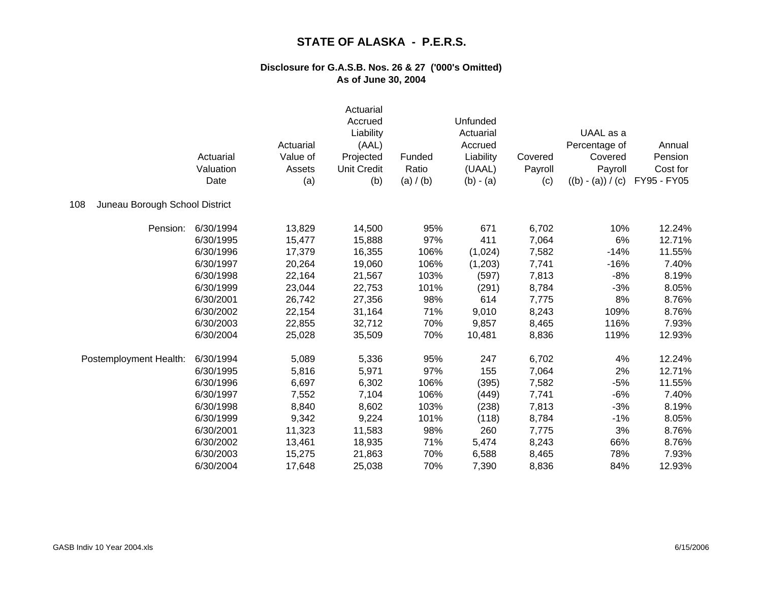# STATE OF ALASKA - P.E.R.S.

## Disclosure for G.A.S.B. Nos. 26 & 27 ('000's Omitted)
## As of June 30, 2004

| | Actuarial Valuation Date | Actuarial Value of Assets (a) | Actuarial Accrued Liability (AAL) Projected Unit Credit (b) | Funded Ratio (a) / (b) | Unfunded Actuarial Accrued Liability (UAAL) (b) - (a) | Covered Payroll (c) | UAAL as a Percentage of Covered Payroll ((b) - (a)) / (c) | Annual Pension Cost for FY95 - FY05 |
|---|---|---|---|---|---|---|---|---|
| **108 Juneau Borough School District** | | | | | | | | |
| Pension: | 6/30/1994 | 13,829 | 14,500 | 95% | 671 | 6,702 | 10% | 12.24% |
| | 6/30/1995 | 15,477 | 15,888 | 97% | 411 | 7,064 | 6% | 12.71% |
| | 6/30/1996 | 17,379 | 16,355 | 106% | (1,024) | 7,582 | -14% | 11.55% |
| | 6/30/1997 | 20,264 | 19,060 | 106% | (1,203) | 7,741 | -16% | 7.40% |
| | 6/30/1998 | 22,164 | 21,567 | 103% | (597) | 7,813 | -8% | 8.19% |
| | 6/30/1999 | 23,044 | 22,753 | 101% | (291) | 8,784 | -3% | 8.05% |
| | 6/30/2001 | 26,742 | 27,356 | 98% | 614 | 7,775 | 8% | 8.76% |
| | 6/30/2002 | 22,154 | 31,164 | 71% | 9,010 | 8,243 | 109% | 8.76% |
| | 6/30/2003 | 22,855 | 32,712 | 70% | 9,857 | 8,465 | 116% | 7.93% |
| | 6/30/2004 | 25,028 | 35,509 | 70% | 10,481 | 8,836 | 119% | 12.93% |
| Postemployment Health: | 6/30/1994 | 5,089 | 5,336 | 95% | 247 | 6,702 | 4% | 12.24% |
| | 6/30/1995 | 5,816 | 5,971 | 97% | 155 | 7,064 | 2% | 12.71% |
| | 6/30/1996 | 6,697 | 6,302 | 106% | (395) | 7,582 | -5% | 11.55% |
| | 6/30/1997 | 7,552 | 7,104 | 106% | (449) | 7,741 | -6% | 7.40% |
| | 6/30/1998 | 8,840 | 8,602 | 103% | (238) | 7,813 | -3% | 8.19% |
| | 6/30/1999 | 9,342 | 9,224 | 101% | (118) | 8,784 | -1% | 8.05% |
| | 6/30/2001 | 11,323 | 11,583 | 98% | 260 | 7,775 | 3% | 8.76% |
| | 6/30/2002 | 13,461 | 18,935 | 71% | 5,474 | 8,243 | 66% | 8.76% |
| | 6/30/2003 | 15,275 | 21,863 | 70% | 6,588 | 8,465 | 78% | 7.93% |
| | 6/30/2004 | 17,648 | 25,038 | 70% | 7,390 | 8,836 | 84% | 12.93% |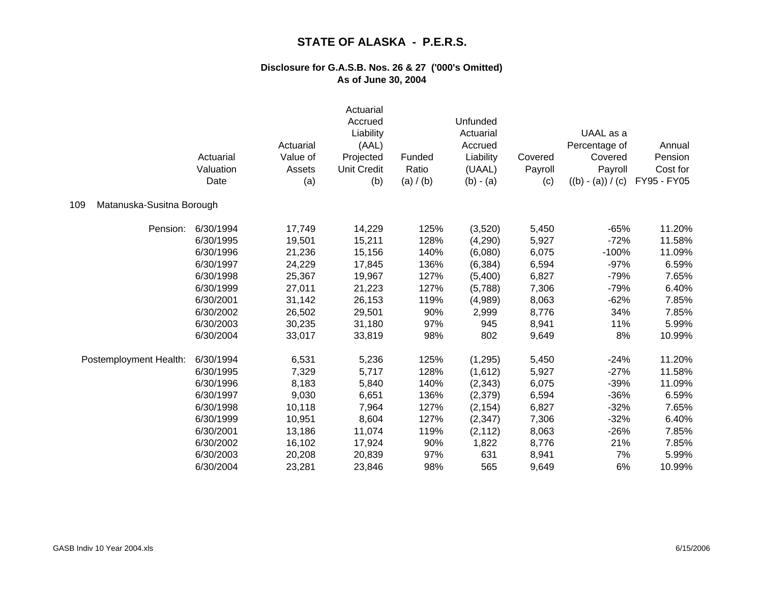# STATE OF ALASKA - P.E.R.S.

## Disclosure for G.A.S.B. Nos. 26 & 27 ('000's Omitted)
## As of June 30, 2004

109 Matanuska-Susitna Borough

| | Actuarial Valuation Date | Actuarial Value of Assets (a) | Actuarial Accrued Liability (AAL) Projected Unit Credit (b) | Funded Ratio (a) / (b) | Unfunded Actuarial Accrued Liability (UAAL) (b) - (a) | Covered Payroll (c) | UAAL as a Percentage of Covered Payroll ((b) - (a)) / (c) | Annual Pension Cost for FY95 - FY05 |
|---|---|---|---|---|---|---|---|---|
| Pension: | 6/30/1994 | 17,749 | 14,229 | 125% | (3,520) | 5,450 | -65% | 11.20% |
| | 6/30/1995 | 19,501 | 15,211 | 128% | (4,290) | 5,927 | -72% | 11.58% |
| | 6/30/1996 | 21,236 | 15,156 | 140% | (6,080) | 6,075 | -100% | 11.09% |
| | 6/30/1997 | 24,229 | 17,845 | 136% | (6,384) | 6,594 | -97% | 6.59% |
| | 6/30/1998 | 25,367 | 19,967 | 127% | (5,400) | 6,827 | -79% | 7.65% |
| | 6/30/1999 | 27,011 | 21,223 | 127% | (5,788) | 7,306 | -79% | 6.40% |
| | 6/30/2001 | 31,142 | 26,153 | 119% | (4,989) | 8,063 | -62% | 7.85% |
| | 6/30/2002 | 26,502 | 29,501 | 90% | 2,999 | 8,776 | 34% | 7.85% |
| | 6/30/2003 | 30,235 | 31,180 | 97% | 945 | 8,941 | 11% | 5.99% |
| | 6/30/2004 | 33,017 | 33,819 | 98% | 802 | 9,649 | 8% | 10.99% |
| Postemployment Health: | 6/30/1994 | 6,531 | 5,236 | 125% | (1,295) | 5,450 | -24% | 11.20% |
| | 6/30/1995 | 7,329 | 5,717 | 128% | (1,612) | 5,927 | -27% | 11.58% |
| | 6/30/1996 | 8,183 | 5,840 | 140% | (2,343) | 6,075 | -39% | 11.09% |
| | 6/30/1997 | 9,030 | 6,651 | 136% | (2,379) | 6,594 | -36% | 6.59% |
| | 6/30/1998 | 10,118 | 7,964 | 127% | (2,154) | 6,827 | -32% | 7.65% |
| | 6/30/1999 | 10,951 | 8,604 | 127% | (2,347) | 7,306 | -32% | 6.40% |
| | 6/30/2001 | 13,186 | 11,074 | 119% | (2,112) | 8,063 | -26% | 7.85% |
| | 6/30/2002 | 16,102 | 17,924 | 90% | 1,822 | 8,776 | 21% | 7.85% |
| | 6/30/2003 | 20,208 | 20,839 | 97% | 631 | 8,941 | 7% | 5.99% |
| | 6/30/2004 | 23,281 | 23,846 | 98% | 565 | 9,649 | 6% | 10.99% |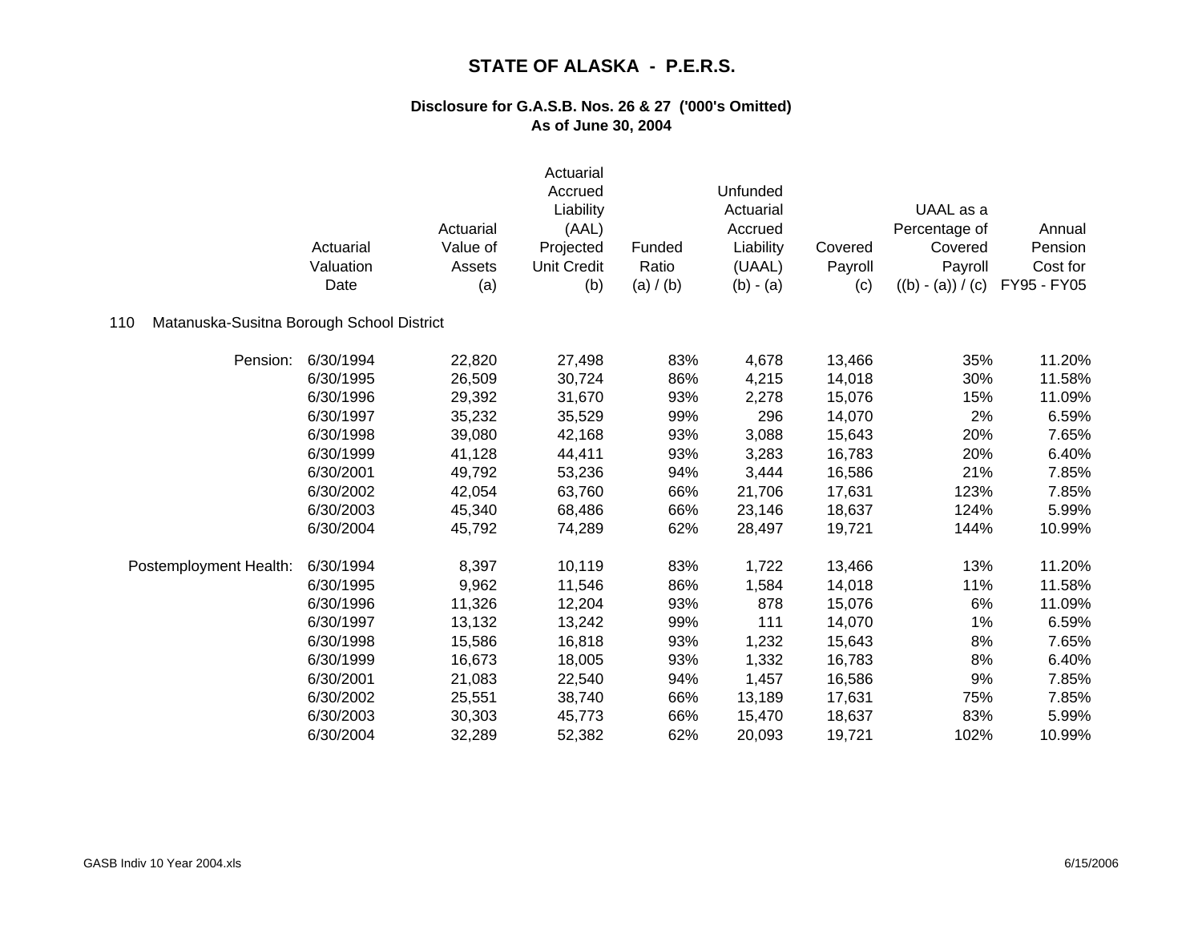# STATE OF ALASKA - P.E.R.S.

## Disclosure for G.A.S.B. Nos. 26 & 27 ('000's Omitted)
## As of June 30, 2004

**110 Matanuska-Susitna Borough School District**

| | Actuarial Valuation Date | Actuarial Value of Assets (a) | Actuarial Accrued Liability (AAL) Projected Unit Credit (b) | Funded Ratio (a) / (b) | Unfunded Actuarial Accrued Liability (UAAL) (b) - (a) | Covered Payroll (c) | UAAL as a Percentage of Covered Payroll ((b) - (a)) / (c) | Annual Pension Cost for FY95 - FY05 |
|---|---|---|---|---|---|---|---|---|
| Pension: | 6/30/1994 | 22,820 | 27,498 | 83% | 4,678 | 13,466 | 35% | 11.20% |
| | 6/30/1995 | 26,509 | 30,724 | 86% | 4,215 | 14,018 | 30% | 11.58% |
| | 6/30/1996 | 29,392 | 31,670 | 93% | 2,278 | 15,076 | 15% | 11.09% |
| | 6/30/1997 | 35,232 | 35,529 | 99% | 296 | 14,070 | 2% | 6.59% |
| | 6/30/1998 | 39,080 | 42,168 | 93% | 3,088 | 15,643 | 20% | 7.65% |
| | 6/30/1999 | 41,128 | 44,411 | 93% | 3,283 | 16,783 | 20% | 6.40% |
| | 6/30/2001 | 49,792 | 53,236 | 94% | 3,444 | 16,586 | 21% | 7.85% |
| | 6/30/2002 | 42,054 | 63,760 | 66% | 21,706 | 17,631 | 123% | 7.85% |
| | 6/30/2003 | 45,340 | 68,486 | 66% | 23,146 | 18,637 | 124% | 5.99% |
| | 6/30/2004 | 45,792 | 74,289 | 62% | 28,497 | 19,721 | 144% | 10.99% |
| Postemployment Health: | 6/30/1994 | 8,397 | 10,119 | 83% | 1,722 | 13,466 | 13% | 11.20% |
| | 6/30/1995 | 9,962 | 11,546 | 86% | 1,584 | 14,018 | 11% | 11.58% |
| | 6/30/1996 | 11,326 | 12,204 | 93% | 878 | 15,076 | 6% | 11.09% |
| | 6/30/1997 | 13,132 | 13,242 | 99% | 111 | 14,070 | 1% | 6.59% |
| | 6/30/1998 | 15,586 | 16,818 | 93% | 1,232 | 15,643 | 8% | 7.65% |
| | 6/30/1999 | 16,673 | 18,005 | 93% | 1,332 | 16,783 | 8% | 6.40% |
| | 6/30/2001 | 21,083 | 22,540 | 94% | 1,457 | 16,586 | 9% | 7.85% |
| | 6/30/2002 | 25,551 | 38,740 | 66% | 13,189 | 17,631 | 75% | 7.85% |
| | 6/30/2003 | 30,303 | 45,773 | 66% | 15,470 | 18,637 | 83% | 5.99% |
| | 6/30/2004 | 32,289 | 52,382 | 62% | 20,093 | 19,721 | 102% | 10.99% |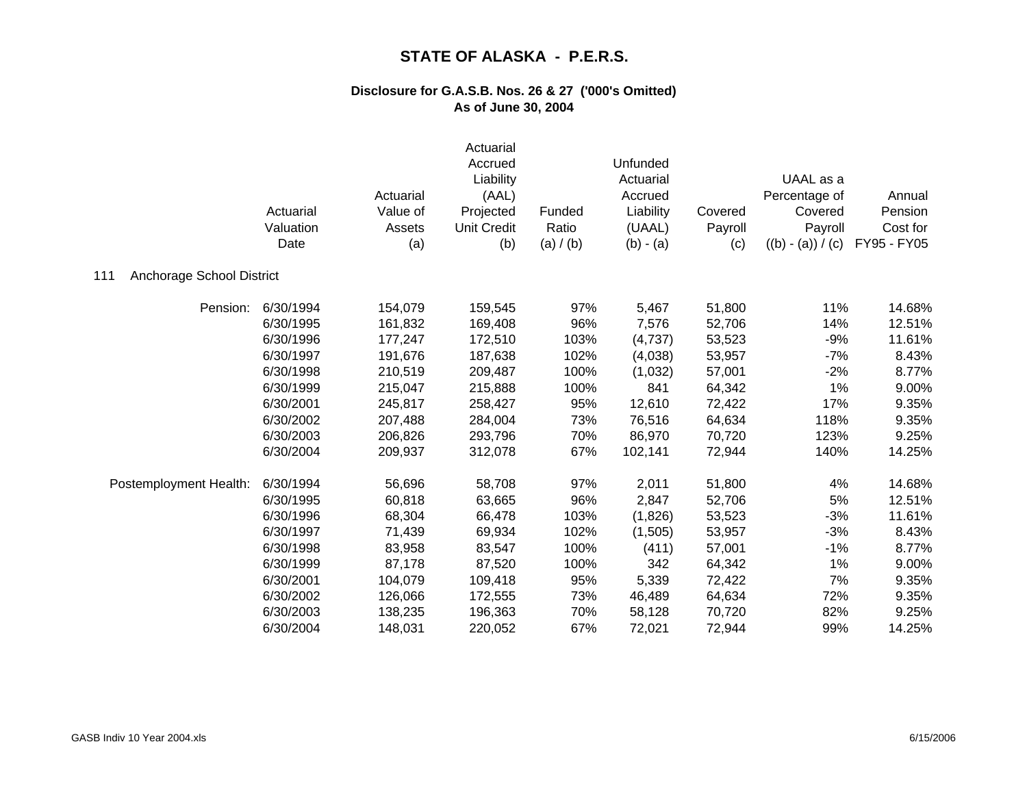# STATE OF ALASKA - P.E.R.S.

## Disclosure for G.A.S.B. Nos. 26 & 27 ('000's Omitted)
## As of June 30, 2004

**111 Anchorage School District**

| | Actuarial Valuation Date | Actuarial Value of Assets (a) | Actuarial Accrued Liability (AAL) Projected Unit Credit (b) | Funded Ratio (a) / (b) | Unfunded Actuarial Accrued Liability (UAAL) (b) - (a) | Covered Payroll (c) | UAAL as a Percentage of Covered Payroll ((b) - (a)) / (c) | Annual Pension Cost for FY95 - FY05 |
|---|---|---|---|---|---|---|---|---|
| Pension: | 6/30/1994 | 154,079 | 159,545 | 97% | 5,467 | 51,800 | 11% | 14.68% |
| | 6/30/1995 | 161,832 | 169,408 | 96% | 7,576 | 52,706 | 14% | 12.51% |
| | 6/30/1996 | 177,247 | 172,510 | 103% | (4,737) | 53,523 | -9% | 11.61% |
| | 6/30/1997 | 191,676 | 187,638 | 102% | (4,038) | 53,957 | -7% | 8.43% |
| | 6/30/1998 | 210,519 | 209,487 | 100% | (1,032) | 57,001 | -2% | 8.77% |
| | 6/30/1999 | 215,047 | 215,888 | 100% | 841 | 64,342 | 1% | 9.00% |
| | 6/30/2001 | 245,817 | 258,427 | 95% | 12,610 | 72,422 | 17% | 9.35% |
| | 6/30/2002 | 207,488 | 284,004 | 73% | 76,516 | 64,634 | 118% | 9.35% |
| | 6/30/2003 | 206,826 | 293,796 | 70% | 86,970 | 70,720 | 123% | 9.25% |
| | 6/30/2004 | 209,937 | 312,078 | 67% | 102,141 | 72,944 | 140% | 14.25% |
| Postemployment Health: | 6/30/1994 | 56,696 | 58,708 | 97% | 2,011 | 51,800 | 4% | 14.68% |
| | 6/30/1995 | 60,818 | 63,665 | 96% | 2,847 | 52,706 | 5% | 12.51% |
| | 6/30/1996 | 68,304 | 66,478 | 103% | (1,826) | 53,523 | -3% | 11.61% |
| | 6/30/1997 | 71,439 | 69,934 | 102% | (1,505) | 53,957 | -3% | 8.43% |
| | 6/30/1998 | 83,958 | 83,547 | 100% | (411) | 57,001 | -1% | 8.77% |
| | 6/30/1999 | 87,178 | 87,520 | 100% | 342 | 64,342 | 1% | 9.00% |
| | 6/30/2001 | 104,079 | 109,418 | 95% | 5,339 | 72,422 | 7% | 9.35% |
| | 6/30/2002 | 126,066 | 172,555 | 73% | 46,489 | 64,634 | 72% | 9.35% |
| | 6/30/2003 | 138,235 | 196,363 | 70% | 58,128 | 70,720 | 82% | 9.25% |
| | 6/30/2004 | 148,031 | 220,052 | 67% | 72,021 | 72,944 | 99% | 14.25% |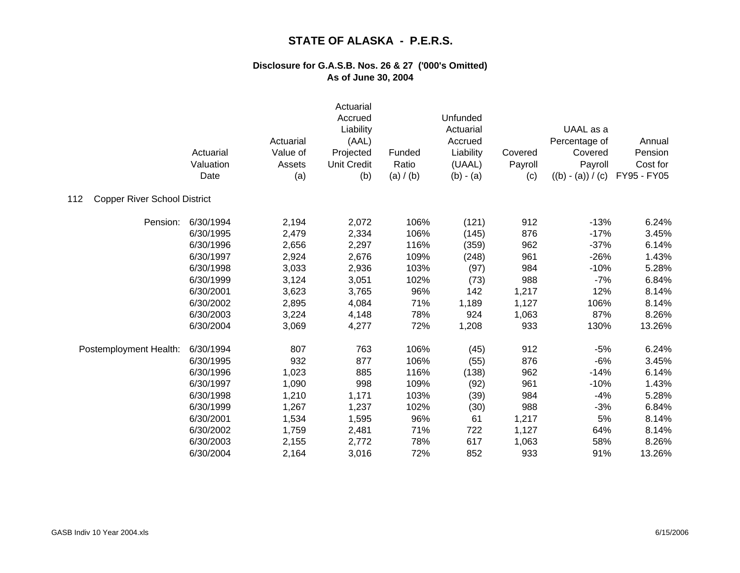# STATE OF ALASKA - P.E.R.S.

## Disclosure for G.A.S.B. Nos. 26 & 27 ('000's Omitted)
## As of June 30, 2004

| | Actuarial Valuation Date | Actuarial Value of Assets (a) | Actuarial Accrued Liability (AAL) Projected Unit Credit (b) | Funded Ratio (a) / (b) | Unfunded Actuarial Accrued Liability (UAAL) (b) - (a) | Covered Payroll (c) | UAAL as a Percentage of Covered Payroll ((b) - (a)) / (c) | Annual Pension Cost for FY95 - FY05 |
|---|---|---|---|---|---|---|---|---|
| **112 Copper River School District** | | | | | | | | |
| Pension: | 6/30/1994 | 2,194 | 2,072 | 106% | (121) | 912 | -13% | 6.24% |
| | 6/30/1995 | 2,479 | 2,334 | 106% | (145) | 876 | -17% | 3.45% |
| | 6/30/1996 | 2,656 | 2,297 | 116% | (359) | 962 | -37% | 6.14% |
| | 6/30/1997 | 2,924 | 2,676 | 109% | (248) | 961 | -26% | 1.43% |
| | 6/30/1998 | 3,033 | 2,936 | 103% | (97) | 984 | -10% | 5.28% |
| | 6/30/1999 | 3,124 | 3,051 | 102% | (73) | 988 | -7% | 6.84% |
| | 6/30/2001 | 3,623 | 3,765 | 96% | 142 | 1,217 | 12% | 8.14% |
| | 6/30/2002 | 2,895 | 4,084 | 71% | 1,189 | 1,127 | 106% | 8.14% |
| | 6/30/2003 | 3,224 | 4,148 | 78% | 924 | 1,063 | 87% | 8.26% |
| | 6/30/2004 | 3,069 | 4,277 | 72% | 1,208 | 933 | 130% | 13.26% |
| Postemployment Health: | 6/30/1994 | 807 | 763 | 106% | (45) | 912 | -5% | 6.24% |
| | 6/30/1995 | 932 | 877 | 106% | (55) | 876 | -6% | 3.45% |
| | 6/30/1996 | 1,023 | 885 | 116% | (138) | 962 | -14% | 6.14% |
| | 6/30/1997 | 1,090 | 998 | 109% | (92) | 961 | -10% | 1.43% |
| | 6/30/1998 | 1,210 | 1,171 | 103% | (39) | 984 | -4% | 5.28% |
| | 6/30/1999 | 1,267 | 1,237 | 102% | (30) | 988 | -3% | 6.84% |
| | 6/30/2001 | 1,534 | 1,595 | 96% | 61 | 1,217 | 5% | 8.14% |
| | 6/30/2002 | 1,759 | 2,481 | 71% | 722 | 1,127 | 64% | 8.14% |
| | 6/30/2003 | 2,155 | 2,772 | 78% | 617 | 1,063 | 58% | 8.26% |
| | 6/30/2004 | 2,164 | 3,016 | 72% | 852 | 933 | 91% | 13.26% |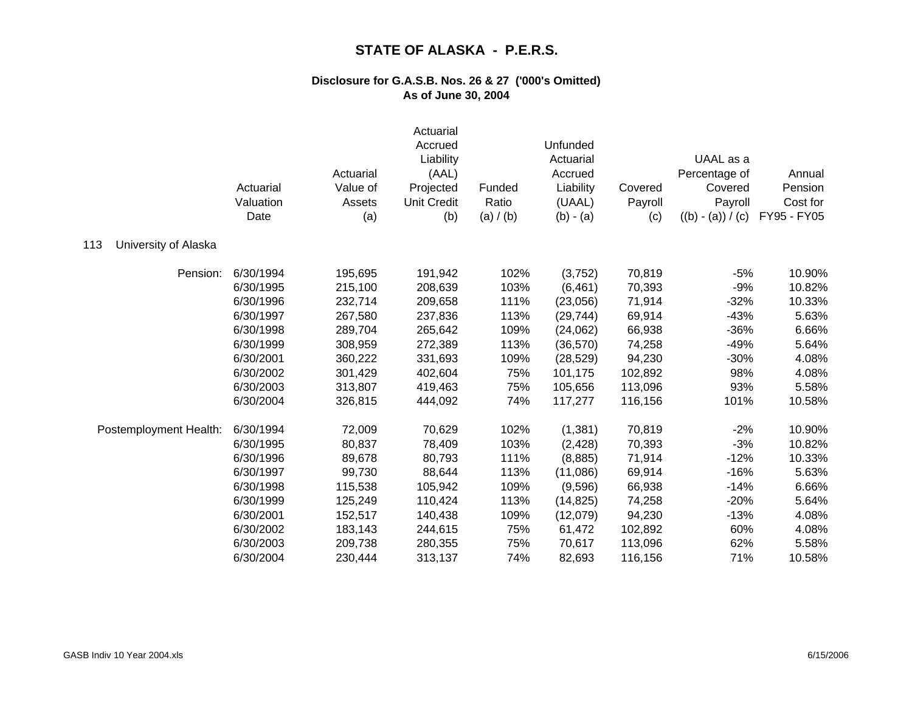# STATE OF ALASKA - P.E.R.S.

### Disclosure for G.A.S.B. Nos. 26 & 27 ('000's Omitted)
### As of June 30, 2004

| | Actuarial Valuation Date | Actuarial Value of Assets (a) | Actuarial Accrued Liability (AAL) Projected Unit Credit (b) | Funded Ratio (a) / (b) | Unfunded Actuarial Accrued Liability (UAAL) (b) - (a) | Covered Payroll (c) | UAAL as a Percentage of Covered Payroll ((b) - (a)) / (c) | Annual Pension Cost for FY95 - FY05 |
|---|---|---|---|---|---|---|---|---|
| 113 University of Alaska | | | | | | | | |
| Pension: | 6/30/1994 | 195,695 | 191,942 | 102% | (3,752) | 70,819 | -5% | 10.90% |
| | 6/30/1995 | 215,100 | 208,639 | 103% | (6,461) | 70,393 | -9% | 10.82% |
| | 6/30/1996 | 232,714 | 209,658 | 111% | (23,056) | 71,914 | -32% | 10.33% |
| | 6/30/1997 | 267,580 | 237,836 | 113% | (29,744) | 69,914 | -43% | 5.63% |
| | 6/30/1998 | 289,704 | 265,642 | 109% | (24,062) | 66,938 | -36% | 6.66% |
| | 6/30/1999 | 308,959 | 272,389 | 113% | (36,570) | 74,258 | -49% | 5.64% |
| | 6/30/2001 | 360,222 | 331,693 | 109% | (28,529) | 94,230 | -30% | 4.08% |
| | 6/30/2002 | 301,429 | 402,604 | 75% | 101,175 | 102,892 | 98% | 4.08% |
| | 6/30/2003 | 313,807 | 419,463 | 75% | 105,656 | 113,096 | 93% | 5.58% |
| | 6/30/2004 | 326,815 | 444,092 | 74% | 117,277 | 116,156 | 101% | 10.58% |
| Postemployment Health: | 6/30/1994 | 72,009 | 70,629 | 102% | (1,381) | 70,819 | -2% | 10.90% |
| | 6/30/1995 | 80,837 | 78,409 | 103% | (2,428) | 70,393 | -3% | 10.82% |
| | 6/30/1996 | 89,678 | 80,793 | 111% | (8,885) | 71,914 | -12% | 10.33% |
| | 6/30/1997 | 99,730 | 88,644 | 113% | (11,086) | 69,914 | -16% | 5.63% |
| | 6/30/1998 | 115,538 | 105,942 | 109% | (9,596) | 66,938 | -14% | 6.66% |
| | 6/30/1999 | 125,249 | 110,424 | 113% | (14,825) | 74,258 | -20% | 5.64% |
| | 6/30/2001 | 152,517 | 140,438 | 109% | (12,079) | 94,230 | -13% | 4.08% |
| | 6/30/2002 | 183,143 | 244,615 | 75% | 61,472 | 102,892 | 60% | 4.08% |
| | 6/30/2003 | 209,738 | 280,355 | 75% | 70,617 | 113,096 | 62% | 5.58% |
| | 6/30/2004 | 230,444 | 313,137 | 74% | 82,693 | 116,156 | 71% | 10.58% |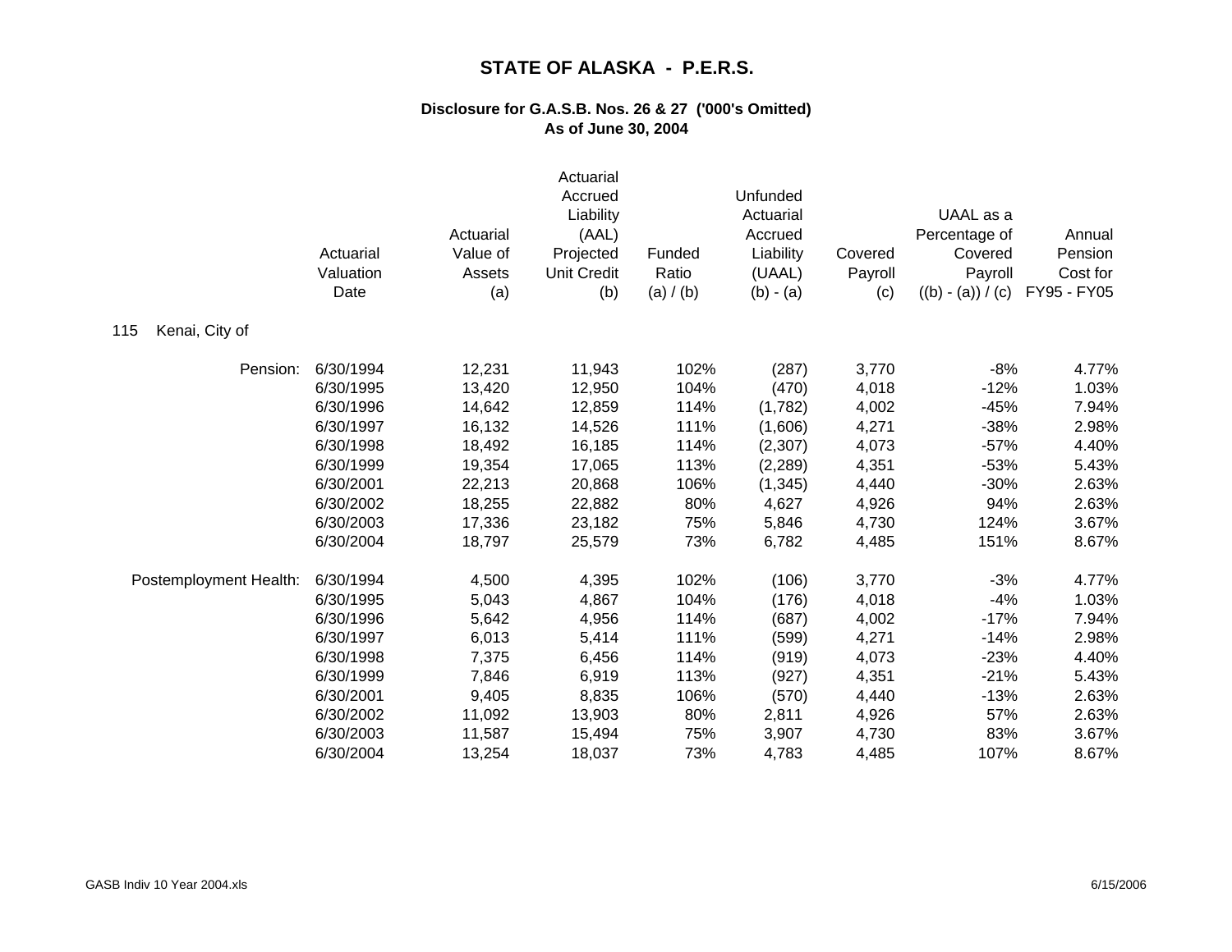# STATE OF ALASKA - P.E.R.S.

## Disclosure for G.A.S.B. Nos. 26 & 27 ('000's Omitted)
## As of June 30, 2004

| | Actuarial Valuation Date | Actuarial Value of Assets (a) | Actuarial Accrued Liability (AAL) Projected Unit Credit (b) | Funded Ratio (a) / (b) | Unfunded Actuarial Accrued Liability (UAAL) (b) - (a) | Covered Payroll (c) | UAAL as a Percentage of Covered Payroll ((b) - (a)) / (c) | Annual Pension Cost for FY95 - FY05 |
|---|---|---|---|---|---|---|---|---|
| 115 Kenai, City of | | | | | | | | |
| Pension: | 6/30/1994 | 12,231 | 11,943 | 102% | (287) | 3,770 | -8% | 4.77% |
| | 6/30/1995 | 13,420 | 12,950 | 104% | (470) | 4,018 | -12% | 1.03% |
| | 6/30/1996 | 14,642 | 12,859 | 114% | (1,782) | 4,002 | -45% | 7.94% |
| | 6/30/1997 | 16,132 | 14,526 | 111% | (1,606) | 4,271 | -38% | 2.98% |
| | 6/30/1998 | 18,492 | 16,185 | 114% | (2,307) | 4,073 | -57% | 4.40% |
| | 6/30/1999 | 19,354 | 17,065 | 113% | (2,289) | 4,351 | -53% | 5.43% |
| | 6/30/2001 | 22,213 | 20,868 | 106% | (1,345) | 4,440 | -30% | 2.63% |
| | 6/30/2002 | 18,255 | 22,882 | 80% | 4,627 | 4,926 | 94% | 2.63% |
| | 6/30/2003 | 17,336 | 23,182 | 75% | 5,846 | 4,730 | 124% | 3.67% |
| | 6/30/2004 | 18,797 | 25,579 | 73% | 6,782 | 4,485 | 151% | 8.67% |
| Postemployment Health: | 6/30/1994 | 4,500 | 4,395 | 102% | (106) | 3,770 | -3% | 4.77% |
| | 6/30/1995 | 5,043 | 4,867 | 104% | (176) | 4,018 | -4% | 1.03% |
| | 6/30/1996 | 5,642 | 4,956 | 114% | (687) | 4,002 | -17% | 7.94% |
| | 6/30/1997 | 6,013 | 5,414 | 111% | (599) | 4,271 | -14% | 2.98% |
| | 6/30/1998 | 7,375 | 6,456 | 114% | (919) | 4,073 | -23% | 4.40% |
| | 6/30/1999 | 7,846 | 6,919 | 113% | (927) | 4,351 | -21% | 5.43% |
| | 6/30/2001 | 9,405 | 8,835 | 106% | (570) | 4,440 | -13% | 2.63% |
| | 6/30/2002 | 11,092 | 13,903 | 80% | 2,811 | 4,926 | 57% | 2.63% |
| | 6/30/2003 | 11,587 | 15,494 | 75% | 3,907 | 4,730 | 83% | 3.67% |
| | 6/30/2004 | 13,254 | 18,037 | 73% | 4,783 | 4,485 | 107% | 8.67% |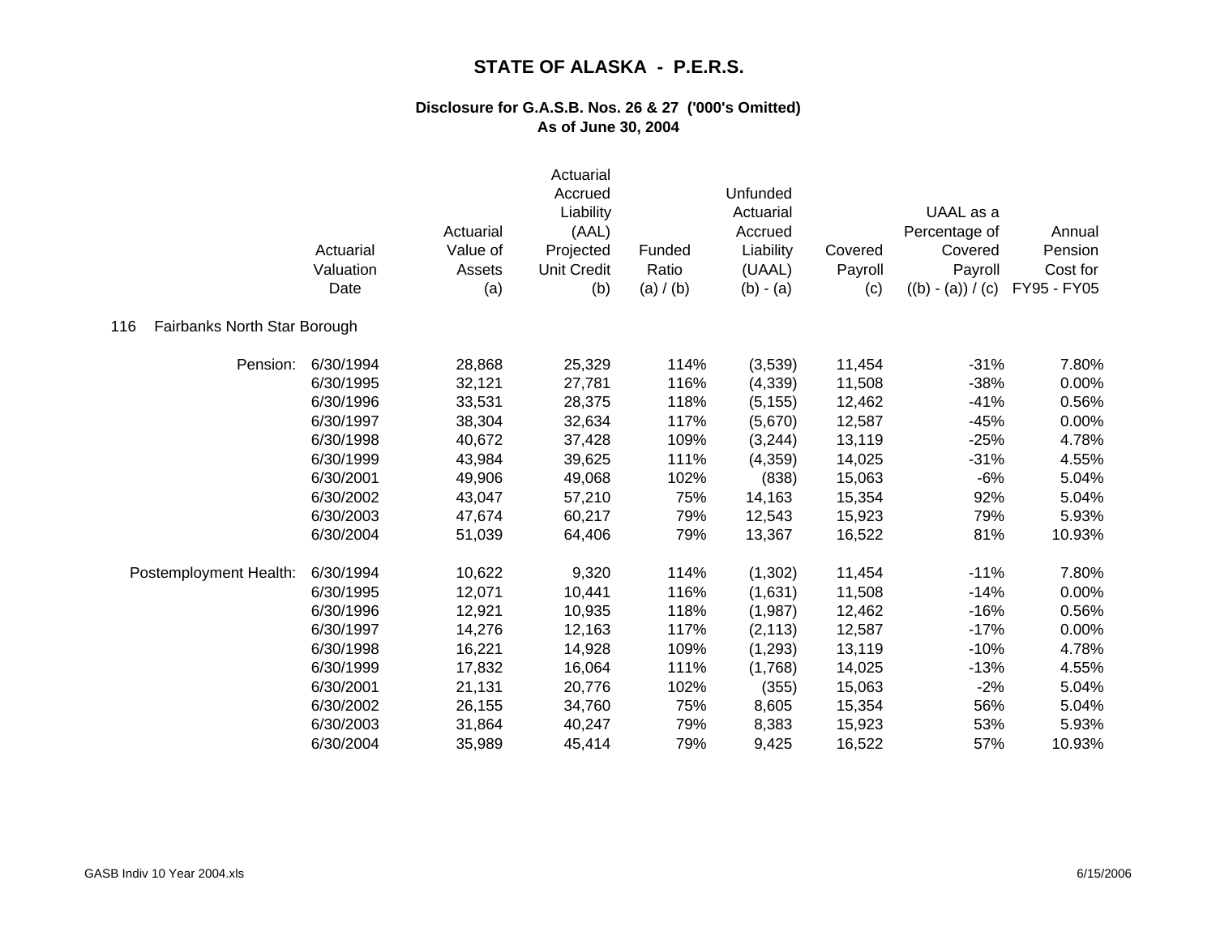# STATE OF ALASKA - P.E.R.S.

## Disclosure for G.A.S.B. Nos. 26 & 27 ('000's Omitted)
## As of June 30, 2004

### 116 Fairbanks North Star Borough

| | Actuarial Valuation Date | Actuarial Value of Assets (a) | Actuarial Accrued Liability (AAL) Projected Unit Credit (b) | Funded Ratio (a) / (b) | Unfunded Actuarial Accrued Liability (UAAL) (b) - (a) | Covered Payroll (c) | UAAL as a Percentage of Covered Payroll ((b) - (a)) / (c) | Annual Pension Cost for FY95 - FY05 |
|---|---|---|---|---|---|---|---|---|
| Pension: | 6/30/1994 | 28,868 | 25,329 | 114% | (3,539) | 11,454 | -31% | 7.80% |
| | 6/30/1995 | 32,121 | 27,781 | 116% | (4,339) | 11,508 | -38% | 0.00% |
| | 6/30/1996 | 33,531 | 28,375 | 118% | (5,155) | 12,462 | -41% | 0.56% |
| | 6/30/1997 | 38,304 | 32,634 | 117% | (5,670) | 12,587 | -45% | 0.00% |
| | 6/30/1998 | 40,672 | 37,428 | 109% | (3,244) | 13,119 | -25% | 4.78% |
| | 6/30/1999 | 43,984 | 39,625 | 111% | (4,359) | 14,025 | -31% | 4.55% |
| | 6/30/2001 | 49,906 | 49,068 | 102% | (838) | 15,063 | -6% | 5.04% |
| | 6/30/2002 | 43,047 | 57,210 | 75% | 14,163 | 15,354 | 92% | 5.04% |
| | 6/30/2003 | 47,674 | 60,217 | 79% | 12,543 | 15,923 | 79% | 5.93% |
| | 6/30/2004 | 51,039 | 64,406 | 79% | 13,367 | 16,522 | 81% | 10.93% |
| Postemployment Health: | 6/30/1994 | 10,622 | 9,320 | 114% | (1,302) | 11,454 | -11% | 7.80% |
| | 6/30/1995 | 12,071 | 10,441 | 116% | (1,631) | 11,508 | -14% | 0.00% |
| | 6/30/1996 | 12,921 | 10,935 | 118% | (1,987) | 12,462 | -16% | 0.56% |
| | 6/30/1997 | 14,276 | 12,163 | 117% | (2,113) | 12,587 | -17% | 0.00% |
| | 6/30/1998 | 16,221 | 14,928 | 109% | (1,293) | 13,119 | -10% | 4.78% |
| | 6/30/1999 | 17,832 | 16,064 | 111% | (1,768) | 14,025 | -13% | 4.55% |
| | 6/30/2001 | 21,131 | 20,776 | 102% | (355) | 15,063 | -2% | 5.04% |
| | 6/30/2002 | 26,155 | 34,760 | 75% | 8,605 | 15,354 | 56% | 5.04% |
| | 6/30/2003 | 31,864 | 40,247 | 79% | 8,383 | 15,923 | 53% | 5.93% |
| | 6/30/2004 | 35,989 | 45,414 | 79% | 9,425 | 16,522 | 57% | 10.93% |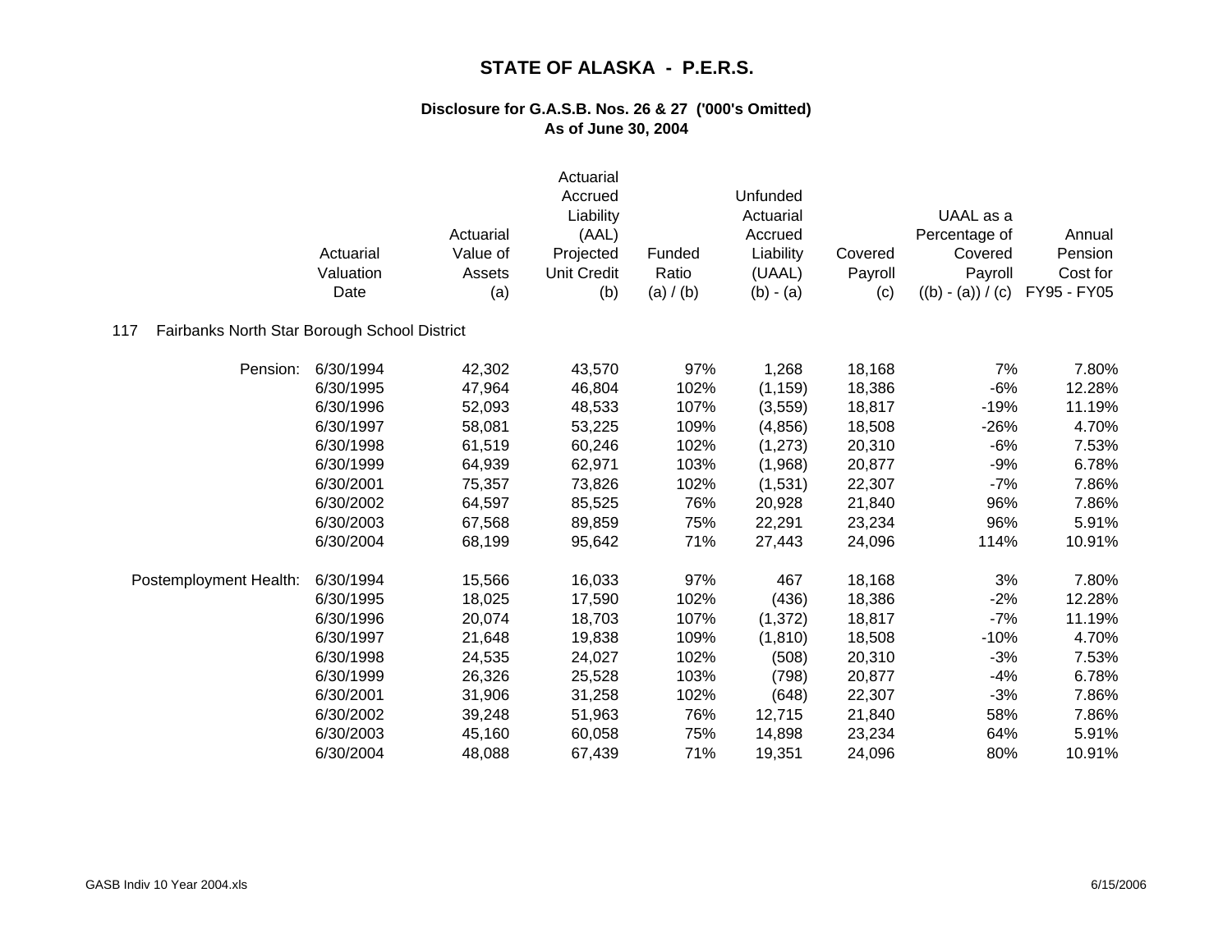# STATE OF ALASKA - P.E.R.S.

## Disclosure for G.A.S.B. Nos. 26 & 27 ('000's Omitted)
## As of June 30, 2004

117 Fairbanks North Star Borough School District

| | Actuarial Valuation Date | Actuarial Value of Assets (a) | Actuarial Accrued Liability (AAL) Projected Unit Credit (b) | Funded Ratio (a) / (b) | Unfunded Actuarial Accrued Liability (UAAL) (b) - (a) | Covered Payroll (c) | UAAL as a Percentage of Covered Payroll ((b) - (a)) / (c) | Annual Pension Cost for FY95 - FY05 |
|---|---|---|---|---|---|---|---|---|
| Pension: | 6/30/1994 | 42,302 | 43,570 | 97% | 1,268 | 18,168 | 7% | 7.80% |
| | 6/30/1995 | 47,964 | 46,804 | 102% | (1,159) | 18,386 | -6% | 12.28% |
| | 6/30/1996 | 52,093 | 48,533 | 107% | (3,559) | 18,817 | -19% | 11.19% |
| | 6/30/1997 | 58,081 | 53,225 | 109% | (4,856) | 18,508 | -26% | 4.70% |
| | 6/30/1998 | 61,519 | 60,246 | 102% | (1,273) | 20,310 | -6% | 7.53% |
| | 6/30/1999 | 64,939 | 62,971 | 103% | (1,968) | 20,877 | -9% | 6.78% |
| | 6/30/2001 | 75,357 | 73,826 | 102% | (1,531) | 22,307 | -7% | 7.86% |
| | 6/30/2002 | 64,597 | 85,525 | 76% | 20,928 | 21,840 | 96% | 7.86% |
| | 6/30/2003 | 67,568 | 89,859 | 75% | 22,291 | 23,234 | 96% | 5.91% |
| | 6/30/2004 | 68,199 | 95,642 | 71% | 27,443 | 24,096 | 114% | 10.91% |
| Postemployment Health: | 6/30/1994 | 15,566 | 16,033 | 97% | 467 | 18,168 | 3% | 7.80% |
| | 6/30/1995 | 18,025 | 17,590 | 102% | (436) | 18,386 | -2% | 12.28% |
| | 6/30/1996 | 20,074 | 18,703 | 107% | (1,372) | 18,817 | -7% | 11.19% |
| | 6/30/1997 | 21,648 | 19,838 | 109% | (1,810) | 18,508 | -10% | 4.70% |
| | 6/30/1998 | 24,535 | 24,027 | 102% | (508) | 20,310 | -3% | 7.53% |
| | 6/30/1999 | 26,326 | 25,528 | 103% | (798) | 20,877 | -4% | 6.78% |
| | 6/30/2001 | 31,906 | 31,258 | 102% | (648) | 22,307 | -3% | 7.86% |
| | 6/30/2002 | 39,248 | 51,963 | 76% | 12,715 | 21,840 | 58% | 7.86% |
| | 6/30/2003 | 45,160 | 60,058 | 75% | 14,898 | 23,234 | 64% | 5.91% |
| | 6/30/2004 | 48,088 | 67,439 | 71% | 19,351 | 24,096 | 80% | 10.91% |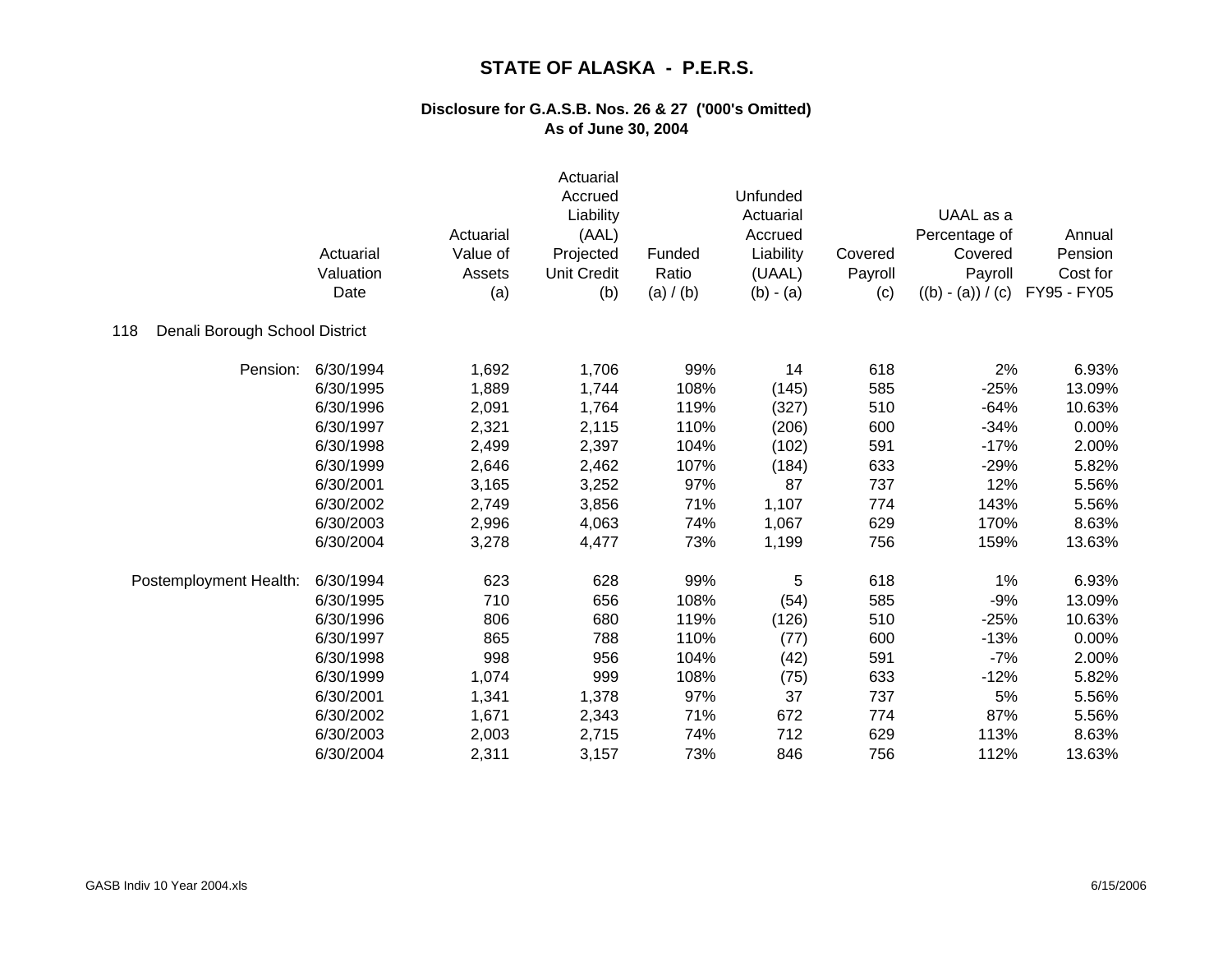# STATE OF ALASKA - P.E.R.S.

## Disclosure for G.A.S.B. Nos. 26 & 27 ('000's Omitted)
## As of June 30, 2004

118 Denali Borough School District

| | Actuarial Valuation Date | Actuarial Value of Assets (a) | Actuarial Accrued Liability (AAL) Projected Unit Credit (b) | Funded Ratio (a) / (b) | Unfunded Actuarial Accrued Liability (UAAL) (b) - (a) | Covered Payroll (c) | UAAL as a Percentage of Covered Payroll ((b) - (a)) / (c) | Annual Pension Cost for FY95 - FY05 |
|---|---|---|---|---|---|---|---|---|
| Pension: | 6/30/1994 | 1,692 | 1,706 | 99% | 14 | 618 | 2% | 6.93% |
| | 6/30/1995 | 1,889 | 1,744 | 108% | (145) | 585 | -25% | 13.09% |
| | 6/30/1996 | 2,091 | 1,764 | 119% | (327) | 510 | -64% | 10.63% |
| | 6/30/1997 | 2,321 | 2,115 | 110% | (206) | 600 | -34% | 0.00% |
| | 6/30/1998 | 2,499 | 2,397 | 104% | (102) | 591 | -17% | 2.00% |
| | 6/30/1999 | 2,646 | 2,462 | 107% | (184) | 633 | -29% | 5.82% |
| | 6/30/2001 | 3,165 | 3,252 | 97% | 87 | 737 | 12% | 5.56% |
| | 6/30/2002 | 2,749 | 3,856 | 71% | 1,107 | 774 | 143% | 5.56% |
| | 6/30/2003 | 2,996 | 4,063 | 74% | 1,067 | 629 | 170% | 8.63% |
| | 6/30/2004 | 3,278 | 4,477 | 73% | 1,199 | 756 | 159% | 13.63% |
| Postemployment Health: | 6/30/1994 | 623 | 628 | 99% | 5 | 618 | 1% | 6.93% |
| | 6/30/1995 | 710 | 656 | 108% | (54) | 585 | -9% | 13.09% |
| | 6/30/1996 | 806 | 680 | 119% | (126) | 510 | -25% | 10.63% |
| | 6/30/1997 | 865 | 788 | 110% | (77) | 600 | -13% | 0.00% |
| | 6/30/1998 | 998 | 956 | 104% | (42) | 591 | -7% | 2.00% |
| | 6/30/1999 | 1,074 | 999 | 108% | (75) | 633 | -12% | 5.82% |
| | 6/30/2001 | 1,341 | 1,378 | 97% | 37 | 737 | 5% | 5.56% |
| | 6/30/2002 | 1,671 | 2,343 | 71% | 672 | 774 | 87% | 5.56% |
| | 6/30/2003 | 2,003 | 2,715 | 74% | 712 | 629 | 113% | 8.63% |
| | 6/30/2004 | 2,311 | 3,157 | 73% | 846 | 756 | 112% | 13.63% |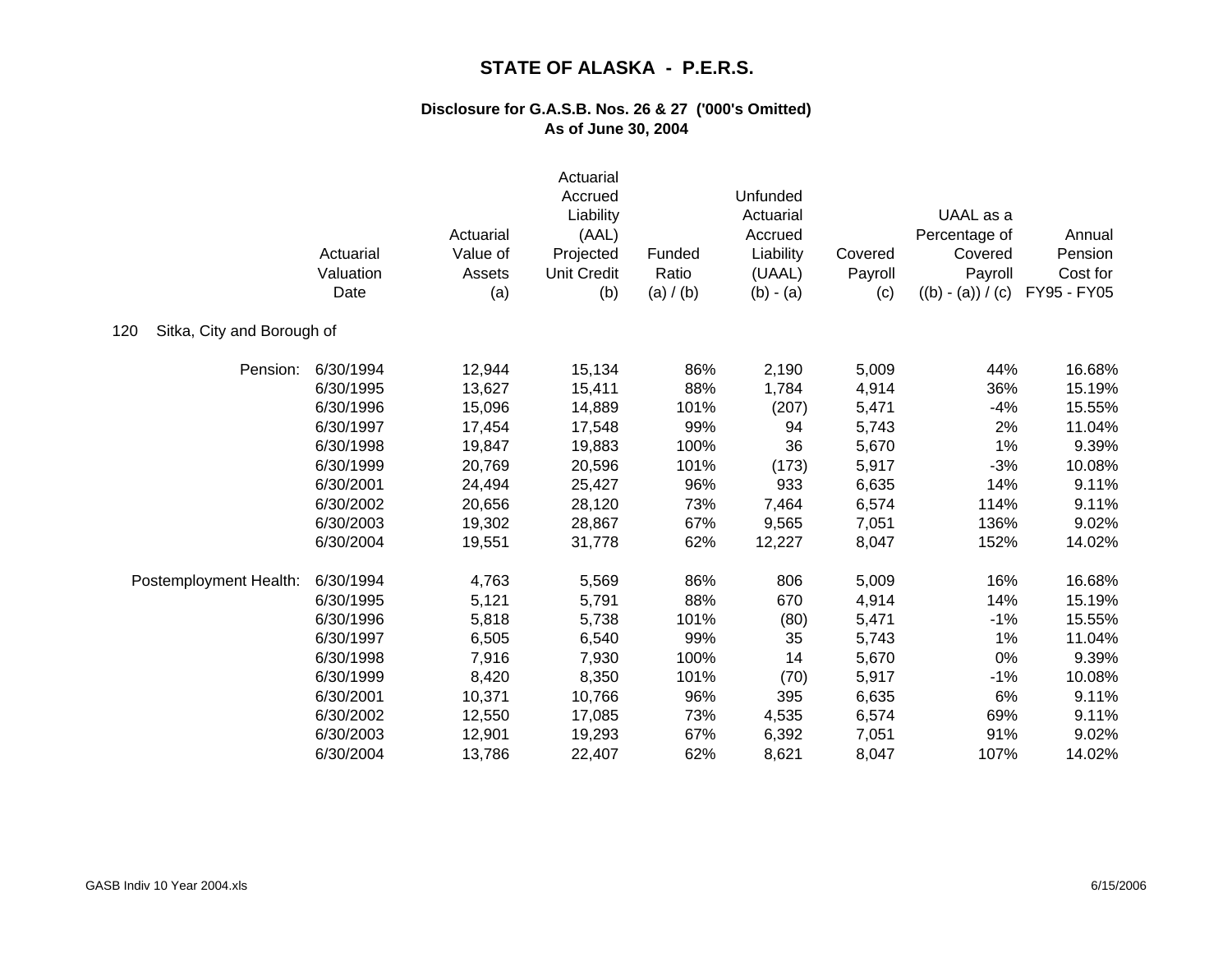# STATE OF ALASKA - P.E.R.S.

## Disclosure for G.A.S.B. Nos. 26 & 27 ('000's Omitted)
## As of June 30, 2004

| | Actuarial Valuation Date | Actuarial Value of Assets (a) | Actuarial Accrued Liability (AAL) Projected Unit Credit (b) | Funded Ratio (a) / (b) | Unfunded Actuarial Accrued Liability (UAAL) (b) - (a) | Covered Payroll (c) | UAAL as a Percentage of Covered Payroll ((b) - (a)) / (c) | Annual Pension Cost for FY95 - FY05 |
|---|---|---|---|---|---|---|---|---|
| 120 Sitka, City and Borough of | | | | | | | | |
| Pension: | 6/30/1994 | 12,944 | 15,134 | 86% | 2,190 | 5,009 | 44% | 16.68% |
| | 6/30/1995 | 13,627 | 15,411 | 88% | 1,784 | 4,914 | 36% | 15.19% |
| | 6/30/1996 | 15,096 | 14,889 | 101% | (207) | 5,471 | -4% | 15.55% |
| | 6/30/1997 | 17,454 | 17,548 | 99% | 94 | 5,743 | 2% | 11.04% |
| | 6/30/1998 | 19,847 | 19,883 | 100% | 36 | 5,670 | 1% | 9.39% |
| | 6/30/1999 | 20,769 | 20,596 | 101% | (173) | 5,917 | -3% | 10.08% |
| | 6/30/2001 | 24,494 | 25,427 | 96% | 933 | 6,635 | 14% | 9.11% |
| | 6/30/2002 | 20,656 | 28,120 | 73% | 7,464 | 6,574 | 114% | 9.11% |
| | 6/30/2003 | 19,302 | 28,867 | 67% | 9,565 | 7,051 | 136% | 9.02% |
| | 6/30/2004 | 19,551 | 31,778 | 62% | 12,227 | 8,047 | 152% | 14.02% |
| Postemployment Health: | 6/30/1994 | 4,763 | 5,569 | 86% | 806 | 5,009 | 16% | 16.68% |
| | 6/30/1995 | 5,121 | 5,791 | 88% | 670 | 4,914 | 14% | 15.19% |
| | 6/30/1996 | 5,818 | 5,738 | 101% | (80) | 5,471 | -1% | 15.55% |
| | 6/30/1997 | 6,505 | 6,540 | 99% | 35 | 5,743 | 1% | 11.04% |
| | 6/30/1998 | 7,916 | 7,930 | 100% | 14 | 5,670 | 0% | 9.39% |
| | 6/30/1999 | 8,420 | 8,350 | 101% | (70) | 5,917 | -1% | 10.08% |
| | 6/30/2001 | 10,371 | 10,766 | 96% | 395 | 6,635 | 6% | 9.11% |
| | 6/30/2002 | 12,550 | 17,085 | 73% | 4,535 | 6,574 | 69% | 9.11% |
| | 6/30/2003 | 12,901 | 19,293 | 67% | 6,392 | 7,051 | 91% | 9.02% |
| | 6/30/2004 | 13,786 | 22,407 | 62% | 8,621 | 8,047 | 107% | 14.02% |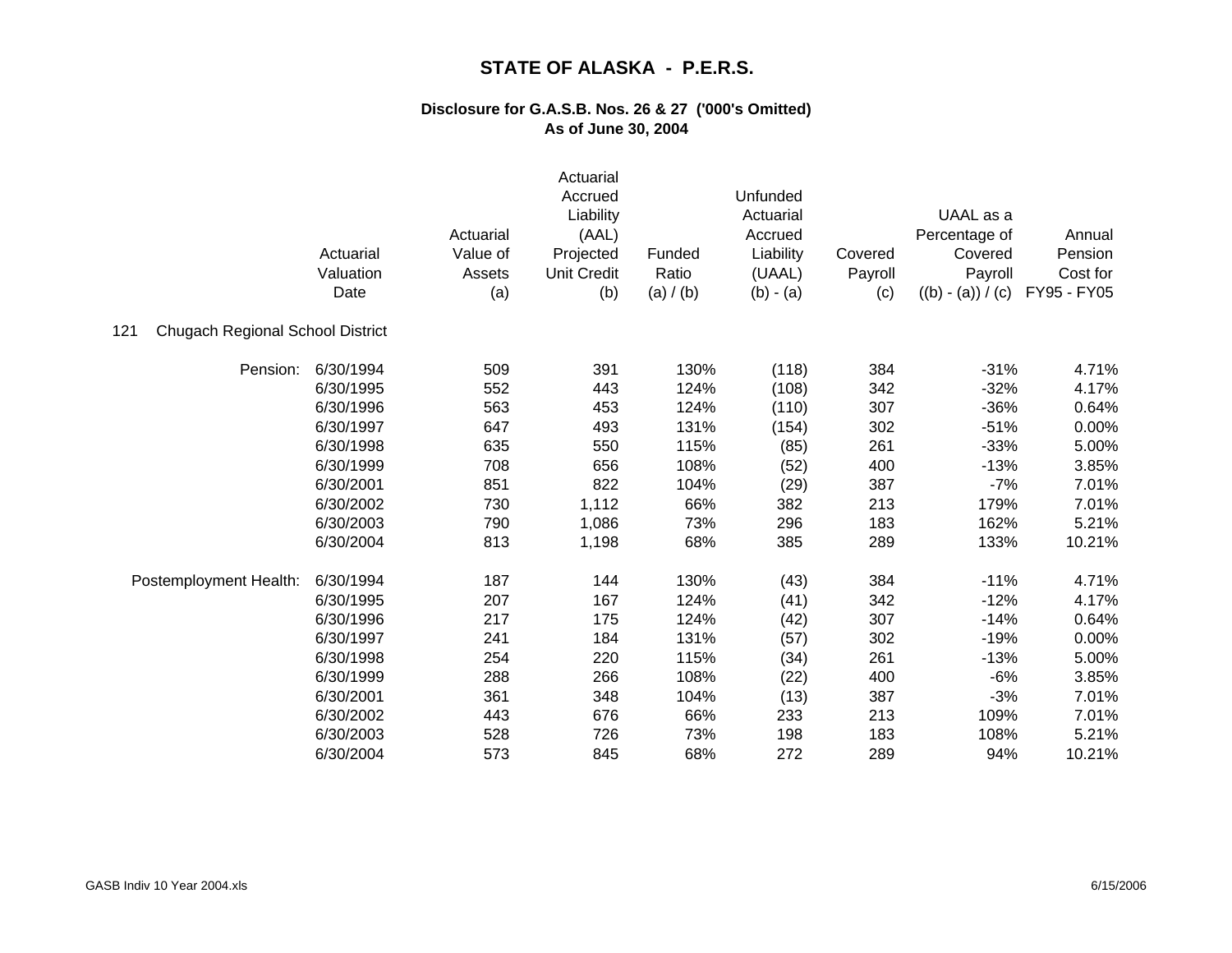# STATE OF ALASKA - P.E.R.S.

## Disclosure for G.A.S.B. Nos. 26 & 27 ('000's Omitted)
## As of June 30, 2004

121 Chugach Regional School District

| | Actuarial Valuation Date | Actuarial Value of Assets (a) | Actuarial Accrued Liability (AAL) Projected Unit Credit (b) | Funded Ratio (a) / (b) | Unfunded Actuarial Accrued Liability (UAAL) (b) - (a) | Covered Payroll (c) | UAAL as a Percentage of Covered Payroll ((b) - (a)) / (c) | Annual Pension Cost for FY95 - FY05 |
|---|---|---|---|---|---|---|---|---|
| Pension: | 6/30/1994 | 509 | 391 | 130% | (118) | 384 | -31% | 4.71% |
| | 6/30/1995 | 552 | 443 | 124% | (108) | 342 | -32% | 4.17% |
| | 6/30/1996 | 563 | 453 | 124% | (110) | 307 | -36% | 0.64% |
| | 6/30/1997 | 647 | 493 | 131% | (154) | 302 | -51% | 0.00% |
| | 6/30/1998 | 635 | 550 | 115% | (85) | 261 | -33% | 5.00% |
| | 6/30/1999 | 708 | 656 | 108% | (52) | 400 | -13% | 3.85% |
| | 6/30/2001 | 851 | 822 | 104% | (29) | 387 | -7% | 7.01% |
| | 6/30/2002 | 730 | 1,112 | 66% | 382 | 213 | 179% | 7.01% |
| | 6/30/2003 | 790 | 1,086 | 73% | 296 | 183 | 162% | 5.21% |
| | 6/30/2004 | 813 | 1,198 | 68% | 385 | 289 | 133% | 10.21% |
| Postemployment Health: | 6/30/1994 | 187 | 144 | 130% | (43) | 384 | -11% | 4.71% |
| | 6/30/1995 | 207 | 167 | 124% | (41) | 342 | -12% | 4.17% |
| | 6/30/1996 | 217 | 175 | 124% | (42) | 307 | -14% | 0.64% |
| | 6/30/1997 | 241 | 184 | 131% | (57) | 302 | -19% | 0.00% |
| | 6/30/1998 | 254 | 220 | 115% | (34) | 261 | -13% | 5.00% |
| | 6/30/1999 | 288 | 266 | 108% | (22) | 400 | -6% | 3.85% |
| | 6/30/2001 | 361 | 348 | 104% | (13) | 387 | -3% | 7.01% |
| | 6/30/2002 | 443 | 676 | 66% | 233 | 213 | 109% | 7.01% |
| | 6/30/2003 | 528 | 726 | 73% | 198 | 183 | 108% | 5.21% |
| | 6/30/2004 | 573 | 845 | 68% | 272 | 289 | 94% | 10.21% |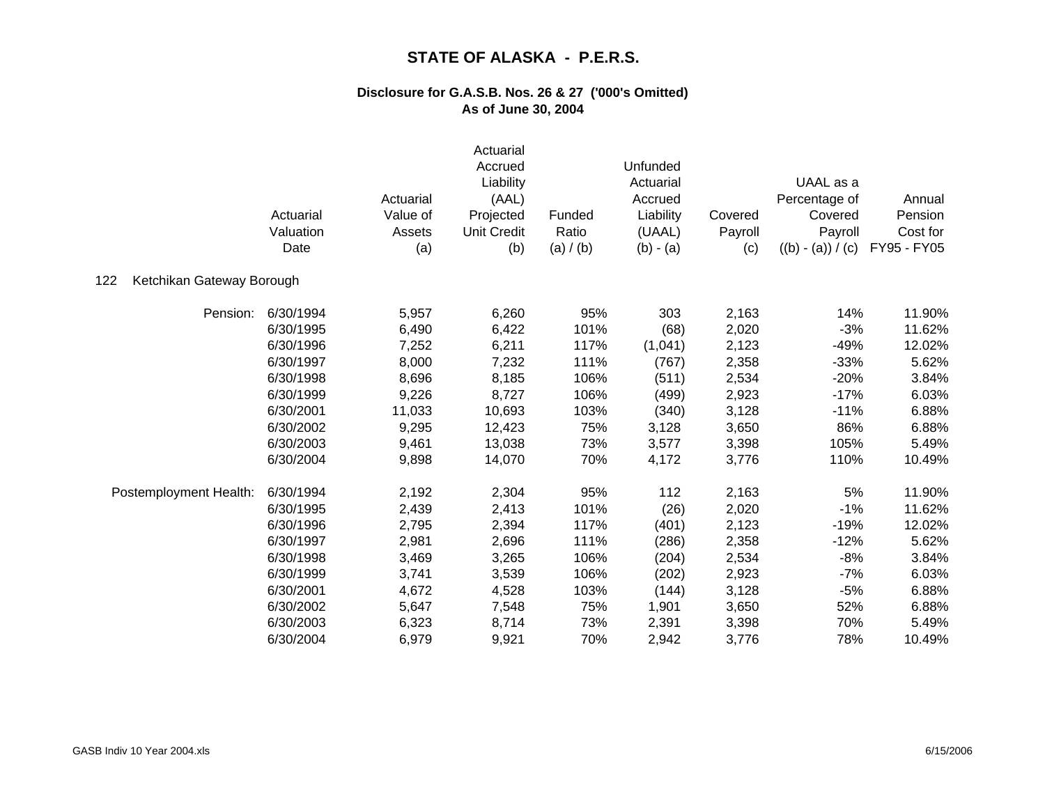# STATE OF ALASKA - P.E.R.S.

### Disclosure for G.A.S.B. Nos. 26 & 27 ('000's Omitted)
### As of June 30, 2004

122 Ketchikan Gateway Borough

| | Actuarial Valuation Date | Actuarial Value of Assets (a) | Actuarial Accrued Liability (AAL) Projected Unit Credit (b) | Funded Ratio (a) / (b) | Unfunded Actuarial Accrued Liability (UAAL) (b) - (a) | Covered Payroll (c) | UAAL as a Percentage of Covered Payroll ((b) - (a)) / (c) | Annual Pension Cost for FY95 - FY05 |
|---|---|---|---|---|---|---|---|---|
| Pension: | 6/30/1994 | 5,957 | 6,260 | 95% | 303 | 2,163 | 14% | 11.90% |
| | 6/30/1995 | 6,490 | 6,422 | 101% | (68) | 2,020 | -3% | 11.62% |
| | 6/30/1996 | 7,252 | 6,211 | 117% | (1,041) | 2,123 | -49% | 12.02% |
| | 6/30/1997 | 8,000 | 7,232 | 111% | (767) | 2,358 | -33% | 5.62% |
| | 6/30/1998 | 8,696 | 8,185 | 106% | (511) | 2,534 | -20% | 3.84% |
| | 6/30/1999 | 9,226 | 8,727 | 106% | (499) | 2,923 | -17% | 6.03% |
| | 6/30/2001 | 11,033 | 10,693 | 103% | (340) | 3,128 | -11% | 6.88% |
| | 6/30/2002 | 9,295 | 12,423 | 75% | 3,128 | 3,650 | 86% | 6.88% |
| | 6/30/2003 | 9,461 | 13,038 | 73% | 3,577 | 3,398 | 105% | 5.49% |
| | 6/30/2004 | 9,898 | 14,070 | 70% | 4,172 | 3,776 | 110% | 10.49% |
| Postemployment Health: | 6/30/1994 | 2,192 | 2,304 | 95% | 112 | 2,163 | 5% | 11.90% |
| | 6/30/1995 | 2,439 | 2,413 | 101% | (26) | 2,020 | -1% | 11.62% |
| | 6/30/1996 | 2,795 | 2,394 | 117% | (401) | 2,123 | -19% | 12.02% |
| | 6/30/1997 | 2,981 | 2,696 | 111% | (286) | 2,358 | -12% | 5.62% |
| | 6/30/1998 | 3,469 | 3,265 | 106% | (204) | 2,534 | -8% | 3.84% |
| | 6/30/1999 | 3,741 | 3,539 | 106% | (202) | 2,923 | -7% | 6.03% |
| | 6/30/2001 | 4,672 | 4,528 | 103% | (144) | 3,128 | -5% | 6.88% |
| | 6/30/2002 | 5,647 | 7,548 | 75% | 1,901 | 3,650 | 52% | 6.88% |
| | 6/30/2003 | 6,323 | 8,714 | 73% | 2,391 | 3,398 | 70% | 5.49% |
| | 6/30/2004 | 6,979 | 9,921 | 70% | 2,942 | 3,776 | 78% | 10.49% |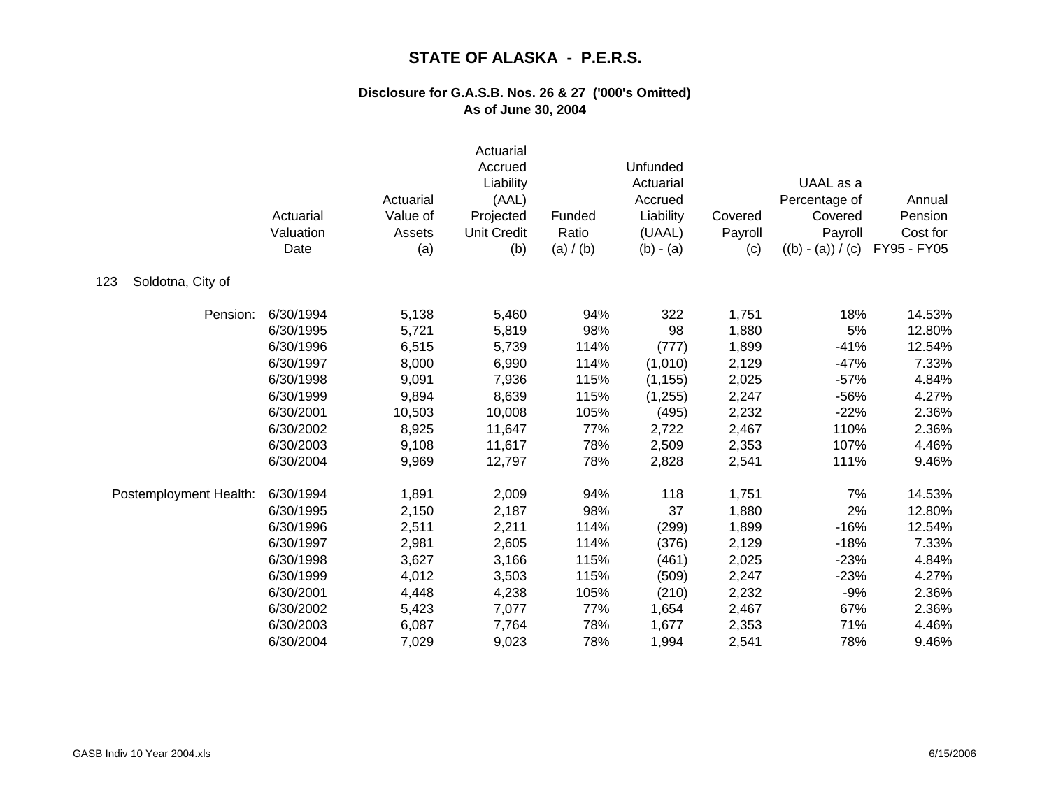# STATE OF ALASKA - P.E.R.S.

## Disclosure for G.A.S.B. Nos. 26 & 27 ('000's Omitted)
## As of June 30, 2004

123 Soldotna, City of

| | Actuarial Valuation Date | Actuarial Value of Assets (a) | Actuarial Accrued Liability (AAL) Projected Unit Credit (b) | Funded Ratio (a) / (b) | Unfunded Actuarial Accrued Liability (UAAL) (b) - (a) | Covered Payroll (c) | UAAL as a Percentage of Covered Payroll ((b) - (a)) / (c) | Annual Pension Cost for FY95 - FY05 |
|---|---|---|---|---|---|---|---|---|
| Pension: | 6/30/1994 | 5,138 | 5,460 | 94% | 322 | 1,751 | 18% | 14.53% |
| | 6/30/1995 | 5,721 | 5,819 | 98% | 98 | 1,880 | 5% | 12.80% |
| | 6/30/1996 | 6,515 | 5,739 | 114% | (777) | 1,899 | -41% | 12.54% |
| | 6/30/1997 | 8,000 | 6,990 | 114% | (1,010) | 2,129 | -47% | 7.33% |
| | 6/30/1998 | 9,091 | 7,936 | 115% | (1,155) | 2,025 | -57% | 4.84% |
| | 6/30/1999 | 9,894 | 8,639 | 115% | (1,255) | 2,247 | -56% | 4.27% |
| | 6/30/2001 | 10,503 | 10,008 | 105% | (495) | 2,232 | -22% | 2.36% |
| | 6/30/2002 | 8,925 | 11,647 | 77% | 2,722 | 2,467 | 110% | 2.36% |
| | 6/30/2003 | 9,108 | 11,617 | 78% | 2,509 | 2,353 | 107% | 4.46% |
| | 6/30/2004 | 9,969 | 12,797 | 78% | 2,828 | 2,541 | 111% | 9.46% |
| Postemployment Health: | 6/30/1994 | 1,891 | 2,009 | 94% | 118 | 1,751 | 7% | 14.53% |
| | 6/30/1995 | 2,150 | 2,187 | 98% | 37 | 1,880 | 2% | 12.80% |
| | 6/30/1996 | 2,511 | 2,211 | 114% | (299) | 1,899 | -16% | 12.54% |
| | 6/30/1997 | 2,981 | 2,605 | 114% | (376) | 2,129 | -18% | 7.33% |
| | 6/30/1998 | 3,627 | 3,166 | 115% | (461) | 2,025 | -23% | 4.84% |
| | 6/30/1999 | 4,012 | 3,503 | 115% | (509) | 2,247 | -23% | 4.27% |
| | 6/30/2001 | 4,448 | 4,238 | 105% | (210) | 2,232 | -9% | 2.36% |
| | 6/30/2002 | 5,423 | 7,077 | 77% | 1,654 | 2,467 | 67% | 2.36% |
| | 6/30/2003 | 6,087 | 7,764 | 78% | 1,677 | 2,353 | 71% | 4.46% |
| | 6/30/2004 | 7,029 | 9,023 | 78% | 1,994 | 2,541 | 78% | 9.46% |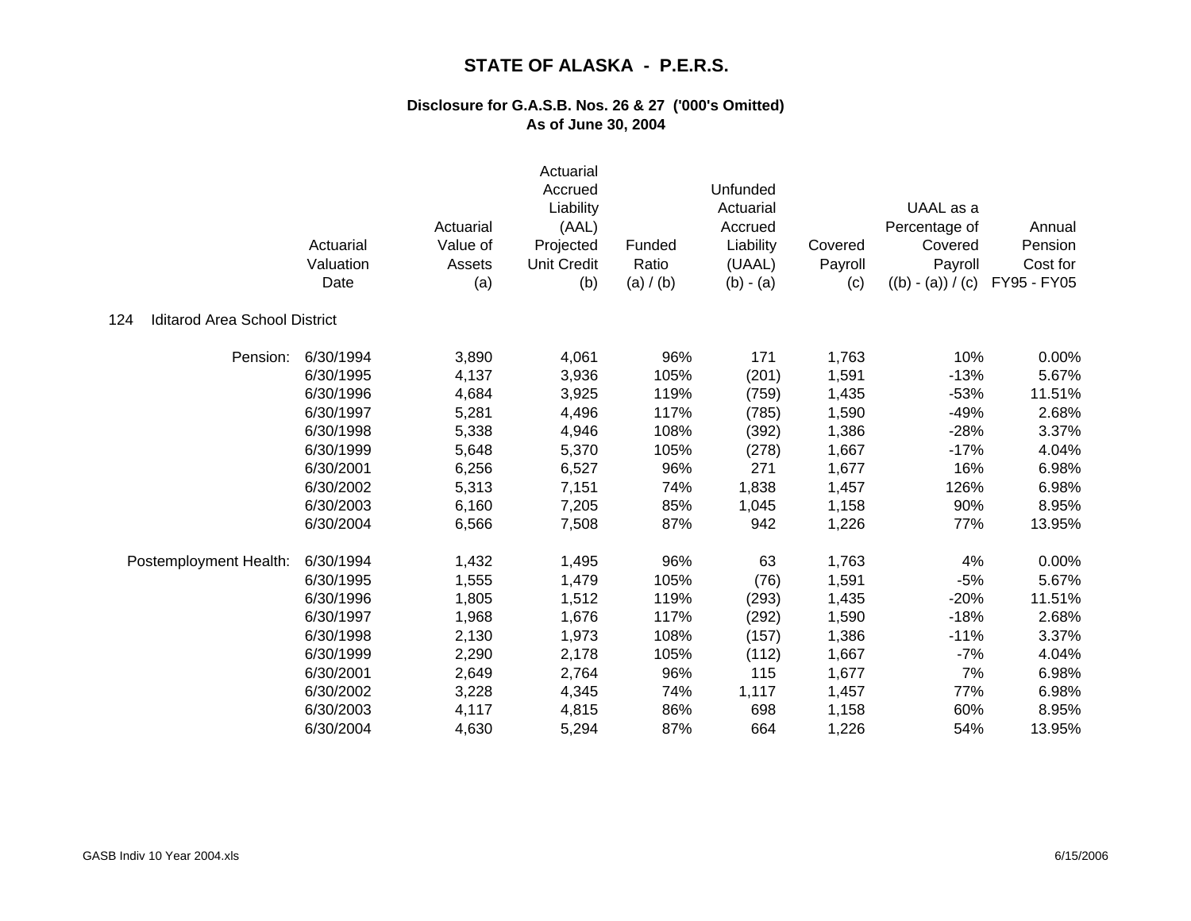# STATE OF ALASKA - P.E.R.S.

## Disclosure for G.A.S.B. Nos. 26 & 27 ('000's Omitted)
## As of June 30, 2004

**124 Iditarod Area School District**

| | Actuarial Valuation Date | Actuarial Value of Assets (a) | Actuarial Accrued Liability (AAL) Projected Unit Credit (b) | Funded Ratio (a) / (b) | Unfunded Actuarial Accrued Liability (UAAL) (b) - (a) | Covered Payroll (c) | UAAL as a Percentage of Covered Payroll ((b) - (a)) / (c) | Annual Pension Cost for FY95 - FY05 |
|---|---|---|---|---|---|---|---|---|
| Pension: | 6/30/1994 | 3,890 | 4,061 | 96% | 171 | 1,763 | 10% | 0.00% |
| | 6/30/1995 | 4,137 | 3,936 | 105% | (201) | 1,591 | -13% | 5.67% |
| | 6/30/1996 | 4,684 | 3,925 | 119% | (759) | 1,435 | -53% | 11.51% |
| | 6/30/1997 | 5,281 | 4,496 | 117% | (785) | 1,590 | -49% | 2.68% |
| | 6/30/1998 | 5,338 | 4,946 | 108% | (392) | 1,386 | -28% | 3.37% |
| | 6/30/1999 | 5,648 | 5,370 | 105% | (278) | 1,667 | -17% | 4.04% |
| | 6/30/2001 | 6,256 | 6,527 | 96% | 271 | 1,677 | 16% | 6.98% |
| | 6/30/2002 | 5,313 | 7,151 | 74% | 1,838 | 1,457 | 126% | 6.98% |
| | 6/30/2003 | 6,160 | 7,205 | 85% | 1,045 | 1,158 | 90% | 8.95% |
| | 6/30/2004 | 6,566 | 7,508 | 87% | 942 | 1,226 | 77% | 13.95% |
| Postemployment Health: | 6/30/1994 | 1,432 | 1,495 | 96% | 63 | 1,763 | 4% | 0.00% |
| | 6/30/1995 | 1,555 | 1,479 | 105% | (76) | 1,591 | -5% | 5.67% |
| | 6/30/1996 | 1,805 | 1,512 | 119% | (293) | 1,435 | -20% | 11.51% |
| | 6/30/1997 | 1,968 | 1,676 | 117% | (292) | 1,590 | -18% | 2.68% |
| | 6/30/1998 | 2,130 | 1,973 | 108% | (157) | 1,386 | -11% | 3.37% |
| | 6/30/1999 | 2,290 | 2,178 | 105% | (112) | 1,667 | -7% | 4.04% |
| | 6/30/2001 | 2,649 | 2,764 | 96% | 115 | 1,677 | 7% | 6.98% |
| | 6/30/2002 | 3,228 | 4,345 | 74% | 1,117 | 1,457 | 77% | 6.98% |
| | 6/30/2003 | 4,117 | 4,815 | 86% | 698 | 1,158 | 60% | 8.95% |
| | 6/30/2004 | 4,630 | 5,294 | 87% | 664 | 1,226 | 54% | 13.95% |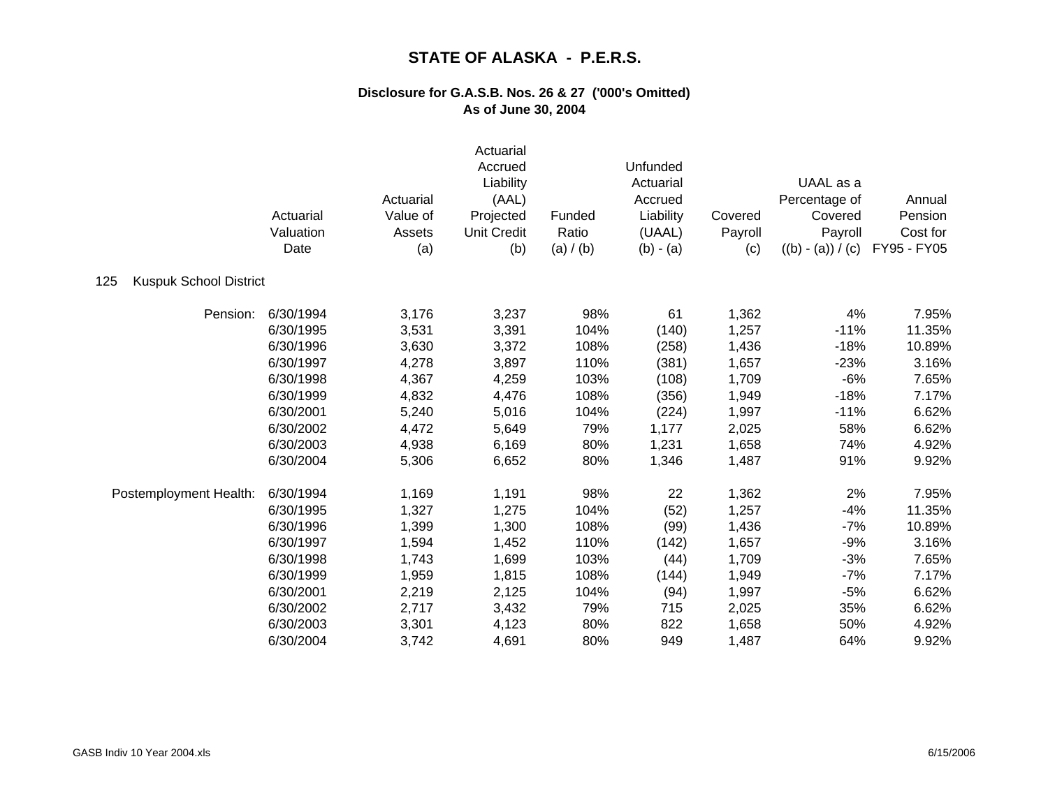# STATE OF ALASKA - P.E.R.S.

### Disclosure for G.A.S.B. Nos. 26 & 27 ('000's Omitted)
### As of June 30, 2004

**125 Kuspuk School District**

| | Actuarial Valuation Date | Actuarial Value of Assets (a) | Actuarial Accrued Liability (AAL) Projected Unit Credit (b) | Funded Ratio (a) / (b) | Unfunded Actuarial Accrued Liability (UAAL) (b) - (a) | Covered Payroll (c) | UAAL as a Percentage of Covered Payroll ((b) - (a)) / (c) | Annual Pension Cost for FY95 - FY05 |
|---|---|---|---|---|---|---|---|---|
| Pension: | 6/30/1994 | 3,176 | 3,237 | 98% | 61 | 1,362 | 4% | 7.95% |
| | 6/30/1995 | 3,531 | 3,391 | 104% | (140) | 1,257 | -11% | 11.35% |
| | 6/30/1996 | 3,630 | 3,372 | 108% | (258) | 1,436 | -18% | 10.89% |
| | 6/30/1997 | 4,278 | 3,897 | 110% | (381) | 1,657 | -23% | 3.16% |
| | 6/30/1998 | 4,367 | 4,259 | 103% | (108) | 1,709 | -6% | 7.65% |
| | 6/30/1999 | 4,832 | 4,476 | 108% | (356) | 1,949 | -18% | 7.17% |
| | 6/30/2001 | 5,240 | 5,016 | 104% | (224) | 1,997 | -11% | 6.62% |
| | 6/30/2002 | 4,472 | 5,649 | 79% | 1,177 | 2,025 | 58% | 6.62% |
| | 6/30/2003 | 4,938 | 6,169 | 80% | 1,231 | 1,658 | 74% | 4.92% |
| | 6/30/2004 | 5,306 | 6,652 | 80% | 1,346 | 1,487 | 91% | 9.92% |
| Postemployment Health: | 6/30/1994 | 1,169 | 1,191 | 98% | 22 | 1,362 | 2% | 7.95% |
| | 6/30/1995 | 1,327 | 1,275 | 104% | (52) | 1,257 | -4% | 11.35% |
| | 6/30/1996 | 1,399 | 1,300 | 108% | (99) | 1,436 | -7% | 10.89% |
| | 6/30/1997 | 1,594 | 1,452 | 110% | (142) | 1,657 | -9% | 3.16% |
| | 6/30/1998 | 1,743 | 1,699 | 103% | (44) | 1,709 | -3% | 7.65% |
| | 6/30/1999 | 1,959 | 1,815 | 108% | (144) | 1,949 | -7% | 7.17% |
| | 6/30/2001 | 2,219 | 2,125 | 104% | (94) | 1,997 | -5% | 6.62% |
| | 6/30/2002 | 2,717 | 3,432 | 79% | 715 | 2,025 | 35% | 6.62% |
| | 6/30/2003 | 3,301 | 4,123 | 80% | 822 | 1,658 | 50% | 4.92% |
| | 6/30/2004 | 3,742 | 4,691 | 80% | 949 | 1,487 | 64% | 9.92% |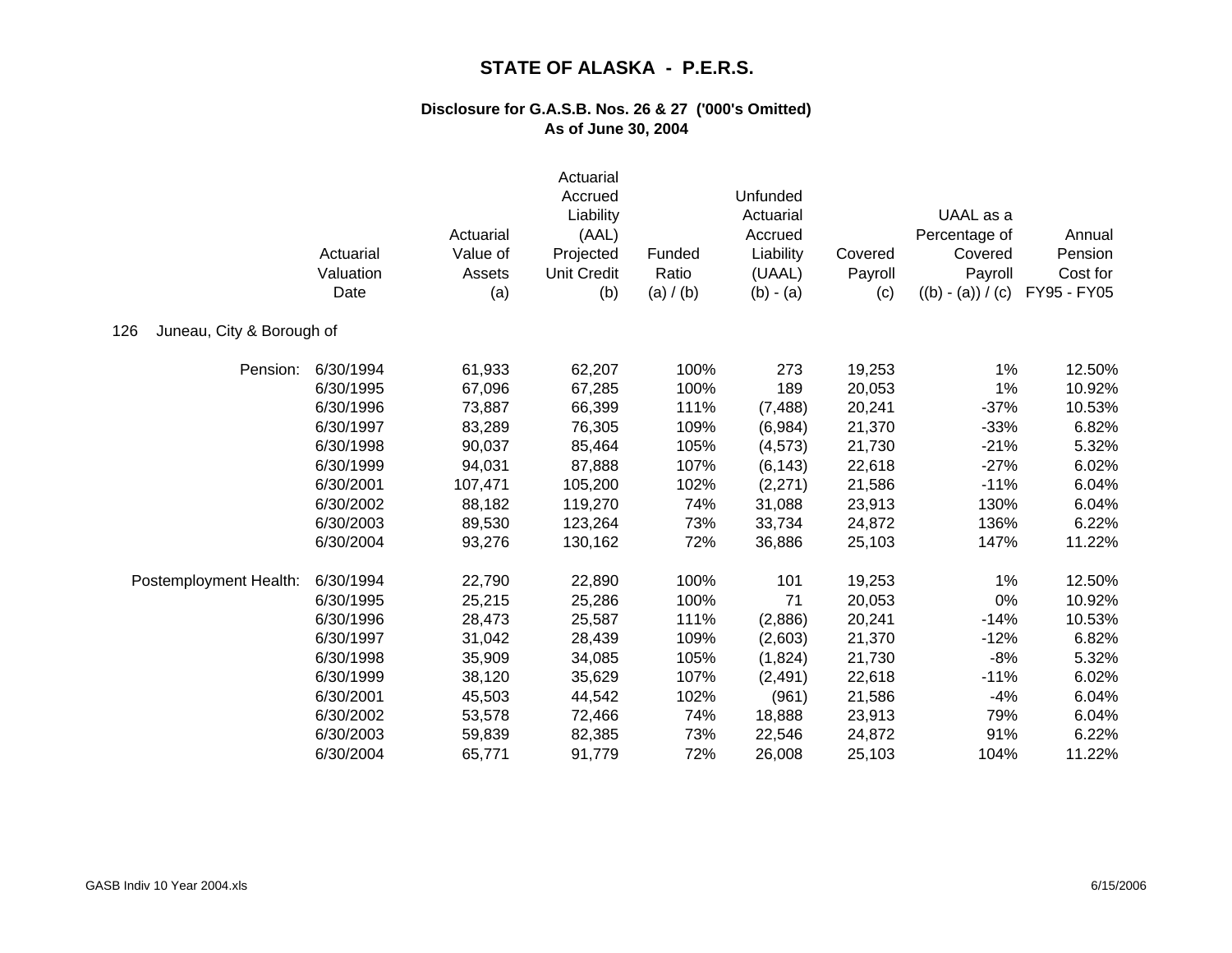# STATE OF ALASKA - P.E.R.S.

### Disclosure for G.A.S.B. Nos. 26 & 27 ('000's Omitted)
### As of June 30, 2004

126 Juneau, City & Borough of

| | Actuarial Valuation Date | Actuarial Value of Assets (a) | Actuarial Accrued Liability (AAL) Projected Unit Credit (b) | Funded Ratio (a) / (b) | Unfunded Actuarial Accrued Liability (UAAL) (b) - (a) | Covered Payroll (c) | UAAL as a Percentage of Covered Payroll ((b) - (a)) / (c) | Annual Pension Cost for FY95 - FY05 |
|---|---|---|---|---|---|---|---|---|
| Pension: | 6/30/1994 | 61,933 | 62,207 | 100% | 273 | 19,253 | 1% | 12.50% |
| | 6/30/1995 | 67,096 | 67,285 | 100% | 189 | 20,053 | 1% | 10.92% |
| | 6/30/1996 | 73,887 | 66,399 | 111% | (7,488) | 20,241 | -37% | 10.53% |
| | 6/30/1997 | 83,289 | 76,305 | 109% | (6,984) | 21,370 | -33% | 6.82% |
| | 6/30/1998 | 90,037 | 85,464 | 105% | (4,573) | 21,730 | -21% | 5.32% |
| | 6/30/1999 | 94,031 | 87,888 | 107% | (6,143) | 22,618 | -27% | 6.02% |
| | 6/30/2001 | 107,471 | 105,200 | 102% | (2,271) | 21,586 | -11% | 6.04% |
| | 6/30/2002 | 88,182 | 119,270 | 74% | 31,088 | 23,913 | 130% | 6.04% |
| | 6/30/2003 | 89,530 | 123,264 | 73% | 33,734 | 24,872 | 136% | 6.22% |
| | 6/30/2004 | 93,276 | 130,162 | 72% | 36,886 | 25,103 | 147% | 11.22% |
| Postemployment Health: | 6/30/1994 | 22,790 | 22,890 | 100% | 101 | 19,253 | 1% | 12.50% |
| | 6/30/1995 | 25,215 | 25,286 | 100% | 71 | 20,053 | 0% | 10.92% |
| | 6/30/1996 | 28,473 | 25,587 | 111% | (2,886) | 20,241 | -14% | 10.53% |
| | 6/30/1997 | 31,042 | 28,439 | 109% | (2,603) | 21,370 | -12% | 6.82% |
| | 6/30/1998 | 35,909 | 34,085 | 105% | (1,824) | 21,730 | -8% | 5.32% |
| | 6/30/1999 | 38,120 | 35,629 | 107% | (2,491) | 22,618 | -11% | 6.02% |
| | 6/30/2001 | 45,503 | 44,542 | 102% | (961) | 21,586 | -4% | 6.04% |
| | 6/30/2002 | 53,578 | 72,466 | 74% | 18,888 | 23,913 | 79% | 6.04% |
| | 6/30/2003 | 59,839 | 82,385 | 73% | 22,546 | 24,872 | 91% | 6.22% |
| | 6/30/2004 | 65,771 | 91,779 | 72% | 26,008 | 25,103 | 104% | 11.22% |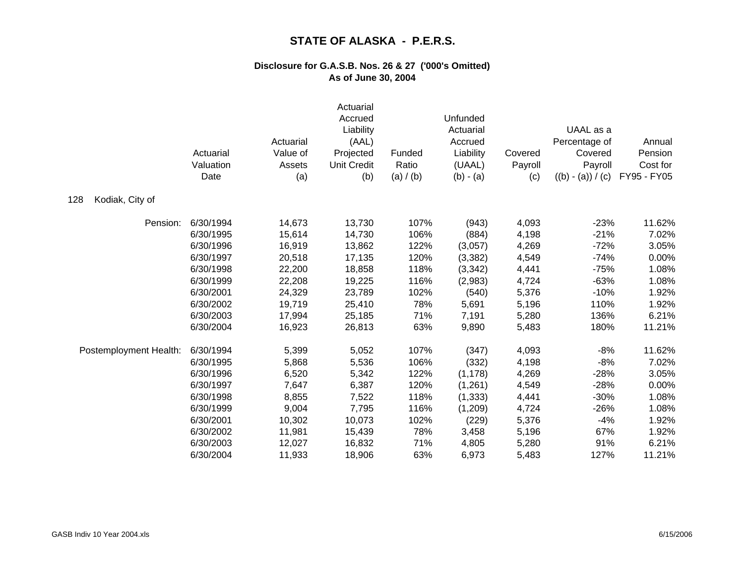# STATE OF ALASKA - P.E.R.S.

### Disclosure for G.A.S.B. Nos. 26 & 27 ('000's Omitted)
### As of June 30, 2004

128 Kodiak, City of

| | Actuarial Valuation Date | Actuarial Value of Assets (a) | Actuarial Accrued Liability (AAL) Projected Unit Credit (b) | Funded Ratio (a) / (b) | Unfunded Actuarial Accrued Liability (UAAL) (b) - (a) | Covered Payroll (c) | UAAL as a Percentage of Covered Payroll ((b) - (a)) / (c) | Annual Pension Cost for FY95 - FY05 |
|---|---|---|---|---|---|---|---|---|
| Pension: | 6/30/1994 | 14,673 | 13,730 | 107% | (943) | 4,093 | -23% | 11.62% |
| | 6/30/1995 | 15,614 | 14,730 | 106% | (884) | 4,198 | -21% | 7.02% |
| | 6/30/1996 | 16,919 | 13,862 | 122% | (3,057) | 4,269 | -72% | 3.05% |
| | 6/30/1997 | 20,518 | 17,135 | 120% | (3,382) | 4,549 | -74% | 0.00% |
| | 6/30/1998 | 22,200 | 18,858 | 118% | (3,342) | 4,441 | -75% | 1.08% |
| | 6/30/1999 | 22,208 | 19,225 | 116% | (2,983) | 4,724 | -63% | 1.08% |
| | 6/30/2001 | 24,329 | 23,789 | 102% | (540) | 5,376 | -10% | 1.92% |
| | 6/30/2002 | 19,719 | 25,410 | 78% | 5,691 | 5,196 | 110% | 1.92% |
| | 6/30/2003 | 17,994 | 25,185 | 71% | 7,191 | 5,280 | 136% | 6.21% |
| | 6/30/2004 | 16,923 | 26,813 | 63% | 9,890 | 5,483 | 180% | 11.21% |
| Postemployment Health: | 6/30/1994 | 5,399 | 5,052 | 107% | (347) | 4,093 | -8% | 11.62% |
| | 6/30/1995 | 5,868 | 5,536 | 106% | (332) | 4,198 | -8% | 7.02% |
| | 6/30/1996 | 6,520 | 5,342 | 122% | (1,178) | 4,269 | -28% | 3.05% |
| | 6/30/1997 | 7,647 | 6,387 | 120% | (1,261) | 4,549 | -28% | 0.00% |
| | 6/30/1998 | 8,855 | 7,522 | 118% | (1,333) | 4,441 | -30% | 1.08% |
| | 6/30/1999 | 9,004 | 7,795 | 116% | (1,209) | 4,724 | -26% | 1.08% |
| | 6/30/2001 | 10,302 | 10,073 | 102% | (229) | 5,376 | -4% | 1.92% |
| | 6/30/2002 | 11,981 | 15,439 | 78% | 3,458 | 5,196 | 67% | 1.92% |
| | 6/30/2003 | 12,027 | 16,832 | 71% | 4,805 | 5,280 | 91% | 6.21% |
| | 6/30/2004 | 11,933 | 18,906 | 63% | 6,973 | 5,483 | 127% | 11.21% |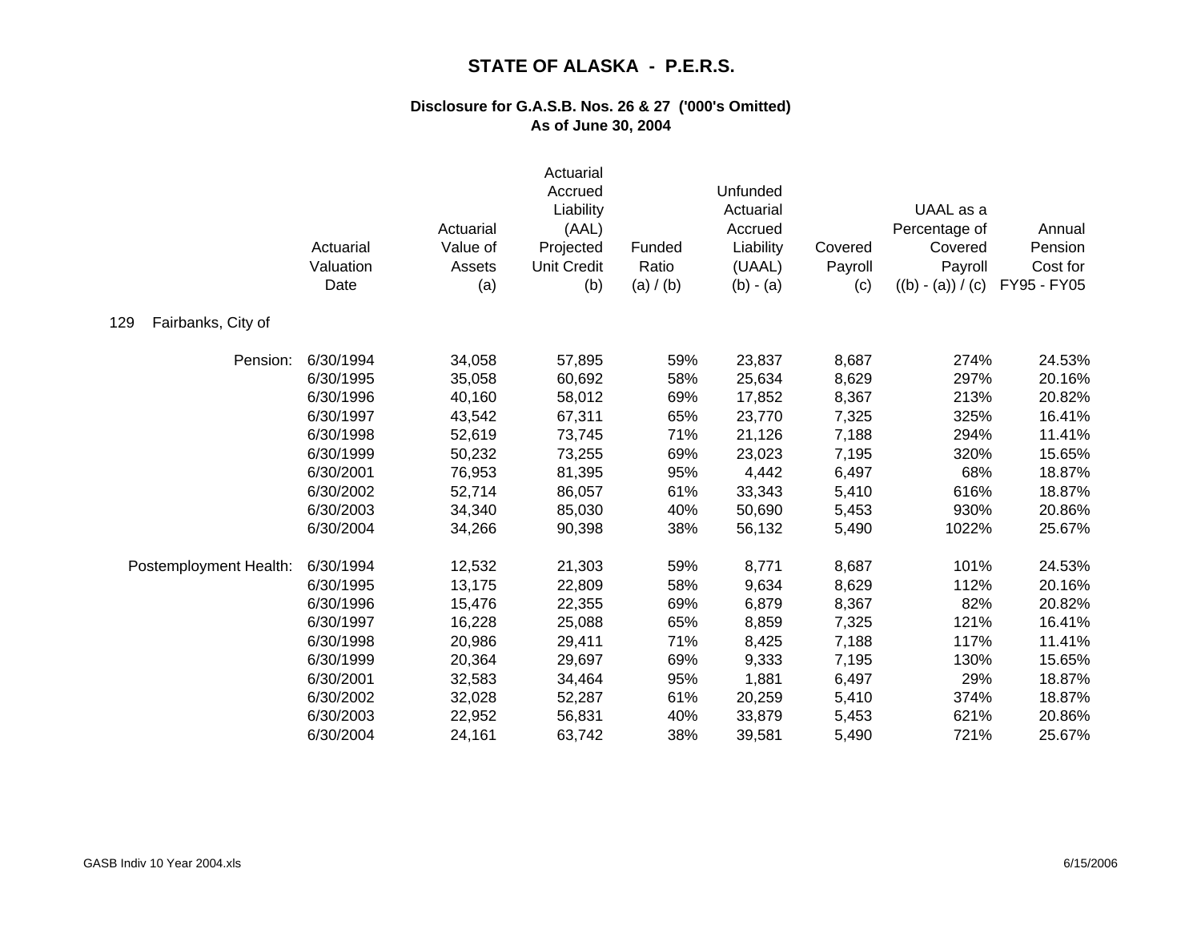# STATE OF ALASKA - P.E.R.S.

### Disclosure for G.A.S.B. Nos. 26 & 27 ('000's Omitted)
### As of June 30, 2004

| | Actuarial Valuation Date | Actuarial Value of Assets (a) | Actuarial Accrued Liability (AAL) Projected Unit Credit (b) | Funded Ratio (a) / (b) | Unfunded Actuarial Accrued Liability (UAAL) (b) - (a) | Covered Payroll (c) | UAAL as a Percentage of Covered Payroll ((b) - (a)) / (c) | Annual Pension Cost for FY95 - FY05 |
|---|---|---|---|---|---|---|---|---|
| 129 Fairbanks, City of | | | | | | | | |
| Pension: | 6/30/1994 | 34,058 | 57,895 | 59% | 23,837 | 8,687 | 274% | 24.53% |
| | 6/30/1995 | 35,058 | 60,692 | 58% | 25,634 | 8,629 | 297% | 20.16% |
| | 6/30/1996 | 40,160 | 58,012 | 69% | 17,852 | 8,367 | 213% | 20.82% |
| | 6/30/1997 | 43,542 | 67,311 | 65% | 23,770 | 7,325 | 325% | 16.41% |
| | 6/30/1998 | 52,619 | 73,745 | 71% | 21,126 | 7,188 | 294% | 11.41% |
| | 6/30/1999 | 50,232 | 73,255 | 69% | 23,023 | 7,195 | 320% | 15.65% |
| | 6/30/2001 | 76,953 | 81,395 | 95% | 4,442 | 6,497 | 68% | 18.87% |
| | 6/30/2002 | 52,714 | 86,057 | 61% | 33,343 | 5,410 | 616% | 18.87% |
| | 6/30/2003 | 34,340 | 85,030 | 40% | 50,690 | 5,453 | 930% | 20.86% |
| | 6/30/2004 | 34,266 | 90,398 | 38% | 56,132 | 5,490 | 1022% | 25.67% |
| Postemployment Health: | 6/30/1994 | 12,532 | 21,303 | 59% | 8,771 | 8,687 | 101% | 24.53% |
| | 6/30/1995 | 13,175 | 22,809 | 58% | 9,634 | 8,629 | 112% | 20.16% |
| | 6/30/1996 | 15,476 | 22,355 | 69% | 6,879 | 8,367 | 82% | 20.82% |
| | 6/30/1997 | 16,228 | 25,088 | 65% | 8,859 | 7,325 | 121% | 16.41% |
| | 6/30/1998 | 20,986 | 29,411 | 71% | 8,425 | 7,188 | 117% | 11.41% |
| | 6/30/1999 | 20,364 | 29,697 | 69% | 9,333 | 7,195 | 130% | 15.65% |
| | 6/30/2001 | 32,583 | 34,464 | 95% | 1,881 | 6,497 | 29% | 18.87% |
| | 6/30/2002 | 32,028 | 52,287 | 61% | 20,259 | 5,410 | 374% | 18.87% |
| | 6/30/2003 | 22,952 | 56,831 | 40% | 33,879 | 5,453 | 621% | 20.86% |
| | 6/30/2004 | 24,161 | 63,742 | 38% | 39,581 | 5,490 | 721% | 25.67% |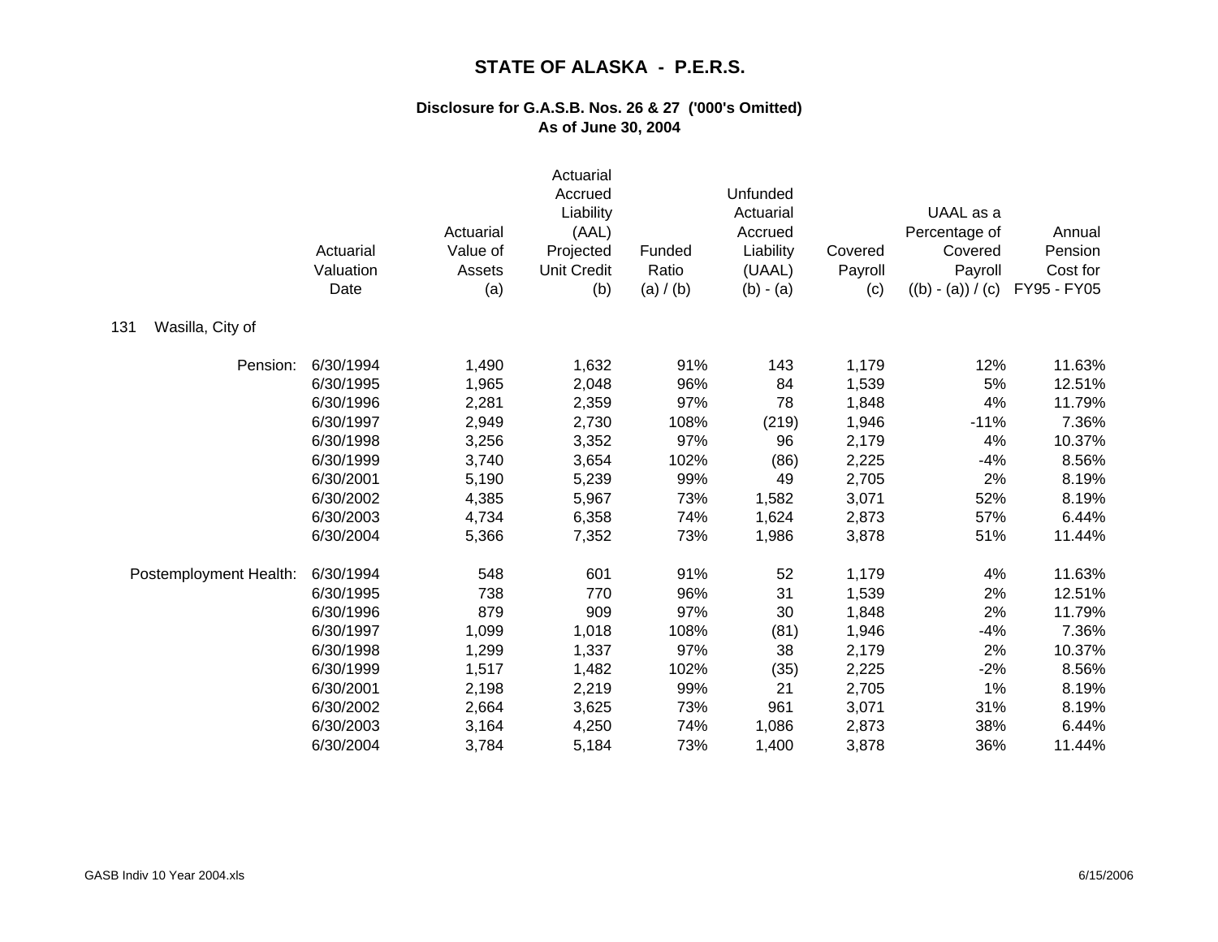# STATE OF ALASKA - P.E.R.S.

### Disclosure for G.A.S.B. Nos. 26 & 27 ('000's Omitted)
### As of June 30, 2004

**131 Wasilla, City of**

| | Actuarial Valuation Date | Actuarial Value of Assets (a) | Actuarial Accrued Liability (AAL) Projected Unit Credit (b) | Funded Ratio (a) / (b) | Unfunded Actuarial Accrued Liability (UAAL) (b) - (a) | Covered Payroll (c) | UAAL as a Percentage of Covered Payroll ((b) - (a)) / (c) | Annual Pension Cost for FY95 - FY05 |
|---|---|---|---|---|---|---|---|---|
| Pension: | 6/30/1994 | 1,490 | 1,632 | 91% | 143 | 1,179 | 12% | 11.63% |
| | 6/30/1995 | 1,965 | 2,048 | 96% | 84 | 1,539 | 5% | 12.51% |
| | 6/30/1996 | 2,281 | 2,359 | 97% | 78 | 1,848 | 4% | 11.79% |
| | 6/30/1997 | 2,949 | 2,730 | 108% | (219) | 1,946 | -11% | 7.36% |
| | 6/30/1998 | 3,256 | 3,352 | 97% | 96 | 2,179 | 4% | 10.37% |
| | 6/30/1999 | 3,740 | 3,654 | 102% | (86) | 2,225 | -4% | 8.56% |
| | 6/30/2001 | 5,190 | 5,239 | 99% | 49 | 2,705 | 2% | 8.19% |
| | 6/30/2002 | 4,385 | 5,967 | 73% | 1,582 | 3,071 | 52% | 8.19% |
| | 6/30/2003 | 4,734 | 6,358 | 74% | 1,624 | 2,873 | 57% | 6.44% |
| | 6/30/2004 | 5,366 | 7,352 | 73% | 1,986 | 3,878 | 51% | 11.44% |
| Postemployment Health: | 6/30/1994 | 548 | 601 | 91% | 52 | 1,179 | 4% | 11.63% |
| | 6/30/1995 | 738 | 770 | 96% | 31 | 1,539 | 2% | 12.51% |
| | 6/30/1996 | 879 | 909 | 97% | 30 | 1,848 | 2% | 11.79% |
| | 6/30/1997 | 1,099 | 1,018 | 108% | (81) | 1,946 | -4% | 7.36% |
| | 6/30/1998 | 1,299 | 1,337 | 97% | 38 | 2,179 | 2% | 10.37% |
| | 6/30/1999 | 1,517 | 1,482 | 102% | (35) | 2,225 | -2% | 8.56% |
| | 6/30/2001 | 2,198 | 2,219 | 99% | 21 | 2,705 | 1% | 8.19% |
| | 6/30/2002 | 2,664 | 3,625 | 73% | 961 | 3,071 | 31% | 8.19% |
| | 6/30/2003 | 3,164 | 4,250 | 74% | 1,086 | 2,873 | 38% | 6.44% |
| | 6/30/2004 | 3,784 | 5,184 | 73% | 1,400 | 3,878 | 36% | 11.44% |

GASB Indiv 10 Year 2004.xls 6/15/2006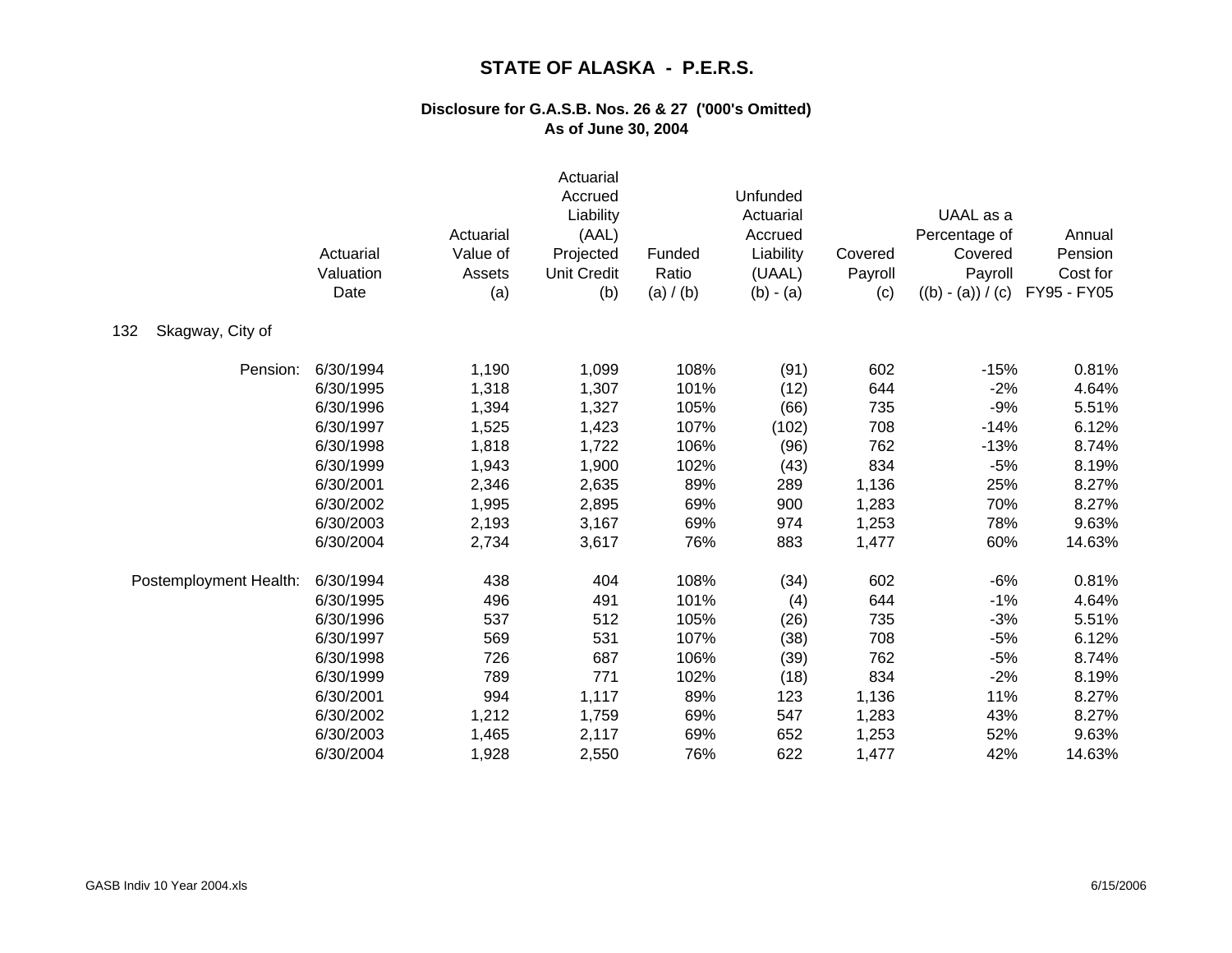# STATE OF ALASKA - P.E.R.S.

## Disclosure for G.A.S.B. Nos. 26 & 27 ('000's Omitted)
## As of June 30, 2004

| | Actuarial Valuation Date | Actuarial Value of Assets (a) | Actuarial Accrued Liability (AAL) Projected Unit Credit (b) | Funded Ratio (a) / (b) | Unfunded Actuarial Accrued Liability (UAAL) (b) - (a) | Covered Payroll (c) | UAAL as a Percentage of Covered Payroll ((b) - (a)) / (c) | Annual Pension Cost for FY95 - FY05 |
|---|---|---|---|---|---|---|---|---|
| 132 Skagway, City of | | | | | | | | |
| Pension: | 6/30/1994 | 1,190 | 1,099 | 108% | (91) | 602 | -15% | 0.81% |
| | 6/30/1995 | 1,318 | 1,307 | 101% | (12) | 644 | -2% | 4.64% |
| | 6/30/1996 | 1,394 | 1,327 | 105% | (66) | 735 | -9% | 5.51% |
| | 6/30/1997 | 1,525 | 1,423 | 107% | (102) | 708 | -14% | 6.12% |
| | 6/30/1998 | 1,818 | 1,722 | 106% | (96) | 762 | -13% | 8.74% |
| | 6/30/1999 | 1,943 | 1,900 | 102% | (43) | 834 | -5% | 8.19% |
| | 6/30/2001 | 2,346 | 2,635 | 89% | 289 | 1,136 | 25% | 8.27% |
| | 6/30/2002 | 1,995 | 2,895 | 69% | 900 | 1,283 | 70% | 8.27% |
| | 6/30/2003 | 2,193 | 3,167 | 69% | 974 | 1,253 | 78% | 9.63% |
| | 6/30/2004 | 2,734 | 3,617 | 76% | 883 | 1,477 | 60% | 14.63% |
| Postemployment Health: | 6/30/1994 | 438 | 404 | 108% | (34) | 602 | -6% | 0.81% |
| | 6/30/1995 | 496 | 491 | 101% | (4) | 644 | -1% | 4.64% |
| | 6/30/1996 | 537 | 512 | 105% | (26) | 735 | -3% | 5.51% |
| | 6/30/1997 | 569 | 531 | 107% | (38) | 708 | -5% | 6.12% |
| | 6/30/1998 | 726 | 687 | 106% | (39) | 762 | -5% | 8.74% |
| | 6/30/1999 | 789 | 771 | 102% | (18) | 834 | -2% | 8.19% |
| | 6/30/2001 | 994 | 1,117 | 89% | 123 | 1,136 | 11% | 8.27% |
| | 6/30/2002 | 1,212 | 1,759 | 69% | 547 | 1,283 | 43% | 8.27% |
| | 6/30/2003 | 1,465 | 2,117 | 69% | 652 | 1,253 | 52% | 9.63% |
| | 6/30/2004 | 1,928 | 2,550 | 76% | 622 | 1,477 | 42% | 14.63% |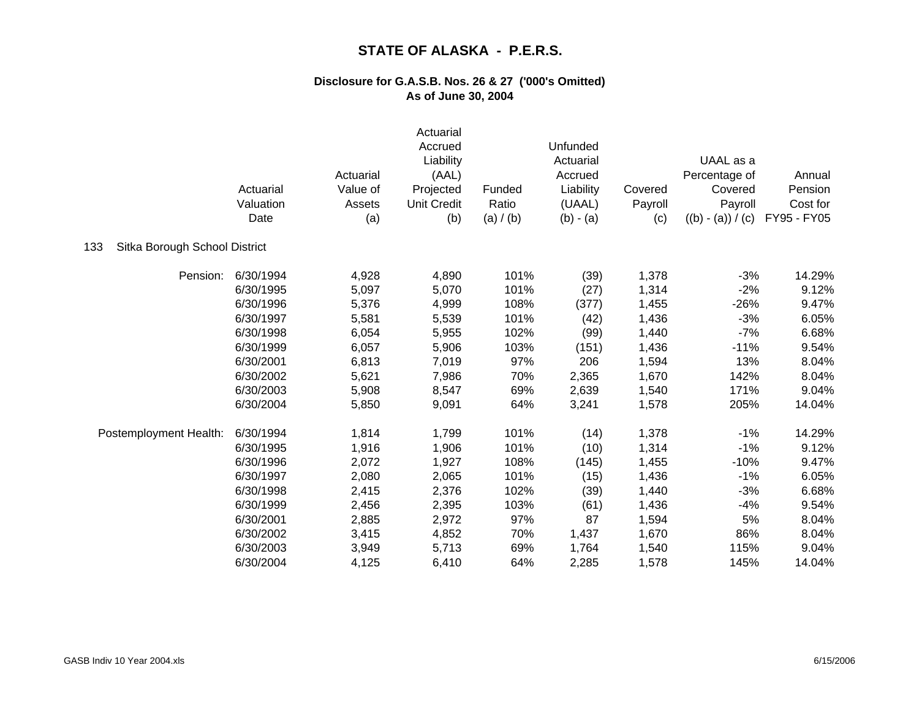# STATE OF ALASKA - P.E.R.S.

### Disclosure for G.A.S.B. Nos. 26 & 27 ('000's Omitted)
### As of June 30, 2004

| | Actuarial Valuation Date | Actuarial Value of Assets (a) | Actuarial Accrued Liability (AAL) Projected Unit Credit (b) | Funded Ratio (a) / (b) | Unfunded Actuarial Accrued Liability (UAAL) (b) - (a) | Covered Payroll (c) | UAAL as a Percentage of Covered Payroll ((b) - (a)) / (c) | Annual Pension Cost for FY95 - FY05 |
|---|---|---|---|---|---|---|---|---|
| **133 Sitka Borough School District** | | | | | | | | |
| Pension: | 6/30/1994 | 4,928 | 4,890 | 101% | (39) | 1,378 | -3% | 14.29% |
| | 6/30/1995 | 5,097 | 5,070 | 101% | (27) | 1,314 | -2% | 9.12% |
| | 6/30/1996 | 5,376 | 4,999 | 108% | (377) | 1,455 | -26% | 9.47% |
| | 6/30/1997 | 5,581 | 5,539 | 101% | (42) | 1,436 | -3% | 6.05% |
| | 6/30/1998 | 6,054 | 5,955 | 102% | (99) | 1,440 | -7% | 6.68% |
| | 6/30/1999 | 6,057 | 5,906 | 103% | (151) | 1,436 | -11% | 9.54% |
| | 6/30/2001 | 6,813 | 7,019 | 97% | 206 | 1,594 | 13% | 8.04% |
| | 6/30/2002 | 5,621 | 7,986 | 70% | 2,365 | 1,670 | 142% | 8.04% |
| | 6/30/2003 | 5,908 | 8,547 | 69% | 2,639 | 1,540 | 171% | 9.04% |
| | 6/30/2004 | 5,850 | 9,091 | 64% | 3,241 | 1,578 | 205% | 14.04% |
| Postemployment Health: | 6/30/1994 | 1,814 | 1,799 | 101% | (14) | 1,378 | -1% | 14.29% |
| | 6/30/1995 | 1,916 | 1,906 | 101% | (10) | 1,314 | -1% | 9.12% |
| | 6/30/1996 | 2,072 | 1,927 | 108% | (145) | 1,455 | -10% | 9.47% |
| | 6/30/1997 | 2,080 | 2,065 | 101% | (15) | 1,436 | -1% | 6.05% |
| | 6/30/1998 | 2,415 | 2,376 | 102% | (39) | 1,440 | -3% | 6.68% |
| | 6/30/1999 | 2,456 | 2,395 | 103% | (61) | 1,436 | -4% | 9.54% |
| | 6/30/2001 | 2,885 | 2,972 | 97% | 87 | 1,594 | 5% | 8.04% |
| | 6/30/2002 | 3,415 | 4,852 | 70% | 1,437 | 1,670 | 86% | 8.04% |
| | 6/30/2003 | 3,949 | 5,713 | 69% | 1,764 | 1,540 | 115% | 9.04% |
| | 6/30/2004 | 4,125 | 6,410 | 64% | 2,285 | 1,578 | 145% | 14.04% |

GASB Indiv 10 Year 2004.xls 6/15/2006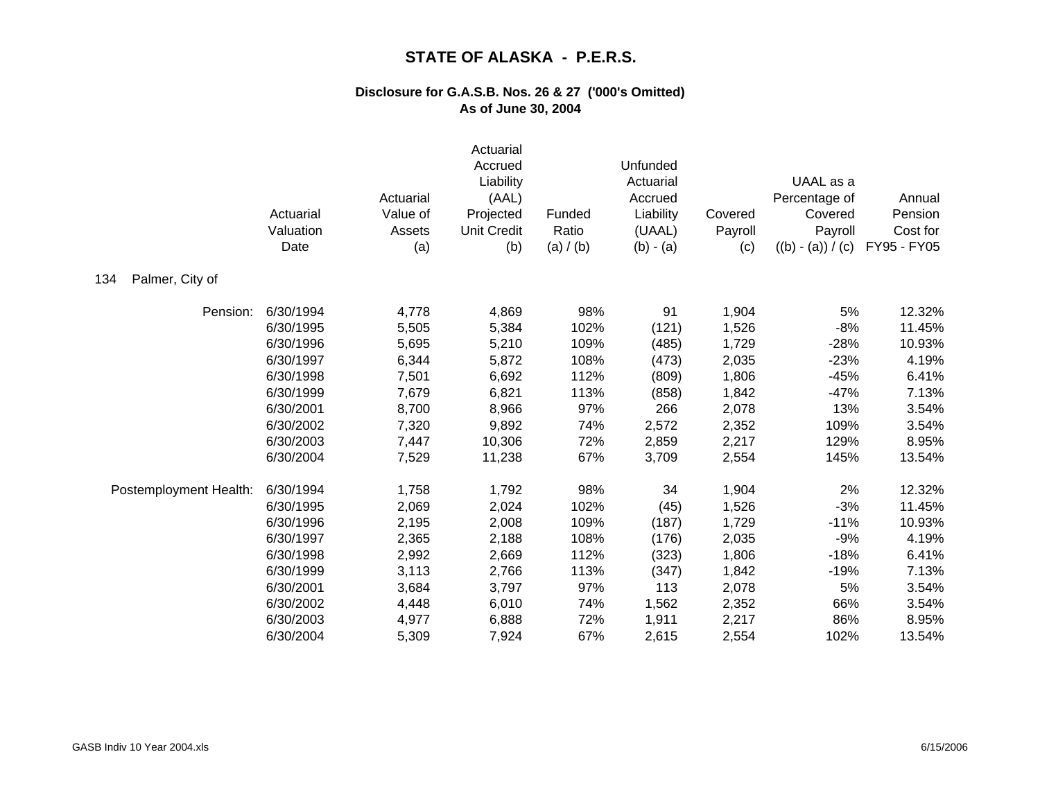# STATE OF ALASKA - P.E.R.S.

## Disclosure for G.A.S.B. Nos. 26 & 27 ('000's Omitted)
## As of June 30, 2004

134 Palmer, City of

| | Actuarial Valuation Date | Actuarial Value of Assets (a) | Actuarial Accrued Liability (AAL) Projected Unit Credit (b) | Funded Ratio (a) / (b) | Unfunded Actuarial Accrued Liability (UAAL) (b) - (a) | Covered Payroll (c) | UAAL as a Percentage of Covered Payroll ((b) - (a)) / (c) | Annual Pension Cost for FY95 - FY05 |
|---|---|---|---|---|---|---|---|---|
| Pension: | 6/30/1994 | 4,778 | 4,869 | 98% | 91 | 1,904 | 5% | 12.32% |
| | 6/30/1995 | 5,505 | 5,384 | 102% | (121) | 1,526 | -8% | 11.45% |
| | 6/30/1996 | 5,695 | 5,210 | 109% | (485) | 1,729 | -28% | 10.93% |
| | 6/30/1997 | 6,344 | 5,872 | 108% | (473) | 2,035 | -23% | 4.19% |
| | 6/30/1998 | 7,501 | 6,692 | 112% | (809) | 1,806 | -45% | 6.41% |
| | 6/30/1999 | 7,679 | 6,821 | 113% | (858) | 1,842 | -47% | 7.13% |
| | 6/30/2001 | 8,700 | 8,966 | 97% | 266 | 2,078 | 13% | 3.54% |
| | 6/30/2002 | 7,320 | 9,892 | 74% | 2,572 | 2,352 | 109% | 3.54% |
| | 6/30/2003 | 7,447 | 10,306 | 72% | 2,859 | 2,217 | 129% | 8.95% |
| | 6/30/2004 | 7,529 | 11,238 | 67% | 3,709 | 2,554 | 145% | 13.54% |
| Postemployment Health: | 6/30/1994 | 1,758 | 1,792 | 98% | 34 | 1,904 | 2% | 12.32% |
| | 6/30/1995 | 2,069 | 2,024 | 102% | (45) | 1,526 | -3% | 11.45% |
| | 6/30/1996 | 2,195 | 2,008 | 109% | (187) | 1,729 | -11% | 10.93% |
| | 6/30/1997 | 2,365 | 2,188 | 108% | (176) | 2,035 | -9% | 4.19% |
| | 6/30/1998 | 2,992 | 2,669 | 112% | (323) | 1,806 | -18% | 6.41% |
| | 6/30/1999 | 3,113 | 2,766 | 113% | (347) | 1,842 | -19% | 7.13% |
| | 6/30/2001 | 3,684 | 3,797 | 97% | 113 | 2,078 | 5% | 3.54% |
| | 6/30/2002 | 4,448 | 6,010 | 74% | 1,562 | 2,352 | 66% | 3.54% |
| | 6/30/2003 | 4,977 | 6,888 | 72% | 1,911 | 2,217 | 86% | 8.95% |
| | 6/30/2004 | 5,309 | 7,924 | 67% | 2,615 | 2,554 | 102% | 13.54% |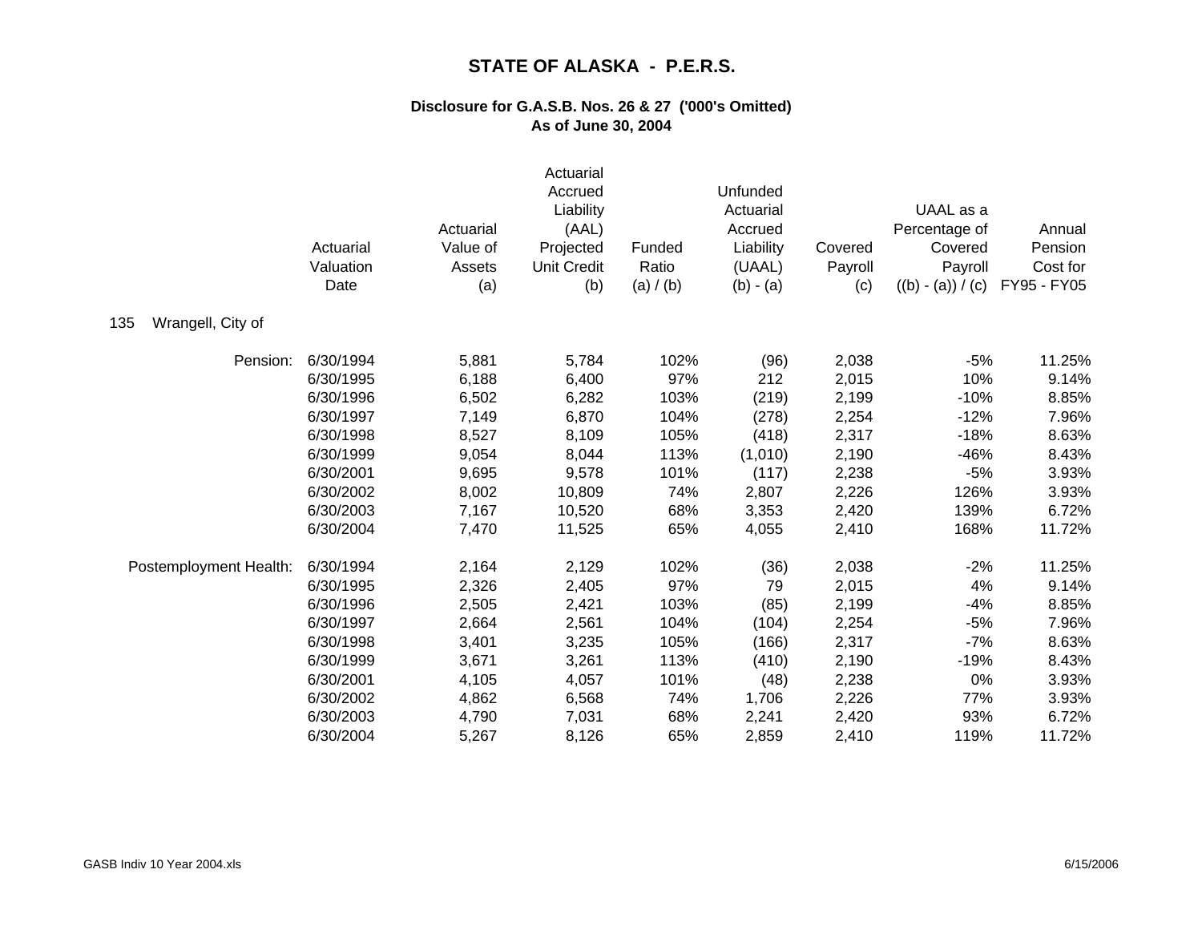# STATE OF ALASKA - P.E.R.S.

## Disclosure for G.A.S.B. Nos. 26 & 27 ('000's Omitted)
## As of June 30, 2004

135 Wrangell, City of

| | Actuarial Valuation Date | Actuarial Value of Assets (a) | Actuarial Accrued Liability (AAL) Projected Unit Credit (b) | Funded Ratio (a) / (b) | Unfunded Actuarial Accrued Liability (UAAL) (b) - (a) | Covered Payroll (c) | UAAL as a Percentage of Covered Payroll ((b) - (a)) / (c) | Annual Pension Cost for FY95 - FY05 |
|---|---|---|---|---|---|---|---|---|
| Pension: | 6/30/1994 | 5,881 | 5,784 | 102% | (96) | 2,038 | -5% | 11.25% |
| | 6/30/1995 | 6,188 | 6,400 | 97% | 212 | 2,015 | 10% | 9.14% |
| | 6/30/1996 | 6,502 | 6,282 | 103% | (219) | 2,199 | -10% | 8.85% |
| | 6/30/1997 | 7,149 | 6,870 | 104% | (278) | 2,254 | -12% | 7.96% |
| | 6/30/1998 | 8,527 | 8,109 | 105% | (418) | 2,317 | -18% | 8.63% |
| | 6/30/1999 | 9,054 | 8,044 | 113% | (1,010) | 2,190 | -46% | 8.43% |
| | 6/30/2001 | 9,695 | 9,578 | 101% | (117) | 2,238 | -5% | 3.93% |
| | 6/30/2002 | 8,002 | 10,809 | 74% | 2,807 | 2,226 | 126% | 3.93% |
| | 6/30/2003 | 7,167 | 10,520 | 68% | 3,353 | 2,420 | 139% | 6.72% |
| | 6/30/2004 | 7,470 | 11,525 | 65% | 4,055 | 2,410 | 168% | 11.72% |
| Postemployment Health: | 6/30/1994 | 2,164 | 2,129 | 102% | (36) | 2,038 | -2% | 11.25% |
| | 6/30/1995 | 2,326 | 2,405 | 97% | 79 | 2,015 | 4% | 9.14% |
| | 6/30/1996 | 2,505 | 2,421 | 103% | (85) | 2,199 | -4% | 8.85% |
| | 6/30/1997 | 2,664 | 2,561 | 104% | (104) | 2,254 | -5% | 7.96% |
| | 6/30/1998 | 3,401 | 3,235 | 105% | (166) | 2,317 | -7% | 8.63% |
| | 6/30/1999 | 3,671 | 3,261 | 113% | (410) | 2,190 | -19% | 8.43% |
| | 6/30/2001 | 4,105 | 4,057 | 101% | (48) | 2,238 | 0% | 3.93% |
| | 6/30/2002 | 4,862 | 6,568 | 74% | 1,706 | 2,226 | 77% | 3.93% |
| | 6/30/2003 | 4,790 | 7,031 | 68% | 2,241 | 2,420 | 93% | 6.72% |
| | 6/30/2004 | 5,267 | 8,126 | 65% | 2,859 | 2,410 | 119% | 11.72% |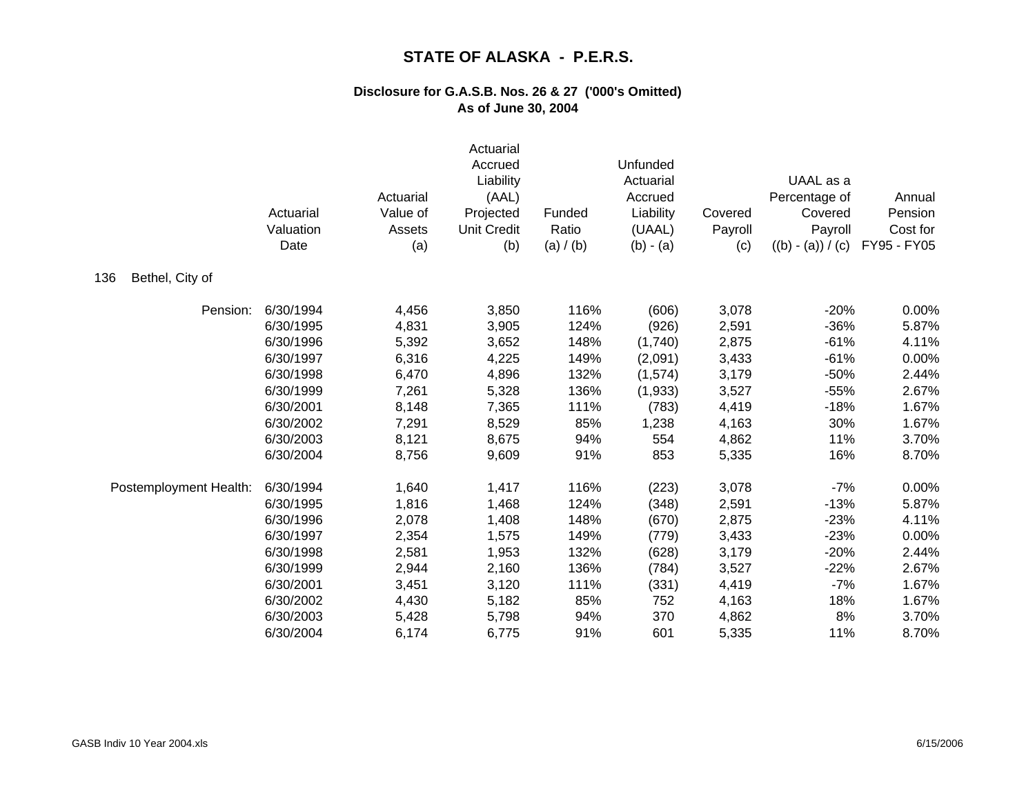# STATE OF ALASKA - P.E.R.S.

## Disclosure for G.A.S.B. Nos. 26 & 27 ('000's Omitted)
## As of June 30, 2004

**136 Bethel, City of**

| | Actuarial Valuation Date | Actuarial Value of Assets (a) | Actuarial Accrued Liability (AAL) Projected Unit Credit (b) | Funded Ratio (a) / (b) | Unfunded Actuarial Accrued Liability (UAAL) (b) - (a) | Covered Payroll (c) | UAAL as a Percentage of Covered Payroll ((b) - (a)) / (c) | Annual Pension Cost for FY95 - FY05 |
|---|---|---|---|---|---|---|---|---|
| Pension: | 6/30/1994 | 4,456 | 3,850 | 116% | (606) | 3,078 | -20% | 0.00% |
| | 6/30/1995 | 4,831 | 3,905 | 124% | (926) | 2,591 | -36% | 5.87% |
| | 6/30/1996 | 5,392 | 3,652 | 148% | (1,740) | 2,875 | -61% | 4.11% |
| | 6/30/1997 | 6,316 | 4,225 | 149% | (2,091) | 3,433 | -61% | 0.00% |
| | 6/30/1998 | 6,470 | 4,896 | 132% | (1,574) | 3,179 | -50% | 2.44% |
| | 6/30/1999 | 7,261 | 5,328 | 136% | (1,933) | 3,527 | -55% | 2.67% |
| | 6/30/2001 | 8,148 | 7,365 | 111% | (783) | 4,419 | -18% | 1.67% |
| | 6/30/2002 | 7,291 | 8,529 | 85% | 1,238 | 4,163 | 30% | 1.67% |
| | 6/30/2003 | 8,121 | 8,675 | 94% | 554 | 4,862 | 11% | 3.70% |
| | 6/30/2004 | 8,756 | 9,609 | 91% | 853 | 5,335 | 16% | 8.70% |
| Postemployment Health: | 6/30/1994 | 1,640 | 1,417 | 116% | (223) | 3,078 | -7% | 0.00% |
| | 6/30/1995 | 1,816 | 1,468 | 124% | (348) | 2,591 | -13% | 5.87% |
| | 6/30/1996 | 2,078 | 1,408 | 148% | (670) | 2,875 | -23% | 4.11% |
| | 6/30/1997 | 2,354 | 1,575 | 149% | (779) | 3,433 | -23% | 0.00% |
| | 6/30/1998 | 2,581 | 1,953 | 132% | (628) | 3,179 | -20% | 2.44% |
| | 6/30/1999 | 2,944 | 2,160 | 136% | (784) | 3,527 | -22% | 2.67% |
| | 6/30/2001 | 3,451 | 3,120 | 111% | (331) | 4,419 | -7% | 1.67% |
| | 6/30/2002 | 4,430 | 5,182 | 85% | 752 | 4,163 | 18% | 1.67% |
| | 6/30/2003 | 5,428 | 5,798 | 94% | 370 | 4,862 | 8% | 3.70% |
| | 6/30/2004 | 6,174 | 6,775 | 91% | 601 | 5,335 | 11% | 8.70% |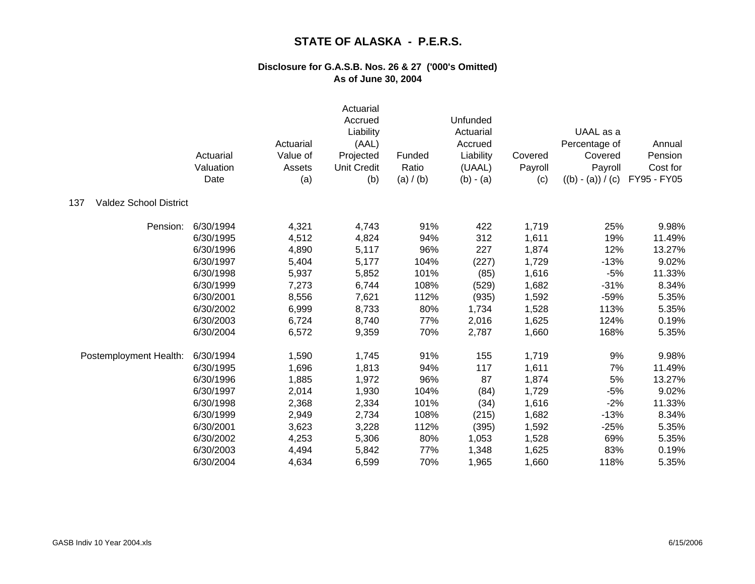# STATE OF ALASKA - P.E.R.S.

## Disclosure for G.A.S.B. Nos. 26 & 27 ('000's Omitted)
## As of June 30, 2004

| | Actuarial Valuation Date | Actuarial Value of Assets (a) | Actuarial Accrued Liability (AAL) Projected Unit Credit (b) | Funded Ratio (a) / (b) | Unfunded Actuarial Accrued Liability (UAAL) (b) - (a) | Covered Payroll (c) | UAAL as a Percentage of Covered Payroll ((b) - (a)) / (c) | Annual Pension Cost for FY95 - FY05 |
|---|---|---|---|---|---|---|---|---|
| 137 Valdez School District | | | | | | | | |
| Pension: | 6/30/1994 | 4,321 | 4,743 | 91% | 422 | 1,719 | 25% | 9.98% |
| | 6/30/1995 | 4,512 | 4,824 | 94% | 312 | 1,611 | 19% | 11.49% |
| | 6/30/1996 | 4,890 | 5,117 | 96% | 227 | 1,874 | 12% | 13.27% |
| | 6/30/1997 | 5,404 | 5,177 | 104% | (227) | 1,729 | -13% | 9.02% |
| | 6/30/1998 | 5,937 | 5,852 | 101% | (85) | 1,616 | -5% | 11.33% |
| | 6/30/1999 | 7,273 | 6,744 | 108% | (529) | 1,682 | -31% | 8.34% |
| | 6/30/2001 | 8,556 | 7,621 | 112% | (935) | 1,592 | -59% | 5.35% |
| | 6/30/2002 | 6,999 | 8,733 | 80% | 1,734 | 1,528 | 113% | 5.35% |
| | 6/30/2003 | 6,724 | 8,740 | 77% | 2,016 | 1,625 | 124% | 0.19% |
| | 6/30/2004 | 6,572 | 9,359 | 70% | 2,787 | 1,660 | 168% | 5.35% |
| Postemployment Health: | 6/30/1994 | 1,590 | 1,745 | 91% | 155 | 1,719 | 9% | 9.98% |
| | 6/30/1995 | 1,696 | 1,813 | 94% | 117 | 1,611 | 7% | 11.49% |
| | 6/30/1996 | 1,885 | 1,972 | 96% | 87 | 1,874 | 5% | 13.27% |
| | 6/30/1997 | 2,014 | 1,930 | 104% | (84) | 1,729 | -5% | 9.02% |
| | 6/30/1998 | 2,368 | 2,334 | 101% | (34) | 1,616 | -2% | 11.33% |
| | 6/30/1999 | 2,949 | 2,734 | 108% | (215) | 1,682 | -13% | 8.34% |
| | 6/30/2001 | 3,623 | 3,228 | 112% | (395) | 1,592 | -25% | 5.35% |
| | 6/30/2002 | 4,253 | 5,306 | 80% | 1,053 | 1,528 | 69% | 5.35% |
| | 6/30/2003 | 4,494 | 5,842 | 77% | 1,348 | 1,625 | 83% | 0.19% |
| | 6/30/2004 | 4,634 | 6,599 | 70% | 1,965 | 1,660 | 118% | 5.35% |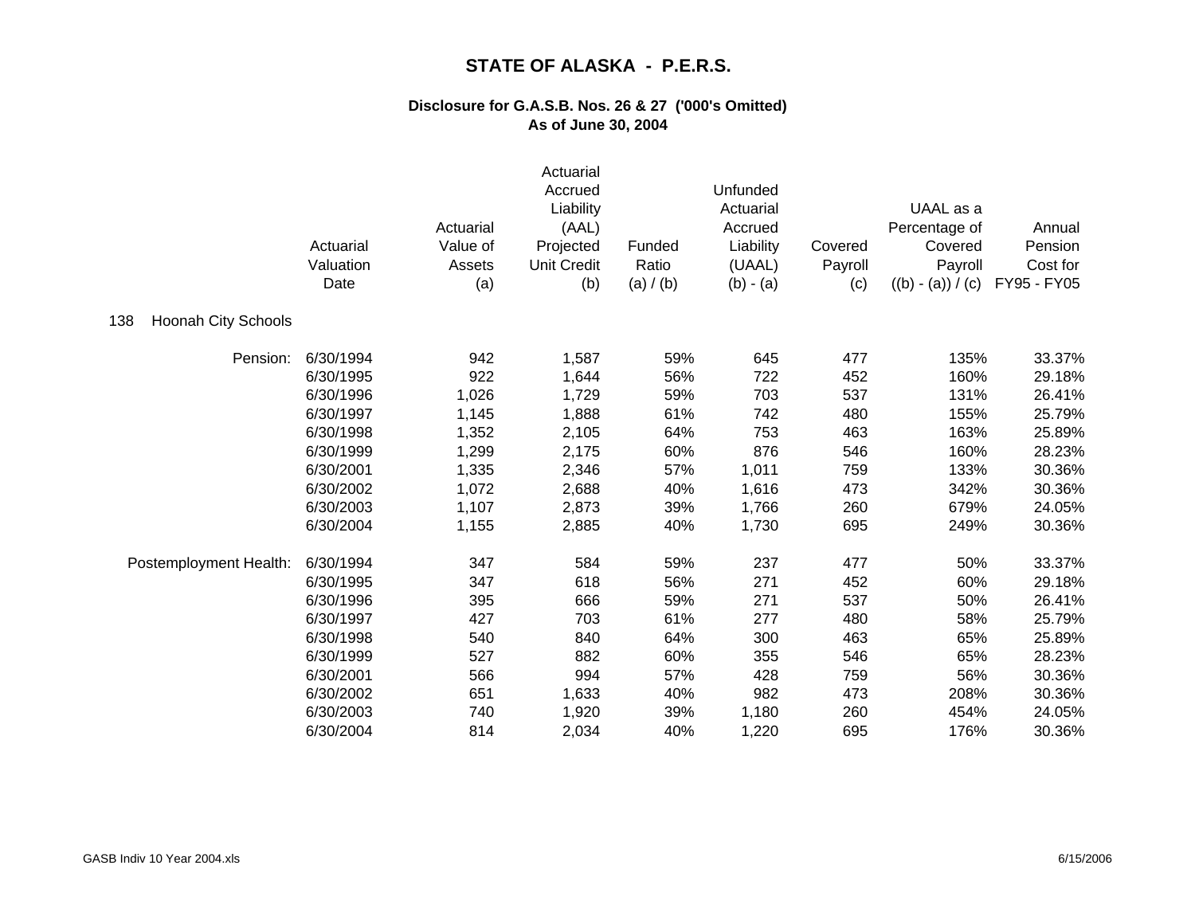# STATE OF ALASKA - P.E.R.S.

## Disclosure for G.A.S.B. Nos. 26 & 27 ('000's Omitted)
## As of June 30, 2004

| | Actuarial Valuation Date | Actuarial Value of Assets (a) | Actuarial Accrued Liability (AAL) Projected Unit Credit (b) | Funded Ratio (a) / (b) | Unfunded Actuarial Accrued Liability (UAAL) (b) - (a) | Covered Payroll (c) | UAAL as a Percentage of Covered Payroll ((b) - (a)) / (c) | Annual Pension Cost for FY95 - FY05 |
|---|---|---|---|---|---|---|---|---|
| 138 Hoonah City Schools | | | | | | | | |
| Pension: | 6/30/1994 | 942 | 1,587 | 59% | 645 | 477 | 135% | 33.37% |
| | 6/30/1995 | 922 | 1,644 | 56% | 722 | 452 | 160% | 29.18% |
| | 6/30/1996 | 1,026 | 1,729 | 59% | 703 | 537 | 131% | 26.41% |
| | 6/30/1997 | 1,145 | 1,888 | 61% | 742 | 480 | 155% | 25.79% |
| | 6/30/1998 | 1,352 | 2,105 | 64% | 753 | 463 | 163% | 25.89% |
| | 6/30/1999 | 1,299 | 2,175 | 60% | 876 | 546 | 160% | 28.23% |
| | 6/30/2001 | 1,335 | 2,346 | 57% | 1,011 | 759 | 133% | 30.36% |
| | 6/30/2002 | 1,072 | 2,688 | 40% | 1,616 | 473 | 342% | 30.36% |
| | 6/30/2003 | 1,107 | 2,873 | 39% | 1,766 | 260 | 679% | 24.05% |
| | 6/30/2004 | 1,155 | 2,885 | 40% | 1,730 | 695 | 249% | 30.36% |
| Postemployment Health: | 6/30/1994 | 347 | 584 | 59% | 237 | 477 | 50% | 33.37% |
| | 6/30/1995 | 347 | 618 | 56% | 271 | 452 | 60% | 29.18% |
| | 6/30/1996 | 395 | 666 | 59% | 271 | 537 | 50% | 26.41% |
| | 6/30/1997 | 427 | 703 | 61% | 277 | 480 | 58% | 25.79% |
| | 6/30/1998 | 540 | 840 | 64% | 300 | 463 | 65% | 25.89% |
| | 6/30/1999 | 527 | 882 | 60% | 355 | 546 | 65% | 28.23% |
| | 6/30/2001 | 566 | 994 | 57% | 428 | 759 | 56% | 30.36% |
| | 6/30/2002 | 651 | 1,633 | 40% | 982 | 473 | 208% | 30.36% |
| | 6/30/2003 | 740 | 1,920 | 39% | 1,180 | 260 | 454% | 24.05% |
| | 6/30/2004 | 814 | 2,034 | 40% | 1,220 | 695 | 176% | 30.36% |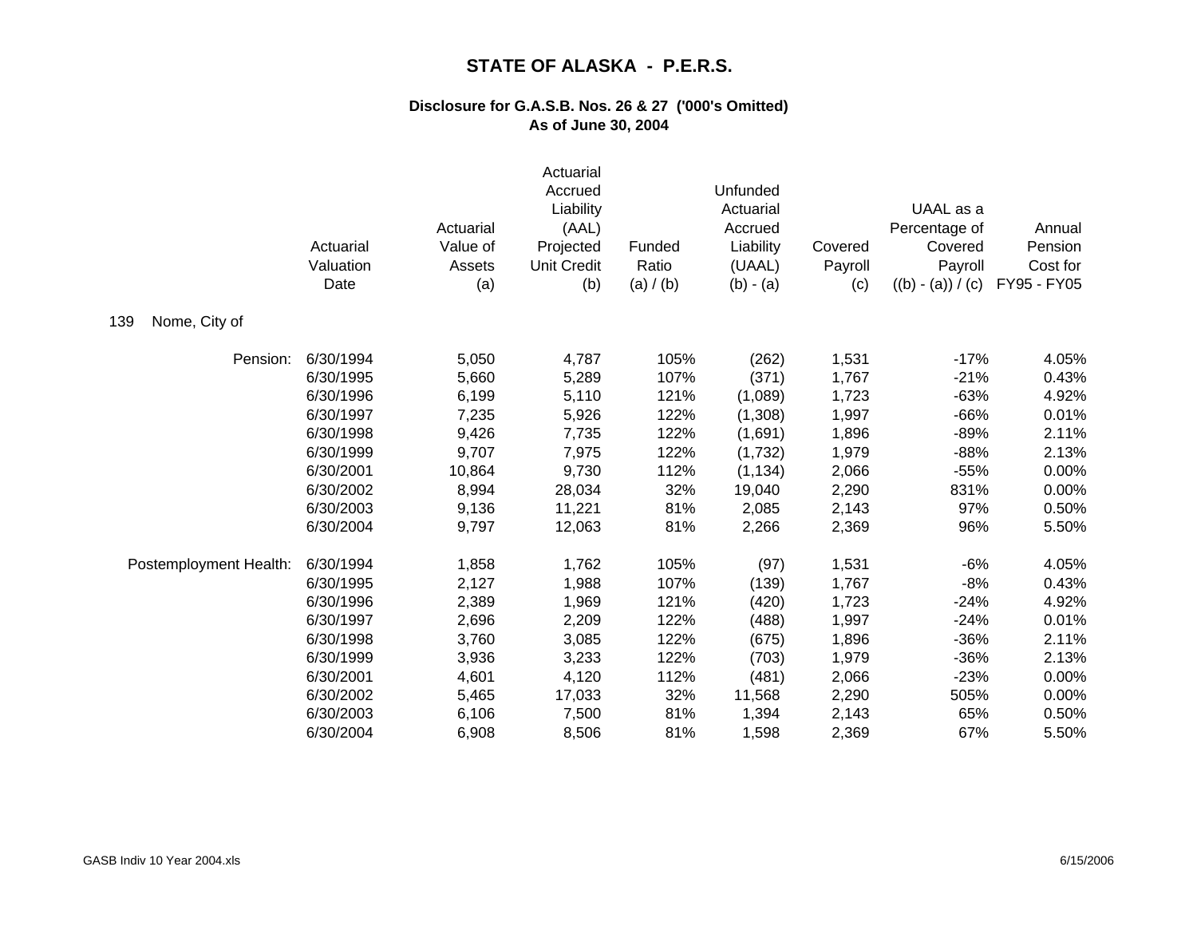# STATE OF ALASKA - P.E.R.S.

## Disclosure for G.A.S.B. Nos. 26 & 27 ('000's Omitted)
## As of June 30, 2004

**139 Nome, City of**

| | Actuarial Valuation Date | Actuarial Value of Assets (a) | Actuarial Accrued Liability (AAL) Projected Unit Credit (b) | Funded Ratio (a) / (b) | Unfunded Actuarial Accrued Liability (UAAL) (b) - (a) | Covered Payroll (c) | UAAL as a Percentage of Covered Payroll ((b) - (a)) / (c) | Annual Pension Cost for FY95 - FY05 |
|---|---|---|---|---|---|---|---|---|
| Pension: | 6/30/1994 | 5,050 | 4,787 | 105% | (262) | 1,531 | -17% | 4.05% |
| | 6/30/1995 | 5,660 | 5,289 | 107% | (371) | 1,767 | -21% | 0.43% |
| | 6/30/1996 | 6,199 | 5,110 | 121% | (1,089) | 1,723 | -63% | 4.92% |
| | 6/30/1997 | 7,235 | 5,926 | 122% | (1,308) | 1,997 | -66% | 0.01% |
| | 6/30/1998 | 9,426 | 7,735 | 122% | (1,691) | 1,896 | -89% | 2.11% |
| | 6/30/1999 | 9,707 | 7,975 | 122% | (1,732) | 1,979 | -88% | 2.13% |
| | 6/30/2001 | 10,864 | 9,730 | 112% | (1,134) | 2,066 | -55% | 0.00% |
| | 6/30/2002 | 8,994 | 28,034 | 32% | 19,040 | 2,290 | 831% | 0.00% |
| | 6/30/2003 | 9,136 | 11,221 | 81% | 2,085 | 2,143 | 97% | 0.50% |
| | 6/30/2004 | 9,797 | 12,063 | 81% | 2,266 | 2,369 | 96% | 5.50% |
| Postemployment Health: | 6/30/1994 | 1,858 | 1,762 | 105% | (97) | 1,531 | -6% | 4.05% |
| | 6/30/1995 | 2,127 | 1,988 | 107% | (139) | 1,767 | -8% | 0.43% |
| | 6/30/1996 | 2,389 | 1,969 | 121% | (420) | 1,723 | -24% | 4.92% |
| | 6/30/1997 | 2,696 | 2,209 | 122% | (488) | 1,997 | -24% | 0.01% |
| | 6/30/1998 | 3,760 | 3,085 | 122% | (675) | 1,896 | -36% | 2.11% |
| | 6/30/1999 | 3,936 | 3,233 | 122% | (703) | 1,979 | -36% | 2.13% |
| | 6/30/2001 | 4,601 | 4,120 | 112% | (481) | 2,066 | -23% | 0.00% |
| | 6/30/2002 | 5,465 | 17,033 | 32% | 11,568 | 2,290 | 505% | 0.00% |
| | 6/30/2003 | 6,106 | 7,500 | 81% | 1,394 | 2,143 | 65% | 0.50% |
| | 6/30/2004 | 6,908 | 8,506 | 81% | 1,598 | 2,369 | 67% | 5.50% |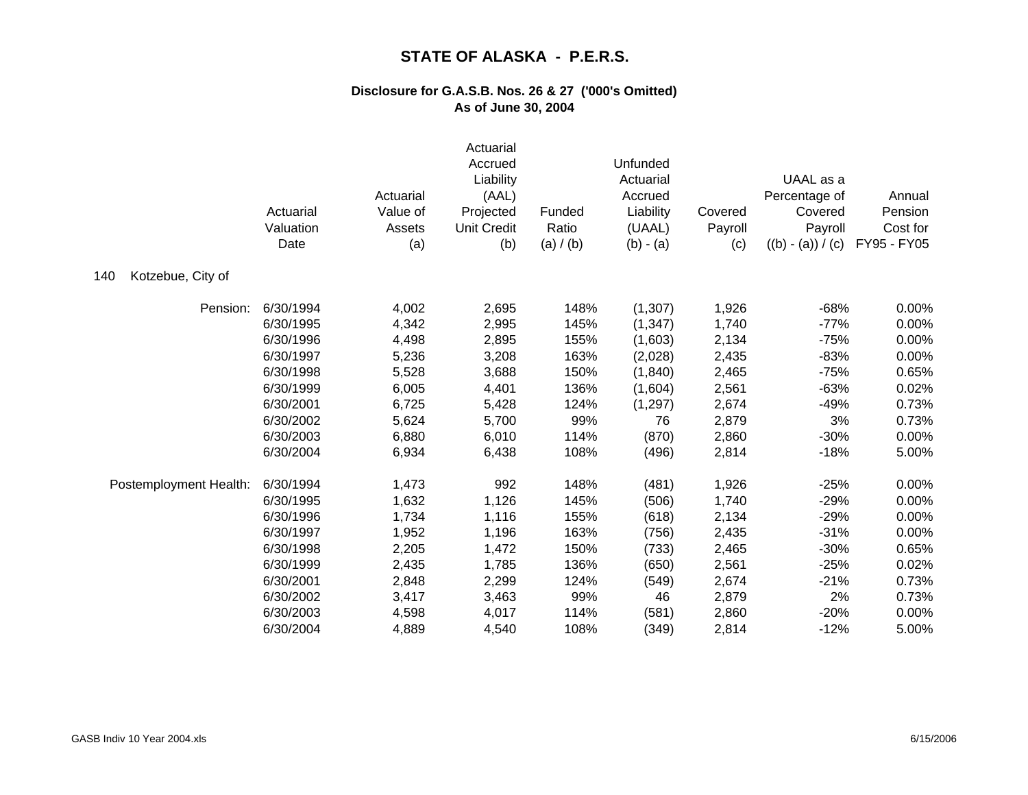# STATE OF ALASKA - P.E.R.S.

## Disclosure for G.A.S.B. Nos. 26 & 27 ('000's Omitted)
## As of June 30, 2004

**140 Kotzebue, City of**

| | Actuarial Valuation Date | Actuarial Value of Assets (a) | Actuarial Accrued Liability (AAL) Projected Unit Credit (b) | Funded Ratio (a) / (b) | Unfunded Actuarial Accrued Liability (UAAL) (b) - (a) | Covered Payroll (c) | UAAL as a Percentage of Covered Payroll ((b) - (a)) / (c) | Annual Pension Cost for FY95 - FY05 |
|---|---|---|---|---|---|---|---|---|
| Pension: | 6/30/1994 | 4,002 | 2,695 | 148% | (1,307) | 1,926 | -68% | 0.00% |
| | 6/30/1995 | 4,342 | 2,995 | 145% | (1,347) | 1,740 | -77% | 0.00% |
| | 6/30/1996 | 4,498 | 2,895 | 155% | (1,603) | 2,134 | -75% | 0.00% |
| | 6/30/1997 | 5,236 | 3,208 | 163% | (2,028) | 2,435 | -83% | 0.00% |
| | 6/30/1998 | 5,528 | 3,688 | 150% | (1,840) | 2,465 | -75% | 0.65% |
| | 6/30/1999 | 6,005 | 4,401 | 136% | (1,604) | 2,561 | -63% | 0.02% |
| | 6/30/2001 | 6,725 | 5,428 | 124% | (1,297) | 2,674 | -49% | 0.73% |
| | 6/30/2002 | 5,624 | 5,700 | 99% | 76 | 2,879 | 3% | 0.73% |
| | 6/30/2003 | 6,880 | 6,010 | 114% | (870) | 2,860 | -30% | 0.00% |
| | 6/30/2004 | 6,934 | 6,438 | 108% | (496) | 2,814 | -18% | 5.00% |
| Postemployment Health: | 6/30/1994 | 1,473 | 992 | 148% | (481) | 1,926 | -25% | 0.00% |
| | 6/30/1995 | 1,632 | 1,126 | 145% | (506) | 1,740 | -29% | 0.00% |
| | 6/30/1996 | 1,734 | 1,116 | 155% | (618) | 2,134 | -29% | 0.00% |
| | 6/30/1997 | 1,952 | 1,196 | 163% | (756) | 2,435 | -31% | 0.00% |
| | 6/30/1998 | 2,205 | 1,472 | 150% | (733) | 2,465 | -30% | 0.65% |
| | 6/30/1999 | 2,435 | 1,785 | 136% | (650) | 2,561 | -25% | 0.02% |
| | 6/30/2001 | 2,848 | 2,299 | 124% | (549) | 2,674 | -21% | 0.73% |
| | 6/30/2002 | 3,417 | 3,463 | 99% | 46 | 2,879 | 2% | 0.73% |
| | 6/30/2003 | 4,598 | 4,017 | 114% | (581) | 2,860 | -20% | 0.00% |
| | 6/30/2004 | 4,889 | 4,540 | 108% | (349) | 2,814 | -12% | 5.00% |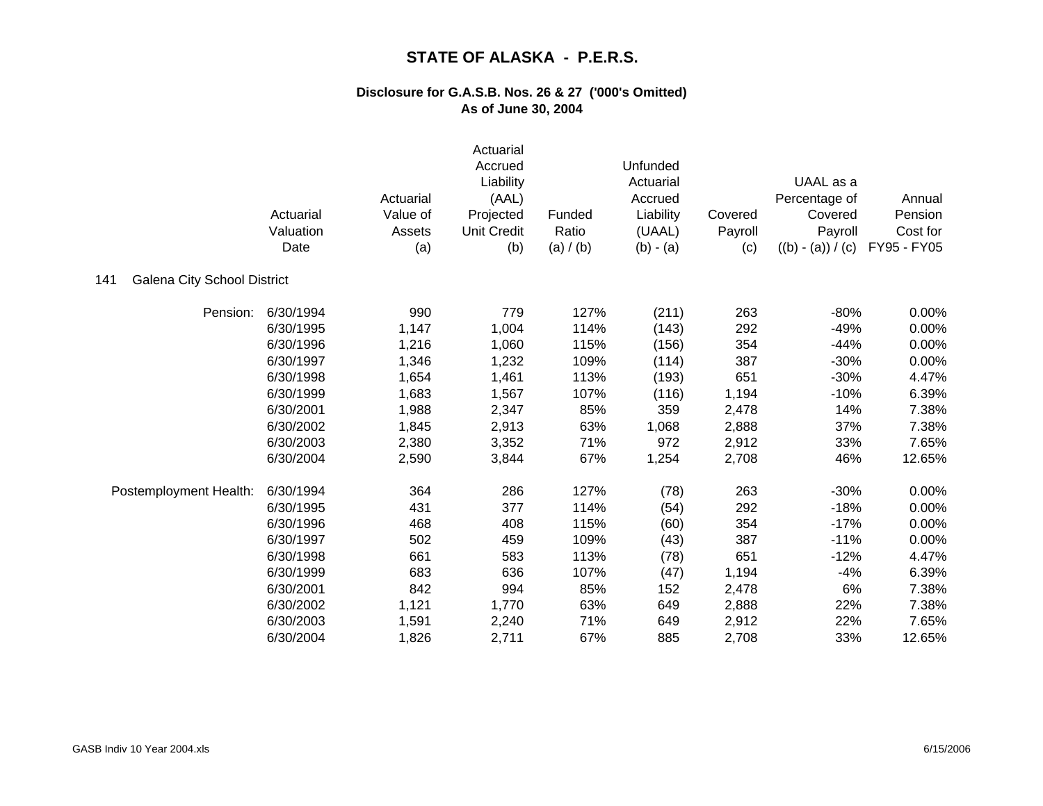# STATE OF ALASKA - P.E.R.S.

## Disclosure for G.A.S.B. Nos. 26 & 27 ('000's Omitted)
## As of June 30, 2004

141 Galena City School District

| | Actuarial Valuation Date | Actuarial Value of Assets (a) | Actuarial Accrued Liability (AAL) Projected Unit Credit (b) | Funded Ratio (a) / (b) | Unfunded Actuarial Accrued Liability (UAAL) (b) - (a) | Covered Payroll (c) | UAAL as a Percentage of Covered Payroll ((b) - (a)) / (c) | Annual Pension Cost for FY95 - FY05 |
|---|---|---|---|---|---|---|---|---|
| Pension: | 6/30/1994 | 990 | 779 | 127% | (211) | 263 | -80% | 0.00% |
| | 6/30/1995 | 1,147 | 1,004 | 114% | (143) | 292 | -49% | 0.00% |
| | 6/30/1996 | 1,216 | 1,060 | 115% | (156) | 354 | -44% | 0.00% |
| | 6/30/1997 | 1,346 | 1,232 | 109% | (114) | 387 | -30% | 0.00% |
| | 6/30/1998 | 1,654 | 1,461 | 113% | (193) | 651 | -30% | 4.47% |
| | 6/30/1999 | 1,683 | 1,567 | 107% | (116) | 1,194 | -10% | 6.39% |
| | 6/30/2001 | 1,988 | 2,347 | 85% | 359 | 2,478 | 14% | 7.38% |
| | 6/30/2002 | 1,845 | 2,913 | 63% | 1,068 | 2,888 | 37% | 7.38% |
| | 6/30/2003 | 2,380 | 3,352 | 71% | 972 | 2,912 | 33% | 7.65% |
| | 6/30/2004 | 2,590 | 3,844 | 67% | 1,254 | 2,708 | 46% | 12.65% |
| Postemployment Health: | 6/30/1994 | 364 | 286 | 127% | (78) | 263 | -30% | 0.00% |
| | 6/30/1995 | 431 | 377 | 114% | (54) | 292 | -18% | 0.00% |
| | 6/30/1996 | 468 | 408 | 115% | (60) | 354 | -17% | 0.00% |
| | 6/30/1997 | 502 | 459 | 109% | (43) | 387 | -11% | 0.00% |
| | 6/30/1998 | 661 | 583 | 113% | (78) | 651 | -12% | 4.47% |
| | 6/30/1999 | 683 | 636 | 107% | (47) | 1,194 | -4% | 6.39% |
| | 6/30/2001 | 842 | 994 | 85% | 152 | 2,478 | 6% | 7.38% |
| | 6/30/2002 | 1,121 | 1,770 | 63% | 649 | 2,888 | 22% | 7.38% |
| | 6/30/2003 | 1,591 | 2,240 | 71% | 649 | 2,912 | 22% | 7.65% |
| | 6/30/2004 | 1,826 | 2,711 | 67% | 885 | 2,708 | 33% | 12.65% |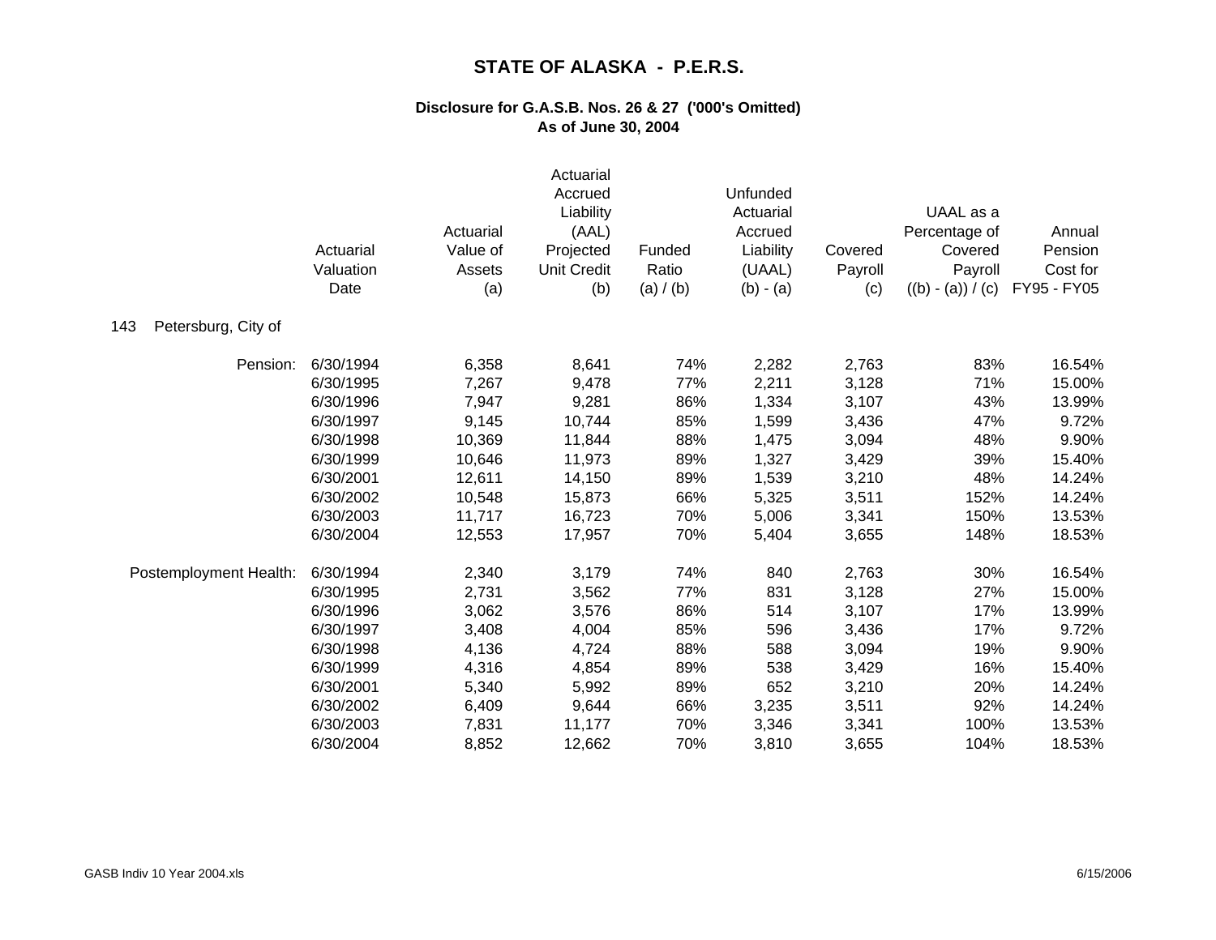# STATE OF ALASKA - P.E.R.S.

## Disclosure for G.A.S.B. Nos. 26 & 27 ('000's Omitted)
## As of June 30, 2004

**143 Petersburg, City of**

| | Actuarial Valuation Date | Actuarial Value of Assets (a) | Actuarial Accrued Liability (AAL) Projected Unit Credit (b) | Funded Ratio (a) / (b) | Unfunded Actuarial Accrued Liability (UAAL) (b) - (a) | Covered Payroll (c) | UAAL as a Percentage of Covered Payroll ((b) - (a)) / (c) | Annual Pension Cost for FY95 - FY05 |
|---|---|---|---|---|---|---|---|---|
| Pension: | 6/30/1994 | 6,358 | 8,641 | 74% | 2,282 | 2,763 | 83% | 16.54% |
| | 6/30/1995 | 7,267 | 9,478 | 77% | 2,211 | 3,128 | 71% | 15.00% |
| | 6/30/1996 | 7,947 | 9,281 | 86% | 1,334 | 3,107 | 43% | 13.99% |
| | 6/30/1997 | 9,145 | 10,744 | 85% | 1,599 | 3,436 | 47% | 9.72% |
| | 6/30/1998 | 10,369 | 11,844 | 88% | 1,475 | 3,094 | 48% | 9.90% |
| | 6/30/1999 | 10,646 | 11,973 | 89% | 1,327 | 3,429 | 39% | 15.40% |
| | 6/30/2001 | 12,611 | 14,150 | 89% | 1,539 | 3,210 | 48% | 14.24% |
| | 6/30/2002 | 10,548 | 15,873 | 66% | 5,325 | 3,511 | 152% | 14.24% |
| | 6/30/2003 | 11,717 | 16,723 | 70% | 5,006 | 3,341 | 150% | 13.53% |
| | 6/30/2004 | 12,553 | 17,957 | 70% | 5,404 | 3,655 | 148% | 18.53% |
| Postemployment Health: | 6/30/1994 | 2,340 | 3,179 | 74% | 840 | 2,763 | 30% | 16.54% |
| | 6/30/1995 | 2,731 | 3,562 | 77% | 831 | 3,128 | 27% | 15.00% |
| | 6/30/1996 | 3,062 | 3,576 | 86% | 514 | 3,107 | 17% | 13.99% |
| | 6/30/1997 | 3,408 | 4,004 | 85% | 596 | 3,436 | 17% | 9.72% |
| | 6/30/1998 | 4,136 | 4,724 | 88% | 588 | 3,094 | 19% | 9.90% |
| | 6/30/1999 | 4,316 | 4,854 | 89% | 538 | 3,429 | 16% | 15.40% |
| | 6/30/2001 | 5,340 | 5,992 | 89% | 652 | 3,210 | 20% | 14.24% |
| | 6/30/2002 | 6,409 | 9,644 | 66% | 3,235 | 3,511 | 92% | 14.24% |
| | 6/30/2003 | 7,831 | 11,177 | 70% | 3,346 | 3,341 | 100% | 13.53% |
| | 6/30/2004 | 8,852 | 12,662 | 70% | 3,810 | 3,655 | 104% | 18.53% |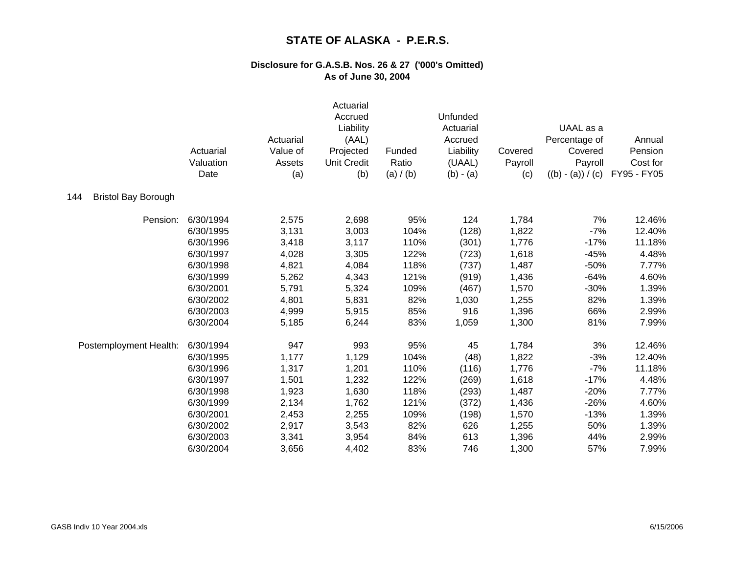# STATE OF ALASKA - P.E.R.S.

## Disclosure for G.A.S.B. Nos. 26 & 27 ('000's Omitted)
## As of June 30, 2004

**144 Bristol Bay Borough**

| | Actuarial Valuation Date | Actuarial Value of Assets (a) | Actuarial Accrued Liability (AAL) Projected Unit Credit (b) | Funded Ratio (a) / (b) | Unfunded Actuarial Accrued Liability (UAAL) (b) - (a) | Covered Payroll (c) | UAAL as a Percentage of Covered Payroll ((b) - (a)) / (c) | Annual Pension Cost for FY95 - FY05 |
|---|---|---|---|---|---|---|---|---|
| Pension: | 6/30/1994 | 2,575 | 2,698 | 95% | 124 | 1,784 | 7% | 12.46% |
| | 6/30/1995 | 3,131 | 3,003 | 104% | (128) | 1,822 | -7% | 12.40% |
| | 6/30/1996 | 3,418 | 3,117 | 110% | (301) | 1,776 | -17% | 11.18% |
| | 6/30/1997 | 4,028 | 3,305 | 122% | (723) | 1,618 | -45% | 4.48% |
| | 6/30/1998 | 4,821 | 4,084 | 118% | (737) | 1,487 | -50% | 7.77% |
| | 6/30/1999 | 5,262 | 4,343 | 121% | (919) | 1,436 | -64% | 4.60% |
| | 6/30/2001 | 5,791 | 5,324 | 109% | (467) | 1,570 | -30% | 1.39% |
| | 6/30/2002 | 4,801 | 5,831 | 82% | 1,030 | 1,255 | 82% | 1.39% |
| | 6/30/2003 | 4,999 | 5,915 | 85% | 916 | 1,396 | 66% | 2.99% |
| | 6/30/2004 | 5,185 | 6,244 | 83% | 1,059 | 1,300 | 81% | 7.99% |
| Postemployment Health: | 6/30/1994 | 947 | 993 | 95% | 45 | 1,784 | 3% | 12.46% |
| | 6/30/1995 | 1,177 | 1,129 | 104% | (48) | 1,822 | -3% | 12.40% |
| | 6/30/1996 | 1,317 | 1,201 | 110% | (116) | 1,776 | -7% | 11.18% |
| | 6/30/1997 | 1,501 | 1,232 | 122% | (269) | 1,618 | -17% | 4.48% |
| | 6/30/1998 | 1,923 | 1,630 | 118% | (293) | 1,487 | -20% | 7.77% |
| | 6/30/1999 | 2,134 | 1,762 | 121% | (372) | 1,436 | -26% | 4.60% |
| | 6/30/2001 | 2,453 | 2,255 | 109% | (198) | 1,570 | -13% | 1.39% |
| | 6/30/2002 | 2,917 | 3,543 | 82% | 626 | 1,255 | 50% | 1.39% |
| | 6/30/2003 | 3,341 | 3,954 | 84% | 613 | 1,396 | 44% | 2.99% |
| | 6/30/2004 | 3,656 | 4,402 | 83% | 746 | 1,300 | 57% | 7.99% |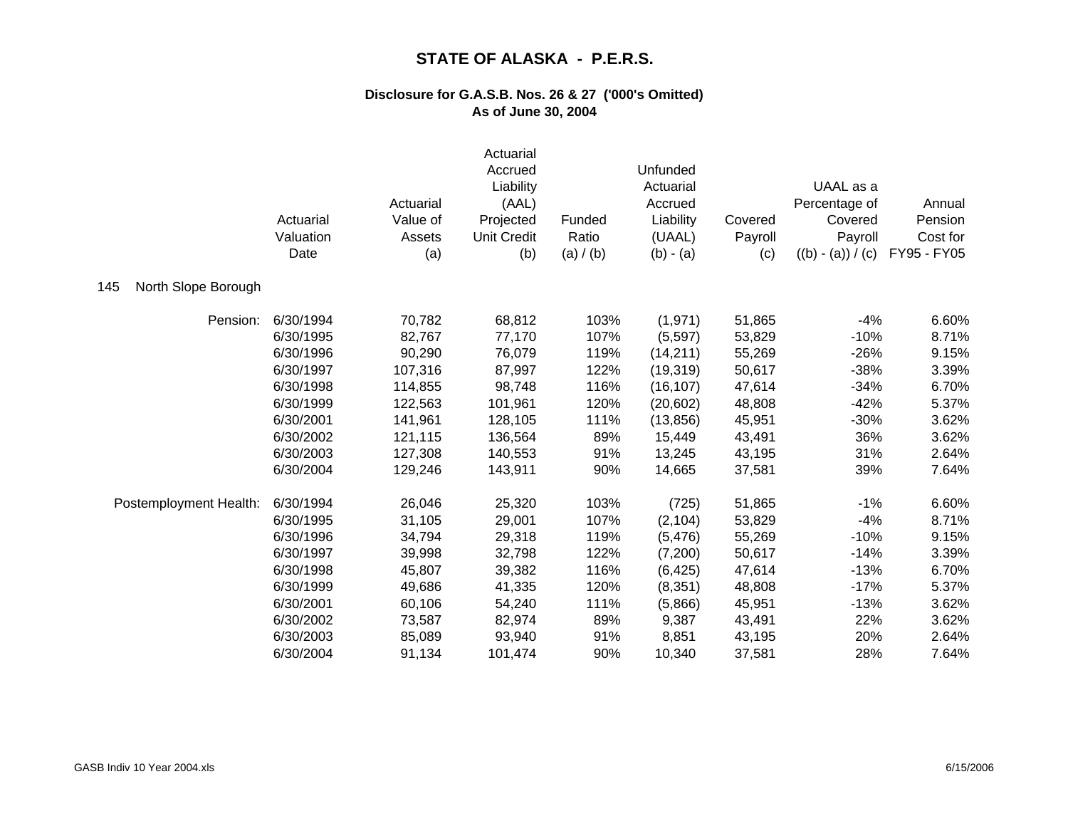# STATE OF ALASKA - P.E.R.S.

## Disclosure for G.A.S.B. Nos. 26 & 27 ('000's Omitted)
## As of June 30, 2004

| | Actuarial Valuation Date | Actuarial Value of Assets (a) | Actuarial Accrued Liability (AAL) Projected Unit Credit (b) | Funded Ratio (a) / (b) | Unfunded Actuarial Accrued Liability (UAAL) (b) - (a) | Covered Payroll (c) | UAAL as a Percentage of Covered Payroll ((b) - (a)) / (c) | Annual Pension Cost for FY95 - FY05 |
|---|---|---|---|---|---|---|---|---|
| 145 North Slope Borough | | | | | | | | |
| Pension: | 6/30/1994 | 70,782 | 68,812 | 103% | (1,971) | 51,865 | -4% | 6.60% |
| | 6/30/1995 | 82,767 | 77,170 | 107% | (5,597) | 53,829 | -10% | 8.71% |
| | 6/30/1996 | 90,290 | 76,079 | 119% | (14,211) | 55,269 | -26% | 9.15% |
| | 6/30/1997 | 107,316 | 87,997 | 122% | (19,319) | 50,617 | -38% | 3.39% |
| | 6/30/1998 | 114,855 | 98,748 | 116% | (16,107) | 47,614 | -34% | 6.70% |
| | 6/30/1999 | 122,563 | 101,961 | 120% | (20,602) | 48,808 | -42% | 5.37% |
| | 6/30/2001 | 141,961 | 128,105 | 111% | (13,856) | 45,951 | -30% | 3.62% |
| | 6/30/2002 | 121,115 | 136,564 | 89% | 15,449 | 43,491 | 36% | 3.62% |
| | 6/30/2003 | 127,308 | 140,553 | 91% | 13,245 | 43,195 | 31% | 2.64% |
| | 6/30/2004 | 129,246 | 143,911 | 90% | 14,665 | 37,581 | 39% | 7.64% |
| Postemployment Health: | 6/30/1994 | 26,046 | 25,320 | 103% | (725) | 51,865 | -1% | 6.60% |
| | 6/30/1995 | 31,105 | 29,001 | 107% | (2,104) | 53,829 | -4% | 8.71% |
| | 6/30/1996 | 34,794 | 29,318 | 119% | (5,476) | 55,269 | -10% | 9.15% |
| | 6/30/1997 | 39,998 | 32,798 | 122% | (7,200) | 50,617 | -14% | 3.39% |
| | 6/30/1998 | 45,807 | 39,382 | 116% | (6,425) | 47,614 | -13% | 6.70% |
| | 6/30/1999 | 49,686 | 41,335 | 120% | (8,351) | 48,808 | -17% | 5.37% |
| | 6/30/2001 | 60,106 | 54,240 | 111% | (5,866) | 45,951 | -13% | 3.62% |
| | 6/30/2002 | 73,587 | 82,974 | 89% | 9,387 | 43,491 | 22% | 3.62% |
| | 6/30/2003 | 85,089 | 93,940 | 91% | 8,851 | 43,195 | 20% | 2.64% |
| | 6/30/2004 | 91,134 | 101,474 | 90% | 10,340 | 37,581 | 28% | 7.64% |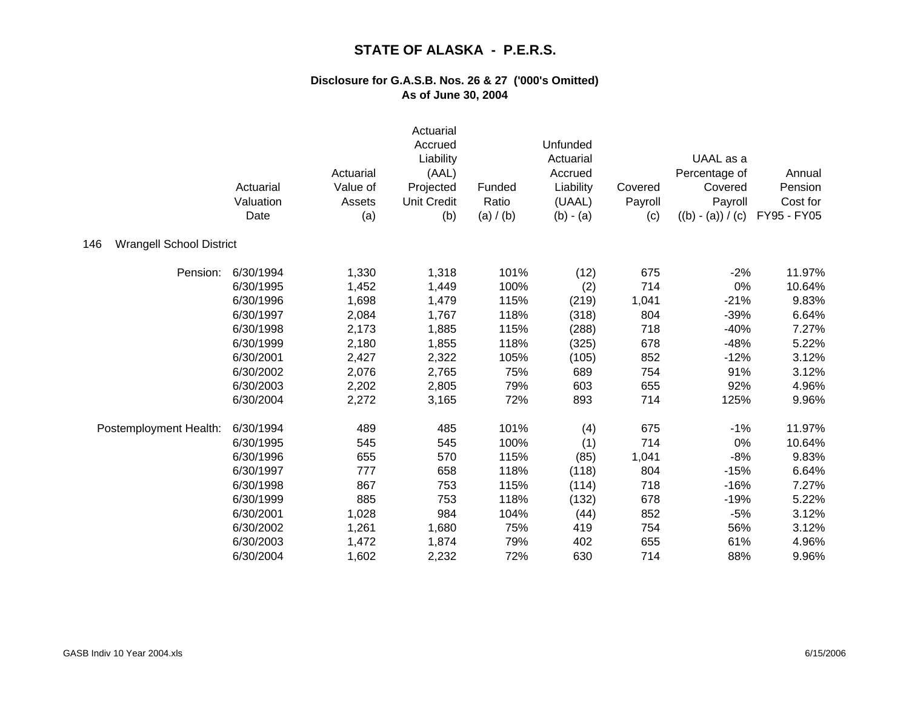# STATE OF ALASKA - P.E.R.S.

### Disclosure for G.A.S.B. Nos. 26 & 27 ('000's Omitted)
### As of June 30, 2004

**146 Wrangell School District**

| | Actuarial Valuation Date | Actuarial Value of Assets (a) | Actuarial Accrued Liability (AAL) Projected Unit Credit (b) | Funded Ratio (a) / (b) | Unfunded Actuarial Accrued Liability (UAAL) (b) - (a) | Covered Payroll (c) | UAAL as a Percentage of Covered Payroll ((b) - (a)) / (c) | Annual Pension Cost for FY95 - FY05 |
|---|---|---|---|---|---|---|---|---|
| Pension: | 6/30/1994 | 1,330 | 1,318 | 101% | (12) | 675 | -2% | 11.97% |
| | 6/30/1995 | 1,452 | 1,449 | 100% | (2) | 714 | 0% | 10.64% |
| | 6/30/1996 | 1,698 | 1,479 | 115% | (219) | 1,041 | -21% | 9.83% |
| | 6/30/1997 | 2,084 | 1,767 | 118% | (318) | 804 | -39% | 6.64% |
| | 6/30/1998 | 2,173 | 1,885 | 115% | (288) | 718 | -40% | 7.27% |
| | 6/30/1999 | 2,180 | 1,855 | 118% | (325) | 678 | -48% | 5.22% |
| | 6/30/2001 | 2,427 | 2,322 | 105% | (105) | 852 | -12% | 3.12% |
| | 6/30/2002 | 2,076 | 2,765 | 75% | 689 | 754 | 91% | 3.12% |
| | 6/30/2003 | 2,202 | 2,805 | 79% | 603 | 655 | 92% | 4.96% |
| | 6/30/2004 | 2,272 | 3,165 | 72% | 893 | 714 | 125% | 9.96% |
| Postemployment Health: | 6/30/1994 | 489 | 485 | 101% | (4) | 675 | -1% | 11.97% |
| | 6/30/1995 | 545 | 545 | 100% | (1) | 714 | 0% | 10.64% |
| | 6/30/1996 | 655 | 570 | 115% | (85) | 1,041 | -8% | 9.83% |
| | 6/30/1997 | 777 | 658 | 118% | (118) | 804 | -15% | 6.64% |
| | 6/30/1998 | 867 | 753 | 115% | (114) | 718 | -16% | 7.27% |
| | 6/30/1999 | 885 | 753 | 118% | (132) | 678 | -19% | 5.22% |
| | 6/30/2001 | 1,028 | 984 | 104% | (44) | 852 | -5% | 3.12% |
| | 6/30/2002 | 1,261 | 1,680 | 75% | 419 | 754 | 56% | 3.12% |
| | 6/30/2003 | 1,472 | 1,874 | 79% | 402 | 655 | 61% | 4.96% |
| | 6/30/2004 | 1,602 | 2,232 | 72% | 630 | 714 | 88% | 9.96% |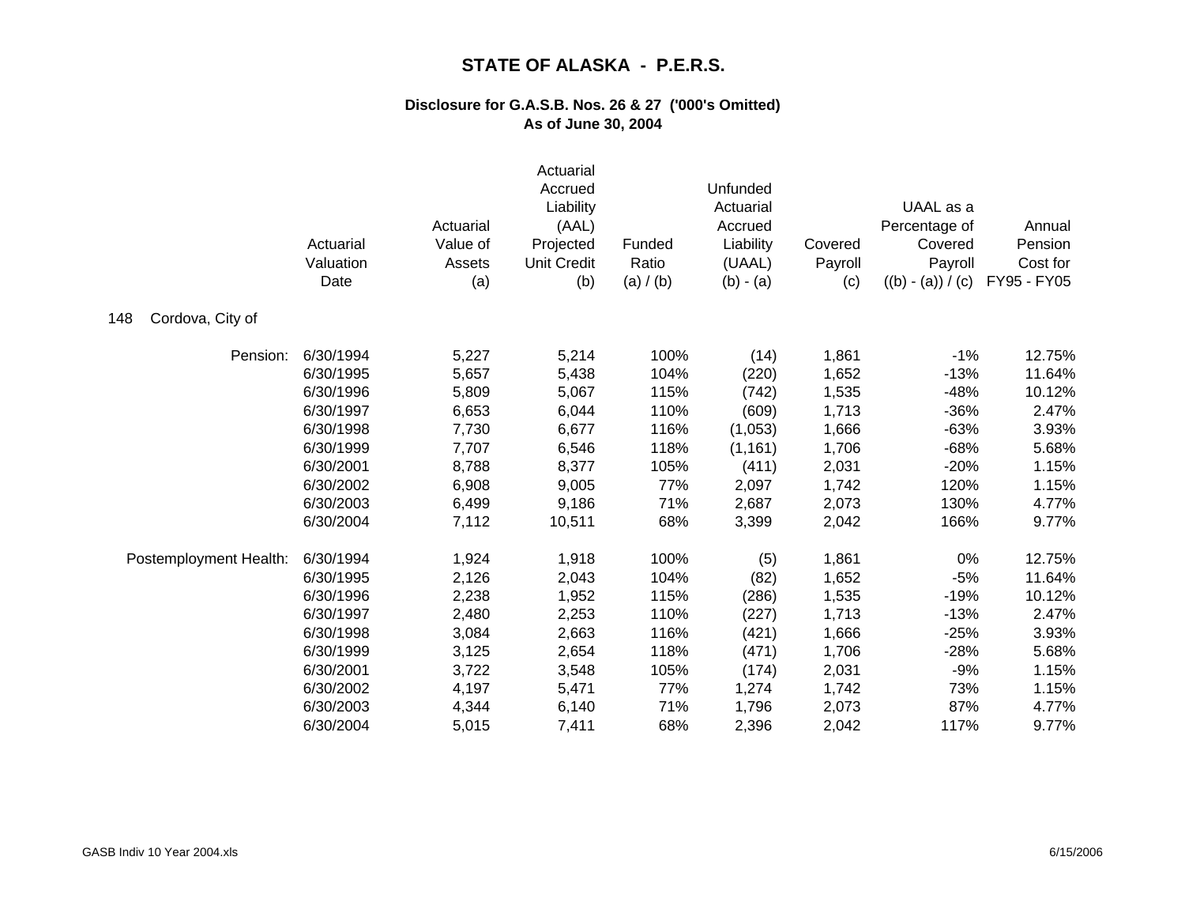# STATE OF ALASKA - P.E.R.S.

### Disclosure for G.A.S.B. Nos. 26 & 27 ('000's Omitted)
### As of June 30, 2004

| | Actuarial Valuation Date | Actuarial Value of Assets (a) | Actuarial Accrued Liability (AAL) Projected Unit Credit (b) | Funded Ratio (a) / (b) | Unfunded Actuarial Accrued Liability (UAAL) (b) - (a) | Covered Payroll (c) | UAAL as a Percentage of Covered Payroll ((b) - (a)) / (c) | Annual Pension Cost for FY95 - FY05 |
|---|---|---|---|---|---|---|---|---|
| 148 Cordova, City of | | | | | | | | |
| Pension: | 6/30/1994 | 5,227 | 5,214 | 100% | (14) | 1,861 | -1% | 12.75% |
| | 6/30/1995 | 5,657 | 5,438 | 104% | (220) | 1,652 | -13% | 11.64% |
| | 6/30/1996 | 5,809 | 5,067 | 115% | (742) | 1,535 | -48% | 10.12% |
| | 6/30/1997 | 6,653 | 6,044 | 110% | (609) | 1,713 | -36% | 2.47% |
| | 6/30/1998 | 7,730 | 6,677 | 116% | (1,053) | 1,666 | -63% | 3.93% |
| | 6/30/1999 | 7,707 | 6,546 | 118% | (1,161) | 1,706 | -68% | 5.68% |
| | 6/30/2001 | 8,788 | 8,377 | 105% | (411) | 2,031 | -20% | 1.15% |
| | 6/30/2002 | 6,908 | 9,005 | 77% | 2,097 | 1,742 | 120% | 1.15% |
| | 6/30/2003 | 6,499 | 9,186 | 71% | 2,687 | 2,073 | 130% | 4.77% |
| | 6/30/2004 | 7,112 | 10,511 | 68% | 3,399 | 2,042 | 166% | 9.77% |
| Postemployment Health: | 6/30/1994 | 1,924 | 1,918 | 100% | (5) | 1,861 | 0% | 12.75% |
| | 6/30/1995 | 2,126 | 2,043 | 104% | (82) | 1,652 | -5% | 11.64% |
| | 6/30/1996 | 2,238 | 1,952 | 115% | (286) | 1,535 | -19% | 10.12% |
| | 6/30/1997 | 2,480 | 2,253 | 110% | (227) | 1,713 | -13% | 2.47% |
| | 6/30/1998 | 3,084 | 2,663 | 116% | (421) | 1,666 | -25% | 3.93% |
| | 6/30/1999 | 3,125 | 2,654 | 118% | (471) | 1,706 | -28% | 5.68% |
| | 6/30/2001 | 3,722 | 3,548 | 105% | (174) | 2,031 | -9% | 1.15% |
| | 6/30/2002 | 4,197 | 5,471 | 77% | 1,274 | 1,742 | 73% | 1.15% |
| | 6/30/2003 | 4,344 | 6,140 | 71% | 1,796 | 2,073 | 87% | 4.77% |
| | 6/30/2004 | 5,015 | 7,411 | 68% | 2,396 | 2,042 | 117% | 9.77% |

GASB Indiv 10 Year 2004.xls 6/15/2006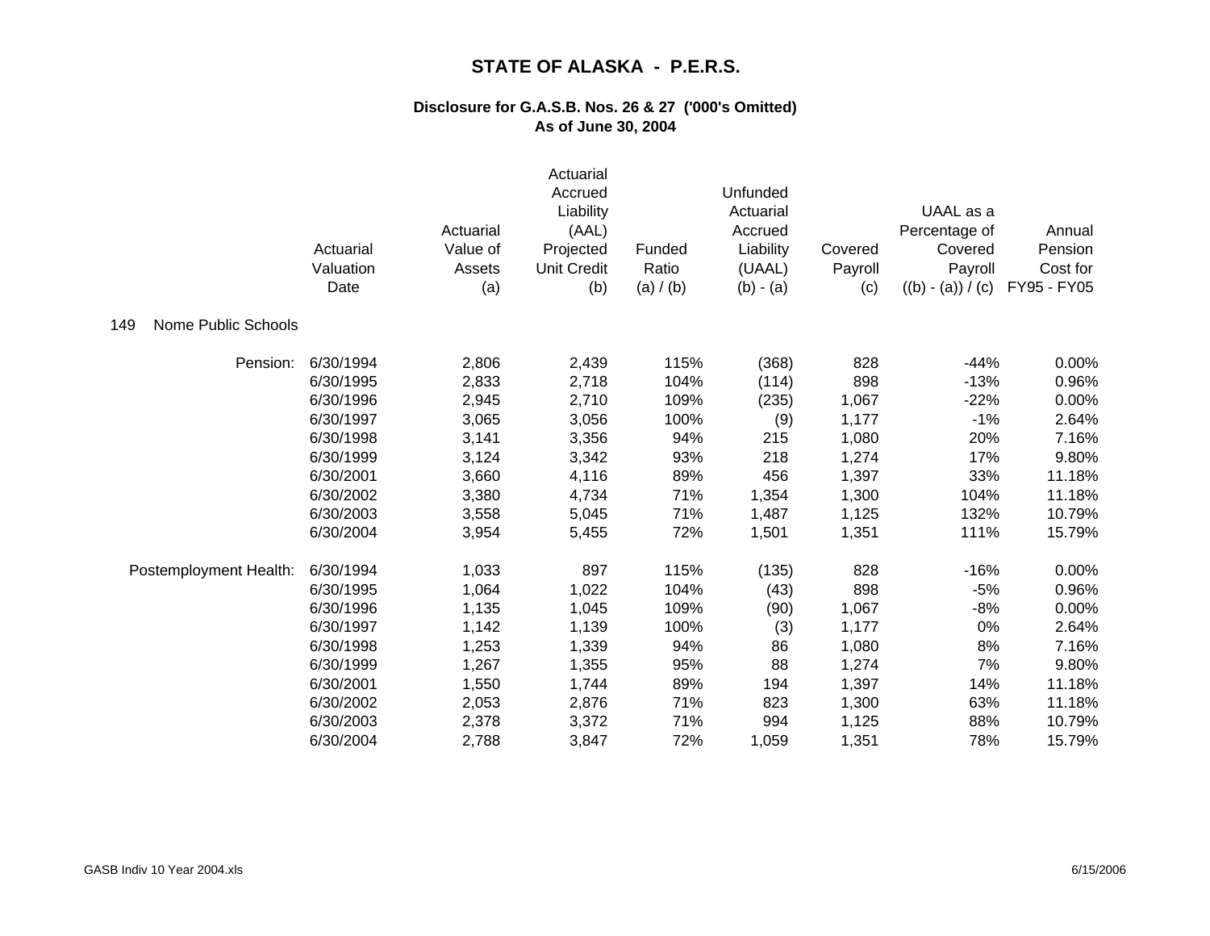# STATE OF ALASKA - P.E.R.S.

## Disclosure for G.A.S.B. Nos. 26 & 27 ('000's Omitted)
## As of June 30, 2004

149 Nome Public Schools

| | Actuarial Valuation Date | Actuarial Value of Assets (a) | Actuarial Accrued Liability (AAL) Projected Unit Credit (b) | Funded Ratio (a) / (b) | Unfunded Actuarial Accrued Liability (UAAL) (b) - (a) | Covered Payroll (c) | UAAL as a Percentage of Covered Payroll ((b) - (a)) / (c) | Annual Pension Cost for FY95 - FY05 |
|---|---|---|---|---|---|---|---|---|
| Pension: | 6/30/1994 | 2,806 | 2,439 | 115% | (368) | 828 | -44% | 0.00% |
| | 6/30/1995 | 2,833 | 2,718 | 104% | (114) | 898 | -13% | 0.96% |
| | 6/30/1996 | 2,945 | 2,710 | 109% | (235) | 1,067 | -22% | 0.00% |
| | 6/30/1997 | 3,065 | 3,056 | 100% | (9) | 1,177 | -1% | 2.64% |
| | 6/30/1998 | 3,141 | 3,356 | 94% | 215 | 1,080 | 20% | 7.16% |
| | 6/30/1999 | 3,124 | 3,342 | 93% | 218 | 1,274 | 17% | 9.80% |
| | 6/30/2001 | 3,660 | 4,116 | 89% | 456 | 1,397 | 33% | 11.18% |
| | 6/30/2002 | 3,380 | 4,734 | 71% | 1,354 | 1,300 | 104% | 11.18% |
| | 6/30/2003 | 3,558 | 5,045 | 71% | 1,487 | 1,125 | 132% | 10.79% |
| | 6/30/2004 | 3,954 | 5,455 | 72% | 1,501 | 1,351 | 111% | 15.79% |
| Postemployment Health: | 6/30/1994 | 1,033 | 897 | 115% | (135) | 828 | -16% | 0.00% |
| | 6/30/1995 | 1,064 | 1,022 | 104% | (43) | 898 | -5% | 0.96% |
| | 6/30/1996 | 1,135 | 1,045 | 109% | (90) | 1,067 | -8% | 0.00% |
| | 6/30/1997 | 1,142 | 1,139 | 100% | (3) | 1,177 | 0% | 2.64% |
| | 6/30/1998 | 1,253 | 1,339 | 94% | 86 | 1,080 | 8% | 7.16% |
| | 6/30/1999 | 1,267 | 1,355 | 95% | 88 | 1,274 | 7% | 9.80% |
| | 6/30/2001 | 1,550 | 1,744 | 89% | 194 | 1,397 | 14% | 11.18% |
| | 6/30/2002 | 2,053 | 2,876 | 71% | 823 | 1,300 | 63% | 11.18% |
| | 6/30/2003 | 2,378 | 3,372 | 71% | 994 | 1,125 | 88% | 10.79% |
| | 6/30/2004 | 2,788 | 3,847 | 72% | 1,059 | 1,351 | 78% | 15.79% |

GASB Indiv 10 Year 2004.xls 6/15/2006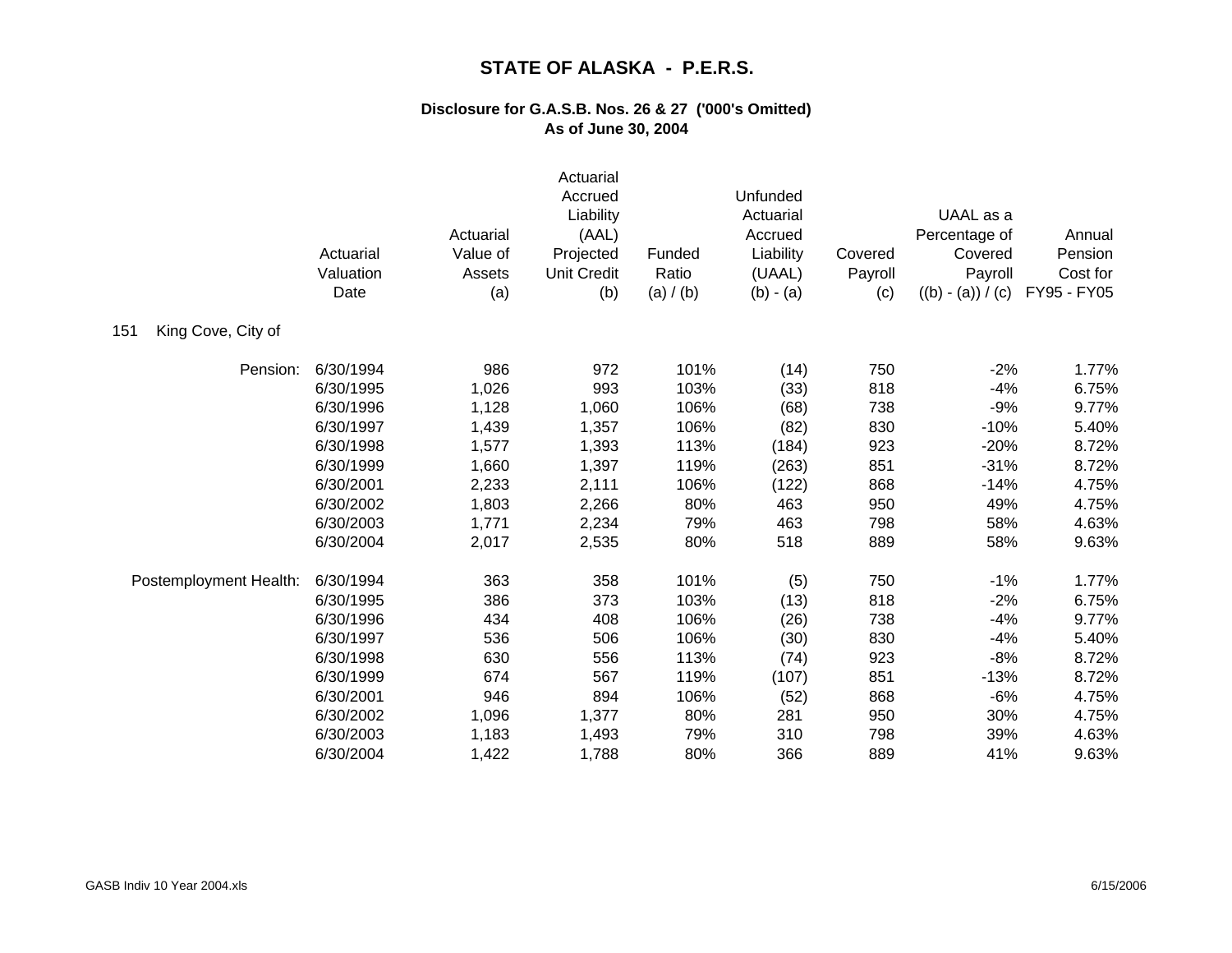# STATE OF ALASKA - P.E.R.S.

## Disclosure for G.A.S.B. Nos. 26 & 27 ('000's Omitted)
## As of June 30, 2004

| | Actuarial Valuation Date | Actuarial Value of Assets (a) | Actuarial Accrued Liability (AAL) Projected Unit Credit (b) | Funded Ratio (a) / (b) | Unfunded Actuarial Accrued Liability (UAAL) (b) - (a) | Covered Payroll (c) | UAAL as a Percentage of Covered Payroll ((b) - (a)) / (c) | Annual Pension Cost for FY95 - FY05 |
|---|---|---|---|---|---|---|---|---|
| 151 King Cove, City of | | | | | | | | |
| Pension: | 6/30/1994 | 986 | 972 | 101% | (14) | 750 | -2% | 1.77% |
| | 6/30/1995 | 1,026 | 993 | 103% | (33) | 818 | -4% | 6.75% |
| | 6/30/1996 | 1,128 | 1,060 | 106% | (68) | 738 | -9% | 9.77% |
| | 6/30/1997 | 1,439 | 1,357 | 106% | (82) | 830 | -10% | 5.40% |
| | 6/30/1998 | 1,577 | 1,393 | 113% | (184) | 923 | -20% | 8.72% |
| | 6/30/1999 | 1,660 | 1,397 | 119% | (263) | 851 | -31% | 8.72% |
| | 6/30/2001 | 2,233 | 2,111 | 106% | (122) | 868 | -14% | 4.75% |
| | 6/30/2002 | 1,803 | 2,266 | 80% | 463 | 950 | 49% | 4.75% |
| | 6/30/2003 | 1,771 | 2,234 | 79% | 463 | 798 | 58% | 4.63% |
| | 6/30/2004 | 2,017 | 2,535 | 80% | 518 | 889 | 58% | 9.63% |
| Postemployment Health: | 6/30/1994 | 363 | 358 | 101% | (5) | 750 | -1% | 1.77% |
| | 6/30/1995 | 386 | 373 | 103% | (13) | 818 | -2% | 6.75% |
| | 6/30/1996 | 434 | 408 | 106% | (26) | 738 | -4% | 9.77% |
| | 6/30/1997 | 536 | 506 | 106% | (30) | 830 | -4% | 5.40% |
| | 6/30/1998 | 630 | 556 | 113% | (74) | 923 | -8% | 8.72% |
| | 6/30/1999 | 674 | 567 | 119% | (107) | 851 | -13% | 8.72% |
| | 6/30/2001 | 946 | 894 | 106% | (52) | 868 | -6% | 4.75% |
| | 6/30/2002 | 1,096 | 1,377 | 80% | 281 | 950 | 30% | 4.75% |
| | 6/30/2003 | 1,183 | 1,493 | 79% | 310 | 798 | 39% | 4.63% |
| | 6/30/2004 | 1,422 | 1,788 | 80% | 366 | 889 | 41% | 9.63% |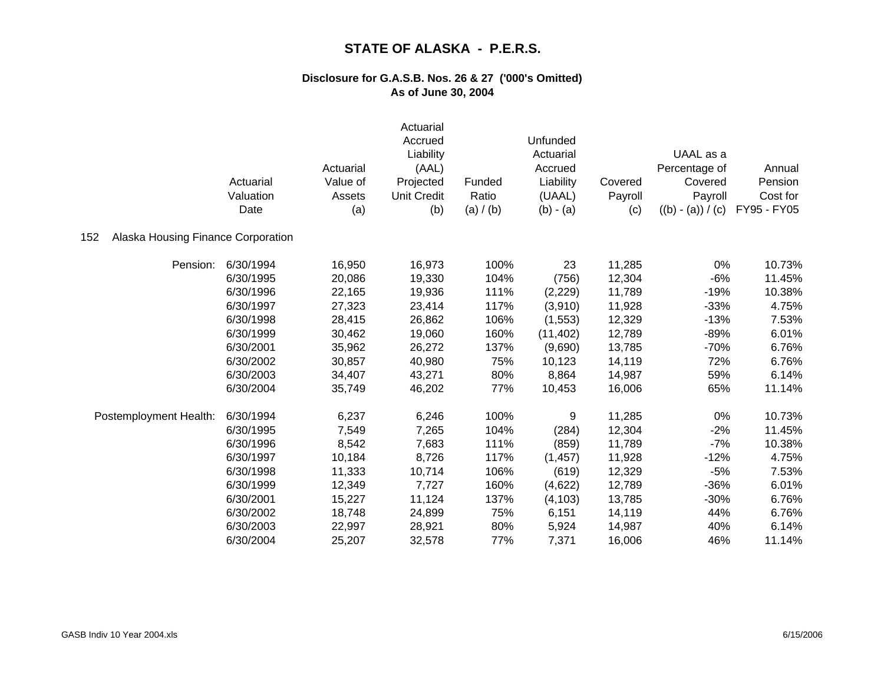# STATE OF ALASKA - P.E.R.S.

## Disclosure for G.A.S.B. Nos. 26 & 27 ('000's Omitted)
## As of June 30, 2004

| | Actuarial Valuation Date | Actuarial Value of Assets (a) | Actuarial Accrued Liability (AAL) Projected Unit Credit (b) | Funded Ratio (a) / (b) | Unfunded Actuarial Accrued Liability (UAAL) (b) - (a) | Covered Payroll (c) | UAAL as a Percentage of Covered Payroll ((b) - (a)) / (c) | Annual Pension Cost for FY95 - FY05 |
|---|---|---|---|---|---|---|---|---|
| **152 Alaska Housing Finance Corporation** | | | | | | | | |
| Pension: | 6/30/1994 | 16,950 | 16,973 | 100% | 23 | 11,285 | 0% | 10.73% |
| | 6/30/1995 | 20,086 | 19,330 | 104% | (756) | 12,304 | -6% | 11.45% |
| | 6/30/1996 | 22,165 | 19,936 | 111% | (2,229) | 11,789 | -19% | 10.38% |
| | 6/30/1997 | 27,323 | 23,414 | 117% | (3,910) | 11,928 | -33% | 4.75% |
| | 6/30/1998 | 28,415 | 26,862 | 106% | (1,553) | 12,329 | -13% | 7.53% |
| | 6/30/1999 | 30,462 | 19,060 | 160% | (11,402) | 12,789 | -89% | 6.01% |
| | 6/30/2001 | 35,962 | 26,272 | 137% | (9,690) | 13,785 | -70% | 6.76% |
| | 6/30/2002 | 30,857 | 40,980 | 75% | 10,123 | 14,119 | 72% | 6.76% |
| | 6/30/2003 | 34,407 | 43,271 | 80% | 8,864 | 14,987 | 59% | 6.14% |
| | 6/30/2004 | 35,749 | 46,202 | 77% | 10,453 | 16,006 | 65% | 11.14% |
| Postemployment Health: | 6/30/1994 | 6,237 | 6,246 | 100% | 9 | 11,285 | 0% | 10.73% |
| | 6/30/1995 | 7,549 | 7,265 | 104% | (284) | 12,304 | -2% | 11.45% |
| | 6/30/1996 | 8,542 | 7,683 | 111% | (859) | 11,789 | -7% | 10.38% |
| | 6/30/1997 | 10,184 | 8,726 | 117% | (1,457) | 11,928 | -12% | 4.75% |
| | 6/30/1998 | 11,333 | 10,714 | 106% | (619) | 12,329 | -5% | 7.53% |
| | 6/30/1999 | 12,349 | 7,727 | 160% | (4,622) | 12,789 | -36% | 6.01% |
| | 6/30/2001 | 15,227 | 11,124 | 137% | (4,103) | 13,785 | -30% | 6.76% |
| | 6/30/2002 | 18,748 | 24,899 | 75% | 6,151 | 14,119 | 44% | 6.76% |
| | 6/30/2003 | 22,997 | 28,921 | 80% | 5,924 | 14,987 | 40% | 6.14% |
| | 6/30/2004 | 25,207 | 32,578 | 77% | 7,371 | 16,006 | 46% | 11.14% |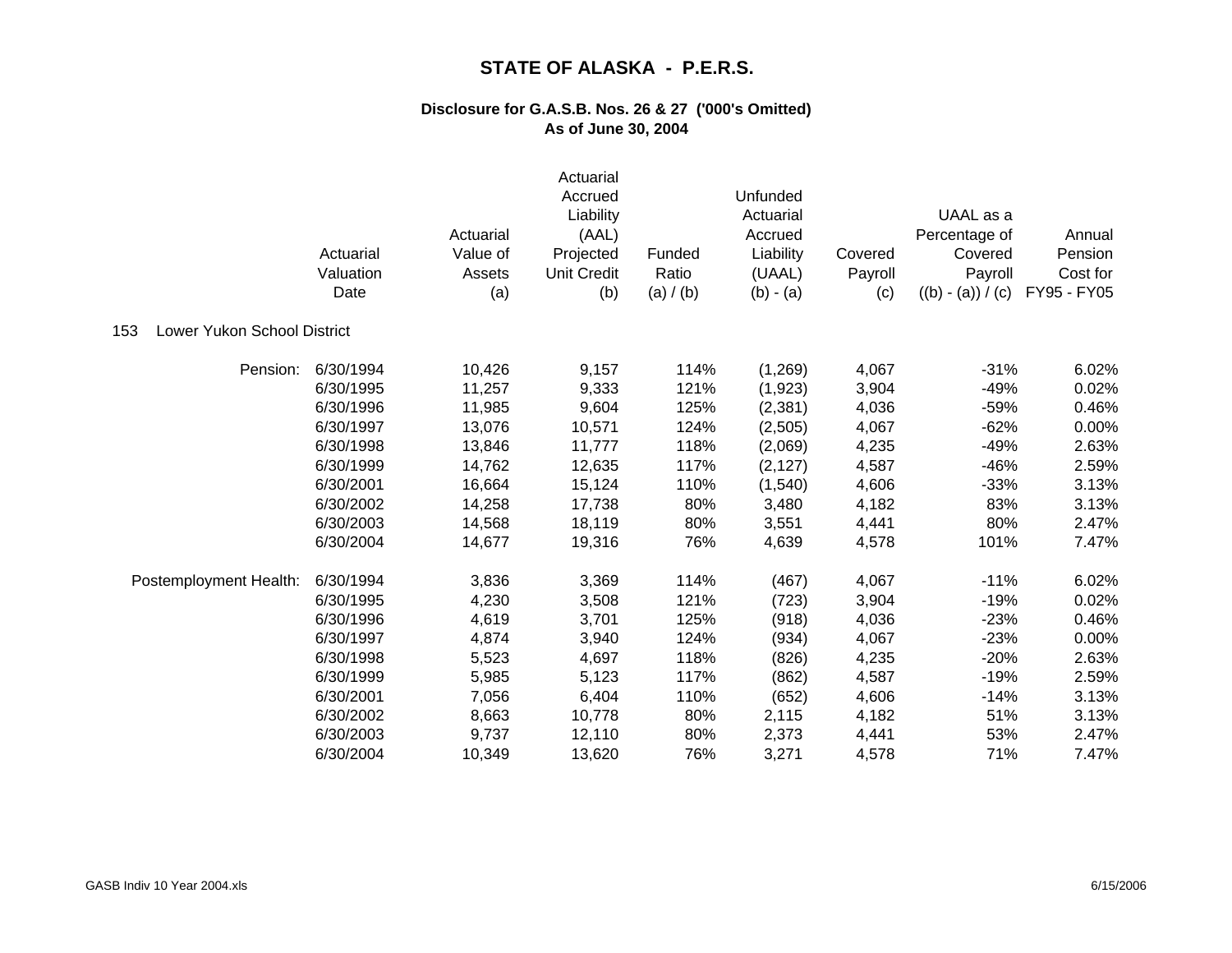# STATE OF ALASKA - P.E.R.S.

## Disclosure for G.A.S.B. Nos. 26 & 27 ('000's Omitted)
## As of June 30, 2004

**153 Lower Yukon School District**

| | Actuarial Valuation Date | Actuarial Value of Assets (a) | Actuarial Accrued Liability (AAL) Projected Unit Credit (b) | Funded Ratio (a) / (b) | Unfunded Actuarial Accrued Liability (UAAL) (b) - (a) | Covered Payroll (c) | UAAL as a Percentage of Covered Payroll ((b) - (a)) / (c) | Annual Pension Cost for FY95 - FY05 |
|---|---|---|---|---|---|---|---|---|
| Pension: | 6/30/1994 | 10,426 | 9,157 | 114% | (1,269) | 4,067 | -31% | 6.02% |
| | 6/30/1995 | 11,257 | 9,333 | 121% | (1,923) | 3,904 | -49% | 0.02% |
| | 6/30/1996 | 11,985 | 9,604 | 125% | (2,381) | 4,036 | -59% | 0.46% |
| | 6/30/1997 | 13,076 | 10,571 | 124% | (2,505) | 4,067 | -62% | 0.00% |
| | 6/30/1998 | 13,846 | 11,777 | 118% | (2,069) | 4,235 | -49% | 2.63% |
| | 6/30/1999 | 14,762 | 12,635 | 117% | (2,127) | 4,587 | -46% | 2.59% |
| | 6/30/2001 | 16,664 | 15,124 | 110% | (1,540) | 4,606 | -33% | 3.13% |
| | 6/30/2002 | 14,258 | 17,738 | 80% | 3,480 | 4,182 | 83% | 3.13% |
| | 6/30/2003 | 14,568 | 18,119 | 80% | 3,551 | 4,441 | 80% | 2.47% |
| | 6/30/2004 | 14,677 | 19,316 | 76% | 4,639 | 4,578 | 101% | 7.47% |
| Postemployment Health: | 6/30/1994 | 3,836 | 3,369 | 114% | (467) | 4,067 | -11% | 6.02% |
| | 6/30/1995 | 4,230 | 3,508 | 121% | (723) | 3,904 | -19% | 0.02% |
| | 6/30/1996 | 4,619 | 3,701 | 125% | (918) | 4,036 | -23% | 0.46% |
| | 6/30/1997 | 4,874 | 3,940 | 124% | (934) | 4,067 | -23% | 0.00% |
| | 6/30/1998 | 5,523 | 4,697 | 118% | (826) | 4,235 | -20% | 2.63% |
| | 6/30/1999 | 5,985 | 5,123 | 117% | (862) | 4,587 | -19% | 2.59% |
| | 6/30/2001 | 7,056 | 6,404 | 110% | (652) | 4,606 | -14% | 3.13% |
| | 6/30/2002 | 8,663 | 10,778 | 80% | 2,115 | 4,182 | 51% | 3.13% |
| | 6/30/2003 | 9,737 | 12,110 | 80% | 2,373 | 4,441 | 53% | 2.47% |
| | 6/30/2004 | 10,349 | 13,620 | 76% | 3,271 | 4,578 | 71% | 7.47% |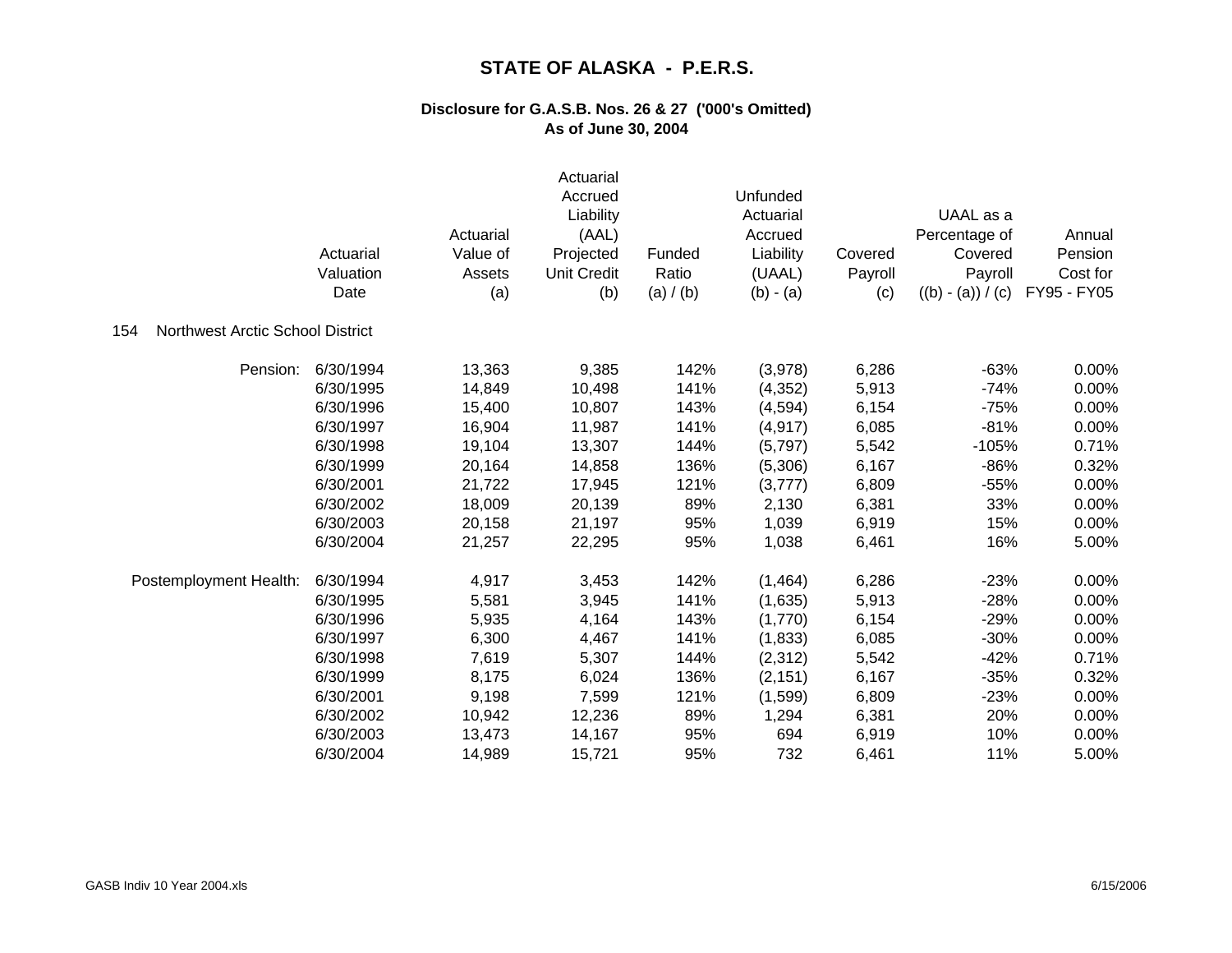# STATE OF ALASKA - P.E.R.S.

### Disclosure for G.A.S.B. Nos. 26 & 27 ('000's Omitted)
### As of June 30, 2004

**154 Northwest Arctic School District**

| | Actuarial Valuation Date | Actuarial Value of Assets (a) | Actuarial Accrued Liability (AAL) Projected Unit Credit (b) | Funded Ratio (a) / (b) | Unfunded Actuarial Accrued Liability (UAAL) (b) - (a) | Covered Payroll (c) | UAAL as a Percentage of Covered Payroll ((b) - (a)) / (c) | Annual Pension Cost for FY95 - FY05 |
|---|---|---|---|---|---|---|---|---|
| Pension: | 6/30/1994 | 13,363 | 9,385 | 142% | (3,978) | 6,286 | -63% | 0.00% |
| | 6/30/1995 | 14,849 | 10,498 | 141% | (4,352) | 5,913 | -74% | 0.00% |
| | 6/30/1996 | 15,400 | 10,807 | 143% | (4,594) | 6,154 | -75% | 0.00% |
| | 6/30/1997 | 16,904 | 11,987 | 141% | (4,917) | 6,085 | -81% | 0.00% |
| | 6/30/1998 | 19,104 | 13,307 | 144% | (5,797) | 5,542 | -105% | 0.71% |
| | 6/30/1999 | 20,164 | 14,858 | 136% | (5,306) | 6,167 | -86% | 0.32% |
| | 6/30/2001 | 21,722 | 17,945 | 121% | (3,777) | 6,809 | -55% | 0.00% |
| | 6/30/2002 | 18,009 | 20,139 | 89% | 2,130 | 6,381 | 33% | 0.00% |
| | 6/30/2003 | 20,158 | 21,197 | 95% | 1,039 | 6,919 | 15% | 0.00% |
| | 6/30/2004 | 21,257 | 22,295 | 95% | 1,038 | 6,461 | 16% | 5.00% |
| Postemployment Health: | 6/30/1994 | 4,917 | 3,453 | 142% | (1,464) | 6,286 | -23% | 0.00% |
| | 6/30/1995 | 5,581 | 3,945 | 141% | (1,635) | 5,913 | -28% | 0.00% |
| | 6/30/1996 | 5,935 | 4,164 | 143% | (1,770) | 6,154 | -29% | 0.00% |
| | 6/30/1997 | 6,300 | 4,467 | 141% | (1,833) | 6,085 | -30% | 0.00% |
| | 6/30/1998 | 7,619 | 5,307 | 144% | (2,312) | 5,542 | -42% | 0.71% |
| | 6/30/1999 | 8,175 | 6,024 | 136% | (2,151) | 6,167 | -35% | 0.32% |
| | 6/30/2001 | 9,198 | 7,599 | 121% | (1,599) | 6,809 | -23% | 0.00% |
| | 6/30/2002 | 10,942 | 12,236 | 89% | 1,294 | 6,381 | 20% | 0.00% |
| | 6/30/2003 | 13,473 | 14,167 | 95% | 694 | 6,919 | 10% | 0.00% |
| | 6/30/2004 | 14,989 | 15,721 | 95% | 732 | 6,461 | 11% | 5.00% |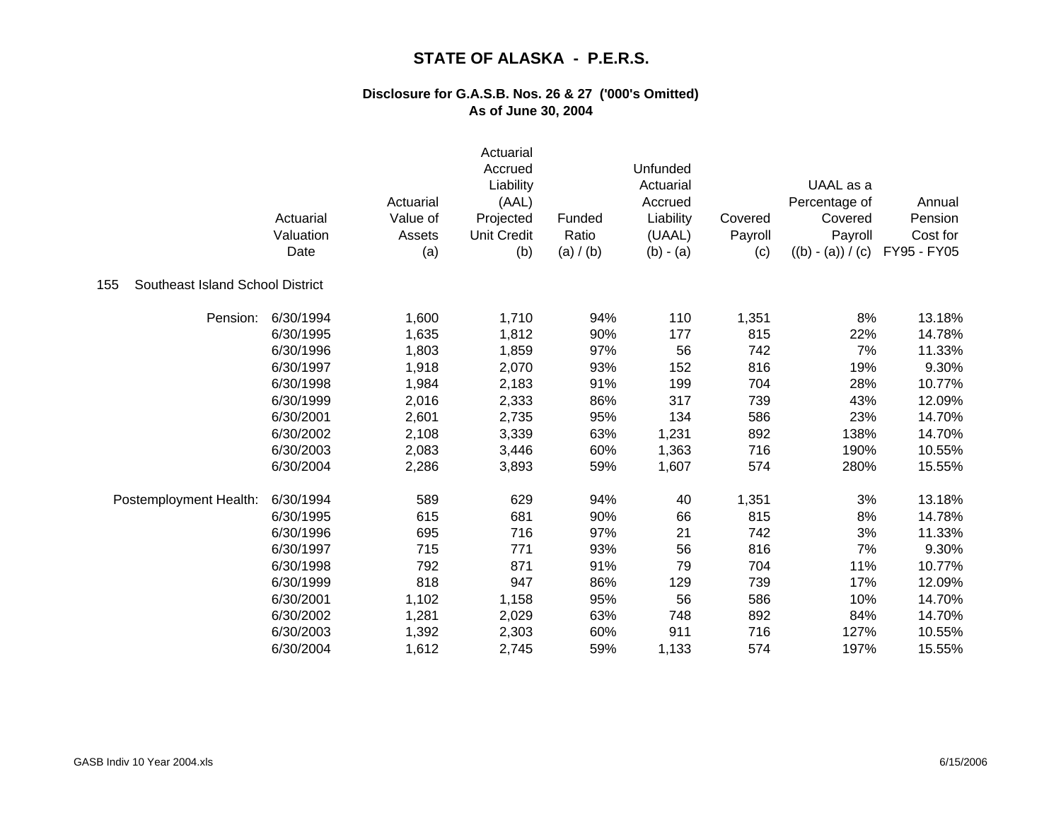# STATE OF ALASKA - P.E.R.S.

## Disclosure for G.A.S.B. Nos. 26 & 27 ('000's Omitted)
## As of June 30, 2004

**155 Southeast Island School District**

| | Actuarial Valuation Date | Actuarial Value of Assets (a) | Actuarial Accrued Liability (AAL) Projected Unit Credit (b) | Funded Ratio (a) / (b) | Unfunded Actuarial Accrued Liability (UAAL) (b) - (a) | Covered Payroll (c) | UAAL as a Percentage of Covered Payroll ((b) - (a)) / (c) | Annual Pension Cost for FY95 - FY05 |
|---|---|---|---|---|---|---|---|---|
| Pension: | 6/30/1994 | 1,600 | 1,710 | 94% | 110 | 1,351 | 8% | 13.18% |
| | 6/30/1995 | 1,635 | 1,812 | 90% | 177 | 815 | 22% | 14.78% |
| | 6/30/1996 | 1,803 | 1,859 | 97% | 56 | 742 | 7% | 11.33% |
| | 6/30/1997 | 1,918 | 2,070 | 93% | 152 | 816 | 19% | 9.30% |
| | 6/30/1998 | 1,984 | 2,183 | 91% | 199 | 704 | 28% | 10.77% |
| | 6/30/1999 | 2,016 | 2,333 | 86% | 317 | 739 | 43% | 12.09% |
| | 6/30/2001 | 2,601 | 2,735 | 95% | 134 | 586 | 23% | 14.70% |
| | 6/30/2002 | 2,108 | 3,339 | 63% | 1,231 | 892 | 138% | 14.70% |
| | 6/30/2003 | 2,083 | 3,446 | 60% | 1,363 | 716 | 190% | 10.55% |
| | 6/30/2004 | 2,286 | 3,893 | 59% | 1,607 | 574 | 280% | 15.55% |
| Postemployment Health: | 6/30/1994 | 589 | 629 | 94% | 40 | 1,351 | 3% | 13.18% |
| | 6/30/1995 | 615 | 681 | 90% | 66 | 815 | 8% | 14.78% |
| | 6/30/1996 | 695 | 716 | 97% | 21 | 742 | 3% | 11.33% |
| | 6/30/1997 | 715 | 771 | 93% | 56 | 816 | 7% | 9.30% |
| | 6/30/1998 | 792 | 871 | 91% | 79 | 704 | 11% | 10.77% |
| | 6/30/1999 | 818 | 947 | 86% | 129 | 739 | 17% | 12.09% |
| | 6/30/2001 | 1,102 | 1,158 | 95% | 56 | 586 | 10% | 14.70% |
| | 6/30/2002 | 1,281 | 2,029 | 63% | 748 | 892 | 84% | 14.70% |
| | 6/30/2003 | 1,392 | 2,303 | 60% | 911 | 716 | 127% | 10.55% |
| | 6/30/2004 | 1,612 | 2,745 | 59% | 1,133 | 574 | 197% | 15.55% |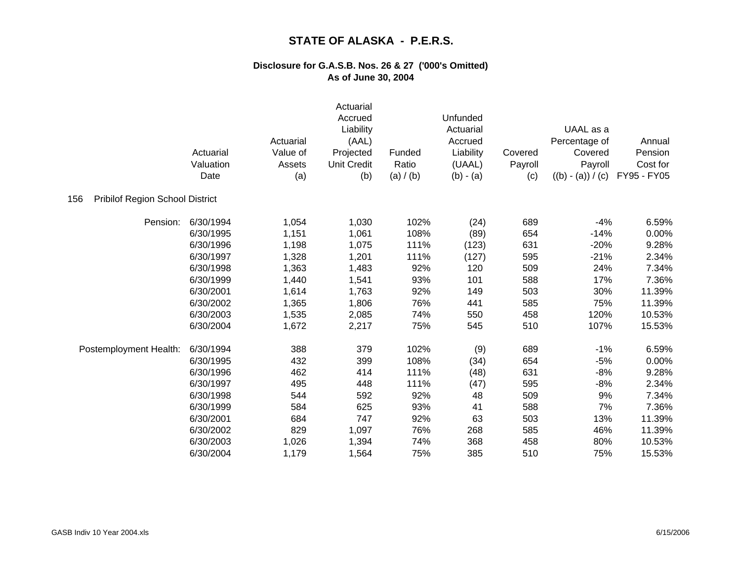# STATE OF ALASKA - P.E.R.S.

## Disclosure for G.A.S.B. Nos. 26 & 27 ('000's Omitted)
## As of June 30, 2004

156 Pribilof Region School District

| | Actuarial Valuation Date | Actuarial Value of Assets (a) | Actuarial Accrued Liability (AAL) Projected Unit Credit (b) | Funded Ratio (a) / (b) | Unfunded Actuarial Accrued Liability (UAAL) (b) - (a) | Covered Payroll (c) | UAAL as a Percentage of Covered Payroll ((b) - (a)) / (c) | Annual Pension Cost for FY95 - FY05 |
|---|---|---|---|---|---|---|---|---|
| Pension: | 6/30/1994 | 1,054 | 1,030 | 102% | (24) | 689 | -4% | 6.59% |
| | 6/30/1995 | 1,151 | 1,061 | 108% | (89) | 654 | -14% | 0.00% |
| | 6/30/1996 | 1,198 | 1,075 | 111% | (123) | 631 | -20% | 9.28% |
| | 6/30/1997 | 1,328 | 1,201 | 111% | (127) | 595 | -21% | 2.34% |
| | 6/30/1998 | 1,363 | 1,483 | 92% | 120 | 509 | 24% | 7.34% |
| | 6/30/1999 | 1,440 | 1,541 | 93% | 101 | 588 | 17% | 7.36% |
| | 6/30/2001 | 1,614 | 1,763 | 92% | 149 | 503 | 30% | 11.39% |
| | 6/30/2002 | 1,365 | 1,806 | 76% | 441 | 585 | 75% | 11.39% |
| | 6/30/2003 | 1,535 | 2,085 | 74% | 550 | 458 | 120% | 10.53% |
| | 6/30/2004 | 1,672 | 2,217 | 75% | 545 | 510 | 107% | 15.53% |
| Postemployment Health: | 6/30/1994 | 388 | 379 | 102% | (9) | 689 | -1% | 6.59% |
| | 6/30/1995 | 432 | 399 | 108% | (34) | 654 | -5% | 0.00% |
| | 6/30/1996 | 462 | 414 | 111% | (48) | 631 | -8% | 9.28% |
| | 6/30/1997 | 495 | 448 | 111% | (47) | 595 | -8% | 2.34% |
| | 6/30/1998 | 544 | 592 | 92% | 48 | 509 | 9% | 7.34% |
| | 6/30/1999 | 584 | 625 | 93% | 41 | 588 | 7% | 7.36% |
| | 6/30/2001 | 684 | 747 | 92% | 63 | 503 | 13% | 11.39% |
| | 6/30/2002 | 829 | 1,097 | 76% | 268 | 585 | 46% | 11.39% |
| | 6/30/2003 | 1,026 | 1,394 | 74% | 368 | 458 | 80% | 10.53% |
| | 6/30/2004 | 1,179 | 1,564 | 75% | 385 | 510 | 75% | 15.53% |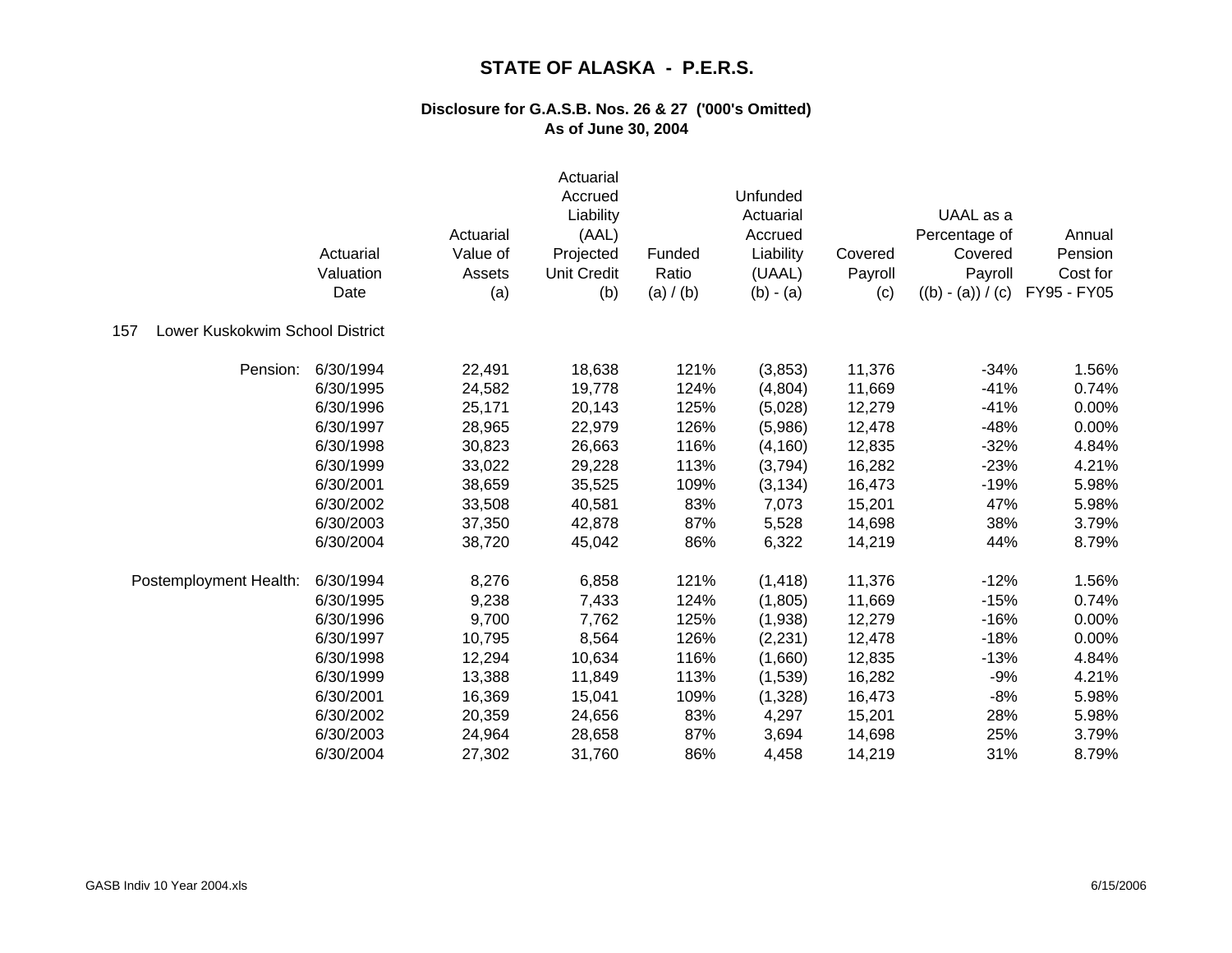# STATE OF ALASKA - P.E.R.S.

## Disclosure for G.A.S.B. Nos. 26 & 27 ('000's Omitted)
## As of June 30, 2004

| | Actuarial Valuation Date | Actuarial Value of Assets (a) | Actuarial Accrued Liability (AAL) Projected Unit Credit (b) | Funded Ratio (a) / (b) | Unfunded Actuarial Accrued Liability (UAAL) (b) - (a) | Covered Payroll (c) | UAAL as a Percentage of Covered Payroll ((b) - (a)) / (c) | Annual Pension Cost for FY95 - FY05 |
|---|---|---|---|---|---|---|---|---|
| 157 Lower Kuskokwim School District | | | | | | | | |
| Pension: | 6/30/1994 | 22,491 | 18,638 | 121% | (3,853) | 11,376 | -34% | 1.56% |
| | 6/30/1995 | 24,582 | 19,778 | 124% | (4,804) | 11,669 | -41% | 0.74% |
| | 6/30/1996 | 25,171 | 20,143 | 125% | (5,028) | 12,279 | -41% | 0.00% |
| | 6/30/1997 | 28,965 | 22,979 | 126% | (5,986) | 12,478 | -48% | 0.00% |
| | 6/30/1998 | 30,823 | 26,663 | 116% | (4,160) | 12,835 | -32% | 4.84% |
| | 6/30/1999 | 33,022 | 29,228 | 113% | (3,794) | 16,282 | -23% | 4.21% |
| | 6/30/2001 | 38,659 | 35,525 | 109% | (3,134) | 16,473 | -19% | 5.98% |
| | 6/30/2002 | 33,508 | 40,581 | 83% | 7,073 | 15,201 | 47% | 5.98% |
| | 6/30/2003 | 37,350 | 42,878 | 87% | 5,528 | 14,698 | 38% | 3.79% |
| | 6/30/2004 | 38,720 | 45,042 | 86% | 6,322 | 14,219 | 44% | 8.79% |
| Postemployment Health: | 6/30/1994 | 8,276 | 6,858 | 121% | (1,418) | 11,376 | -12% | 1.56% |
| | 6/30/1995 | 9,238 | 7,433 | 124% | (1,805) | 11,669 | -15% | 0.74% |
| | 6/30/1996 | 9,700 | 7,762 | 125% | (1,938) | 12,279 | -16% | 0.00% |
| | 6/30/1997 | 10,795 | 8,564 | 126% | (2,231) | 12,478 | -18% | 0.00% |
| | 6/30/1998 | 12,294 | 10,634 | 116% | (1,660) | 12,835 | -13% | 4.84% |
| | 6/30/1999 | 13,388 | 11,849 | 113% | (1,539) | 16,282 | -9% | 4.21% |
| | 6/30/2001 | 16,369 | 15,041 | 109% | (1,328) | 16,473 | -8% | 5.98% |
| | 6/30/2002 | 20,359 | 24,656 | 83% | 4,297 | 15,201 | 28% | 5.98% |
| | 6/30/2003 | 24,964 | 28,658 | 87% | 3,694 | 14,698 | 25% | 3.79% |
| | 6/30/2004 | 27,302 | 31,760 | 86% | 4,458 | 14,219 | 31% | 8.79% |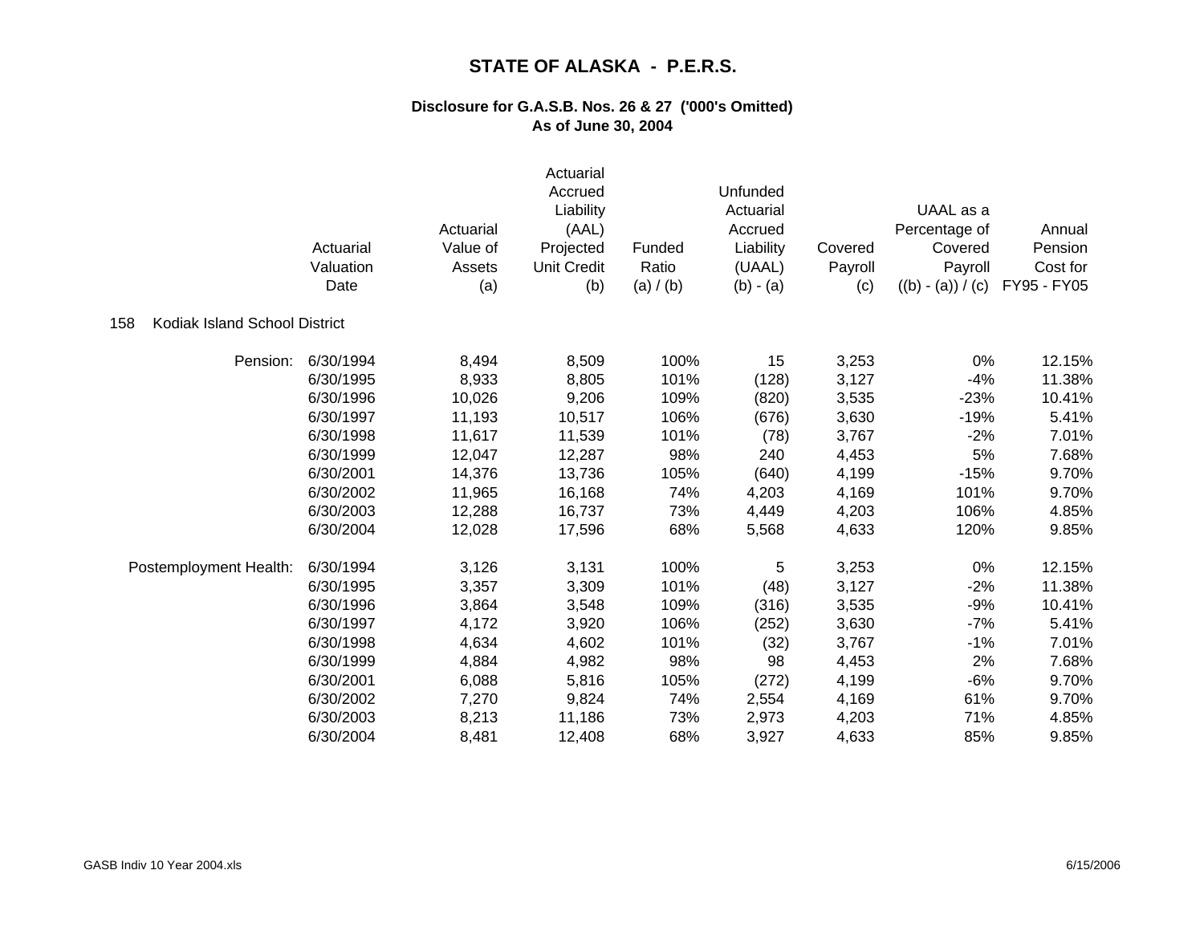# STATE OF ALASKA - P.E.R.S.

### Disclosure for G.A.S.B. Nos. 26 & 27 ('000's Omitted)
### As of June 30, 2004

158 Kodiak Island School District

| | Actuarial Valuation Date | Actuarial Value of Assets (a) | Actuarial Accrued Liability (AAL) Projected Unit Credit (b) | Funded Ratio (a) / (b) | Unfunded Actuarial Accrued Liability (UAAL) (b) - (a) | Covered Payroll (c) | UAAL as a Percentage of Covered Payroll ((b) - (a)) / (c) | Annual Pension Cost for FY95 - FY05 |
|---|---|---|---|---|---|---|---|---|
| Pension: | 6/30/1994 | 8,494 | 8,509 | 100% | 15 | 3,253 | 0% | 12.15% |
| | 6/30/1995 | 8,933 | 8,805 | 101% | (128) | 3,127 | -4% | 11.38% |
| | 6/30/1996 | 10,026 | 9,206 | 109% | (820) | 3,535 | -23% | 10.41% |
| | 6/30/1997 | 11,193 | 10,517 | 106% | (676) | 3,630 | -19% | 5.41% |
| | 6/30/1998 | 11,617 | 11,539 | 101% | (78) | 3,767 | -2% | 7.01% |
| | 6/30/1999 | 12,047 | 12,287 | 98% | 240 | 4,453 | 5% | 7.68% |
| | 6/30/2001 | 14,376 | 13,736 | 105% | (640) | 4,199 | -15% | 9.70% |
| | 6/30/2002 | 11,965 | 16,168 | 74% | 4,203 | 4,169 | 101% | 9.70% |
| | 6/30/2003 | 12,288 | 16,737 | 73% | 4,449 | 4,203 | 106% | 4.85% |
| | 6/30/2004 | 12,028 | 17,596 | 68% | 5,568 | 4,633 | 120% | 9.85% |
| Postemployment Health: | 6/30/1994 | 3,126 | 3,131 | 100% | 5 | 3,253 | 0% | 12.15% |
| | 6/30/1995 | 3,357 | 3,309 | 101% | (48) | 3,127 | -2% | 11.38% |
| | 6/30/1996 | 3,864 | 3,548 | 109% | (316) | 3,535 | -9% | 10.41% |
| | 6/30/1997 | 4,172 | 3,920 | 106% | (252) | 3,630 | -7% | 5.41% |
| | 6/30/1998 | 4,634 | 4,602 | 101% | (32) | 3,767 | -1% | 7.01% |
| | 6/30/1999 | 4,884 | 4,982 | 98% | 98 | 4,453 | 2% | 7.68% |
| | 6/30/2001 | 6,088 | 5,816 | 105% | (272) | 4,199 | -6% | 9.70% |
| | 6/30/2002 | 7,270 | 9,824 | 74% | 2,554 | 4,169 | 61% | 9.70% |
| | 6/30/2003 | 8,213 | 11,186 | 73% | 2,973 | 4,203 | 71% | 4.85% |
| | 6/30/2004 | 8,481 | 12,408 | 68% | 3,927 | 4,633 | 85% | 9.85% |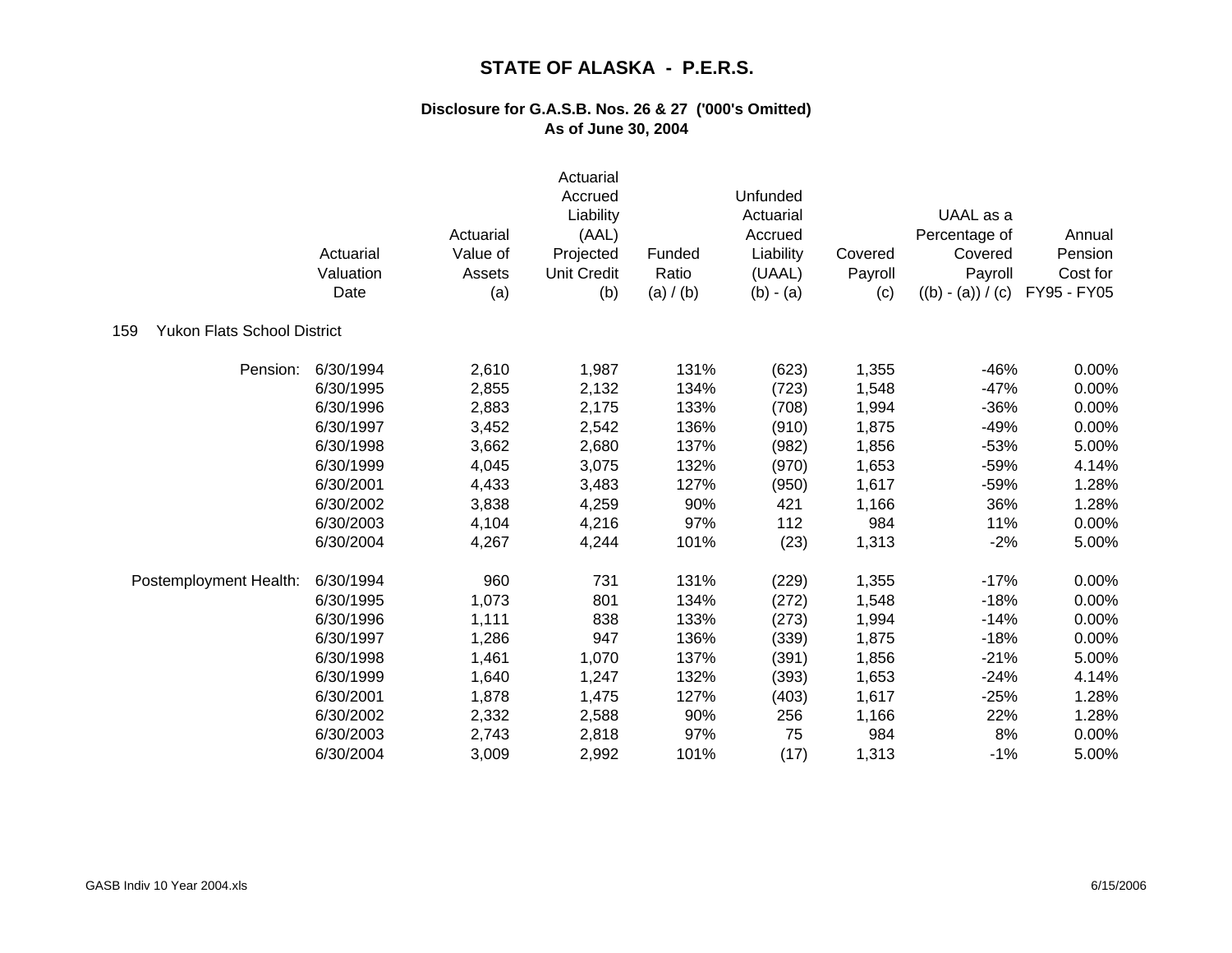# STATE OF ALASKA - P.E.R.S.

## Disclosure for G.A.S.B. Nos. 26 & 27 ('000's Omitted)
## As of June 30, 2004

| | Actuarial Valuation Date | Actuarial Value of Assets (a) | Actuarial Accrued Liability (AAL) Projected Unit Credit (b) | Funded Ratio (a) / (b) | Unfunded Actuarial Accrued Liability (UAAL) (b) - (a) | Covered Payroll (c) | UAAL as a Percentage of Covered Payroll ((b) - (a)) / (c) | Annual Pension Cost for FY95 - FY05 |
|---|---|---|---|---|---|---|---|---|
| 159 Yukon Flats School District | | | | | | | | |
| Pension: | 6/30/1994 | 2,610 | 1,987 | 131% | (623) | 1,355 | -46% | 0.00% |
| | 6/30/1995 | 2,855 | 2,132 | 134% | (723) | 1,548 | -47% | 0.00% |
| | 6/30/1996 | 2,883 | 2,175 | 133% | (708) | 1,994 | -36% | 0.00% |
| | 6/30/1997 | 3,452 | 2,542 | 136% | (910) | 1,875 | -49% | 0.00% |
| | 6/30/1998 | 3,662 | 2,680 | 137% | (982) | 1,856 | -53% | 5.00% |
| | 6/30/1999 | 4,045 | 3,075 | 132% | (970) | 1,653 | -59% | 4.14% |
| | 6/30/2001 | 4,433 | 3,483 | 127% | (950) | 1,617 | -59% | 1.28% |
| | 6/30/2002 | 3,838 | 4,259 | 90% | 421 | 1,166 | 36% | 1.28% |
| | 6/30/2003 | 4,104 | 4,216 | 97% | 112 | 984 | 11% | 0.00% |
| | 6/30/2004 | 4,267 | 4,244 | 101% | (23) | 1,313 | -2% | 5.00% |
| Postemployment Health: | 6/30/1994 | 960 | 731 | 131% | (229) | 1,355 | -17% | 0.00% |
| | 6/30/1995 | 1,073 | 801 | 134% | (272) | 1,548 | -18% | 0.00% |
| | 6/30/1996 | 1,111 | 838 | 133% | (273) | 1,994 | -14% | 0.00% |
| | 6/30/1997 | 1,286 | 947 | 136% | (339) | 1,875 | -18% | 0.00% |
| | 6/30/1998 | 1,461 | 1,070 | 137% | (391) | 1,856 | -21% | 5.00% |
| | 6/30/1999 | 1,640 | 1,247 | 132% | (393) | 1,653 | -24% | 4.14% |
| | 6/30/2001 | 1,878 | 1,475 | 127% | (403) | 1,617 | -25% | 1.28% |
| | 6/30/2002 | 2,332 | 2,588 | 90% | 256 | 1,166 | 22% | 1.28% |
| | 6/30/2003 | 2,743 | 2,818 | 97% | 75 | 984 | 8% | 0.00% |
| | 6/30/2004 | 3,009 | 2,992 | 101% | (17) | 1,313 | -1% | 5.00% |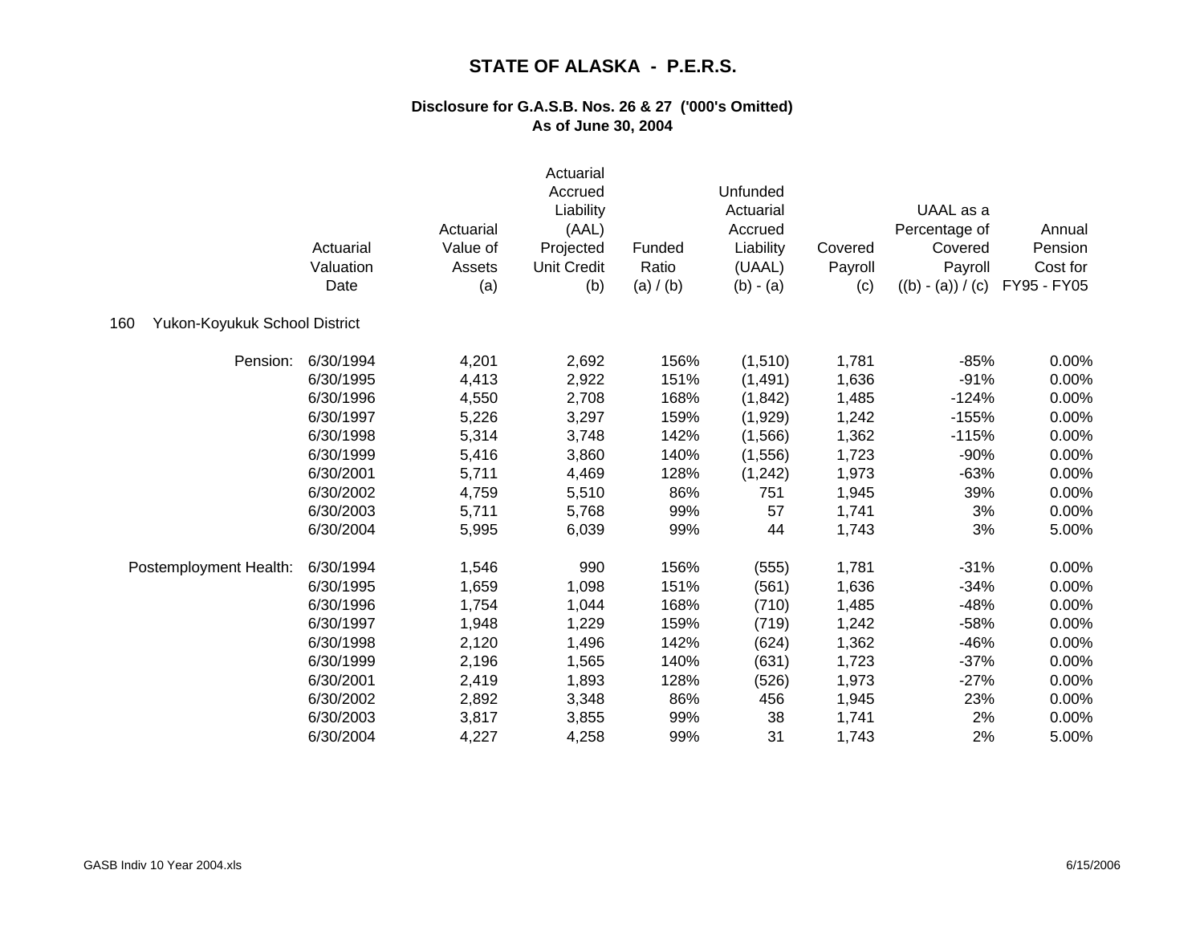# STATE OF ALASKA - P.E.R.S.

## Disclosure for G.A.S.B. Nos. 26 & 27 ('000's Omitted)
## As of June 30, 2004

160 Yukon-Koyukuk School District

| | Actuarial Valuation Date | Actuarial Value of Assets (a) | Actuarial Accrued Liability (AAL) Projected Unit Credit (b) | Funded Ratio (a) / (b) | Unfunded Actuarial Accrued Liability (UAAL) (b) - (a) | Covered Payroll (c) | UAAL as a Percentage of Covered Payroll ((b) - (a)) / (c) | Annual Pension Cost for FY95 - FY05 |
|---|---|---|---|---|---|---|---|---|
| Pension: | 6/30/1994 | 4,201 | 2,692 | 156% | (1,510) | 1,781 | -85% | 0.00% |
| | 6/30/1995 | 4,413 | 2,922 | 151% | (1,491) | 1,636 | -91% | 0.00% |
| | 6/30/1996 | 4,550 | 2,708 | 168% | (1,842) | 1,485 | -124% | 0.00% |
| | 6/30/1997 | 5,226 | 3,297 | 159% | (1,929) | 1,242 | -155% | 0.00% |
| | 6/30/1998 | 5,314 | 3,748 | 142% | (1,566) | 1,362 | -115% | 0.00% |
| | 6/30/1999 | 5,416 | 3,860 | 140% | (1,556) | 1,723 | -90% | 0.00% |
| | 6/30/2001 | 5,711 | 4,469 | 128% | (1,242) | 1,973 | -63% | 0.00% |
| | 6/30/2002 | 4,759 | 5,510 | 86% | 751 | 1,945 | 39% | 0.00% |
| | 6/30/2003 | 5,711 | 5,768 | 99% | 57 | 1,741 | 3% | 0.00% |
| | 6/30/2004 | 5,995 | 6,039 | 99% | 44 | 1,743 | 3% | 5.00% |
| Postemployment Health: | 6/30/1994 | 1,546 | 990 | 156% | (555) | 1,781 | -31% | 0.00% |
| | 6/30/1995 | 1,659 | 1,098 | 151% | (561) | 1,636 | -34% | 0.00% |
| | 6/30/1996 | 1,754 | 1,044 | 168% | (710) | 1,485 | -48% | 0.00% |
| | 6/30/1997 | 1,948 | 1,229 | 159% | (719) | 1,242 | -58% | 0.00% |
| | 6/30/1998 | 2,120 | 1,496 | 142% | (624) | 1,362 | -46% | 0.00% |
| | 6/30/1999 | 2,196 | 1,565 | 140% | (631) | 1,723 | -37% | 0.00% |
| | 6/30/2001 | 2,419 | 1,893 | 128% | (526) | 1,973 | -27% | 0.00% |
| | 6/30/2002 | 2,892 | 3,348 | 86% | 456 | 1,945 | 23% | 0.00% |
| | 6/30/2003 | 3,817 | 3,855 | 99% | 38 | 1,741 | 2% | 0.00% |
| | 6/30/2004 | 4,227 | 4,258 | 99% | 31 | 1,743 | 2% | 5.00% |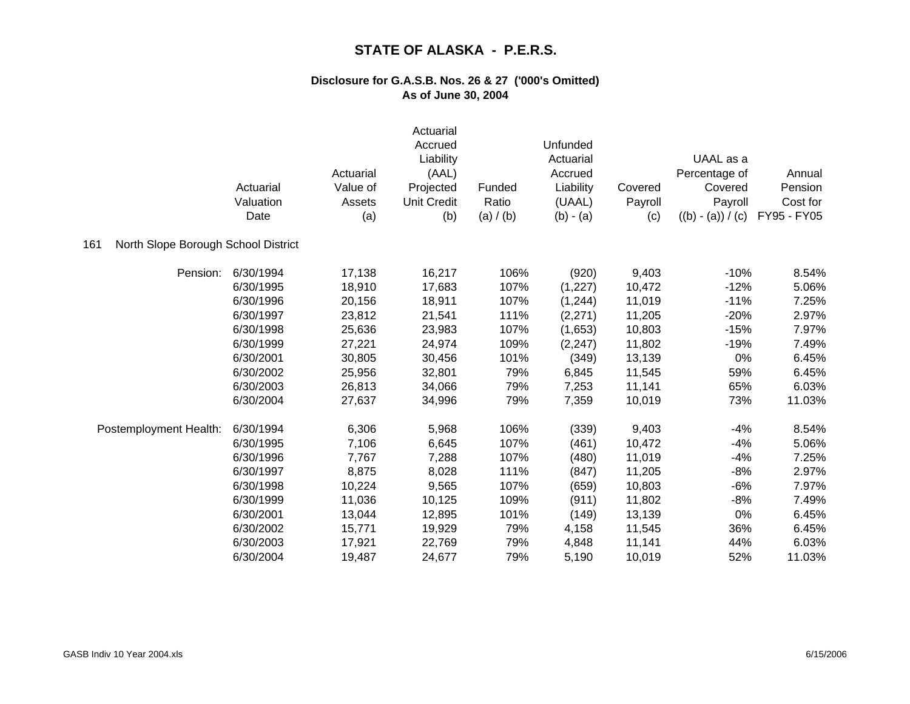# STATE OF ALASKA - P.E.R.S.

### Disclosure for G.A.S.B. Nos. 26 & 27 ('000's Omitted)
### As of June 30, 2004

**161 North Slope Borough School District**

| | Actuarial Valuation Date | Actuarial Value of Assets (a) | Actuarial Accrued Liability (AAL) Projected Unit Credit (b) | Funded Ratio (a) / (b) | Unfunded Actuarial Accrued Liability (UAAL) (b) - (a) | Covered Payroll (c) | UAAL as a Percentage of Covered Payroll ((b) - (a)) / (c) | Annual Pension Cost for FY95 - FY05 |
|---|---|---|---|---|---|---|---|---|
| Pension: | 6/30/1994 | 17,138 | 16,217 | 106% | (920) | 9,403 | -10% | 8.54% |
| | 6/30/1995 | 18,910 | 17,683 | 107% | (1,227) | 10,472 | -12% | 5.06% |
| | 6/30/1996 | 20,156 | 18,911 | 107% | (1,244) | 11,019 | -11% | 7.25% |
| | 6/30/1997 | 23,812 | 21,541 | 111% | (2,271) | 11,205 | -20% | 2.97% |
| | 6/30/1998 | 25,636 | 23,983 | 107% | (1,653) | 10,803 | -15% | 7.97% |
| | 6/30/1999 | 27,221 | 24,974 | 109% | (2,247) | 11,802 | -19% | 7.49% |
| | 6/30/2001 | 30,805 | 30,456 | 101% | (349) | 13,139 | 0% | 6.45% |
| | 6/30/2002 | 25,956 | 32,801 | 79% | 6,845 | 11,545 | 59% | 6.45% |
| | 6/30/2003 | 26,813 | 34,066 | 79% | 7,253 | 11,141 | 65% | 6.03% |
| | 6/30/2004 | 27,637 | 34,996 | 79% | 7,359 | 10,019 | 73% | 11.03% |
| Postemployment Health: | 6/30/1994 | 6,306 | 5,968 | 106% | (339) | 9,403 | -4% | 8.54% |
| | 6/30/1995 | 7,106 | 6,645 | 107% | (461) | 10,472 | -4% | 5.06% |
| | 6/30/1996 | 7,767 | 7,288 | 107% | (480) | 11,019 | -4% | 7.25% |
| | 6/30/1997 | 8,875 | 8,028 | 111% | (847) | 11,205 | -8% | 2.97% |
| | 6/30/1998 | 10,224 | 9,565 | 107% | (659) | 10,803 | -6% | 7.97% |
| | 6/30/1999 | 11,036 | 10,125 | 109% | (911) | 11,802 | -8% | 7.49% |
| | 6/30/2001 | 13,044 | 12,895 | 101% | (149) | 13,139 | 0% | 6.45% |
| | 6/30/2002 | 15,771 | 19,929 | 79% | 4,158 | 11,545 | 36% | 6.45% |
| | 6/30/2003 | 17,921 | 22,769 | 79% | 4,848 | 11,141 | 44% | 6.03% |
| | 6/30/2004 | 19,487 | 24,677 | 79% | 5,190 | 10,019 | 52% | 11.03% |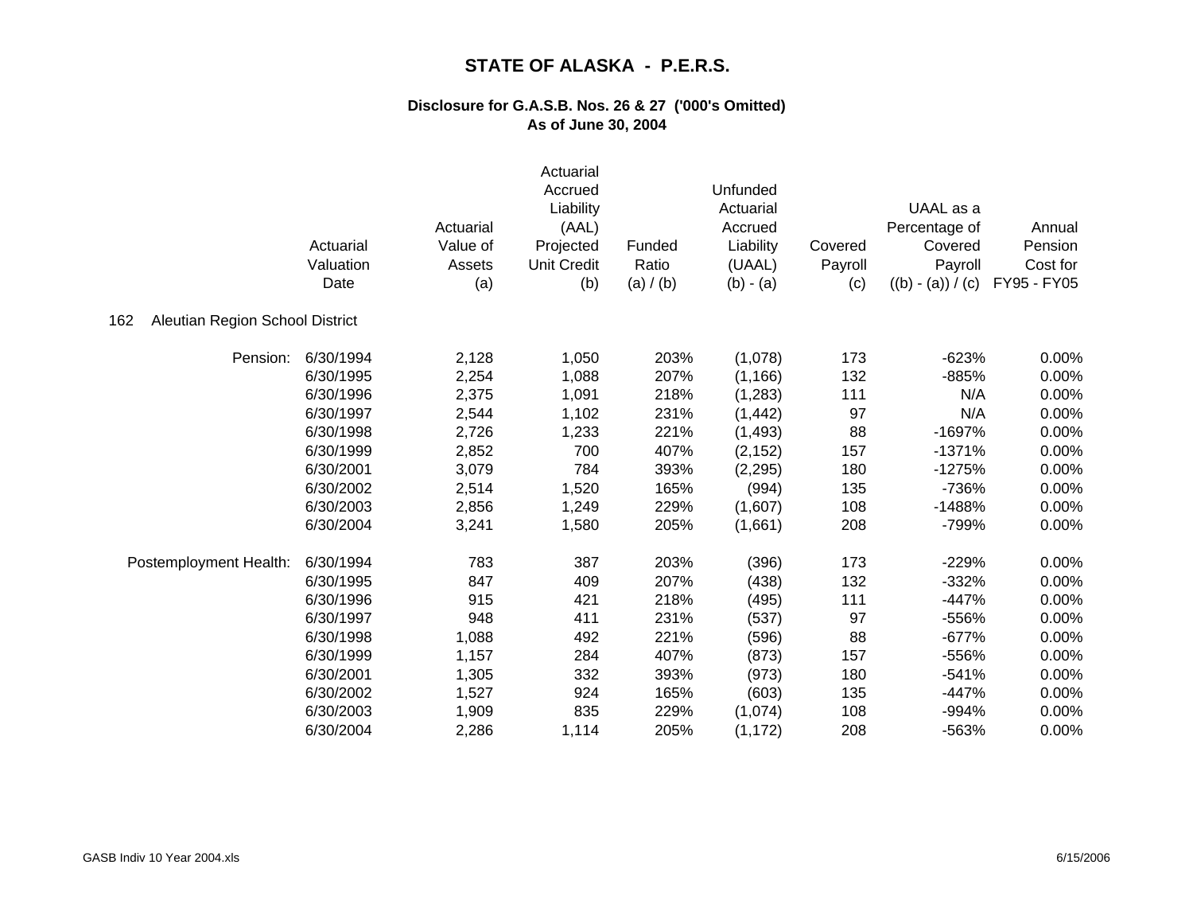# STATE OF ALASKA - P.E.R.S.

## Disclosure for G.A.S.B. Nos. 26 & 27 ('000's Omitted)
## As of June 30, 2004

| | Actuarial Valuation Date | Actuarial Value of Assets (a) | Actuarial Accrued Liability (AAL) Projected Unit Credit (b) | Funded Ratio (a) / (b) | Unfunded Actuarial Accrued Liability (UAAL) (b) - (a) | Covered Payroll (c) | UAAL as a Percentage of Covered Payroll ((b) - (a)) / (c) | Annual Pension Cost for FY95 - FY05 |
|---|---|---|---|---|---|---|---|---|
| **162 Aleutian Region School District** | | | | | | | | |
| Pension: | 6/30/1994 | 2,128 | 1,050 | 203% | (1,078) | 173 | -623% | 0.00% |
| | 6/30/1995 | 2,254 | 1,088 | 207% | (1,166) | 132 | -885% | 0.00% |
| | 6/30/1996 | 2,375 | 1,091 | 218% | (1,283) | 111 | N/A | 0.00% |
| | 6/30/1997 | 2,544 | 1,102 | 231% | (1,442) | 97 | N/A | 0.00% |
| | 6/30/1998 | 2,726 | 1,233 | 221% | (1,493) | 88 | -1697% | 0.00% |
| | 6/30/1999 | 2,852 | 700 | 407% | (2,152) | 157 | -1371% | 0.00% |
| | 6/30/2001 | 3,079 | 784 | 393% | (2,295) | 180 | -1275% | 0.00% |
| | 6/30/2002 | 2,514 | 1,520 | 165% | (994) | 135 | -736% | 0.00% |
| | 6/30/2003 | 2,856 | 1,249 | 229% | (1,607) | 108 | -1488% | 0.00% |
| | 6/30/2004 | 3,241 | 1,580 | 205% | (1,661) | 208 | -799% | 0.00% |
| Postemployment Health: | 6/30/1994 | 783 | 387 | 203% | (396) | 173 | -229% | 0.00% |
| | 6/30/1995 | 847 | 409 | 207% | (438) | 132 | -332% | 0.00% |
| | 6/30/1996 | 915 | 421 | 218% | (495) | 111 | -447% | 0.00% |
| | 6/30/1997 | 948 | 411 | 231% | (537) | 97 | -556% | 0.00% |
| | 6/30/1998 | 1,088 | 492 | 221% | (596) | 88 | -677% | 0.00% |
| | 6/30/1999 | 1,157 | 284 | 407% | (873) | 157 | -556% | 0.00% |
| | 6/30/2001 | 1,305 | 332 | 393% | (973) | 180 | -541% | 0.00% |
| | 6/30/2002 | 1,527 | 924 | 165% | (603) | 135 | -447% | 0.00% |
| | 6/30/2003 | 1,909 | 835 | 229% | (1,074) | 108 | -994% | 0.00% |
| | 6/30/2004 | 2,286 | 1,114 | 205% | (1,172) | 208 | -563% | 0.00% |

GASB Indiv 10 Year 2004.xls    6/15/2006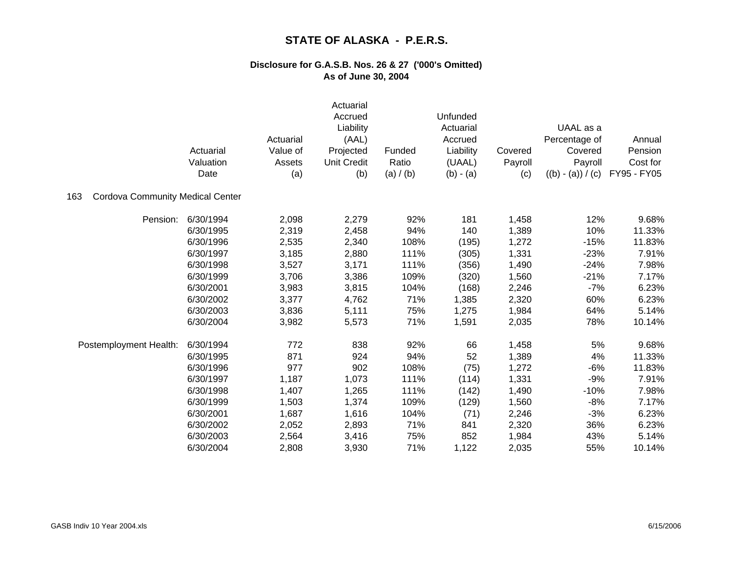# STATE OF ALASKA - P.E.R.S.

## Disclosure for G.A.S.B. Nos. 26 & 27 ('000's Omitted)
## As of June 30, 2004

| | Actuarial Valuation Date | Actuarial Value of Assets (a) | Actuarial Accrued Liability (AAL) Projected Unit Credit (b) | Funded Ratio (a) / (b) | Unfunded Actuarial Accrued Liability (UAAL) (b) - (a) | Covered Payroll (c) | UAAL as a Percentage of Covered Payroll ((b) - (a)) / (c) | Annual Pension Cost for FY95 - FY05 |
|---|---|---|---|---|---|---|---|---|
| **163 Cordova Community Medical Center** | | | | | | | | |
| Pension: | 6/30/1994 | 2,098 | 2,279 | 92% | 181 | 1,458 | 12% | 9.68% |
| | 6/30/1995 | 2,319 | 2,458 | 94% | 140 | 1,389 | 10% | 11.33% |
| | 6/30/1996 | 2,535 | 2,340 | 108% | (195) | 1,272 | -15% | 11.83% |
| | 6/30/1997 | 3,185 | 2,880 | 111% | (305) | 1,331 | -23% | 7.91% |
| | 6/30/1998 | 3,527 | 3,171 | 111% | (356) | 1,490 | -24% | 7.98% |
| | 6/30/1999 | 3,706 | 3,386 | 109% | (320) | 1,560 | -21% | 7.17% |
| | 6/30/2001 | 3,983 | 3,815 | 104% | (168) | 2,246 | -7% | 6.23% |
| | 6/30/2002 | 3,377 | 4,762 | 71% | 1,385 | 2,320 | 60% | 6.23% |
| | 6/30/2003 | 3,836 | 5,111 | 75% | 1,275 | 1,984 | 64% | 5.14% |
| | 6/30/2004 | 3,982 | 5,573 | 71% | 1,591 | 2,035 | 78% | 10.14% |
| Postemployment Health: | 6/30/1994 | 772 | 838 | 92% | 66 | 1,458 | 5% | 9.68% |
| | 6/30/1995 | 871 | 924 | 94% | 52 | 1,389 | 4% | 11.33% |
| | 6/30/1996 | 977 | 902 | 108% | (75) | 1,272 | -6% | 11.83% |
| | 6/30/1997 | 1,187 | 1,073 | 111% | (114) | 1,331 | -9% | 7.91% |
| | 6/30/1998 | 1,407 | 1,265 | 111% | (142) | 1,490 | -10% | 7.98% |
| | 6/30/1999 | 1,503 | 1,374 | 109% | (129) | 1,560 | -8% | 7.17% |
| | 6/30/2001 | 1,687 | 1,616 | 104% | (71) | 2,246 | -3% | 6.23% |
| | 6/30/2002 | 2,052 | 2,893 | 71% | 841 | 2,320 | 36% | 6.23% |
| | 6/30/2003 | 2,564 | 3,416 | 75% | 852 | 1,984 | 43% | 5.14% |
| | 6/30/2004 | 2,808 | 3,930 | 71% | 1,122 | 2,035 | 55% | 10.14% |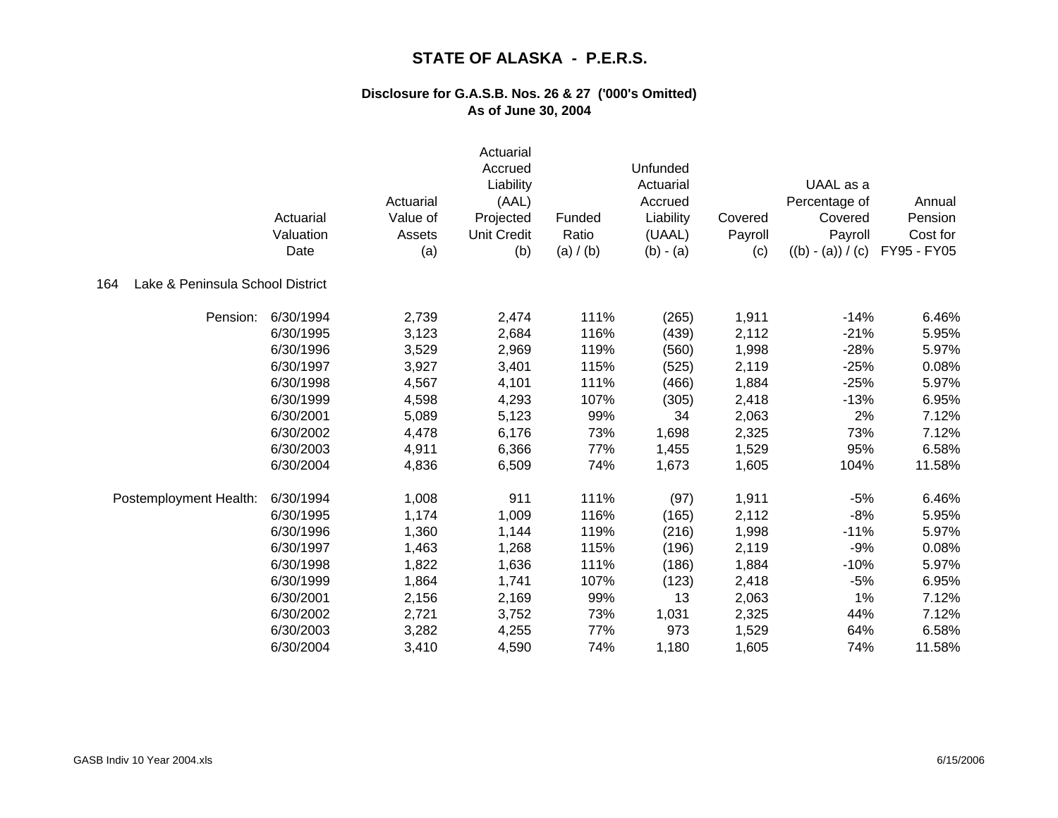# STATE OF ALASKA - P.E.R.S.

## Disclosure for G.A.S.B. Nos. 26 & 27 ('000's Omitted)
## As of June 30, 2004

**164 Lake & Peninsula School District**

| | Actuarial Valuation Date | Actuarial Value of Assets (a) | Actuarial Accrued Liability (AAL) Projected Unit Credit (b) | Funded Ratio (a) / (b) | Unfunded Actuarial Accrued Liability (UAAL) (b) - (a) | Covered Payroll (c) | UAAL as a Percentage of Covered Payroll ((b) - (a)) / (c) | Annual Pension Cost for FY95 - FY05 |
|---|---|---|---|---|---|---|---|---|
| Pension: | 6/30/1994 | 2,739 | 2,474 | 111% | (265) | 1,911 | -14% | 6.46% |
| | 6/30/1995 | 3,123 | 2,684 | 116% | (439) | 2,112 | -21% | 5.95% |
| | 6/30/1996 | 3,529 | 2,969 | 119% | (560) | 1,998 | -28% | 5.97% |
| | 6/30/1997 | 3,927 | 3,401 | 115% | (525) | 2,119 | -25% | 0.08% |
| | 6/30/1998 | 4,567 | 4,101 | 111% | (466) | 1,884 | -25% | 5.97% |
| | 6/30/1999 | 4,598 | 4,293 | 107% | (305) | 2,418 | -13% | 6.95% |
| | 6/30/2001 | 5,089 | 5,123 | 99% | 34 | 2,063 | 2% | 7.12% |
| | 6/30/2002 | 4,478 | 6,176 | 73% | 1,698 | 2,325 | 73% | 7.12% |
| | 6/30/2003 | 4,911 | 6,366 | 77% | 1,455 | 1,529 | 95% | 6.58% |
| | 6/30/2004 | 4,836 | 6,509 | 74% | 1,673 | 1,605 | 104% | 11.58% |
| Postemployment Health: | 6/30/1994 | 1,008 | 911 | 111% | (97) | 1,911 | -5% | 6.46% |
| | 6/30/1995 | 1,174 | 1,009 | 116% | (165) | 2,112 | -8% | 5.95% |
| | 6/30/1996 | 1,360 | 1,144 | 119% | (216) | 1,998 | -11% | 5.97% |
| | 6/30/1997 | 1,463 | 1,268 | 115% | (196) | 2,119 | -9% | 0.08% |
| | 6/30/1998 | 1,822 | 1,636 | 111% | (186) | 1,884 | -10% | 5.97% |
| | 6/30/1999 | 1,864 | 1,741 | 107% | (123) | 2,418 | -5% | 6.95% |
| | 6/30/2001 | 2,156 | 2,169 | 99% | 13 | 2,063 | 1% | 7.12% |
| | 6/30/2002 | 2,721 | 3,752 | 73% | 1,031 | 2,325 | 44% | 7.12% |
| | 6/30/2003 | 3,282 | 4,255 | 77% | 973 | 1,529 | 64% | 6.58% |
| | 6/30/2004 | 3,410 | 4,590 | 74% | 1,180 | 1,605 | 74% | 11.58% |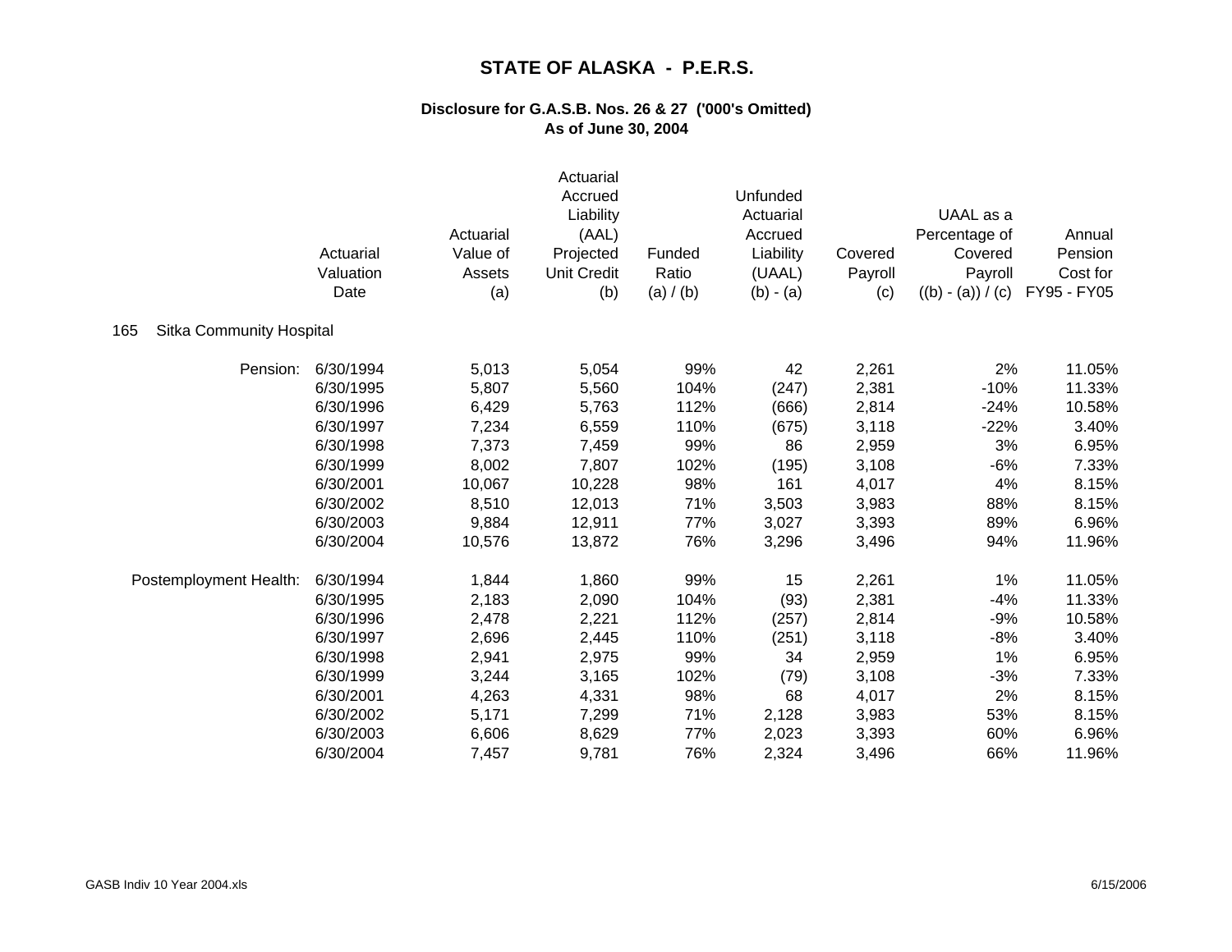# STATE OF ALASKA - P.E.R.S.

### Disclosure for G.A.S.B. Nos. 26 & 27 ('000's Omitted)
### As of June 30, 2004

**165 Sitka Community Hospital**

| | Actuarial Valuation Date | Actuarial Value of Assets (a) | Actuarial Accrued Liability (AAL) Projected Unit Credit (b) | Funded Ratio (a) / (b) | Unfunded Actuarial Accrued Liability (UAAL) (b) - (a) | Covered Payroll (c) | UAAL as a Percentage of Covered Payroll ((b) - (a)) / (c) | Annual Pension Cost for FY95 - FY05 |
|---|---|---|---|---|---|---|---|---|
| Pension: | 6/30/1994 | 5,013 | 5,054 | 99% | 42 | 2,261 | 2% | 11.05% |
| | 6/30/1995 | 5,807 | 5,560 | 104% | (247) | 2,381 | -10% | 11.33% |
| | 6/30/1996 | 6,429 | 5,763 | 112% | (666) | 2,814 | -24% | 10.58% |
| | 6/30/1997 | 7,234 | 6,559 | 110% | (675) | 3,118 | -22% | 3.40% |
| | 6/30/1998 | 7,373 | 7,459 | 99% | 86 | 2,959 | 3% | 6.95% |
| | 6/30/1999 | 8,002 | 7,807 | 102% | (195) | 3,108 | -6% | 7.33% |
| | 6/30/2001 | 10,067 | 10,228 | 98% | 161 | 4,017 | 4% | 8.15% |
| | 6/30/2002 | 8,510 | 12,013 | 71% | 3,503 | 3,983 | 88% | 8.15% |
| | 6/30/2003 | 9,884 | 12,911 | 77% | 3,027 | 3,393 | 89% | 6.96% |
| | 6/30/2004 | 10,576 | 13,872 | 76% | 3,296 | 3,496 | 94% | 11.96% |
| Postemployment Health: | 6/30/1994 | 1,844 | 1,860 | 99% | 15 | 2,261 | 1% | 11.05% |
| | 6/30/1995 | 2,183 | 2,090 | 104% | (93) | 2,381 | -4% | 11.33% |
| | 6/30/1996 | 2,478 | 2,221 | 112% | (257) | 2,814 | -9% | 10.58% |
| | 6/30/1997 | 2,696 | 2,445 | 110% | (251) | 3,118 | -8% | 3.40% |
| | 6/30/1998 | 2,941 | 2,975 | 99% | 34 | 2,959 | 1% | 6.95% |
| | 6/30/1999 | 3,244 | 3,165 | 102% | (79) | 3,108 | -3% | 7.33% |
| | 6/30/2001 | 4,263 | 4,331 | 98% | 68 | 4,017 | 2% | 8.15% |
| | 6/30/2002 | 5,171 | 7,299 | 71% | 2,128 | 3,983 | 53% | 8.15% |
| | 6/30/2003 | 6,606 | 8,629 | 77% | 2,023 | 3,393 | 60% | 6.96% |
| | 6/30/2004 | 7,457 | 9,781 | 76% | 2,324 | 3,496 | 66% | 11.96% |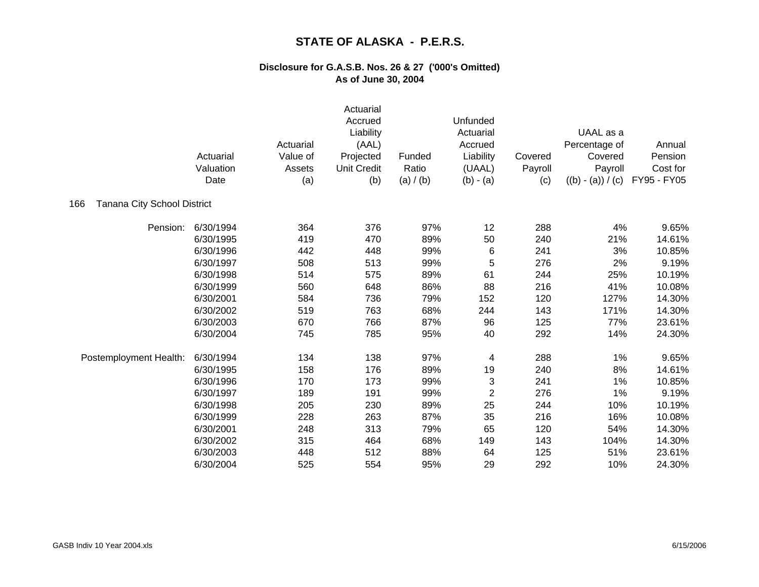# STATE OF ALASKA - P.E.R.S.

## Disclosure for G.A.S.B. Nos. 26 & 27 ('000's Omitted)
## As of June 30, 2004

**166 Tanana City School District**

| | Actuarial Valuation Date | Actuarial Value of Assets (a) | Actuarial Accrued Liability (AAL) Projected Unit Credit (b) | Funded Ratio (a) / (b) | Unfunded Actuarial Accrued Liability (UAAL) (b) - (a) | Covered Payroll (c) | UAAL as a Percentage of Covered Payroll ((b) - (a)) / (c) | Annual Pension Cost for FY95 - FY05 |
|---|---|---|---|---|---|---|---|---|
| Pension: | 6/30/1994 | 364 | 376 | 97% | 12 | 288 | 4% | 9.65% |
| | 6/30/1995 | 419 | 470 | 89% | 50 | 240 | 21% | 14.61% |
| | 6/30/1996 | 442 | 448 | 99% | 6 | 241 | 3% | 10.85% |
| | 6/30/1997 | 508 | 513 | 99% | 5 | 276 | 2% | 9.19% |
| | 6/30/1998 | 514 | 575 | 89% | 61 | 244 | 25% | 10.19% |
| | 6/30/1999 | 560 | 648 | 86% | 88 | 216 | 41% | 10.08% |
| | 6/30/2001 | 584 | 736 | 79% | 152 | 120 | 127% | 14.30% |
| | 6/30/2002 | 519 | 763 | 68% | 244 | 143 | 171% | 14.30% |
| | 6/30/2003 | 670 | 766 | 87% | 96 | 125 | 77% | 23.61% |
| | 6/30/2004 | 745 | 785 | 95% | 40 | 292 | 14% | 24.30% |
| Postemployment Health: | 6/30/1994 | 134 | 138 | 97% | 4 | 288 | 1% | 9.65% |
| | 6/30/1995 | 158 | 176 | 89% | 19 | 240 | 8% | 14.61% |
| | 6/30/1996 | 170 | 173 | 99% | 3 | 241 | 1% | 10.85% |
| | 6/30/1997 | 189 | 191 | 99% | 2 | 276 | 1% | 9.19% |
| | 6/30/1998 | 205 | 230 | 89% | 25 | 244 | 10% | 10.19% |
| | 6/30/1999 | 228 | 263 | 87% | 35 | 216 | 16% | 10.08% |
| | 6/30/2001 | 248 | 313 | 79% | 65 | 120 | 54% | 14.30% |
| | 6/30/2002 | 315 | 464 | 68% | 149 | 143 | 104% | 14.30% |
| | 6/30/2003 | 448 | 512 | 88% | 64 | 125 | 51% | 23.61% |
| | 6/30/2004 | 525 | 554 | 95% | 29 | 292 | 10% | 24.30% |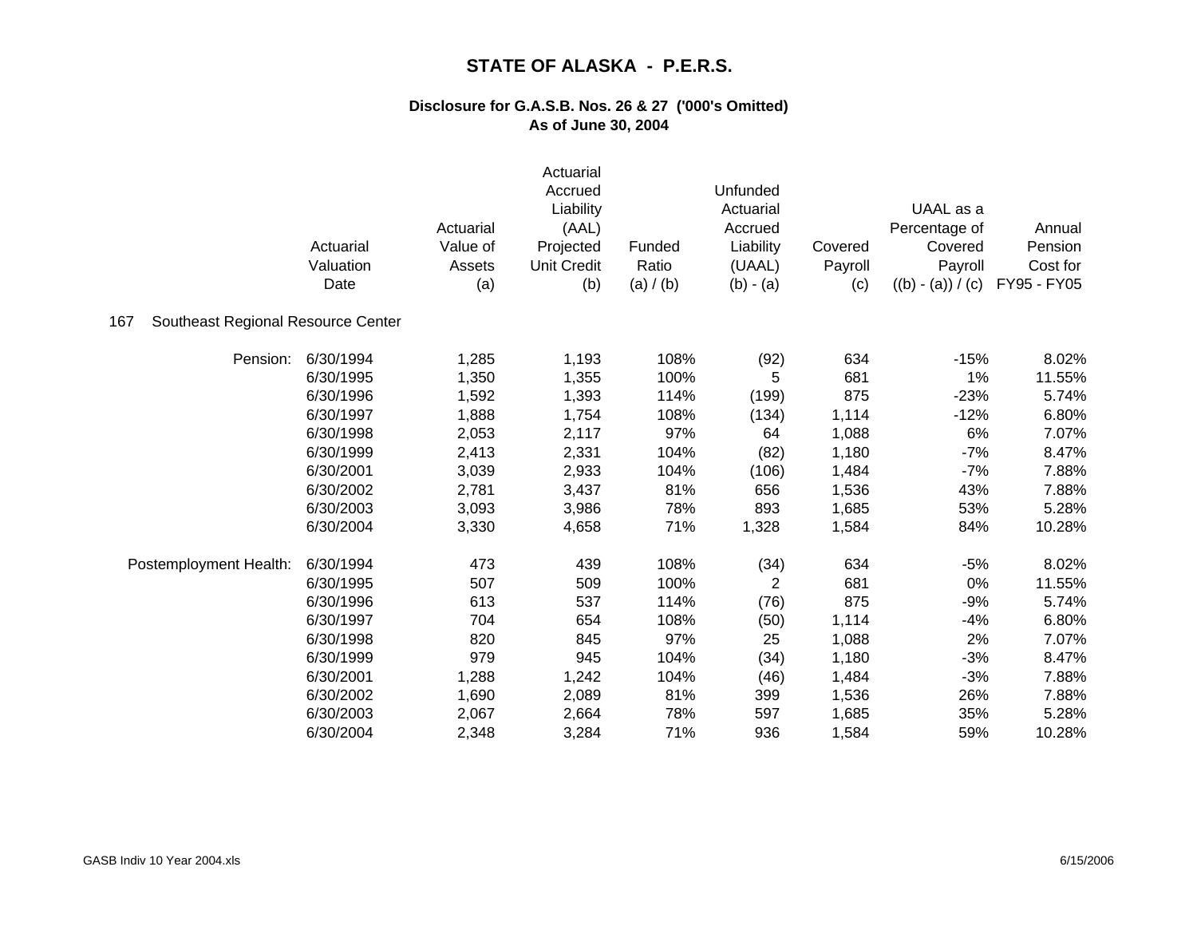# STATE OF ALASKA - P.E.R.S.

### Disclosure for G.A.S.B. Nos. 26 & 27 ('000's Omitted)
### As of June 30, 2004

| | Actuarial Valuation Date | Actuarial Value of Assets (a) | Actuarial Accrued Liability (AAL) Projected Unit Credit (b) | Funded Ratio (a) / (b) | Unfunded Actuarial Accrued Liability (UAAL) (b) - (a) | Covered Payroll (c) | UAAL as a Percentage of Covered Payroll ((b) - (a)) / (c) | Annual Pension Cost for FY95 - FY05 |
|---|---|---|---|---|---|---|---|---|
| 167 Southeast Regional Resource Center | | | | | | | | |
| Pension: | 6/30/1994 | 1,285 | 1,193 | 108% | (92) | 634 | -15% | 8.02% |
| | 6/30/1995 | 1,350 | 1,355 | 100% | 5 | 681 | 1% | 11.55% |
| | 6/30/1996 | 1,592 | 1,393 | 114% | (199) | 875 | -23% | 5.74% |
| | 6/30/1997 | 1,888 | 1,754 | 108% | (134) | 1,114 | -12% | 6.80% |
| | 6/30/1998 | 2,053 | 2,117 | 97% | 64 | 1,088 | 6% | 7.07% |
| | 6/30/1999 | 2,413 | 2,331 | 104% | (82) | 1,180 | -7% | 8.47% |
| | 6/30/2001 | 3,039 | 2,933 | 104% | (106) | 1,484 | -7% | 7.88% |
| | 6/30/2002 | 2,781 | 3,437 | 81% | 656 | 1,536 | 43% | 7.88% |
| | 6/30/2003 | 3,093 | 3,986 | 78% | 893 | 1,685 | 53% | 5.28% |
| | 6/30/2004 | 3,330 | 4,658 | 71% | 1,328 | 1,584 | 84% | 10.28% |
| Postemployment Health: | 6/30/1994 | 473 | 439 | 108% | (34) | 634 | -5% | 8.02% |
| | 6/30/1995 | 507 | 509 | 100% | 2 | 681 | 0% | 11.55% |
| | 6/30/1996 | 613 | 537 | 114% | (76) | 875 | -9% | 5.74% |
| | 6/30/1997 | 704 | 654 | 108% | (50) | 1,114 | -4% | 6.80% |
| | 6/30/1998 | 820 | 845 | 97% | 25 | 1,088 | 2% | 7.07% |
| | 6/30/1999 | 979 | 945 | 104% | (34) | 1,180 | -3% | 8.47% |
| | 6/30/2001 | 1,288 | 1,242 | 104% | (46) | 1,484 | -3% | 7.88% |
| | 6/30/2002 | 1,690 | 2,089 | 81% | 399 | 1,536 | 26% | 7.88% |
| | 6/30/2003 | 2,067 | 2,664 | 78% | 597 | 1,685 | 35% | 5.28% |
| | 6/30/2004 | 2,348 | 3,284 | 71% | 936 | 1,584 | 59% | 10.28% |

GASB Indiv 10 Year 2004.xls 6/15/2006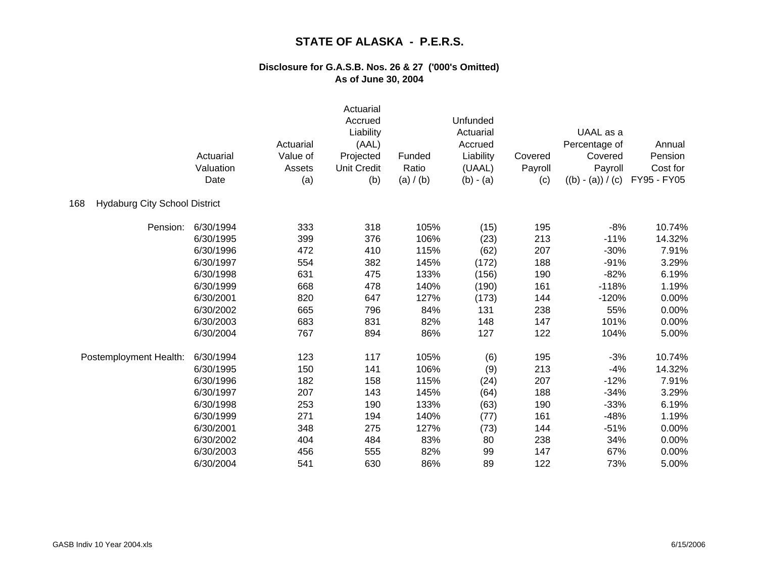# STATE OF ALASKA - P.E.R.S.

## Disclosure for G.A.S.B. Nos. 26 & 27 ('000's Omitted)
## As of June 30, 2004

**168 Hydaburg City School District**

| | Actuarial Valuation Date | Actuarial Value of Assets (a) | Actuarial Accrued Liability (AAL) Projected Unit Credit (b) | Funded Ratio (a) / (b) | Unfunded Actuarial Accrued Liability (UAAL) (b) - (a) | Covered Payroll (c) | UAAL as a Percentage of Covered Payroll ((b) - (a)) / (c) | Annual Pension Cost for FY95 - FY05 |
|---|---|---|---|---|---|---|---|---|
| Pension: | 6/30/1994 | 333 | 318 | 105% | (15) | 195 | -8% | 10.74% |
| | 6/30/1995 | 399 | 376 | 106% | (23) | 213 | -11% | 14.32% |
| | 6/30/1996 | 472 | 410 | 115% | (62) | 207 | -30% | 7.91% |
| | 6/30/1997 | 554 | 382 | 145% | (172) | 188 | -91% | 3.29% |
| | 6/30/1998 | 631 | 475 | 133% | (156) | 190 | -82% | 6.19% |
| | 6/30/1999 | 668 | 478 | 140% | (190) | 161 | -118% | 1.19% |
| | 6/30/2001 | 820 | 647 | 127% | (173) | 144 | -120% | 0.00% |
| | 6/30/2002 | 665 | 796 | 84% | 131 | 238 | 55% | 0.00% |
| | 6/30/2003 | 683 | 831 | 82% | 148 | 147 | 101% | 0.00% |
| | 6/30/2004 | 767 | 894 | 86% | 127 | 122 | 104% | 5.00% |
| Postemployment Health: | 6/30/1994 | 123 | 117 | 105% | (6) | 195 | -3% | 10.74% |
| | 6/30/1995 | 150 | 141 | 106% | (9) | 213 | -4% | 14.32% |
| | 6/30/1996 | 182 | 158 | 115% | (24) | 207 | -12% | 7.91% |
| | 6/30/1997 | 207 | 143 | 145% | (64) | 188 | -34% | 3.29% |
| | 6/30/1998 | 253 | 190 | 133% | (63) | 190 | -33% | 6.19% |
| | 6/30/1999 | 271 | 194 | 140% | (77) | 161 | -48% | 1.19% |
| | 6/30/2001 | 348 | 275 | 127% | (73) | 144 | -51% | 0.00% |
| | 6/30/2002 | 404 | 484 | 83% | 80 | 238 | 34% | 0.00% |
| | 6/30/2003 | 456 | 555 | 82% | 99 | 147 | 67% | 0.00% |
| | 6/30/2004 | 541 | 630 | 86% | 89 | 122 | 73% | 5.00% |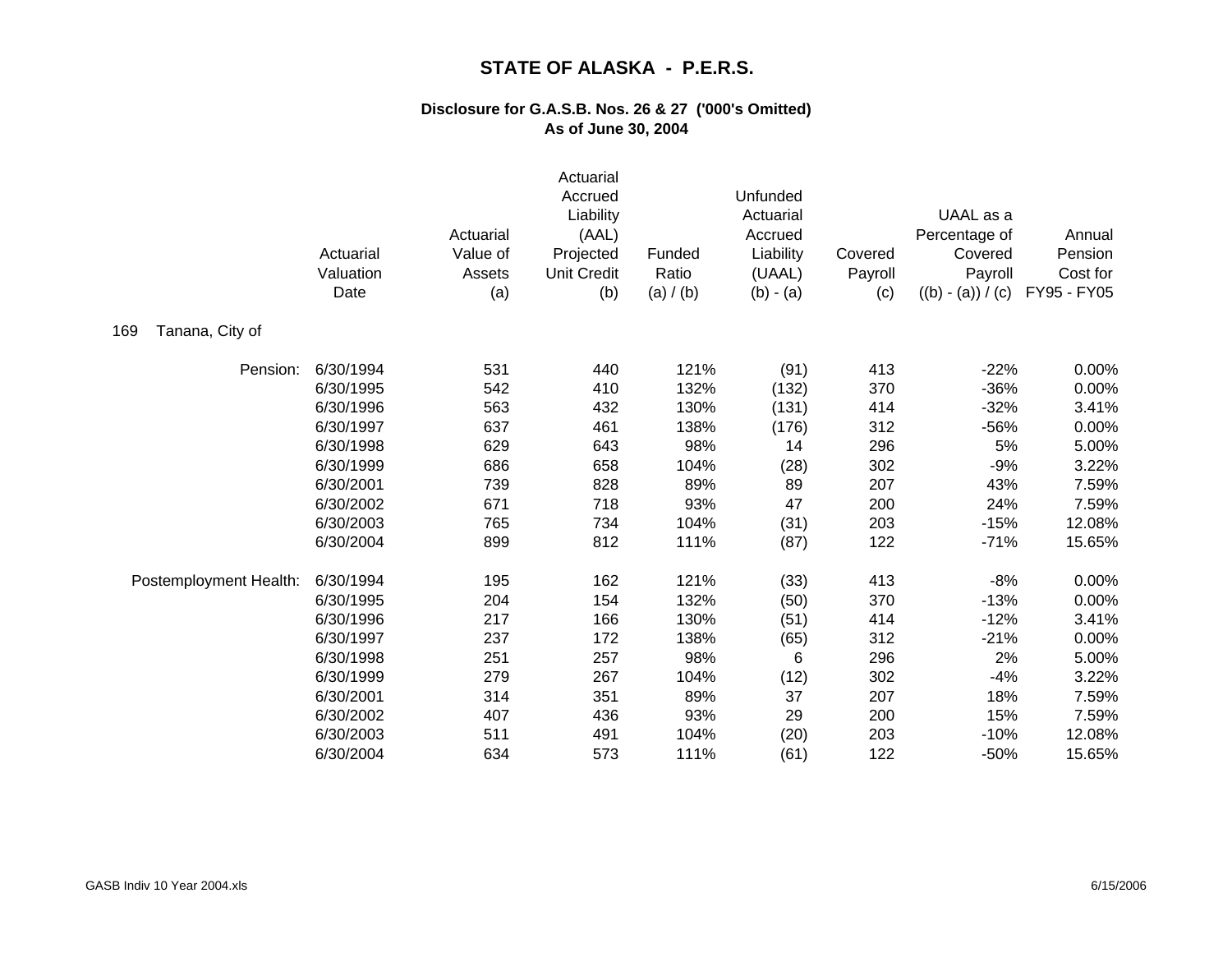# STATE OF ALASKA - P.E.R.S.

### Disclosure for G.A.S.B. Nos. 26 & 27 ('000's Omitted)
### As of June 30, 2004

**169 Tanana, City of**

| | Actuarial Valuation Date | Actuarial Value of Assets (a) | Actuarial Accrued Liability (AAL) Projected Unit Credit (b) | Funded Ratio (a) / (b) | Unfunded Actuarial Accrued Liability (UAAL) (b) - (a) | Covered Payroll (c) | UAAL as a Percentage of Covered Payroll ((b) - (a)) / (c) | Annual Pension Cost for FY95 - FY05 |
|---|---|---|---|---|---|---|---|---|
| Pension: | 6/30/1994 | 531 | 440 | 121% | (91) | 413 | -22% | 0.00% |
| | 6/30/1995 | 542 | 410 | 132% | (132) | 370 | -36% | 0.00% |
| | 6/30/1996 | 563 | 432 | 130% | (131) | 414 | -32% | 3.41% |
| | 6/30/1997 | 637 | 461 | 138% | (176) | 312 | -56% | 0.00% |
| | 6/30/1998 | 629 | 643 | 98% | 14 | 296 | 5% | 5.00% |
| | 6/30/1999 | 686 | 658 | 104% | (28) | 302 | -9% | 3.22% |
| | 6/30/2001 | 739 | 828 | 89% | 89 | 207 | 43% | 7.59% |
| | 6/30/2002 | 671 | 718 | 93% | 47 | 200 | 24% | 7.59% |
| | 6/30/2003 | 765 | 734 | 104% | (31) | 203 | -15% | 12.08% |
| | 6/30/2004 | 899 | 812 | 111% | (87) | 122 | -71% | 15.65% |
| Postemployment Health: | 6/30/1994 | 195 | 162 | 121% | (33) | 413 | -8% | 0.00% |
| | 6/30/1995 | 204 | 154 | 132% | (50) | 370 | -13% | 0.00% |
| | 6/30/1996 | 217 | 166 | 130% | (51) | 414 | -12% | 3.41% |
| | 6/30/1997 | 237 | 172 | 138% | (65) | 312 | -21% | 0.00% |
| | 6/30/1998 | 251 | 257 | 98% | 6 | 296 | 2% | 5.00% |
| | 6/30/1999 | 279 | 267 | 104% | (12) | 302 | -4% | 3.22% |
| | 6/30/2001 | 314 | 351 | 89% | 37 | 207 | 18% | 7.59% |
| | 6/30/2002 | 407 | 436 | 93% | 29 | 200 | 15% | 7.59% |
| | 6/30/2003 | 511 | 491 | 104% | (20) | 203 | -10% | 12.08% |
| | 6/30/2004 | 634 | 573 | 111% | (61) | 122 | -50% | 15.65% |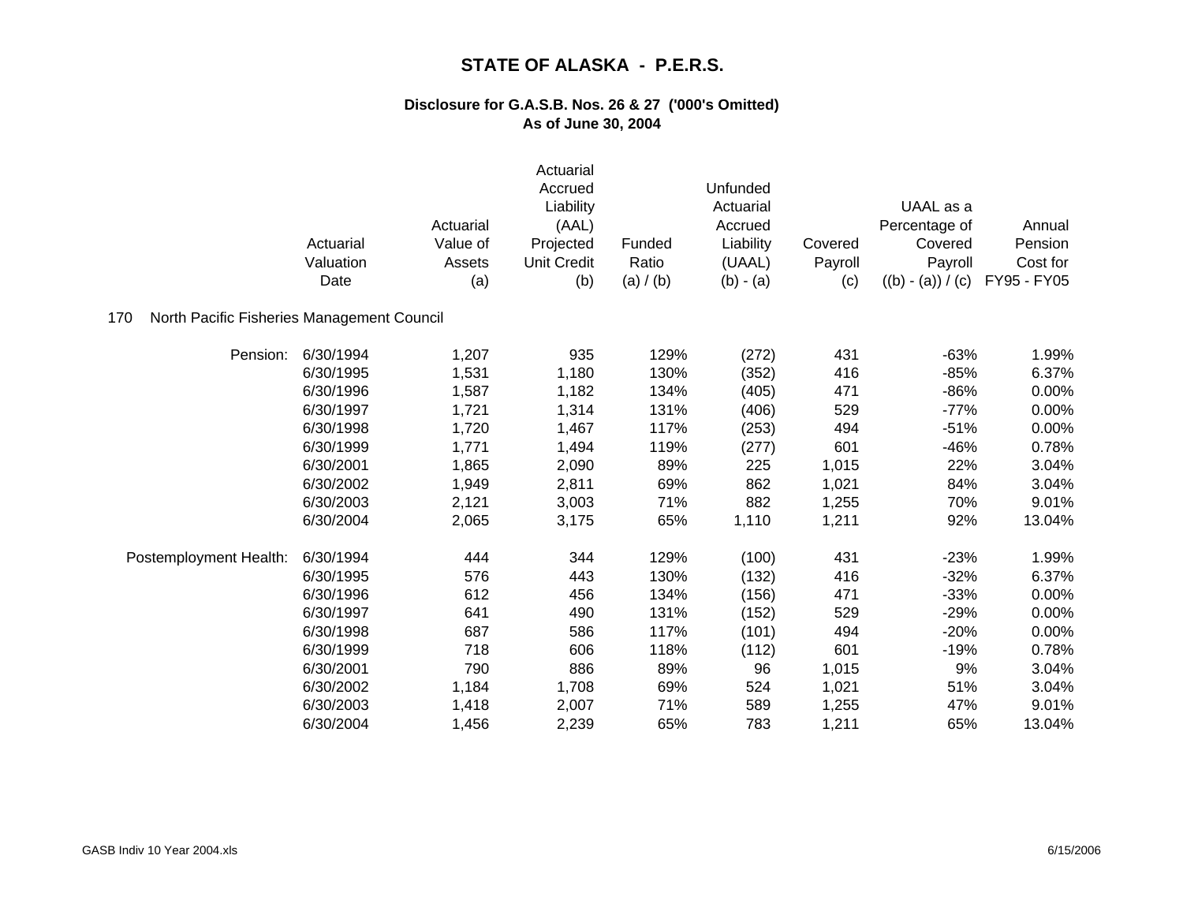# STATE OF ALASKA - P.E.R.S.

## Disclosure for G.A.S.B. Nos. 26 & 27 ('000's Omitted)
## As of June 30, 2004

170 North Pacific Fisheries Management Council

| | Actuarial Valuation Date | Actuarial Value of Assets (a) | Actuarial Accrued Liability (AAL) Projected Unit Credit (b) | Funded Ratio (a) / (b) | Unfunded Actuarial Accrued Liability (UAAL) (b) - (a) | Covered Payroll (c) | UAAL as a Percentage of Covered Payroll ((b) - (a)) / (c) | Annual Pension Cost for FY95 - FY05 |
|---|---|---|---|---|---|---|---|---|
| Pension: | 6/30/1994 | 1,207 | 935 | 129% | (272) | 431 | -63% | 1.99% |
| | 6/30/1995 | 1,531 | 1,180 | 130% | (352) | 416 | -85% | 6.37% |
| | 6/30/1996 | 1,587 | 1,182 | 134% | (405) | 471 | -86% | 0.00% |
| | 6/30/1997 | 1,721 | 1,314 | 131% | (406) | 529 | -77% | 0.00% |
| | 6/30/1998 | 1,720 | 1,467 | 117% | (253) | 494 | -51% | 0.00% |
| | 6/30/1999 | 1,771 | 1,494 | 119% | (277) | 601 | -46% | 0.78% |
| | 6/30/2001 | 1,865 | 2,090 | 89% | 225 | 1,015 | 22% | 3.04% |
| | 6/30/2002 | 1,949 | 2,811 | 69% | 862 | 1,021 | 84% | 3.04% |
| | 6/30/2003 | 2,121 | 3,003 | 71% | 882 | 1,255 | 70% | 9.01% |
| | 6/30/2004 | 2,065 | 3,175 | 65% | 1,110 | 1,211 | 92% | 13.04% |
| Postemployment Health: | 6/30/1994 | 444 | 344 | 129% | (100) | 431 | -23% | 1.99% |
| | 6/30/1995 | 576 | 443 | 130% | (132) | 416 | -32% | 6.37% |
| | 6/30/1996 | 612 | 456 | 134% | (156) | 471 | -33% | 0.00% |
| | 6/30/1997 | 641 | 490 | 131% | (152) | 529 | -29% | 0.00% |
| | 6/30/1998 | 687 | 586 | 117% | (101) | 494 | -20% | 0.00% |
| | 6/30/1999 | 718 | 606 | 118% | (112) | 601 | -19% | 0.78% |
| | 6/30/2001 | 790 | 886 | 89% | 96 | 1,015 | 9% | 3.04% |
| | 6/30/2002 | 1,184 | 1,708 | 69% | 524 | 1,021 | 51% | 3.04% |
| | 6/30/2003 | 1,418 | 2,007 | 71% | 589 | 1,255 | 47% | 9.01% |
| | 6/30/2004 | 1,456 | 2,239 | 65% | 783 | 1,211 | 65% | 13.04% |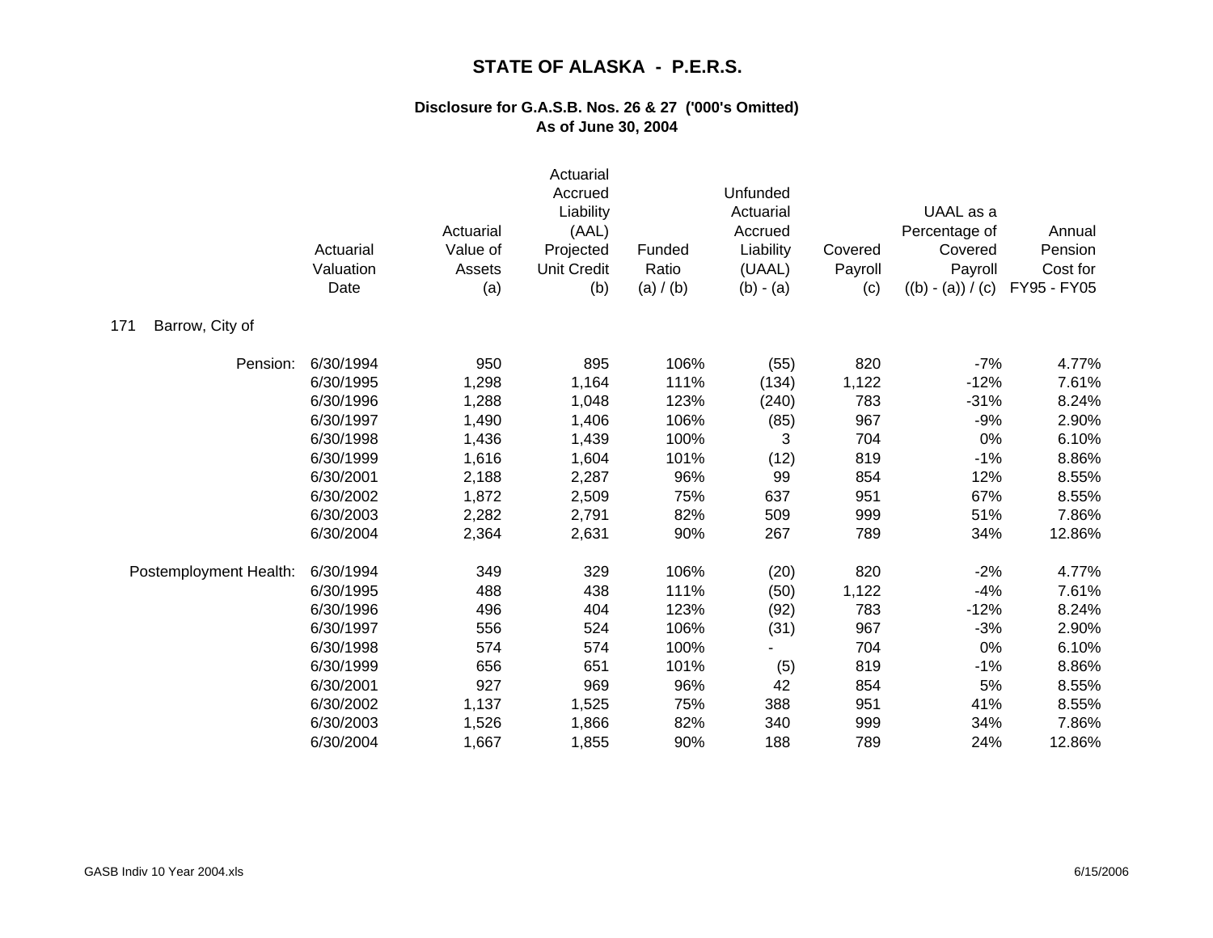# STATE OF ALASKA - P.E.R.S.

## Disclosure for G.A.S.B. Nos. 26 & 27 ('000's Omitted)
## As of June 30, 2004

| | Actuarial Valuation Date | Actuarial Value of Assets (a) | Actuarial Accrued Liability (AAL) Projected Unit Credit (b) | Funded Ratio (a) / (b) | Unfunded Actuarial Accrued Liability (UAAL) (b) - (a) | Covered Payroll (c) | UAAL as a Percentage of Covered Payroll ((b) - (a)) / (c) | Annual Pension Cost for FY95 - FY05 |
|---|---|---|---|---|---|---|---|---|
| 171 Barrow, City of | | | | | | | | |
| Pension: | 6/30/1994 | 950 | 895 | 106% | (55) | 820 | -7% | 4.77% |
| | 6/30/1995 | 1,298 | 1,164 | 111% | (134) | 1,122 | -12% | 7.61% |
| | 6/30/1996 | 1,288 | 1,048 | 123% | (240) | 783 | -31% | 8.24% |
| | 6/30/1997 | 1,490 | 1,406 | 106% | (85) | 967 | -9% | 2.90% |
| | 6/30/1998 | 1,436 | 1,439 | 100% | 3 | 704 | 0% | 6.10% |
| | 6/30/1999 | 1,616 | 1,604 | 101% | (12) | 819 | -1% | 8.86% |
| | 6/30/2001 | 2,188 | 2,287 | 96% | 99 | 854 | 12% | 8.55% |
| | 6/30/2002 | 1,872 | 2,509 | 75% | 637 | 951 | 67% | 8.55% |
| | 6/30/2003 | 2,282 | 2,791 | 82% | 509 | 999 | 51% | 7.86% |
| | 6/30/2004 | 2,364 | 2,631 | 90% | 267 | 789 | 34% | 12.86% |
| Postemployment Health: | 6/30/1994 | 349 | 329 | 106% | (20) | 820 | -2% | 4.77% |
| | 6/30/1995 | 488 | 438 | 111% | (50) | 1,122 | -4% | 7.61% |
| | 6/30/1996 | 496 | 404 | 123% | (92) | 783 | -12% | 8.24% |
| | 6/30/1997 | 556 | 524 | 106% | (31) | 967 | -3% | 2.90% |
| | 6/30/1998 | 574 | 574 | 100% | - | 704 | 0% | 6.10% |
| | 6/30/1999 | 656 | 651 | 101% | (5) | 819 | -1% | 8.86% |
| | 6/30/2001 | 927 | 969 | 96% | 42 | 854 | 5% | 8.55% |
| | 6/30/2002 | 1,137 | 1,525 | 75% | 388 | 951 | 41% | 8.55% |
| | 6/30/2003 | 1,526 | 1,866 | 82% | 340 | 999 | 34% | 7.86% |
| | 6/30/2004 | 1,667 | 1,855 | 90% | 188 | 789 | 24% | 12.86% |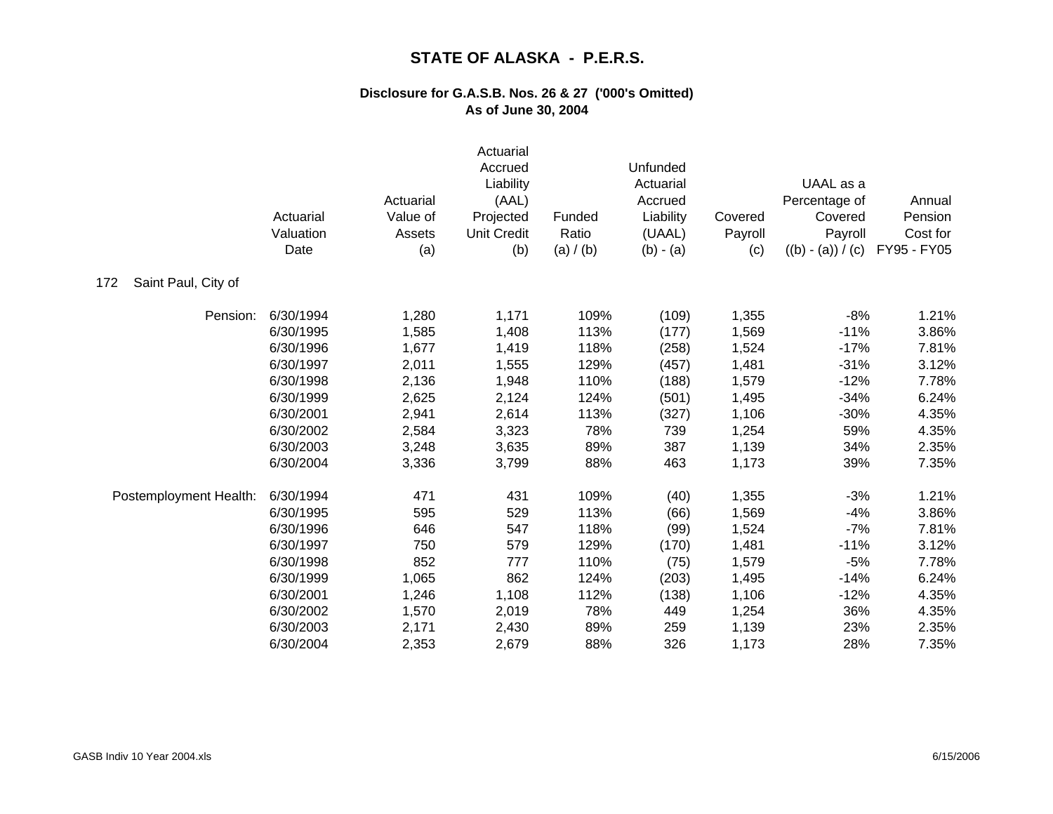# STATE OF ALASKA - P.E.R.S.

## Disclosure for G.A.S.B. Nos. 26 & 27 ('000's Omitted)
## As of June 30, 2004

| | Actuarial Valuation Date | Actuarial Value of Assets (a) | Actuarial Accrued Liability (AAL) Projected Unit Credit (b) | Funded Ratio (a) / (b) | Unfunded Actuarial Accrued Liability (UAAL) (b) - (a) | Covered Payroll (c) | UAAL as a Percentage of Covered Payroll ((b) - (a)) / (c) | Annual Pension Cost for FY95 - FY05 |
|---|---|---|---|---|---|---|---|---|
| 172 Saint Paul, City of | | | | | | | | |
| Pension: | 6/30/1994 | 1,280 | 1,171 | 109% | (109) | 1,355 | -8% | 1.21% |
| | 6/30/1995 | 1,585 | 1,408 | 113% | (177) | 1,569 | -11% | 3.86% |
| | 6/30/1996 | 1,677 | 1,419 | 118% | (258) | 1,524 | -17% | 7.81% |
| | 6/30/1997 | 2,011 | 1,555 | 129% | (457) | 1,481 | -31% | 3.12% |
| | 6/30/1998 | 2,136 | 1,948 | 110% | (188) | 1,579 | -12% | 7.78% |
| | 6/30/1999 | 2,625 | 2,124 | 124% | (501) | 1,495 | -34% | 6.24% |
| | 6/30/2001 | 2,941 | 2,614 | 113% | (327) | 1,106 | -30% | 4.35% |
| | 6/30/2002 | 2,584 | 3,323 | 78% | 739 | 1,254 | 59% | 4.35% |
| | 6/30/2003 | 3,248 | 3,635 | 89% | 387 | 1,139 | 34% | 2.35% |
| | 6/30/2004 | 3,336 | 3,799 | 88% | 463 | 1,173 | 39% | 7.35% |
| Postemployment Health: | 6/30/1994 | 471 | 431 | 109% | (40) | 1,355 | -3% | 1.21% |
| | 6/30/1995 | 595 | 529 | 113% | (66) | 1,569 | -4% | 3.86% |
| | 6/30/1996 | 646 | 547 | 118% | (99) | 1,524 | -7% | 7.81% |
| | 6/30/1997 | 750 | 579 | 129% | (170) | 1,481 | -11% | 3.12% |
| | 6/30/1998 | 852 | 777 | 110% | (75) | 1,579 | -5% | 7.78% |
| | 6/30/1999 | 1,065 | 862 | 124% | (203) | 1,495 | -14% | 6.24% |
| | 6/30/2001 | 1,246 | 1,108 | 112% | (138) | 1,106 | -12% | 4.35% |
| | 6/30/2002 | 1,570 | 2,019 | 78% | 449 | 1,254 | 36% | 4.35% |
| | 6/30/2003 | 2,171 | 2,430 | 89% | 259 | 1,139 | 23% | 2.35% |
| | 6/30/2004 | 2,353 | 2,679 | 88% | 326 | 1,173 | 28% | 7.35% |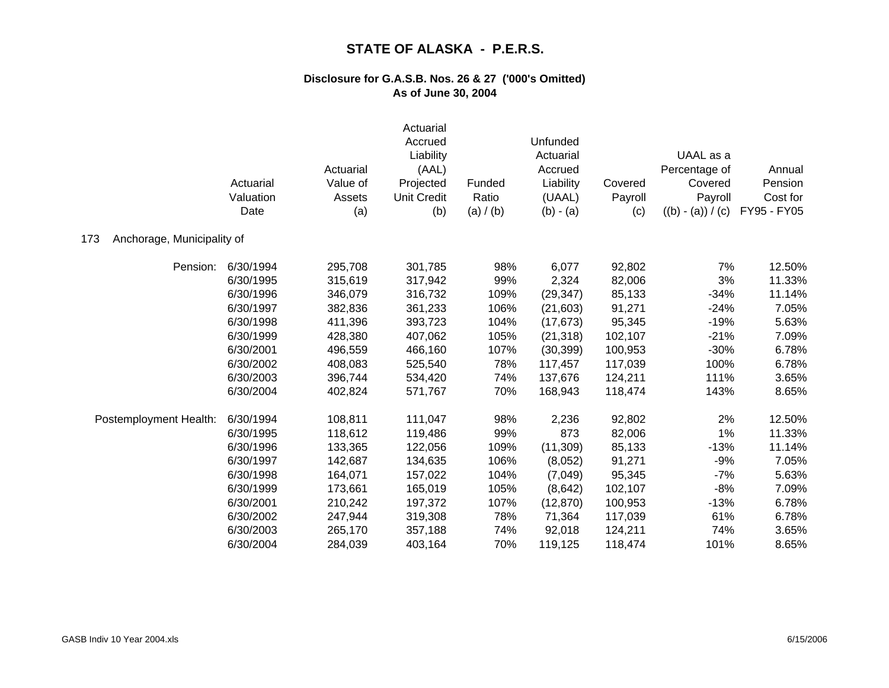# STATE OF ALASKA - P.E.R.S.

## Disclosure for G.A.S.B. Nos. 26 & 27 ('000's Omitted)
## As of June 30, 2004

|  | Actuarial Valuation Date | Actuarial Value of Assets (a) | Actuarial Accrued Liability (AAL) Projected Unit Credit (b) | Funded Ratio (a) / (b) | Unfunded Actuarial Accrued Liability (UAAL) (b) - (a) | Covered Payroll (c) | UAAL as a Percentage of Covered Payroll ((b) - (a)) / (c) | Annual Pension Cost for FY95 - FY05 |
|---|---|---|---|---|---|---|---|---|
| **173 Anchorage, Municipality of** | | | | | | | | |
| Pension: | 6/30/1994 | 295,708 | 301,785 | 98% | 6,077 | 92,802 | 7% | 12.50% |
| | 6/30/1995 | 315,619 | 317,942 | 99% | 2,324 | 82,006 | 3% | 11.33% |
| | 6/30/1996 | 346,079 | 316,732 | 109% | (29,347) | 85,133 | -34% | 11.14% |
| | 6/30/1997 | 382,836 | 361,233 | 106% | (21,603) | 91,271 | -24% | 7.05% |
| | 6/30/1998 | 411,396 | 393,723 | 104% | (17,673) | 95,345 | -19% | 5.63% |
| | 6/30/1999 | 428,380 | 407,062 | 105% | (21,318) | 102,107 | -21% | 7.09% |
| | 6/30/2001 | 496,559 | 466,160 | 107% | (30,399) | 100,953 | -30% | 6.78% |
| | 6/30/2002 | 408,083 | 525,540 | 78% | 117,457 | 117,039 | 100% | 6.78% |
| | 6/30/2003 | 396,744 | 534,420 | 74% | 137,676 | 124,211 | 111% | 3.65% |
| | 6/30/2004 | 402,824 | 571,767 | 70% | 168,943 | 118,474 | 143% | 8.65% |
| Postemployment Health: | 6/30/1994 | 108,811 | 111,047 | 98% | 2,236 | 92,802 | 2% | 12.50% |
| | 6/30/1995 | 118,612 | 119,486 | 99% | 873 | 82,006 | 1% | 11.33% |
| | 6/30/1996 | 133,365 | 122,056 | 109% | (11,309) | 85,133 | -13% | 11.14% |
| | 6/30/1997 | 142,687 | 134,635 | 106% | (8,052) | 91,271 | -9% | 7.05% |
| | 6/30/1998 | 164,071 | 157,022 | 104% | (7,049) | 95,345 | -7% | 5.63% |
| | 6/30/1999 | 173,661 | 165,019 | 105% | (8,642) | 102,107 | -8% | 7.09% |
| | 6/30/2001 | 210,242 | 197,372 | 107% | (12,870) | 100,953 | -13% | 6.78% |
| | 6/30/2002 | 247,944 | 319,308 | 78% | 71,364 | 117,039 | 61% | 6.78% |
| | 6/30/2003 | 265,170 | 357,188 | 74% | 92,018 | 124,211 | 74% | 3.65% |
| | 6/30/2004 | 284,039 | 403,164 | 70% | 119,125 | 118,474 | 101% | 8.65% |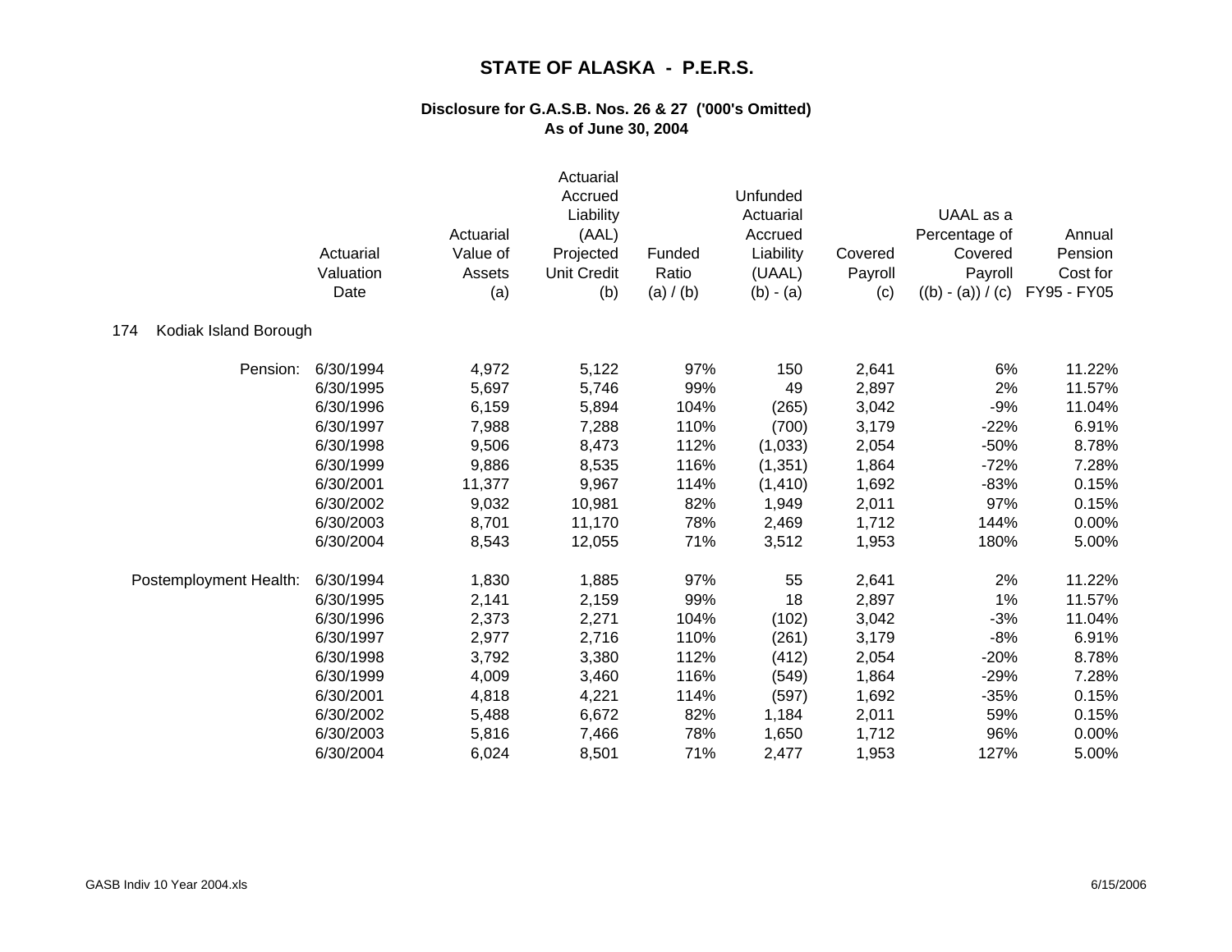# STATE OF ALASKA - P.E.R.S.

## Disclosure for G.A.S.B. Nos. 26 & 27 ('000's Omitted)
## As of June 30, 2004

174 Kodiak Island Borough

| | Actuarial Valuation Date | Actuarial Value of Assets (a) | Actuarial Accrued Liability (AAL) Projected Unit Credit (b) | Funded Ratio (a) / (b) | Unfunded Actuarial Accrued Liability (UAAL) (b) - (a) | Covered Payroll (c) | UAAL as a Percentage of Covered Payroll ((b) - (a)) / (c) | Annual Pension Cost for FY95 - FY05 |
|---|---|---|---|---|---|---|---|---|
| Pension: | 6/30/1994 | 4,972 | 5,122 | 97% | 150 | 2,641 | 6% | 11.22% |
| | 6/30/1995 | 5,697 | 5,746 | 99% | 49 | 2,897 | 2% | 11.57% |
| | 6/30/1996 | 6,159 | 5,894 | 104% | (265) | 3,042 | -9% | 11.04% |
| | 6/30/1997 | 7,988 | 7,288 | 110% | (700) | 3,179 | -22% | 6.91% |
| | 6/30/1998 | 9,506 | 8,473 | 112% | (1,033) | 2,054 | -50% | 8.78% |
| | 6/30/1999 | 9,886 | 8,535 | 116% | (1,351) | 1,864 | -72% | 7.28% |
| | 6/30/2001 | 11,377 | 9,967 | 114% | (1,410) | 1,692 | -83% | 0.15% |
| | 6/30/2002 | 9,032 | 10,981 | 82% | 1,949 | 2,011 | 97% | 0.15% |
| | 6/30/2003 | 8,701 | 11,170 | 78% | 2,469 | 1,712 | 144% | 0.00% |
| | 6/30/2004 | 8,543 | 12,055 | 71% | 3,512 | 1,953 | 180% | 5.00% |
| Postemployment Health: | 6/30/1994 | 1,830 | 1,885 | 97% | 55 | 2,641 | 2% | 11.22% |
| | 6/30/1995 | 2,141 | 2,159 | 99% | 18 | 2,897 | 1% | 11.57% |
| | 6/30/1996 | 2,373 | 2,271 | 104% | (102) | 3,042 | -3% | 11.04% |
| | 6/30/1997 | 2,977 | 2,716 | 110% | (261) | 3,179 | -8% | 6.91% |
| | 6/30/1998 | 3,792 | 3,380 | 112% | (412) | 2,054 | -20% | 8.78% |
| | 6/30/1999 | 4,009 | 3,460 | 116% | (549) | 1,864 | -29% | 7.28% |
| | 6/30/2001 | 4,818 | 4,221 | 114% | (597) | 1,692 | -35% | 0.15% |
| | 6/30/2002 | 5,488 | 6,672 | 82% | 1,184 | 2,011 | 59% | 0.15% |
| | 6/30/2003 | 5,816 | 7,466 | 78% | 1,650 | 1,712 | 96% | 0.00% |
| | 6/30/2004 | 6,024 | 8,501 | 71% | 2,477 | 1,953 | 127% | 5.00% |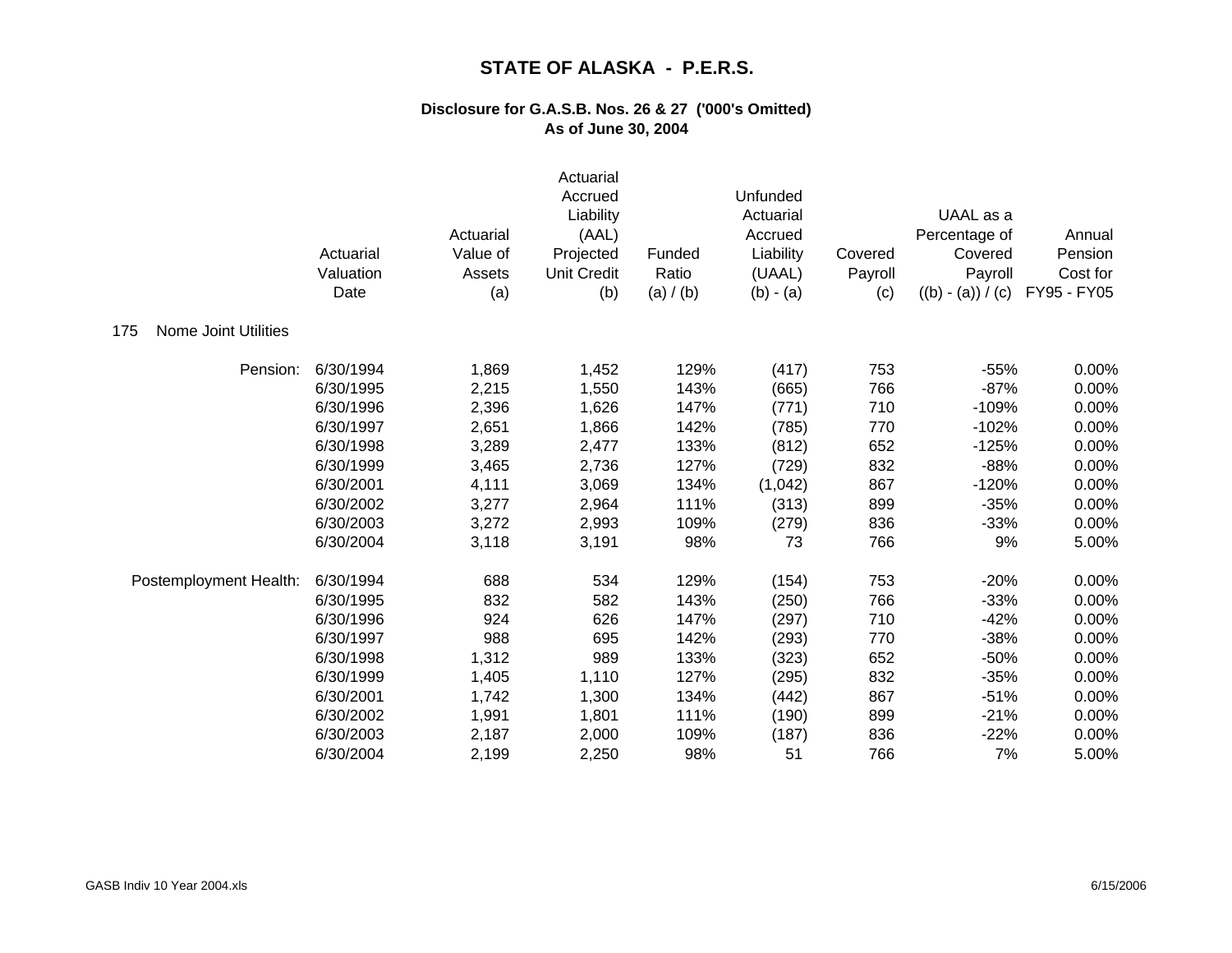# STATE OF ALASKA - P.E.R.S.

### Disclosure for G.A.S.B. Nos. 26 & 27 ('000's Omitted)
### As of June 30, 2004

**175 Nome Joint Utilities**

| | Actuarial Valuation Date | Actuarial Value of Assets (a) | Actuarial Accrued Liability (AAL) Projected Unit Credit (b) | Funded Ratio (a) / (b) | Unfunded Actuarial Accrued Liability (UAAL) (b) - (a) | Covered Payroll (c) | UAAL as a Percentage of Covered Payroll ((b) - (a)) / (c) | Annual Pension Cost for FY95 - FY05 |
|---|---|---|---|---|---|---|---|---|
| Pension: | 6/30/1994 | 1,869 | 1,452 | 129% | (417) | 753 | -55% | 0.00% |
| | 6/30/1995 | 2,215 | 1,550 | 143% | (665) | 766 | -87% | 0.00% |
| | 6/30/1996 | 2,396 | 1,626 | 147% | (771) | 710 | -109% | 0.00% |
| | 6/30/1997 | 2,651 | 1,866 | 142% | (785) | 770 | -102% | 0.00% |
| | 6/30/1998 | 3,289 | 2,477 | 133% | (812) | 652 | -125% | 0.00% |
| | 6/30/1999 | 3,465 | 2,736 | 127% | (729) | 832 | -88% | 0.00% |
| | 6/30/2001 | 4,111 | 3,069 | 134% | (1,042) | 867 | -120% | 0.00% |
| | 6/30/2002 | 3,277 | 2,964 | 111% | (313) | 899 | -35% | 0.00% |
| | 6/30/2003 | 3,272 | 2,993 | 109% | (279) | 836 | -33% | 0.00% |
| | 6/30/2004 | 3,118 | 3,191 | 98% | 73 | 766 | 9% | 5.00% |
| Postemployment Health: | 6/30/1994 | 688 | 534 | 129% | (154) | 753 | -20% | 0.00% |
| | 6/30/1995 | 832 | 582 | 143% | (250) | 766 | -33% | 0.00% |
| | 6/30/1996 | 924 | 626 | 147% | (297) | 710 | -42% | 0.00% |
| | 6/30/1997 | 988 | 695 | 142% | (293) | 770 | -38% | 0.00% |
| | 6/30/1998 | 1,312 | 989 | 133% | (323) | 652 | -50% | 0.00% |
| | 6/30/1999 | 1,405 | 1,110 | 127% | (295) | 832 | -35% | 0.00% |
| | 6/30/2001 | 1,742 | 1,300 | 134% | (442) | 867 | -51% | 0.00% |
| | 6/30/2002 | 1,991 | 1,801 | 111% | (190) | 899 | -21% | 0.00% |
| | 6/30/2003 | 2,187 | 2,000 | 109% | (187) | 836 | -22% | 0.00% |
| | 6/30/2004 | 2,199 | 2,250 | 98% | 51 | 766 | 7% | 5.00% |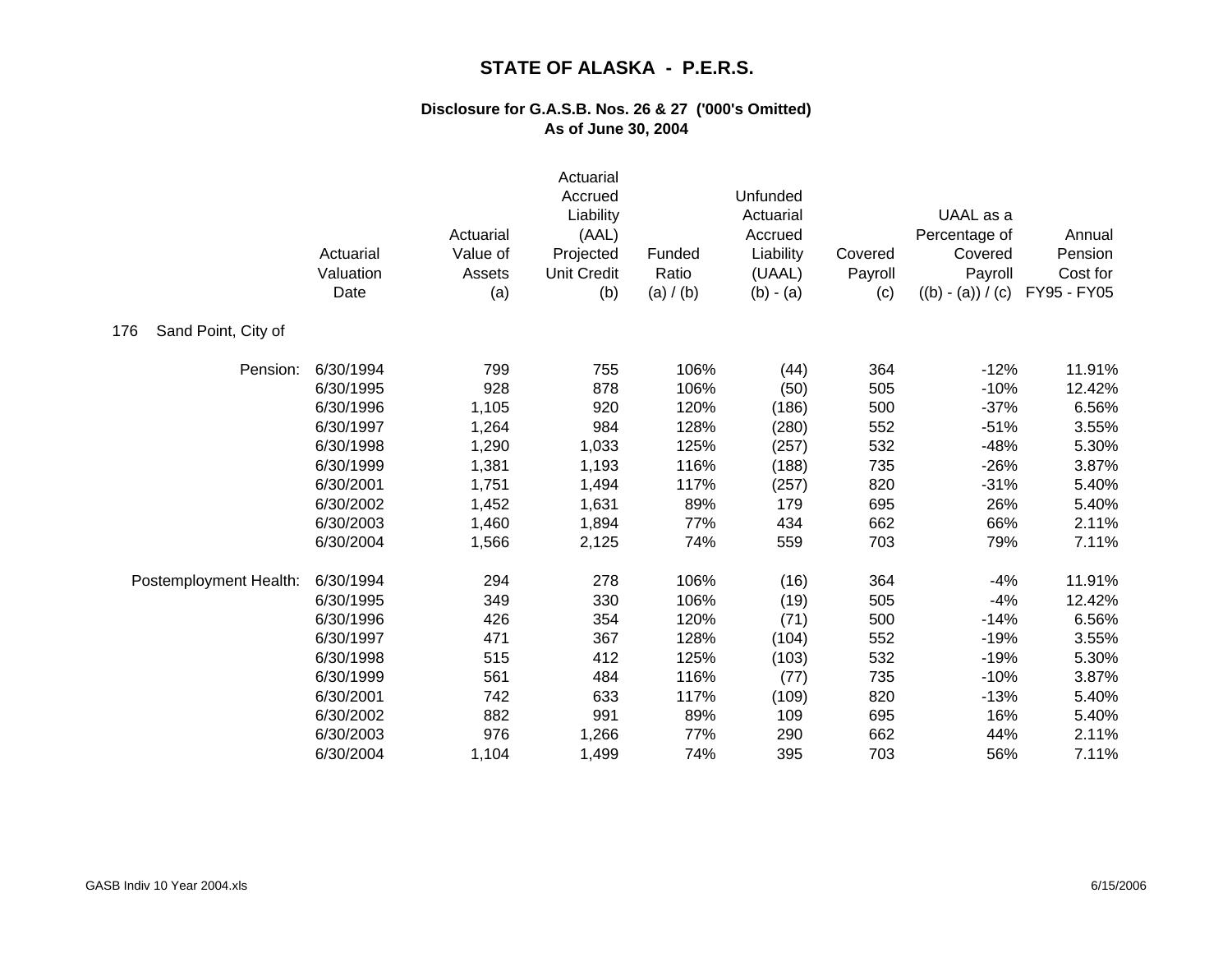# STATE OF ALASKA - P.E.R.S.

## Disclosure for G.A.S.B. Nos. 26 & 27 ('000's Omitted)
## As of June 30, 2004

| | Actuarial Valuation Date | Actuarial Value of Assets (a) | Actuarial Accrued Liability (AAL) Projected Unit Credit (b) | Funded Ratio (a) / (b) | Unfunded Actuarial Accrued Liability (UAAL) (b) - (a) | Covered Payroll (c) | UAAL as a Percentage of Covered Payroll ((b) - (a)) / (c) | Annual Pension Cost for FY95 - FY05 |
|---|---|---|---|---|---|---|---|---|
| 176 Sand Point, City of | | | | | | | | |
| Pension: | 6/30/1994 | 799 | 755 | 106% | (44) | 364 | -12% | 11.91% |
| | 6/30/1995 | 928 | 878 | 106% | (50) | 505 | -10% | 12.42% |
| | 6/30/1996 | 1,105 | 920 | 120% | (186) | 500 | -37% | 6.56% |
| | 6/30/1997 | 1,264 | 984 | 128% | (280) | 552 | -51% | 3.55% |
| | 6/30/1998 | 1,290 | 1,033 | 125% | (257) | 532 | -48% | 5.30% |
| | 6/30/1999 | 1,381 | 1,193 | 116% | (188) | 735 | -26% | 3.87% |
| | 6/30/2001 | 1,751 | 1,494 | 117% | (257) | 820 | -31% | 5.40% |
| | 6/30/2002 | 1,452 | 1,631 | 89% | 179 | 695 | 26% | 5.40% |
| | 6/30/2003 | 1,460 | 1,894 | 77% | 434 | 662 | 66% | 2.11% |
| | 6/30/2004 | 1,566 | 2,125 | 74% | 559 | 703 | 79% | 7.11% |
| Postemployment Health: | 6/30/1994 | 294 | 278 | 106% | (16) | 364 | -4% | 11.91% |
| | 6/30/1995 | 349 | 330 | 106% | (19) | 505 | -4% | 12.42% |
| | 6/30/1996 | 426 | 354 | 120% | (71) | 500 | -14% | 6.56% |
| | 6/30/1997 | 471 | 367 | 128% | (104) | 552 | -19% | 3.55% |
| | 6/30/1998 | 515 | 412 | 125% | (103) | 532 | -19% | 5.30% |
| | 6/30/1999 | 561 | 484 | 116% | (77) | 735 | -10% | 3.87% |
| | 6/30/2001 | 742 | 633 | 117% | (109) | 820 | -13% | 5.40% |
| | 6/30/2002 | 882 | 991 | 89% | 109 | 695 | 16% | 5.40% |
| | 6/30/2003 | 976 | 1,266 | 77% | 290 | 662 | 44% | 2.11% |
| | 6/30/2004 | 1,104 | 1,499 | 74% | 395 | 703 | 56% | 7.11% |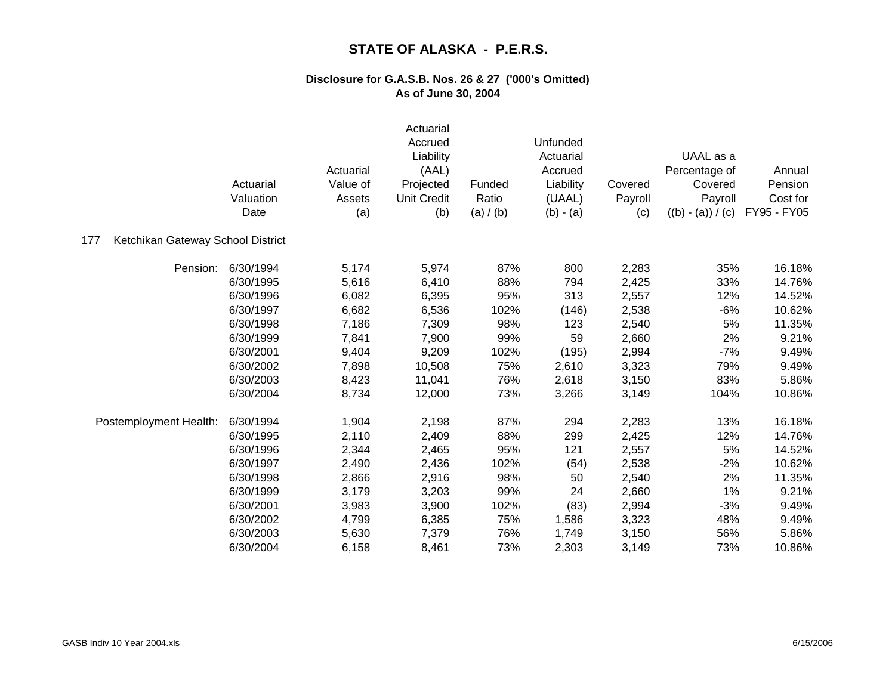# STATE OF ALASKA - P.E.R.S.

## Disclosure for G.A.S.B. Nos. 26 & 27 ('000's Omitted)
## As of June 30, 2004

177 Ketchikan Gateway School District

| | Actuarial Valuation Date | Actuarial Value of Assets (a) | Actuarial Accrued Liability (AAL) Projected Unit Credit (b) | Funded Ratio (a) / (b) | Unfunded Actuarial Accrued Liability (UAAL) (b) - (a) | Covered Payroll (c) | UAAL as a Percentage of Covered Payroll ((b) - (a)) / (c) | Annual Pension Cost for FY95 - FY05 |
|---|---|---|---|---|---|---|---|---|
| Pension: | 6/30/1994 | 5,174 | 5,974 | 87% | 800 | 2,283 | 35% | 16.18% |
| | 6/30/1995 | 5,616 | 6,410 | 88% | 794 | 2,425 | 33% | 14.76% |
| | 6/30/1996 | 6,082 | 6,395 | 95% | 313 | 2,557 | 12% | 14.52% |
| | 6/30/1997 | 6,682 | 6,536 | 102% | (146) | 2,538 | -6% | 10.62% |
| | 6/30/1998 | 7,186 | 7,309 | 98% | 123 | 2,540 | 5% | 11.35% |
| | 6/30/1999 | 7,841 | 7,900 | 99% | 59 | 2,660 | 2% | 9.21% |
| | 6/30/2001 | 9,404 | 9,209 | 102% | (195) | 2,994 | -7% | 9.49% |
| | 6/30/2002 | 7,898 | 10,508 | 75% | 2,610 | 3,323 | 79% | 9.49% |
| | 6/30/2003 | 8,423 | 11,041 | 76% | 2,618 | 3,150 | 83% | 5.86% |
| | 6/30/2004 | 8,734 | 12,000 | 73% | 3,266 | 3,149 | 104% | 10.86% |
| Postemployment Health: | 6/30/1994 | 1,904 | 2,198 | 87% | 294 | 2,283 | 13% | 16.18% |
| | 6/30/1995 | 2,110 | 2,409 | 88% | 299 | 2,425 | 12% | 14.76% |
| | 6/30/1996 | 2,344 | 2,465 | 95% | 121 | 2,557 | 5% | 14.52% |
| | 6/30/1997 | 2,490 | 2,436 | 102% | (54) | 2,538 | -2% | 10.62% |
| | 6/30/1998 | 2,866 | 2,916 | 98% | 50 | 2,540 | 2% | 11.35% |
| | 6/30/1999 | 3,179 | 3,203 | 99% | 24 | 2,660 | 1% | 9.21% |
| | 6/30/2001 | 3,983 | 3,900 | 102% | (83) | 2,994 | -3% | 9.49% |
| | 6/30/2002 | 4,799 | 6,385 | 75% | 1,586 | 3,323 | 48% | 9.49% |
| | 6/30/2003 | 5,630 | 7,379 | 76% | 1,749 | 3,150 | 56% | 5.86% |
| | 6/30/2004 | 6,158 | 8,461 | 73% | 2,303 | 3,149 | 73% | 10.86% |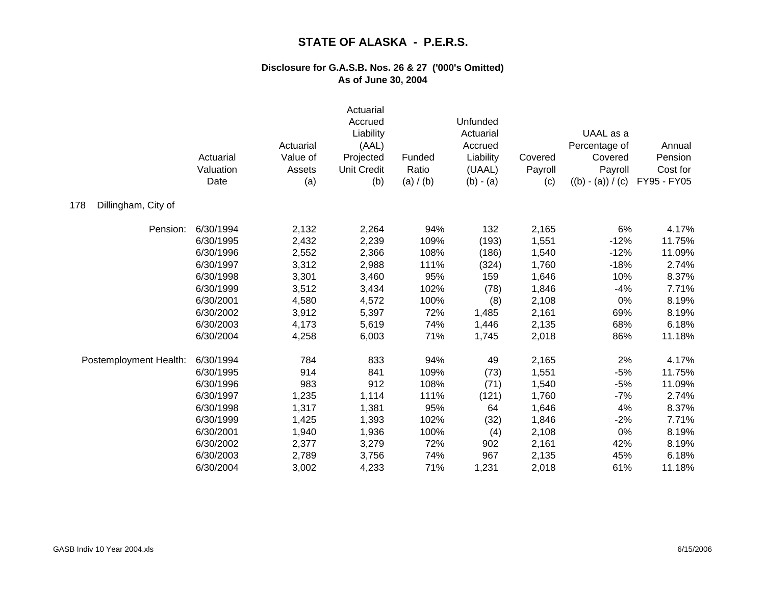# STATE OF ALASKA - P.E.R.S.

## Disclosure for G.A.S.B. Nos. 26 & 27 ('000's Omitted)
## As of June 30, 2004

| | Actuarial Valuation Date | Actuarial Value of Assets (a) | Actuarial Accrued Liability (AAL) Projected Unit Credit (b) | Funded Ratio (a) / (b) | Unfunded Actuarial Accrued Liability (UAAL) (b) - (a) | Covered Payroll (c) | UAAL as a Percentage of Covered Payroll ((b) - (a)) / (c) | Annual Pension Cost for FY95 - FY05 |
|---|---|---|---|---|---|---|---|---|
| 178 Dillingham, City of | | | | | | | | |
| Pension: | 6/30/1994 | 2,132 | 2,264 | 94% | 132 | 2,165 | 6% | 4.17% |
| | 6/30/1995 | 2,432 | 2,239 | 109% | (193) | 1,551 | -12% | 11.75% |
| | 6/30/1996 | 2,552 | 2,366 | 108% | (186) | 1,540 | -12% | 11.09% |
| | 6/30/1997 | 3,312 | 2,988 | 111% | (324) | 1,760 | -18% | 2.74% |
| | 6/30/1998 | 3,301 | 3,460 | 95% | 159 | 1,646 | 10% | 8.37% |
| | 6/30/1999 | 3,512 | 3,434 | 102% | (78) | 1,846 | -4% | 7.71% |
| | 6/30/2001 | 4,580 | 4,572 | 100% | (8) | 2,108 | 0% | 8.19% |
| | 6/30/2002 | 3,912 | 5,397 | 72% | 1,485 | 2,161 | 69% | 8.19% |
| | 6/30/2003 | 4,173 | 5,619 | 74% | 1,446 | 2,135 | 68% | 6.18% |
| | 6/30/2004 | 4,258 | 6,003 | 71% | 1,745 | 2,018 | 86% | 11.18% |
| Postemployment Health: | 6/30/1994 | 784 | 833 | 94% | 49 | 2,165 | 2% | 4.17% |
| | 6/30/1995 | 914 | 841 | 109% | (73) | 1,551 | -5% | 11.75% |
| | 6/30/1996 | 983 | 912 | 108% | (71) | 1,540 | -5% | 11.09% |
| | 6/30/1997 | 1,235 | 1,114 | 111% | (121) | 1,760 | -7% | 2.74% |
| | 6/30/1998 | 1,317 | 1,381 | 95% | 64 | 1,646 | 4% | 8.37% |
| | 6/30/1999 | 1,425 | 1,393 | 102% | (32) | 1,846 | -2% | 7.71% |
| | 6/30/2001 | 1,940 | 1,936 | 100% | (4) | 2,108 | 0% | 8.19% |
| | 6/30/2002 | 2,377 | 3,279 | 72% | 902 | 2,161 | 42% | 8.19% |
| | 6/30/2003 | 2,789 | 3,756 | 74% | 967 | 2,135 | 45% | 6.18% |
| | 6/30/2004 | 3,002 | 4,233 | 71% | 1,231 | 2,018 | 61% | 11.18% |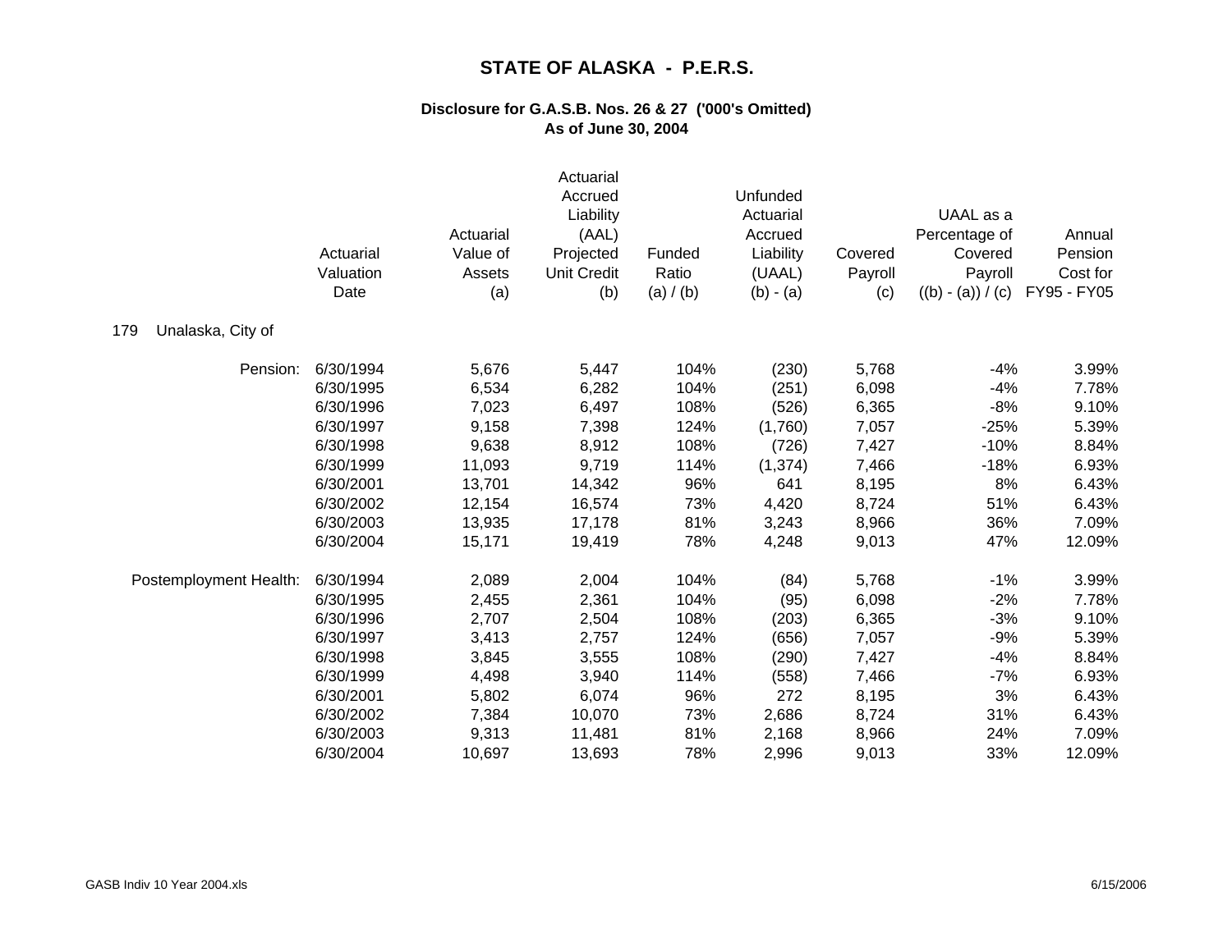# STATE OF ALASKA - P.E.R.S.

## Disclosure for G.A.S.B. Nos. 26 & 27 ('000's Omitted)
## As of June 30, 2004

179 Unalaska, City of

| | Actuarial Valuation Date | Actuarial Value of Assets (a) | Actuarial Accrued Liability (AAL) Projected Unit Credit (b) | Funded Ratio (a) / (b) | Unfunded Actuarial Accrued Liability (UAAL) (b) - (a) | Covered Payroll (c) | UAAL as a Percentage of Covered Payroll ((b) - (a)) / (c) | Annual Pension Cost for FY95 - FY05 |
|---|---|---|---|---|---|---|---|---|
| Pension: | 6/30/1994 | 5,676 | 5,447 | 104% | (230) | 5,768 | -4% | 3.99% |
| | 6/30/1995 | 6,534 | 6,282 | 104% | (251) | 6,098 | -4% | 7.78% |
| | 6/30/1996 | 7,023 | 6,497 | 108% | (526) | 6,365 | -8% | 9.10% |
| | 6/30/1997 | 9,158 | 7,398 | 124% | (1,760) | 7,057 | -25% | 5.39% |
| | 6/30/1998 | 9,638 | 8,912 | 108% | (726) | 7,427 | -10% | 8.84% |
| | 6/30/1999 | 11,093 | 9,719 | 114% | (1,374) | 7,466 | -18% | 6.93% |
| | 6/30/2001 | 13,701 | 14,342 | 96% | 641 | 8,195 | 8% | 6.43% |
| | 6/30/2002 | 12,154 | 16,574 | 73% | 4,420 | 8,724 | 51% | 6.43% |
| | 6/30/2003 | 13,935 | 17,178 | 81% | 3,243 | 8,966 | 36% | 7.09% |
| | 6/30/2004 | 15,171 | 19,419 | 78% | 4,248 | 9,013 | 47% | 12.09% |
| Postemployment Health: | 6/30/1994 | 2,089 | 2,004 | 104% | (84) | 5,768 | -1% | 3.99% |
| | 6/30/1995 | 2,455 | 2,361 | 104% | (95) | 6,098 | -2% | 7.78% |
| | 6/30/1996 | 2,707 | 2,504 | 108% | (203) | 6,365 | -3% | 9.10% |
| | 6/30/1997 | 3,413 | 2,757 | 124% | (656) | 7,057 | -9% | 5.39% |
| | 6/30/1998 | 3,845 | 3,555 | 108% | (290) | 7,427 | -4% | 8.84% |
| | 6/30/1999 | 4,498 | 3,940 | 114% | (558) | 7,466 | -7% | 6.93% |
| | 6/30/2001 | 5,802 | 6,074 | 96% | 272 | 8,195 | 3% | 6.43% |
| | 6/30/2002 | 7,384 | 10,070 | 73% | 2,686 | 8,724 | 31% | 6.43% |
| | 6/30/2003 | 9,313 | 11,481 | 81% | 2,168 | 8,966 | 24% | 7.09% |
| | 6/30/2004 | 10,697 | 13,693 | 78% | 2,996 | 9,013 | 33% | 12.09% |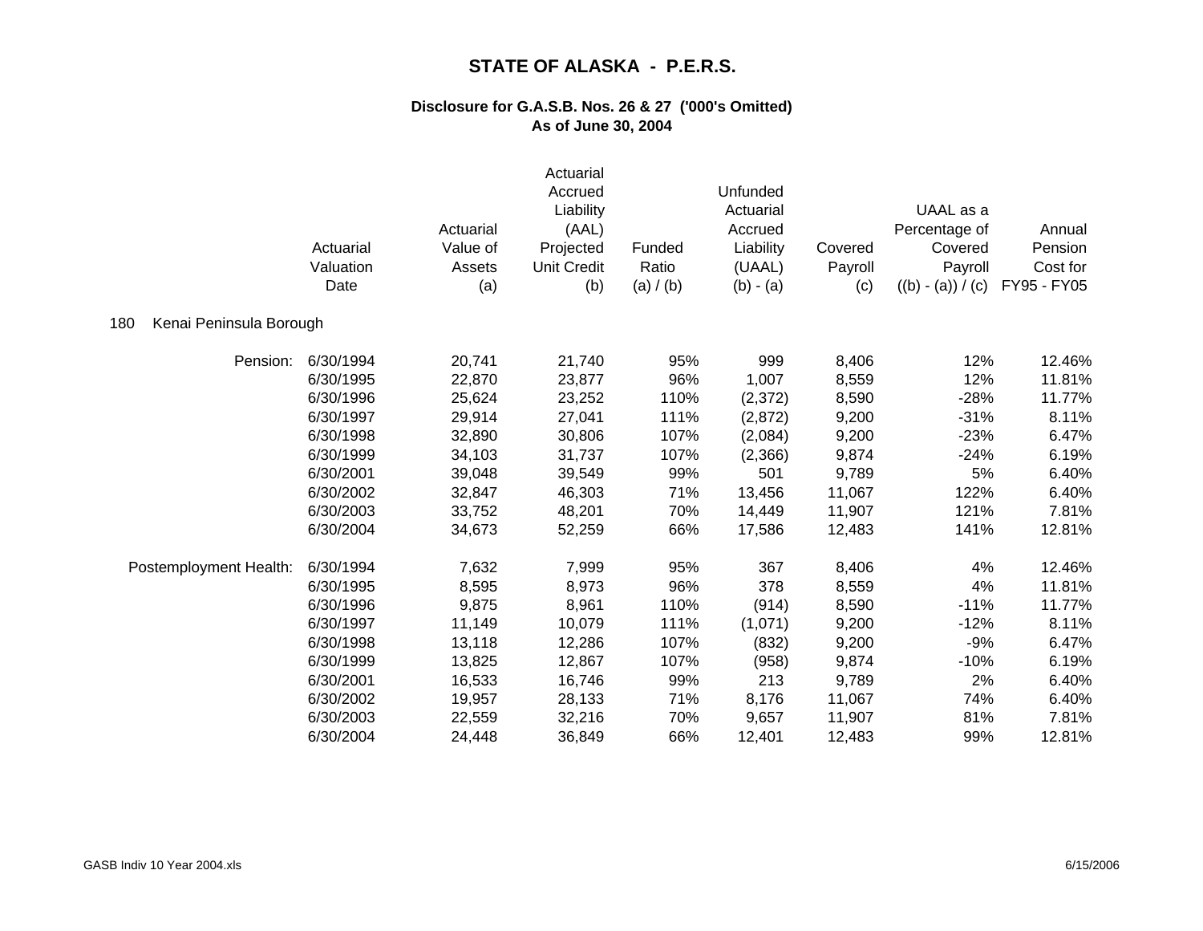# STATE OF ALASKA - P.E.R.S.

## Disclosure for G.A.S.B. Nos. 26 & 27 ('000's Omitted)
## As of June 30, 2004

| | Actuarial Valuation Date | Actuarial Value of Assets (a) | Actuarial Accrued Liability (AAL) Projected Unit Credit (b) | Funded Ratio (a) / (b) | Unfunded Actuarial Accrued Liability (UAAL) (b) - (a) | Covered Payroll (c) | UAAL as a Percentage of Covered Payroll ((b) - (a)) / (c) | Annual Pension Cost for FY95 - FY05 |
|---|---|---|---|---|---|---|---|---|
| **180 Kenai Peninsula Borough** | | | | | | | | |
| Pension: | 6/30/1994 | 20,741 | 21,740 | 95% | 999 | 8,406 | 12% | 12.46% |
| | 6/30/1995 | 22,870 | 23,877 | 96% | 1,007 | 8,559 | 12% | 11.81% |
| | 6/30/1996 | 25,624 | 23,252 | 110% | (2,372) | 8,590 | -28% | 11.77% |
| | 6/30/1997 | 29,914 | 27,041 | 111% | (2,872) | 9,200 | -31% | 8.11% |
| | 6/30/1998 | 32,890 | 30,806 | 107% | (2,084) | 9,200 | -23% | 6.47% |
| | 6/30/1999 | 34,103 | 31,737 | 107% | (2,366) | 9,874 | -24% | 6.19% |
| | 6/30/2001 | 39,048 | 39,549 | 99% | 501 | 9,789 | 5% | 6.40% |
| | 6/30/2002 | 32,847 | 46,303 | 71% | 13,456 | 11,067 | 122% | 6.40% |
| | 6/30/2003 | 33,752 | 48,201 | 70% | 14,449 | 11,907 | 121% | 7.81% |
| | 6/30/2004 | 34,673 | 52,259 | 66% | 17,586 | 12,483 | 141% | 12.81% |
| Postemployment Health: | 6/30/1994 | 7,632 | 7,999 | 95% | 367 | 8,406 | 4% | 12.46% |
| | 6/30/1995 | 8,595 | 8,973 | 96% | 378 | 8,559 | 4% | 11.81% |
| | 6/30/1996 | 9,875 | 8,961 | 110% | (914) | 8,590 | -11% | 11.77% |
| | 6/30/1997 | 11,149 | 10,079 | 111% | (1,071) | 9,200 | -12% | 8.11% |
| | 6/30/1998 | 13,118 | 12,286 | 107% | (832) | 9,200 | -9% | 6.47% |
| | 6/30/1999 | 13,825 | 12,867 | 107% | (958) | 9,874 | -10% | 6.19% |
| | 6/30/2001 | 16,533 | 16,746 | 99% | 213 | 9,789 | 2% | 6.40% |
| | 6/30/2002 | 19,957 | 28,133 | 71% | 8,176 | 11,067 | 74% | 6.40% |
| | 6/30/2003 | 22,559 | 32,216 | 70% | 9,657 | 11,907 | 81% | 7.81% |
| | 6/30/2004 | 24,448 | 36,849 | 66% | 12,401 | 12,483 | 99% | 12.81% |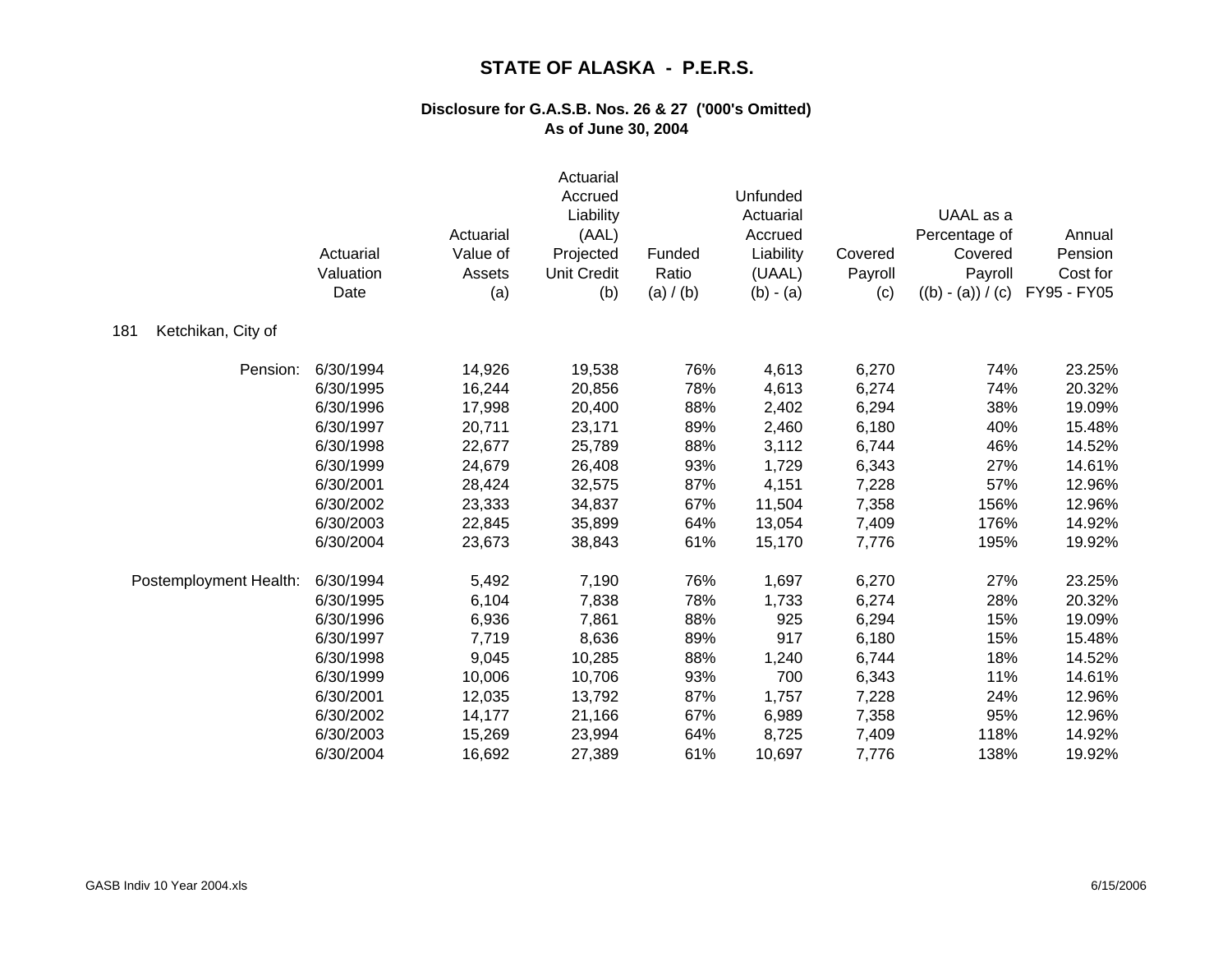# STATE OF ALASKA - P.E.R.S.

## Disclosure for G.A.S.B. Nos. 26 & 27 ('000's Omitted)
## As of June 30, 2004

**181 Ketchikan, City of**

| | Actuarial Valuation Date | Actuarial Value of Assets (a) | Actuarial Accrued Liability (AAL) Projected Unit Credit (b) | Funded Ratio (a) / (b) | Unfunded Actuarial Accrued Liability (UAAL) (b) - (a) | Covered Payroll (c) | UAAL as a Percentage of Covered Payroll ((b) - (a)) / (c) | Annual Pension Cost for FY95 - FY05 |
|---|---|---|---|---|---|---|---|---|
| Pension: | 6/30/1994 | 14,926 | 19,538 | 76% | 4,613 | 6,270 | 74% | 23.25% |
| | 6/30/1995 | 16,244 | 20,856 | 78% | 4,613 | 6,274 | 74% | 20.32% |
| | 6/30/1996 | 17,998 | 20,400 | 88% | 2,402 | 6,294 | 38% | 19.09% |
| | 6/30/1997 | 20,711 | 23,171 | 89% | 2,460 | 6,180 | 40% | 15.48% |
| | 6/30/1998 | 22,677 | 25,789 | 88% | 3,112 | 6,744 | 46% | 14.52% |
| | 6/30/1999 | 24,679 | 26,408 | 93% | 1,729 | 6,343 | 27% | 14.61% |
| | 6/30/2001 | 28,424 | 32,575 | 87% | 4,151 | 7,228 | 57% | 12.96% |
| | 6/30/2002 | 23,333 | 34,837 | 67% | 11,504 | 7,358 | 156% | 12.96% |
| | 6/30/2003 | 22,845 | 35,899 | 64% | 13,054 | 7,409 | 176% | 14.92% |
| | 6/30/2004 | 23,673 | 38,843 | 61% | 15,170 | 7,776 | 195% | 19.92% |
| Postemployment Health: | 6/30/1994 | 5,492 | 7,190 | 76% | 1,697 | 6,270 | 27% | 23.25% |
| | 6/30/1995 | 6,104 | 7,838 | 78% | 1,733 | 6,274 | 28% | 20.32% |
| | 6/30/1996 | 6,936 | 7,861 | 88% | 925 | 6,294 | 15% | 19.09% |
| | 6/30/1997 | 7,719 | 8,636 | 89% | 917 | 6,180 | 15% | 15.48% |
| | 6/30/1998 | 9,045 | 10,285 | 88% | 1,240 | 6,744 | 18% | 14.52% |
| | 6/30/1999 | 10,006 | 10,706 | 93% | 700 | 6,343 | 11% | 14.61% |
| | 6/30/2001 | 12,035 | 13,792 | 87% | 1,757 | 7,228 | 24% | 12.96% |
| | 6/30/2002 | 14,177 | 21,166 | 67% | 6,989 | 7,358 | 95% | 12.96% |
| | 6/30/2003 | 15,269 | 23,994 | 64% | 8,725 | 7,409 | 118% | 14.92% |
| | 6/30/2004 | 16,692 | 27,389 | 61% | 10,697 | 7,776 | 138% | 19.92% |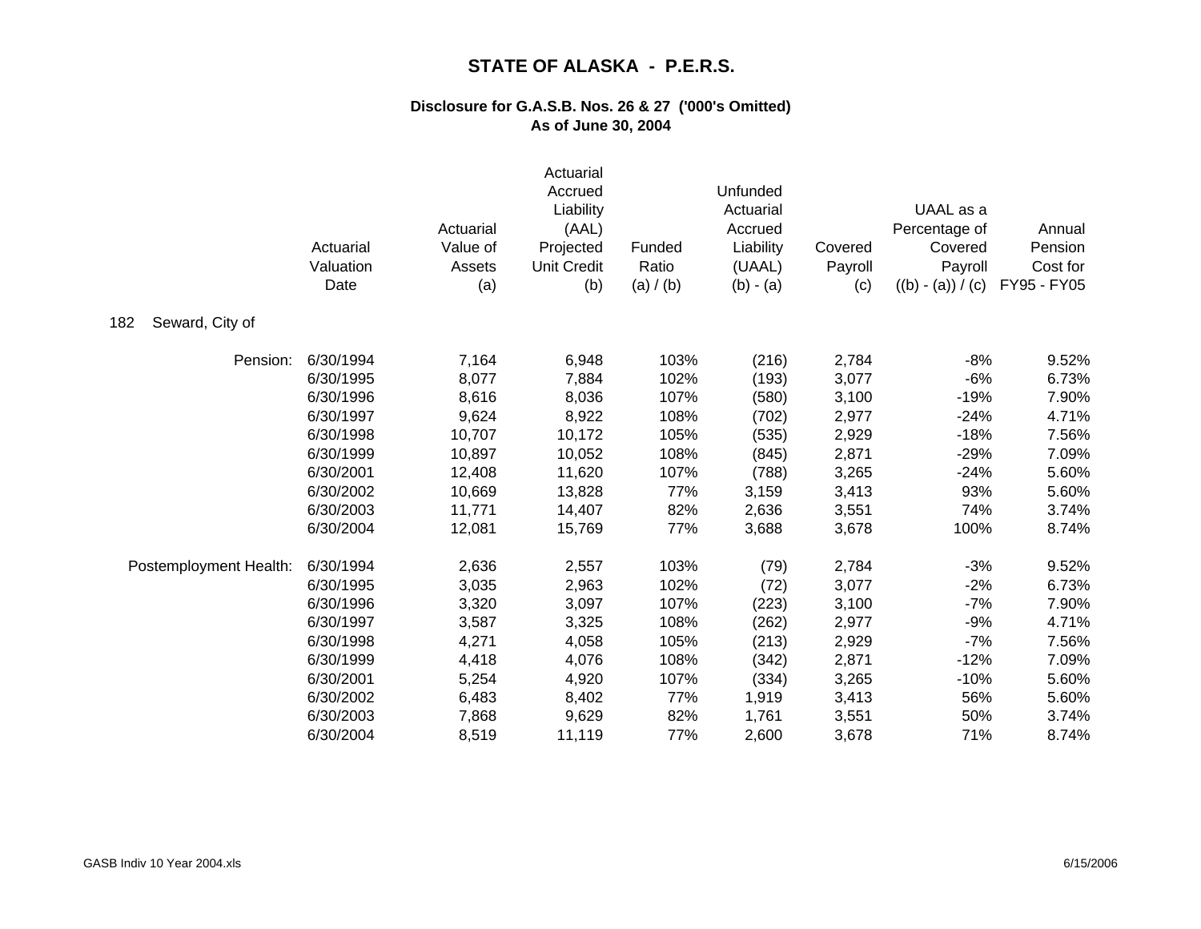# STATE OF ALASKA - P.E.R.S.

## Disclosure for G.A.S.B. Nos. 26 & 27 ('000's Omitted)
## As of June 30, 2004

| | Actuarial Valuation Date | Actuarial Value of Assets (a) | Actuarial Accrued Liability (AAL) Projected Unit Credit (b) | Funded Ratio (a) / (b) | Unfunded Actuarial Accrued Liability (UAAL) (b) - (a) | Covered Payroll (c) | UAAL as a Percentage of Covered Payroll ((b) - (a)) / (c) | Annual Pension Cost for FY95 - FY05 |
|---|---|---|---|---|---|---|---|---|
| 182 Seward, City of | | | | | | | | |
| Pension: | 6/30/1994 | 7,164 | 6,948 | 103% | (216) | 2,784 | -8% | 9.52% |
| | 6/30/1995 | 8,077 | 7,884 | 102% | (193) | 3,077 | -6% | 6.73% |
| | 6/30/1996 | 8,616 | 8,036 | 107% | (580) | 3,100 | -19% | 7.90% |
| | 6/30/1997 | 9,624 | 8,922 | 108% | (702) | 2,977 | -24% | 4.71% |
| | 6/30/1998 | 10,707 | 10,172 | 105% | (535) | 2,929 | -18% | 7.56% |
| | 6/30/1999 | 10,897 | 10,052 | 108% | (845) | 2,871 | -29% | 7.09% |
| | 6/30/2001 | 12,408 | 11,620 | 107% | (788) | 3,265 | -24% | 5.60% |
| | 6/30/2002 | 10,669 | 13,828 | 77% | 3,159 | 3,413 | 93% | 5.60% |
| | 6/30/2003 | 11,771 | 14,407 | 82% | 2,636 | 3,551 | 74% | 3.74% |
| | 6/30/2004 | 12,081 | 15,769 | 77% | 3,688 | 3,678 | 100% | 8.74% |
| Postemployment Health: | 6/30/1994 | 2,636 | 2,557 | 103% | (79) | 2,784 | -3% | 9.52% |
| | 6/30/1995 | 3,035 | 2,963 | 102% | (72) | 3,077 | -2% | 6.73% |
| | 6/30/1996 | 3,320 | 3,097 | 107% | (223) | 3,100 | -7% | 7.90% |
| | 6/30/1997 | 3,587 | 3,325 | 108% | (262) | 2,977 | -9% | 4.71% |
| | 6/30/1998 | 4,271 | 4,058 | 105% | (213) | 2,929 | -7% | 7.56% |
| | 6/30/1999 | 4,418 | 4,076 | 108% | (342) | 2,871 | -12% | 7.09% |
| | 6/30/2001 | 5,254 | 4,920 | 107% | (334) | 3,265 | -10% | 5.60% |
| | 6/30/2002 | 6,483 | 8,402 | 77% | 1,919 | 3,413 | 56% | 5.60% |
| | 6/30/2003 | 7,868 | 9,629 | 82% | 1,761 | 3,551 | 50% | 3.74% |
| | 6/30/2004 | 8,519 | 11,119 | 77% | 2,600 | 3,678 | 71% | 8.74% |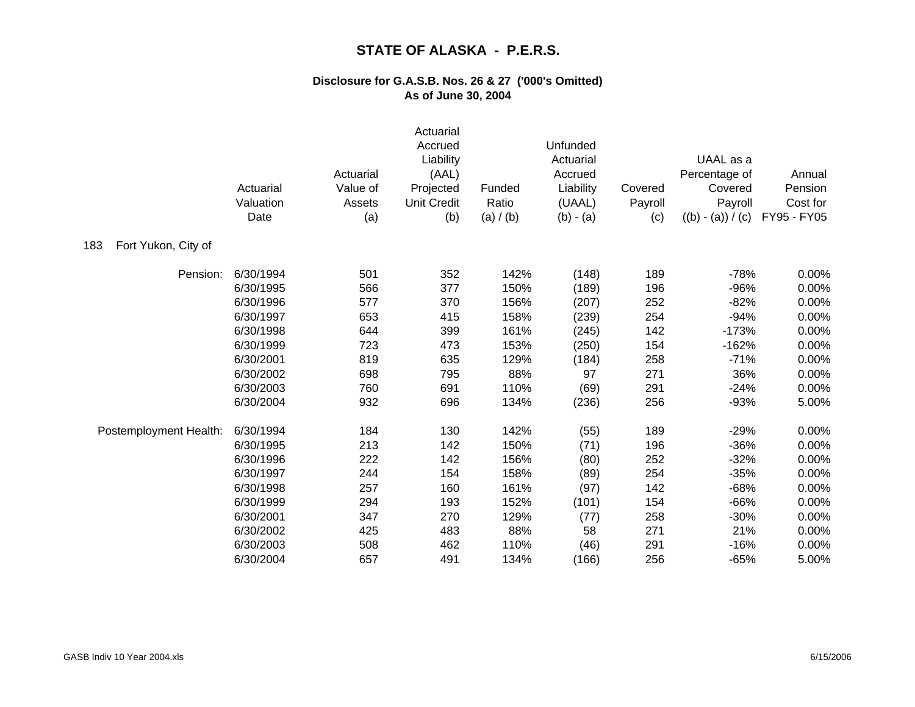# STATE OF ALASKA - P.E.R.S.

## Disclosure for G.A.S.B. Nos. 26 & 27 ('000's Omitted)
## As of June 30, 2004

| | Actuarial Valuation Date | Actuarial Value of Assets (a) | Actuarial Accrued Liability (AAL) Projected Unit Credit (b) | Funded Ratio (a) / (b) | Unfunded Actuarial Accrued Liability (UAAL) (b) - (a) | Covered Payroll (c) | UAAL as a Percentage of Covered Payroll ((b) - (a)) / (c) | Annual Pension Cost for FY95 - FY05 |
|---|---|---|---|---|---|---|---|---|
| **183 Fort Yukon, City of** | | | | | | | | |
| Pension: | 6/30/1994 | 501 | 352 | 142% | (148) | 189 | -78% | 0.00% |
| | 6/30/1995 | 566 | 377 | 150% | (189) | 196 | -96% | 0.00% |
| | 6/30/1996 | 577 | 370 | 156% | (207) | 252 | -82% | 0.00% |
| | 6/30/1997 | 653 | 415 | 158% | (239) | 254 | -94% | 0.00% |
| | 6/30/1998 | 644 | 399 | 161% | (245) | 142 | -173% | 0.00% |
| | 6/30/1999 | 723 | 473 | 153% | (250) | 154 | -162% | 0.00% |
| | 6/30/2001 | 819 | 635 | 129% | (184) | 258 | -71% | 0.00% |
| | 6/30/2002 | 698 | 795 | 88% | 97 | 271 | 36% | 0.00% |
| | 6/30/2003 | 760 | 691 | 110% | (69) | 291 | -24% | 0.00% |
| | 6/30/2004 | 932 | 696 | 134% | (236) | 256 | -93% | 5.00% |
| Postemployment Health: | 6/30/1994 | 184 | 130 | 142% | (55) | 189 | -29% | 0.00% |
| | 6/30/1995 | 213 | 142 | 150% | (71) | 196 | -36% | 0.00% |
| | 6/30/1996 | 222 | 142 | 156% | (80) | 252 | -32% | 0.00% |
| | 6/30/1997 | 244 | 154 | 158% | (89) | 254 | -35% | 0.00% |
| | 6/30/1998 | 257 | 160 | 161% | (97) | 142 | -68% | 0.00% |
| | 6/30/1999 | 294 | 193 | 152% | (101) | 154 | -66% | 0.00% |
| | 6/30/2001 | 347 | 270 | 129% | (77) | 258 | -30% | 0.00% |
| | 6/30/2002 | 425 | 483 | 88% | 58 | 271 | 21% | 0.00% |
| | 6/30/2003 | 508 | 462 | 110% | (46) | 291 | -16% | 0.00% |
| | 6/30/2004 | 657 | 491 | 134% | (166) | 256 | -65% | 5.00% |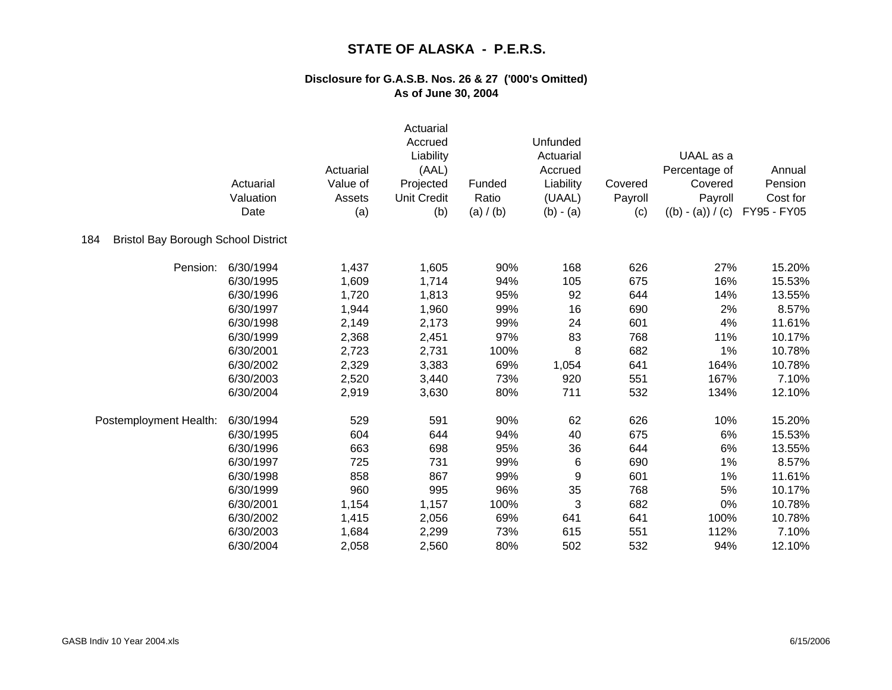# STATE OF ALASKA - P.E.R.S.

## Disclosure for G.A.S.B. Nos. 26 & 27 ('000's Omitted)
## As of June 30, 2004

184 Bristol Bay Borough School District

| | Actuarial Valuation Date | Actuarial Value of Assets (a) | Actuarial Accrued Liability (AAL) Projected Unit Credit (b) | Funded Ratio (a) / (b) | Unfunded Actuarial Accrued Liability (UAAL) (b) - (a) | Covered Payroll (c) | UAAL as a Percentage of Covered Payroll ((b) - (a)) / (c) | Annual Pension Cost for FY95 - FY05 |
|---|---|---|---|---|---|---|---|---|
| Pension: | 6/30/1994 | 1,437 | 1,605 | 90% | 168 | 626 | 27% | 15.20% |
| | 6/30/1995 | 1,609 | 1,714 | 94% | 105 | 675 | 16% | 15.53% |
| | 6/30/1996 | 1,720 | 1,813 | 95% | 92 | 644 | 14% | 13.55% |
| | 6/30/1997 | 1,944 | 1,960 | 99% | 16 | 690 | 2% | 8.57% |
| | 6/30/1998 | 2,149 | 2,173 | 99% | 24 | 601 | 4% | 11.61% |
| | 6/30/1999 | 2,368 | 2,451 | 97% | 83 | 768 | 11% | 10.17% |
| | 6/30/2001 | 2,723 | 2,731 | 100% | 8 | 682 | 1% | 10.78% |
| | 6/30/2002 | 2,329 | 3,383 | 69% | 1,054 | 641 | 164% | 10.78% |
| | 6/30/2003 | 2,520 | 3,440 | 73% | 920 | 551 | 167% | 7.10% |
| | 6/30/2004 | 2,919 | 3,630 | 80% | 711 | 532 | 134% | 12.10% |
| Postemployment Health: | 6/30/1994 | 529 | 591 | 90% | 62 | 626 | 10% | 15.20% |
| | 6/30/1995 | 604 | 644 | 94% | 40 | 675 | 6% | 15.53% |
| | 6/30/1996 | 663 | 698 | 95% | 36 | 644 | 6% | 13.55% |
| | 6/30/1997 | 725 | 731 | 99% | 6 | 690 | 1% | 8.57% |
| | 6/30/1998 | 858 | 867 | 99% | 9 | 601 | 1% | 11.61% |
| | 6/30/1999 | 960 | 995 | 96% | 35 | 768 | 5% | 10.17% |
| | 6/30/2001 | 1,154 | 1,157 | 100% | 3 | 682 | 0% | 10.78% |
| | 6/30/2002 | 1,415 | 2,056 | 69% | 641 | 641 | 100% | 10.78% |
| | 6/30/2003 | 1,684 | 2,299 | 73% | 615 | 551 | 112% | 7.10% |
| | 6/30/2004 | 2,058 | 2,560 | 80% | 502 | 532 | 94% | 12.10% |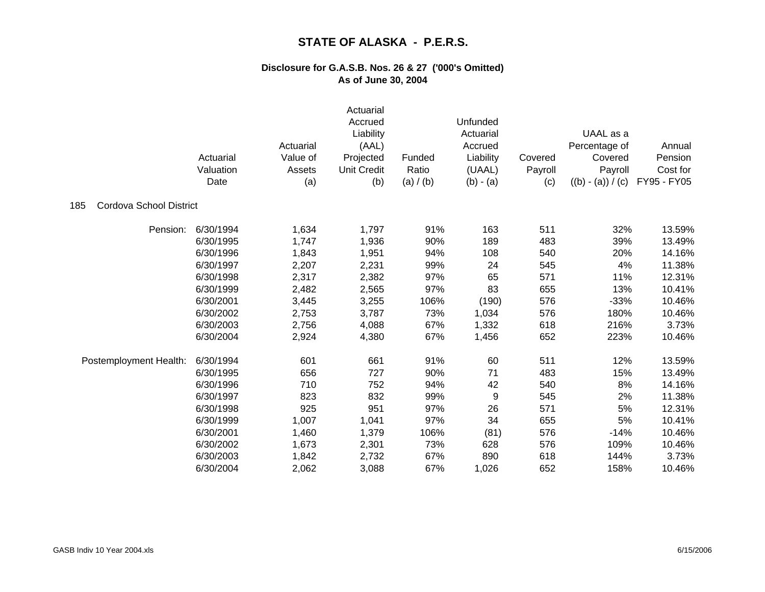# STATE OF ALASKA - P.E.R.S.

**Disclosure for G.A.S.B. Nos. 26 & 27 ('000's Omitted)**
**As of June 30, 2004**

| | Actuarial Valuation Date | Actuarial Value of Assets (a) | Actuarial Accrued Liability (AAL) Projected Unit Credit (b) | Funded Ratio (a) / (b) | Unfunded Actuarial Accrued Liability (UAAL) (b) - (a) | Covered Payroll (c) | UAAL as a Percentage of Covered Payroll ((b) - (a)) / (c) | Annual Pension Cost for FY95 - FY05 |
|---|---|---|---|---|---|---|---|---|
| 185 Cordova School District | | | | | | | | |
| Pension: | 6/30/1994 | 1,634 | 1,797 | 91% | 163 | 511 | 32% | 13.59% |
| | 6/30/1995 | 1,747 | 1,936 | 90% | 189 | 483 | 39% | 13.49% |
| | 6/30/1996 | 1,843 | 1,951 | 94% | 108 | 540 | 20% | 14.16% |
| | 6/30/1997 | 2,207 | 2,231 | 99% | 24 | 545 | 4% | 11.38% |
| | 6/30/1998 | 2,317 | 2,382 | 97% | 65 | 571 | 11% | 12.31% |
| | 6/30/1999 | 2,482 | 2,565 | 97% | 83 | 655 | 13% | 10.41% |
| | 6/30/2001 | 3,445 | 3,255 | 106% | (190) | 576 | -33% | 10.46% |
| | 6/30/2002 | 2,753 | 3,787 | 73% | 1,034 | 576 | 180% | 10.46% |
| | 6/30/2003 | 2,756 | 4,088 | 67% | 1,332 | 618 | 216% | 3.73% |
| | 6/30/2004 | 2,924 | 4,380 | 67% | 1,456 | 652 | 223% | 10.46% |
| Postemployment Health: | 6/30/1994 | 601 | 661 | 91% | 60 | 511 | 12% | 13.59% |
| | 6/30/1995 | 656 | 727 | 90% | 71 | 483 | 15% | 13.49% |
| | 6/30/1996 | 710 | 752 | 94% | 42 | 540 | 8% | 14.16% |
| | 6/30/1997 | 823 | 832 | 99% | 9 | 545 | 2% | 11.38% |
| | 6/30/1998 | 925 | 951 | 97% | 26 | 571 | 5% | 12.31% |
| | 6/30/1999 | 1,007 | 1,041 | 97% | 34 | 655 | 5% | 10.41% |
| | 6/30/2001 | 1,460 | 1,379 | 106% | (81) | 576 | -14% | 10.46% |
| | 6/30/2002 | 1,673 | 2,301 | 73% | 628 | 576 | 109% | 10.46% |
| | 6/30/2003 | 1,842 | 2,732 | 67% | 890 | 618 | 144% | 3.73% |
| | 6/30/2004 | 2,062 | 3,088 | 67% | 1,026 | 652 | 158% | 10.46% |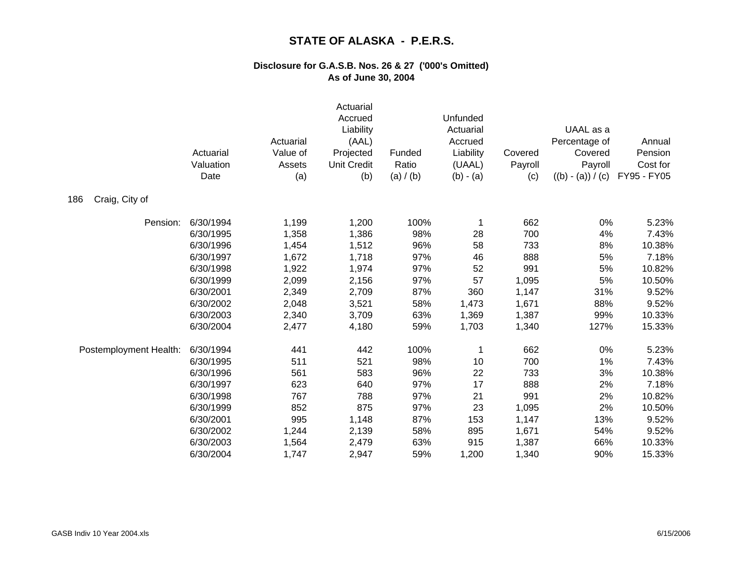# STATE OF ALASKA - P.E.R.S.

## Disclosure for G.A.S.B. Nos. 26 & 27 ('000's Omitted)
## As of June 30, 2004

| | Actuarial Valuation Date | Actuarial Value of Assets (a) | Actuarial Accrued Liability (AAL) Projected Unit Credit (b) | Funded Ratio (a) / (b) | Unfunded Actuarial Accrued Liability (UAAL) (b) - (a) | Covered Payroll (c) | UAAL as a Percentage of Covered Payroll ((b) - (a)) / (c) | Annual Pension Cost for FY95 - FY05 |
|---|---|---|---|---|---|---|---|---|
| 186 Craig, City of | | | | | | | | |
| Pension: | 6/30/1994 | 1,199 | 1,200 | 100% | 1 | 662 | 0% | 5.23% |
| | 6/30/1995 | 1,358 | 1,386 | 98% | 28 | 700 | 4% | 7.43% |
| | 6/30/1996 | 1,454 | 1,512 | 96% | 58 | 733 | 8% | 10.38% |
| | 6/30/1997 | 1,672 | 1,718 | 97% | 46 | 888 | 5% | 7.18% |
| | 6/30/1998 | 1,922 | 1,974 | 97% | 52 | 991 | 5% | 10.82% |
| | 6/30/1999 | 2,099 | 2,156 | 97% | 57 | 1,095 | 5% | 10.50% |
| | 6/30/2001 | 2,349 | 2,709 | 87% | 360 | 1,147 | 31% | 9.52% |
| | 6/30/2002 | 2,048 | 3,521 | 58% | 1,473 | 1,671 | 88% | 9.52% |
| | 6/30/2003 | 2,340 | 3,709 | 63% | 1,369 | 1,387 | 99% | 10.33% |
| | 6/30/2004 | 2,477 | 4,180 | 59% | 1,703 | 1,340 | 127% | 15.33% |
| Postemployment Health: | 6/30/1994 | 441 | 442 | 100% | 1 | 662 | 0% | 5.23% |
| | 6/30/1995 | 511 | 521 | 98% | 10 | 700 | 1% | 7.43% |
| | 6/30/1996 | 561 | 583 | 96% | 22 | 733 | 3% | 10.38% |
| | 6/30/1997 | 623 | 640 | 97% | 17 | 888 | 2% | 7.18% |
| | 6/30/1998 | 767 | 788 | 97% | 21 | 991 | 2% | 10.82% |
| | 6/30/1999 | 852 | 875 | 97% | 23 | 1,095 | 2% | 10.50% |
| | 6/30/2001 | 995 | 1,148 | 87% | 153 | 1,147 | 13% | 9.52% |
| | 6/30/2002 | 1,244 | 2,139 | 58% | 895 | 1,671 | 54% | 9.52% |
| | 6/30/2003 | 1,564 | 2,479 | 63% | 915 | 1,387 | 66% | 10.33% |
| | 6/30/2004 | 1,747 | 2,947 | 59% | 1,200 | 1,340 | 90% | 15.33% |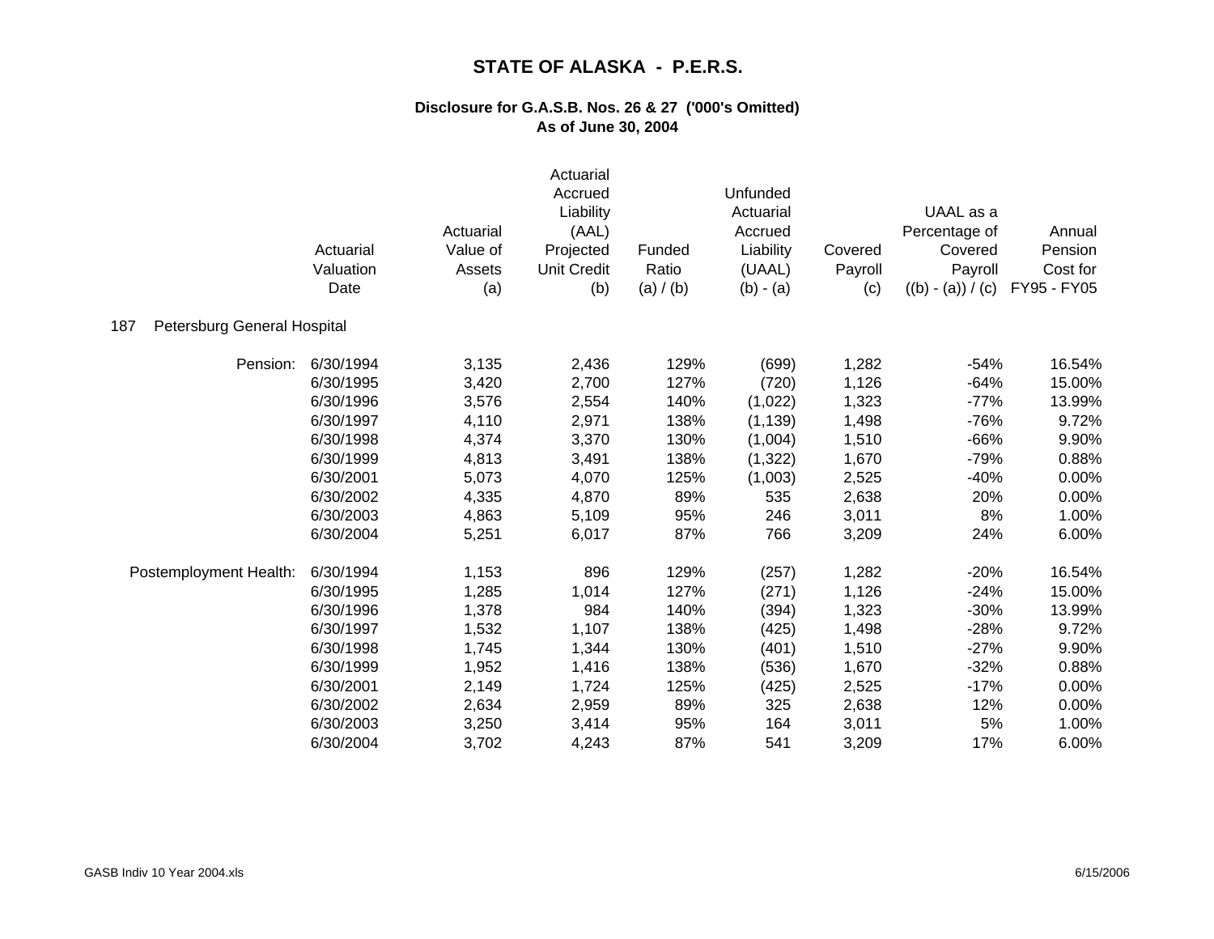# STATE OF ALASKA - P.E.R.S.

## Disclosure for G.A.S.B. Nos. 26 & 27 ('000's Omitted)
## As of June 30, 2004

**187 Petersburg General Hospital**

| | Actuarial Valuation Date | Actuarial Value of Assets (a) | Actuarial Accrued Liability (AAL) Projected Unit Credit (b) | Funded Ratio (a) / (b) | Unfunded Actuarial Accrued Liability (UAAL) (b) - (a) | Covered Payroll (c) | UAAL as a Percentage of Covered Payroll ((b) - (a)) / (c) | Annual Pension Cost for FY95 - FY05 |
|---|---|---|---|---|---|---|---|---|
| Pension: | 6/30/1994 | 3,135 | 2,436 | 129% | (699) | 1,282 | -54% | 16.54% |
| | 6/30/1995 | 3,420 | 2,700 | 127% | (720) | 1,126 | -64% | 15.00% |
| | 6/30/1996 | 3,576 | 2,554 | 140% | (1,022) | 1,323 | -77% | 13.99% |
| | 6/30/1997 | 4,110 | 2,971 | 138% | (1,139) | 1,498 | -76% | 9.72% |
| | 6/30/1998 | 4,374 | 3,370 | 130% | (1,004) | 1,510 | -66% | 9.90% |
| | 6/30/1999 | 4,813 | 3,491 | 138% | (1,322) | 1,670 | -79% | 0.88% |
| | 6/30/2001 | 5,073 | 4,070 | 125% | (1,003) | 2,525 | -40% | 0.00% |
| | 6/30/2002 | 4,335 | 4,870 | 89% | 535 | 2,638 | 20% | 0.00% |
| | 6/30/2003 | 4,863 | 5,109 | 95% | 246 | 3,011 | 8% | 1.00% |
| | 6/30/2004 | 5,251 | 6,017 | 87% | 766 | 3,209 | 24% | 6.00% |
| Postemployment Health: | 6/30/1994 | 1,153 | 896 | 129% | (257) | 1,282 | -20% | 16.54% |
| | 6/30/1995 | 1,285 | 1,014 | 127% | (271) | 1,126 | -24% | 15.00% |
| | 6/30/1996 | 1,378 | 984 | 140% | (394) | 1,323 | -30% | 13.99% |
| | 6/30/1997 | 1,532 | 1,107 | 138% | (425) | 1,498 | -28% | 9.72% |
| | 6/30/1998 | 1,745 | 1,344 | 130% | (401) | 1,510 | -27% | 9.90% |
| | 6/30/1999 | 1,952 | 1,416 | 138% | (536) | 1,670 | -32% | 0.88% |
| | 6/30/2001 | 2,149 | 1,724 | 125% | (425) | 2,525 | -17% | 0.00% |
| | 6/30/2002 | 2,634 | 2,959 | 89% | 325 | 2,638 | 12% | 0.00% |
| | 6/30/2003 | 3,250 | 3,414 | 95% | 164 | 3,011 | 5% | 1.00% |
| | 6/30/2004 | 3,702 | 4,243 | 87% | 541 | 3,209 | 17% | 6.00% |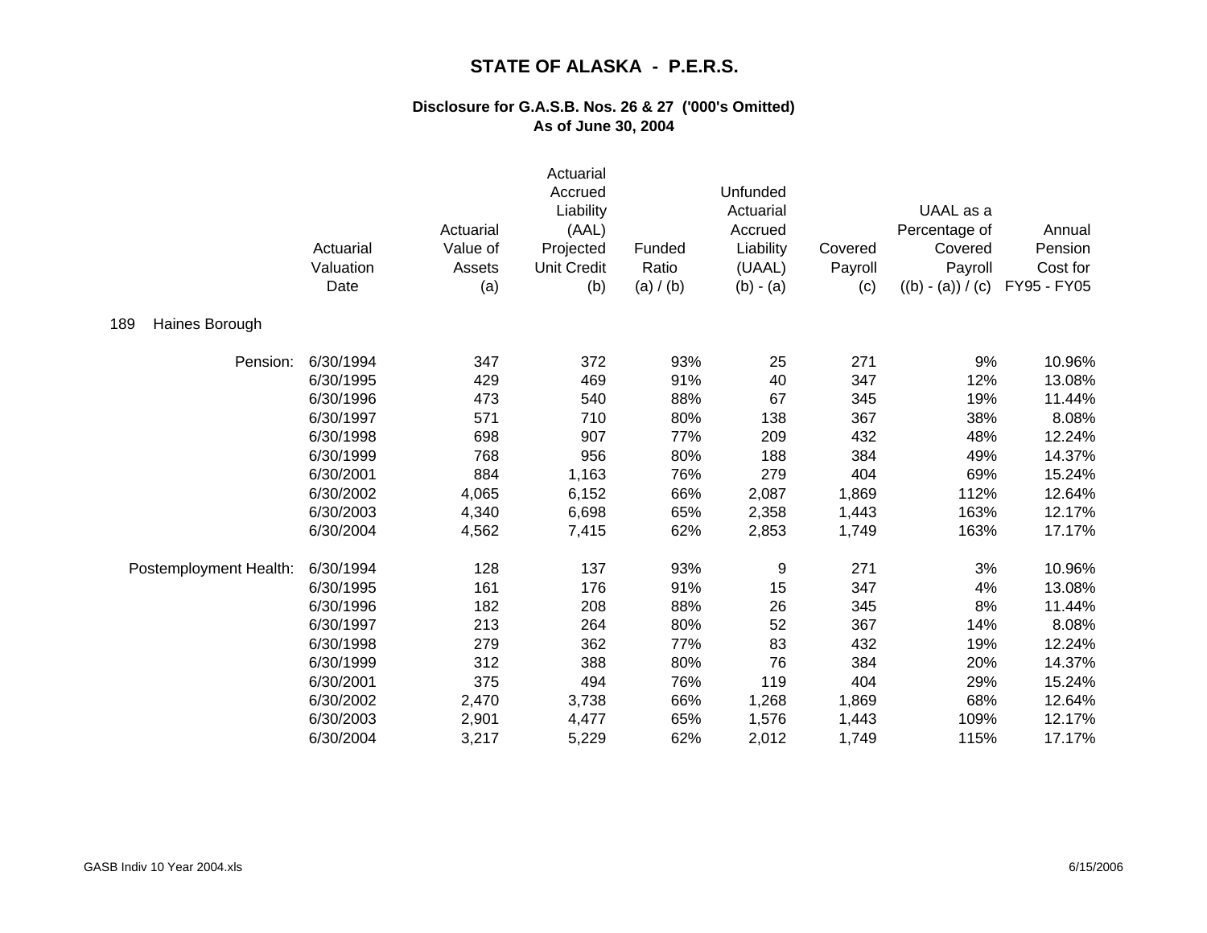# STATE OF ALASKA - P.E.R.S.

## Disclosure for G.A.S.B. Nos. 26 & 27 ('000's Omitted)
## As of June 30, 2004

**189 Haines Borough**

| | Actuarial Valuation Date | Actuarial Value of Assets (a) | Actuarial Accrued Liability (AAL) Projected Unit Credit (b) | Funded Ratio (a) / (b) | Unfunded Actuarial Accrued Liability (UAAL) (b) - (a) | Covered Payroll (c) | UAAL as a Percentage of Covered Payroll ((b) - (a)) / (c) | Annual Pension Cost for FY95 - FY05 |
|---|---|---|---|---|---|---|---|---|
| Pension: | 6/30/1994 | 347 | 372 | 93% | 25 | 271 | 9% | 10.96% |
| | 6/30/1995 | 429 | 469 | 91% | 40 | 347 | 12% | 13.08% |
| | 6/30/1996 | 473 | 540 | 88% | 67 | 345 | 19% | 11.44% |
| | 6/30/1997 | 571 | 710 | 80% | 138 | 367 | 38% | 8.08% |
| | 6/30/1998 | 698 | 907 | 77% | 209 | 432 | 48% | 12.24% |
| | 6/30/1999 | 768 | 956 | 80% | 188 | 384 | 49% | 14.37% |
| | 6/30/2001 | 884 | 1,163 | 76% | 279 | 404 | 69% | 15.24% |
| | 6/30/2002 | 4,065 | 6,152 | 66% | 2,087 | 1,869 | 112% | 12.64% |
| | 6/30/2003 | 4,340 | 6,698 | 65% | 2,358 | 1,443 | 163% | 12.17% |
| | 6/30/2004 | 4,562 | 7,415 | 62% | 2,853 | 1,749 | 163% | 17.17% |
| Postemployment Health: | 6/30/1994 | 128 | 137 | 93% | 9 | 271 | 3% | 10.96% |
| | 6/30/1995 | 161 | 176 | 91% | 15 | 347 | 4% | 13.08% |
| | 6/30/1996 | 182 | 208 | 88% | 26 | 345 | 8% | 11.44% |
| | 6/30/1997 | 213 | 264 | 80% | 52 | 367 | 14% | 8.08% |
| | 6/30/1998 | 279 | 362 | 77% | 83 | 432 | 19% | 12.24% |
| | 6/30/1999 | 312 | 388 | 80% | 76 | 384 | 20% | 14.37% |
| | 6/30/2001 | 375 | 494 | 76% | 119 | 404 | 29% | 15.24% |
| | 6/30/2002 | 2,470 | 3,738 | 66% | 1,268 | 1,869 | 68% | 12.64% |
| | 6/30/2003 | 2,901 | 4,477 | 65% | 1,576 | 1,443 | 109% | 12.17% |
| | 6/30/2004 | 3,217 | 5,229 | 62% | 2,012 | 1,749 | 115% | 17.17% |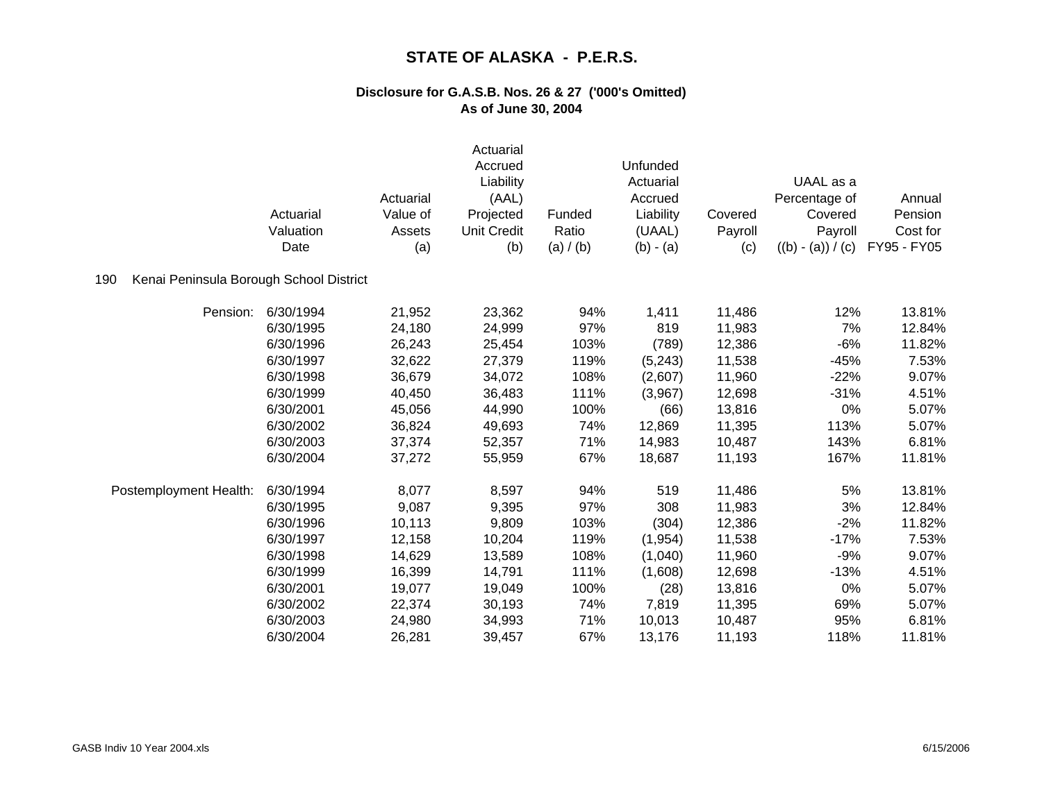# STATE OF ALASKA - P.E.R.S.

### Disclosure for G.A.S.B. Nos. 26 & 27 ('000's Omitted)
### As of June 30, 2004

190 Kenai Peninsula Borough School District

| | Actuarial Valuation Date | Actuarial Value of Assets (a) | Actuarial Accrued Liability (AAL) Projected Unit Credit (b) | Funded Ratio (a) / (b) | Unfunded Actuarial Accrued Liability (UAAL) (b) - (a) | Covered Payroll (c) | UAAL as a Percentage of Covered Payroll ((b) - (a)) / (c) | Annual Pension Cost for FY95 - FY05 |
|---|---|---|---|---|---|---|---|---|
| Pension: | 6/30/1994 | 21,952 | 23,362 | 94% | 1,411 | 11,486 | 12% | 13.81% |
| | 6/30/1995 | 24,180 | 24,999 | 97% | 819 | 11,983 | 7% | 12.84% |
| | 6/30/1996 | 26,243 | 25,454 | 103% | (789) | 12,386 | -6% | 11.82% |
| | 6/30/1997 | 32,622 | 27,379 | 119% | (5,243) | 11,538 | -45% | 7.53% |
| | 6/30/1998 | 36,679 | 34,072 | 108% | (2,607) | 11,960 | -22% | 9.07% |
| | 6/30/1999 | 40,450 | 36,483 | 111% | (3,967) | 12,698 | -31% | 4.51% |
| | 6/30/2001 | 45,056 | 44,990 | 100% | (66) | 13,816 | 0% | 5.07% |
| | 6/30/2002 | 36,824 | 49,693 | 74% | 12,869 | 11,395 | 113% | 5.07% |
| | 6/30/2003 | 37,374 | 52,357 | 71% | 14,983 | 10,487 | 143% | 6.81% |
| | 6/30/2004 | 37,272 | 55,959 | 67% | 18,687 | 11,193 | 167% | 11.81% |
| Postemployment Health: | 6/30/1994 | 8,077 | 8,597 | 94% | 519 | 11,486 | 5% | 13.81% |
| | 6/30/1995 | 9,087 | 9,395 | 97% | 308 | 11,983 | 3% | 12.84% |
| | 6/30/1996 | 10,113 | 9,809 | 103% | (304) | 12,386 | -2% | 11.82% |
| | 6/30/1997 | 12,158 | 10,204 | 119% | (1,954) | 11,538 | -17% | 7.53% |
| | 6/30/1998 | 14,629 | 13,589 | 108% | (1,040) | 11,960 | -9% | 9.07% |
| | 6/30/1999 | 16,399 | 14,791 | 111% | (1,608) | 12,698 | -13% | 4.51% |
| | 6/30/2001 | 19,077 | 19,049 | 100% | (28) | 13,816 | 0% | 5.07% |
| | 6/30/2002 | 22,374 | 30,193 | 74% | 7,819 | 11,395 | 69% | 5.07% |
| | 6/30/2003 | 24,980 | 34,993 | 71% | 10,013 | 10,487 | 95% | 6.81% |
| | 6/30/2004 | 26,281 | 39,457 | 67% | 13,176 | 11,193 | 118% | 11.81% |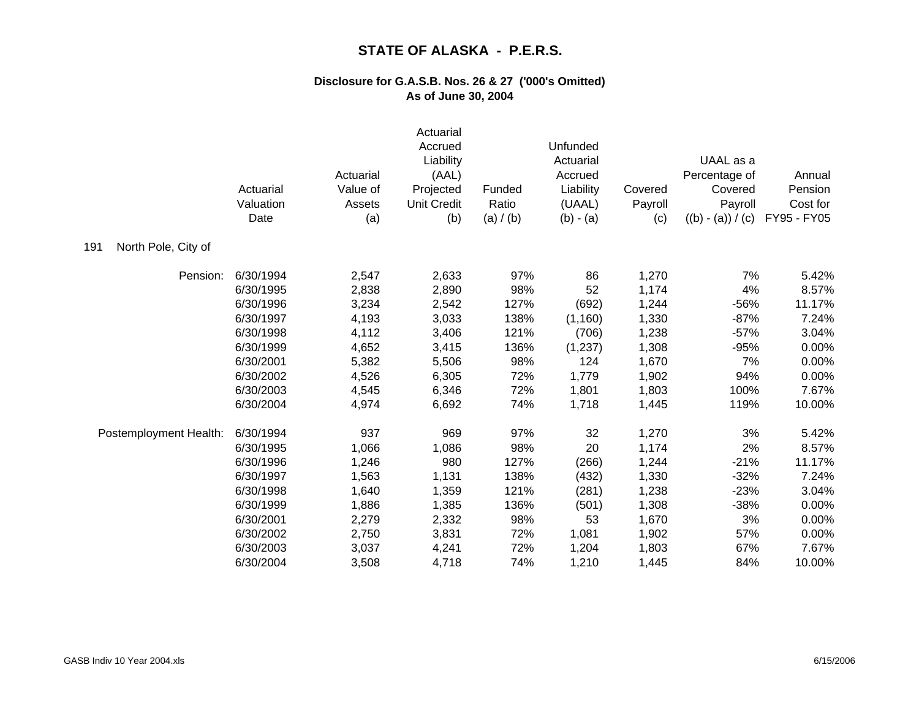# STATE OF ALASKA - P.E.R.S.

## Disclosure for G.A.S.B. Nos. 26 & 27 ('000's Omitted)
## As of June 30, 2004

**191 North Pole, City of**

| | Actuarial Valuation Date | Actuarial Value of Assets (a) | Actuarial Accrued Liability (AAL) Projected Unit Credit (b) | Funded Ratio (a) / (b) | Unfunded Actuarial Accrued Liability (UAAL) (b) - (a) | Covered Payroll (c) | UAAL as a Percentage of Covered Payroll ((b) - (a)) / (c) | Annual Pension Cost for FY95 - FY05 |
|---|---|---|---|---|---|---|---|---|
| Pension: | 6/30/1994 | 2,547 | 2,633 | 97% | 86 | 1,270 | 7% | 5.42% |
| | 6/30/1995 | 2,838 | 2,890 | 98% | 52 | 1,174 | 4% | 8.57% |
| | 6/30/1996 | 3,234 | 2,542 | 127% | (692) | 1,244 | -56% | 11.17% |
| | 6/30/1997 | 4,193 | 3,033 | 138% | (1,160) | 1,330 | -87% | 7.24% |
| | 6/30/1998 | 4,112 | 3,406 | 121% | (706) | 1,238 | -57% | 3.04% |
| | 6/30/1999 | 4,652 | 3,415 | 136% | (1,237) | 1,308 | -95% | 0.00% |
| | 6/30/2001 | 5,382 | 5,506 | 98% | 124 | 1,670 | 7% | 0.00% |
| | 6/30/2002 | 4,526 | 6,305 | 72% | 1,779 | 1,902 | 94% | 0.00% |
| | 6/30/2003 | 4,545 | 6,346 | 72% | 1,801 | 1,803 | 100% | 7.67% |
| | 6/30/2004 | 4,974 | 6,692 | 74% | 1,718 | 1,445 | 119% | 10.00% |
| Postemployment Health: | 6/30/1994 | 937 | 969 | 97% | 32 | 1,270 | 3% | 5.42% |
| | 6/30/1995 | 1,066 | 1,086 | 98% | 20 | 1,174 | 2% | 8.57% |
| | 6/30/1996 | 1,246 | 980 | 127% | (266) | 1,244 | -21% | 11.17% |
| | 6/30/1997 | 1,563 | 1,131 | 138% | (432) | 1,330 | -32% | 7.24% |
| | 6/30/1998 | 1,640 | 1,359 | 121% | (281) | 1,238 | -23% | 3.04% |
| | 6/30/1999 | 1,886 | 1,385 | 136% | (501) | 1,308 | -38% | 0.00% |
| | 6/30/2001 | 2,279 | 2,332 | 98% | 53 | 1,670 | 3% | 0.00% |
| | 6/30/2002 | 2,750 | 3,831 | 72% | 1,081 | 1,902 | 57% | 0.00% |
| | 6/30/2003 | 3,037 | 4,241 | 72% | 1,204 | 1,803 | 67% | 7.67% |
| | 6/30/2004 | 3,508 | 4,718 | 74% | 1,210 | 1,445 | 84% | 10.00% |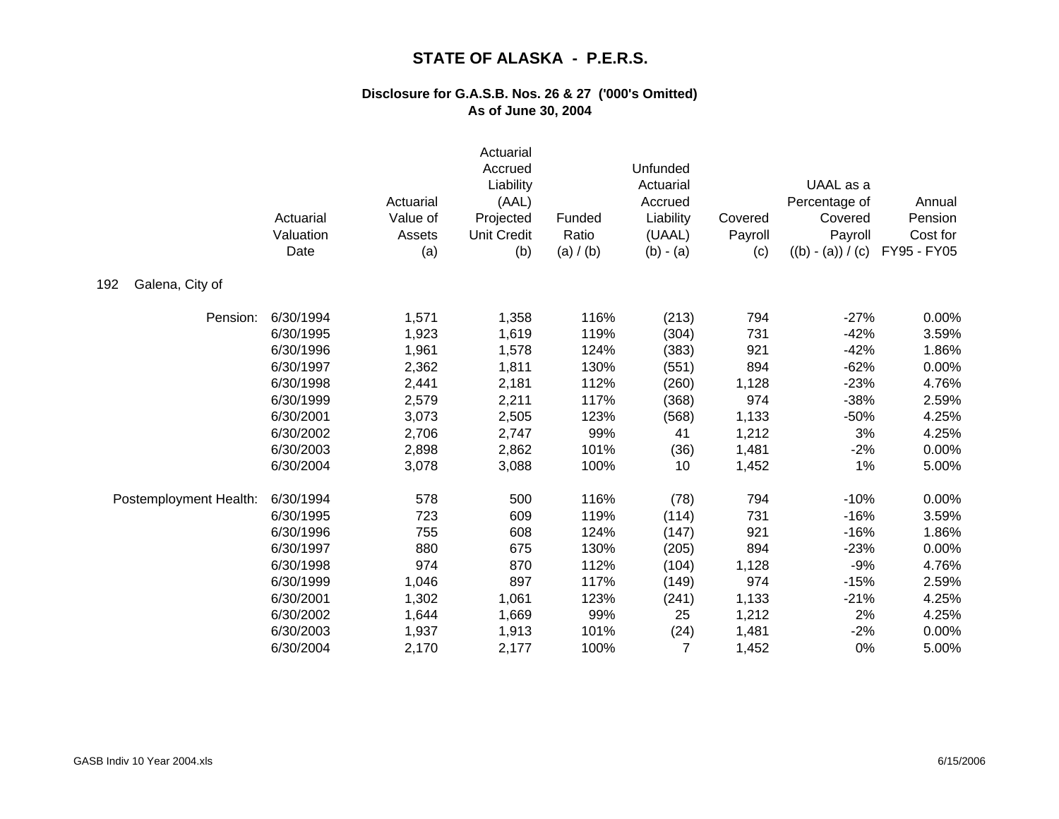# STATE OF ALASKA - P.E.R.S.

## Disclosure for G.A.S.B. Nos. 26 & 27 ('000's Omitted)
## As of June 30, 2004

| | Actuarial Valuation Date | Actuarial Value of Assets (a) | Actuarial Accrued Liability (AAL) Projected Unit Credit (b) | Funded Ratio (a) / (b) | Unfunded Actuarial Accrued Liability (UAAL) (b) - (a) | Covered Payroll (c) | UAAL as a Percentage of Covered Payroll ((b) - (a)) / (c) | Annual Pension Cost for FY95 - FY05 |
|---|---|---|---|---|---|---|---|---|
| 192 Galena, City of | | | | | | | | |
| Pension: | 6/30/1994 | 1,571 | 1,358 | 116% | (213) | 794 | -27% | 0.00% |
| | 6/30/1995 | 1,923 | 1,619 | 119% | (304) | 731 | -42% | 3.59% |
| | 6/30/1996 | 1,961 | 1,578 | 124% | (383) | 921 | -42% | 1.86% |
| | 6/30/1997 | 2,362 | 1,811 | 130% | (551) | 894 | -62% | 0.00% |
| | 6/30/1998 | 2,441 | 2,181 | 112% | (260) | 1,128 | -23% | 4.76% |
| | 6/30/1999 | 2,579 | 2,211 | 117% | (368) | 974 | -38% | 2.59% |
| | 6/30/2001 | 3,073 | 2,505 | 123% | (568) | 1,133 | -50% | 4.25% |
| | 6/30/2002 | 2,706 | 2,747 | 99% | 41 | 1,212 | 3% | 4.25% |
| | 6/30/2003 | 2,898 | 2,862 | 101% | (36) | 1,481 | -2% | 0.00% |
| | 6/30/2004 | 3,078 | 3,088 | 100% | 10 | 1,452 | 1% | 5.00% |
| Postemployment Health: | 6/30/1994 | 578 | 500 | 116% | (78) | 794 | -10% | 0.00% |
| | 6/30/1995 | 723 | 609 | 119% | (114) | 731 | -16% | 3.59% |
| | 6/30/1996 | 755 | 608 | 124% | (147) | 921 | -16% | 1.86% |
| | 6/30/1997 | 880 | 675 | 130% | (205) | 894 | -23% | 0.00% |
| | 6/30/1998 | 974 | 870 | 112% | (104) | 1,128 | -9% | 4.76% |
| | 6/30/1999 | 1,046 | 897 | 117% | (149) | 974 | -15% | 2.59% |
| | 6/30/2001 | 1,302 | 1,061 | 123% | (241) | 1,133 | -21% | 4.25% |
| | 6/30/2002 | 1,644 | 1,669 | 99% | 25 | 1,212 | 2% | 4.25% |
| | 6/30/2003 | 1,937 | 1,913 | 101% | (24) | 1,481 | -2% | 0.00% |
| | 6/30/2004 | 2,170 | 2,177 | 100% | 7 | 1,452 | 0% | 5.00% |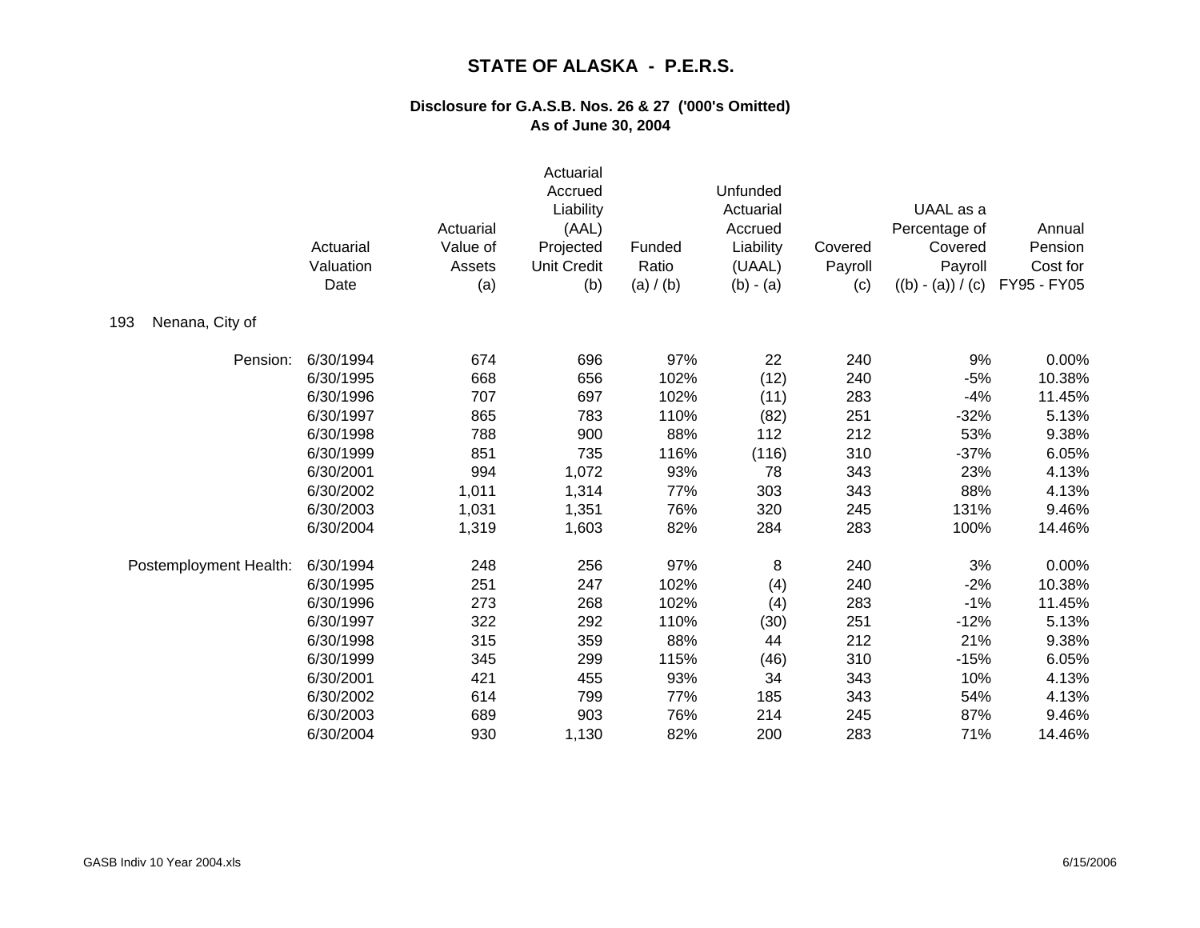# STATE OF ALASKA - P.E.R.S.

## Disclosure for G.A.S.B. Nos. 26 & 27 ('000's Omitted)
## As of June 30, 2004

| | Actuarial Valuation Date | Actuarial Value of Assets (a) | Actuarial Accrued Liability (AAL) Projected Unit Credit (b) | Funded Ratio (a) / (b) | Unfunded Actuarial Accrued Liability (UAAL) (b) - (a) | Covered Payroll (c) | UAAL as a Percentage of Covered Payroll ((b) - (a)) / (c) | Annual Pension Cost for FY95 - FY05 |
|---|---|---|---|---|---|---|---|---|
| 193 Nenana, City of | | | | | | | | |
| Pension: | 6/30/1994 | 674 | 696 | 97% | 22 | 240 | 9% | 0.00% |
| | 6/30/1995 | 668 | 656 | 102% | (12) | 240 | -5% | 10.38% |
| | 6/30/1996 | 707 | 697 | 102% | (11) | 283 | -4% | 11.45% |
| | 6/30/1997 | 865 | 783 | 110% | (82) | 251 | -32% | 5.13% |
| | 6/30/1998 | 788 | 900 | 88% | 112 | 212 | 53% | 9.38% |
| | 6/30/1999 | 851 | 735 | 116% | (116) | 310 | -37% | 6.05% |
| | 6/30/2001 | 994 | 1,072 | 93% | 78 | 343 | 23% | 4.13% |
| | 6/30/2002 | 1,011 | 1,314 | 77% | 303 | 343 | 88% | 4.13% |
| | 6/30/2003 | 1,031 | 1,351 | 76% | 320 | 245 | 131% | 9.46% |
| | 6/30/2004 | 1,319 | 1,603 | 82% | 284 | 283 | 100% | 14.46% |
| Postemployment Health: | 6/30/1994 | 248 | 256 | 97% | 8 | 240 | 3% | 0.00% |
| | 6/30/1995 | 251 | 247 | 102% | (4) | 240 | -2% | 10.38% |
| | 6/30/1996 | 273 | 268 | 102% | (4) | 283 | -1% | 11.45% |
| | 6/30/1997 | 322 | 292 | 110% | (30) | 251 | -12% | 5.13% |
| | 6/30/1998 | 315 | 359 | 88% | 44 | 212 | 21% | 9.38% |
| | 6/30/1999 | 345 | 299 | 115% | (46) | 310 | -15% | 6.05% |
| | 6/30/2001 | 421 | 455 | 93% | 34 | 343 | 10% | 4.13% |
| | 6/30/2002 | 614 | 799 | 77% | 185 | 343 | 54% | 4.13% |
| | 6/30/2003 | 689 | 903 | 76% | 214 | 245 | 87% | 9.46% |
| | 6/30/2004 | 930 | 1,130 | 82% | 200 | 283 | 71% | 14.46% |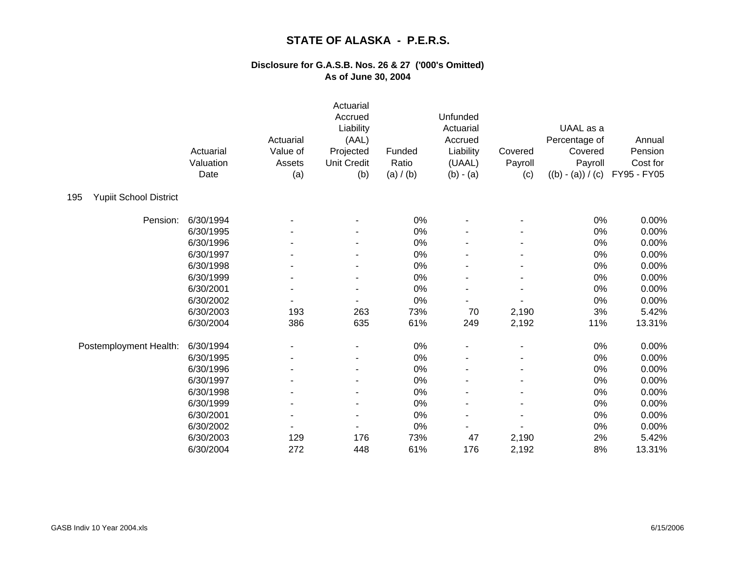# STATE OF ALASKA - P.E.R.S.

## Disclosure for G.A.S.B. Nos. 26 & 27 ('000's Omitted)
## As of June 30, 2004

**195 Yupiit School District**

| | Actuarial Valuation Date | Actuarial Value of Assets (a) | Actuarial Accrued Liability (AAL) Projected Unit Credit (b) | Funded Ratio (a) / (b) | Unfunded Actuarial Accrued Liability (UAAL) (b) - (a) | Covered Payroll (c) | UAAL as a Percentage of Covered Payroll ((b) - (a)) / (c) | Annual Pension Cost for FY95 - FY05 |
|---|---|---|---|---|---|---|---|---|
| Pension: | 6/30/1994 | - | - | 0% | - | - | 0% | 0.00% |
| | 6/30/1995 | - | - | 0% | - | - | 0% | 0.00% |
| | 6/30/1996 | - | - | 0% | - | - | 0% | 0.00% |
| | 6/30/1997 | - | - | 0% | - | - | 0% | 0.00% |
| | 6/30/1998 | - | - | 0% | - | - | 0% | 0.00% |
| | 6/30/1999 | - | - | 0% | - | - | 0% | 0.00% |
| | 6/30/2001 | - | - | 0% | - | - | 0% | 0.00% |
| | 6/30/2002 | - | - | 0% | - | - | 0% | 0.00% |
| | 6/30/2003 | 193 | 263 | 73% | 70 | 2,190 | 3% | 5.42% |
| | 6/30/2004 | 386 | 635 | 61% | 249 | 2,192 | 11% | 13.31% |
| Postemployment Health: | 6/30/1994 | - | - | 0% | - | - | 0% | 0.00% |
| | 6/30/1995 | - | - | 0% | - | - | 0% | 0.00% |
| | 6/30/1996 | - | - | 0% | - | - | 0% | 0.00% |
| | 6/30/1997 | - | - | 0% | - | - | 0% | 0.00% |
| | 6/30/1998 | - | - | 0% | - | - | 0% | 0.00% |
| | 6/30/1999 | - | - | 0% | - | - | 0% | 0.00% |
| | 6/30/2001 | - | - | 0% | - | - | 0% | 0.00% |
| | 6/30/2002 | - | - | 0% | - | - | 0% | 0.00% |
| | 6/30/2003 | 129 | 176 | 73% | 47 | 2,190 | 2% | 5.42% |
| | 6/30/2004 | 272 | 448 | 61% | 176 | 2,192 | 8% | 13.31% |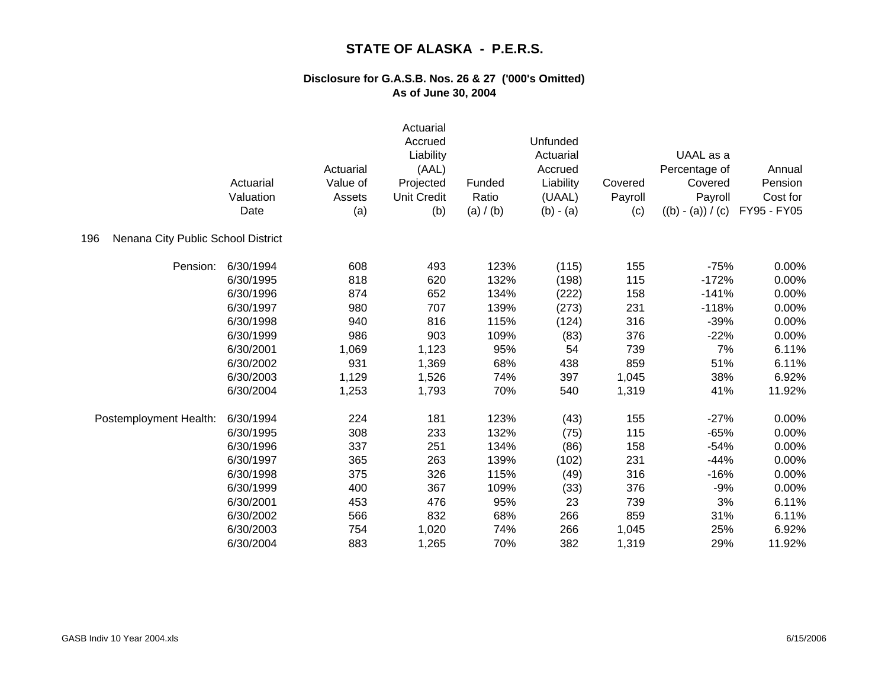# STATE OF ALASKA - P.E.R.S.

## Disclosure for G.A.S.B. Nos. 26 & 27 ('000's Omitted)
## As of June 30, 2004

| | Actuarial Valuation Date | Actuarial Value of Assets (a) | Actuarial Accrued Liability (AAL) Projected Unit Credit (b) | Funded Ratio (a) / (b) | Unfunded Actuarial Accrued Liability (UAAL) (b) - (a) | Covered Payroll (c) | UAAL as a Percentage of Covered Payroll ((b) - (a)) / (c) | Annual Pension Cost for FY95 - FY05 |
|---|---|---|---|---|---|---|---|---|
| 196 Nenana City Public School District | | | | | | | | |
| Pension: | 6/30/1994 | 608 | 493 | 123% | (115) | 155 | -75% | 0.00% |
| | 6/30/1995 | 818 | 620 | 132% | (198) | 115 | -172% | 0.00% |
| | 6/30/1996 | 874 | 652 | 134% | (222) | 158 | -141% | 0.00% |
| | 6/30/1997 | 980 | 707 | 139% | (273) | 231 | -118% | 0.00% |
| | 6/30/1998 | 940 | 816 | 115% | (124) | 316 | -39% | 0.00% |
| | 6/30/1999 | 986 | 903 | 109% | (83) | 376 | -22% | 0.00% |
| | 6/30/2001 | 1,069 | 1,123 | 95% | 54 | 739 | 7% | 6.11% |
| | 6/30/2002 | 931 | 1,369 | 68% | 438 | 859 | 51% | 6.11% |
| | 6/30/2003 | 1,129 | 1,526 | 74% | 397 | 1,045 | 38% | 6.92% |
| | 6/30/2004 | 1,253 | 1,793 | 70% | 540 | 1,319 | 41% | 11.92% |
| Postemployment Health: | 6/30/1994 | 224 | 181 | 123% | (43) | 155 | -27% | 0.00% |
| | 6/30/1995 | 308 | 233 | 132% | (75) | 115 | -65% | 0.00% |
| | 6/30/1996 | 337 | 251 | 134% | (86) | 158 | -54% | 0.00% |
| | 6/30/1997 | 365 | 263 | 139% | (102) | 231 | -44% | 0.00% |
| | 6/30/1998 | 375 | 326 | 115% | (49) | 316 | -16% | 0.00% |
| | 6/30/1999 | 400 | 367 | 109% | (33) | 376 | -9% | 0.00% |
| | 6/30/2001 | 453 | 476 | 95% | 23 | 739 | 3% | 6.11% |
| | 6/30/2002 | 566 | 832 | 68% | 266 | 859 | 31% | 6.11% |
| | 6/30/2003 | 754 | 1,020 | 74% | 266 | 1,045 | 25% | 6.92% |
| | 6/30/2004 | 883 | 1,265 | 70% | 382 | 1,319 | 29% | 11.92% |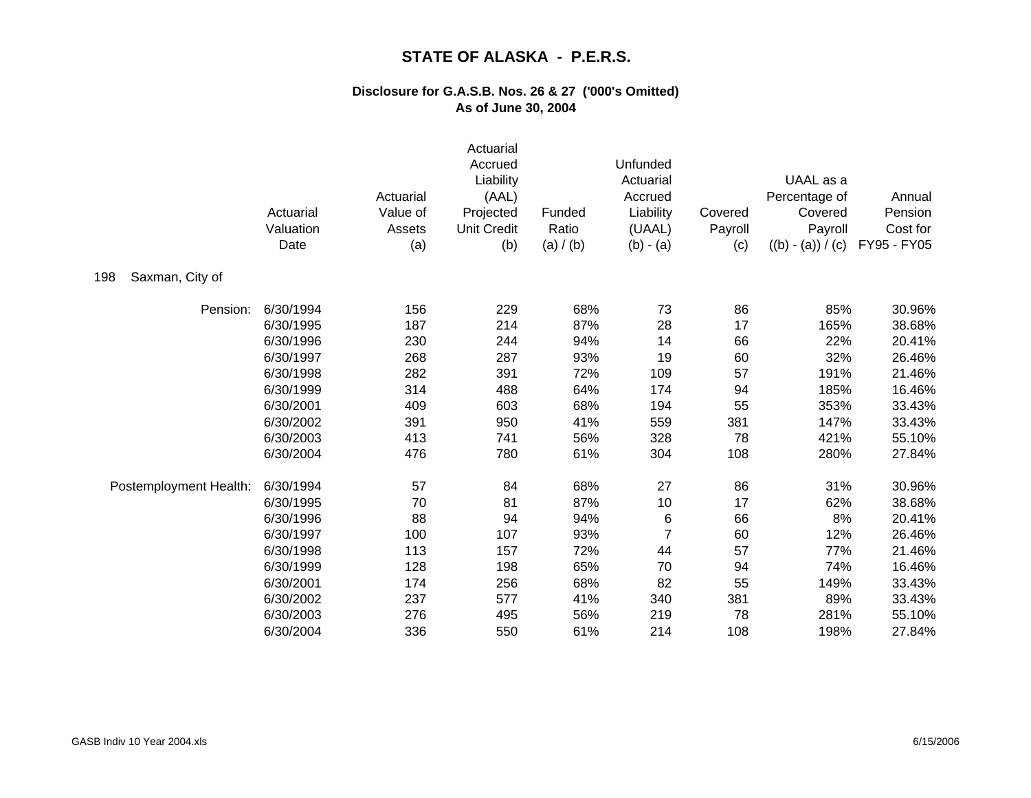# STATE OF ALASKA - P.E.R.S.

## Disclosure for G.A.S.B. Nos. 26 & 27 ('000's Omitted)
## As of June 30, 2004

| | Actuarial Valuation Date | Actuarial Value of Assets (a) | Actuarial Accrued Liability (AAL) Projected Unit Credit (b) | Funded Ratio (a) / (b) | Unfunded Actuarial Accrued Liability (UAAL) (b) - (a) | Covered Payroll (c) | UAAL as a Percentage of Covered Payroll ((b) - (a)) / (c) | Annual Pension Cost for FY95 - FY05 |
|---|---|---|---|---|---|---|---|---|
| 198 Saxman, City of | | | | | | | | |
| Pension: | 6/30/1994 | 156 | 229 | 68% | 73 | 86 | 85% | 30.96% |
| | 6/30/1995 | 187 | 214 | 87% | 28 | 17 | 165% | 38.68% |
| | 6/30/1996 | 230 | 244 | 94% | 14 | 66 | 22% | 20.41% |
| | 6/30/1997 | 268 | 287 | 93% | 19 | 60 | 32% | 26.46% |
| | 6/30/1998 | 282 | 391 | 72% | 109 | 57 | 191% | 21.46% |
| | 6/30/1999 | 314 | 488 | 64% | 174 | 94 | 185% | 16.46% |
| | 6/30/2001 | 409 | 603 | 68% | 194 | 55 | 353% | 33.43% |
| | 6/30/2002 | 391 | 950 | 41% | 559 | 381 | 147% | 33.43% |
| | 6/30/2003 | 413 | 741 | 56% | 328 | 78 | 421% | 55.10% |
| | 6/30/2004 | 476 | 780 | 61% | 304 | 108 | 280% | 27.84% |
| Postemployment Health: | 6/30/1994 | 57 | 84 | 68% | 27 | 86 | 31% | 30.96% |
| | 6/30/1995 | 70 | 81 | 87% | 10 | 17 | 62% | 38.68% |
| | 6/30/1996 | 88 | 94 | 94% | 6 | 66 | 8% | 20.41% |
| | 6/30/1997 | 100 | 107 | 93% | 7 | 60 | 12% | 26.46% |
| | 6/30/1998 | 113 | 157 | 72% | 44 | 57 | 77% | 21.46% |
| | 6/30/1999 | 128 | 198 | 65% | 70 | 94 | 74% | 16.46% |
| | 6/30/2001 | 174 | 256 | 68% | 82 | 55 | 149% | 33.43% |
| | 6/30/2002 | 237 | 577 | 41% | 340 | 381 | 89% | 33.43% |
| | 6/30/2003 | 276 | 495 | 56% | 219 | 78 | 281% | 55.10% |
| | 6/30/2004 | 336 | 550 | 61% | 214 | 108 | 198% | 27.84% |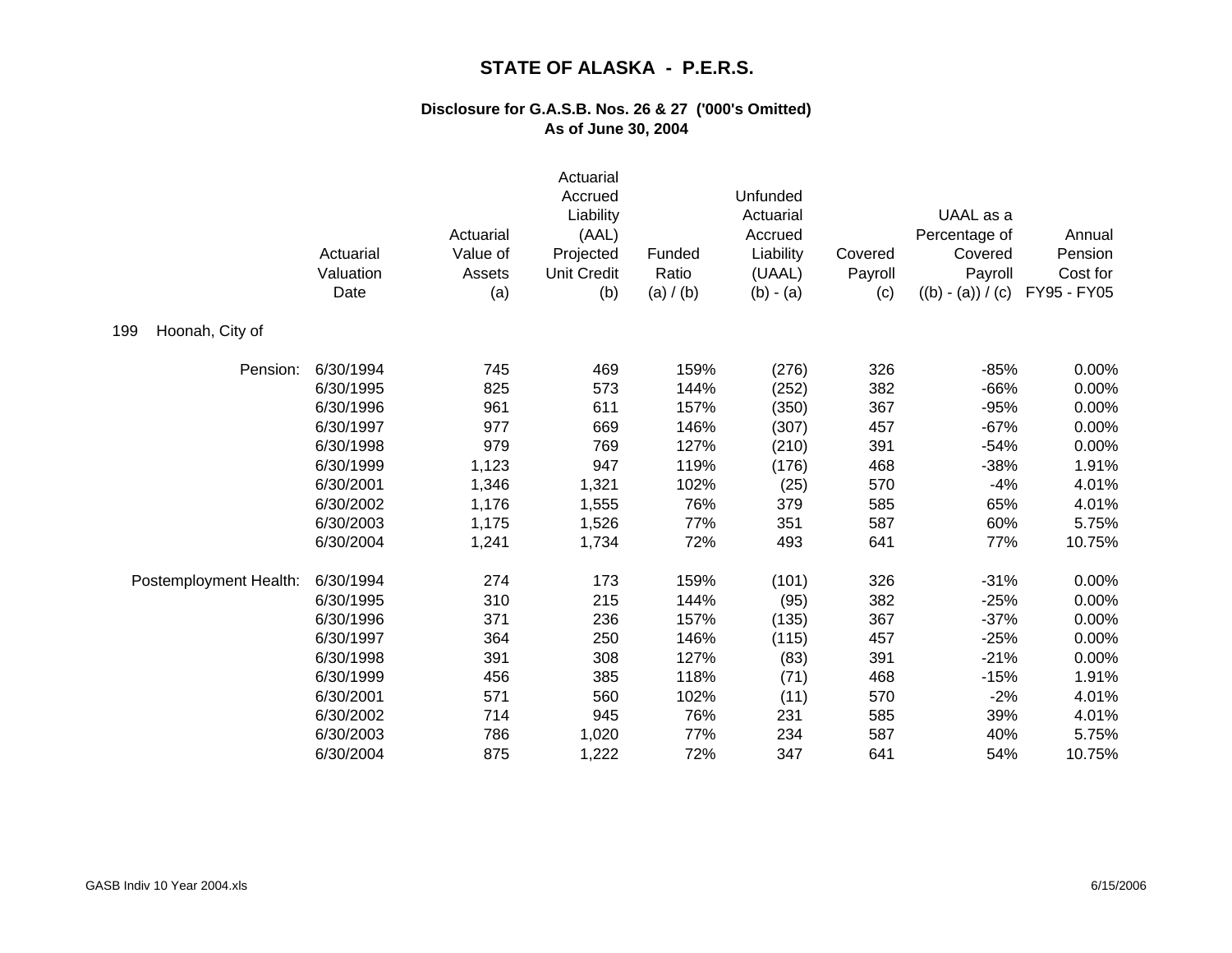# STATE OF ALASKA - P.E.R.S.

### Disclosure for G.A.S.B. Nos. 26 & 27 ('000's Omitted)
### As of June 30, 2004

| | Actuarial Valuation Date | Actuarial Value of Assets (a) | Actuarial Accrued Liability (AAL) Projected Unit Credit (b) | Funded Ratio (a) / (b) | Unfunded Actuarial Accrued Liability (UAAL) (b) - (a) | Covered Payroll (c) | UAAL as a Percentage of Covered Payroll ((b) - (a)) / (c) | Annual Pension Cost for FY95 - FY05 |
|---|---|---|---|---|---|---|---|---|
| 199 Hoonah, City of | | | | | | | | |
| Pension: | 6/30/1994 | 745 | 469 | 159% | (276) | 326 | -85% | 0.00% |
| | 6/30/1995 | 825 | 573 | 144% | (252) | 382 | -66% | 0.00% |
| | 6/30/1996 | 961 | 611 | 157% | (350) | 367 | -95% | 0.00% |
| | 6/30/1997 | 977 | 669 | 146% | (307) | 457 | -67% | 0.00% |
| | 6/30/1998 | 979 | 769 | 127% | (210) | 391 | -54% | 0.00% |
| | 6/30/1999 | 1,123 | 947 | 119% | (176) | 468 | -38% | 1.91% |
| | 6/30/2001 | 1,346 | 1,321 | 102% | (25) | 570 | -4% | 4.01% |
| | 6/30/2002 | 1,176 | 1,555 | 76% | 379 | 585 | 65% | 4.01% |
| | 6/30/2003 | 1,175 | 1,526 | 77% | 351 | 587 | 60% | 5.75% |
| | 6/30/2004 | 1,241 | 1,734 | 72% | 493 | 641 | 77% | 10.75% |
| Postemployment Health: | 6/30/1994 | 274 | 173 | 159% | (101) | 326 | -31% | 0.00% |
| | 6/30/1995 | 310 | 215 | 144% | (95) | 382 | -25% | 0.00% |
| | 6/30/1996 | 371 | 236 | 157% | (135) | 367 | -37% | 0.00% |
| | 6/30/1997 | 364 | 250 | 146% | (115) | 457 | -25% | 0.00% |
| | 6/30/1998 | 391 | 308 | 127% | (83) | 391 | -21% | 0.00% |
| | 6/30/1999 | 456 | 385 | 118% | (71) | 468 | -15% | 1.91% |
| | 6/30/2001 | 571 | 560 | 102% | (11) | 570 | -2% | 4.01% |
| | 6/30/2002 | 714 | 945 | 76% | 231 | 585 | 39% | 4.01% |
| | 6/30/2003 | 786 | 1,020 | 77% | 234 | 587 | 40% | 5.75% |
| | 6/30/2004 | 875 | 1,222 | 72% | 347 | 641 | 54% | 10.75% |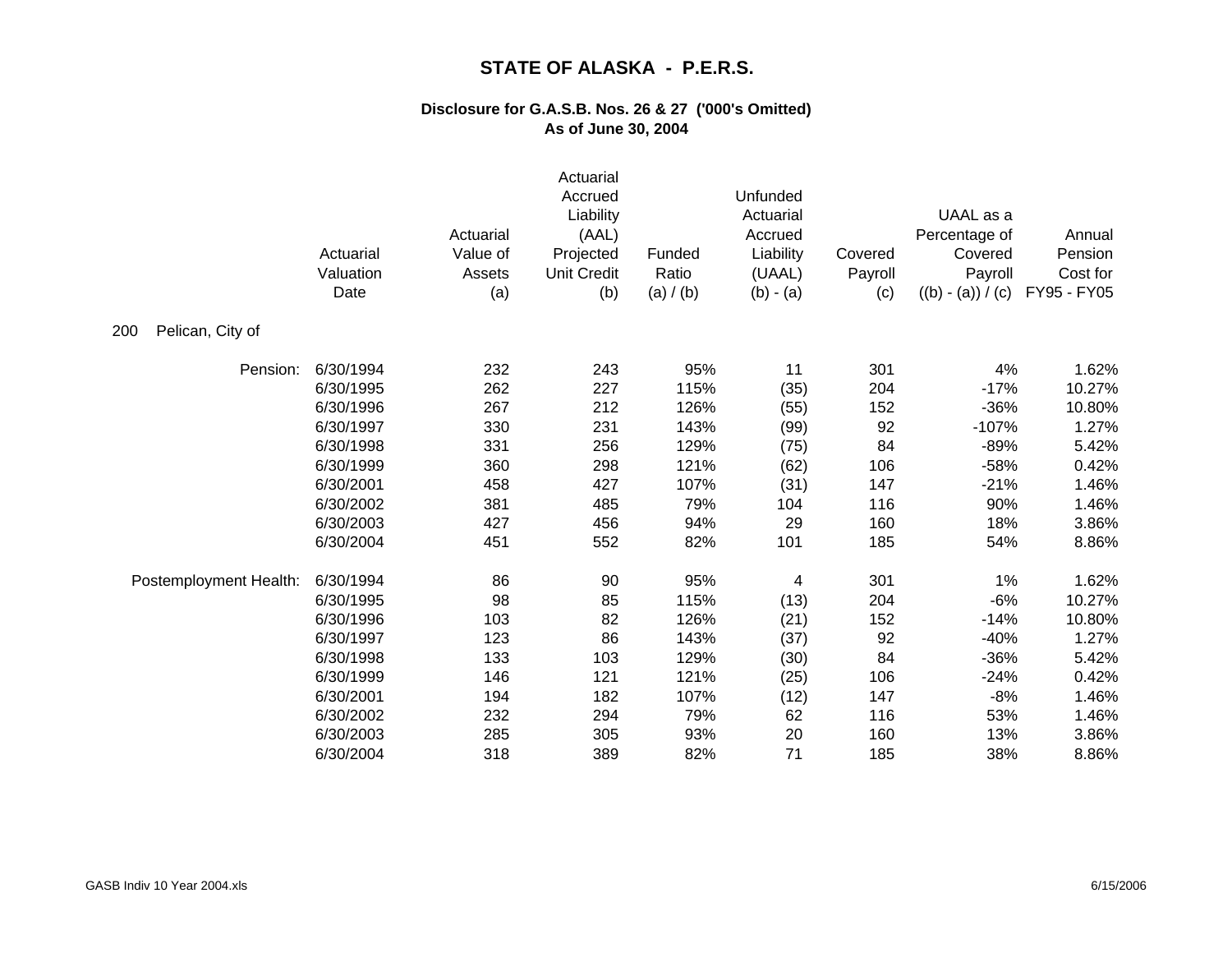# STATE OF ALASKA - P.E.R.S.

### Disclosure for G.A.S.B. Nos. 26 & 27 ('000's Omitted)
### As of June 30, 2004

**200 Pelican, City of**

| | Actuarial Valuation Date | Actuarial Value of Assets (a) | Actuarial Accrued Liability (AAL) Projected Unit Credit (b) | Funded Ratio (a) / (b) | Unfunded Actuarial Accrued Liability (UAAL) (b) - (a) | Covered Payroll (c) | UAAL as a Percentage of Covered Payroll ((b) - (a)) / (c) | Annual Pension Cost for FY95 - FY05 |
|---|---|---|---|---|---|---|---|---|
| Pension: | 6/30/1994 | 232 | 243 | 95% | 11 | 301 | 4% | 1.62% |
| | 6/30/1995 | 262 | 227 | 115% | (35) | 204 | -17% | 10.27% |
| | 6/30/1996 | 267 | 212 | 126% | (55) | 152 | -36% | 10.80% |
| | 6/30/1997 | 330 | 231 | 143% | (99) | 92 | -107% | 1.27% |
| | 6/30/1998 | 331 | 256 | 129% | (75) | 84 | -89% | 5.42% |
| | 6/30/1999 | 360 | 298 | 121% | (62) | 106 | -58% | 0.42% |
| | 6/30/2001 | 458 | 427 | 107% | (31) | 147 | -21% | 1.46% |
| | 6/30/2002 | 381 | 485 | 79% | 104 | 116 | 90% | 1.46% |
| | 6/30/2003 | 427 | 456 | 94% | 29 | 160 | 18% | 3.86% |
| | 6/30/2004 | 451 | 552 | 82% | 101 | 185 | 54% | 8.86% |
| Postemployment Health: | 6/30/1994 | 86 | 90 | 95% | 4 | 301 | 1% | 1.62% |
| | 6/30/1995 | 98 | 85 | 115% | (13) | 204 | -6% | 10.27% |
| | 6/30/1996 | 103 | 82 | 126% | (21) | 152 | -14% | 10.80% |
| | 6/30/1997 | 123 | 86 | 143% | (37) | 92 | -40% | 1.27% |
| | 6/30/1998 | 133 | 103 | 129% | (30) | 84 | -36% | 5.42% |
| | 6/30/1999 | 146 | 121 | 121% | (25) | 106 | -24% | 0.42% |
| | 6/30/2001 | 194 | 182 | 107% | (12) | 147 | -8% | 1.46% |
| | 6/30/2002 | 232 | 294 | 79% | 62 | 116 | 53% | 1.46% |
| | 6/30/2003 | 285 | 305 | 93% | 20 | 160 | 13% | 3.86% |
| | 6/30/2004 | 318 | 389 | 82% | 71 | 185 | 38% | 8.86% |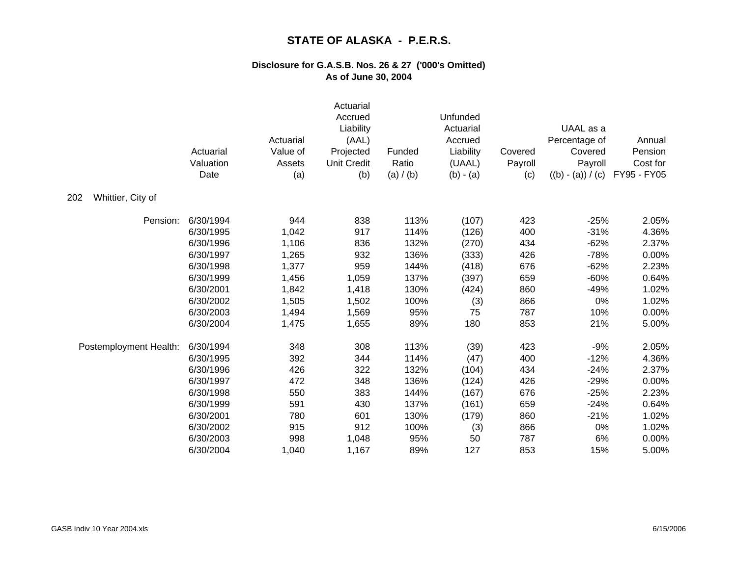# STATE OF ALASKA - P.E.R.S.

## Disclosure for G.A.S.B. Nos. 26 & 27 ('000's Omitted)
## As of June 30, 2004

| | Actuarial Valuation Date | Actuarial Value of Assets (a) | Actuarial Accrued Liability (AAL) Projected Unit Credit (b) | Funded Ratio (a) / (b) | Unfunded Actuarial Accrued Liability (UAAL) (b) - (a) | Covered Payroll (c) | UAAL as a Percentage of Covered Payroll ((b) - (a)) / (c) | Annual Pension Cost for FY95 - FY05 |
|---|---|---|---|---|---|---|---|---|
| 202 Whittier, City of | | | | | | | | |
| Pension: | 6/30/1994 | 944 | 838 | 113% | (107) | 423 | -25% | 2.05% |
| | 6/30/1995 | 1,042 | 917 | 114% | (126) | 400 | -31% | 4.36% |
| | 6/30/1996 | 1,106 | 836 | 132% | (270) | 434 | -62% | 2.37% |
| | 6/30/1997 | 1,265 | 932 | 136% | (333) | 426 | -78% | 0.00% |
| | 6/30/1998 | 1,377 | 959 | 144% | (418) | 676 | -62% | 2.23% |
| | 6/30/1999 | 1,456 | 1,059 | 137% | (397) | 659 | -60% | 0.64% |
| | 6/30/2001 | 1,842 | 1,418 | 130% | (424) | 860 | -49% | 1.02% |
| | 6/30/2002 | 1,505 | 1,502 | 100% | (3) | 866 | 0% | 1.02% |
| | 6/30/2003 | 1,494 | 1,569 | 95% | 75 | 787 | 10% | 0.00% |
| | 6/30/2004 | 1,475 | 1,655 | 89% | 180 | 853 | 21% | 5.00% |
| Postemployment Health: | 6/30/1994 | 348 | 308 | 113% | (39) | 423 | -9% | 2.05% |
| | 6/30/1995 | 392 | 344 | 114% | (47) | 400 | -12% | 4.36% |
| | 6/30/1996 | 426 | 322 | 132% | (104) | 434 | -24% | 2.37% |
| | 6/30/1997 | 472 | 348 | 136% | (124) | 426 | -29% | 0.00% |
| | 6/30/1998 | 550 | 383 | 144% | (167) | 676 | -25% | 2.23% |
| | 6/30/1999 | 591 | 430 | 137% | (161) | 659 | -24% | 0.64% |
| | 6/30/2001 | 780 | 601 | 130% | (179) | 860 | -21% | 1.02% |
| | 6/30/2002 | 915 | 912 | 100% | (3) | 866 | 0% | 1.02% |
| | 6/30/2003 | 998 | 1,048 | 95% | 50 | 787 | 6% | 0.00% |
| | 6/30/2004 | 1,040 | 1,167 | 89% | 127 | 853 | 15% | 5.00% |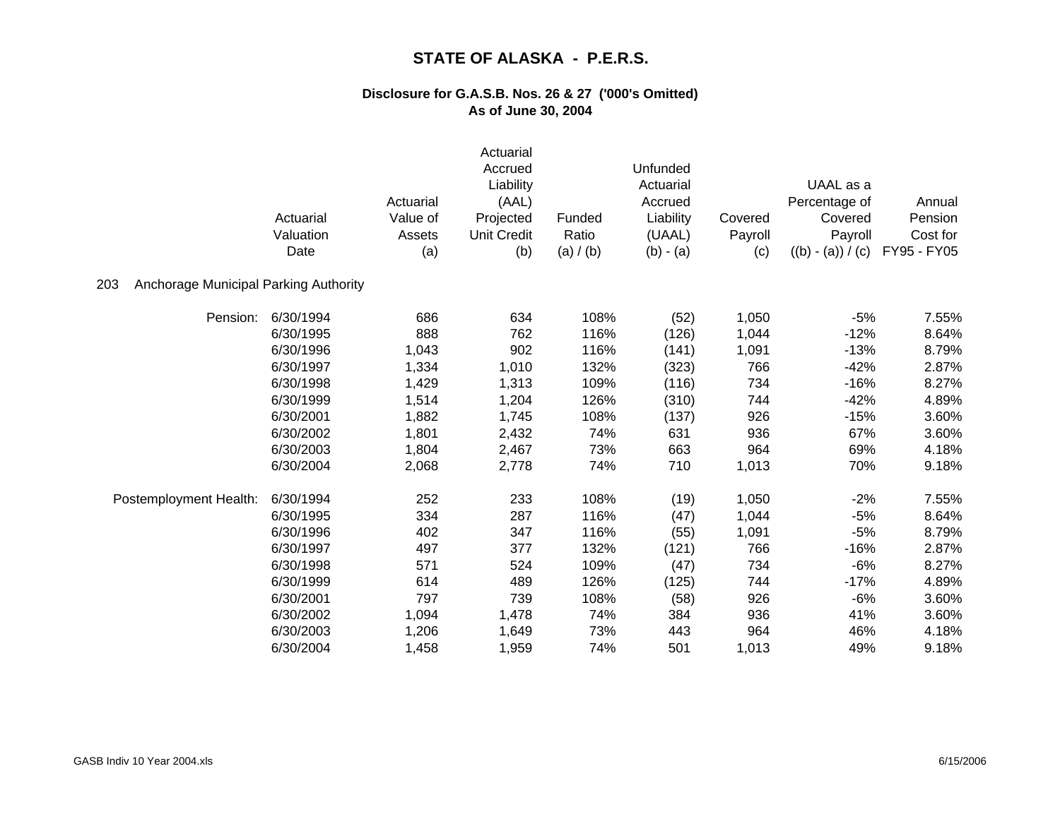# STATE OF ALASKA - P.E.R.S.

## Disclosure for G.A.S.B. Nos. 26 & 27 ('000's Omitted)
## As of June 30, 2004

203 Anchorage Municipal Parking Authority

| | Actuarial Valuation Date | Actuarial Value of Assets (a) | Actuarial Accrued Liability (AAL) Projected Unit Credit (b) | Funded Ratio (a) / (b) | Unfunded Actuarial Accrued Liability (UAAL) (b) - (a) | Covered Payroll (c) | UAAL as a Percentage of Covered Payroll ((b) - (a)) / (c) | Annual Pension Cost for FY95 - FY05 |
|---|---|---|---|---|---|---|---|---|
| Pension: | 6/30/1994 | 686 | 634 | 108% | (52) | 1,050 | -5% | 7.55% |
| | 6/30/1995 | 888 | 762 | 116% | (126) | 1,044 | -12% | 8.64% |
| | 6/30/1996 | 1,043 | 902 | 116% | (141) | 1,091 | -13% | 8.79% |
| | 6/30/1997 | 1,334 | 1,010 | 132% | (323) | 766 | -42% | 2.87% |
| | 6/30/1998 | 1,429 | 1,313 | 109% | (116) | 734 | -16% | 8.27% |
| | 6/30/1999 | 1,514 | 1,204 | 126% | (310) | 744 | -42% | 4.89% |
| | 6/30/2001 | 1,882 | 1,745 | 108% | (137) | 926 | -15% | 3.60% |
| | 6/30/2002 | 1,801 | 2,432 | 74% | 631 | 936 | 67% | 3.60% |
| | 6/30/2003 | 1,804 | 2,467 | 73% | 663 | 964 | 69% | 4.18% |
| | 6/30/2004 | 2,068 | 2,778 | 74% | 710 | 1,013 | 70% | 9.18% |
| Postemployment Health: | 6/30/1994 | 252 | 233 | 108% | (19) | 1,050 | -2% | 7.55% |
| | 6/30/1995 | 334 | 287 | 116% | (47) | 1,044 | -5% | 8.64% |
| | 6/30/1996 | 402 | 347 | 116% | (55) | 1,091 | -5% | 8.79% |
| | 6/30/1997 | 497 | 377 | 132% | (121) | 766 | -16% | 2.87% |
| | 6/30/1998 | 571 | 524 | 109% | (47) | 734 | -6% | 8.27% |
| | 6/30/1999 | 614 | 489 | 126% | (125) | 744 | -17% | 4.89% |
| | 6/30/2001 | 797 | 739 | 108% | (58) | 926 | -6% | 3.60% |
| | 6/30/2002 | 1,094 | 1,478 | 74% | 384 | 936 | 41% | 3.60% |
| | 6/30/2003 | 1,206 | 1,649 | 73% | 443 | 964 | 46% | 4.18% |
| | 6/30/2004 | 1,458 | 1,959 | 74% | 501 | 1,013 | 49% | 9.18% |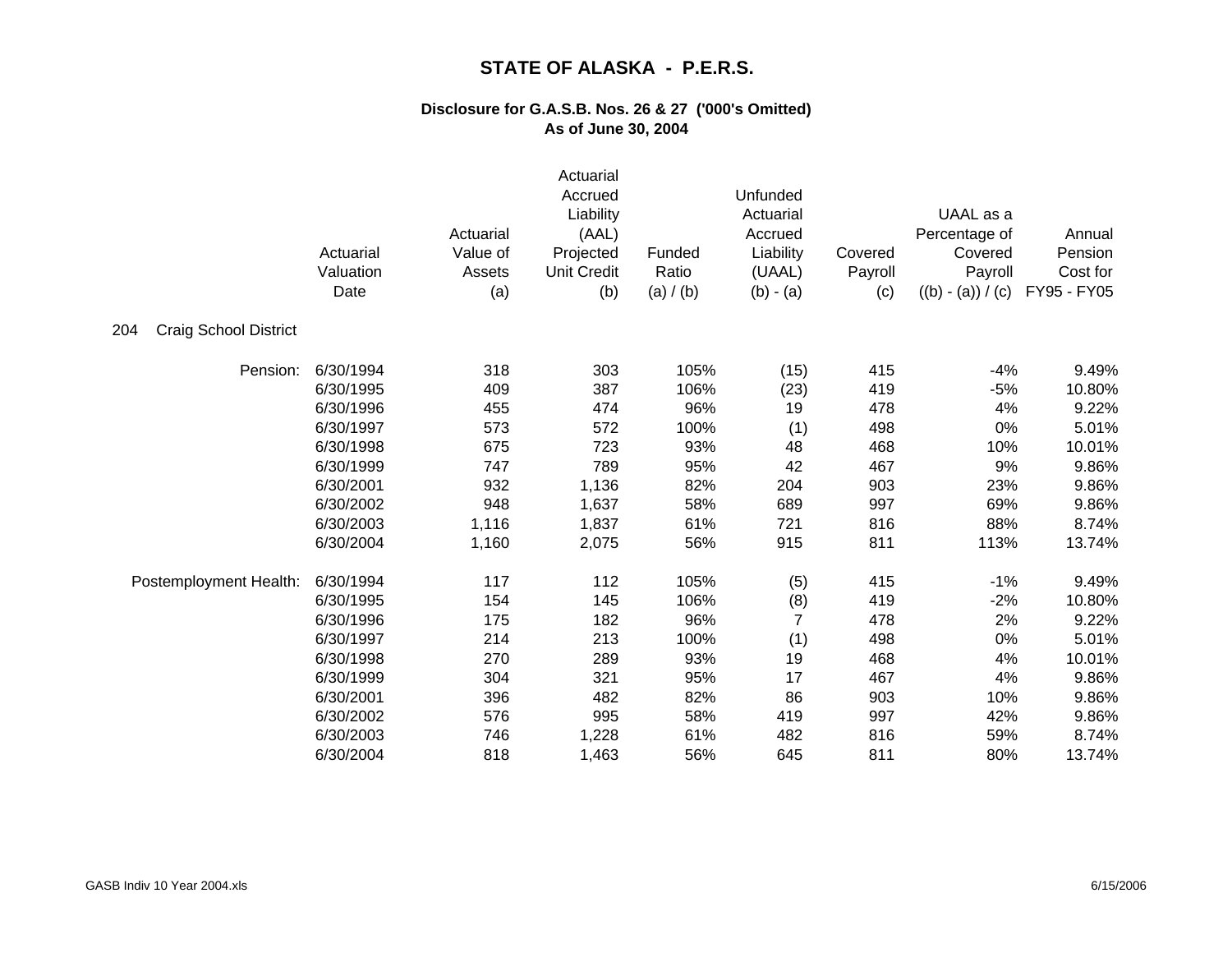# STATE OF ALASKA - P.E.R.S.

## Disclosure for G.A.S.B. Nos. 26 & 27 ('000's Omitted)
## As of June 30, 2004

204 Craig School District

| | Actuarial Valuation Date | Actuarial Value of Assets (a) | Actuarial Accrued Liability (AAL) Projected Unit Credit (b) | Funded Ratio (a) / (b) | Unfunded Actuarial Accrued Liability (UAAL) (b) - (a) | Covered Payroll (c) | UAAL as a Percentage of Covered Payroll ((b) - (a)) / (c) | Annual Pension Cost for FY95 - FY05 |
|---|---|---|---|---|---|---|---|---|
| Pension: | 6/30/1994 | 318 | 303 | 105% | (15) | 415 | -4% | 9.49% |
| | 6/30/1995 | 409 | 387 | 106% | (23) | 419 | -5% | 10.80% |
| | 6/30/1996 | 455 | 474 | 96% | 19 | 478 | 4% | 9.22% |
| | 6/30/1997 | 573 | 572 | 100% | (1) | 498 | 0% | 5.01% |
| | 6/30/1998 | 675 | 723 | 93% | 48 | 468 | 10% | 10.01% |
| | 6/30/1999 | 747 | 789 | 95% | 42 | 467 | 9% | 9.86% |
| | 6/30/2001 | 932 | 1,136 | 82% | 204 | 903 | 23% | 9.86% |
| | 6/30/2002 | 948 | 1,637 | 58% | 689 | 997 | 69% | 9.86% |
| | 6/30/2003 | 1,116 | 1,837 | 61% | 721 | 816 | 88% | 8.74% |
| | 6/30/2004 | 1,160 | 2,075 | 56% | 915 | 811 | 113% | 13.74% |
| Postemployment Health: | 6/30/1994 | 117 | 112 | 105% | (5) | 415 | -1% | 9.49% |
| | 6/30/1995 | 154 | 145 | 106% | (8) | 419 | -2% | 10.80% |
| | 6/30/1996 | 175 | 182 | 96% | 7 | 478 | 2% | 9.22% |
| | 6/30/1997 | 214 | 213 | 100% | (1) | 498 | 0% | 5.01% |
| | 6/30/1998 | 270 | 289 | 93% | 19 | 468 | 4% | 10.01% |
| | 6/30/1999 | 304 | 321 | 95% | 17 | 467 | 4% | 9.86% |
| | 6/30/2001 | 396 | 482 | 82% | 86 | 903 | 10% | 9.86% |
| | 6/30/2002 | 576 | 995 | 58% | 419 | 997 | 42% | 9.86% |
| | 6/30/2003 | 746 | 1,228 | 61% | 482 | 816 | 59% | 8.74% |
| | 6/30/2004 | 818 | 1,463 | 56% | 645 | 811 | 80% | 13.74% |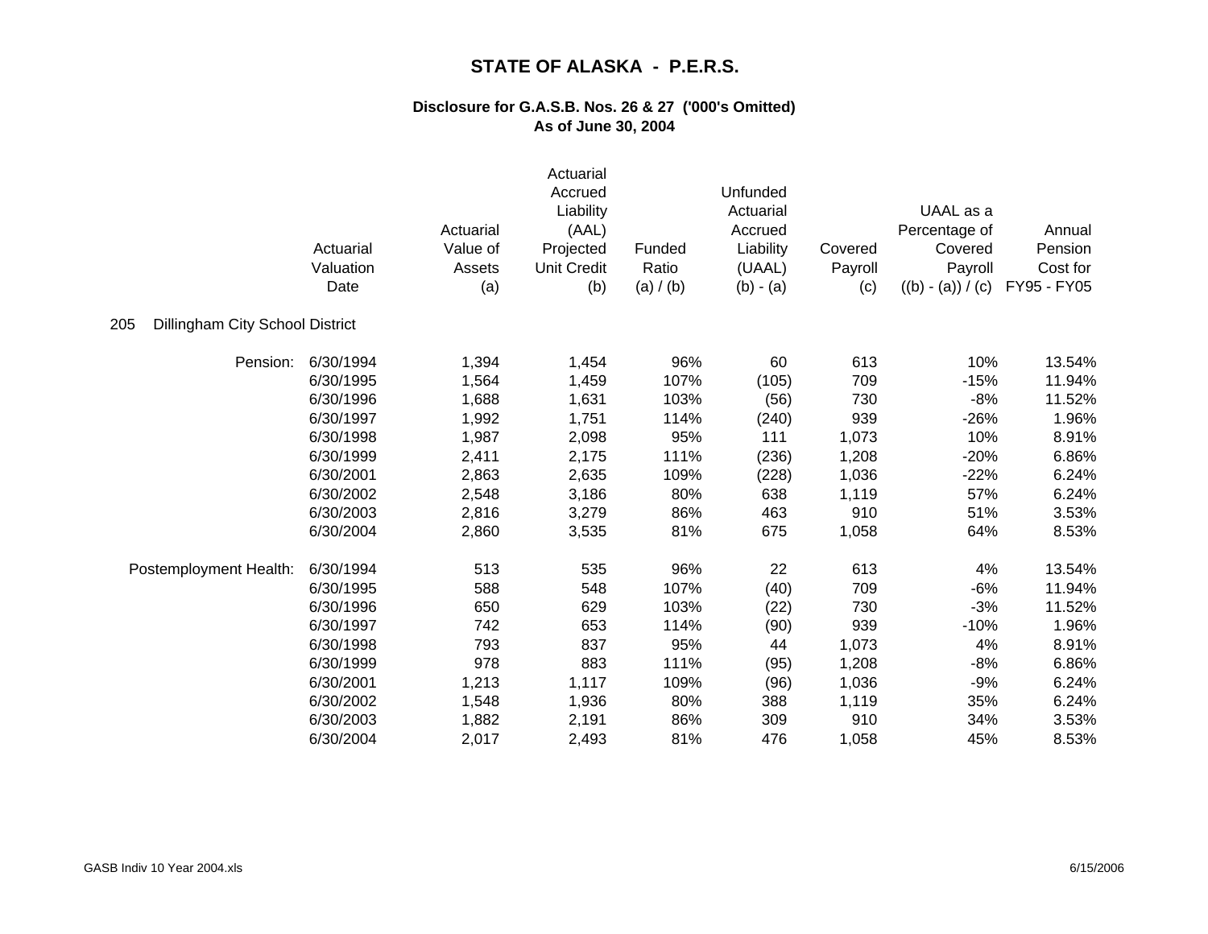# STATE OF ALASKA - P.E.R.S.

## Disclosure for G.A.S.B. Nos. 26 & 27 ('000's Omitted)
## As of June 30, 2004

**205 Dillingham City School District**

| | Actuarial Valuation Date | Actuarial Value of Assets (a) | Actuarial Accrued Liability (AAL) Projected Unit Credit (b) | Funded Ratio (a) / (b) | Unfunded Actuarial Accrued Liability (UAAL) (b) - (a) | Covered Payroll (c) | UAAL as a Percentage of Covered Payroll ((b) - (a)) / (c) | Annual Pension Cost for FY95 - FY05 |
|---|---|---|---|---|---|---|---|---|
| Pension: | 6/30/1994 | 1,394 | 1,454 | 96% | 60 | 613 | 10% | 13.54% |
| | 6/30/1995 | 1,564 | 1,459 | 107% | (105) | 709 | -15% | 11.94% |
| | 6/30/1996 | 1,688 | 1,631 | 103% | (56) | 730 | -8% | 11.52% |
| | 6/30/1997 | 1,992 | 1,751 | 114% | (240) | 939 | -26% | 1.96% |
| | 6/30/1998 | 1,987 | 2,098 | 95% | 111 | 1,073 | 10% | 8.91% |
| | 6/30/1999 | 2,411 | 2,175 | 111% | (236) | 1,208 | -20% | 6.86% |
| | 6/30/2001 | 2,863 | 2,635 | 109% | (228) | 1,036 | -22% | 6.24% |
| | 6/30/2002 | 2,548 | 3,186 | 80% | 638 | 1,119 | 57% | 6.24% |
| | 6/30/2003 | 2,816 | 3,279 | 86% | 463 | 910 | 51% | 3.53% |
| | 6/30/2004 | 2,860 | 3,535 | 81% | 675 | 1,058 | 64% | 8.53% |
| Postemployment Health: | 6/30/1994 | 513 | 535 | 96% | 22 | 613 | 4% | 13.54% |
| | 6/30/1995 | 588 | 548 | 107% | (40) | 709 | -6% | 11.94% |
| | 6/30/1996 | 650 | 629 | 103% | (22) | 730 | -3% | 11.52% |
| | 6/30/1997 | 742 | 653 | 114% | (90) | 939 | -10% | 1.96% |
| | 6/30/1998 | 793 | 837 | 95% | 44 | 1,073 | 4% | 8.91% |
| | 6/30/1999 | 978 | 883 | 111% | (95) | 1,208 | -8% | 6.86% |
| | 6/30/2001 | 1,213 | 1,117 | 109% | (96) | 1,036 | -9% | 6.24% |
| | 6/30/2002 | 1,548 | 1,936 | 80% | 388 | 1,119 | 35% | 6.24% |
| | 6/30/2003 | 1,882 | 2,191 | 86% | 309 | 910 | 34% | 3.53% |
| | 6/30/2004 | 2,017 | 2,493 | 81% | 476 | 1,058 | 45% | 8.53% |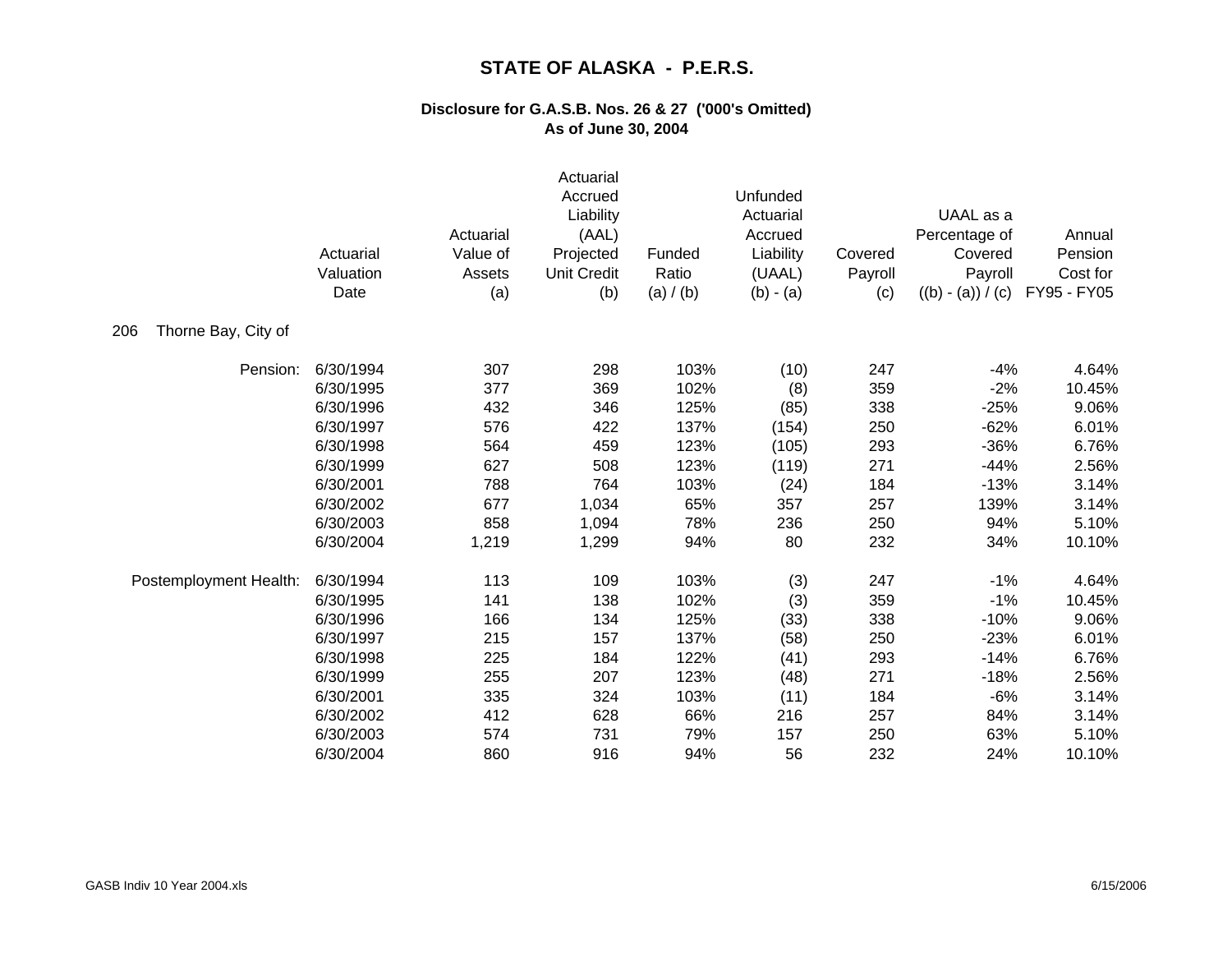# STATE OF ALASKA - P.E.R.S.

## Disclosure for G.A.S.B. Nos. 26 & 27 ('000's Omitted)
## As of June 30, 2004

**206 Thorne Bay, City of**

| | Actuarial Valuation Date | Actuarial Value of Assets (a) | Actuarial Accrued Liability (AAL) Projected Unit Credit (b) | Funded Ratio (a) / (b) | Unfunded Actuarial Accrued Liability (UAAL) (b) - (a) | Covered Payroll (c) | UAAL as a Percentage of Covered Payroll ((b) - (a)) / (c) | Annual Pension Cost for FY95 - FY05 |
|---|---|---|---|---|---|---|---|---|
| Pension: | 6/30/1994 | 307 | 298 | 103% | (10) | 247 | -4% | 4.64% |
| | 6/30/1995 | 377 | 369 | 102% | (8) | 359 | -2% | 10.45% |
| | 6/30/1996 | 432 | 346 | 125% | (85) | 338 | -25% | 9.06% |
| | 6/30/1997 | 576 | 422 | 137% | (154) | 250 | -62% | 6.01% |
| | 6/30/1998 | 564 | 459 | 123% | (105) | 293 | -36% | 6.76% |
| | 6/30/1999 | 627 | 508 | 123% | (119) | 271 | -44% | 2.56% |
| | 6/30/2001 | 788 | 764 | 103% | (24) | 184 | -13% | 3.14% |
| | 6/30/2002 | 677 | 1,034 | 65% | 357 | 257 | 139% | 3.14% |
| | 6/30/2003 | 858 | 1,094 | 78% | 236 | 250 | 94% | 5.10% |
| | 6/30/2004 | 1,219 | 1,299 | 94% | 80 | 232 | 34% | 10.10% |
| Postemployment Health: | 6/30/1994 | 113 | 109 | 103% | (3) | 247 | -1% | 4.64% |
| | 6/30/1995 | 141 | 138 | 102% | (3) | 359 | -1% | 10.45% |
| | 6/30/1996 | 166 | 134 | 125% | (33) | 338 | -10% | 9.06% |
| | 6/30/1997 | 215 | 157 | 137% | (58) | 250 | -23% | 6.01% |
| | 6/30/1998 | 225 | 184 | 122% | (41) | 293 | -14% | 6.76% |
| | 6/30/1999 | 255 | 207 | 123% | (48) | 271 | -18% | 2.56% |
| | 6/30/2001 | 335 | 324 | 103% | (11) | 184 | -6% | 3.14% |
| | 6/30/2002 | 412 | 628 | 66% | 216 | 257 | 84% | 3.14% |
| | 6/30/2003 | 574 | 731 | 79% | 157 | 250 | 63% | 5.10% |
| | 6/30/2004 | 860 | 916 | 94% | 56 | 232 | 24% | 10.10% |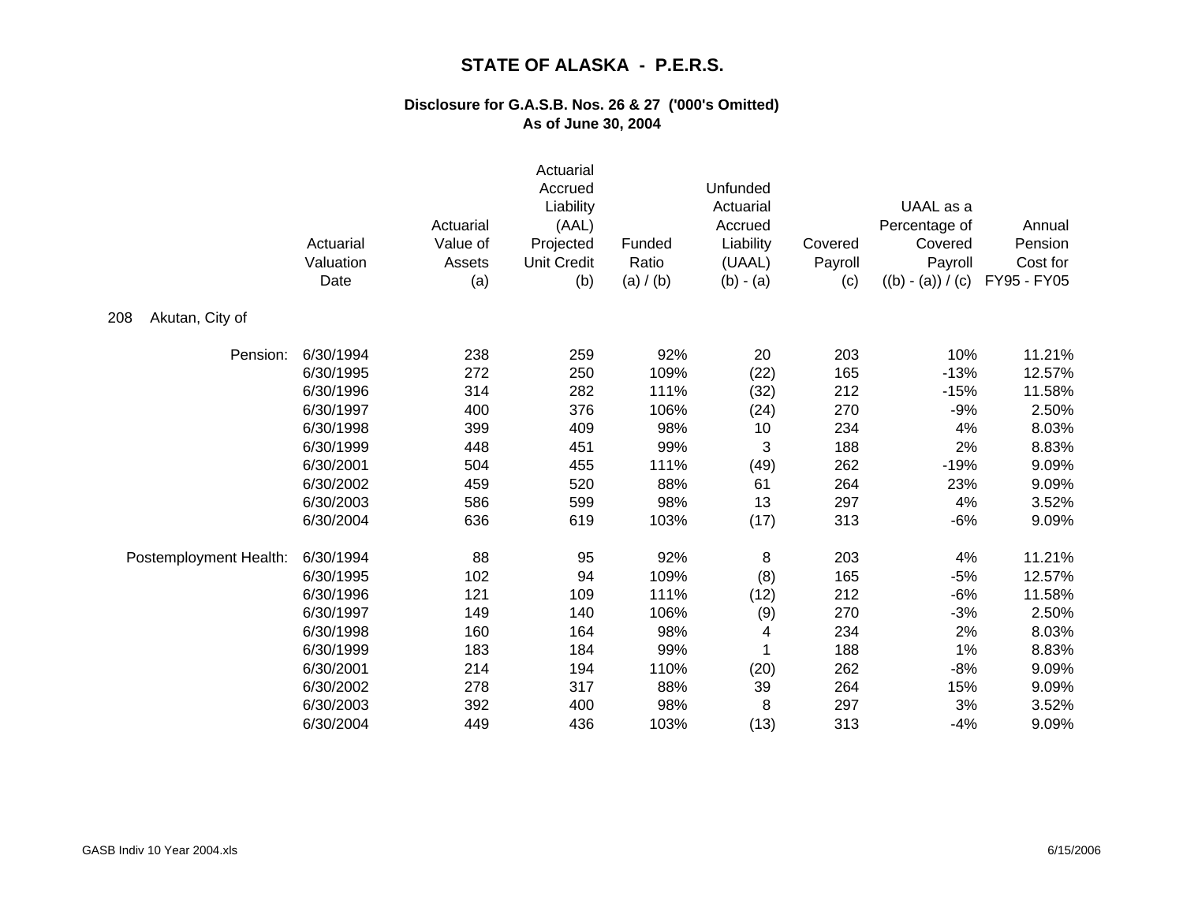# STATE OF ALASKA - P.E.R.S.

## Disclosure for G.A.S.B. Nos. 26 & 27 ('000's Omitted)
## As of June 30, 2004

| | Actuarial Valuation Date | Actuarial Value of Assets (a) | Actuarial Accrued Liability (AAL) Projected Unit Credit (b) | Funded Ratio (a) / (b) | Unfunded Actuarial Accrued Liability (UAAL) (b) - (a) | Covered Payroll (c) | UAAL as a Percentage of Covered Payroll ((b) - (a)) / (c) | Annual Pension Cost for FY95 - FY05 |
|---|---|---|---|---|---|---|---|---|
| **208 Akutan, City of** | | | | | | | | |
| Pension: | 6/30/1994 | 238 | 259 | 92% | 20 | 203 | 10% | 11.21% |
| | 6/30/1995 | 272 | 250 | 109% | (22) | 165 | -13% | 12.57% |
| | 6/30/1996 | 314 | 282 | 111% | (32) | 212 | -15% | 11.58% |
| | 6/30/1997 | 400 | 376 | 106% | (24) | 270 | -9% | 2.50% |
| | 6/30/1998 | 399 | 409 | 98% | 10 | 234 | 4% | 8.03% |
| | 6/30/1999 | 448 | 451 | 99% | 3 | 188 | 2% | 8.83% |
| | 6/30/2001 | 504 | 455 | 111% | (49) | 262 | -19% | 9.09% |
| | 6/30/2002 | 459 | 520 | 88% | 61 | 264 | 23% | 9.09% |
| | 6/30/2003 | 586 | 599 | 98% | 13 | 297 | 4% | 3.52% |
| | 6/30/2004 | 636 | 619 | 103% | (17) | 313 | -6% | 9.09% |
| Postemployment Health: | 6/30/1994 | 88 | 95 | 92% | 8 | 203 | 4% | 11.21% |
| | 6/30/1995 | 102 | 94 | 109% | (8) | 165 | -5% | 12.57% |
| | 6/30/1996 | 121 | 109 | 111% | (12) | 212 | -6% | 11.58% |
| | 6/30/1997 | 149 | 140 | 106% | (9) | 270 | -3% | 2.50% |
| | 6/30/1998 | 160 | 164 | 98% | 4 | 234 | 2% | 8.03% |
| | 6/30/1999 | 183 | 184 | 99% | 1 | 188 | 1% | 8.83% |
| | 6/30/2001 | 214 | 194 | 110% | (20) | 262 | -8% | 9.09% |
| | 6/30/2002 | 278 | 317 | 88% | 39 | 264 | 15% | 9.09% |
| | 6/30/2003 | 392 | 400 | 98% | 8 | 297 | 3% | 3.52% |
| | 6/30/2004 | 449 | 436 | 103% | (13) | 313 | -4% | 9.09% |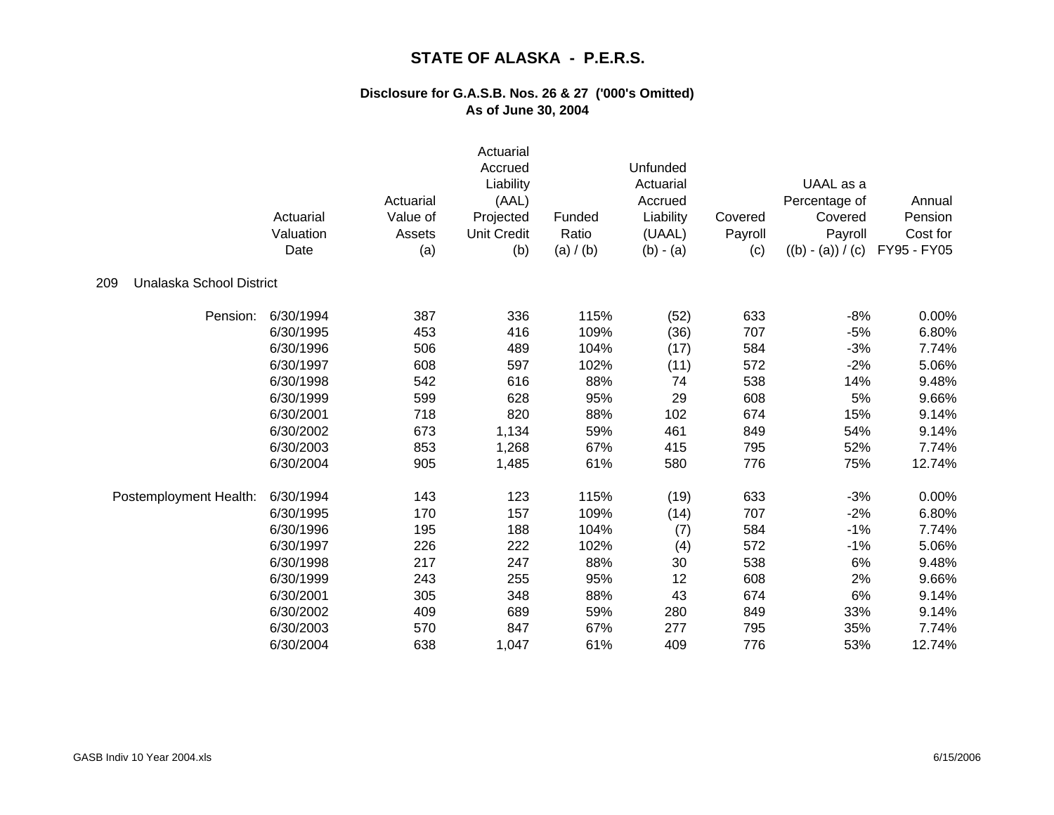# STATE OF ALASKA - P.E.R.S.

## Disclosure for G.A.S.B. Nos. 26 & 27 ('000's Omitted)
## As of June 30, 2004

| | Actuarial Valuation Date | Actuarial Value of Assets (a) | Actuarial Accrued Liability (AAL) Projected Unit Credit (b) | Funded Ratio (a) / (b) | Unfunded Actuarial Accrued Liability (UAAL) (b) - (a) | Covered Payroll (c) | UAAL as a Percentage of Covered Payroll ((b) - (a)) / (c) | Annual Pension Cost for FY95 - FY05 |
|---|---|---|---|---|---|---|---|---|
| 209 Unalaska School District | | | | | | | | |
| Pension: | 6/30/1994 | 387 | 336 | 115% | (52) | 633 | -8% | 0.00% |
| | 6/30/1995 | 453 | 416 | 109% | (36) | 707 | -5% | 6.80% |
| | 6/30/1996 | 506 | 489 | 104% | (17) | 584 | -3% | 7.74% |
| | 6/30/1997 | 608 | 597 | 102% | (11) | 572 | -2% | 5.06% |
| | 6/30/1998 | 542 | 616 | 88% | 74 | 538 | 14% | 9.48% |
| | 6/30/1999 | 599 | 628 | 95% | 29 | 608 | 5% | 9.66% |
| | 6/30/2001 | 718 | 820 | 88% | 102 | 674 | 15% | 9.14% |
| | 6/30/2002 | 673 | 1,134 | 59% | 461 | 849 | 54% | 9.14% |
| | 6/30/2003 | 853 | 1,268 | 67% | 415 | 795 | 52% | 7.74% |
| | 6/30/2004 | 905 | 1,485 | 61% | 580 | 776 | 75% | 12.74% |
| Postemployment Health: | 6/30/1994 | 143 | 123 | 115% | (19) | 633 | -3% | 0.00% |
| | 6/30/1995 | 170 | 157 | 109% | (14) | 707 | -2% | 6.80% |
| | 6/30/1996 | 195 | 188 | 104% | (7) | 584 | -1% | 7.74% |
| | 6/30/1997 | 226 | 222 | 102% | (4) | 572 | -1% | 5.06% |
| | 6/30/1998 | 217 | 247 | 88% | 30 | 538 | 6% | 9.48% |
| | 6/30/1999 | 243 | 255 | 95% | 12 | 608 | 2% | 9.66% |
| | 6/30/2001 | 305 | 348 | 88% | 43 | 674 | 6% | 9.14% |
| | 6/30/2002 | 409 | 689 | 59% | 280 | 849 | 33% | 9.14% |
| | 6/30/2003 | 570 | 847 | 67% | 277 | 795 | 35% | 7.74% |
| | 6/30/2004 | 638 | 1,047 | 61% | 409 | 776 | 53% | 12.74% |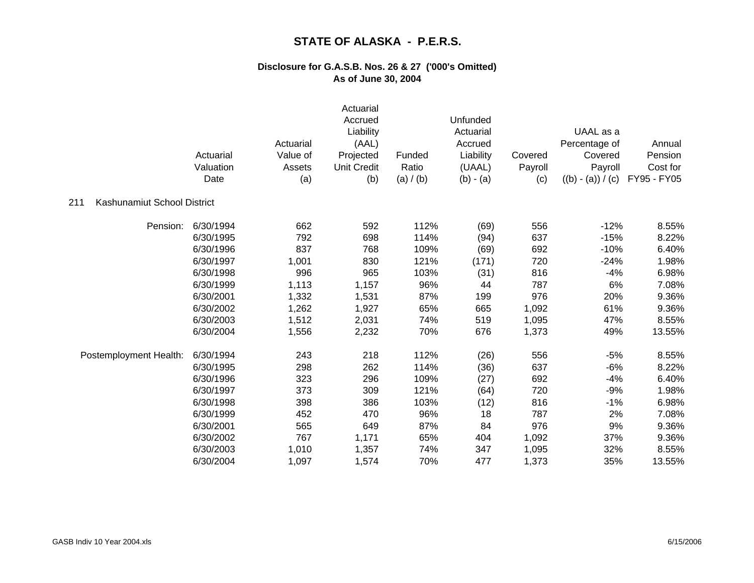# STATE OF ALASKA - P.E.R.S.

## Disclosure for G.A.S.B. Nos. 26 & 27 ('000's Omitted)
## As of June 30, 2004

211 Kashunamiut School District

| | Actuarial Valuation Date | Actuarial Value of Assets (a) | Actuarial Accrued Liability (AAL) Projected Unit Credit (b) | Funded Ratio (a) / (b) | Unfunded Actuarial Accrued Liability (UAAL) (b) - (a) | Covered Payroll (c) | UAAL as a Percentage of Covered Payroll ((b) - (a)) / (c) | Annual Pension Cost for FY95 - FY05 |
|---|---|---|---|---|---|---|---|---|
| Pension: | 6/30/1994 | 662 | 592 | 112% | (69) | 556 | -12% | 8.55% |
| | 6/30/1995 | 792 | 698 | 114% | (94) | 637 | -15% | 8.22% |
| | 6/30/1996 | 837 | 768 | 109% | (69) | 692 | -10% | 6.40% |
| | 6/30/1997 | 1,001 | 830 | 121% | (171) | 720 | -24% | 1.98% |
| | 6/30/1998 | 996 | 965 | 103% | (31) | 816 | -4% | 6.98% |
| | 6/30/1999 | 1,113 | 1,157 | 96% | 44 | 787 | 6% | 7.08% |
| | 6/30/2001 | 1,332 | 1,531 | 87% | 199 | 976 | 20% | 9.36% |
| | 6/30/2002 | 1,262 | 1,927 | 65% | 665 | 1,092 | 61% | 9.36% |
| | 6/30/2003 | 1,512 | 2,031 | 74% | 519 | 1,095 | 47% | 8.55% |
| | 6/30/2004 | 1,556 | 2,232 | 70% | 676 | 1,373 | 49% | 13.55% |
| Postemployment Health: | 6/30/1994 | 243 | 218 | 112% | (26) | 556 | -5% | 8.55% |
| | 6/30/1995 | 298 | 262 | 114% | (36) | 637 | -6% | 8.22% |
| | 6/30/1996 | 323 | 296 | 109% | (27) | 692 | -4% | 6.40% |
| | 6/30/1997 | 373 | 309 | 121% | (64) | 720 | -9% | 1.98% |
| | 6/30/1998 | 398 | 386 | 103% | (12) | 816 | -1% | 6.98% |
| | 6/30/1999 | 452 | 470 | 96% | 18 | 787 | 2% | 7.08% |
| | 6/30/2001 | 565 | 649 | 87% | 84 | 976 | 9% | 9.36% |
| | 6/30/2002 | 767 | 1,171 | 65% | 404 | 1,092 | 37% | 9.36% |
| | 6/30/2003 | 1,010 | 1,357 | 74% | 347 | 1,095 | 32% | 8.55% |
| | 6/30/2004 | 1,097 | 1,574 | 70% | 477 | 1,373 | 35% | 13.55% |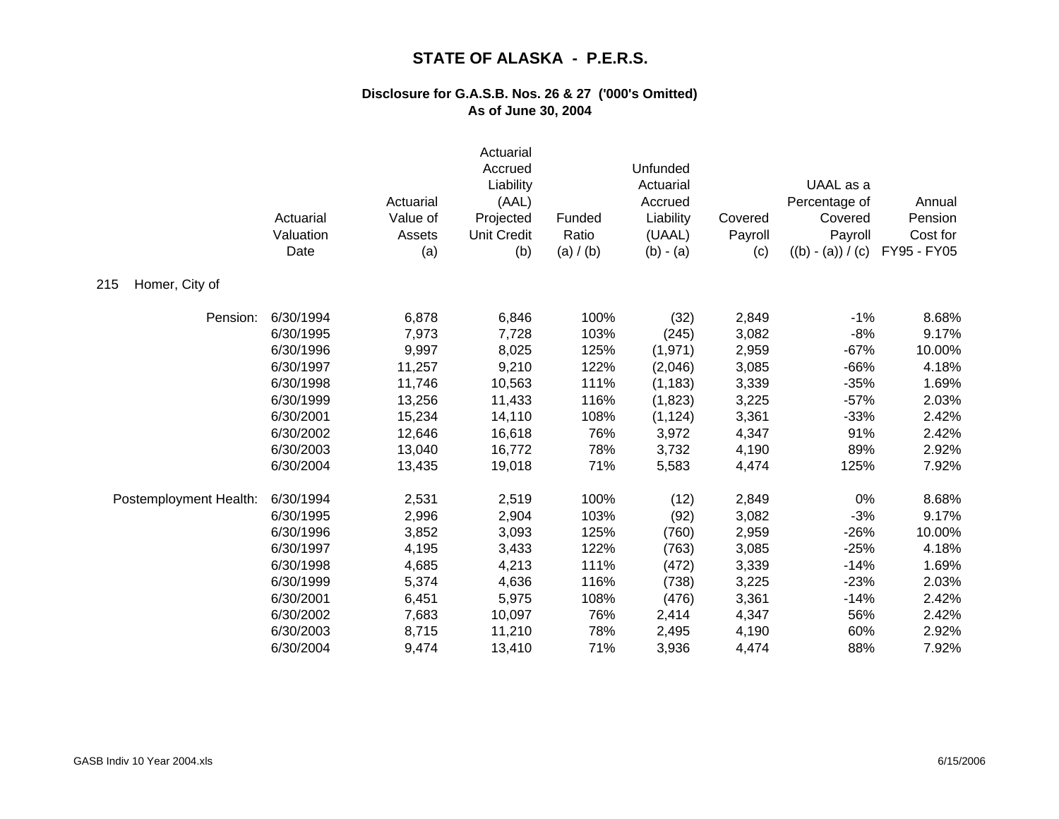# STATE OF ALASKA - P.E.R.S.

## Disclosure for G.A.S.B. Nos. 26 & 27 ('000's Omitted)
## As of June 30, 2004

215 Homer, City of

| | Actuarial Valuation Date | Actuarial Value of Assets (a) | Actuarial Accrued Liability (AAL) Projected Unit Credit (b) | Funded Ratio (a) / (b) | Unfunded Actuarial Accrued Liability (UAAL) (b) - (a) | Covered Payroll (c) | UAAL as a Percentage of Covered Payroll ((b) - (a)) / (c) | Annual Pension Cost for FY95 - FY05 |
|---|---|---|---|---|---|---|---|---|
| Pension: | 6/30/1994 | 6,878 | 6,846 | 100% | (32) | 2,849 | -1% | 8.68% |
| | 6/30/1995 | 7,973 | 7,728 | 103% | (245) | 3,082 | -8% | 9.17% |
| | 6/30/1996 | 9,997 | 8,025 | 125% | (1,971) | 2,959 | -67% | 10.00% |
| | 6/30/1997 | 11,257 | 9,210 | 122% | (2,046) | 3,085 | -66% | 4.18% |
| | 6/30/1998 | 11,746 | 10,563 | 111% | (1,183) | 3,339 | -35% | 1.69% |
| | 6/30/1999 | 13,256 | 11,433 | 116% | (1,823) | 3,225 | -57% | 2.03% |
| | 6/30/2001 | 15,234 | 14,110 | 108% | (1,124) | 3,361 | -33% | 2.42% |
| | 6/30/2002 | 12,646 | 16,618 | 76% | 3,972 | 4,347 | 91% | 2.42% |
| | 6/30/2003 | 13,040 | 16,772 | 78% | 3,732 | 4,190 | 89% | 2.92% |
| | 6/30/2004 | 13,435 | 19,018 | 71% | 5,583 | 4,474 | 125% | 7.92% |
| Postemployment Health: | 6/30/1994 | 2,531 | 2,519 | 100% | (12) | 2,849 | 0% | 8.68% |
| | 6/30/1995 | 2,996 | 2,904 | 103% | (92) | 3,082 | -3% | 9.17% |
| | 6/30/1996 | 3,852 | 3,093 | 125% | (760) | 2,959 | -26% | 10.00% |
| | 6/30/1997 | 4,195 | 3,433 | 122% | (763) | 3,085 | -25% | 4.18% |
| | 6/30/1998 | 4,685 | 4,213 | 111% | (472) | 3,339 | -14% | 1.69% |
| | 6/30/1999 | 5,374 | 4,636 | 116% | (738) | 3,225 | -23% | 2.03% |
| | 6/30/2001 | 6,451 | 5,975 | 108% | (476) | 3,361 | -14% | 2.42% |
| | 6/30/2002 | 7,683 | 10,097 | 76% | 2,414 | 4,347 | 56% | 2.42% |
| | 6/30/2003 | 8,715 | 11,210 | 78% | 2,495 | 4,190 | 60% | 2.92% |
| | 6/30/2004 | 9,474 | 13,410 | 71% | 3,936 | 4,474 | 88% | 7.92% |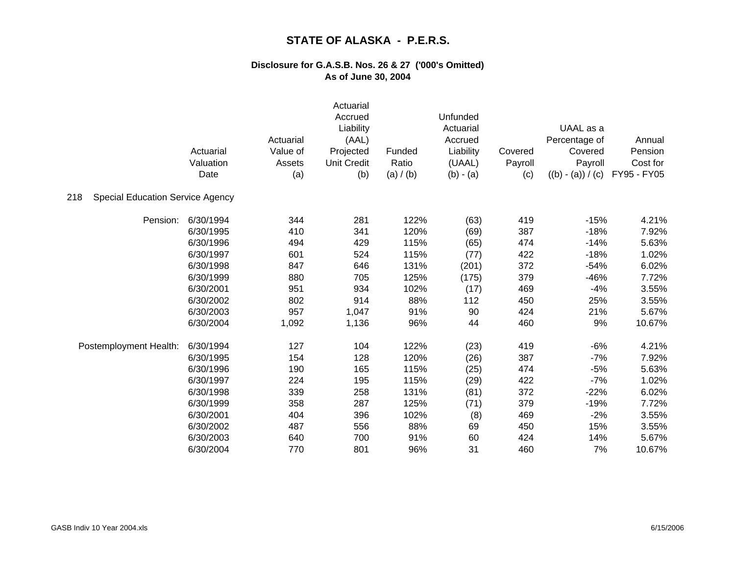# STATE OF ALASKA - P.E.R.S.

### Disclosure for G.A.S.B. Nos. 26 & 27 ('000's Omitted)
### As of June 30, 2004

| | Actuarial Valuation Date | Actuarial Value of Assets (a) | Actuarial Accrued Liability (AAL) Projected Unit Credit (b) | Funded Ratio (a) / (b) | Unfunded Actuarial Accrued Liability (UAAL) (b) - (a) | Covered Payroll (c) | UAAL as a Percentage of Covered Payroll ((b) - (a)) / (c) | Annual Pension Cost for FY95 - FY05 |
|---|---|---|---|---|---|---|---|---|
| **218 Special Education Service Agency** | | | | | | | | |
| Pension: | 6/30/1994 | 344 | 281 | 122% | (63) | 419 | -15% | 4.21% |
| | 6/30/1995 | 410 | 341 | 120% | (69) | 387 | -18% | 7.92% |
| | 6/30/1996 | 494 | 429 | 115% | (65) | 474 | -14% | 5.63% |
| | 6/30/1997 | 601 | 524 | 115% | (77) | 422 | -18% | 1.02% |
| | 6/30/1998 | 847 | 646 | 131% | (201) | 372 | -54% | 6.02% |
| | 6/30/1999 | 880 | 705 | 125% | (175) | 379 | -46% | 7.72% |
| | 6/30/2001 | 951 | 934 | 102% | (17) | 469 | -4% | 3.55% |
| | 6/30/2002 | 802 | 914 | 88% | 112 | 450 | 25% | 3.55% |
| | 6/30/2003 | 957 | 1,047 | 91% | 90 | 424 | 21% | 5.67% |
| | 6/30/2004 | 1,092 | 1,136 | 96% | 44 | 460 | 9% | 10.67% |
| Postemployment Health: | 6/30/1994 | 127 | 104 | 122% | (23) | 419 | -6% | 4.21% |
| | 6/30/1995 | 154 | 128 | 120% | (26) | 387 | -7% | 7.92% |
| | 6/30/1996 | 190 | 165 | 115% | (25) | 474 | -5% | 5.63% |
| | 6/30/1997 | 224 | 195 | 115% | (29) | 422 | -7% | 1.02% |
| | 6/30/1998 | 339 | 258 | 131% | (81) | 372 | -22% | 6.02% |
| | 6/30/1999 | 358 | 287 | 125% | (71) | 379 | -19% | 7.72% |
| | 6/30/2001 | 404 | 396 | 102% | (8) | 469 | -2% | 3.55% |
| | 6/30/2002 | 487 | 556 | 88% | 69 | 450 | 15% | 3.55% |
| | 6/30/2003 | 640 | 700 | 91% | 60 | 424 | 14% | 5.67% |
| | 6/30/2004 | 770 | 801 | 96% | 31 | 460 | 7% | 10.67% |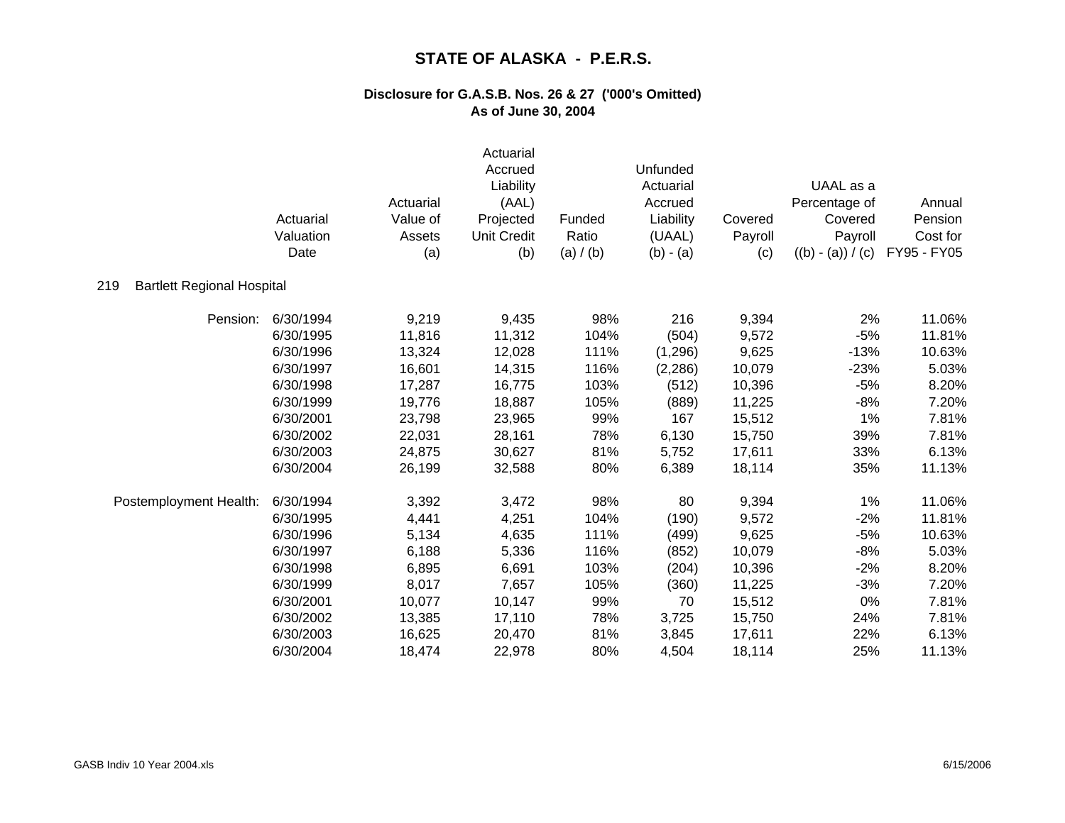# STATE OF ALASKA - P.E.R.S.

## Disclosure for G.A.S.B. Nos. 26 & 27 ('000's Omitted)
## As of June 30, 2004

| | Actuarial Valuation Date | Actuarial Value of Assets (a) | Actuarial Accrued Liability (AAL) Projected Unit Credit (b) | Funded Ratio (a) / (b) | Unfunded Actuarial Accrued Liability (UAAL) (b) - (a) | Covered Payroll (c) | UAAL as a Percentage of Covered Payroll ((b) - (a)) / (c) | Annual Pension Cost for FY95 - FY05 |
|---|---|---|---|---|---|---|---|---|
| **219 Bartlett Regional Hospital** | | | | | | | | |
| Pension: | 6/30/1994 | 9,219 | 9,435 | 98% | 216 | 9,394 | 2% | 11.06% |
| | 6/30/1995 | 11,816 | 11,312 | 104% | (504) | 9,572 | -5% | 11.81% |
| | 6/30/1996 | 13,324 | 12,028 | 111% | (1,296) | 9,625 | -13% | 10.63% |
| | 6/30/1997 | 16,601 | 14,315 | 116% | (2,286) | 10,079 | -23% | 5.03% |
| | 6/30/1998 | 17,287 | 16,775 | 103% | (512) | 10,396 | -5% | 8.20% |
| | 6/30/1999 | 19,776 | 18,887 | 105% | (889) | 11,225 | -8% | 7.20% |
| | 6/30/2001 | 23,798 | 23,965 | 99% | 167 | 15,512 | 1% | 7.81% |
| | 6/30/2002 | 22,031 | 28,161 | 78% | 6,130 | 15,750 | 39% | 7.81% |
| | 6/30/2003 | 24,875 | 30,627 | 81% | 5,752 | 17,611 | 33% | 6.13% |
| | 6/30/2004 | 26,199 | 32,588 | 80% | 6,389 | 18,114 | 35% | 11.13% |
| Postemployment Health: | 6/30/1994 | 3,392 | 3,472 | 98% | 80 | 9,394 | 1% | 11.06% |
| | 6/30/1995 | 4,441 | 4,251 | 104% | (190) | 9,572 | -2% | 11.81% |
| | 6/30/1996 | 5,134 | 4,635 | 111% | (499) | 9,625 | -5% | 10.63% |
| | 6/30/1997 | 6,188 | 5,336 | 116% | (852) | 10,079 | -8% | 5.03% |
| | 6/30/1998 | 6,895 | 6,691 | 103% | (204) | 10,396 | -2% | 8.20% |
| | 6/30/1999 | 8,017 | 7,657 | 105% | (360) | 11,225 | -3% | 7.20% |
| | 6/30/2001 | 10,077 | 10,147 | 99% | 70 | 15,512 | 0% | 7.81% |
| | 6/30/2002 | 13,385 | 17,110 | 78% | 3,725 | 15,750 | 24% | 7.81% |
| | 6/30/2003 | 16,625 | 20,470 | 81% | 3,845 | 17,611 | 22% | 6.13% |
| | 6/30/2004 | 18,474 | 22,978 | 80% | 4,504 | 18,114 | 25% | 11.13% |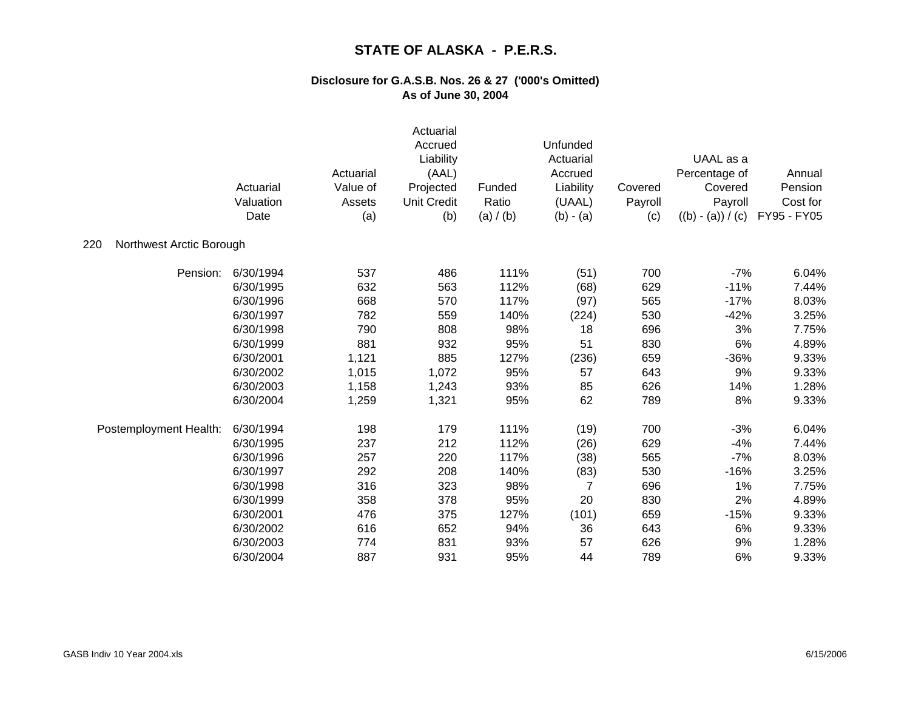# STATE OF ALASKA - P.E.R.S.

## Disclosure for G.A.S.B. Nos. 26 & 27 ('000's Omitted)
## As of June 30, 2004

| | Actuarial Valuation Date | Actuarial Value of Assets (a) | Actuarial Accrued Liability (AAL) Projected Unit Credit (b) | Funded Ratio (a) / (b) | Unfunded Actuarial Accrued Liability (UAAL) (b) - (a) | Covered Payroll (c) | UAAL as a Percentage of Covered Payroll ((b) - (a)) / (c) | Annual Pension Cost for FY95 - FY05 |
|---|---|---|---|---|---|---|---|---|
| 220 Northwest Arctic Borough | | | | | | | | |
| Pension: | 6/30/1994 | 537 | 486 | 111% | (51) | 700 | -7% | 6.04% |
| | 6/30/1995 | 632 | 563 | 112% | (68) | 629 | -11% | 7.44% |
| | 6/30/1996 | 668 | 570 | 117% | (97) | 565 | -17% | 8.03% |
| | 6/30/1997 | 782 | 559 | 140% | (224) | 530 | -42% | 3.25% |
| | 6/30/1998 | 790 | 808 | 98% | 18 | 696 | 3% | 7.75% |
| | 6/30/1999 | 881 | 932 | 95% | 51 | 830 | 6% | 4.89% |
| | 6/30/2001 | 1,121 | 885 | 127% | (236) | 659 | -36% | 9.33% |
| | 6/30/2002 | 1,015 | 1,072 | 95% | 57 | 643 | 9% | 9.33% |
| | 6/30/2003 | 1,158 | 1,243 | 93% | 85 | 626 | 14% | 1.28% |
| | 6/30/2004 | 1,259 | 1,321 | 95% | 62 | 789 | 8% | 9.33% |
| Postemployment Health: | 6/30/1994 | 198 | 179 | 111% | (19) | 700 | -3% | 6.04% |
| | 6/30/1995 | 237 | 212 | 112% | (26) | 629 | -4% | 7.44% |
| | 6/30/1996 | 257 | 220 | 117% | (38) | 565 | -7% | 8.03% |
| | 6/30/1997 | 292 | 208 | 140% | (83) | 530 | -16% | 3.25% |
| | 6/30/1998 | 316 | 323 | 98% | 7 | 696 | 1% | 7.75% |
| | 6/30/1999 | 358 | 378 | 95% | 20 | 830 | 2% | 4.89% |
| | 6/30/2001 | 476 | 375 | 127% | (101) | 659 | -15% | 9.33% |
| | 6/30/2002 | 616 | 652 | 94% | 36 | 643 | 6% | 9.33% |
| | 6/30/2003 | 774 | 831 | 93% | 57 | 626 | 9% | 1.28% |
| | 6/30/2004 | 887 | 931 | 95% | 44 | 789 | 6% | 9.33% |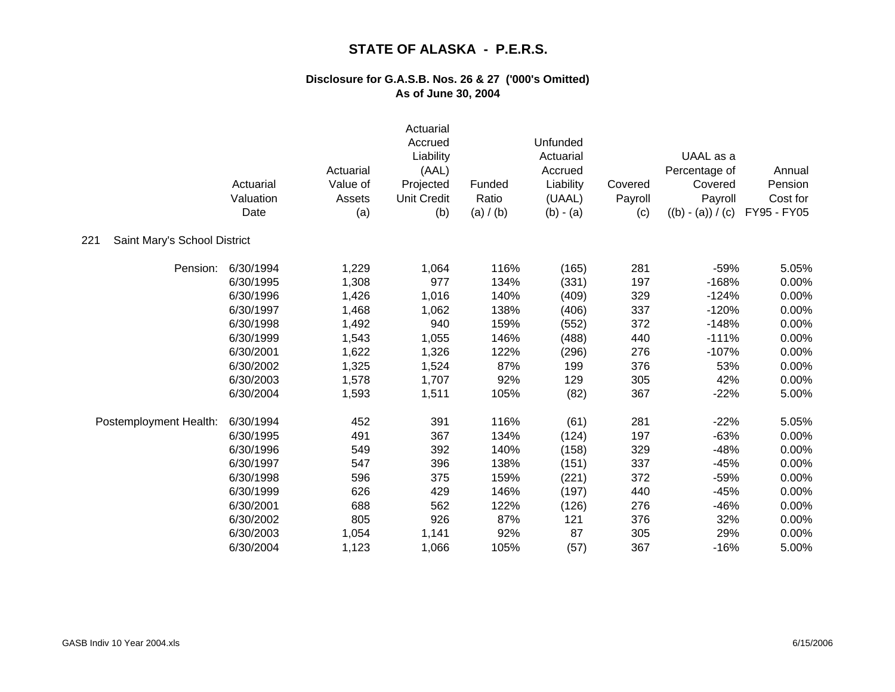# STATE OF ALASKA - P.E.R.S.

### Disclosure for G.A.S.B. Nos. 26 & 27 ('000's Omitted)
### As of June 30, 2004

**221 Saint Mary's School District**

| | Actuarial Valuation Date | Actuarial Value of Assets (a) | Actuarial Accrued Liability (AAL) Projected Unit Credit (b) | Funded Ratio (a) / (b) | Unfunded Actuarial Accrued Liability (UAAL) (b) - (a) | Covered Payroll (c) | UAAL as a Percentage of Covered Payroll ((b) - (a)) / (c) | Annual Pension Cost for FY95 - FY05 |
|---|---|---|---|---|---|---|---|---|
| Pension: | 6/30/1994 | 1,229 | 1,064 | 116% | (165) | 281 | -59% | 5.05% |
| | 6/30/1995 | 1,308 | 977 | 134% | (331) | 197 | -168% | 0.00% |
| | 6/30/1996 | 1,426 | 1,016 | 140% | (409) | 329 | -124% | 0.00% |
| | 6/30/1997 | 1,468 | 1,062 | 138% | (406) | 337 | -120% | 0.00% |
| | 6/30/1998 | 1,492 | 940 | 159% | (552) | 372 | -148% | 0.00% |
| | 6/30/1999 | 1,543 | 1,055 | 146% | (488) | 440 | -111% | 0.00% |
| | 6/30/2001 | 1,622 | 1,326 | 122% | (296) | 276 | -107% | 0.00% |
| | 6/30/2002 | 1,325 | 1,524 | 87% | 199 | 376 | 53% | 0.00% |
| | 6/30/2003 | 1,578 | 1,707 | 92% | 129 | 305 | 42% | 0.00% |
| | 6/30/2004 | 1,593 | 1,511 | 105% | (82) | 367 | -22% | 5.00% |
| Postemployment Health: | 6/30/1994 | 452 | 391 | 116% | (61) | 281 | -22% | 5.05% |
| | 6/30/1995 | 491 | 367 | 134% | (124) | 197 | -63% | 0.00% |
| | 6/30/1996 | 549 | 392 | 140% | (158) | 329 | -48% | 0.00% |
| | 6/30/1997 | 547 | 396 | 138% | (151) | 337 | -45% | 0.00% |
| | 6/30/1998 | 596 | 375 | 159% | (221) | 372 | -59% | 0.00% |
| | 6/30/1999 | 626 | 429 | 146% | (197) | 440 | -45% | 0.00% |
| | 6/30/2001 | 688 | 562 | 122% | (126) | 276 | -46% | 0.00% |
| | 6/30/2002 | 805 | 926 | 87% | 121 | 376 | 32% | 0.00% |
| | 6/30/2003 | 1,054 | 1,141 | 92% | 87 | 305 | 29% | 0.00% |
| | 6/30/2004 | 1,123 | 1,066 | 105% | (57) | 367 | -16% | 5.00% |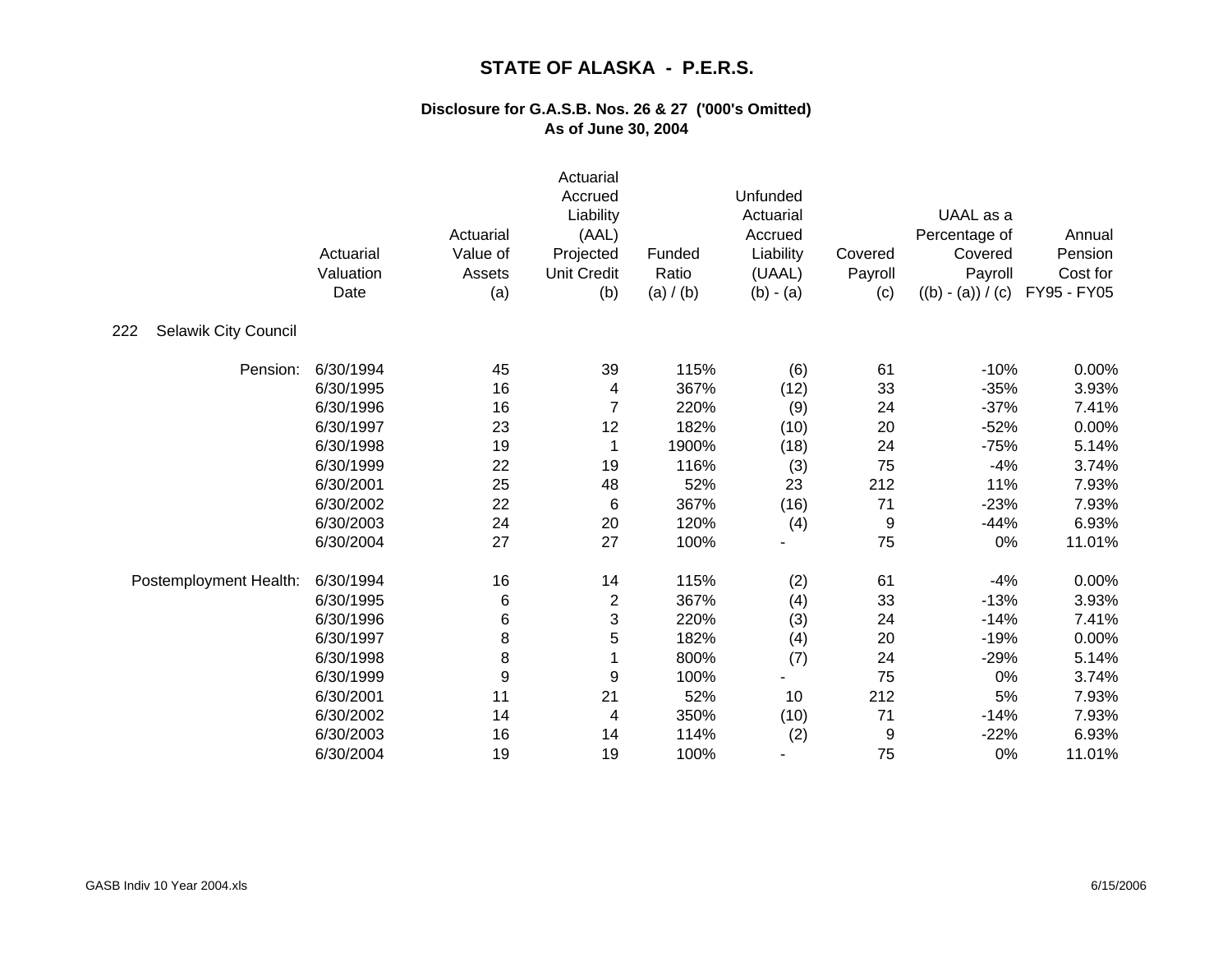# STATE OF ALASKA - P.E.R.S.

## Disclosure for G.A.S.B. Nos. 26 & 27 ('000's Omitted)
## As of June 30, 2004

| | Actuarial Valuation Date | Actuarial Value of Assets (a) | Actuarial Accrued Liability (AAL) Projected Unit Credit (b) | Funded Ratio (a) / (b) | Unfunded Actuarial Accrued Liability (UAAL) (b) - (a) | Covered Payroll (c) | UAAL as a Percentage of Covered Payroll ((b) - (a)) / (c) | Annual Pension Cost for FY95 - FY05 |
|---|---|---|---|---|---|---|---|---|
| **222 Selawik City Council** | | | | | | | | |
| Pension: | 6/30/1994 | 45 | 39 | 115% | (6) | 61 | -10% | 0.00% |
| | 6/30/1995 | 16 | 4 | 367% | (12) | 33 | -35% | 3.93% |
| | 6/30/1996 | 16 | 7 | 220% | (9) | 24 | -37% | 7.41% |
| | 6/30/1997 | 23 | 12 | 182% | (10) | 20 | -52% | 0.00% |
| | 6/30/1998 | 19 | 1 | 1900% | (18) | 24 | -75% | 5.14% |
| | 6/30/1999 | 22 | 19 | 116% | (3) | 75 | -4% | 3.74% |
| | 6/30/2001 | 25 | 48 | 52% | 23 | 212 | 11% | 7.93% |
| | 6/30/2002 | 22 | 6 | 367% | (16) | 71 | -23% | 7.93% |
| | 6/30/2003 | 24 | 20 | 120% | (4) | 9 | -44% | 6.93% |
| | 6/30/2004 | 27 | 27 | 100% | - | 75 | 0% | 11.01% |
| Postemployment Health: | 6/30/1994 | 16 | 14 | 115% | (2) | 61 | -4% | 0.00% |
| | 6/30/1995 | 6 | 2 | 367% | (4) | 33 | -13% | 3.93% |
| | 6/30/1996 | 6 | 3 | 220% | (3) | 24 | -14% | 7.41% |
| | 6/30/1997 | 8 | 5 | 182% | (4) | 20 | -19% | 0.00% |
| | 6/30/1998 | 8 | 1 | 800% | (7) | 24 | -29% | 5.14% |
| | 6/30/1999 | 9 | 9 | 100% | - | 75 | 0% | 3.74% |
| | 6/30/2001 | 11 | 21 | 52% | 10 | 212 | 5% | 7.93% |
| | 6/30/2002 | 14 | 4 | 350% | (10) | 71 | -14% | 7.93% |
| | 6/30/2003 | 16 | 14 | 114% | (2) | 9 | -22% | 6.93% |
| | 6/30/2004 | 19 | 19 | 100% | - | 75 | 0% | 11.01% |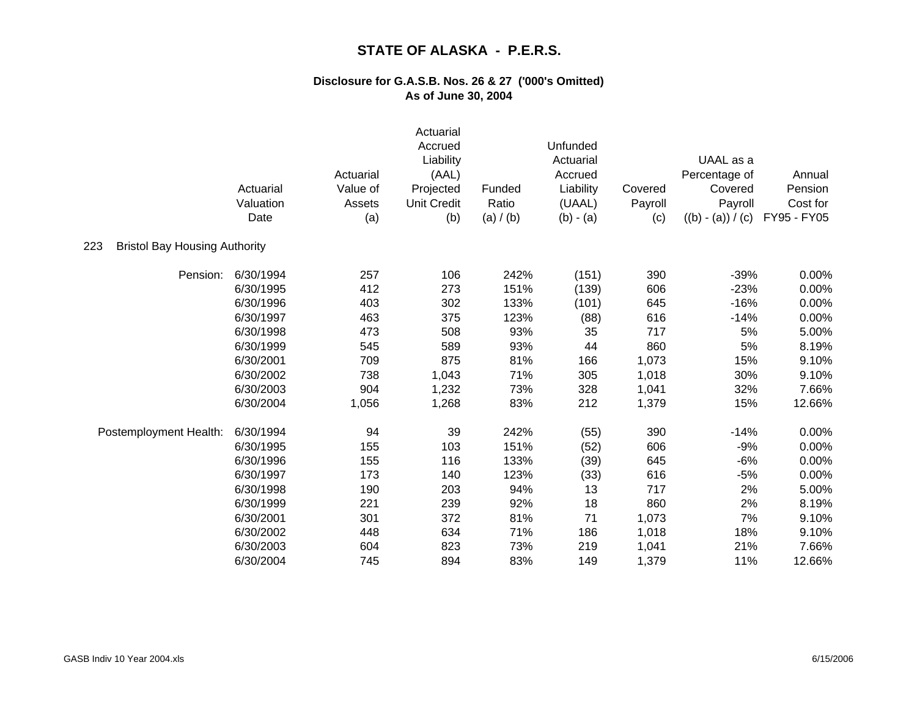# STATE OF ALASKA - P.E.R.S.

### Disclosure for G.A.S.B. Nos. 26 & 27 ('000's Omitted)
### As of June 30, 2004

**223 Bristol Bay Housing Authority**

| | Actuarial Valuation Date | Actuarial Value of Assets (a) | Actuarial Accrued Liability (AAL) Projected Unit Credit (b) | Funded Ratio (a) / (b) | Unfunded Actuarial Accrued Liability (UAAL) (b) - (a) | Covered Payroll (c) | UAAL as a Percentage of Covered Payroll ((b) - (a)) / (c) | Annual Pension Cost for FY95 - FY05 |
|---|---|---|---|---|---|---|---|---|
| Pension: | 6/30/1994 | 257 | 106 | 242% | (151) | 390 | -39% | 0.00% |
| | 6/30/1995 | 412 | 273 | 151% | (139) | 606 | -23% | 0.00% |
| | 6/30/1996 | 403 | 302 | 133% | (101) | 645 | -16% | 0.00% |
| | 6/30/1997 | 463 | 375 | 123% | (88) | 616 | -14% | 0.00% |
| | 6/30/1998 | 473 | 508 | 93% | 35 | 717 | 5% | 5.00% |
| | 6/30/1999 | 545 | 589 | 93% | 44 | 860 | 5% | 8.19% |
| | 6/30/2001 | 709 | 875 | 81% | 166 | 1,073 | 15% | 9.10% |
| | 6/30/2002 | 738 | 1,043 | 71% | 305 | 1,018 | 30% | 9.10% |
| | 6/30/2003 | 904 | 1,232 | 73% | 328 | 1,041 | 32% | 7.66% |
| | 6/30/2004 | 1,056 | 1,268 | 83% | 212 | 1,379 | 15% | 12.66% |
| Postemployment Health: | 6/30/1994 | 94 | 39 | 242% | (55) | 390 | -14% | 0.00% |
| | 6/30/1995 | 155 | 103 | 151% | (52) | 606 | -9% | 0.00% |
| | 6/30/1996 | 155 | 116 | 133% | (39) | 645 | -6% | 0.00% |
| | 6/30/1997 | 173 | 140 | 123% | (33) | 616 | -5% | 0.00% |
| | 6/30/1998 | 190 | 203 | 94% | 13 | 717 | 2% | 5.00% |
| | 6/30/1999 | 221 | 239 | 92% | 18 | 860 | 2% | 8.19% |
| | 6/30/2001 | 301 | 372 | 81% | 71 | 1,073 | 7% | 9.10% |
| | 6/30/2002 | 448 | 634 | 71% | 186 | 1,018 | 18% | 9.10% |
| | 6/30/2003 | 604 | 823 | 73% | 219 | 1,041 | 21% | 7.66% |
| | 6/30/2004 | 745 | 894 | 83% | 149 | 1,379 | 11% | 12.66% |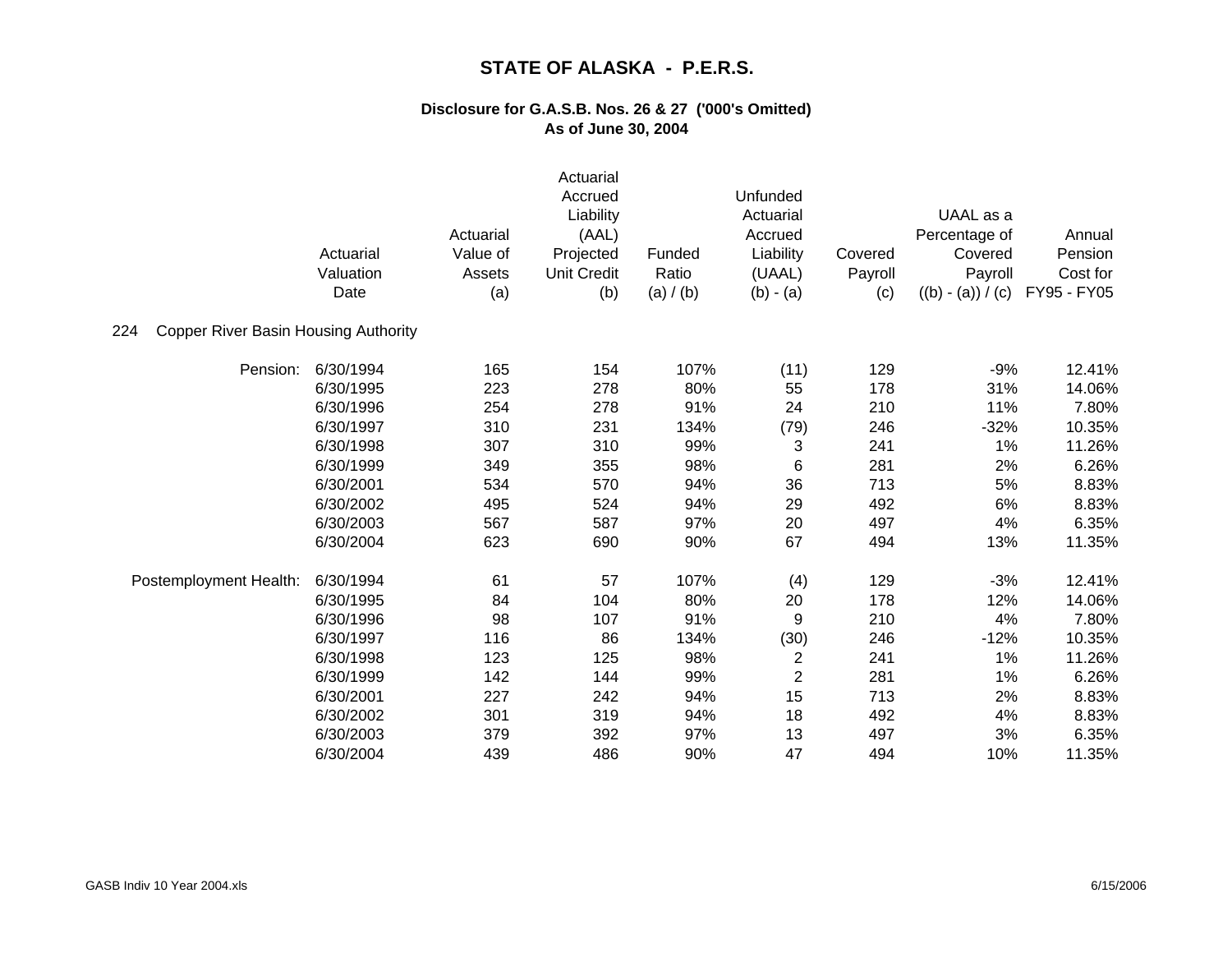# STATE OF ALASKA - P.E.R.S.

## Disclosure for G.A.S.B. Nos. 26 & 27 ('000's Omitted)
## As of June 30, 2004

224 Copper River Basin Housing Authority

| | Actuarial Valuation Date | Actuarial Value of Assets (a) | Actuarial Accrued Liability (AAL) Projected Unit Credit (b) | Funded Ratio (a) / (b) | Unfunded Actuarial Accrued Liability (UAAL) (b) - (a) | Covered Payroll (c) | UAAL as a Percentage of Covered Payroll ((b) - (a)) / (c) | Annual Pension Cost for FY95 - FY05 |
|---|---|---|---|---|---|---|---|---|
| Pension: | 6/30/1994 | 165 | 154 | 107% | (11) | 129 | -9% | 12.41% |
| | 6/30/1995 | 223 | 278 | 80% | 55 | 178 | 31% | 14.06% |
| | 6/30/1996 | 254 | 278 | 91% | 24 | 210 | 11% | 7.80% |
| | 6/30/1997 | 310 | 231 | 134% | (79) | 246 | -32% | 10.35% |
| | 6/30/1998 | 307 | 310 | 99% | 3 | 241 | 1% | 11.26% |
| | 6/30/1999 | 349 | 355 | 98% | 6 | 281 | 2% | 6.26% |
| | 6/30/2001 | 534 | 570 | 94% | 36 | 713 | 5% | 8.83% |
| | 6/30/2002 | 495 | 524 | 94% | 29 | 492 | 6% | 8.83% |
| | 6/30/2003 | 567 | 587 | 97% | 20 | 497 | 4% | 6.35% |
| | 6/30/2004 | 623 | 690 | 90% | 67 | 494 | 13% | 11.35% |
| Postemployment Health: | 6/30/1994 | 61 | 57 | 107% | (4) | 129 | -3% | 12.41% |
| | 6/30/1995 | 84 | 104 | 80% | 20 | 178 | 12% | 14.06% |
| | 6/30/1996 | 98 | 107 | 91% | 9 | 210 | 4% | 7.80% |
| | 6/30/1997 | 116 | 86 | 134% | (30) | 246 | -12% | 10.35% |
| | 6/30/1998 | 123 | 125 | 98% | 2 | 241 | 1% | 11.26% |
| | 6/30/1999 | 142 | 144 | 99% | 2 | 281 | 1% | 6.26% |
| | 6/30/2001 | 227 | 242 | 94% | 15 | 713 | 2% | 8.83% |
| | 6/30/2002 | 301 | 319 | 94% | 18 | 492 | 4% | 8.83% |
| | 6/30/2003 | 379 | 392 | 97% | 13 | 497 | 3% | 6.35% |
| | 6/30/2004 | 439 | 486 | 90% | 47 | 494 | 10% | 11.35% |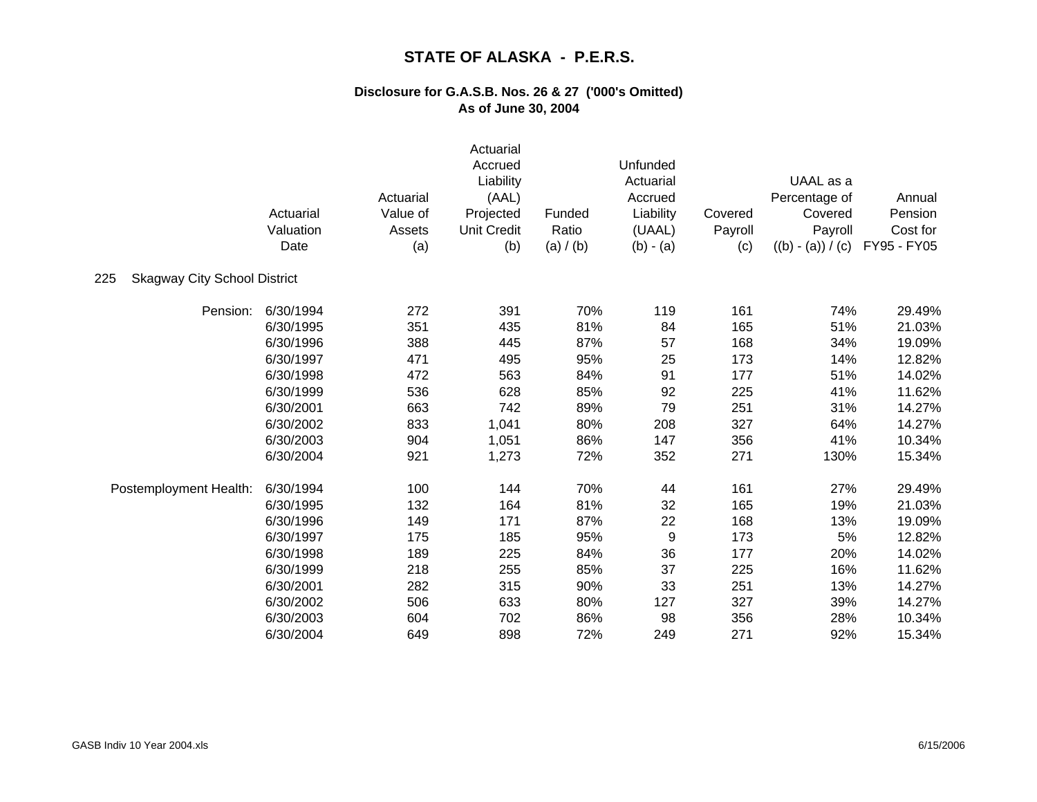# STATE OF ALASKA - P.E.R.S.

## Disclosure for G.A.S.B. Nos. 26 & 27 ('000's Omitted)
## As of June 30, 2004

| | Actuarial Valuation Date | Actuarial Value of Assets (a) | Actuarial Accrued Liability (AAL) Projected Unit Credit (b) | Funded Ratio (a) / (b) | Unfunded Actuarial Accrued Liability (UAAL) (b) - (a) | Covered Payroll (c) | UAAL as a Percentage of Covered Payroll ((b) - (a)) / (c) | Annual Pension Cost for FY95 - FY05 |
|---|---|---|---|---|---|---|---|---|
| **225 Skagway City School District** | | | | | | | | |
| Pension: | 6/30/1994 | 272 | 391 | 70% | 119 | 161 | 74% | 29.49% |
| | 6/30/1995 | 351 | 435 | 81% | 84 | 165 | 51% | 21.03% |
| | 6/30/1996 | 388 | 445 | 87% | 57 | 168 | 34% | 19.09% |
| | 6/30/1997 | 471 | 495 | 95% | 25 | 173 | 14% | 12.82% |
| | 6/30/1998 | 472 | 563 | 84% | 91 | 177 | 51% | 14.02% |
| | 6/30/1999 | 536 | 628 | 85% | 92 | 225 | 41% | 11.62% |
| | 6/30/2001 | 663 | 742 | 89% | 79 | 251 | 31% | 14.27% |
| | 6/30/2002 | 833 | 1,041 | 80% | 208 | 327 | 64% | 14.27% |
| | 6/30/2003 | 904 | 1,051 | 86% | 147 | 356 | 41% | 10.34% |
| | 6/30/2004 | 921 | 1,273 | 72% | 352 | 271 | 130% | 15.34% |
| Postemployment Health: | 6/30/1994 | 100 | 144 | 70% | 44 | 161 | 27% | 29.49% |
| | 6/30/1995 | 132 | 164 | 81% | 32 | 165 | 19% | 21.03% |
| | 6/30/1996 | 149 | 171 | 87% | 22 | 168 | 13% | 19.09% |
| | 6/30/1997 | 175 | 185 | 95% | 9 | 173 | 5% | 12.82% |
| | 6/30/1998 | 189 | 225 | 84% | 36 | 177 | 20% | 14.02% |
| | 6/30/1999 | 218 | 255 | 85% | 37 | 225 | 16% | 11.62% |
| | 6/30/2001 | 282 | 315 | 90% | 33 | 251 | 13% | 14.27% |
| | 6/30/2002 | 506 | 633 | 80% | 127 | 327 | 39% | 14.27% |
| | 6/30/2003 | 604 | 702 | 86% | 98 | 356 | 28% | 10.34% |
| | 6/30/2004 | 649 | 898 | 72% | 249 | 271 | 92% | 15.34% |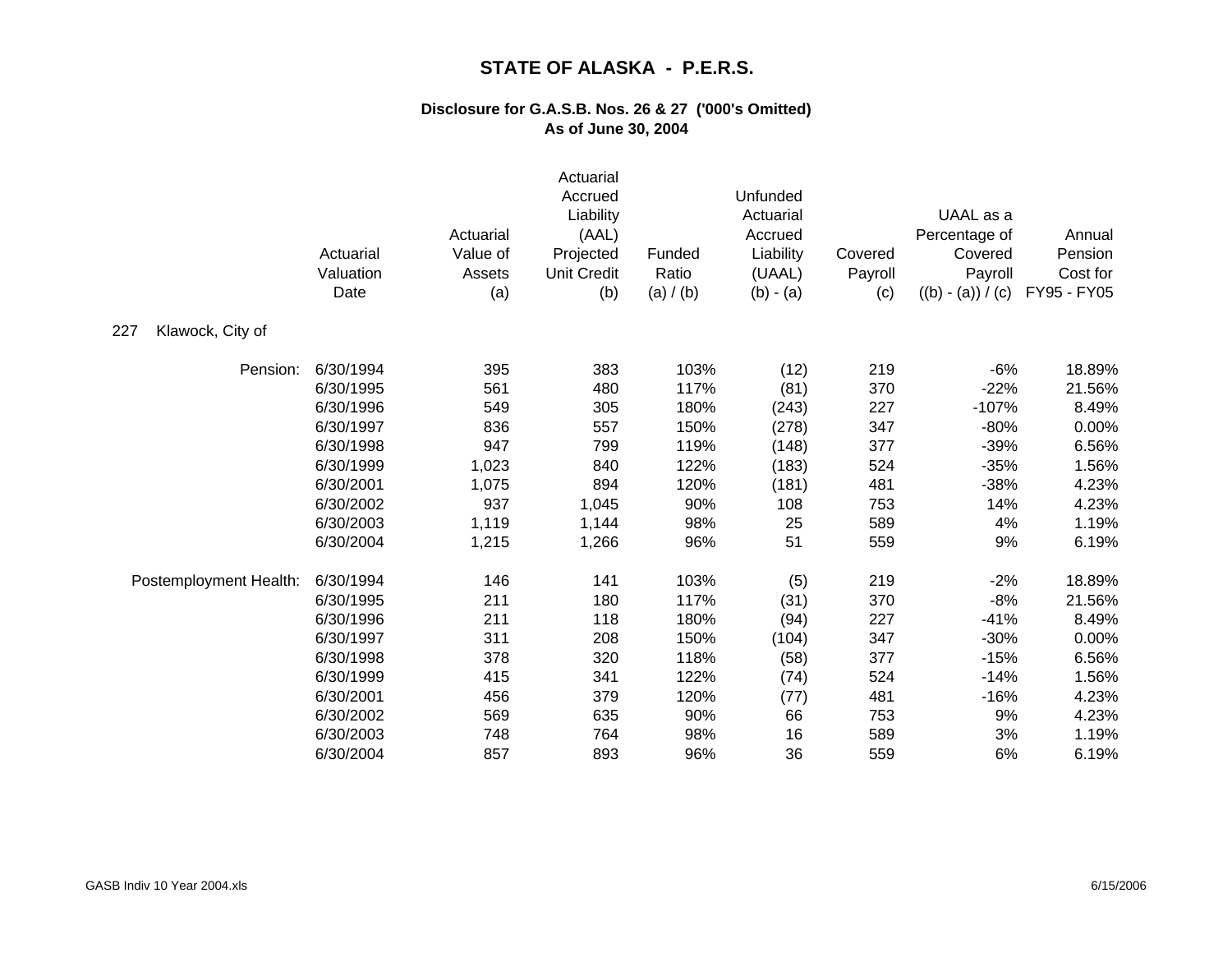# STATE OF ALASKA - P.E.R.S.

## Disclosure for G.A.S.B. Nos. 26 & 27 ('000's Omitted)
## As of June 30, 2004

**227 Klawock, City of**

| | Actuarial Valuation Date | Actuarial Value of Assets (a) | Actuarial Accrued Liability (AAL) Projected Unit Credit (b) | Funded Ratio (a) / (b) | Unfunded Actuarial Accrued Liability (UAAL) (b) - (a) | Covered Payroll (c) | UAAL as a Percentage of Covered Payroll ((b) - (a)) / (c) | Annual Pension Cost for FY95 - FY05 |
|---|---|---|---|---|---|---|---|---|
| Pension: | 6/30/1994 | 395 | 383 | 103% | (12) | 219 | -6% | 18.89% |
| | 6/30/1995 | 561 | 480 | 117% | (81) | 370 | -22% | 21.56% |
| | 6/30/1996 | 549 | 305 | 180% | (243) | 227 | -107% | 8.49% |
| | 6/30/1997 | 836 | 557 | 150% | (278) | 347 | -80% | 0.00% |
| | 6/30/1998 | 947 | 799 | 119% | (148) | 377 | -39% | 6.56% |
| | 6/30/1999 | 1,023 | 840 | 122% | (183) | 524 | -35% | 1.56% |
| | 6/30/2001 | 1,075 | 894 | 120% | (181) | 481 | -38% | 4.23% |
| | 6/30/2002 | 937 | 1,045 | 90% | 108 | 753 | 14% | 4.23% |
| | 6/30/2003 | 1,119 | 1,144 | 98% | 25 | 589 | 4% | 1.19% |
| | 6/30/2004 | 1,215 | 1,266 | 96% | 51 | 559 | 9% | 6.19% |
| Postemployment Health: | 6/30/1994 | 146 | 141 | 103% | (5) | 219 | -2% | 18.89% |
| | 6/30/1995 | 211 | 180 | 117% | (31) | 370 | -8% | 21.56% |
| | 6/30/1996 | 211 | 118 | 180% | (94) | 227 | -41% | 8.49% |
| | 6/30/1997 | 311 | 208 | 150% | (104) | 347 | -30% | 0.00% |
| | 6/30/1998 | 378 | 320 | 118% | (58) | 377 | -15% | 6.56% |
| | 6/30/1999 | 415 | 341 | 122% | (74) | 524 | -14% | 1.56% |
| | 6/30/2001 | 456 | 379 | 120% | (77) | 481 | -16% | 4.23% |
| | 6/30/2002 | 569 | 635 | 90% | 66 | 753 | 9% | 4.23% |
| | 6/30/2003 | 748 | 764 | 98% | 16 | 589 | 3% | 1.19% |
| | 6/30/2004 | 857 | 893 | 96% | 36 | 559 | 6% | 6.19% |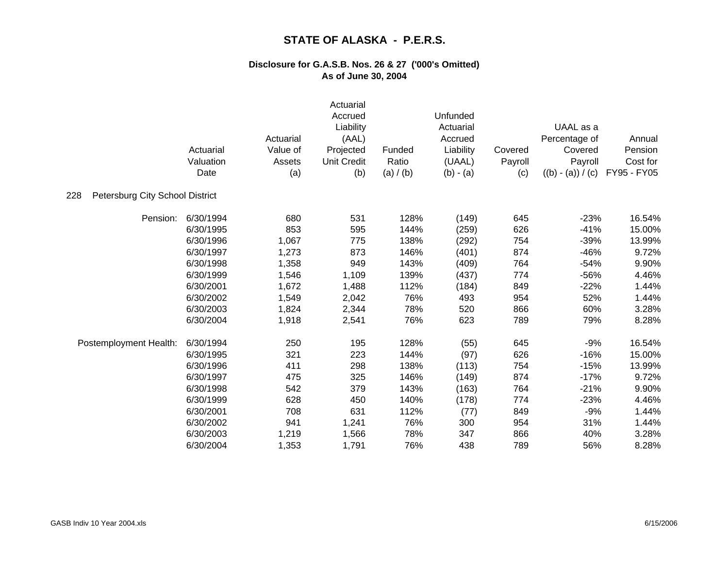# STATE OF ALASKA - P.E.R.S.

**Disclosure for G.A.S.B. Nos. 26 & 27 ('000's Omitted)**
**As of June 30, 2004**

| | Actuarial Valuation Date | Actuarial Value of Assets (a) | Actuarial Accrued Liability (AAL) Projected Unit Credit (b) | Funded Ratio (a) / (b) | Unfunded Actuarial Accrued Liability (UAAL) (b) - (a) | Covered Payroll (c) | UAAL as a Percentage of Covered Payroll ((b) - (a)) / (c) | Annual Pension Cost for FY95 - FY05 |
|---|---|---|---|---|---|---|---|---|
| 228 Petersburg City School District | | | | | | | | |
| Pension: | 6/30/1994 | 680 | 531 | 128% | (149) | 645 | -23% | 16.54% |
| | 6/30/1995 | 853 | 595 | 144% | (259) | 626 | -41% | 15.00% |
| | 6/30/1996 | 1,067 | 775 | 138% | (292) | 754 | -39% | 13.99% |
| | 6/30/1997 | 1,273 | 873 | 146% | (401) | 874 | -46% | 9.72% |
| | 6/30/1998 | 1,358 | 949 | 143% | (409) | 764 | -54% | 9.90% |
| | 6/30/1999 | 1,546 | 1,109 | 139% | (437) | 774 | -56% | 4.46% |
| | 6/30/2001 | 1,672 | 1,488 | 112% | (184) | 849 | -22% | 1.44% |
| | 6/30/2002 | 1,549 | 2,042 | 76% | 493 | 954 | 52% | 1.44% |
| | 6/30/2003 | 1,824 | 2,344 | 78% | 520 | 866 | 60% | 3.28% |
| | 6/30/2004 | 1,918 | 2,541 | 76% | 623 | 789 | 79% | 8.28% |
| Postemployment Health: | 6/30/1994 | 250 | 195 | 128% | (55) | 645 | -9% | 16.54% |
| | 6/30/1995 | 321 | 223 | 144% | (97) | 626 | -16% | 15.00% |
| | 6/30/1996 | 411 | 298 | 138% | (113) | 754 | -15% | 13.99% |
| | 6/30/1997 | 475 | 325 | 146% | (149) | 874 | -17% | 9.72% |
| | 6/30/1998 | 542 | 379 | 143% | (163) | 764 | -21% | 9.90% |
| | 6/30/1999 | 628 | 450 | 140% | (178) | 774 | -23% | 4.46% |
| | 6/30/2001 | 708 | 631 | 112% | (77) | 849 | -9% | 1.44% |
| | 6/30/2002 | 941 | 1,241 | 76% | 300 | 954 | 31% | 1.44% |
| | 6/30/2003 | 1,219 | 1,566 | 78% | 347 | 866 | 40% | 3.28% |
| | 6/30/2004 | 1,353 | 1,791 | 76% | 438 | 789 | 56% | 8.28% |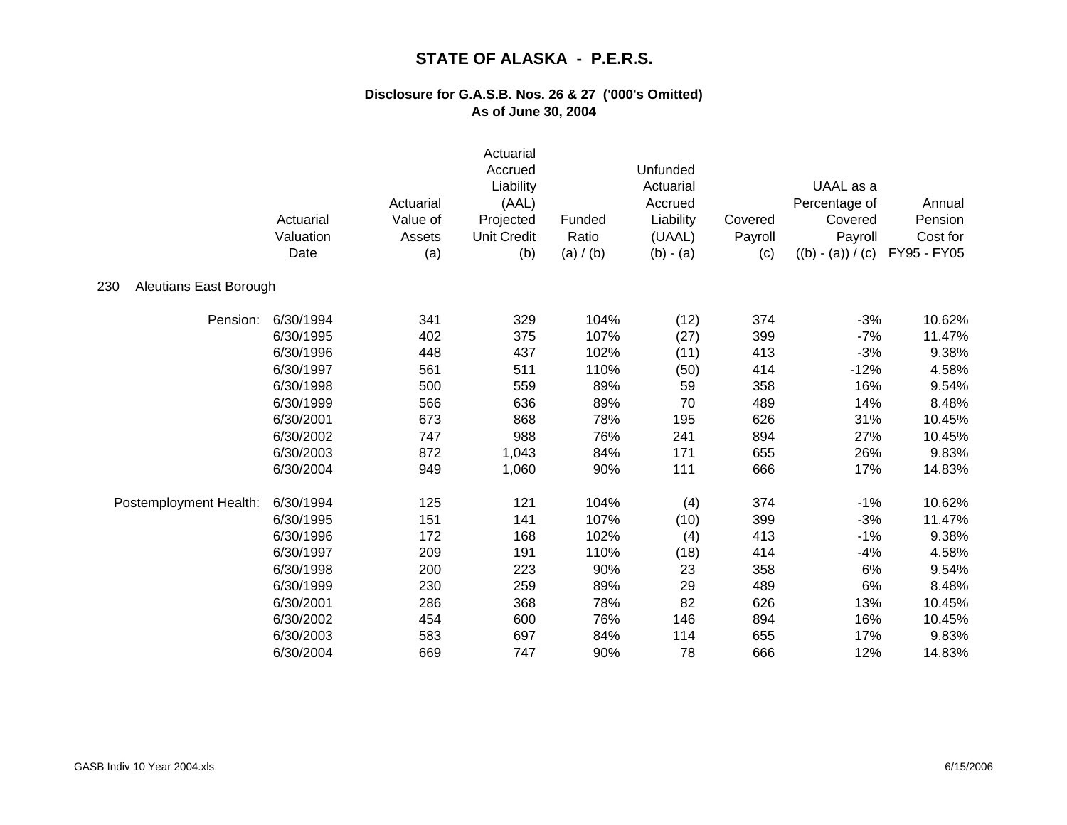# STATE OF ALASKA - P.E.R.S.

## Disclosure for G.A.S.B. Nos. 26 & 27 ('000's Omitted)
## As of June 30, 2004

| | Actuarial Valuation Date | Actuarial Value of Assets (a) | Actuarial Accrued Liability (AAL) Projected Unit Credit (b) | Funded Ratio (a) / (b) | Unfunded Actuarial Accrued Liability (UAAL) (b) - (a) | Covered Payroll (c) | UAAL as a Percentage of Covered Payroll ((b) - (a)) / (c) | Annual Pension Cost for FY95 - FY05 |
|---|---|---|---|---|---|---|---|---|
| **230 Aleutians East Borough** | | | | | | | | |
| Pension: | 6/30/1994 | 341 | 329 | 104% | (12) | 374 | -3% | 10.62% |
| | 6/30/1995 | 402 | 375 | 107% | (27) | 399 | -7% | 11.47% |
| | 6/30/1996 | 448 | 437 | 102% | (11) | 413 | -3% | 9.38% |
| | 6/30/1997 | 561 | 511 | 110% | (50) | 414 | -12% | 4.58% |
| | 6/30/1998 | 500 | 559 | 89% | 59 | 358 | 16% | 9.54% |
| | 6/30/1999 | 566 | 636 | 89% | 70 | 489 | 14% | 8.48% |
| | 6/30/2001 | 673 | 868 | 78% | 195 | 626 | 31% | 10.45% |
| | 6/30/2002 | 747 | 988 | 76% | 241 | 894 | 27% | 10.45% |
| | 6/30/2003 | 872 | 1,043 | 84% | 171 | 655 | 26% | 9.83% |
| | 6/30/2004 | 949 | 1,060 | 90% | 111 | 666 | 17% | 14.83% |
| Postemployment Health: | 6/30/1994 | 125 | 121 | 104% | (4) | 374 | -1% | 10.62% |
| | 6/30/1995 | 151 | 141 | 107% | (10) | 399 | -3% | 11.47% |
| | 6/30/1996 | 172 | 168 | 102% | (4) | 413 | -1% | 9.38% |
| | 6/30/1997 | 209 | 191 | 110% | (18) | 414 | -4% | 4.58% |
| | 6/30/1998 | 200 | 223 | 90% | 23 | 358 | 6% | 9.54% |
| | 6/30/1999 | 230 | 259 | 89% | 29 | 489 | 6% | 8.48% |
| | 6/30/2001 | 286 | 368 | 78% | 82 | 626 | 13% | 10.45% |
| | 6/30/2002 | 454 | 600 | 76% | 146 | 894 | 16% | 10.45% |
| | 6/30/2003 | 583 | 697 | 84% | 114 | 655 | 17% | 9.83% |
| | 6/30/2004 | 669 | 747 | 90% | 78 | 666 | 12% | 14.83% |

GASB Indiv 10 Year 2004.xls 6/15/2006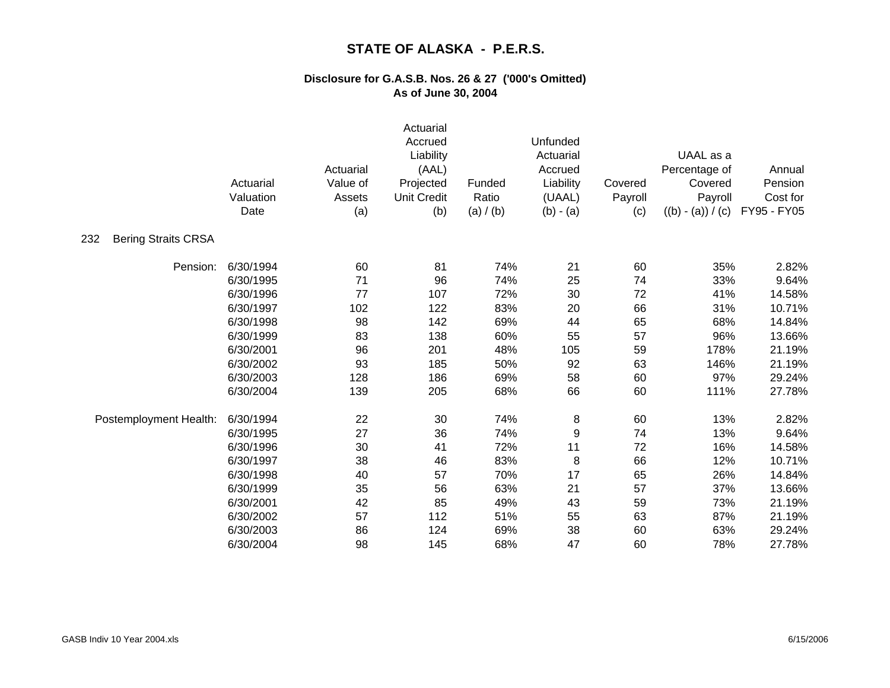# STATE OF ALASKA - P.E.R.S.

**Disclosure for G.A.S.B. Nos. 26 & 27 ('000's Omitted)**
**As of June 30, 2004**

| | Actuarial Valuation Date | Actuarial Value of Assets (a) | Actuarial Accrued Liability (AAL) Projected Unit Credit (b) | Funded Ratio (a) / (b) | Unfunded Actuarial Accrued Liability (UAAL) (b) - (a) | Covered Payroll (c) | UAAL as a Percentage of Covered Payroll ((b) - (a)) / (c) | Annual Pension Cost for FY95 - FY05 |
|---|---|---|---|---|---|---|---|---|
| 232 Bering Straits CRSA | | | | | | | | |
| Pension: | 6/30/1994 | 60 | 81 | 74% | 21 | 60 | 35% | 2.82% |
| | 6/30/1995 | 71 | 96 | 74% | 25 | 74 | 33% | 9.64% |
| | 6/30/1996 | 77 | 107 | 72% | 30 | 72 | 41% | 14.58% |
| | 6/30/1997 | 102 | 122 | 83% | 20 | 66 | 31% | 10.71% |
| | 6/30/1998 | 98 | 142 | 69% | 44 | 65 | 68% | 14.84% |
| | 6/30/1999 | 83 | 138 | 60% | 55 | 57 | 96% | 13.66% |
| | 6/30/2001 | 96 | 201 | 48% | 105 | 59 | 178% | 21.19% |
| | 6/30/2002 | 93 | 185 | 50% | 92 | 63 | 146% | 21.19% |
| | 6/30/2003 | 128 | 186 | 69% | 58 | 60 | 97% | 29.24% |
| | 6/30/2004 | 139 | 205 | 68% | 66 | 60 | 111% | 27.78% |
| Postemployment Health: | 6/30/1994 | 22 | 30 | 74% | 8 | 60 | 13% | 2.82% |
| | 6/30/1995 | 27 | 36 | 74% | 9 | 74 | 13% | 9.64% |
| | 6/30/1996 | 30 | 41 | 72% | 11 | 72 | 16% | 14.58% |
| | 6/30/1997 | 38 | 46 | 83% | 8 | 66 | 12% | 10.71% |
| | 6/30/1998 | 40 | 57 | 70% | 17 | 65 | 26% | 14.84% |
| | 6/30/1999 | 35 | 56 | 63% | 21 | 57 | 37% | 13.66% |
| | 6/30/2001 | 42 | 85 | 49% | 43 | 59 | 73% | 21.19% |
| | 6/30/2002 | 57 | 112 | 51% | 55 | 63 | 87% | 21.19% |
| | 6/30/2003 | 86 | 124 | 69% | 38 | 60 | 63% | 29.24% |
| | 6/30/2004 | 98 | 145 | 68% | 47 | 60 | 78% | 27.78% |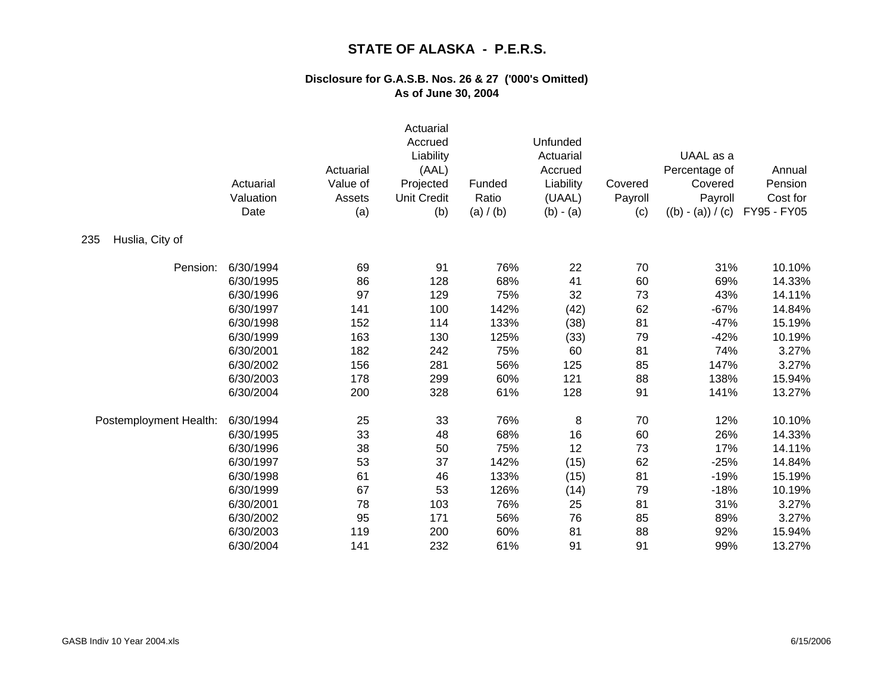# STATE OF ALASKA - P.E.R.S.

## Disclosure for G.A.S.B. Nos. 26 & 27 ('000's Omitted)
## As of June 30, 2004

| | Actuarial Valuation Date | Actuarial Value of Assets (a) | Actuarial Accrued Liability (AAL) Projected Unit Credit (b) | Funded Ratio (a) / (b) | Unfunded Actuarial Accrued Liability (UAAL) (b) - (a) | Covered Payroll (c) | UAAL as a Percentage of Covered Payroll ((b) - (a)) / (c) | Annual Pension Cost for FY95 - FY05 |
|---|---|---|---|---|---|---|---|---|
| 235 Huslia, City of | | | | | | | | |
| Pension: | 6/30/1994 | 69 | 91 | 76% | 22 | 70 | 31% | 10.10% |
| | 6/30/1995 | 86 | 128 | 68% | 41 | 60 | 69% | 14.33% |
| | 6/30/1996 | 97 | 129 | 75% | 32 | 73 | 43% | 14.11% |
| | 6/30/1997 | 141 | 100 | 142% | (42) | 62 | -67% | 14.84% |
| | 6/30/1998 | 152 | 114 | 133% | (38) | 81 | -47% | 15.19% |
| | 6/30/1999 | 163 | 130 | 125% | (33) | 79 | -42% | 10.19% |
| | 6/30/2001 | 182 | 242 | 75% | 60 | 81 | 74% | 3.27% |
| | 6/30/2002 | 156 | 281 | 56% | 125 | 85 | 147% | 3.27% |
| | 6/30/2003 | 178 | 299 | 60% | 121 | 88 | 138% | 15.94% |
| | 6/30/2004 | 200 | 328 | 61% | 128 | 91 | 141% | 13.27% |
| Postemployment Health: | 6/30/1994 | 25 | 33 | 76% | 8 | 70 | 12% | 10.10% |
| | 6/30/1995 | 33 | 48 | 68% | 16 | 60 | 26% | 14.33% |
| | 6/30/1996 | 38 | 50 | 75% | 12 | 73 | 17% | 14.11% |
| | 6/30/1997 | 53 | 37 | 142% | (15) | 62 | -25% | 14.84% |
| | 6/30/1998 | 61 | 46 | 133% | (15) | 81 | -19% | 15.19% |
| | 6/30/1999 | 67 | 53 | 126% | (14) | 79 | -18% | 10.19% |
| | 6/30/2001 | 78 | 103 | 76% | 25 | 81 | 31% | 3.27% |
| | 6/30/2002 | 95 | 171 | 56% | 76 | 85 | 89% | 3.27% |
| | 6/30/2003 | 119 | 200 | 60% | 81 | 88 | 92% | 15.94% |
| | 6/30/2004 | 141 | 232 | 61% | 91 | 91 | 99% | 13.27% |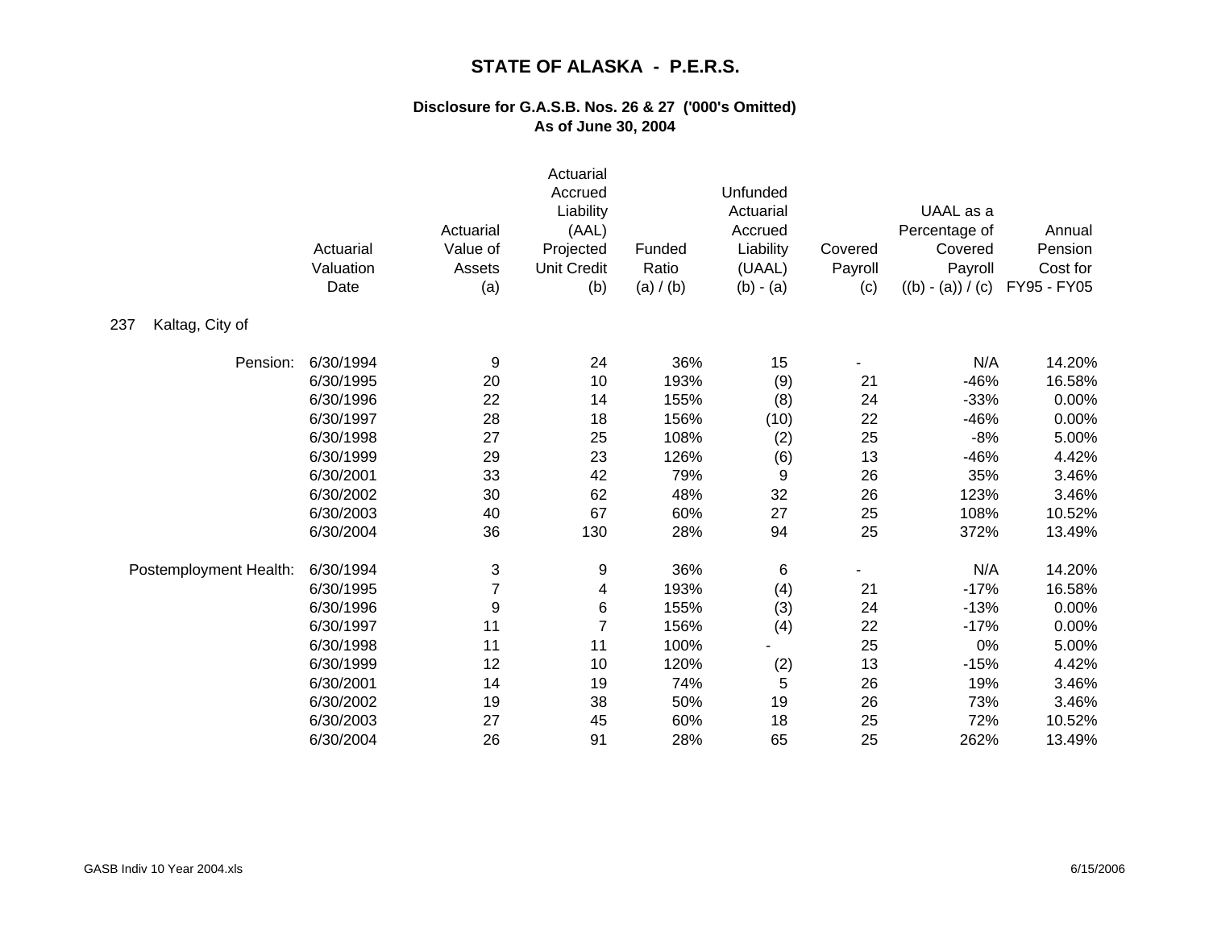# STATE OF ALASKA - P.E.R.S.

### Disclosure for G.A.S.B. Nos. 26 & 27 ('000's Omitted)
### As of June 30, 2004

| | Actuarial Valuation Date | Actuarial Value of Assets (a) | Actuarial Accrued Liability (AAL) Projected Unit Credit (b) | Funded Ratio (a) / (b) | Unfunded Actuarial Accrued Liability (UAAL) (b) - (a) | Covered Payroll (c) | UAAL as a Percentage of Covered Payroll ((b) - (a)) / (c) | Annual Pension Cost for FY95 - FY05 |
|---|---|---|---|---|---|---|---|---|
| 237 Kaltag, City of | | | | | | | | |
| Pension: | 6/30/1994 | 9 | 24 | 36% | 15 | - | N/A | 14.20% |
| | 6/30/1995 | 20 | 10 | 193% | (9) | 21 | -46% | 16.58% |
| | 6/30/1996 | 22 | 14 | 155% | (8) | 24 | -33% | 0.00% |
| | 6/30/1997 | 28 | 18 | 156% | (10) | 22 | -46% | 0.00% |
| | 6/30/1998 | 27 | 25 | 108% | (2) | 25 | -8% | 5.00% |
| | 6/30/1999 | 29 | 23 | 126% | (6) | 13 | -46% | 4.42% |
| | 6/30/2001 | 33 | 42 | 79% | 9 | 26 | 35% | 3.46% |
| | 6/30/2002 | 30 | 62 | 48% | 32 | 26 | 123% | 3.46% |
| | 6/30/2003 | 40 | 67 | 60% | 27 | 25 | 108% | 10.52% |
| | 6/30/2004 | 36 | 130 | 28% | 94 | 25 | 372% | 13.49% |
| Postemployment Health: | 6/30/1994 | 3 | 9 | 36% | 6 | - | N/A | 14.20% |
| | 6/30/1995 | 7 | 4 | 193% | (4) | 21 | -17% | 16.58% |
| | 6/30/1996 | 9 | 6 | 155% | (3) | 24 | -13% | 0.00% |
| | 6/30/1997 | 11 | 7 | 156% | (4) | 22 | -17% | 0.00% |
| | 6/30/1998 | 11 | 11 | 100% | - | 25 | 0% | 5.00% |
| | 6/30/1999 | 12 | 10 | 120% | (2) | 13 | -15% | 4.42% |
| | 6/30/2001 | 14 | 19 | 74% | 5 | 26 | 19% | 3.46% |
| | 6/30/2002 | 19 | 38 | 50% | 19 | 26 | 73% | 3.46% |
| | 6/30/2003 | 27 | 45 | 60% | 18 | 25 | 72% | 10.52% |
| | 6/30/2004 | 26 | 91 | 28% | 65 | 25 | 262% | 13.49% |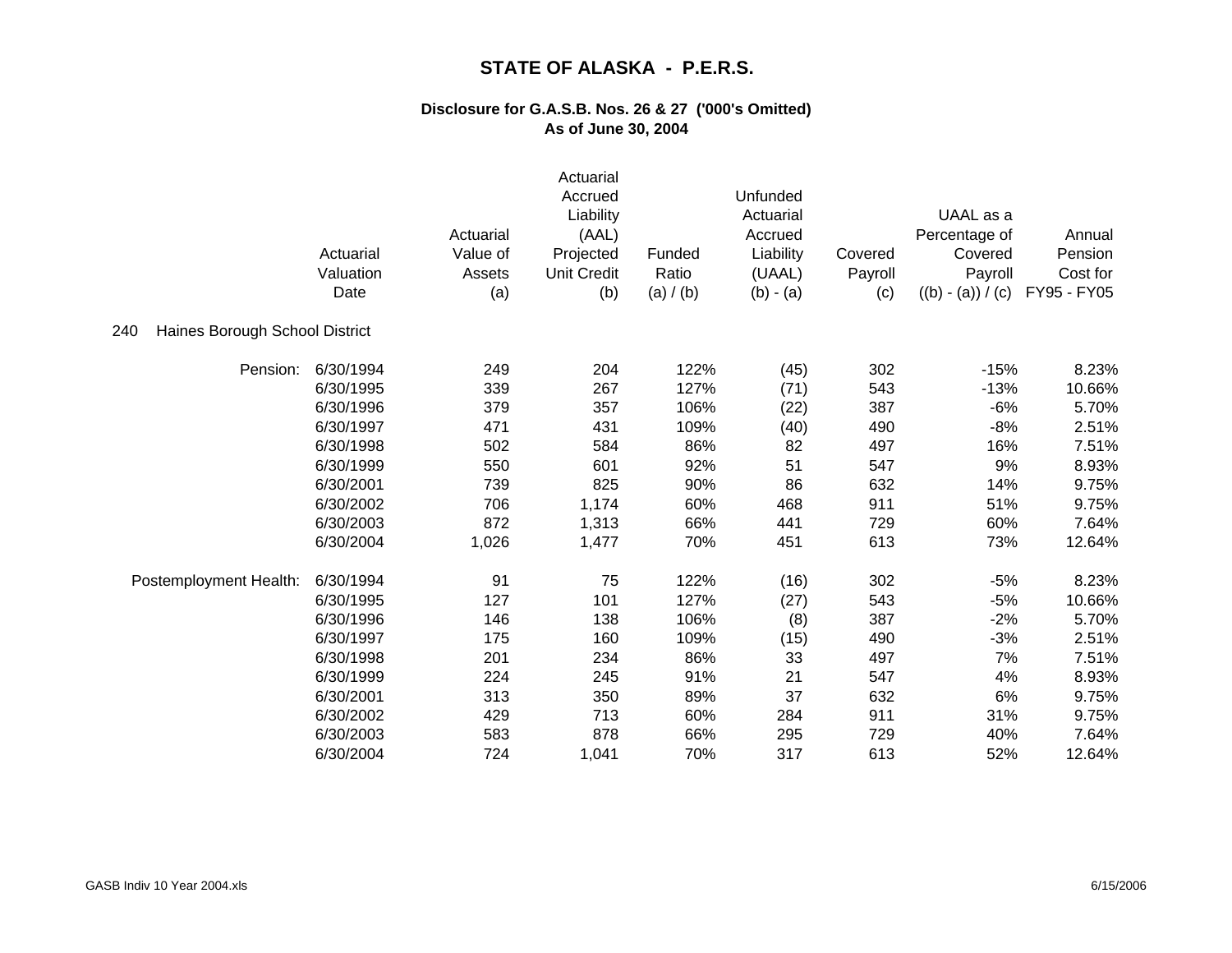# STATE OF ALASKA - P.E.R.S.

## Disclosure for G.A.S.B. Nos. 26 & 27 ('000's Omitted)
## As of June 30, 2004

240 Haines Borough School District

| | Actuarial Valuation Date | Actuarial Value of Assets (a) | Actuarial Accrued Liability (AAL) Projected Unit Credit (b) | Funded Ratio (a) / (b) | Unfunded Actuarial Accrued Liability (UAAL) (b) - (a) | Covered Payroll (c) | UAAL as a Percentage of Covered Payroll ((b) - (a)) / (c) | Annual Pension Cost for FY95 - FY05 |
|---|---|---|---|---|---|---|---|---|
| Pension: | 6/30/1994 | 249 | 204 | 122% | (45) | 302 | -15% | 8.23% |
| | 6/30/1995 | 339 | 267 | 127% | (71) | 543 | -13% | 10.66% |
| | 6/30/1996 | 379 | 357 | 106% | (22) | 387 | -6% | 5.70% |
| | 6/30/1997 | 471 | 431 | 109% | (40) | 490 | -8% | 2.51% |
| | 6/30/1998 | 502 | 584 | 86% | 82 | 497 | 16% | 7.51% |
| | 6/30/1999 | 550 | 601 | 92% | 51 | 547 | 9% | 8.93% |
| | 6/30/2001 | 739 | 825 | 90% | 86 | 632 | 14% | 9.75% |
| | 6/30/2002 | 706 | 1,174 | 60% | 468 | 911 | 51% | 9.75% |
| | 6/30/2003 | 872 | 1,313 | 66% | 441 | 729 | 60% | 7.64% |
| | 6/30/2004 | 1,026 | 1,477 | 70% | 451 | 613 | 73% | 12.64% |
| Postemployment Health: | 6/30/1994 | 91 | 75 | 122% | (16) | 302 | -5% | 8.23% |
| | 6/30/1995 | 127 | 101 | 127% | (27) | 543 | -5% | 10.66% |
| | 6/30/1996 | 146 | 138 | 106% | (8) | 387 | -2% | 5.70% |
| | 6/30/1997 | 175 | 160 | 109% | (15) | 490 | -3% | 2.51% |
| | 6/30/1998 | 201 | 234 | 86% | 33 | 497 | 7% | 7.51% |
| | 6/30/1999 | 224 | 245 | 91% | 21 | 547 | 4% | 8.93% |
| | 6/30/2001 | 313 | 350 | 89% | 37 | 632 | 6% | 9.75% |
| | 6/30/2002 | 429 | 713 | 60% | 284 | 911 | 31% | 9.75% |
| | 6/30/2003 | 583 | 878 | 66% | 295 | 729 | 40% | 7.64% |
| | 6/30/2004 | 724 | 1,041 | 70% | 317 | 613 | 52% | 12.64% |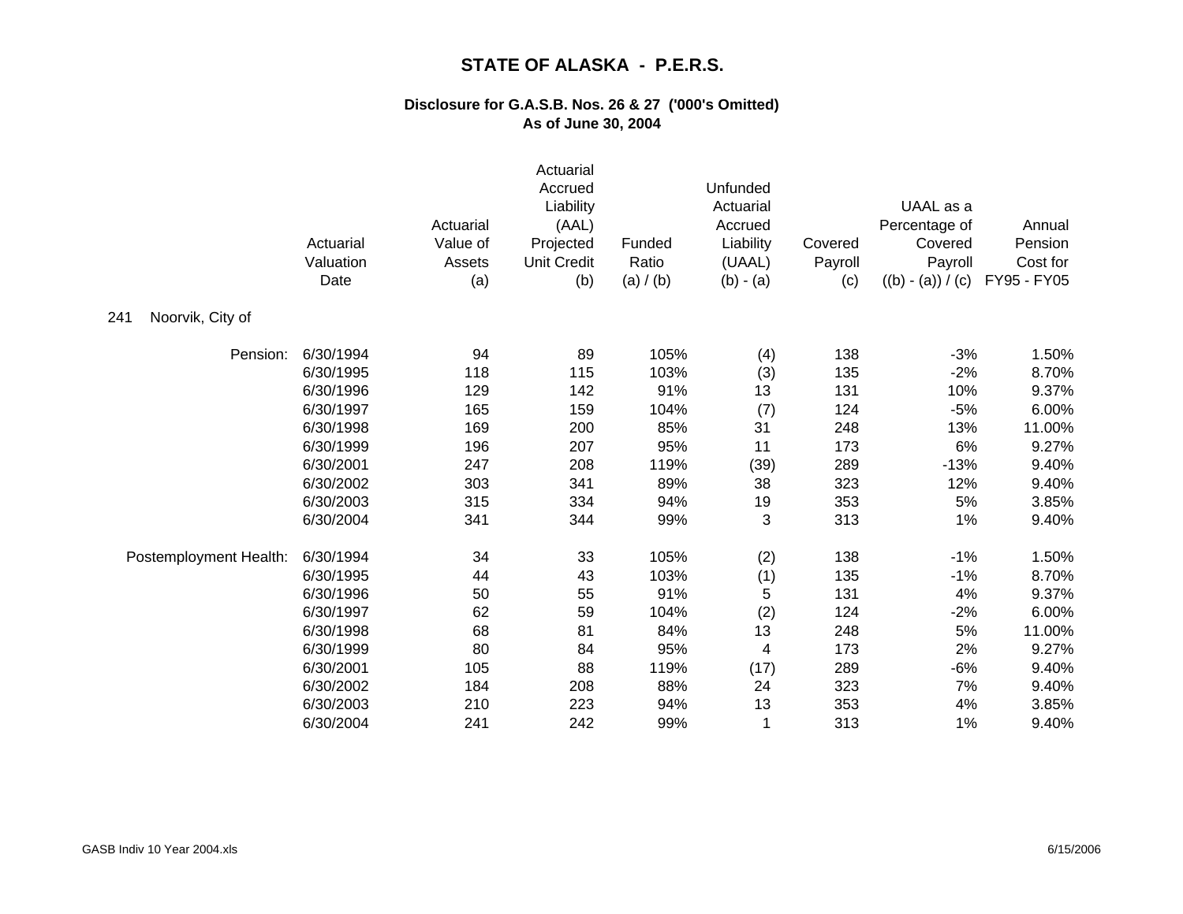# STATE OF ALASKA - P.E.R.S.

## Disclosure for G.A.S.B. Nos. 26 & 27 ('000's Omitted)
## As of June 30, 2004

| | Actuarial Valuation Date | Actuarial Value of Assets (a) | Actuarial Accrued Liability (AAL) Projected Unit Credit (b) | Funded Ratio (a) / (b) | Unfunded Actuarial Accrued Liability (UAAL) (b) - (a) | Covered Payroll (c) | UAAL as a Percentage of Covered Payroll ((b) - (a)) / (c) | Annual Pension Cost for FY95 - FY05 |
|---|---|---|---|---|---|---|---|---|
| 241 Noorvik, City of | | | | | | | | |
| Pension: | 6/30/1994 | 94 | 89 | 105% | (4) | 138 | -3% | 1.50% |
| | 6/30/1995 | 118 | 115 | 103% | (3) | 135 | -2% | 8.70% |
| | 6/30/1996 | 129 | 142 | 91% | 13 | 131 | 10% | 9.37% |
| | 6/30/1997 | 165 | 159 | 104% | (7) | 124 | -5% | 6.00% |
| | 6/30/1998 | 169 | 200 | 85% | 31 | 248 | 13% | 11.00% |
| | 6/30/1999 | 196 | 207 | 95% | 11 | 173 | 6% | 9.27% |
| | 6/30/2001 | 247 | 208 | 119% | (39) | 289 | -13% | 9.40% |
| | 6/30/2002 | 303 | 341 | 89% | 38 | 323 | 12% | 9.40% |
| | 6/30/2003 | 315 | 334 | 94% | 19 | 353 | 5% | 3.85% |
| | 6/30/2004 | 341 | 344 | 99% | 3 | 313 | 1% | 9.40% |
| Postemployment Health: | 6/30/1994 | 34 | 33 | 105% | (2) | 138 | -1% | 1.50% |
| | 6/30/1995 | 44 | 43 | 103% | (1) | 135 | -1% | 8.70% |
| | 6/30/1996 | 50 | 55 | 91% | 5 | 131 | 4% | 9.37% |
| | 6/30/1997 | 62 | 59 | 104% | (2) | 124 | -2% | 6.00% |
| | 6/30/1998 | 68 | 81 | 84% | 13 | 248 | 5% | 11.00% |
| | 6/30/1999 | 80 | 84 | 95% | 4 | 173 | 2% | 9.27% |
| | 6/30/2001 | 105 | 88 | 119% | (17) | 289 | -6% | 9.40% |
| | 6/30/2002 | 184 | 208 | 88% | 24 | 323 | 7% | 9.40% |
| | 6/30/2003 | 210 | 223 | 94% | 13 | 353 | 4% | 3.85% |
| | 6/30/2004 | 241 | 242 | 99% | 1 | 313 | 1% | 9.40% |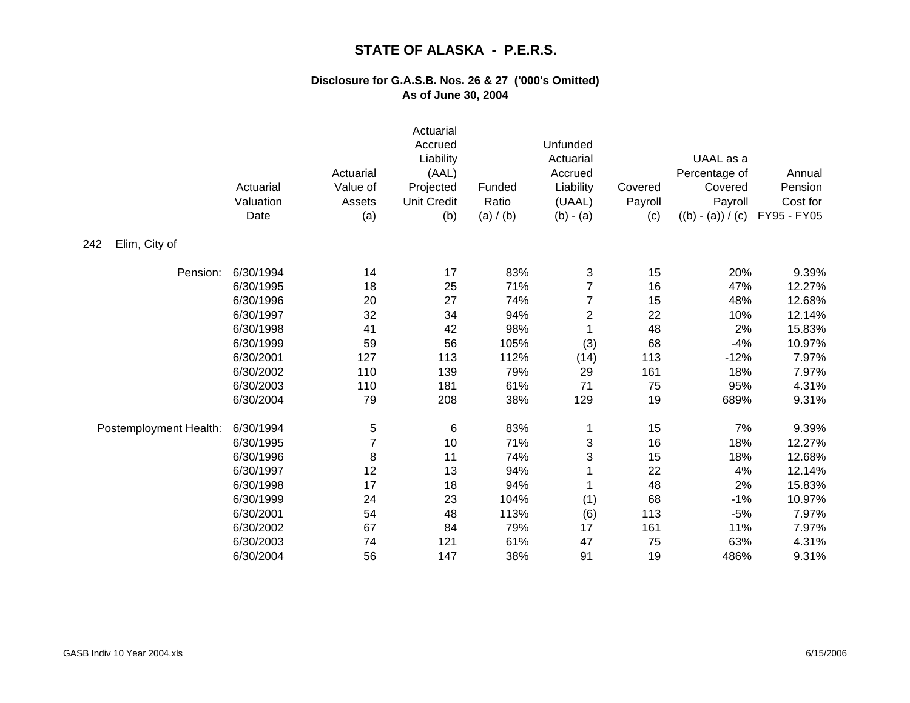# STATE OF ALASKA - P.E.R.S.

## Disclosure for G.A.S.B. Nos. 26 & 27 ('000's Omitted)
## As of June 30, 2004

| | Actuarial Valuation Date | Actuarial Value of Assets (a) | Actuarial Accrued Liability (AAL) Projected Unit Credit (b) | Funded Ratio (a) / (b) | Unfunded Actuarial Accrued Liability (UAAL) (b) - (a) | Covered Payroll (c) | UAAL as a Percentage of Covered Payroll ((b) - (a)) / (c) | Annual Pension Cost for FY95 - FY05 |
|---|---|---|---|---|---|---|---|---|
| 242 Elim, City of | | | | | | | | |
| Pension: | 6/30/1994 | 14 | 17 | 83% | 3 | 15 | 20% | 9.39% |
| | 6/30/1995 | 18 | 25 | 71% | 7 | 16 | 47% | 12.27% |
| | 6/30/1996 | 20 | 27 | 74% | 7 | 15 | 48% | 12.68% |
| | 6/30/1997 | 32 | 34 | 94% | 2 | 22 | 10% | 12.14% |
| | 6/30/1998 | 41 | 42 | 98% | 1 | 48 | 2% | 15.83% |
| | 6/30/1999 | 59 | 56 | 105% | (3) | 68 | -4% | 10.97% |
| | 6/30/2001 | 127 | 113 | 112% | (14) | 113 | -12% | 7.97% |
| | 6/30/2002 | 110 | 139 | 79% | 29 | 161 | 18% | 7.97% |
| | 6/30/2003 | 110 | 181 | 61% | 71 | 75 | 95% | 4.31% |
| | 6/30/2004 | 79 | 208 | 38% | 129 | 19 | 689% | 9.31% |
| Postemployment Health: | 6/30/1994 | 5 | 6 | 83% | 1 | 15 | 7% | 9.39% |
| | 6/30/1995 | 7 | 10 | 71% | 3 | 16 | 18% | 12.27% |
| | 6/30/1996 | 8 | 11 | 74% | 3 | 15 | 18% | 12.68% |
| | 6/30/1997 | 12 | 13 | 94% | 1 | 22 | 4% | 12.14% |
| | 6/30/1998 | 17 | 18 | 94% | 1 | 48 | 2% | 15.83% |
| | 6/30/1999 | 24 | 23 | 104% | (1) | 68 | -1% | 10.97% |
| | 6/30/2001 | 54 | 48 | 113% | (6) | 113 | -5% | 7.97% |
| | 6/30/2002 | 67 | 84 | 79% | 17 | 161 | 11% | 7.97% |
| | 6/30/2003 | 74 | 121 | 61% | 47 | 75 | 63% | 4.31% |
| | 6/30/2004 | 56 | 147 | 38% | 91 | 19 | 486% | 9.31% |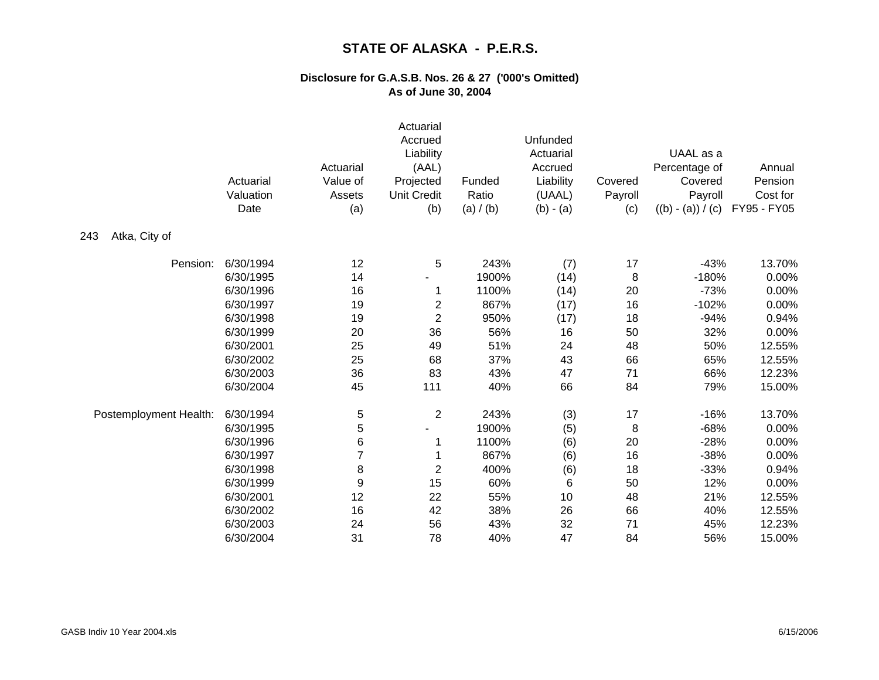# STATE OF ALASKA - P.E.R.S.

### Disclosure for G.A.S.B. Nos. 26 & 27 ('000's Omitted)
### As of June 30, 2004

**243 Atka, City of**

| | Actuarial Valuation Date | Actuarial Value of Assets (a) | Actuarial Accrued Liability (AAL) Projected Unit Credit (b) | Funded Ratio (a) / (b) | Unfunded Actuarial Accrued Liability (UAAL) (b) - (a) | Covered Payroll (c) | UAAL as a Percentage of Covered Payroll ((b) - (a)) / (c) | Annual Pension Cost for FY95 - FY05 |
|---|---|---|---|---|---|---|---|---|
| Pension: | 6/30/1994 | 12 | 5 | 243% | (7) | 17 | -43% | 13.70% |
| | 6/30/1995 | 14 | - | 1900% | (14) | 8 | -180% | 0.00% |
| | 6/30/1996 | 16 | 1 | 1100% | (14) | 20 | -73% | 0.00% |
| | 6/30/1997 | 19 | 2 | 867% | (17) | 16 | -102% | 0.00% |
| | 6/30/1998 | 19 | 2 | 950% | (17) | 18 | -94% | 0.94% |
| | 6/30/1999 | 20 | 36 | 56% | 16 | 50 | 32% | 0.00% |
| | 6/30/2001 | 25 | 49 | 51% | 24 | 48 | 50% | 12.55% |
| | 6/30/2002 | 25 | 68 | 37% | 43 | 66 | 65% | 12.55% |
| | 6/30/2003 | 36 | 83 | 43% | 47 | 71 | 66% | 12.23% |
| | 6/30/2004 | 45 | 111 | 40% | 66 | 84 | 79% | 15.00% |
| Postemployment Health: | 6/30/1994 | 5 | 2 | 243% | (3) | 17 | -16% | 13.70% |
| | 6/30/1995 | 5 | - | 1900% | (5) | 8 | -68% | 0.00% |
| | 6/30/1996 | 6 | 1 | 1100% | (6) | 20 | -28% | 0.00% |
| | 6/30/1997 | 7 | 1 | 867% | (6) | 16 | -38% | 0.00% |
| | 6/30/1998 | 8 | 2 | 400% | (6) | 18 | -33% | 0.94% |
| | 6/30/1999 | 9 | 15 | 60% | 6 | 50 | 12% | 0.00% |
| | 6/30/2001 | 12 | 22 | 55% | 10 | 48 | 21% | 12.55% |
| | 6/30/2002 | 16 | 42 | 38% | 26 | 66 | 40% | 12.55% |
| | 6/30/2003 | 24 | 56 | 43% | 32 | 71 | 45% | 12.23% |
| | 6/30/2004 | 31 | 78 | 40% | 47 | 84 | 56% | 15.00% |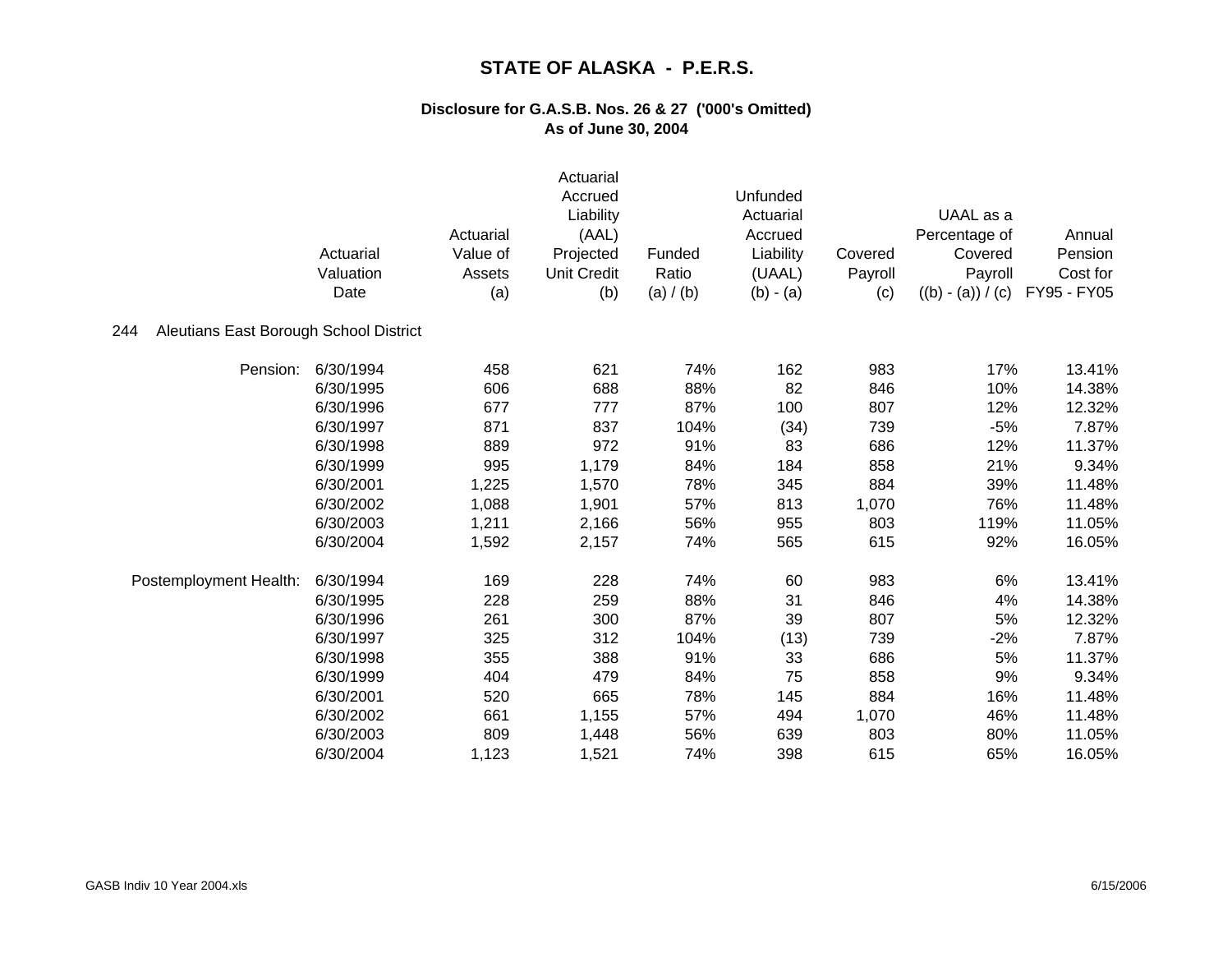# STATE OF ALASKA - P.E.R.S.

### Disclosure for G.A.S.B. Nos. 26 & 27 ('000's Omitted)
### As of June 30, 2004

| | Actuarial Valuation Date | Actuarial Value of Assets (a) | Actuarial Accrued Liability (AAL) Projected Unit Credit (b) | Funded Ratio (a) / (b) | Unfunded Actuarial Accrued Liability (UAAL) (b) - (a) | Covered Payroll (c) | UAAL as a Percentage of Covered Payroll ((b) - (a)) / (c) | Annual Pension Cost for FY95 - FY05 |
|---|---|---|---|---|---|---|---|---|
| **244 Aleutians East Borough School District** | | | | | | | | |
| Pension: | 6/30/1994 | 458 | 621 | 74% | 162 | 983 | 17% | 13.41% |
| | 6/30/1995 | 606 | 688 | 88% | 82 | 846 | 10% | 14.38% |
| | 6/30/1996 | 677 | 777 | 87% | 100 | 807 | 12% | 12.32% |
| | 6/30/1997 | 871 | 837 | 104% | (34) | 739 | -5% | 7.87% |
| | 6/30/1998 | 889 | 972 | 91% | 83 | 686 | 12% | 11.37% |
| | 6/30/1999 | 995 | 1,179 | 84% | 184 | 858 | 21% | 9.34% |
| | 6/30/2001 | 1,225 | 1,570 | 78% | 345 | 884 | 39% | 11.48% |
| | 6/30/2002 | 1,088 | 1,901 | 57% | 813 | 1,070 | 76% | 11.48% |
| | 6/30/2003 | 1,211 | 2,166 | 56% | 955 | 803 | 119% | 11.05% |
| | 6/30/2004 | 1,592 | 2,157 | 74% | 565 | 615 | 92% | 16.05% |
| Postemployment Health: | 6/30/1994 | 169 | 228 | 74% | 60 | 983 | 6% | 13.41% |
| | 6/30/1995 | 228 | 259 | 88% | 31 | 846 | 4% | 14.38% |
| | 6/30/1996 | 261 | 300 | 87% | 39 | 807 | 5% | 12.32% |
| | 6/30/1997 | 325 | 312 | 104% | (13) | 739 | -2% | 7.87% |
| | 6/30/1998 | 355 | 388 | 91% | 33 | 686 | 5% | 11.37% |
| | 6/30/1999 | 404 | 479 | 84% | 75 | 858 | 9% | 9.34% |
| | 6/30/2001 | 520 | 665 | 78% | 145 | 884 | 16% | 11.48% |
| | 6/30/2002 | 661 | 1,155 | 57% | 494 | 1,070 | 46% | 11.48% |
| | 6/30/2003 | 809 | 1,448 | 56% | 639 | 803 | 80% | 11.05% |
| | 6/30/2004 | 1,123 | 1,521 | 74% | 398 | 615 | 65% | 16.05% |

GASB Indiv 10 Year 2004.xls 6/15/2006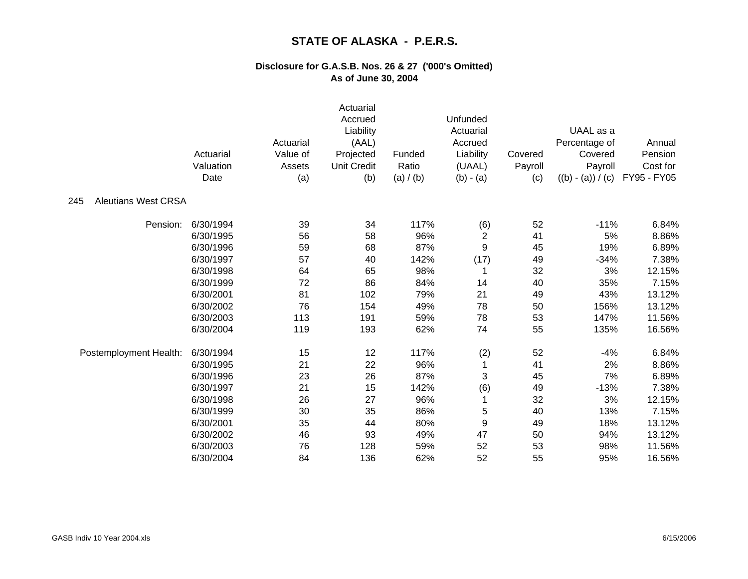# STATE OF ALASKA - P.E.R.S.

## Disclosure for G.A.S.B. Nos. 26 & 27 ('000's Omitted)
## As of June 30, 2004

| | Actuarial Valuation Date | Actuarial Value of Assets (a) | Actuarial Accrued Liability (AAL) Projected Unit Credit (b) | Funded Ratio (a) / (b) | Unfunded Actuarial Accrued Liability (UAAL) (b) - (a) | Covered Payroll (c) | UAAL as a Percentage of Covered Payroll ((b) - (a)) / (c) | Annual Pension Cost for FY95 - FY05 |
|---|---|---|---|---|---|---|---|---|
| 245 Aleutians West CRSA | | | | | | | | |
| Pension: | 6/30/1994 | 39 | 34 | 117% | (6) | 52 | -11% | 6.84% |
| | 6/30/1995 | 56 | 58 | 96% | 2 | 41 | 5% | 8.86% |
| | 6/30/1996 | 59 | 68 | 87% | 9 | 45 | 19% | 6.89% |
| | 6/30/1997 | 57 | 40 | 142% | (17) | 49 | -34% | 7.38% |
| | 6/30/1998 | 64 | 65 | 98% | 1 | 32 | 3% | 12.15% |
| | 6/30/1999 | 72 | 86 | 84% | 14 | 40 | 35% | 7.15% |
| | 6/30/2001 | 81 | 102 | 79% | 21 | 49 | 43% | 13.12% |
| | 6/30/2002 | 76 | 154 | 49% | 78 | 50 | 156% | 13.12% |
| | 6/30/2003 | 113 | 191 | 59% | 78 | 53 | 147% | 11.56% |
| | 6/30/2004 | 119 | 193 | 62% | 74 | 55 | 135% | 16.56% |
| Postemployment Health: | 6/30/1994 | 15 | 12 | 117% | (2) | 52 | -4% | 6.84% |
| | 6/30/1995 | 21 | 22 | 96% | 1 | 41 | 2% | 8.86% |
| | 6/30/1996 | 23 | 26 | 87% | 3 | 45 | 7% | 6.89% |
| | 6/30/1997 | 21 | 15 | 142% | (6) | 49 | -13% | 7.38% |
| | 6/30/1998 | 26 | 27 | 96% | 1 | 32 | 3% | 12.15% |
| | 6/30/1999 | 30 | 35 | 86% | 5 | 40 | 13% | 7.15% |
| | 6/30/2001 | 35 | 44 | 80% | 9 | 49 | 18% | 13.12% |
| | 6/30/2002 | 46 | 93 | 49% | 47 | 50 | 94% | 13.12% |
| | 6/30/2003 | 76 | 128 | 59% | 52 | 53 | 98% | 11.56% |
| | 6/30/2004 | 84 | 136 | 62% | 52 | 55 | 95% | 16.56% |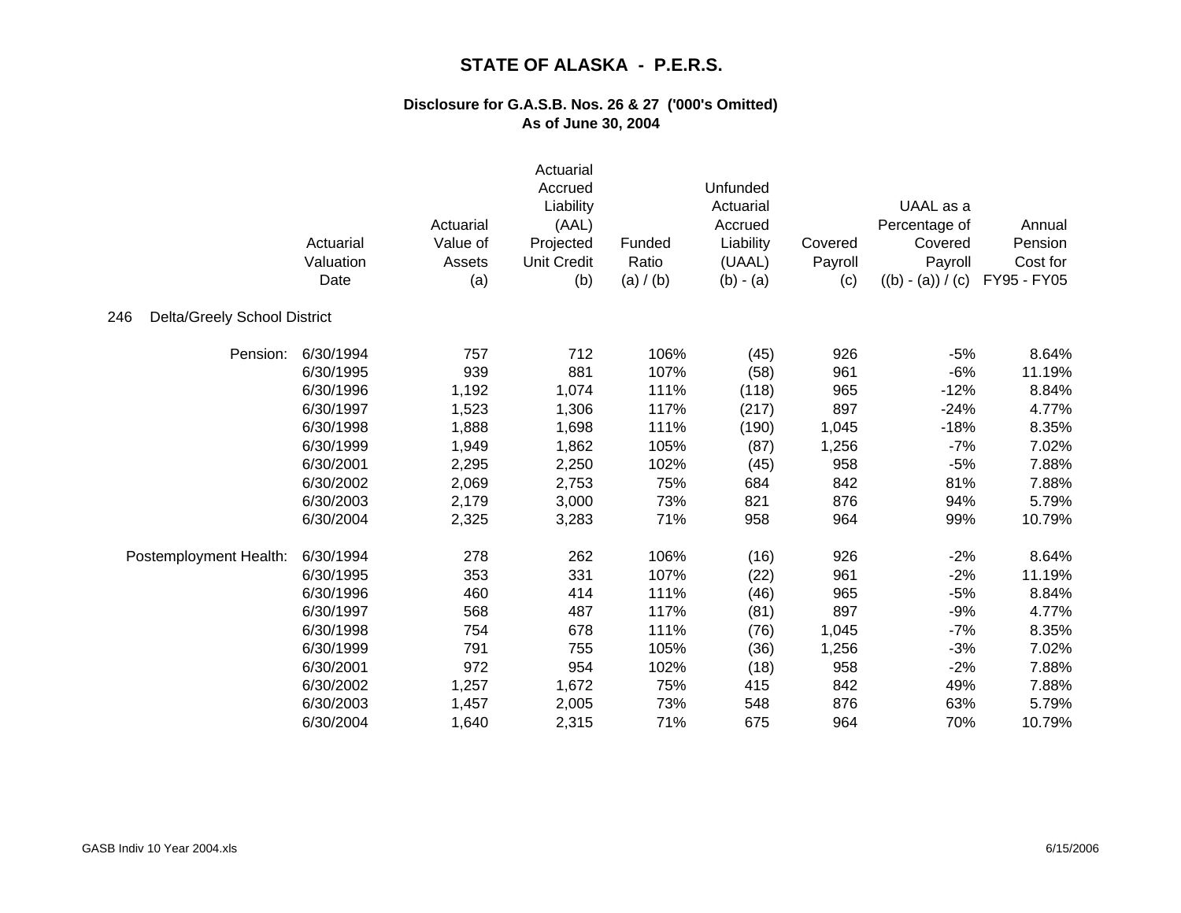# STATE OF ALASKA - P.E.R.S.

## Disclosure for G.A.S.B. Nos. 26 & 27 ('000's Omitted)
## As of June 30, 2004

| | Actuarial Valuation Date | Actuarial Value of Assets (a) | Actuarial Accrued Liability (AAL) Projected Unit Credit (b) | Funded Ratio (a) / (b) | Unfunded Actuarial Accrued Liability (UAAL) (b) - (a) | Covered Payroll (c) | UAAL as a Percentage of Covered Payroll ((b) - (a)) / (c) | Annual Pension Cost for FY95 - FY05 |
|---|---|---|---|---|---|---|---|---|
| 246 Delta/Greely School District | | | | | | | | |
| Pension: | 6/30/1994 | 757 | 712 | 106% | (45) | 926 | -5% | 8.64% |
| | 6/30/1995 | 939 | 881 | 107% | (58) | 961 | -6% | 11.19% |
| | 6/30/1996 | 1,192 | 1,074 | 111% | (118) | 965 | -12% | 8.84% |
| | 6/30/1997 | 1,523 | 1,306 | 117% | (217) | 897 | -24% | 4.77% |
| | 6/30/1998 | 1,888 | 1,698 | 111% | (190) | 1,045 | -18% | 8.35% |
| | 6/30/1999 | 1,949 | 1,862 | 105% | (87) | 1,256 | -7% | 7.02% |
| | 6/30/2001 | 2,295 | 2,250 | 102% | (45) | 958 | -5% | 7.88% |
| | 6/30/2002 | 2,069 | 2,753 | 75% | 684 | 842 | 81% | 7.88% |
| | 6/30/2003 | 2,179 | 3,000 | 73% | 821 | 876 | 94% | 5.79% |
| | 6/30/2004 | 2,325 | 3,283 | 71% | 958 | 964 | 99% | 10.79% |
| Postemployment Health: | 6/30/1994 | 278 | 262 | 106% | (16) | 926 | -2% | 8.64% |
| | 6/30/1995 | 353 | 331 | 107% | (22) | 961 | -2% | 11.19% |
| | 6/30/1996 | 460 | 414 | 111% | (46) | 965 | -5% | 8.84% |
| | 6/30/1997 | 568 | 487 | 117% | (81) | 897 | -9% | 4.77% |
| | 6/30/1998 | 754 | 678 | 111% | (76) | 1,045 | -7% | 8.35% |
| | 6/30/1999 | 791 | 755 | 105% | (36) | 1,256 | -3% | 7.02% |
| | 6/30/2001 | 972 | 954 | 102% | (18) | 958 | -2% | 7.88% |
| | 6/30/2002 | 1,257 | 1,672 | 75% | 415 | 842 | 49% | 7.88% |
| | 6/30/2003 | 1,457 | 2,005 | 73% | 548 | 876 | 63% | 5.79% |
| | 6/30/2004 | 1,640 | 2,315 | 71% | 675 | 964 | 70% | 10.79% |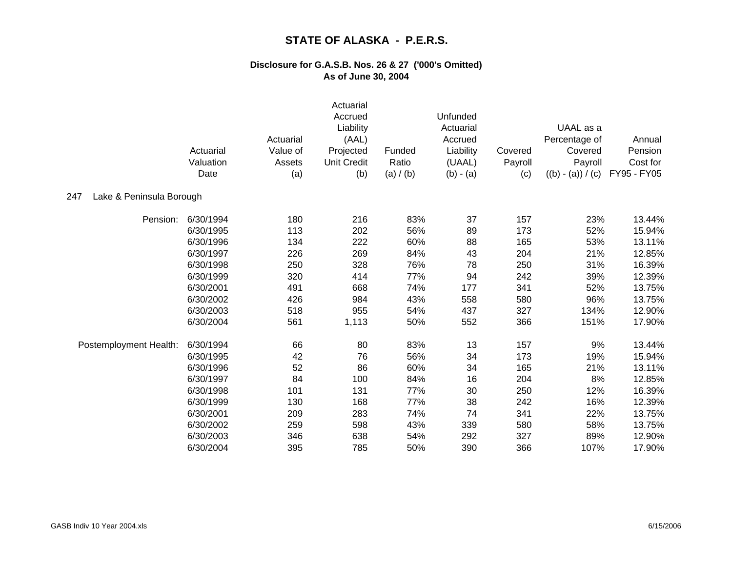# STATE OF ALASKA - P.E.R.S.

## Disclosure for G.A.S.B. Nos. 26 & 27 ('000's Omitted)
## As of June 30, 2004

| | Actuarial Valuation Date | Actuarial Value of Assets (a) | Actuarial Accrued Liability (AAL) Projected Unit Credit (b) | Funded Ratio (a) / (b) | Unfunded Actuarial Accrued Liability (UAAL) (b) - (a) | Covered Payroll (c) | UAAL as a Percentage of Covered Payroll ((b) - (a)) / (c) | Annual Pension Cost for FY95 - FY05 |
|---|---|---|---|---|---|---|---|---|
| 247 Lake & Peninsula Borough | | | | | | | | |
| Pension: | 6/30/1994 | 180 | 216 | 83% | 37 | 157 | 23% | 13.44% |
| | 6/30/1995 | 113 | 202 | 56% | 89 | 173 | 52% | 15.94% |
| | 6/30/1996 | 134 | 222 | 60% | 88 | 165 | 53% | 13.11% |
| | 6/30/1997 | 226 | 269 | 84% | 43 | 204 | 21% | 12.85% |
| | 6/30/1998 | 250 | 328 | 76% | 78 | 250 | 31% | 16.39% |
| | 6/30/1999 | 320 | 414 | 77% | 94 | 242 | 39% | 12.39% |
| | 6/30/2001 | 491 | 668 | 74% | 177 | 341 | 52% | 13.75% |
| | 6/30/2002 | 426 | 984 | 43% | 558 | 580 | 96% | 13.75% |
| | 6/30/2003 | 518 | 955 | 54% | 437 | 327 | 134% | 12.90% |
| | 6/30/2004 | 561 | 1,113 | 50% | 552 | 366 | 151% | 17.90% |
| Postemployment Health: | 6/30/1994 | 66 | 80 | 83% | 13 | 157 | 9% | 13.44% |
| | 6/30/1995 | 42 | 76 | 56% | 34 | 173 | 19% | 15.94% |
| | 6/30/1996 | 52 | 86 | 60% | 34 | 165 | 21% | 13.11% |
| | 6/30/1997 | 84 | 100 | 84% | 16 | 204 | 8% | 12.85% |
| | 6/30/1998 | 101 | 131 | 77% | 30 | 250 | 12% | 16.39% |
| | 6/30/1999 | 130 | 168 | 77% | 38 | 242 | 16% | 12.39% |
| | 6/30/2001 | 209 | 283 | 74% | 74 | 341 | 22% | 13.75% |
| | 6/30/2002 | 259 | 598 | 43% | 339 | 580 | 58% | 13.75% |
| | 6/30/2003 | 346 | 638 | 54% | 292 | 327 | 89% | 12.90% |
| | 6/30/2004 | 395 | 785 | 50% | 390 | 366 | 107% | 17.90% |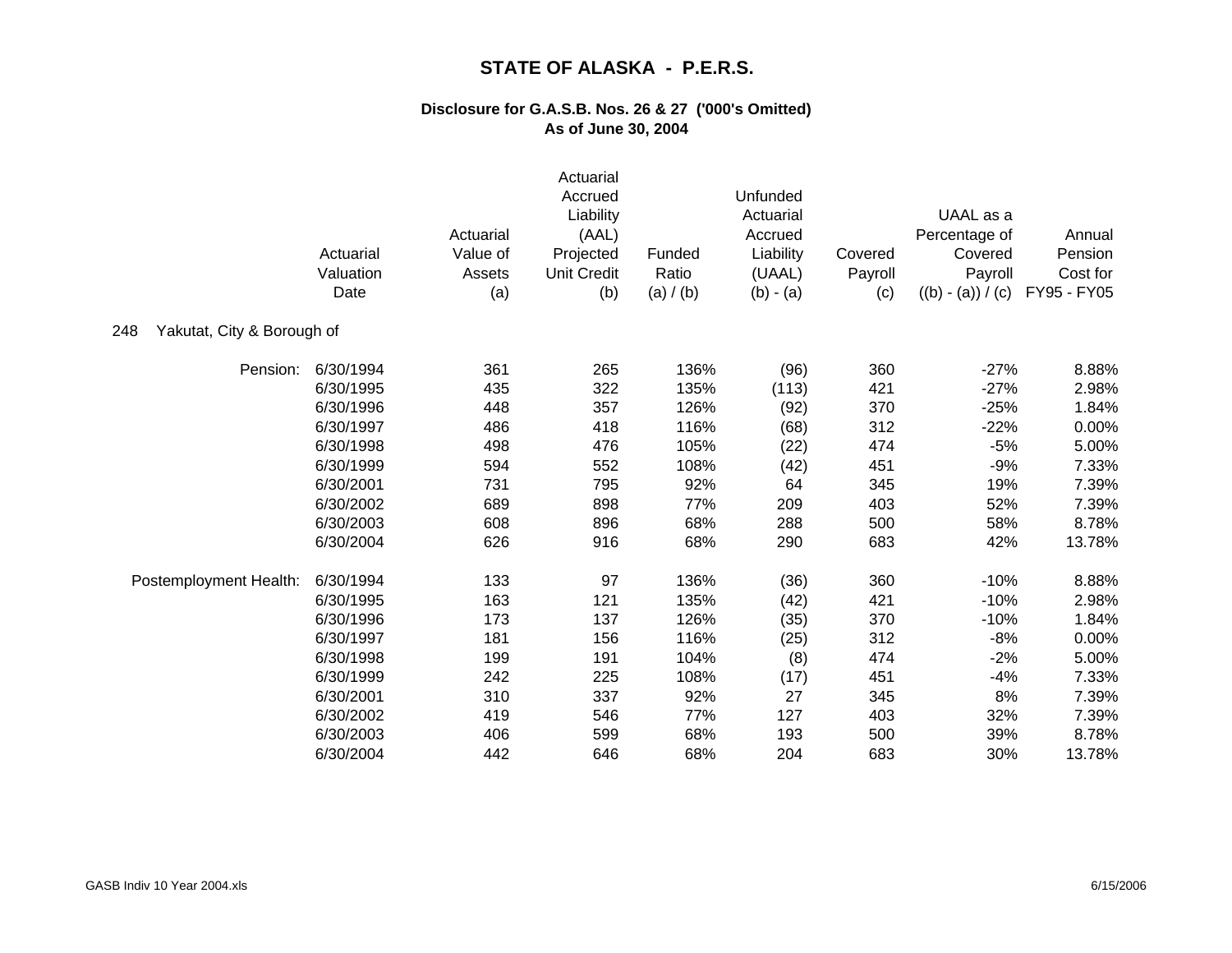# STATE OF ALASKA - P.E.R.S.

## Disclosure for G.A.S.B. Nos. 26 & 27 ('000's Omitted)
## As of June 30, 2004

| | Actuarial Valuation Date | Actuarial Value of Assets (a) | Actuarial Accrued Liability (AAL) Projected Unit Credit (b) | Funded Ratio (a) / (b) | Unfunded Actuarial Accrued Liability (UAAL) (b) - (a) | Covered Payroll (c) | UAAL as a Percentage of Covered Payroll ((b) - (a)) / (c) | Annual Pension Cost for FY95 - FY05 |
|---|---|---|---|---|---|---|---|---|
| 248 Yakutat, City & Borough of | | | | | | | | |
| Pension: | 6/30/1994 | 361 | 265 | 136% | (96) | 360 | -27% | 8.88% |
| | 6/30/1995 | 435 | 322 | 135% | (113) | 421 | -27% | 2.98% |
| | 6/30/1996 | 448 | 357 | 126% | (92) | 370 | -25% | 1.84% |
| | 6/30/1997 | 486 | 418 | 116% | (68) | 312 | -22% | 0.00% |
| | 6/30/1998 | 498 | 476 | 105% | (22) | 474 | -5% | 5.00% |
| | 6/30/1999 | 594 | 552 | 108% | (42) | 451 | -9% | 7.33% |
| | 6/30/2001 | 731 | 795 | 92% | 64 | 345 | 19% | 7.39% |
| | 6/30/2002 | 689 | 898 | 77% | 209 | 403 | 52% | 7.39% |
| | 6/30/2003 | 608 | 896 | 68% | 288 | 500 | 58% | 8.78% |
| | 6/30/2004 | 626 | 916 | 68% | 290 | 683 | 42% | 13.78% |
| Postemployment Health: | 6/30/1994 | 133 | 97 | 136% | (36) | 360 | -10% | 8.88% |
| | 6/30/1995 | 163 | 121 | 135% | (42) | 421 | -10% | 2.98% |
| | 6/30/1996 | 173 | 137 | 126% | (35) | 370 | -10% | 1.84% |
| | 6/30/1997 | 181 | 156 | 116% | (25) | 312 | -8% | 0.00% |
| | 6/30/1998 | 199 | 191 | 104% | (8) | 474 | -2% | 5.00% |
| | 6/30/1999 | 242 | 225 | 108% | (17) | 451 | -4% | 7.33% |
| | 6/30/2001 | 310 | 337 | 92% | 27 | 345 | 8% | 7.39% |
| | 6/30/2002 | 419 | 546 | 77% | 127 | 403 | 32% | 7.39% |
| | 6/30/2003 | 406 | 599 | 68% | 193 | 500 | 39% | 8.78% |
| | 6/30/2004 | 442 | 646 | 68% | 204 | 683 | 30% | 13.78% |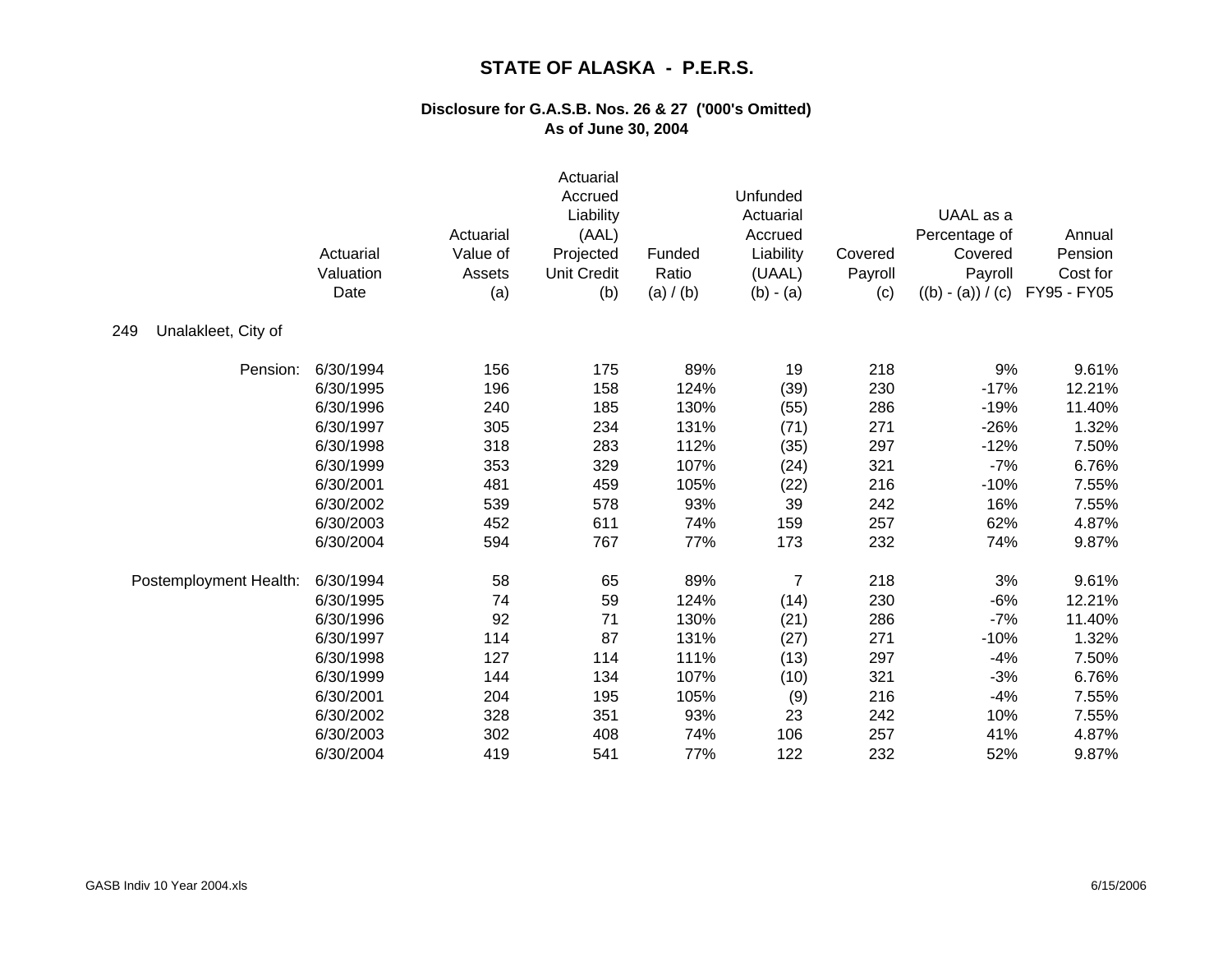# STATE OF ALASKA - P.E.R.S.

### Disclosure for G.A.S.B. Nos. 26 & 27 ('000's Omitted)
### As of June 30, 2004

| | Actuarial Valuation Date | Actuarial Value of Assets (a) | Actuarial Accrued Liability (AAL) Projected Unit Credit (b) | Funded Ratio (a) / (b) | Unfunded Actuarial Accrued Liability (UAAL) (b) - (a) | Covered Payroll (c) | UAAL as a Percentage of Covered Payroll ((b) - (a)) / (c) | Annual Pension Cost for FY95 - FY05 |
|---|---|---|---|---|---|---|---|---|
| 249 Unalakleet, City of | | | | | | | | |
| Pension: | 6/30/1994 | 156 | 175 | 89% | 19 | 218 | 9% | 9.61% |
| | 6/30/1995 | 196 | 158 | 124% | (39) | 230 | -17% | 12.21% |
| | 6/30/1996 | 240 | 185 | 130% | (55) | 286 | -19% | 11.40% |
| | 6/30/1997 | 305 | 234 | 131% | (71) | 271 | -26% | 1.32% |
| | 6/30/1998 | 318 | 283 | 112% | (35) | 297 | -12% | 7.50% |
| | 6/30/1999 | 353 | 329 | 107% | (24) | 321 | -7% | 6.76% |
| | 6/30/2001 | 481 | 459 | 105% | (22) | 216 | -10% | 7.55% |
| | 6/30/2002 | 539 | 578 | 93% | 39 | 242 | 16% | 7.55% |
| | 6/30/2003 | 452 | 611 | 74% | 159 | 257 | 62% | 4.87% |
| | 6/30/2004 | 594 | 767 | 77% | 173 | 232 | 74% | 9.87% |
| Postemployment Health: | 6/30/1994 | 58 | 65 | 89% | 7 | 218 | 3% | 9.61% |
| | 6/30/1995 | 74 | 59 | 124% | (14) | 230 | -6% | 12.21% |
| | 6/30/1996 | 92 | 71 | 130% | (21) | 286 | -7% | 11.40% |
| | 6/30/1997 | 114 | 87 | 131% | (27) | 271 | -10% | 1.32% |
| | 6/30/1998 | 127 | 114 | 111% | (13) | 297 | -4% | 7.50% |
| | 6/30/1999 | 144 | 134 | 107% | (10) | 321 | -3% | 6.76% |
| | 6/30/2001 | 204 | 195 | 105% | (9) | 216 | -4% | 7.55% |
| | 6/30/2002 | 328 | 351 | 93% | 23 | 242 | 10% | 7.55% |
| | 6/30/2003 | 302 | 408 | 74% | 106 | 257 | 41% | 4.87% |
| | 6/30/2004 | 419 | 541 | 77% | 122 | 232 | 52% | 9.87% |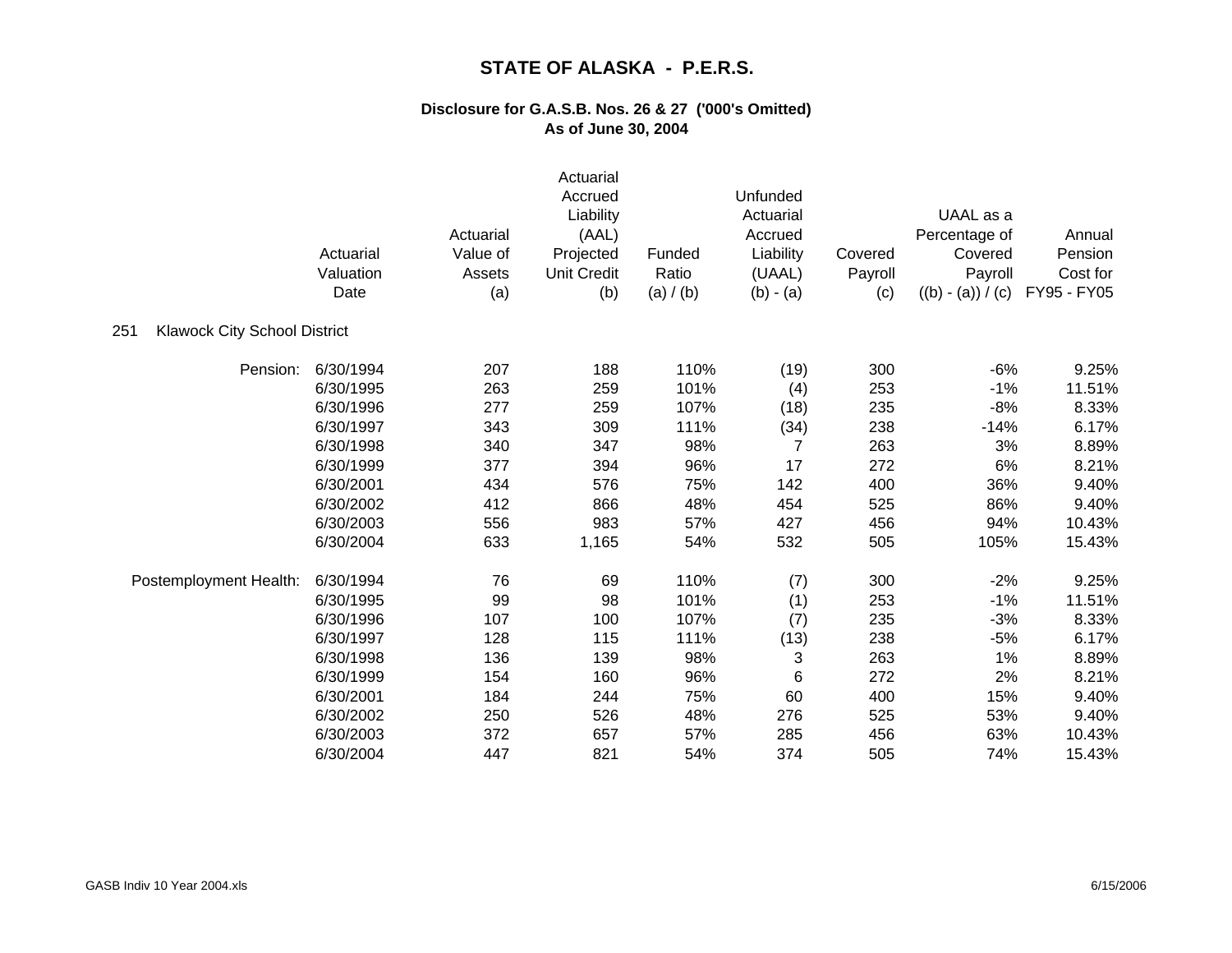# STATE OF ALASKA - P.E.R.S.

## Disclosure for G.A.S.B. Nos. 26 & 27 ('000's Omitted)
## As of June 30, 2004

| | Actuarial Valuation Date | Actuarial Value of Assets (a) | Actuarial Accrued Liability (AAL) Projected Unit Credit (b) | Funded Ratio (a) / (b) | Unfunded Actuarial Accrued Liability (UAAL) (b) - (a) | Covered Payroll (c) | UAAL as a Percentage of Covered Payroll ((b) - (a)) / (c) | Annual Pension Cost for FY95 - FY05 |
|---|---|---|---|---|---|---|---|---|
| 251 Klawock City School District | | | | | | | | |
| Pension: | 6/30/1994 | 207 | 188 | 110% | (19) | 300 | -6% | 9.25% |
| | 6/30/1995 | 263 | 259 | 101% | (4) | 253 | -1% | 11.51% |
| | 6/30/1996 | 277 | 259 | 107% | (18) | 235 | -8% | 8.33% |
| | 6/30/1997 | 343 | 309 | 111% | (34) | 238 | -14% | 6.17% |
| | 6/30/1998 | 340 | 347 | 98% | 7 | 263 | 3% | 8.89% |
| | 6/30/1999 | 377 | 394 | 96% | 17 | 272 | 6% | 8.21% |
| | 6/30/2001 | 434 | 576 | 75% | 142 | 400 | 36% | 9.40% |
| | 6/30/2002 | 412 | 866 | 48% | 454 | 525 | 86% | 9.40% |
| | 6/30/2003 | 556 | 983 | 57% | 427 | 456 | 94% | 10.43% |
| | 6/30/2004 | 633 | 1,165 | 54% | 532 | 505 | 105% | 15.43% |
| Postemployment Health: | 6/30/1994 | 76 | 69 | 110% | (7) | 300 | -2% | 9.25% |
| | 6/30/1995 | 99 | 98 | 101% | (1) | 253 | -1% | 11.51% |
| | 6/30/1996 | 107 | 100 | 107% | (7) | 235 | -3% | 8.33% |
| | 6/30/1997 | 128 | 115 | 111% | (13) | 238 | -5% | 6.17% |
| | 6/30/1998 | 136 | 139 | 98% | 3 | 263 | 1% | 8.89% |
| | 6/30/1999 | 154 | 160 | 96% | 6 | 272 | 2% | 8.21% |
| | 6/30/2001 | 184 | 244 | 75% | 60 | 400 | 15% | 9.40% |
| | 6/30/2002 | 250 | 526 | 48% | 276 | 525 | 53% | 9.40% |
| | 6/30/2003 | 372 | 657 | 57% | 285 | 456 | 63% | 10.43% |
| | 6/30/2004 | 447 | 821 | 54% | 374 | 505 | 74% | 15.43% |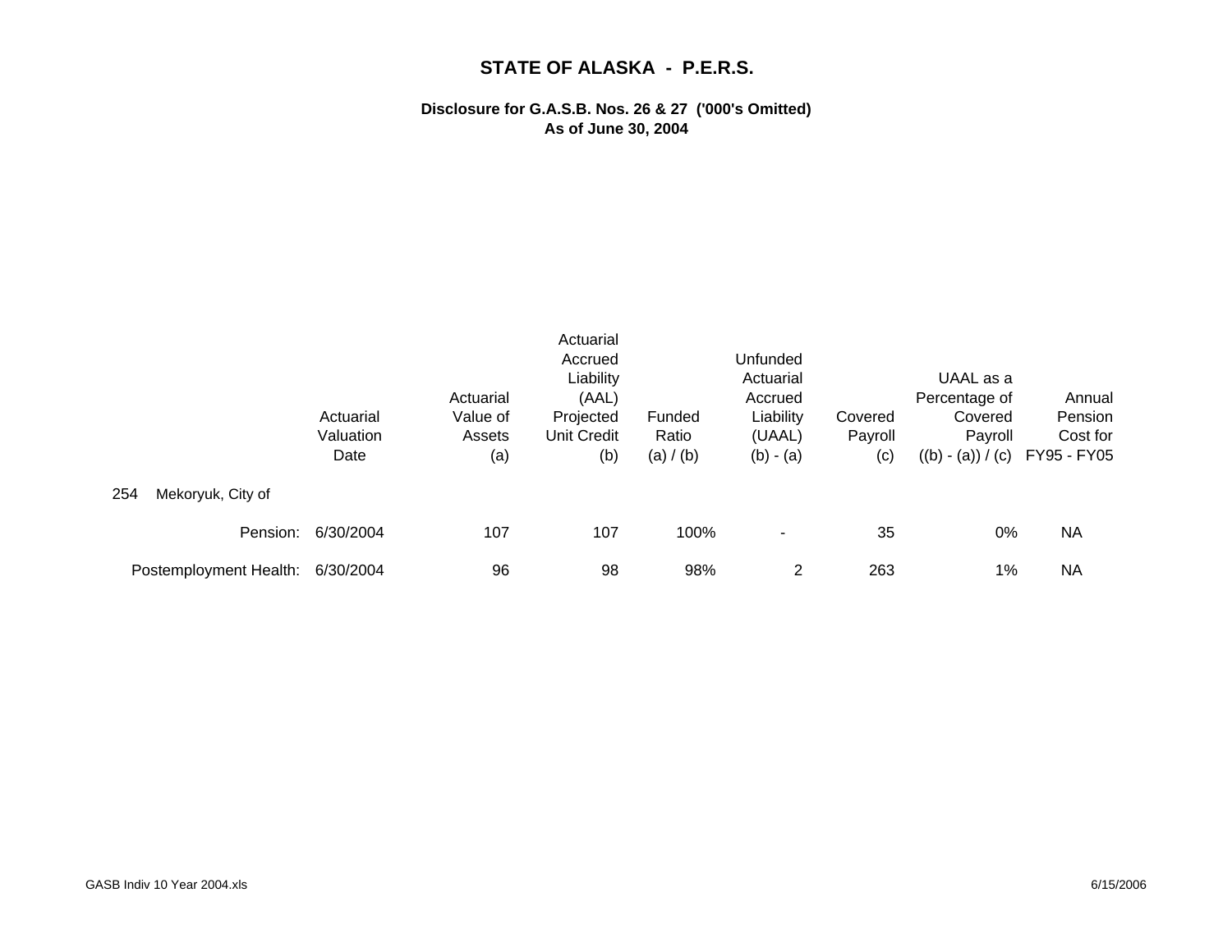# STATE OF ALASKA - P.E.R.S.

### Disclosure for G.A.S.B. Nos. 26 & 27 ('000's Omitted)
### As of June 30, 2004

| | Actuarial Valuation Date | Actuarial Value of Assets (a) | Actuarial Accrued Liability (AAL) Projected Unit Credit (b) | Funded Ratio (a) / (b) | Unfunded Actuarial Accrued Liability (UAAL) (b) - (a) | Covered Payroll (c) | UAAL as a Percentage of Covered Payroll ((b) - (a)) / (c) | Annual Pension Cost for FY95 - FY05 |
|---|---|---|---|---|---|---|---|---|
| 254 Mekoryuk, City of | | | | | | | | |
| Pension: | 6/30/2004 | 107 | 107 | 100% | - | 35 | 0% | NA |
| Postemployment Health: | 6/30/2004 | 96 | 98 | 98% | 2 | 263 | 1% | NA |

GASB Indiv 10 Year 2004.xls 6/15/2006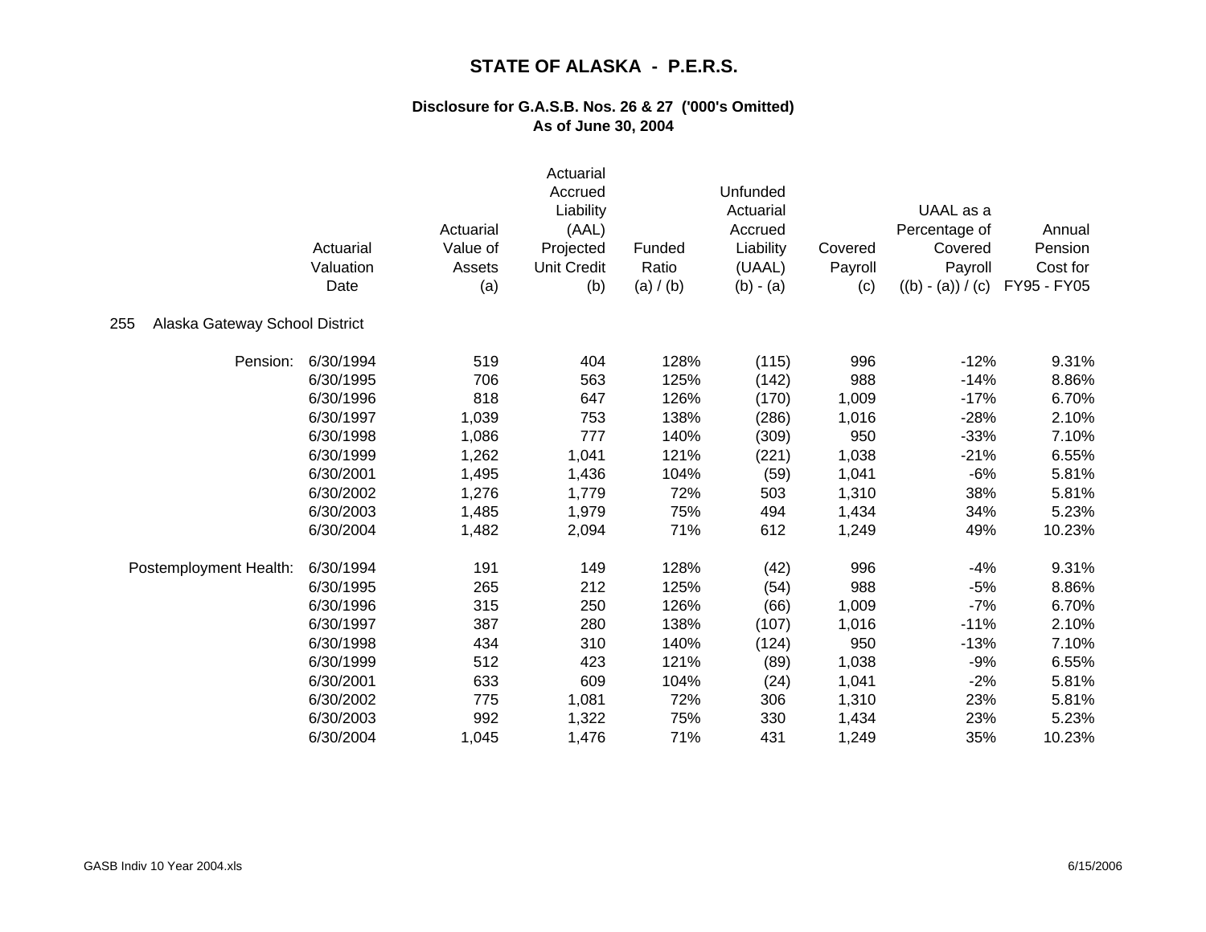# STATE OF ALASKA - P.E.R.S.

## Disclosure for G.A.S.B. Nos. 26 & 27 ('000's Omitted)
## As of June 30, 2004

| | Actuarial Valuation Date | Actuarial Value of Assets (a) | Actuarial Accrued Liability (AAL) Projected Unit Credit (b) | Funded Ratio (a) / (b) | Unfunded Actuarial Accrued Liability (UAAL) (b) - (a) | Covered Payroll (c) | UAAL as a Percentage of Covered Payroll ((b) - (a)) / (c) | Annual Pension Cost for FY95 - FY05 |
|---|---|---|---|---|---|---|---|---|
| **255 Alaska Gateway School District** | | | | | | | | |
| Pension: | 6/30/1994 | 519 | 404 | 128% | (115) | 996 | -12% | 9.31% |
| | 6/30/1995 | 706 | 563 | 125% | (142) | 988 | -14% | 8.86% |
| | 6/30/1996 | 818 | 647 | 126% | (170) | 1,009 | -17% | 6.70% |
| | 6/30/1997 | 1,039 | 753 | 138% | (286) | 1,016 | -28% | 2.10% |
| | 6/30/1998 | 1,086 | 777 | 140% | (309) | 950 | -33% | 7.10% |
| | 6/30/1999 | 1,262 | 1,041 | 121% | (221) | 1,038 | -21% | 6.55% |
| | 6/30/2001 | 1,495 | 1,436 | 104% | (59) | 1,041 | -6% | 5.81% |
| | 6/30/2002 | 1,276 | 1,779 | 72% | 503 | 1,310 | 38% | 5.81% |
| | 6/30/2003 | 1,485 | 1,979 | 75% | 494 | 1,434 | 34% | 5.23% |
| | 6/30/2004 | 1,482 | 2,094 | 71% | 612 | 1,249 | 49% | 10.23% |
| Postemployment Health: | 6/30/1994 | 191 | 149 | 128% | (42) | 996 | -4% | 9.31% |
| | 6/30/1995 | 265 | 212 | 125% | (54) | 988 | -5% | 8.86% |
| | 6/30/1996 | 315 | 250 | 126% | (66) | 1,009 | -7% | 6.70% |
| | 6/30/1997 | 387 | 280 | 138% | (107) | 1,016 | -11% | 2.10% |
| | 6/30/1998 | 434 | 310 | 140% | (124) | 950 | -13% | 7.10% |
| | 6/30/1999 | 512 | 423 | 121% | (89) | 1,038 | -9% | 6.55% |
| | 6/30/2001 | 633 | 609 | 104% | (24) | 1,041 | -2% | 5.81% |
| | 6/30/2002 | 775 | 1,081 | 72% | 306 | 1,310 | 23% | 5.81% |
| | 6/30/2003 | 992 | 1,322 | 75% | 330 | 1,434 | 23% | 5.23% |
| | 6/30/2004 | 1,045 | 1,476 | 71% | 431 | 1,249 | 35% | 10.23% |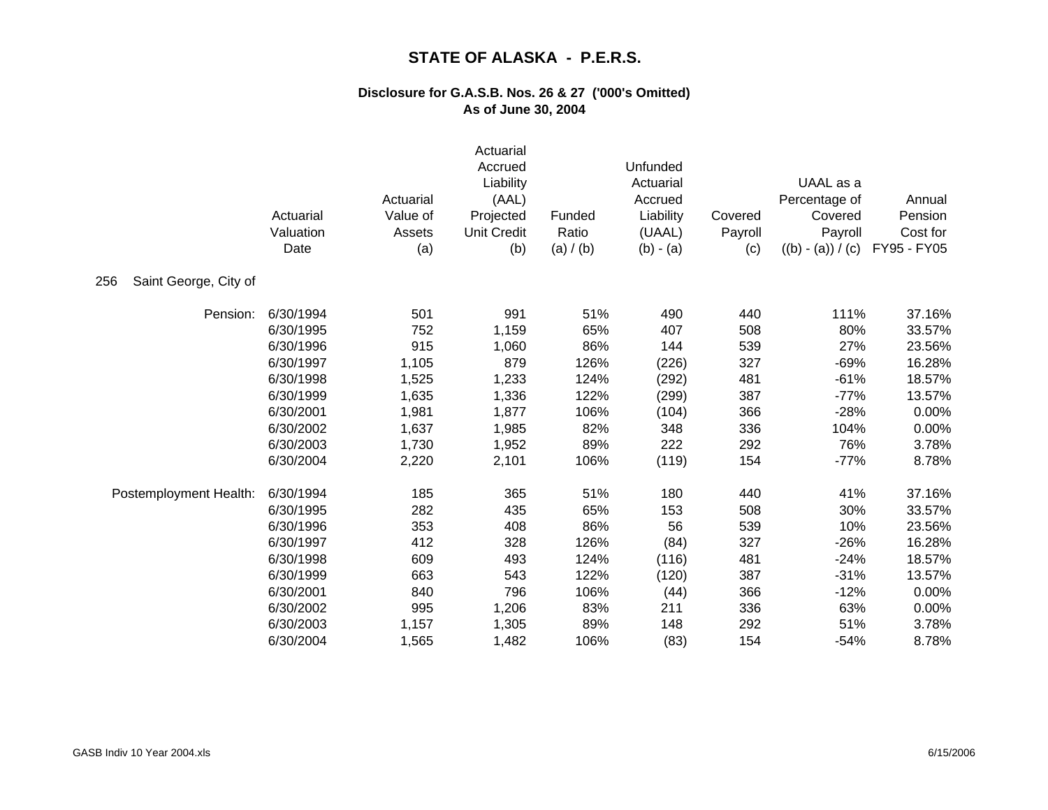# STATE OF ALASKA - P.E.R.S.

## Disclosure for G.A.S.B. Nos. 26 & 27 ('000's Omitted)
## As of June 30, 2004

| | Actuarial Valuation Date | Actuarial Value of Assets (a) | Actuarial Accrued Liability (AAL) Projected Unit Credit (b) | Funded Ratio (a) / (b) | Unfunded Actuarial Accrued Liability (UAAL) (b) - (a) | Covered Payroll (c) | UAAL as a Percentage of Covered Payroll ((b) - (a)) / (c) | Annual Pension Cost for FY95 - FY05 |
|---|---|---|---|---|---|---|---|---|
| 256 Saint George, City of | | | | | | | | |
| Pension: | 6/30/1994 | 501 | 991 | 51% | 490 | 440 | 111% | 37.16% |
| | 6/30/1995 | 752 | 1,159 | 65% | 407 | 508 | 80% | 33.57% |
| | 6/30/1996 | 915 | 1,060 | 86% | 144 | 539 | 27% | 23.56% |
| | 6/30/1997 | 1,105 | 879 | 126% | (226) | 327 | -69% | 16.28% |
| | 6/30/1998 | 1,525 | 1,233 | 124% | (292) | 481 | -61% | 18.57% |
| | 6/30/1999 | 1,635 | 1,336 | 122% | (299) | 387 | -77% | 13.57% |
| | 6/30/2001 | 1,981 | 1,877 | 106% | (104) | 366 | -28% | 0.00% |
| | 6/30/2002 | 1,637 | 1,985 | 82% | 348 | 336 | 104% | 0.00% |
| | 6/30/2003 | 1,730 | 1,952 | 89% | 222 | 292 | 76% | 3.78% |
| | 6/30/2004 | 2,220 | 2,101 | 106% | (119) | 154 | -77% | 8.78% |
| Postemployment Health: | 6/30/1994 | 185 | 365 | 51% | 180 | 440 | 41% | 37.16% |
| | 6/30/1995 | 282 | 435 | 65% | 153 | 508 | 30% | 33.57% |
| | 6/30/1996 | 353 | 408 | 86% | 56 | 539 | 10% | 23.56% |
| | 6/30/1997 | 412 | 328 | 126% | (84) | 327 | -26% | 16.28% |
| | 6/30/1998 | 609 | 493 | 124% | (116) | 481 | -24% | 18.57% |
| | 6/30/1999 | 663 | 543 | 122% | (120) | 387 | -31% | 13.57% |
| | 6/30/2001 | 840 | 796 | 106% | (44) | 366 | -12% | 0.00% |
| | 6/30/2002 | 995 | 1,206 | 83% | 211 | 336 | 63% | 0.00% |
| | 6/30/2003 | 1,157 | 1,305 | 89% | 148 | 292 | 51% | 3.78% |
| | 6/30/2004 | 1,565 | 1,482 | 106% | (83) | 154 | -54% | 8.78% |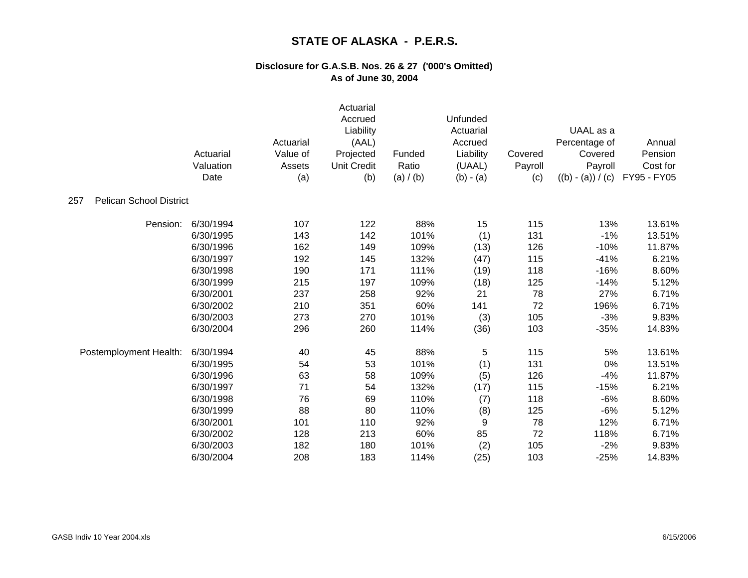# STATE OF ALASKA - P.E.R.S.

## Disclosure for G.A.S.B. Nos. 26 & 27 ('000's Omitted)
## As of June 30, 2004

| | Actuarial Valuation Date | Actuarial Value of Assets (a) | Actuarial Accrued Liability (AAL) Projected Unit Credit (b) | Funded Ratio (a) / (b) | Unfunded Actuarial Accrued Liability (UAAL) (b) - (a) | Covered Payroll (c) | UAAL as a Percentage of Covered Payroll ((b) - (a)) / (c) | Annual Pension Cost for FY95 - FY05 |
|---|---|---|---|---|---|---|---|---|
| 257 Pelican School District | | | | | | | | |
| Pension: | 6/30/1994 | 107 | 122 | 88% | 15 | 115 | 13% | 13.61% |
| | 6/30/1995 | 143 | 142 | 101% | (1) | 131 | -1% | 13.51% |
| | 6/30/1996 | 162 | 149 | 109% | (13) | 126 | -10% | 11.87% |
| | 6/30/1997 | 192 | 145 | 132% | (47) | 115 | -41% | 6.21% |
| | 6/30/1998 | 190 | 171 | 111% | (19) | 118 | -16% | 8.60% |
| | 6/30/1999 | 215 | 197 | 109% | (18) | 125 | -14% | 5.12% |
| | 6/30/2001 | 237 | 258 | 92% | 21 | 78 | 27% | 6.71% |
| | 6/30/2002 | 210 | 351 | 60% | 141 | 72 | 196% | 6.71% |
| | 6/30/2003 | 273 | 270 | 101% | (3) | 105 | -3% | 9.83% |
| | 6/30/2004 | 296 | 260 | 114% | (36) | 103 | -35% | 14.83% |
| Postemployment Health: | 6/30/1994 | 40 | 45 | 88% | 5 | 115 | 5% | 13.61% |
| | 6/30/1995 | 54 | 53 | 101% | (1) | 131 | 0% | 13.51% |
| | 6/30/1996 | 63 | 58 | 109% | (5) | 126 | -4% | 11.87% |
| | 6/30/1997 | 71 | 54 | 132% | (17) | 115 | -15% | 6.21% |
| | 6/30/1998 | 76 | 69 | 110% | (7) | 118 | -6% | 8.60% |
| | 6/30/1999 | 88 | 80 | 110% | (8) | 125 | -6% | 5.12% |
| | 6/30/2001 | 101 | 110 | 92% | 9 | 78 | 12% | 6.71% |
| | 6/30/2002 | 128 | 213 | 60% | 85 | 72 | 118% | 6.71% |
| | 6/30/2003 | 182 | 180 | 101% | (2) | 105 | -2% | 9.83% |
| | 6/30/2004 | 208 | 183 | 114% | (25) | 103 | -25% | 14.83% |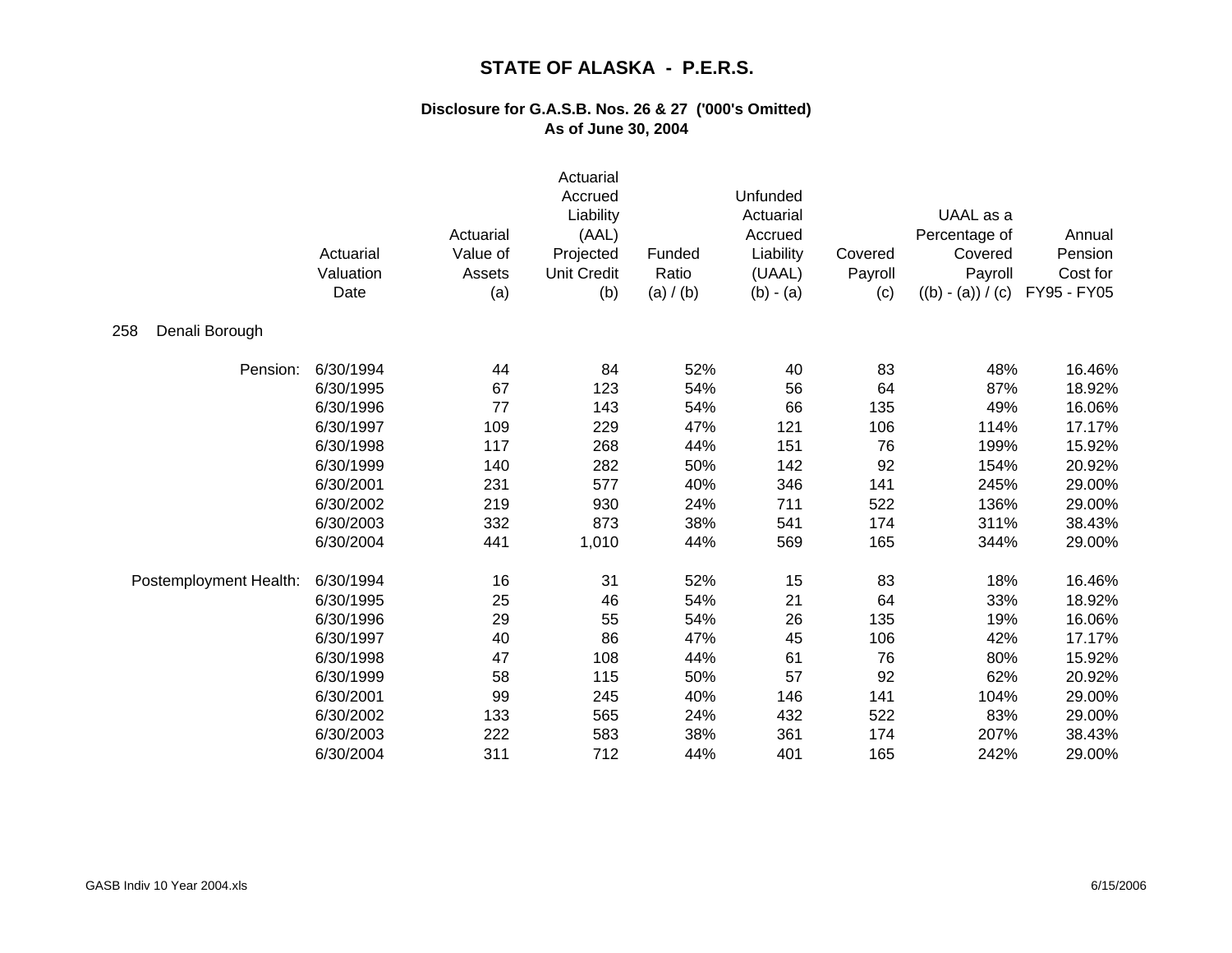# STATE OF ALASKA - P.E.R.S.

## Disclosure for G.A.S.B. Nos. 26 & 27 ('000's Omitted)
## As of June 30, 2004

| | Actuarial Valuation Date | Actuarial Value of Assets (a) | Actuarial Accrued Liability (AAL) Projected Unit Credit (b) | Funded Ratio (a) / (b) | Unfunded Actuarial Accrued Liability (UAAL) (b) - (a) | Covered Payroll (c) | UAAL as a Percentage of Covered Payroll ((b) - (a)) / (c) | Annual Pension Cost for FY95 - FY05 |
|---|---|---|---|---|---|---|---|---|
| **258 Denali Borough** | | | | | | | | |
| Pension: | 6/30/1994 | 44 | 84 | 52% | 40 | 83 | 48% | 16.46% |
| | 6/30/1995 | 67 | 123 | 54% | 56 | 64 | 87% | 18.92% |
| | 6/30/1996 | 77 | 143 | 54% | 66 | 135 | 49% | 16.06% |
| | 6/30/1997 | 109 | 229 | 47% | 121 | 106 | 114% | 17.17% |
| | 6/30/1998 | 117 | 268 | 44% | 151 | 76 | 199% | 15.92% |
| | 6/30/1999 | 140 | 282 | 50% | 142 | 92 | 154% | 20.92% |
| | 6/30/2001 | 231 | 577 | 40% | 346 | 141 | 245% | 29.00% |
| | 6/30/2002 | 219 | 930 | 24% | 711 | 522 | 136% | 29.00% |
| | 6/30/2003 | 332 | 873 | 38% | 541 | 174 | 311% | 38.43% |
| | 6/30/2004 | 441 | 1,010 | 44% | 569 | 165 | 344% | 29.00% |
| Postemployment Health: | 6/30/1994 | 16 | 31 | 52% | 15 | 83 | 18% | 16.46% |
| | 6/30/1995 | 25 | 46 | 54% | 21 | 64 | 33% | 18.92% |
| | 6/30/1996 | 29 | 55 | 54% | 26 | 135 | 19% | 16.06% |
| | 6/30/1997 | 40 | 86 | 47% | 45 | 106 | 42% | 17.17% |
| | 6/30/1998 | 47 | 108 | 44% | 61 | 76 | 80% | 15.92% |
| | 6/30/1999 | 58 | 115 | 50% | 57 | 92 | 62% | 20.92% |
| | 6/30/2001 | 99 | 245 | 40% | 146 | 141 | 104% | 29.00% |
| | 6/30/2002 | 133 | 565 | 24% | 432 | 522 | 83% | 29.00% |
| | 6/30/2003 | 222 | 583 | 38% | 361 | 174 | 207% | 38.43% |
| | 6/30/2004 | 311 | 712 | 44% | 401 | 165 | 242% | 29.00% |

GASB Indiv 10 Year 2004.xls 6/15/2006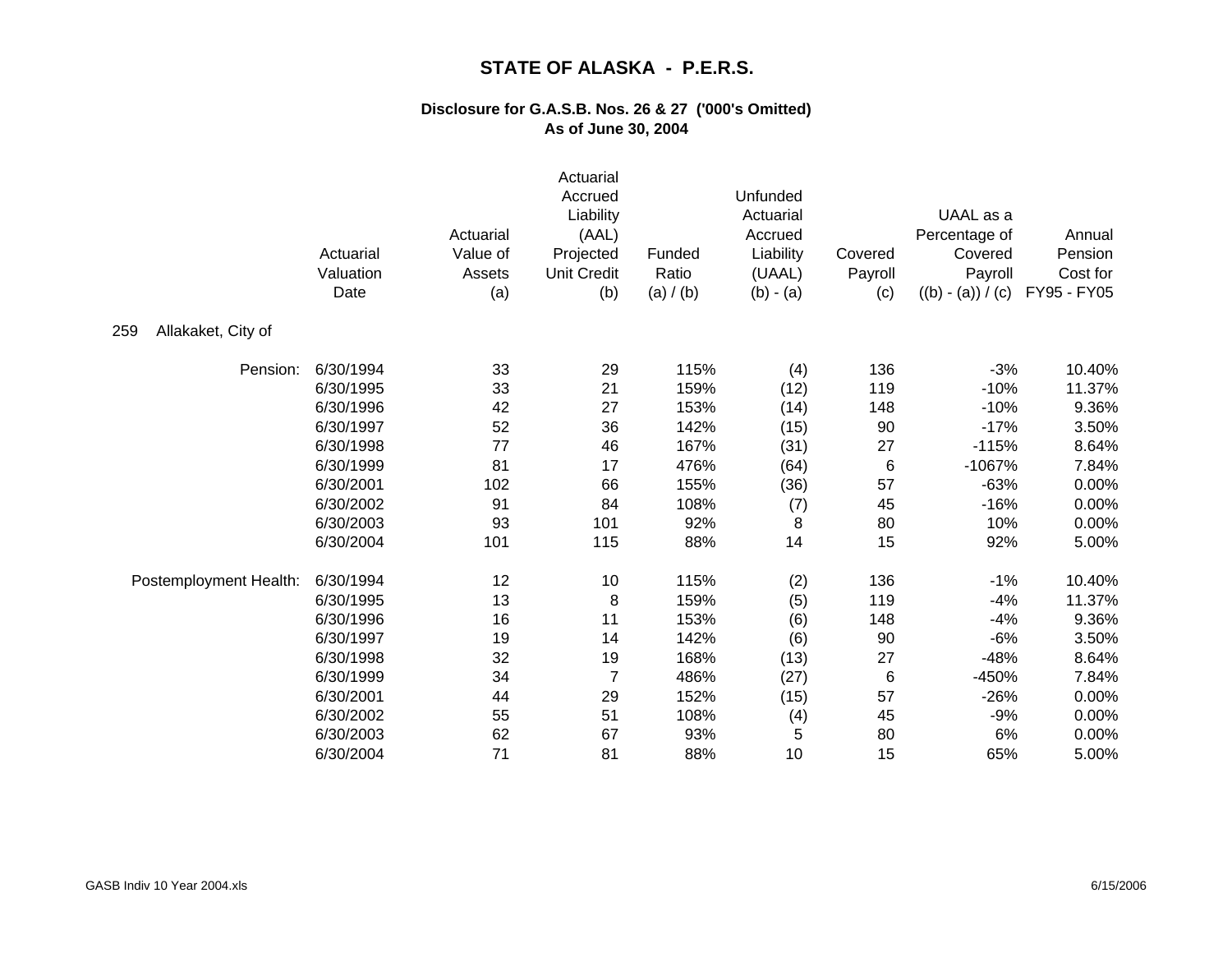# STATE OF ALASKA - P.E.R.S.

## Disclosure for G.A.S.B. Nos. 26 & 27 ('000's Omitted)
## As of June 30, 2004

| | Actuarial Valuation Date | Actuarial Value of Assets (a) | Actuarial Accrued Liability (AAL) Projected Unit Credit (b) | Funded Ratio (a) / (b) | Unfunded Actuarial Accrued Liability (UAAL) (b) - (a) | Covered Payroll (c) | UAAL as a Percentage of Covered Payroll ((b) - (a)) / (c) | Annual Pension Cost for FY95 - FY05 |
|---|---|---|---|---|---|---|---|---|
| 259 Allakaket, City of | | | | | | | | |
| Pension: | 6/30/1994 | 33 | 29 | 115% | (4) | 136 | -3% | 10.40% |
| | 6/30/1995 | 33 | 21 | 159% | (12) | 119 | -10% | 11.37% |
| | 6/30/1996 | 42 | 27 | 153% | (14) | 148 | -10% | 9.36% |
| | 6/30/1997 | 52 | 36 | 142% | (15) | 90 | -17% | 3.50% |
| | 6/30/1998 | 77 | 46 | 167% | (31) | 27 | -115% | 8.64% |
| | 6/30/1999 | 81 | 17 | 476% | (64) | 6 | -1067% | 7.84% |
| | 6/30/2001 | 102 | 66 | 155% | (36) | 57 | -63% | 0.00% |
| | 6/30/2002 | 91 | 84 | 108% | (7) | 45 | -16% | 0.00% |
| | 6/30/2003 | 93 | 101 | 92% | 8 | 80 | 10% | 0.00% |
| | 6/30/2004 | 101 | 115 | 88% | 14 | 15 | 92% | 5.00% |
| Postemployment Health: | 6/30/1994 | 12 | 10 | 115% | (2) | 136 | -1% | 10.40% |
| | 6/30/1995 | 13 | 8 | 159% | (5) | 119 | -4% | 11.37% |
| | 6/30/1996 | 16 | 11 | 153% | (6) | 148 | -4% | 9.36% |
| | 6/30/1997 | 19 | 14 | 142% | (6) | 90 | -6% | 3.50% |
| | 6/30/1998 | 32 | 19 | 168% | (13) | 27 | -48% | 8.64% |
| | 6/30/1999 | 34 | 7 | 486% | (27) | 6 | -450% | 7.84% |
| | 6/30/2001 | 44 | 29 | 152% | (15) | 57 | -26% | 0.00% |
| | 6/30/2002 | 55 | 51 | 108% | (4) | 45 | -9% | 0.00% |
| | 6/30/2003 | 62 | 67 | 93% | 5 | 80 | 6% | 0.00% |
| | 6/30/2004 | 71 | 81 | 88% | 10 | 15 | 65% | 5.00% |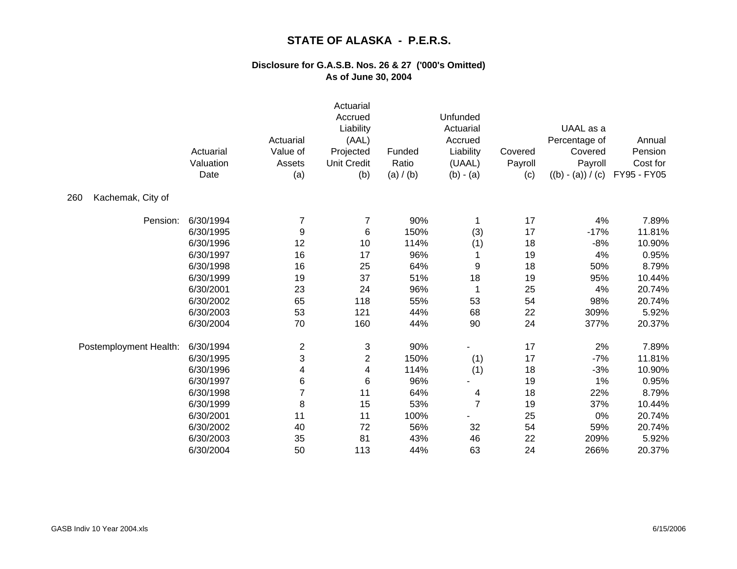# STATE OF ALASKA - P.E.R.S.

## Disclosure for G.A.S.B. Nos. 26 & 27 ('000's Omitted)
## As of June 30, 2004

| | Actuarial Valuation Date | Actuarial Value of Assets (a) | Actuarial Accrued Liability (AAL) Projected Unit Credit (b) | Funded Ratio (a) / (b) | Unfunded Actuarial Accrued Liability (UAAL) (b) - (a) | Covered Payroll (c) | UAAL as a Percentage of Covered Payroll ((b) - (a)) / (c) | Annual Pension Cost for FY95 - FY05 |
|---|---|---|---|---|---|---|---|---|
| **260 Kachemak, City of** | | | | | | | | |
| Pension: | 6/30/1994 | 7 | 7 | 90% | 1 | 17 | 4% | 7.89% |
| | 6/30/1995 | 9 | 6 | 150% | (3) | 17 | -17% | 11.81% |
| | 6/30/1996 | 12 | 10 | 114% | (1) | 18 | -8% | 10.90% |
| | 6/30/1997 | 16 | 17 | 96% | 1 | 19 | 4% | 0.95% |
| | 6/30/1998 | 16 | 25 | 64% | 9 | 18 | 50% | 8.79% |
| | 6/30/1999 | 19 | 37 | 51% | 18 | 19 | 95% | 10.44% |
| | 6/30/2001 | 23 | 24 | 96% | 1 | 25 | 4% | 20.74% |
| | 6/30/2002 | 65 | 118 | 55% | 53 | 54 | 98% | 20.74% |
| | 6/30/2003 | 53 | 121 | 44% | 68 | 22 | 309% | 5.92% |
| | 6/30/2004 | 70 | 160 | 44% | 90 | 24 | 377% | 20.37% |
| Postemployment Health: | 6/30/1994 | 2 | 3 | 90% | - | 17 | 2% | 7.89% |
| | 6/30/1995 | 3 | 2 | 150% | (1) | 17 | -7% | 11.81% |
| | 6/30/1996 | 4 | 4 | 114% | (1) | 18 | -3% | 10.90% |
| | 6/30/1997 | 6 | 6 | 96% | - | 19 | 1% | 0.95% |
| | 6/30/1998 | 7 | 11 | 64% | 4 | 18 | 22% | 8.79% |
| | 6/30/1999 | 8 | 15 | 53% | 7 | 19 | 37% | 10.44% |
| | 6/30/2001 | 11 | 11 | 100% | - | 25 | 0% | 20.74% |
| | 6/30/2002 | 40 | 72 | 56% | 32 | 54 | 59% | 20.74% |
| | 6/30/2003 | 35 | 81 | 43% | 46 | 22 | 209% | 5.92% |
| | 6/30/2004 | 50 | 113 | 44% | 63 | 24 | 266% | 20.37% |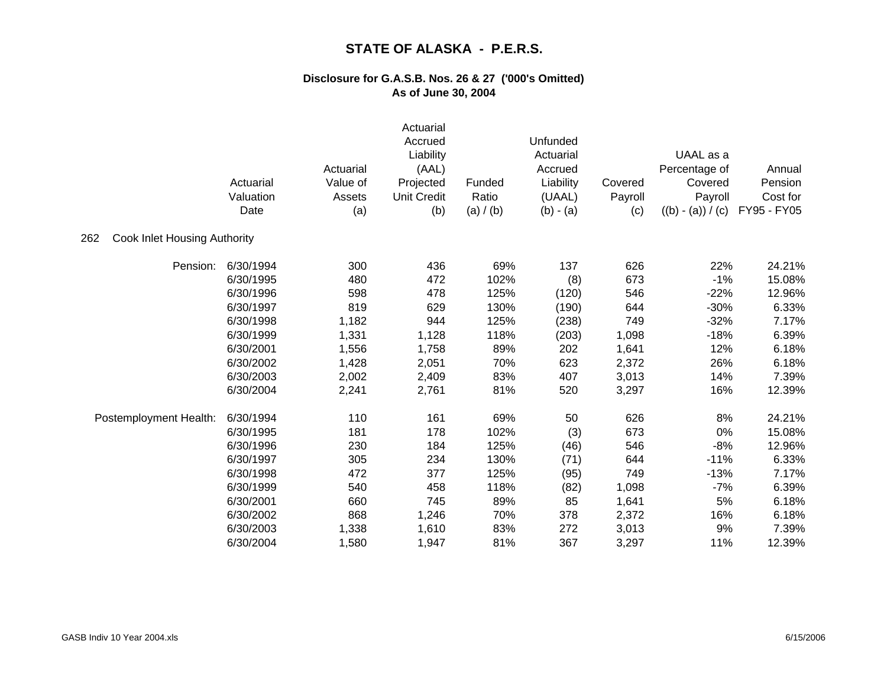# STATE OF ALASKA - P.E.R.S.

## Disclosure for G.A.S.B. Nos. 26 & 27 ('000's Omitted)
## As of June 30, 2004

| | Actuarial Valuation Date | Actuarial Value of Assets (a) | Actuarial Accrued Liability (AAL) Projected Unit Credit (b) | Funded Ratio (a) / (b) | Unfunded Actuarial Accrued Liability (UAAL) (b) - (a) | Covered Payroll (c) | UAAL as a Percentage of Covered Payroll ((b) - (a)) / (c) | Annual Pension Cost for FY95 - FY05 |
|---|---|---|---|---|---|---|---|---|
| 262 Cook Inlet Housing Authority | | | | | | | | |
| Pension: | 6/30/1994 | 300 | 436 | 69% | 137 | 626 | 22% | 24.21% |
| | 6/30/1995 | 480 | 472 | 102% | (8) | 673 | -1% | 15.08% |
| | 6/30/1996 | 598 | 478 | 125% | (120) | 546 | -22% | 12.96% |
| | 6/30/1997 | 819 | 629 | 130% | (190) | 644 | -30% | 6.33% |
| | 6/30/1998 | 1,182 | 944 | 125% | (238) | 749 | -32% | 7.17% |
| | 6/30/1999 | 1,331 | 1,128 | 118% | (203) | 1,098 | -18% | 6.39% |
| | 6/30/2001 | 1,556 | 1,758 | 89% | 202 | 1,641 | 12% | 6.18% |
| | 6/30/2002 | 1,428 | 2,051 | 70% | 623 | 2,372 | 26% | 6.18% |
| | 6/30/2003 | 2,002 | 2,409 | 83% | 407 | 3,013 | 14% | 7.39% |
| | 6/30/2004 | 2,241 | 2,761 | 81% | 520 | 3,297 | 16% | 12.39% |
| Postemployment Health: | 6/30/1994 | 110 | 161 | 69% | 50 | 626 | 8% | 24.21% |
| | 6/30/1995 | 181 | 178 | 102% | (3) | 673 | 0% | 15.08% |
| | 6/30/1996 | 230 | 184 | 125% | (46) | 546 | -8% | 12.96% |
| | 6/30/1997 | 305 | 234 | 130% | (71) | 644 | -11% | 6.33% |
| | 6/30/1998 | 472 | 377 | 125% | (95) | 749 | -13% | 7.17% |
| | 6/30/1999 | 540 | 458 | 118% | (82) | 1,098 | -7% | 6.39% |
| | 6/30/2001 | 660 | 745 | 89% | 85 | 1,641 | 5% | 6.18% |
| | 6/30/2002 | 868 | 1,246 | 70% | 378 | 2,372 | 16% | 6.18% |
| | 6/30/2003 | 1,338 | 1,610 | 83% | 272 | 3,013 | 9% | 7.39% |
| | 6/30/2004 | 1,580 | 1,947 | 81% | 367 | 3,297 | 11% | 12.39% |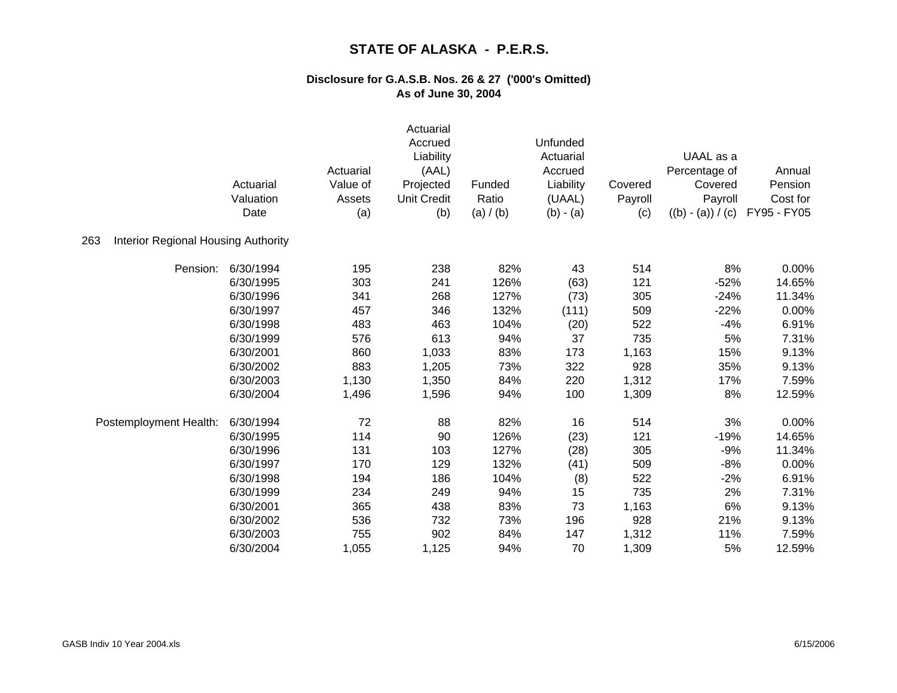# STATE OF ALASKA - P.E.R.S.

## Disclosure for G.A.S.B. Nos. 26 & 27 ('000's Omitted)
## As of June 30, 2004

| | Actuarial Valuation Date | Actuarial Value of Assets (a) | Actuarial Accrued Liability (AAL) Projected Unit Credit (b) | Funded Ratio (a) / (b) | Unfunded Actuarial Accrued Liability (UAAL) (b) - (a) | Covered Payroll (c) | UAAL as a Percentage of Covered Payroll ((b) - (a)) / (c) | Annual Pension Cost for FY95 - FY05 |
|---|---|---|---|---|---|---|---|---|
| **263 Interior Regional Housing Authority** | | | | | | | | |
| Pension: | 6/30/1994 | 195 | 238 | 82% | 43 | 514 | 8% | 0.00% |
| | 6/30/1995 | 303 | 241 | 126% | (63) | 121 | -52% | 14.65% |
| | 6/30/1996 | 341 | 268 | 127% | (73) | 305 | -24% | 11.34% |
| | 6/30/1997 | 457 | 346 | 132% | (111) | 509 | -22% | 0.00% |
| | 6/30/1998 | 483 | 463 | 104% | (20) | 522 | -4% | 6.91% |
| | 6/30/1999 | 576 | 613 | 94% | 37 | 735 | 5% | 7.31% |
| | 6/30/2001 | 860 | 1,033 | 83% | 173 | 1,163 | 15% | 9.13% |
| | 6/30/2002 | 883 | 1,205 | 73% | 322 | 928 | 35% | 9.13% |
| | 6/30/2003 | 1,130 | 1,350 | 84% | 220 | 1,312 | 17% | 7.59% |
| | 6/30/2004 | 1,496 | 1,596 | 94% | 100 | 1,309 | 8% | 12.59% |
| Postemployment Health: | 6/30/1994 | 72 | 88 | 82% | 16 | 514 | 3% | 0.00% |
| | 6/30/1995 | 114 | 90 | 126% | (23) | 121 | -19% | 14.65% |
| | 6/30/1996 | 131 | 103 | 127% | (28) | 305 | -9% | 11.34% |
| | 6/30/1997 | 170 | 129 | 132% | (41) | 509 | -8% | 0.00% |
| | 6/30/1998 | 194 | 186 | 104% | (8) | 522 | -2% | 6.91% |
| | 6/30/1999 | 234 | 249 | 94% | 15 | 735 | 2% | 7.31% |
| | 6/30/2001 | 365 | 438 | 83% | 73 | 1,163 | 6% | 9.13% |
| | 6/30/2002 | 536 | 732 | 73% | 196 | 928 | 21% | 9.13% |
| | 6/30/2003 | 755 | 902 | 84% | 147 | 1,312 | 11% | 7.59% |
| | 6/30/2004 | 1,055 | 1,125 | 94% | 70 | 1,309 | 5% | 12.59% |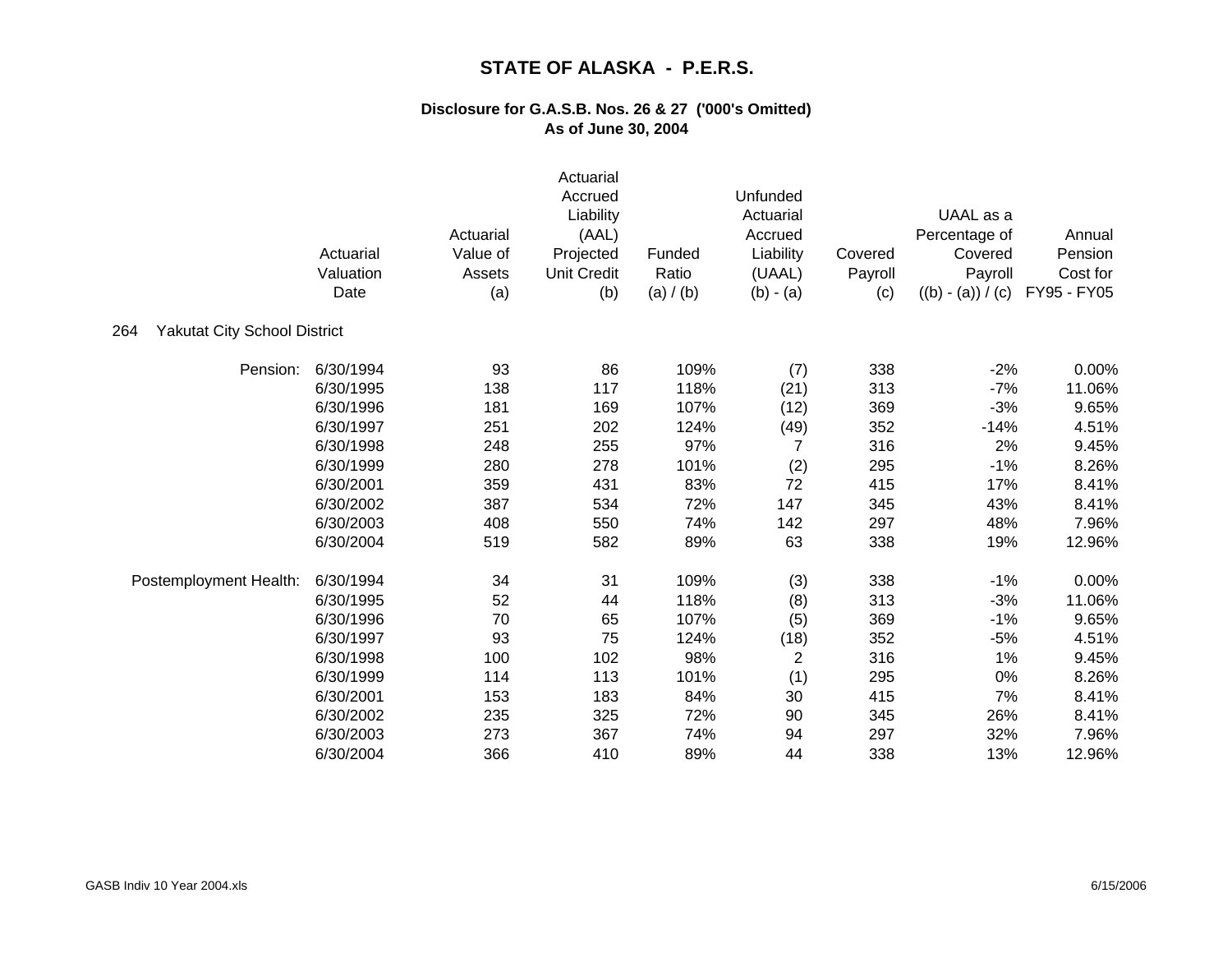# STATE OF ALASKA - P.E.R.S.

## Disclosure for G.A.S.B. Nos. 26 & 27 ('000's Omitted)
## As of June 30, 2004

| | Actuarial Valuation Date | Actuarial Value of Assets (a) | Actuarial Accrued Liability (AAL) Projected Unit Credit (b) | Funded Ratio (a) / (b) | Unfunded Actuarial Accrued Liability (UAAL) (b) - (a) | Covered Payroll (c) | UAAL as a Percentage of Covered Payroll ((b) - (a)) / (c) | Annual Pension Cost for FY95 - FY05 |
|---|---|---|---|---|---|---|---|---|
| **264 Yakutat City School District** | | | | | | | | |
| Pension: | 6/30/1994 | 93 | 86 | 109% | (7) | 338 | -2% | 0.00% |
| | 6/30/1995 | 138 | 117 | 118% | (21) | 313 | -7% | 11.06% |
| | 6/30/1996 | 181 | 169 | 107% | (12) | 369 | -3% | 9.65% |
| | 6/30/1997 | 251 | 202 | 124% | (49) | 352 | -14% | 4.51% |
| | 6/30/1998 | 248 | 255 | 97% | 7 | 316 | 2% | 9.45% |
| | 6/30/1999 | 280 | 278 | 101% | (2) | 295 | -1% | 8.26% |
| | 6/30/2001 | 359 | 431 | 83% | 72 | 415 | 17% | 8.41% |
| | 6/30/2002 | 387 | 534 | 72% | 147 | 345 | 43% | 8.41% |
| | 6/30/2003 | 408 | 550 | 74% | 142 | 297 | 48% | 7.96% |
| | 6/30/2004 | 519 | 582 | 89% | 63 | 338 | 19% | 12.96% |
| Postemployment Health: | 6/30/1994 | 34 | 31 | 109% | (3) | 338 | -1% | 0.00% |
| | 6/30/1995 | 52 | 44 | 118% | (8) | 313 | -3% | 11.06% |
| | 6/30/1996 | 70 | 65 | 107% | (5) | 369 | -1% | 9.65% |
| | 6/30/1997 | 93 | 75 | 124% | (18) | 352 | -5% | 4.51% |
| | 6/30/1998 | 100 | 102 | 98% | 2 | 316 | 1% | 9.45% |
| | 6/30/1999 | 114 | 113 | 101% | (1) | 295 | 0% | 8.26% |
| | 6/30/2001 | 153 | 183 | 84% | 30 | 415 | 7% | 8.41% |
| | 6/30/2002 | 235 | 325 | 72% | 90 | 345 | 26% | 8.41% |
| | 6/30/2003 | 273 | 367 | 74% | 94 | 297 | 32% | 7.96% |
| | 6/30/2004 | 366 | 410 | 89% | 44 | 338 | 13% | 12.96% |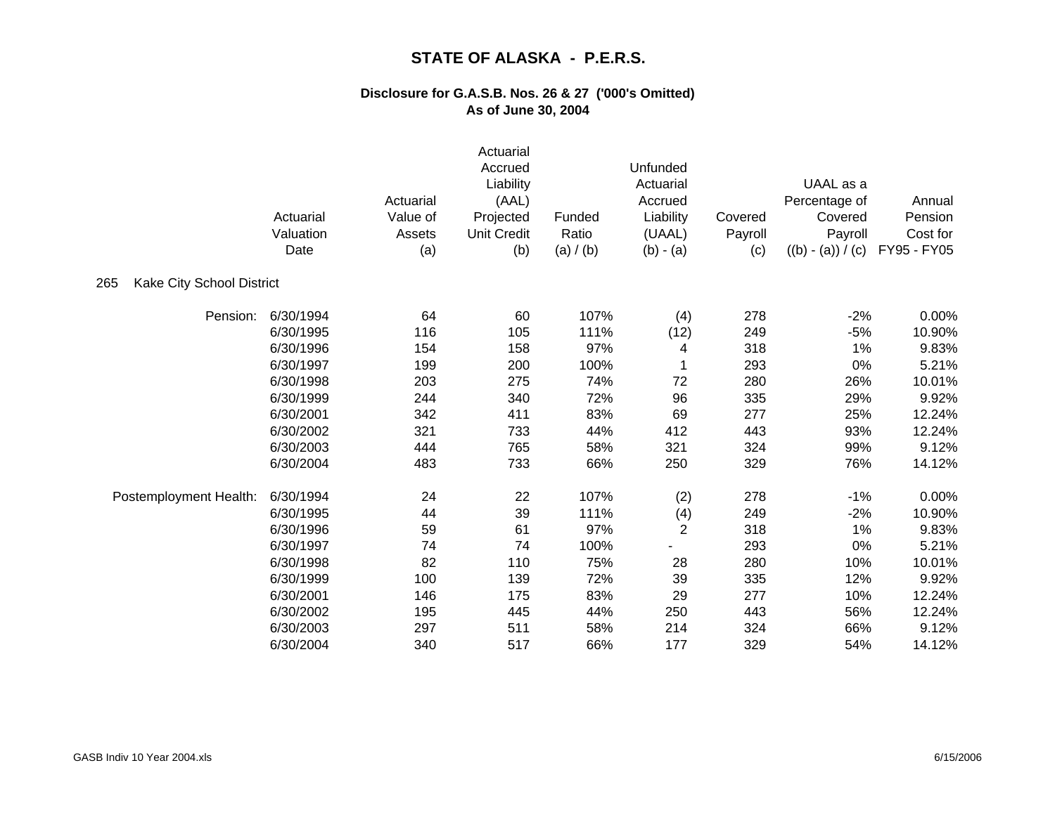# STATE OF ALASKA - P.E.R.S.

## Disclosure for G.A.S.B. Nos. 26 & 27 ('000's Omitted)
## As of June 30, 2004

| | Actuarial Valuation Date | Actuarial Value of Assets (a) | Actuarial Accrued Liability (AAL) Projected Unit Credit (b) | Funded Ratio (a) / (b) | Unfunded Actuarial Accrued Liability (UAAL) (b) - (a) | Covered Payroll (c) | UAAL as a Percentage of Covered Payroll ((b) - (a)) / (c) | Annual Pension Cost for FY95 - FY05 |
|---|---|---|---|---|---|---|---|---|
| 265 Kake City School District | | | | | | | | |
| Pension: | 6/30/1994 | 64 | 60 | 107% | (4) | 278 | -2% | 0.00% |
| | 6/30/1995 | 116 | 105 | 111% | (12) | 249 | -5% | 10.90% |
| | 6/30/1996 | 154 | 158 | 97% | 4 | 318 | 1% | 9.83% |
| | 6/30/1997 | 199 | 200 | 100% | 1 | 293 | 0% | 5.21% |
| | 6/30/1998 | 203 | 275 | 74% | 72 | 280 | 26% | 10.01% |
| | 6/30/1999 | 244 | 340 | 72% | 96 | 335 | 29% | 9.92% |
| | 6/30/2001 | 342 | 411 | 83% | 69 | 277 | 25% | 12.24% |
| | 6/30/2002 | 321 | 733 | 44% | 412 | 443 | 93% | 12.24% |
| | 6/30/2003 | 444 | 765 | 58% | 321 | 324 | 99% | 9.12% |
| | 6/30/2004 | 483 | 733 | 66% | 250 | 329 | 76% | 14.12% |
| Postemployment Health: | 6/30/1994 | 24 | 22 | 107% | (2) | 278 | -1% | 0.00% |
| | 6/30/1995 | 44 | 39 | 111% | (4) | 249 | -2% | 10.90% |
| | 6/30/1996 | 59 | 61 | 97% | 2 | 318 | 1% | 9.83% |
| | 6/30/1997 | 74 | 74 | 100% | - | 293 | 0% | 5.21% |
| | 6/30/1998 | 82 | 110 | 75% | 28 | 280 | 10% | 10.01% |
| | 6/30/1999 | 100 | 139 | 72% | 39 | 335 | 12% | 9.92% |
| | 6/30/2001 | 146 | 175 | 83% | 29 | 277 | 10% | 12.24% |
| | 6/30/2002 | 195 | 445 | 44% | 250 | 443 | 56% | 12.24% |
| | 6/30/2003 | 297 | 511 | 58% | 214 | 324 | 66% | 9.12% |
| | 6/30/2004 | 340 | 517 | 66% | 177 | 329 | 54% | 14.12% |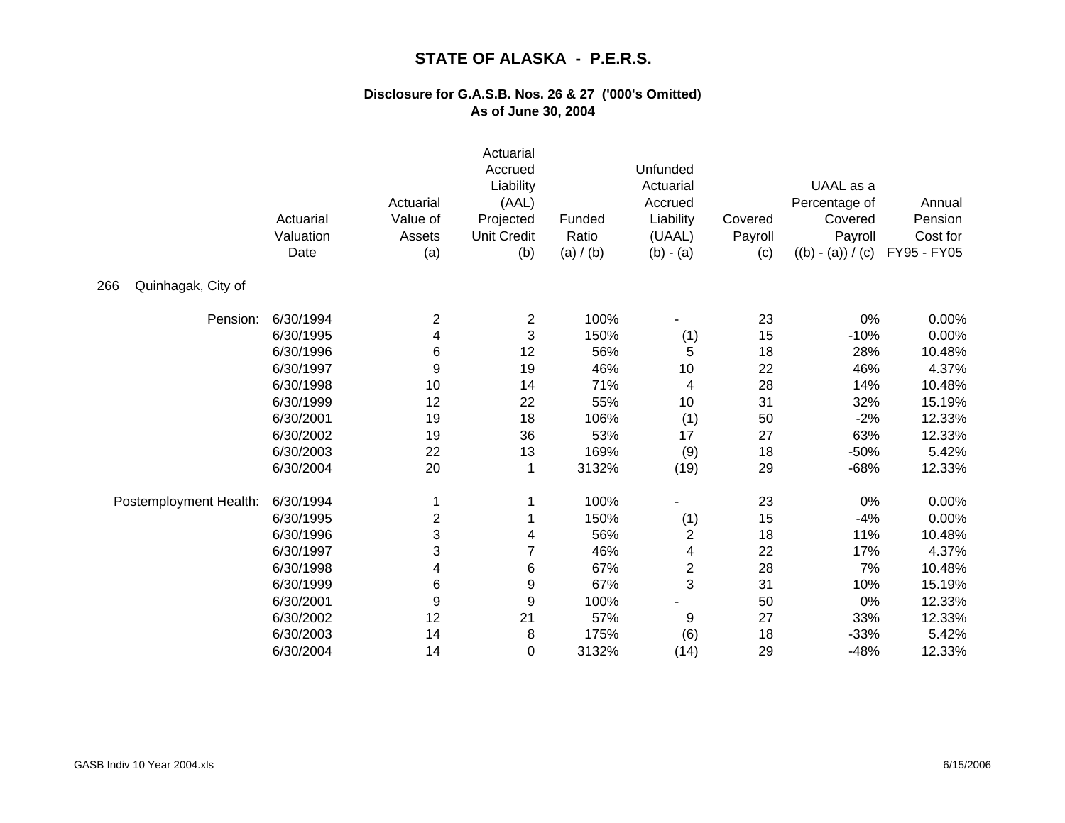# STATE OF ALASKA - P.E.R.S.

## Disclosure for G.A.S.B. Nos. 26 & 27 ('000's Omitted)
## As of June 30, 2004

266 Quinhagak, City of

| | Actuarial Valuation Date | Actuarial Value of Assets (a) | Actuarial Accrued Liability (AAL) Projected Unit Credit (b) | Funded Ratio (a) / (b) | Unfunded Actuarial Accrued Liability (UAAL) (b) - (a) | Covered Payroll (c) | UAAL as a Percentage of Covered Payroll ((b) - (a)) / (c) | Annual Pension Cost for FY95 - FY05 |
|---|---|---|---|---|---|---|---|---|
| Pension: | 6/30/1994 | 2 | 2 | 100% | - | 23 | 0% | 0.00% |
| | 6/30/1995 | 4 | 3 | 150% | (1) | 15 | -10% | 0.00% |
| | 6/30/1996 | 6 | 12 | 56% | 5 | 18 | 28% | 10.48% |
| | 6/30/1997 | 9 | 19 | 46% | 10 | 22 | 46% | 4.37% |
| | 6/30/1998 | 10 | 14 | 71% | 4 | 28 | 14% | 10.48% |
| | 6/30/1999 | 12 | 22 | 55% | 10 | 31 | 32% | 15.19% |
| | 6/30/2001 | 19 | 18 | 106% | (1) | 50 | -2% | 12.33% |
| | 6/30/2002 | 19 | 36 | 53% | 17 | 27 | 63% | 12.33% |
| | 6/30/2003 | 22 | 13 | 169% | (9) | 18 | -50% | 5.42% |
| | 6/30/2004 | 20 | 1 | 3132% | (19) | 29 | -68% | 12.33% |
| Postemployment Health: | 6/30/1994 | 1 | 1 | 100% | - | 23 | 0% | 0.00% |
| | 6/30/1995 | 2 | 1 | 150% | (1) | 15 | -4% | 0.00% |
| | 6/30/1996 | 3 | 4 | 56% | 2 | 18 | 11% | 10.48% |
| | 6/30/1997 | 3 | 7 | 46% | 4 | 22 | 17% | 4.37% |
| | 6/30/1998 | 4 | 6 | 67% | 2 | 28 | 7% | 10.48% |
| | 6/30/1999 | 6 | 9 | 67% | 3 | 31 | 10% | 15.19% |
| | 6/30/2001 | 9 | 9 | 100% | - | 50 | 0% | 12.33% |
| | 6/30/2002 | 12 | 21 | 57% | 9 | 27 | 33% | 12.33% |
| | 6/30/2003 | 14 | 8 | 175% | (6) | 18 | -33% | 5.42% |
| | 6/30/2004 | 14 | 0 | 3132% | (14) | 29 | -48% | 12.33% |

GASB Indiv 10 Year 2004.xls 6/15/2006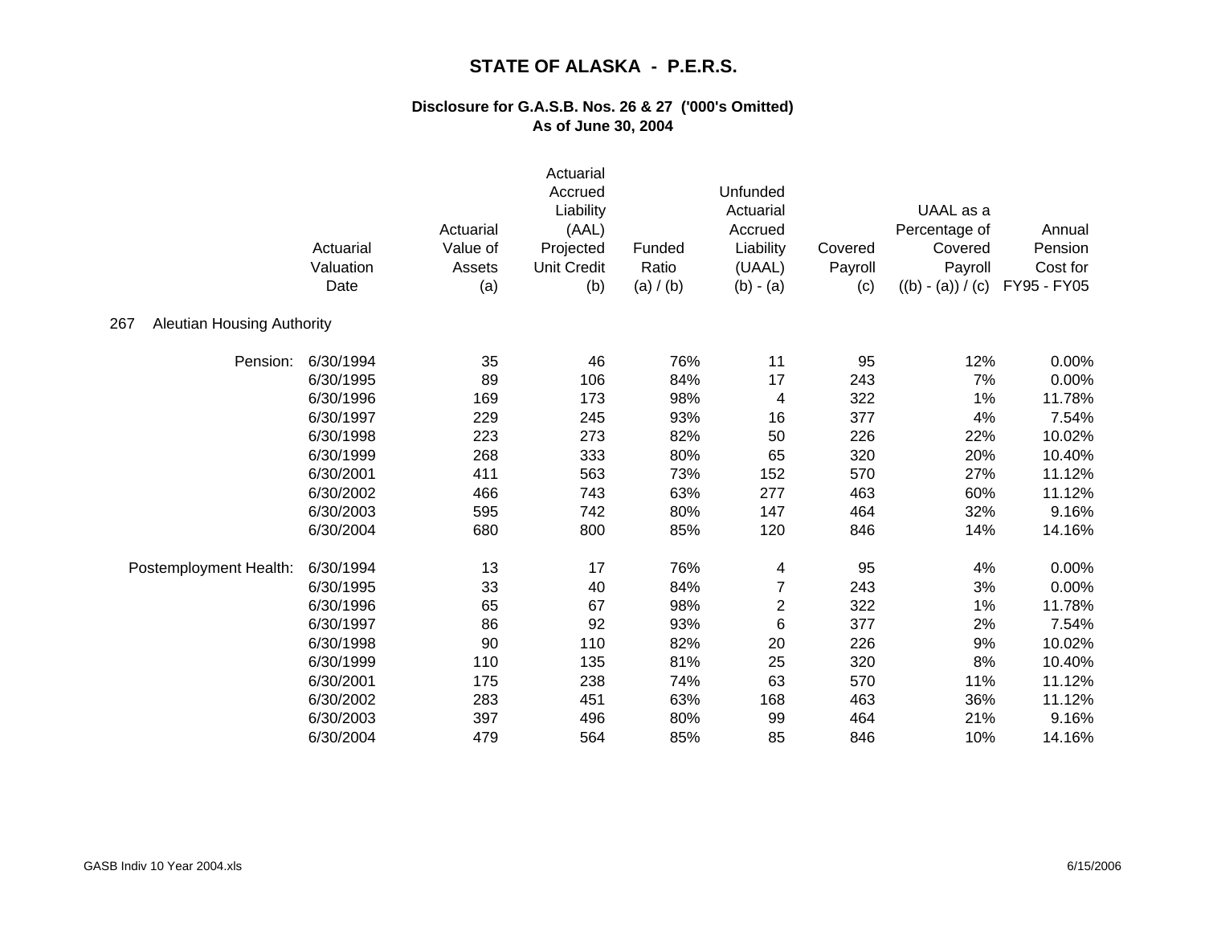# STATE OF ALASKA - P.E.R.S.

## Disclosure for G.A.S.B. Nos. 26 & 27 ('000's Omitted)
## As of June 30, 2004

**267 Aleutian Housing Authority**

| | Actuarial Valuation Date | Actuarial Value of Assets (a) | Actuarial Accrued Liability (AAL) Projected Unit Credit (b) | Funded Ratio (a) / (b) | Unfunded Actuarial Accrued Liability (UAAL) (b) - (a) | Covered Payroll (c) | UAAL as a Percentage of Covered Payroll ((b) - (a)) / (c) | Annual Pension Cost for FY95 - FY05 |
|---|---|---|---|---|---|---|---|---|
| Pension: | 6/30/1994 | 35 | 46 | 76% | 11 | 95 | 12% | 0.00% |
| | 6/30/1995 | 89 | 106 | 84% | 17 | 243 | 7% | 0.00% |
| | 6/30/1996 | 169 | 173 | 98% | 4 | 322 | 1% | 11.78% |
| | 6/30/1997 | 229 | 245 | 93% | 16 | 377 | 4% | 7.54% |
| | 6/30/1998 | 223 | 273 | 82% | 50 | 226 | 22% | 10.02% |
| | 6/30/1999 | 268 | 333 | 80% | 65 | 320 | 20% | 10.40% |
| | 6/30/2001 | 411 | 563 | 73% | 152 | 570 | 27% | 11.12% |
| | 6/30/2002 | 466 | 743 | 63% | 277 | 463 | 60% | 11.12% |
| | 6/30/2003 | 595 | 742 | 80% | 147 | 464 | 32% | 9.16% |
| | 6/30/2004 | 680 | 800 | 85% | 120 | 846 | 14% | 14.16% |
| Postemployment Health: | 6/30/1994 | 13 | 17 | 76% | 4 | 95 | 4% | 0.00% |
| | 6/30/1995 | 33 | 40 | 84% | 7 | 243 | 3% | 0.00% |
| | 6/30/1996 | 65 | 67 | 98% | 2 | 322 | 1% | 11.78% |
| | 6/30/1997 | 86 | 92 | 93% | 6 | 377 | 2% | 7.54% |
| | 6/30/1998 | 90 | 110 | 82% | 20 | 226 | 9% | 10.02% |
| | 6/30/1999 | 110 | 135 | 81% | 25 | 320 | 8% | 10.40% |
| | 6/30/2001 | 175 | 238 | 74% | 63 | 570 | 11% | 11.12% |
| | 6/30/2002 | 283 | 451 | 63% | 168 | 463 | 36% | 11.12% |
| | 6/30/2003 | 397 | 496 | 80% | 99 | 464 | 21% | 9.16% |
| | 6/30/2004 | 479 | 564 | 85% | 85 | 846 | 10% | 14.16% |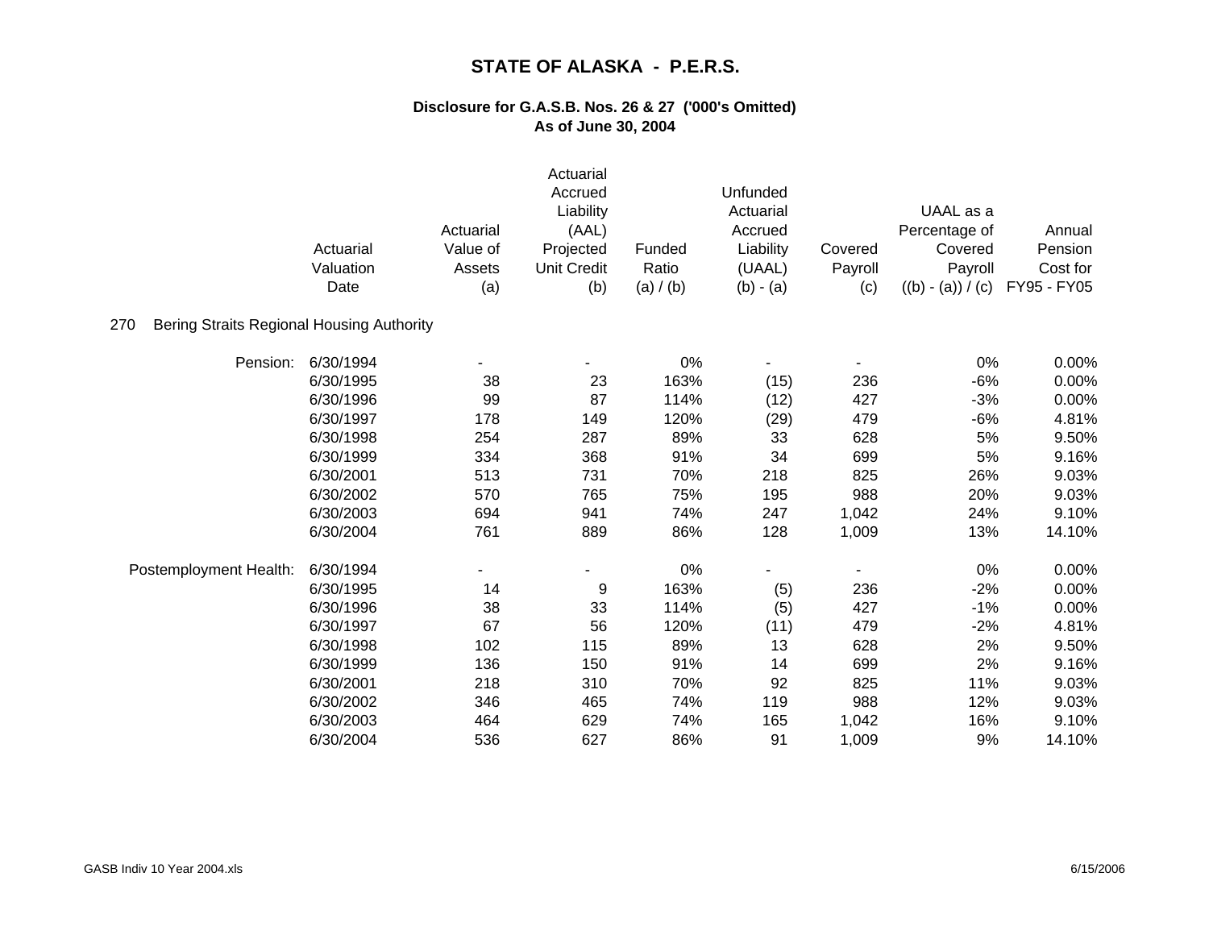# STATE OF ALASKA - P.E.R.S.

## Disclosure for G.A.S.B. Nos. 26 & 27 ('000's Omitted)
## As of June 30, 2004

270 Bering Straits Regional Housing Authority

| | Actuarial Valuation Date | Actuarial Value of Assets (a) | Actuarial Accrued Liability (AAL) Projected Unit Credit (b) | Funded Ratio (a) / (b) | Unfunded Actuarial Accrued Liability (UAAL) (b) - (a) | Covered Payroll (c) | UAAL as a Percentage of Covered Payroll ((b) - (a)) / (c) | Annual Pension Cost for FY95 - FY05 |
|---|---|---|---|---|---|---|---|---|
| Pension: | 6/30/1994 | - | - | 0% | - | - | 0% | 0.00% |
| | 6/30/1995 | 38 | 23 | 163% | (15) | 236 | -6% | 0.00% |
| | 6/30/1996 | 99 | 87 | 114% | (12) | 427 | -3% | 0.00% |
| | 6/30/1997 | 178 | 149 | 120% | (29) | 479 | -6% | 4.81% |
| | 6/30/1998 | 254 | 287 | 89% | 33 | 628 | 5% | 9.50% |
| | 6/30/1999 | 334 | 368 | 91% | 34 | 699 | 5% | 9.16% |
| | 6/30/2001 | 513 | 731 | 70% | 218 | 825 | 26% | 9.03% |
| | 6/30/2002 | 570 | 765 | 75% | 195 | 988 | 20% | 9.03% |
| | 6/30/2003 | 694 | 941 | 74% | 247 | 1,042 | 24% | 9.10% |
| | 6/30/2004 | 761 | 889 | 86% | 128 | 1,009 | 13% | 14.10% |
| Postemployment Health: | 6/30/1994 | - | - | 0% | - | - | 0% | 0.00% |
| | 6/30/1995 | 14 | 9 | 163% | (5) | 236 | -2% | 0.00% |
| | 6/30/1996 | 38 | 33 | 114% | (5) | 427 | -1% | 0.00% |
| | 6/30/1997 | 67 | 56 | 120% | (11) | 479 | -2% | 4.81% |
| | 6/30/1998 | 102 | 115 | 89% | 13 | 628 | 2% | 9.50% |
| | 6/30/1999 | 136 | 150 | 91% | 14 | 699 | 2% | 9.16% |
| | 6/30/2001 | 218 | 310 | 70% | 92 | 825 | 11% | 9.03% |
| | 6/30/2002 | 346 | 465 | 74% | 119 | 988 | 12% | 9.03% |
| | 6/30/2003 | 464 | 629 | 74% | 165 | 1,042 | 16% | 9.10% |
| | 6/30/2004 | 536 | 627 | 86% | 91 | 1,009 | 9% | 14.10% |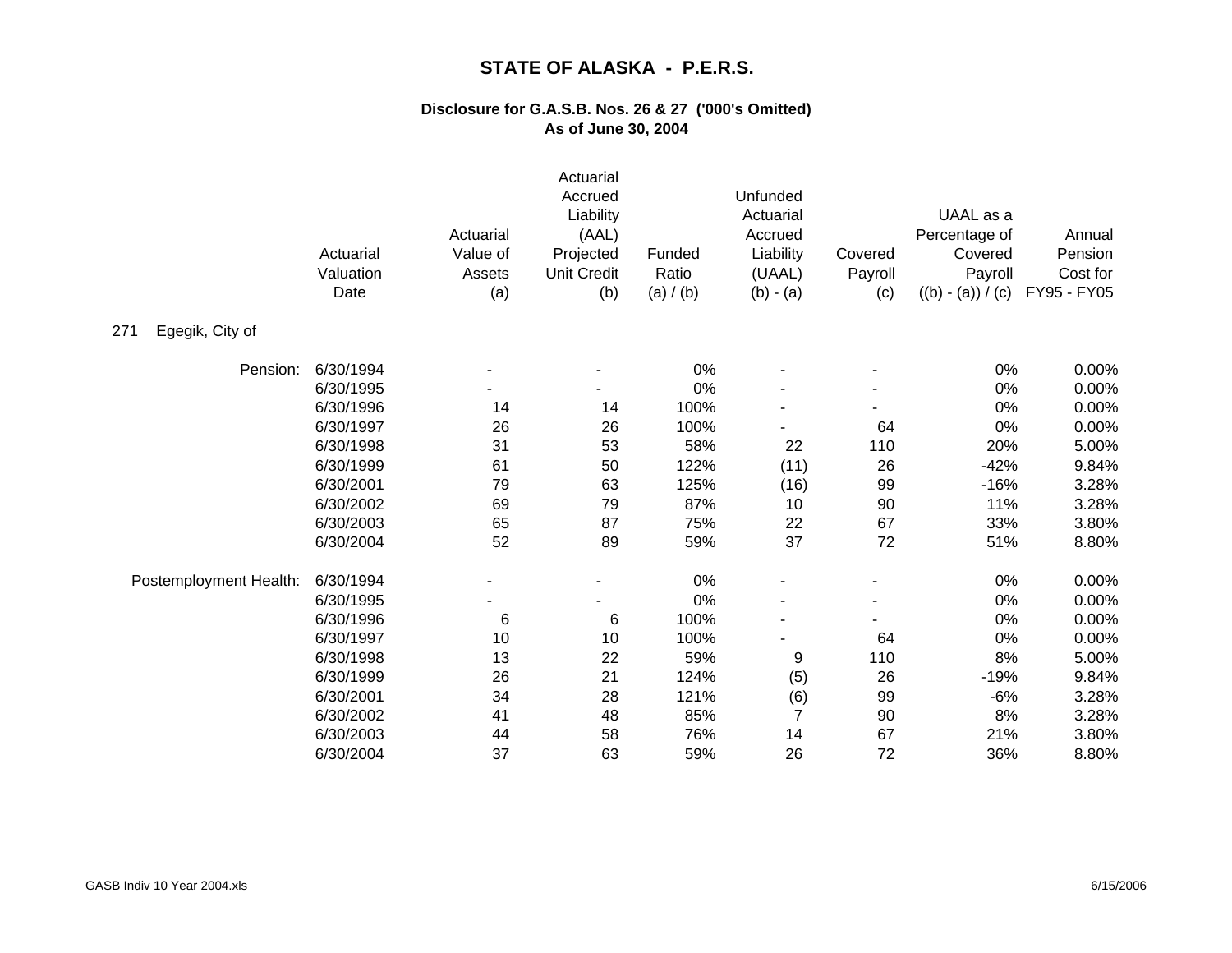# STATE OF ALASKA - P.E.R.S.

## Disclosure for G.A.S.B. Nos. 26 & 27 ('000's Omitted)
## As of June 30, 2004

| | Actuarial Valuation Date | Actuarial Value of Assets (a) | Actuarial Accrued Liability (AAL) Projected Unit Credit (b) | Funded Ratio (a) / (b) | Unfunded Actuarial Accrued Liability (UAAL) (b) - (a) | Covered Payroll (c) | UAAL as a Percentage of Covered Payroll ((b) - (a)) / (c) | Annual Pension Cost for FY95 - FY05 |
|---|---|---|---|---|---|---|---|---|
| 271 Egegik, City of | | | | | | | | |
| Pension: | 6/30/1994 | - | - | 0% | - | - | 0% | 0.00% |
| | 6/30/1995 | - | - | 0% | - | - | 0% | 0.00% |
| | 6/30/1996 | 14 | 14 | 100% | - | - | 0% | 0.00% |
| | 6/30/1997 | 26 | 26 | 100% | - | 64 | 0% | 0.00% |
| | 6/30/1998 | 31 | 53 | 58% | 22 | 110 | 20% | 5.00% |
| | 6/30/1999 | 61 | 50 | 122% | (11) | 26 | -42% | 9.84% |
| | 6/30/2001 | 79 | 63 | 125% | (16) | 99 | -16% | 3.28% |
| | 6/30/2002 | 69 | 79 | 87% | 10 | 90 | 11% | 3.28% |
| | 6/30/2003 | 65 | 87 | 75% | 22 | 67 | 33% | 3.80% |
| | 6/30/2004 | 52 | 89 | 59% | 37 | 72 | 51% | 8.80% |
| Postemployment Health: | 6/30/1994 | - | - | 0% | - | - | 0% | 0.00% |
| | 6/30/1995 | - | - | 0% | - | - | 0% | 0.00% |
| | 6/30/1996 | 6 | 6 | 100% | - | - | 0% | 0.00% |
| | 6/30/1997 | 10 | 10 | 100% | - | 64 | 0% | 0.00% |
| | 6/30/1998 | 13 | 22 | 59% | 9 | 110 | 8% | 5.00% |
| | 6/30/1999 | 26 | 21 | 124% | (5) | 26 | -19% | 9.84% |
| | 6/30/2001 | 34 | 28 | 121% | (6) | 99 | -6% | 3.28% |
| | 6/30/2002 | 41 | 48 | 85% | 7 | 90 | 8% | 3.28% |
| | 6/30/2003 | 44 | 58 | 76% | 14 | 67 | 21% | 3.80% |
| | 6/30/2004 | 37 | 63 | 59% | 26 | 72 | 36% | 8.80% |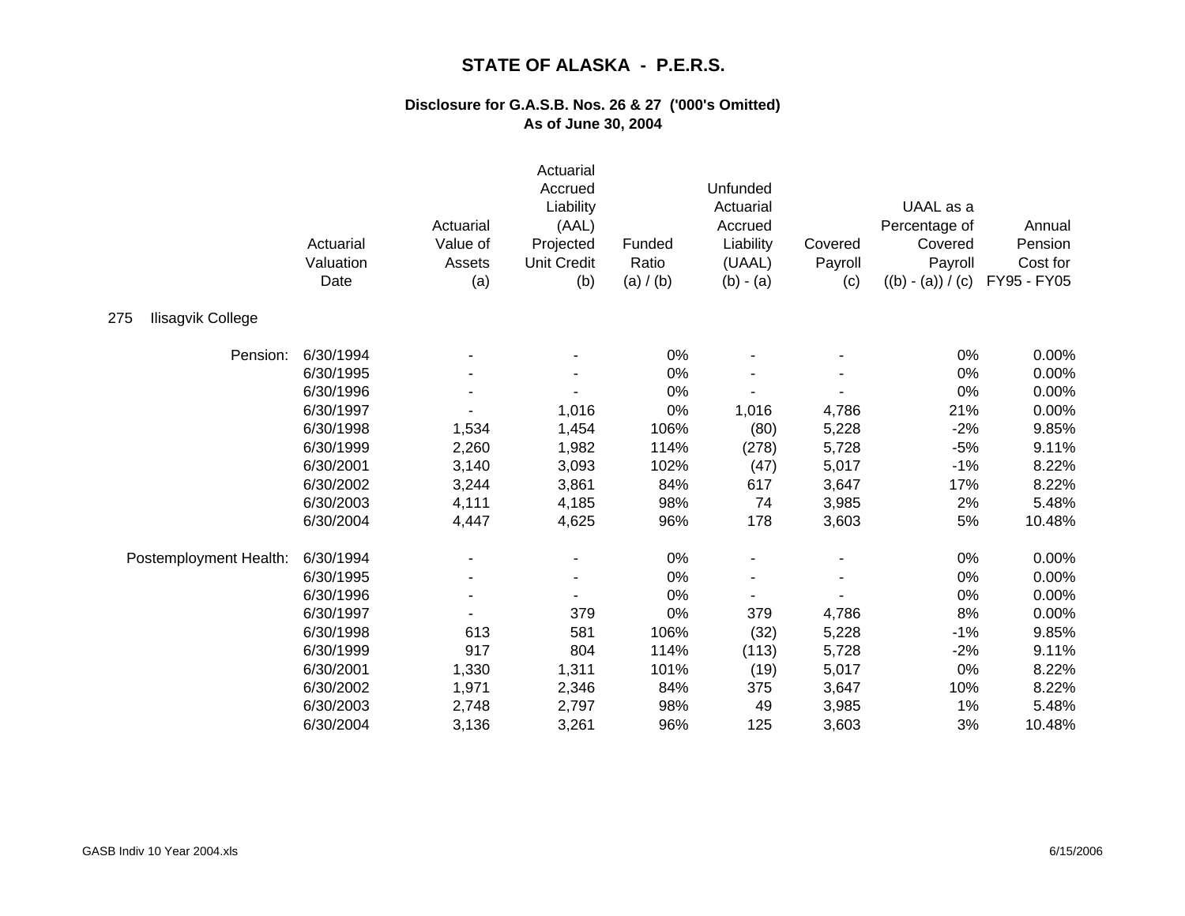# STATE OF ALASKA - P.E.R.S.

### Disclosure for G.A.S.B. Nos. 26 & 27 ('000's Omitted)
### As of June 30, 2004

| | Actuarial Valuation Date | Actuarial Value of Assets (a) | Actuarial Accrued Liability (AAL) Projected Unit Credit (b) | Funded Ratio (a) / (b) | Unfunded Actuarial Accrued Liability (UAAL) (b) - (a) | Covered Payroll (c) | UAAL as a Percentage of Covered Payroll ((b) - (a)) / (c) | Annual Pension Cost for FY95 - FY05 |
|---|---|---|---|---|---|---|---|---|
| 275 Ilisagvik College | | | | | | | | |
| Pension: | 6/30/1994 | - | - | 0% | - | - | 0% | 0.00% |
| | 6/30/1995 | - | - | 0% | - | - | 0% | 0.00% |
| | 6/30/1996 | - | - | 0% | - | - | 0% | 0.00% |
| | 6/30/1997 | - | 1,016 | 0% | 1,016 | 4,786 | 21% | 0.00% |
| | 6/30/1998 | 1,534 | 1,454 | 106% | (80) | 5,228 | -2% | 9.85% |
| | 6/30/1999 | 2,260 | 1,982 | 114% | (278) | 5,728 | -5% | 9.11% |
| | 6/30/2001 | 3,140 | 3,093 | 102% | (47) | 5,017 | -1% | 8.22% |
| | 6/30/2002 | 3,244 | 3,861 | 84% | 617 | 3,647 | 17% | 8.22% |
| | 6/30/2003 | 4,111 | 4,185 | 98% | 74 | 3,985 | 2% | 5.48% |
| | 6/30/2004 | 4,447 | 4,625 | 96% | 178 | 3,603 | 5% | 10.48% |
| Postemployment Health: | 6/30/1994 | - | - | 0% | - | - | 0% | 0.00% |
| | 6/30/1995 | - | - | 0% | - | - | 0% | 0.00% |
| | 6/30/1996 | - | - | 0% | - | - | 0% | 0.00% |
| | 6/30/1997 | - | 379 | 0% | 379 | 4,786 | 8% | 0.00% |
| | 6/30/1998 | 613 | 581 | 106% | (32) | 5,228 | -1% | 9.85% |
| | 6/30/1999 | 917 | 804 | 114% | (113) | 5,728 | -2% | 9.11% |
| | 6/30/2001 | 1,330 | 1,311 | 101% | (19) | 5,017 | 0% | 8.22% |
| | 6/30/2002 | 1,971 | 2,346 | 84% | 375 | 3,647 | 10% | 8.22% |
| | 6/30/2003 | 2,748 | 2,797 | 98% | 49 | 3,985 | 1% | 5.48% |
| | 6/30/2004 | 3,136 | 3,261 | 96% | 125 | 3,603 | 3% | 10.48% |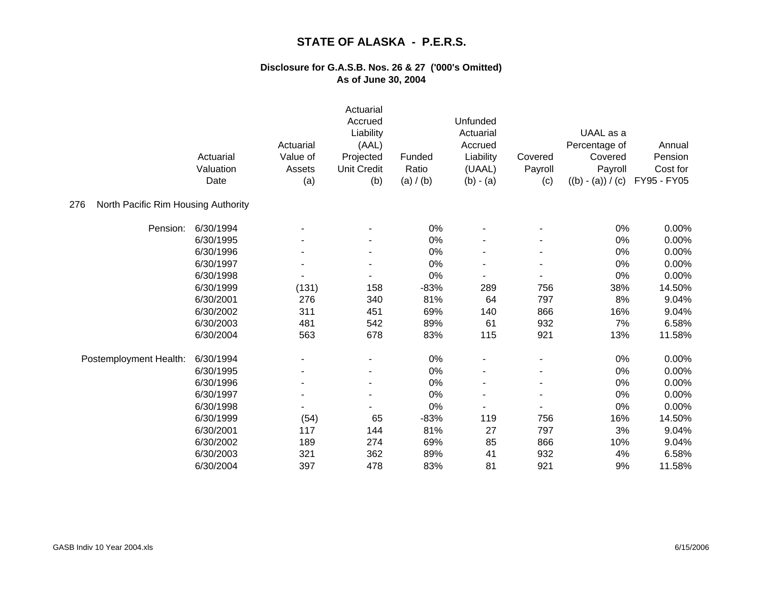# STATE OF ALASKA - P.E.R.S.

## Disclosure for G.A.S.B. Nos. 26 & 27 ('000's Omitted)
## As of June 30, 2004

**276 North Pacific Rim Housing Authority**

| | Actuarial Valuation Date | Actuarial Value of Assets (a) | Actuarial Accrued Liability (AAL) Projected Unit Credit (b) | Funded Ratio (a) / (b) | Unfunded Actuarial Accrued Liability (UAAL) (b) - (a) | Covered Payroll (c) | UAAL as a Percentage of Covered Payroll ((b) - (a)) / (c) | Annual Pension Cost for FY95 - FY05 |
|---|---|---|---|---|---|---|---|---|
| Pension: | 6/30/1994 | - | - | 0% | - | - | 0% | 0.00% |
| | 6/30/1995 | - | - | 0% | - | - | 0% | 0.00% |
| | 6/30/1996 | - | - | 0% | - | - | 0% | 0.00% |
| | 6/30/1997 | - | - | 0% | - | - | 0% | 0.00% |
| | 6/30/1998 | - | - | 0% | - | - | 0% | 0.00% |
| | 6/30/1999 | (131) | 158 | -83% | 289 | 756 | 38% | 14.50% |
| | 6/30/2001 | 276 | 340 | 81% | 64 | 797 | 8% | 9.04% |
| | 6/30/2002 | 311 | 451 | 69% | 140 | 866 | 16% | 9.04% |
| | 6/30/2003 | 481 | 542 | 89% | 61 | 932 | 7% | 6.58% |
| | 6/30/2004 | 563 | 678 | 83% | 115 | 921 | 13% | 11.58% |
| Postemployment Health: | 6/30/1994 | - | - | 0% | - | - | 0% | 0.00% |
| | 6/30/1995 | - | - | 0% | - | - | 0% | 0.00% |
| | 6/30/1996 | - | - | 0% | - | - | 0% | 0.00% |
| | 6/30/1997 | - | - | 0% | - | - | 0% | 0.00% |
| | 6/30/1998 | - | - | 0% | - | - | 0% | 0.00% |
| | 6/30/1999 | (54) | 65 | -83% | 119 | 756 | 16% | 14.50% |
| | 6/30/2001 | 117 | 144 | 81% | 27 | 797 | 3% | 9.04% |
| | 6/30/2002 | 189 | 274 | 69% | 85 | 866 | 10% | 9.04% |
| | 6/30/2003 | 321 | 362 | 89% | 41 | 932 | 4% | 6.58% |
| | 6/30/2004 | 397 | 478 | 83% | 81 | 921 | 9% | 11.58% |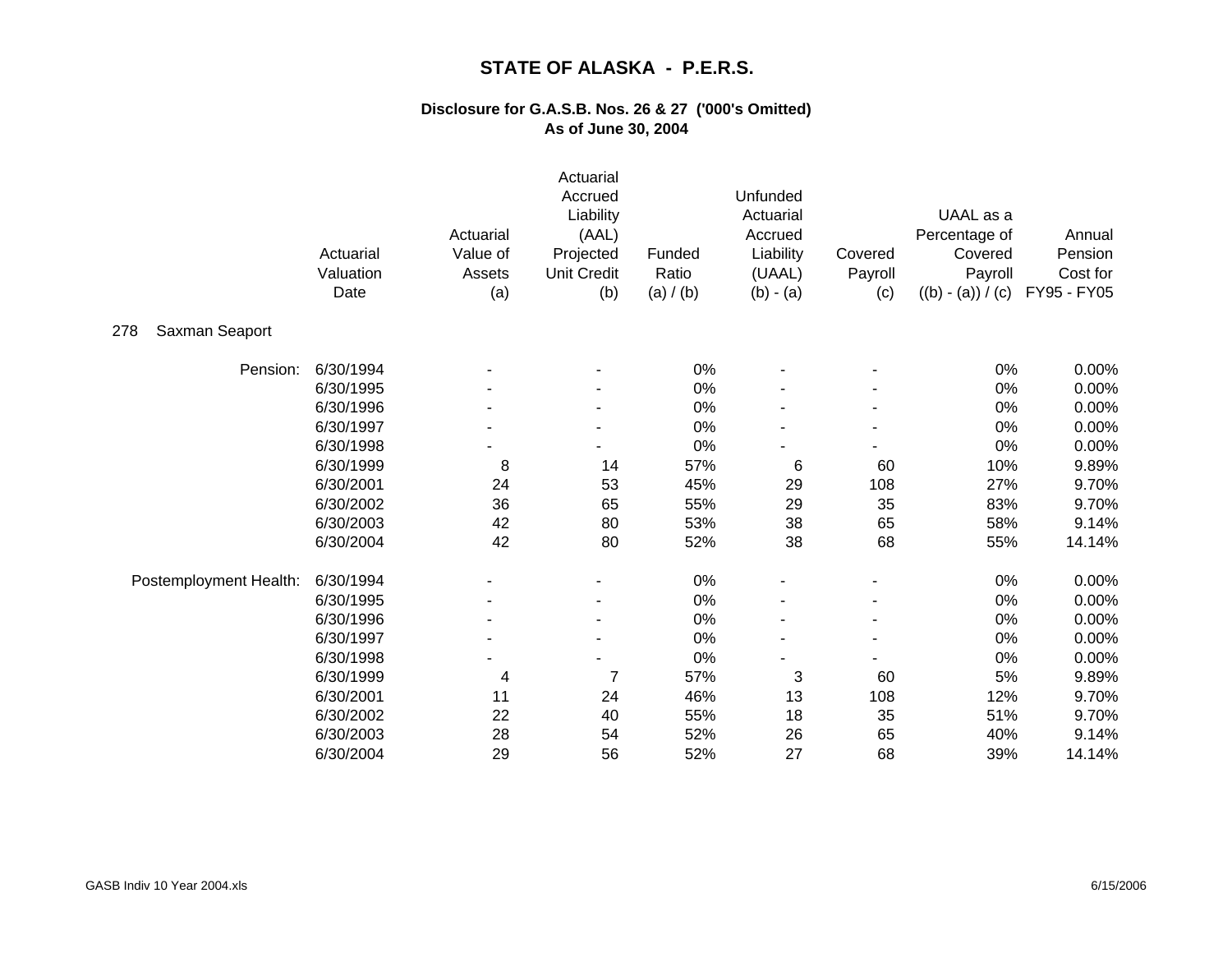# STATE OF ALASKA - P.E.R.S.

## Disclosure for G.A.S.B. Nos. 26 & 27 ('000's Omitted)
## As of June 30, 2004

| | Actuarial Valuation Date | Actuarial Value of Assets (a) | Actuarial Accrued Liability (AAL) Projected Unit Credit (b) | Funded Ratio (a) / (b) | Unfunded Actuarial Accrued Liability (UAAL) (b) - (a) | Covered Payroll (c) | UAAL as a Percentage of Covered Payroll ((b) - (a)) / (c) | Annual Pension Cost for FY95 - FY05 |
|---|---|---|---|---|---|---|---|---|
| 278 Saxman Seaport | | | | | | | | |
| Pension: | 6/30/1994 | - | - | 0% | - | - | 0% | 0.00% |
| | 6/30/1995 | - | - | 0% | - | - | 0% | 0.00% |
| | 6/30/1996 | - | - | 0% | - | - | 0% | 0.00% |
| | 6/30/1997 | - | - | 0% | - | - | 0% | 0.00% |
| | 6/30/1998 | - | - | 0% | - | - | 0% | 0.00% |
| | 6/30/1999 | 8 | 14 | 57% | 6 | 60 | 10% | 9.89% |
| | 6/30/2001 | 24 | 53 | 45% | 29 | 108 | 27% | 9.70% |
| | 6/30/2002 | 36 | 65 | 55% | 29 | 35 | 83% | 9.70% |
| | 6/30/2003 | 42 | 80 | 53% | 38 | 65 | 58% | 9.14% |
| | 6/30/2004 | 42 | 80 | 52% | 38 | 68 | 55% | 14.14% |
| Postemployment Health: | 6/30/1994 | - | - | 0% | - | - | 0% | 0.00% |
| | 6/30/1995 | - | - | 0% | - | - | 0% | 0.00% |
| | 6/30/1996 | - | - | 0% | - | - | 0% | 0.00% |
| | 6/30/1997 | - | - | 0% | - | - | 0% | 0.00% |
| | 6/30/1998 | - | - | 0% | - | - | 0% | 0.00% |
| | 6/30/1999 | 4 | 7 | 57% | 3 | 60 | 5% | 9.89% |
| | 6/30/2001 | 11 | 24 | 46% | 13 | 108 | 12% | 9.70% |
| | 6/30/2002 | 22 | 40 | 55% | 18 | 35 | 51% | 9.70% |
| | 6/30/2003 | 28 | 54 | 52% | 26 | 65 | 40% | 9.14% |
| | 6/30/2004 | 29 | 56 | 52% | 27 | 68 | 39% | 14.14% |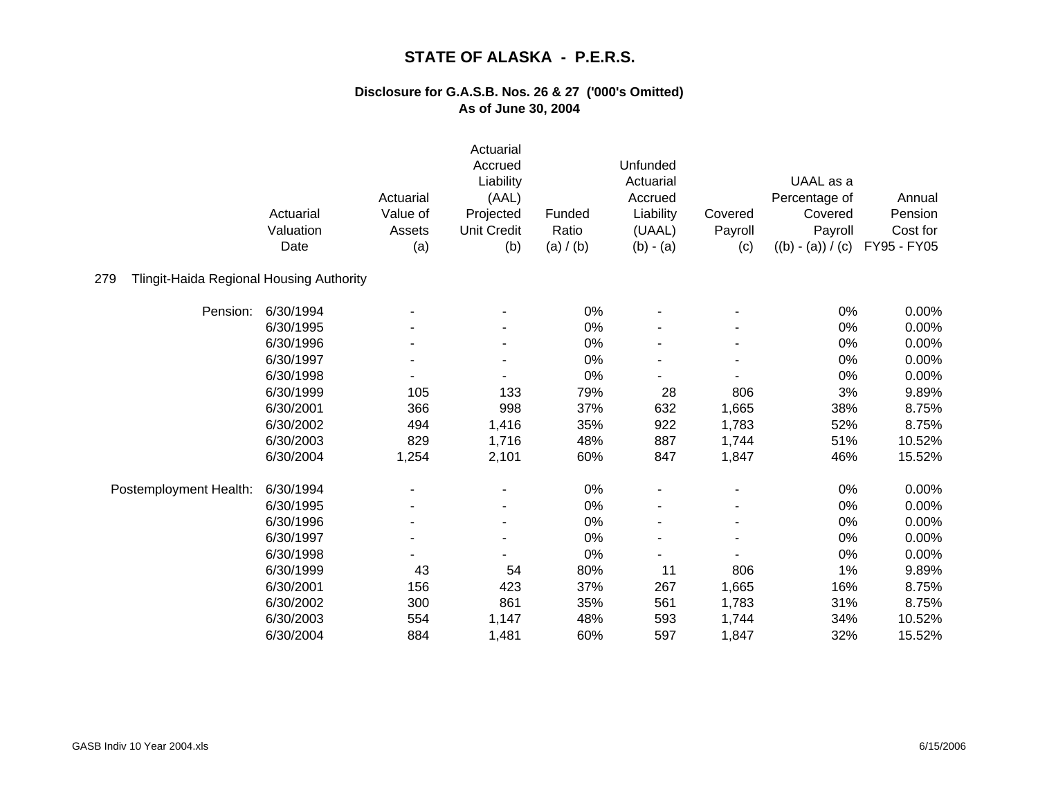# STATE OF ALASKA - P.E.R.S.

## Disclosure for G.A.S.B. Nos. 26 & 27 ('000's Omitted)
## As of June 30, 2004

| | Actuarial Valuation Date | Actuarial Value of Assets (a) | Actuarial Accrued Liability (AAL) Projected Unit Credit (b) | Funded Ratio (a) / (b) | Unfunded Actuarial Accrued Liability (UAAL) (b) - (a) | Covered Payroll (c) | UAAL as a Percentage of Covered Payroll ((b) - (a)) / (c) | Annual Pension Cost for FY95 - FY05 |
|---|---|---|---|---|---|---|---|---|
| **279 Tlingit-Haida Regional Housing Authority** | | | | | | | | |
| Pension: | 6/30/1994 | - | - | 0% | - | - | 0% | 0.00% |
| | 6/30/1995 | - | - | 0% | - | - | 0% | 0.00% |
| | 6/30/1996 | - | - | 0% | - | - | 0% | 0.00% |
| | 6/30/1997 | - | - | 0% | - | - | 0% | 0.00% |
| | 6/30/1998 | - | - | 0% | - | - | 0% | 0.00% |
| | 6/30/1999 | 105 | 133 | 79% | 28 | 806 | 3% | 9.89% |
| | 6/30/2001 | 366 | 998 | 37% | 632 | 1,665 | 38% | 8.75% |
| | 6/30/2002 | 494 | 1,416 | 35% | 922 | 1,783 | 52% | 8.75% |
| | 6/30/2003 | 829 | 1,716 | 48% | 887 | 1,744 | 51% | 10.52% |
| | 6/30/2004 | 1,254 | 2,101 | 60% | 847 | 1,847 | 46% | 15.52% |
| Postemployment Health: | 6/30/1994 | - | - | 0% | - | - | 0% | 0.00% |
| | 6/30/1995 | - | - | 0% | - | - | 0% | 0.00% |
| | 6/30/1996 | - | - | 0% | - | - | 0% | 0.00% |
| | 6/30/1997 | - | - | 0% | - | - | 0% | 0.00% |
| | 6/30/1998 | - | - | 0% | - | - | 0% | 0.00% |
| | 6/30/1999 | 43 | 54 | 80% | 11 | 806 | 1% | 9.89% |
| | 6/30/2001 | 156 | 423 | 37% | 267 | 1,665 | 16% | 8.75% |
| | 6/30/2002 | 300 | 861 | 35% | 561 | 1,783 | 31% | 8.75% |
| | 6/30/2003 | 554 | 1,147 | 48% | 593 | 1,744 | 34% | 10.52% |
| | 6/30/2004 | 884 | 1,481 | 60% | 597 | 1,847 | 32% | 15.52% |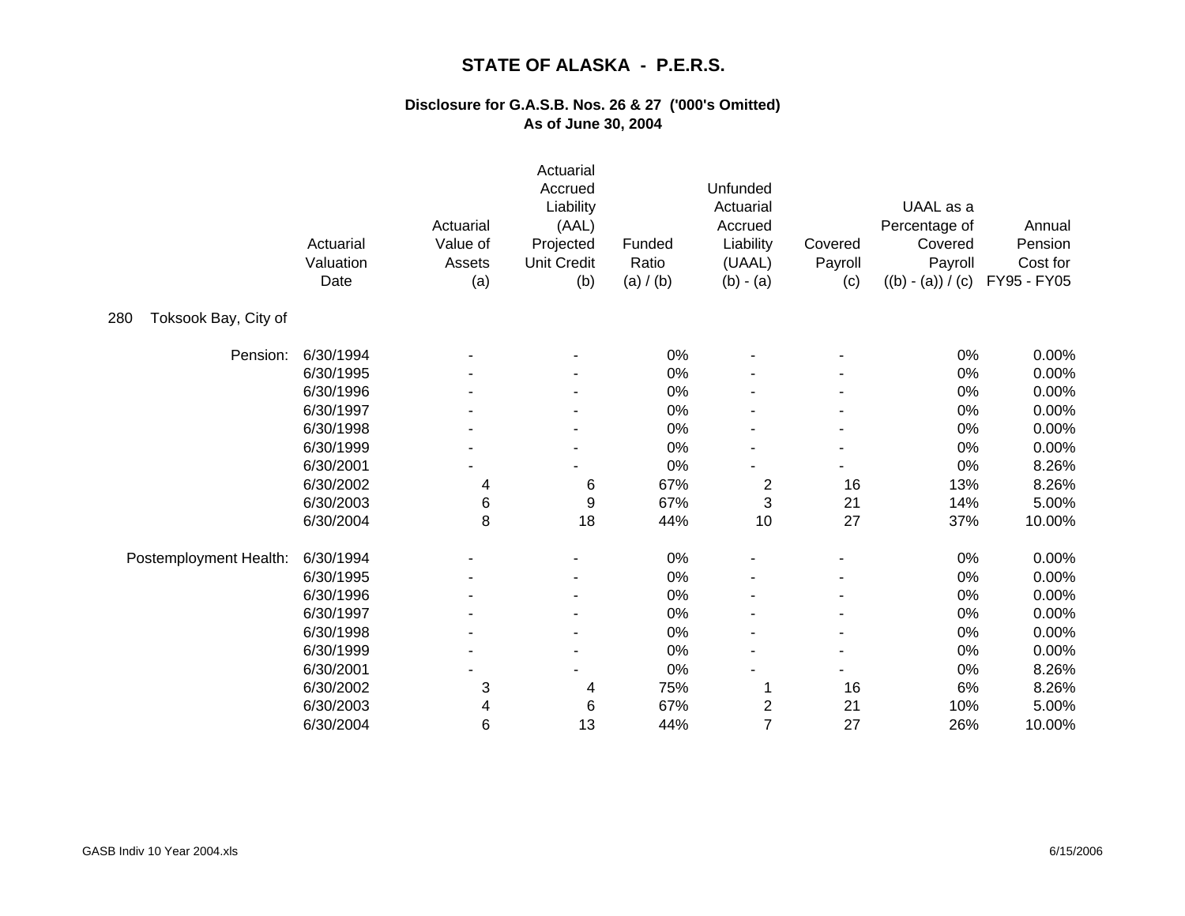# STATE OF ALASKA - P.E.R.S.

## Disclosure for G.A.S.B. Nos. 26 & 27 ('000's Omitted)
## As of June 30, 2004

| | Actuarial Valuation Date | Actuarial Value of Assets (a) | Actuarial Accrued Liability (AAL) Projected Unit Credit (b) | Funded Ratio (a) / (b) | Unfunded Actuarial Accrued Liability (UAAL) (b) - (a) | Covered Payroll (c) | UAAL as a Percentage of Covered Payroll ((b) - (a)) / (c) | Annual Pension Cost for FY95 - FY05 |
|---|---|---|---|---|---|---|---|---|
| 280 Toksook Bay, City of | | | | | | | | |
| Pension: | 6/30/1994 | - | - | 0% | - | - | 0% | 0.00% |
| | 6/30/1995 | - | - | 0% | - | - | 0% | 0.00% |
| | 6/30/1996 | - | - | 0% | - | - | 0% | 0.00% |
| | 6/30/1997 | - | - | 0% | - | - | 0% | 0.00% |
| | 6/30/1998 | - | - | 0% | - | - | 0% | 0.00% |
| | 6/30/1999 | - | - | 0% | - | - | 0% | 0.00% |
| | 6/30/2001 | - | - | 0% | - | - | 0% | 8.26% |
| | 6/30/2002 | 4 | 6 | 67% | 2 | 16 | 13% | 8.26% |
| | 6/30/2003 | 6 | 9 | 67% | 3 | 21 | 14% | 5.00% |
| | 6/30/2004 | 8 | 18 | 44% | 10 | 27 | 37% | 10.00% |
| Postemployment Health: | 6/30/1994 | - | - | 0% | - | - | 0% | 0.00% |
| | 6/30/1995 | - | - | 0% | - | - | 0% | 0.00% |
| | 6/30/1996 | - | - | 0% | - | - | 0% | 0.00% |
| | 6/30/1997 | - | - | 0% | - | - | 0% | 0.00% |
| | 6/30/1998 | - | - | 0% | - | - | 0% | 0.00% |
| | 6/30/1999 | - | - | 0% | - | - | 0% | 0.00% |
| | 6/30/2001 | - | - | 0% | - | - | 0% | 8.26% |
| | 6/30/2002 | 3 | 4 | 75% | 1 | 16 | 6% | 8.26% |
| | 6/30/2003 | 4 | 6 | 67% | 2 | 21 | 10% | 5.00% |
| | 6/30/2004 | 6 | 13 | 44% | 7 | 27 | 26% | 10.00% |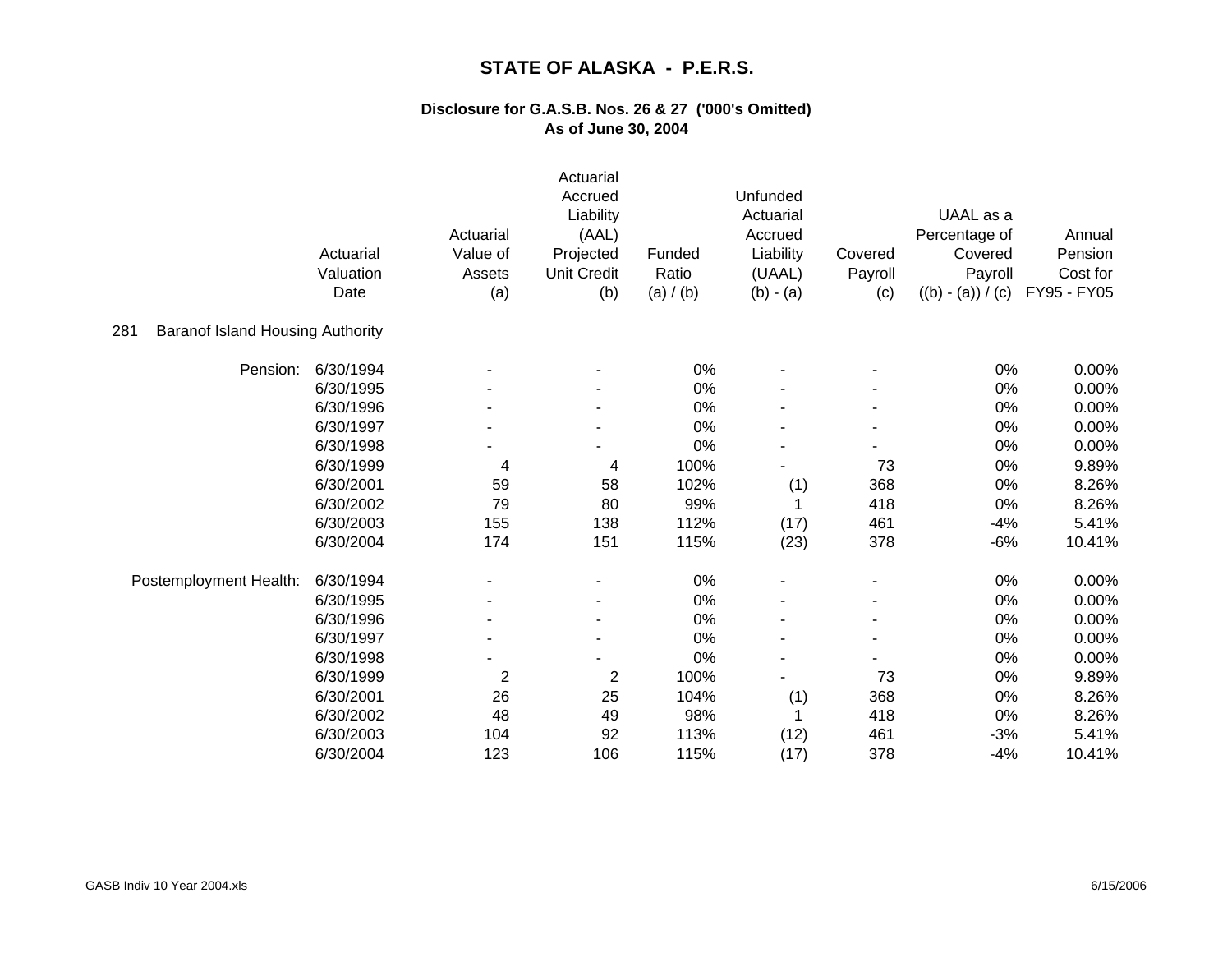# STATE OF ALASKA - P.E.R.S.

## Disclosure for G.A.S.B. Nos. 26 & 27 ('000's Omitted)
## As of June 30, 2004

281 Baranof Island Housing Authority

| | Actuarial Valuation Date | Actuarial Value of Assets (a) | Actuarial Accrued Liability (AAL) Projected Unit Credit (b) | Funded Ratio (a) / (b) | Unfunded Actuarial Accrued Liability (UAAL) (b) - (a) | Covered Payroll (c) | UAAL as a Percentage of Covered Payroll ((b) - (a)) / (c) | Annual Pension Cost for FY95 - FY05 |
|---|---|---|---|---|---|---|---|---|
| Pension: | 6/30/1994 | - | - | 0% | - | - | 0% | 0.00% |
| | 6/30/1995 | - | - | 0% | - | - | 0% | 0.00% |
| | 6/30/1996 | - | - | 0% | - | - | 0% | 0.00% |
| | 6/30/1997 | - | - | 0% | - | - | 0% | 0.00% |
| | 6/30/1998 | - | - | 0% | - | - | 0% | 0.00% |
| | 6/30/1999 | 4 | 4 | 100% | - | 73 | 0% | 9.89% |
| | 6/30/2001 | 59 | 58 | 102% | (1) | 368 | 0% | 8.26% |
| | 6/30/2002 | 79 | 80 | 99% | 1 | 418 | 0% | 8.26% |
| | 6/30/2003 | 155 | 138 | 112% | (17) | 461 | -4% | 5.41% |
| | 6/30/2004 | 174 | 151 | 115% | (23) | 378 | -6% | 10.41% |
| Postemployment Health: | 6/30/1994 | - | - | 0% | - | - | 0% | 0.00% |
| | 6/30/1995 | - | - | 0% | - | - | 0% | 0.00% |
| | 6/30/1996 | - | - | 0% | - | - | 0% | 0.00% |
| | 6/30/1997 | - | - | 0% | - | - | 0% | 0.00% |
| | 6/30/1998 | - | - | 0% | - | - | 0% | 0.00% |
| | 6/30/1999 | 2 | 2 | 100% | - | 73 | 0% | 9.89% |
| | 6/30/2001 | 26 | 25 | 104% | (1) | 368 | 0% | 8.26% |
| | 6/30/2002 | 48 | 49 | 98% | 1 | 418 | 0% | 8.26% |
| | 6/30/2003 | 104 | 92 | 113% | (12) | 461 | -3% | 5.41% |
| | 6/30/2004 | 123 | 106 | 115% | (17) | 378 | -4% | 10.41% |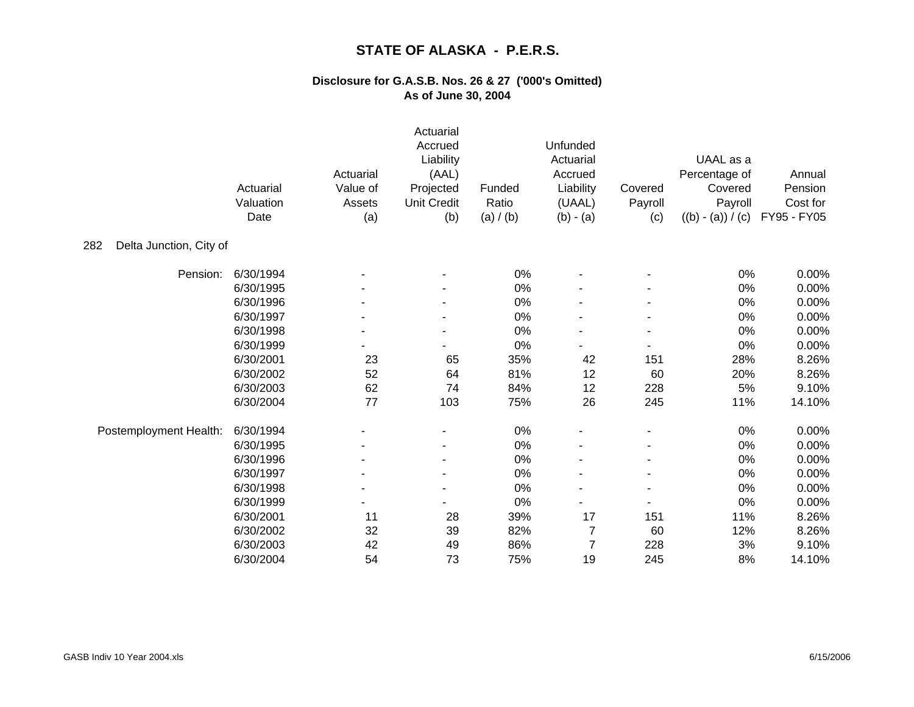# STATE OF ALASKA - P.E.R.S.

## Disclosure for G.A.S.B. Nos. 26 & 27 ('000's Omitted)
## As of June 30, 2004

| | Actuarial Valuation Date | Actuarial Value of Assets (a) | Actuarial Accrued Liability (AAL) Projected Unit Credit (b) | Funded Ratio (a) / (b) | Unfunded Actuarial Accrued Liability (UAAL) (b) - (a) | Covered Payroll (c) | UAAL as a Percentage of Covered Payroll ((b) - (a)) / (c) | Annual Pension Cost for FY95 - FY05 |
|---|---|---|---|---|---|---|---|---|
| 282 Delta Junction, City of | | | | | | | | |
| Pension: | 6/30/1994 | - | - | 0% | - | - | 0% | 0.00% |
| | 6/30/1995 | - | - | 0% | - | - | 0% | 0.00% |
| | 6/30/1996 | - | - | 0% | - | - | 0% | 0.00% |
| | 6/30/1997 | - | - | 0% | - | - | 0% | 0.00% |
| | 6/30/1998 | - | - | 0% | - | - | 0% | 0.00% |
| | 6/30/1999 | - | - | 0% | - | - | 0% | 0.00% |
| | 6/30/2001 | 23 | 65 | 35% | 42 | 151 | 28% | 8.26% |
| | 6/30/2002 | 52 | 64 | 81% | 12 | 60 | 20% | 8.26% |
| | 6/30/2003 | 62 | 74 | 84% | 12 | 228 | 5% | 9.10% |
| | 6/30/2004 | 77 | 103 | 75% | 26 | 245 | 11% | 14.10% |
| Postemployment Health: | 6/30/1994 | - | - | 0% | - | - | 0% | 0.00% |
| | 6/30/1995 | - | - | 0% | - | - | 0% | 0.00% |
| | 6/30/1996 | - | - | 0% | - | - | 0% | 0.00% |
| | 6/30/1997 | - | - | 0% | - | - | 0% | 0.00% |
| | 6/30/1998 | - | - | 0% | - | - | 0% | 0.00% |
| | 6/30/1999 | - | - | 0% | - | - | 0% | 0.00% |
| | 6/30/2001 | 11 | 28 | 39% | 17 | 151 | 11% | 8.26% |
| | 6/30/2002 | 32 | 39 | 82% | 7 | 60 | 12% | 8.26% |
| | 6/30/2003 | 42 | 49 | 86% | 7 | 228 | 3% | 9.10% |
| | 6/30/2004 | 54 | 73 | 75% | 19 | 245 | 8% | 14.10% |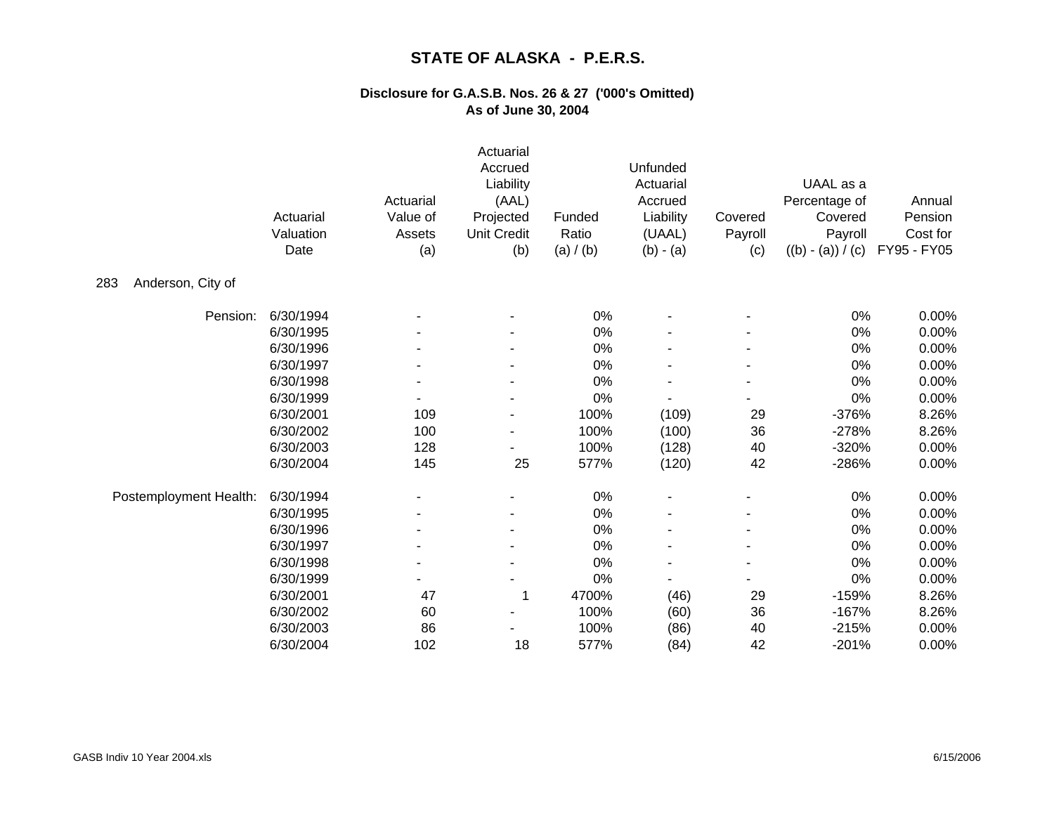# STATE OF ALASKA - P.E.R.S.

## Disclosure for G.A.S.B. Nos. 26 & 27 ('000's Omitted)
## As of June 30, 2004

| | Actuarial Valuation Date | Actuarial Value of Assets (a) | Actuarial Accrued Liability (AAL) Projected Unit Credit (b) | Funded Ratio (a) / (b) | Unfunded Actuarial Accrued Liability (UAAL) (b) - (a) | Covered Payroll (c) | UAAL as a Percentage of Covered Payroll ((b) - (a)) / (c) | Annual Pension Cost for FY95 - FY05 |
|---|---|---|---|---|---|---|---|---|
| 283 Anderson, City of | | | | | | | | |
| Pension: | 6/30/1994 | - | - | 0% | - | - | 0% | 0.00% |
| | 6/30/1995 | - | - | 0% | - | - | 0% | 0.00% |
| | 6/30/1996 | - | - | 0% | - | - | 0% | 0.00% |
| | 6/30/1997 | - | - | 0% | - | - | 0% | 0.00% |
| | 6/30/1998 | - | - | 0% | - | - | 0% | 0.00% |
| | 6/30/1999 | - | - | 0% | - | - | 0% | 0.00% |
| | 6/30/2001 | 109 | - | 100% | (109) | 29 | -376% | 8.26% |
| | 6/30/2002 | 100 | - | 100% | (100) | 36 | -278% | 8.26% |
| | 6/30/2003 | 128 | - | 100% | (128) | 40 | -320% | 0.00% |
| | 6/30/2004 | 145 | 25 | 577% | (120) | 42 | -286% | 0.00% |
| Postemployment Health: | 6/30/1994 | - | - | 0% | - | - | 0% | 0.00% |
| | 6/30/1995 | - | - | 0% | - | - | 0% | 0.00% |
| | 6/30/1996 | - | - | 0% | - | - | 0% | 0.00% |
| | 6/30/1997 | - | - | 0% | - | - | 0% | 0.00% |
| | 6/30/1998 | - | - | 0% | - | - | 0% | 0.00% |
| | 6/30/1999 | - | - | 0% | - | - | 0% | 0.00% |
| | 6/30/2001 | 47 | 1 | 4700% | (46) | 29 | -159% | 8.26% |
| | 6/30/2002 | 60 | - | 100% | (60) | 36 | -167% | 8.26% |
| | 6/30/2003 | 86 | - | 100% | (86) | 40 | -215% | 0.00% |
| | 6/30/2004 | 102 | 18 | 577% | (84) | 42 | -201% | 0.00% |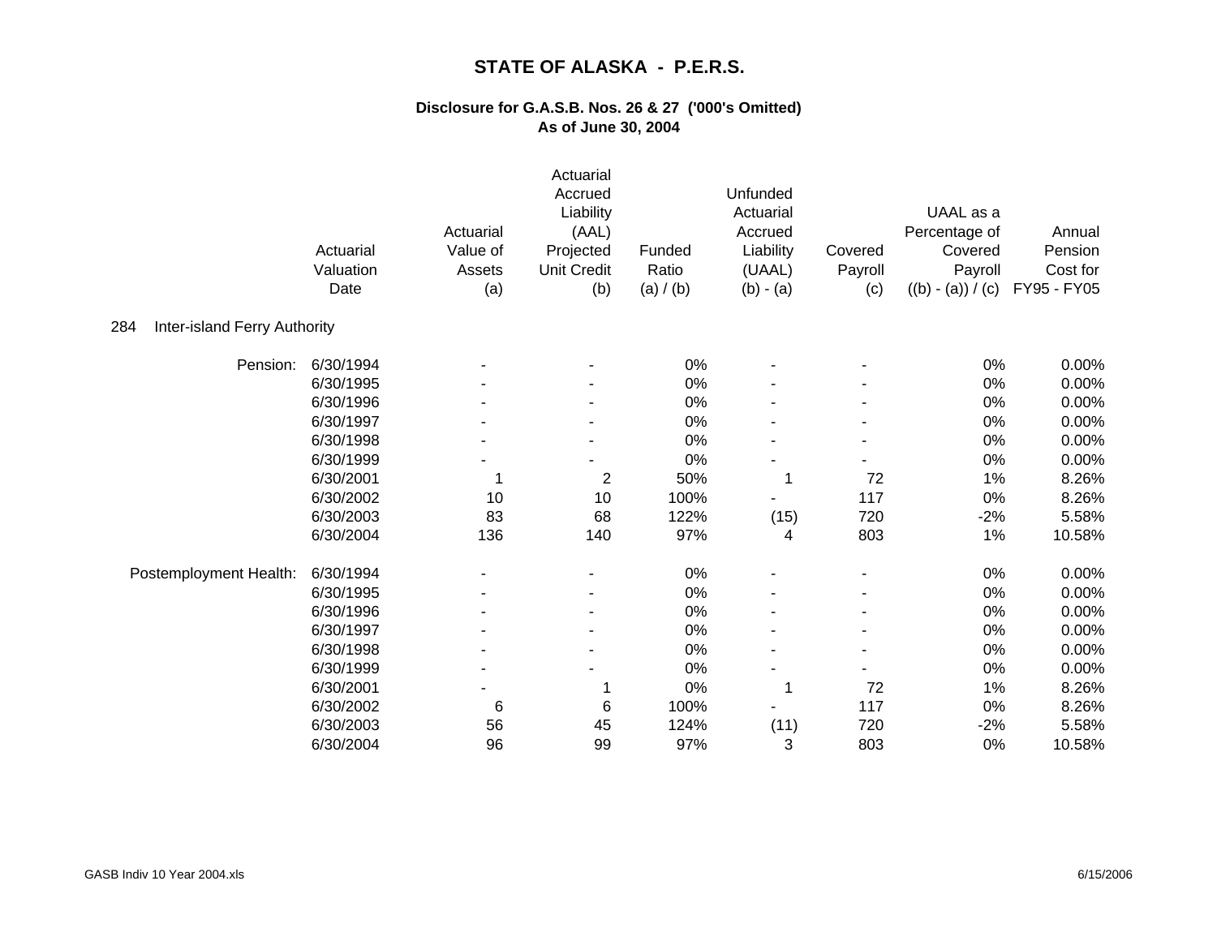# STATE OF ALASKA - P.E.R.S.

### Disclosure for G.A.S.B. Nos. 26 & 27 ('000's Omitted)
### As of June 30, 2004

| | Actuarial Valuation Date | Actuarial Value of Assets (a) | Actuarial Accrued Liability (AAL) Projected Unit Credit (b) | Funded Ratio (a) / (b) | Unfunded Actuarial Accrued Liability (UAAL) (b) - (a) | Covered Payroll (c) | UAAL as a Percentage of Covered Payroll ((b) - (a)) / (c) | Annual Pension Cost for FY95 - FY05 |
|---|---|---|---|---|---|---|---|---|
| **284 Inter-island Ferry Authority** | | | | | | | | |
| Pension: | 6/30/1994 | - | - | 0% | - | - | 0% | 0.00% |
| | 6/30/1995 | - | - | 0% | - | - | 0% | 0.00% |
| | 6/30/1996 | - | - | 0% | - | - | 0% | 0.00% |
| | 6/30/1997 | - | - | 0% | - | - | 0% | 0.00% |
| | 6/30/1998 | - | - | 0% | - | - | 0% | 0.00% |
| | 6/30/1999 | - | - | 0% | - | - | 0% | 0.00% |
| | 6/30/2001 | 1 | 2 | 50% | 1 | 72 | 1% | 8.26% |
| | 6/30/2002 | 10 | 10 | 100% | - | 117 | 0% | 8.26% |
| | 6/30/2003 | 83 | 68 | 122% | (15) | 720 | -2% | 5.58% |
| | 6/30/2004 | 136 | 140 | 97% | 4 | 803 | 1% | 10.58% |
| Postemployment Health: | 6/30/1994 | - | - | 0% | - | - | 0% | 0.00% |
| | 6/30/1995 | - | - | 0% | - | - | 0% | 0.00% |
| | 6/30/1996 | - | - | 0% | - | - | 0% | 0.00% |
| | 6/30/1997 | - | - | 0% | - | - | 0% | 0.00% |
| | 6/30/1998 | - | - | 0% | - | - | 0% | 0.00% |
| | 6/30/1999 | - | - | 0% | - | - | 0% | 0.00% |
| | 6/30/2001 | - | 1 | 0% | 1 | 72 | 1% | 8.26% |
| | 6/30/2002 | 6 | 6 | 100% | - | 117 | 0% | 8.26% |
| | 6/30/2003 | 56 | 45 | 124% | (11) | 720 | -2% | 5.58% |
| | 6/30/2004 | 96 | 99 | 97% | 3 | 803 | 0% | 10.58% |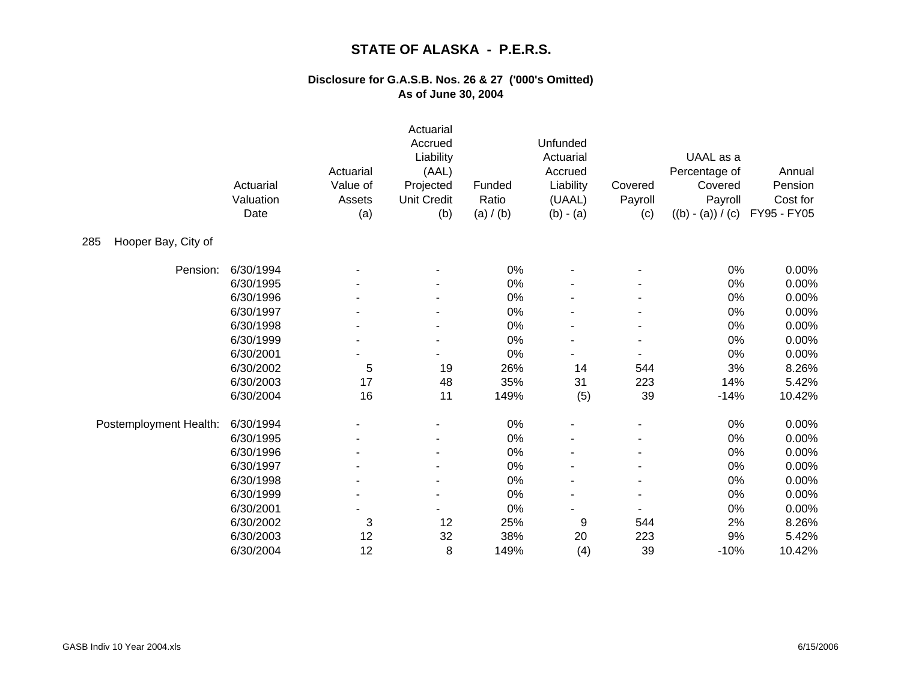# STATE OF ALASKA - P.E.R.S.

## Disclosure for G.A.S.B. Nos. 26 & 27 ('000's Omitted)
## As of June 30, 2004

| | Actuarial Valuation Date | Actuarial Value of Assets (a) | Actuarial Accrued Liability (AAL) Projected Unit Credit (b) | Funded Ratio (a) / (b) | Unfunded Actuarial Accrued Liability (UAAL) (b) - (a) | Covered Payroll (c) | UAAL as a Percentage of Covered Payroll ((b) - (a)) / (c) | Annual Pension Cost for FY95 - FY05 |
|---|---|---|---|---|---|---|---|---|
| 285 Hooper Bay, City of | | | | | | | | |
| Pension: | 6/30/1994 | - | - | 0% | - | - | 0% | 0.00% |
| | 6/30/1995 | - | - | 0% | - | - | 0% | 0.00% |
| | 6/30/1996 | - | - | 0% | - | - | 0% | 0.00% |
| | 6/30/1997 | - | - | 0% | - | - | 0% | 0.00% |
| | 6/30/1998 | - | - | 0% | - | - | 0% | 0.00% |
| | 6/30/1999 | - | - | 0% | - | - | 0% | 0.00% |
| | 6/30/2001 | - | - | 0% | - | - | 0% | 0.00% |
| | 6/30/2002 | 5 | 19 | 26% | 14 | 544 | 3% | 8.26% |
| | 6/30/2003 | 17 | 48 | 35% | 31 | 223 | 14% | 5.42% |
| | 6/30/2004 | 16 | 11 | 149% | (5) | 39 | -14% | 10.42% |
| Postemployment Health: | 6/30/1994 | - | - | 0% | - | - | 0% | 0.00% |
| | 6/30/1995 | - | - | 0% | - | - | 0% | 0.00% |
| | 6/30/1996 | - | - | 0% | - | - | 0% | 0.00% |
| | 6/30/1997 | - | - | 0% | - | - | 0% | 0.00% |
| | 6/30/1998 | - | - | 0% | - | - | 0% | 0.00% |
| | 6/30/1999 | - | - | 0% | - | - | 0% | 0.00% |
| | 6/30/2001 | - | - | 0% | - | - | 0% | 0.00% |
| | 6/30/2002 | 3 | 12 | 25% | 9 | 544 | 2% | 8.26% |
| | 6/30/2003 | 12 | 32 | 38% | 20 | 223 | 9% | 5.42% |
| | 6/30/2004 | 12 | 8 | 149% | (4) | 39 | -10% | 10.42% |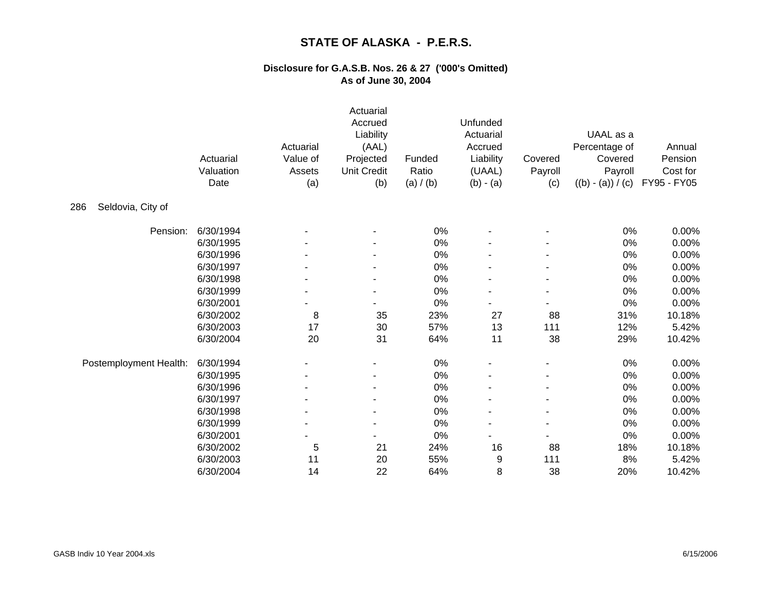# STATE OF ALASKA - P.E.R.S.

## Disclosure for G.A.S.B. Nos. 26 & 27 ('000's Omitted)
## As of June 30, 2004

| | Actuarial Valuation Date | Actuarial Value of Assets (a) | Actuarial Accrued Liability (AAL) Projected Unit Credit (b) | Funded Ratio (a) / (b) | Unfunded Actuarial Accrued Liability (UAAL) (b) - (a) | Covered Payroll (c) | UAAL as a Percentage of Covered Payroll ((b) - (a)) / (c) | Annual Pension Cost for FY95 - FY05 |
|---|---|---|---|---|---|---|---|---|
| 286 Seldovia, City of | | | | | | | | |
| Pension: | 6/30/1994 | - | - | 0% | - | - | 0% | 0.00% |
| | 6/30/1995 | - | - | 0% | - | - | 0% | 0.00% |
| | 6/30/1996 | - | - | 0% | - | - | 0% | 0.00% |
| | 6/30/1997 | - | - | 0% | - | - | 0% | 0.00% |
| | 6/30/1998 | - | - | 0% | - | - | 0% | 0.00% |
| | 6/30/1999 | - | - | 0% | - | - | 0% | 0.00% |
| | 6/30/2001 | - | - | 0% | - | - | 0% | 0.00% |
| | 6/30/2002 | 8 | 35 | 23% | 27 | 88 | 31% | 10.18% |
| | 6/30/2003 | 17 | 30 | 57% | 13 | 111 | 12% | 5.42% |
| | 6/30/2004 | 20 | 31 | 64% | 11 | 38 | 29% | 10.42% |
| Postemployment Health: | 6/30/1994 | - | - | 0% | - | - | 0% | 0.00% |
| | 6/30/1995 | - | - | 0% | - | - | 0% | 0.00% |
| | 6/30/1996 | - | - | 0% | - | - | 0% | 0.00% |
| | 6/30/1997 | - | - | 0% | - | - | 0% | 0.00% |
| | 6/30/1998 | - | - | 0% | - | - | 0% | 0.00% |
| | 6/30/1999 | - | - | 0% | - | - | 0% | 0.00% |
| | 6/30/2001 | - | - | 0% | - | - | 0% | 0.00% |
| | 6/30/2002 | 5 | 21 | 24% | 16 | 88 | 18% | 10.18% |
| | 6/30/2003 | 11 | 20 | 55% | 9 | 111 | 8% | 5.42% |
| | 6/30/2004 | 14 | 22 | 64% | 8 | 38 | 20% | 10.42% |

GASB Indiv 10 Year 2004.xls 6/15/2006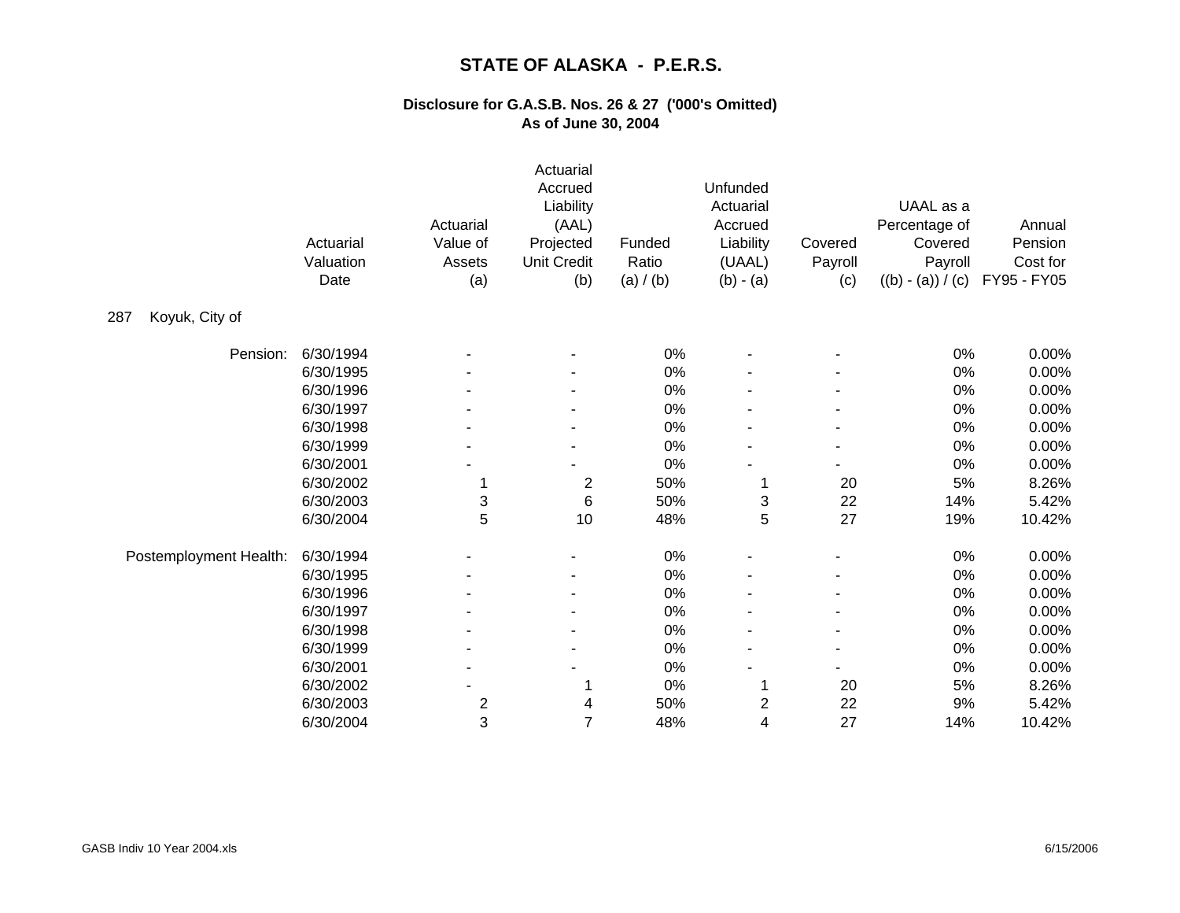# STATE OF ALASKA - P.E.R.S.

## Disclosure for G.A.S.B. Nos. 26 & 27 ('000's Omitted)
## As of June 30, 2004

| | Actuarial Valuation Date | Actuarial Value of Assets (a) | Actuarial Accrued Liability (AAL) Projected Unit Credit (b) | Funded Ratio (a) / (b) | Unfunded Actuarial Accrued Liability (UAAL) (b) - (a) | Covered Payroll (c) | UAAL as a Percentage of Covered Payroll ((b) - (a)) / (c) | Annual Pension Cost for FY95 - FY05 |
|---|---|---|---|---|---|---|---|---|
| 287 Koyuk, City of | | | | | | | | |
| Pension: | 6/30/1994 | - | - | 0% | - | - | 0% | 0.00% |
| | 6/30/1995 | - | - | 0% | - | - | 0% | 0.00% |
| | 6/30/1996 | - | - | 0% | - | - | 0% | 0.00% |
| | 6/30/1997 | - | - | 0% | - | - | 0% | 0.00% |
| | 6/30/1998 | - | - | 0% | - | - | 0% | 0.00% |
| | 6/30/1999 | - | - | 0% | - | - | 0% | 0.00% |
| | 6/30/2001 | - | - | 0% | - | - | 0% | 0.00% |
| | 6/30/2002 | 1 | 2 | 50% | 1 | 20 | 5% | 8.26% |
| | 6/30/2003 | 3 | 6 | 50% | 3 | 22 | 14% | 5.42% |
| | 6/30/2004 | 5 | 10 | 48% | 5 | 27 | 19% | 10.42% |
| Postemployment Health: | 6/30/1994 | - | - | 0% | - | - | 0% | 0.00% |
| | 6/30/1995 | - | - | 0% | - | - | 0% | 0.00% |
| | 6/30/1996 | - | - | 0% | - | - | 0% | 0.00% |
| | 6/30/1997 | - | - | 0% | - | - | 0% | 0.00% |
| | 6/30/1998 | - | - | 0% | - | - | 0% | 0.00% |
| | 6/30/1999 | - | - | 0% | - | - | 0% | 0.00% |
| | 6/30/2001 | - | - | 0% | - | - | 0% | 0.00% |
| | 6/30/2002 | - | 1 | 0% | 1 | 20 | 5% | 8.26% |
| | 6/30/2003 | 2 | 4 | 50% | 2 | 22 | 9% | 5.42% |
| | 6/30/2004 | 3 | 7 | 48% | 4 | 27 | 14% | 10.42% |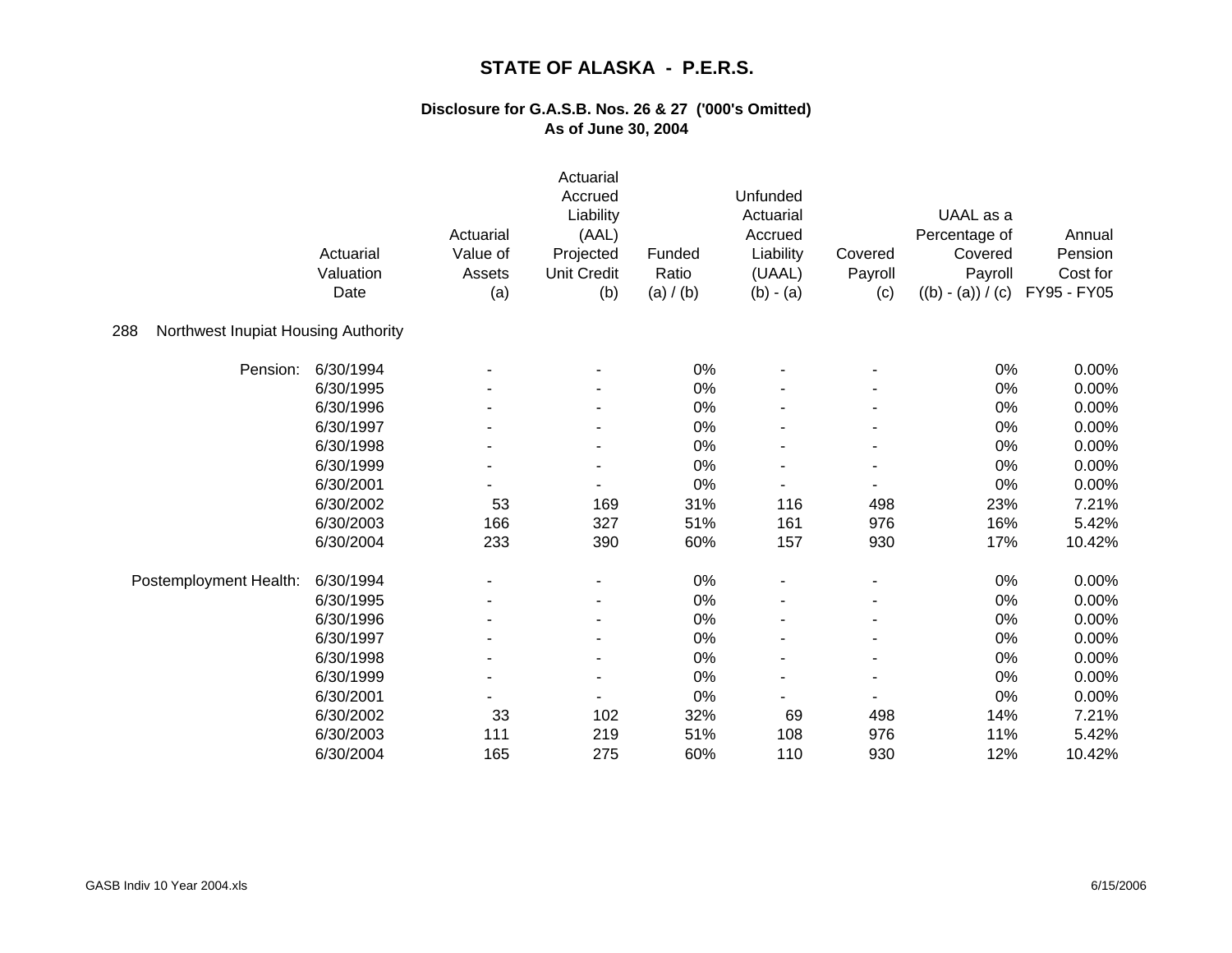# STATE OF ALASKA - P.E.R.S.

## Disclosure for G.A.S.B. Nos. 26 & 27 ('000's Omitted)
## As of June 30, 2004

**288 Northwest Inupiat Housing Authority**

| | Actuarial Valuation Date | Actuarial Value of Assets (a) | Actuarial Accrued Liability (AAL) Projected Unit Credit (b) | Funded Ratio (a) / (b) | Unfunded Actuarial Accrued Liability (UAAL) (b) - (a) | Covered Payroll (c) | UAAL as a Percentage of Covered Payroll ((b) - (a)) / (c) | Annual Pension Cost for FY95 - FY05 |
|---|---|---|---|---|---|---|---|---|
| Pension: | 6/30/1994 | - | - | 0% | - | - | 0% | 0.00% |
| | 6/30/1995 | - | - | 0% | - | - | 0% | 0.00% |
| | 6/30/1996 | - | - | 0% | - | - | 0% | 0.00% |
| | 6/30/1997 | - | - | 0% | - | - | 0% | 0.00% |
| | 6/30/1998 | - | - | 0% | - | - | 0% | 0.00% |
| | 6/30/1999 | - | - | 0% | - | - | 0% | 0.00% |
| | 6/30/2001 | - | - | 0% | - | - | 0% | 0.00% |
| | 6/30/2002 | 53 | 169 | 31% | 116 | 498 | 23% | 7.21% |
| | 6/30/2003 | 166 | 327 | 51% | 161 | 976 | 16% | 5.42% |
| | 6/30/2004 | 233 | 390 | 60% | 157 | 930 | 17% | 10.42% |
| Postemployment Health: | 6/30/1994 | - | - | 0% | - | - | 0% | 0.00% |
| | 6/30/1995 | - | - | 0% | - | - | 0% | 0.00% |
| | 6/30/1996 | - | - | 0% | - | - | 0% | 0.00% |
| | 6/30/1997 | - | - | 0% | - | - | 0% | 0.00% |
| | 6/30/1998 | - | - | 0% | - | - | 0% | 0.00% |
| | 6/30/1999 | - | - | 0% | - | - | 0% | 0.00% |
| | 6/30/2001 | - | - | 0% | - | - | 0% | 0.00% |
| | 6/30/2002 | 33 | 102 | 32% | 69 | 498 | 14% | 7.21% |
| | 6/30/2003 | 111 | 219 | 51% | 108 | 976 | 11% | 5.42% |
| | 6/30/2004 | 165 | 275 | 60% | 110 | 930 | 12% | 10.42% |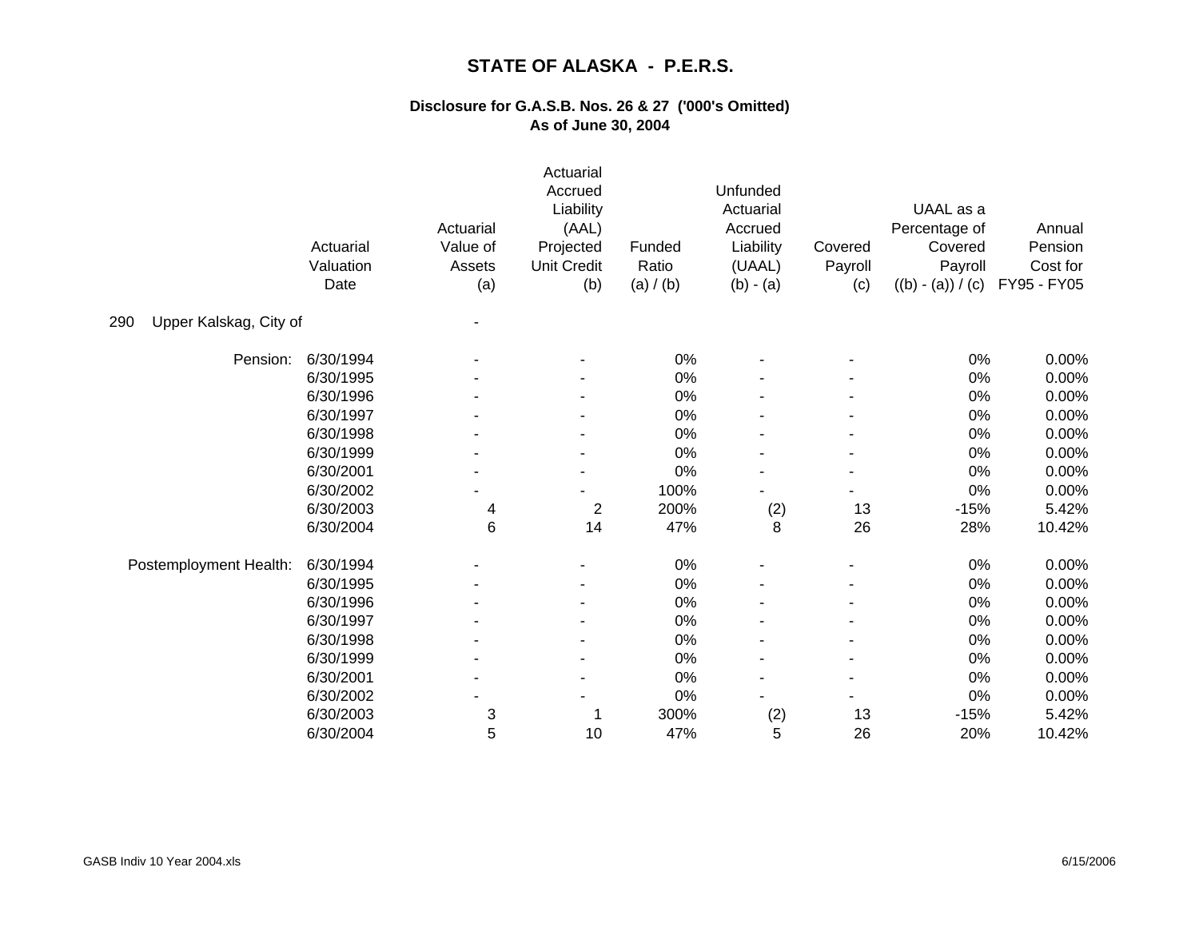# STATE OF ALASKA - P.E.R.S.

## Disclosure for G.A.S.B. Nos. 26 & 27 ('000's Omitted)
## As of June 30, 2004

| | Actuarial Valuation Date | Actuarial Value of Assets (a) | Actuarial Accrued Liability (AAL) Projected Unit Credit (b) | Funded Ratio (a) / (b) | Unfunded Actuarial Accrued Liability (UAAL) (b) - (a) | Covered Payroll (c) | UAAL as a Percentage of Covered Payroll ((b) - (a)) / (c) | Annual Pension Cost for FY95 - FY05 |
|---|---|---|---|---|---|---|---|---|
| 290 Upper Kalskag, City of | | - | | | | | | |
| Pension: | 6/30/1994 | - | - | 0% | - | - | 0% | 0.00% |
| | 6/30/1995 | - | - | 0% | - | - | 0% | 0.00% |
| | 6/30/1996 | - | - | 0% | - | - | 0% | 0.00% |
| | 6/30/1997 | - | - | 0% | - | - | 0% | 0.00% |
| | 6/30/1998 | - | - | 0% | - | - | 0% | 0.00% |
| | 6/30/1999 | - | - | 0% | - | - | 0% | 0.00% |
| | 6/30/2001 | - | - | 0% | - | - | 0% | 0.00% |
| | 6/30/2002 | - | - | 100% | - | - | 0% | 0.00% |
| | 6/30/2003 | 4 | 2 | 200% | (2) | 13 | -15% | 5.42% |
| | 6/30/2004 | 6 | 14 | 47% | 8 | 26 | 28% | 10.42% |
| Postemployment Health: | 6/30/1994 | - | - | 0% | - | - | 0% | 0.00% |
| | 6/30/1995 | - | - | 0% | - | - | 0% | 0.00% |
| | 6/30/1996 | - | - | 0% | - | - | 0% | 0.00% |
| | 6/30/1997 | - | - | 0% | - | - | 0% | 0.00% |
| | 6/30/1998 | - | - | 0% | - | - | 0% | 0.00% |
| | 6/30/1999 | - | - | 0% | - | - | 0% | 0.00% |
| | 6/30/2001 | - | - | 0% | - | - | 0% | 0.00% |
| | 6/30/2002 | - | - | 0% | - | - | 0% | 0.00% |
| | 6/30/2003 | 3 | 1 | 300% | (2) | 13 | -15% | 5.42% |
| | 6/30/2004 | 5 | 10 | 47% | 5 | 26 | 20% | 10.42% |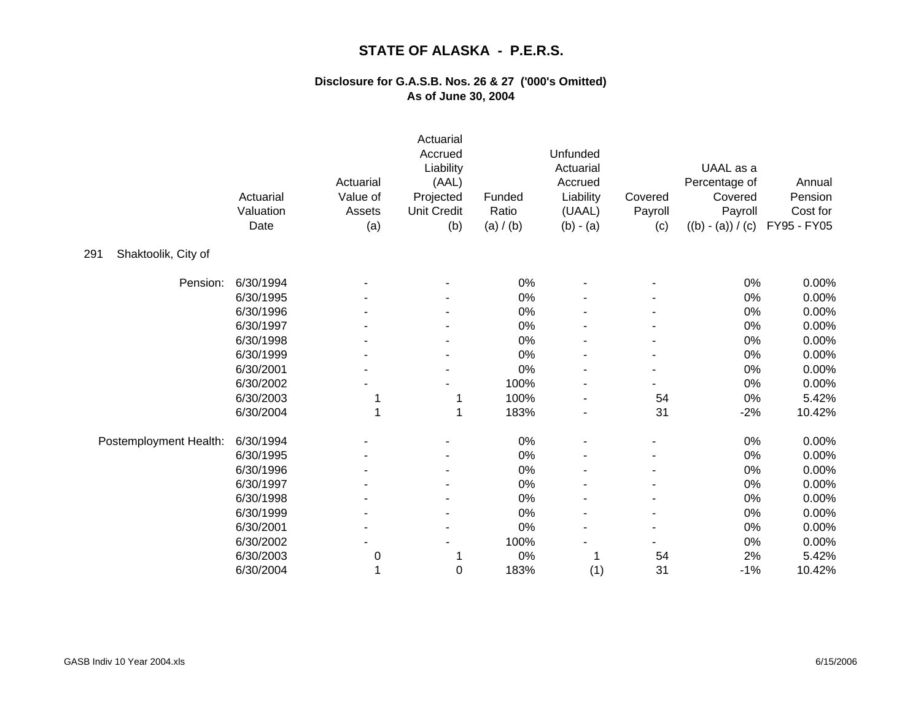# STATE OF ALASKA - P.E.R.S.

## Disclosure for G.A.S.B. Nos. 26 & 27 ('000's Omitted)
## As of June 30, 2004

| | Actuarial Valuation Date | Actuarial Value of Assets (a) | Actuarial Accrued Liability (AAL) Projected Unit Credit (b) | Funded Ratio (a) / (b) | Unfunded Actuarial Accrued Liability (UAAL) (b) - (a) | Covered Payroll (c) | UAAL as a Percentage of Covered Payroll ((b) - (a)) / (c) | Annual Pension Cost for FY95 - FY05 |
|---|---|---|---|---|---|---|---|---|
| **291 Shaktoolik, City of** | | | | | | | | |
| Pension: | 6/30/1994 | - | - | 0% | - | - | 0% | 0.00% |
| | 6/30/1995 | - | - | 0% | - | - | 0% | 0.00% |
| | 6/30/1996 | - | - | 0% | - | - | 0% | 0.00% |
| | 6/30/1997 | - | - | 0% | - | - | 0% | 0.00% |
| | 6/30/1998 | - | - | 0% | - | - | 0% | 0.00% |
| | 6/30/1999 | - | - | 0% | - | - | 0% | 0.00% |
| | 6/30/2001 | - | - | 0% | - | - | 0% | 0.00% |
| | 6/30/2002 | - | - | 100% | - | - | 0% | 0.00% |
| | 6/30/2003 | 1 | 1 | 100% | - | 54 | 0% | 5.42% |
| | 6/30/2004 | 1 | 1 | 183% | - | 31 | -2% | 10.42% |
| Postemployment Health: | 6/30/1994 | - | - | 0% | - | - | 0% | 0.00% |
| | 6/30/1995 | - | - | 0% | - | - | 0% | 0.00% |
| | 6/30/1996 | - | - | 0% | - | - | 0% | 0.00% |
| | 6/30/1997 | - | - | 0% | - | - | 0% | 0.00% |
| | 6/30/1998 | - | - | 0% | - | - | 0% | 0.00% |
| | 6/30/1999 | - | - | 0% | - | - | 0% | 0.00% |
| | 6/30/2001 | - | - | 0% | - | - | 0% | 0.00% |
| | 6/30/2002 | - | - | 100% | - | - | 0% | 0.00% |
| | 6/30/2003 | 0 | 1 | 0% | 1 | 54 | 2% | 5.42% |
| | 6/30/2004 | 1 | 0 | 183% | (1) | 31 | -1% | 10.42% |